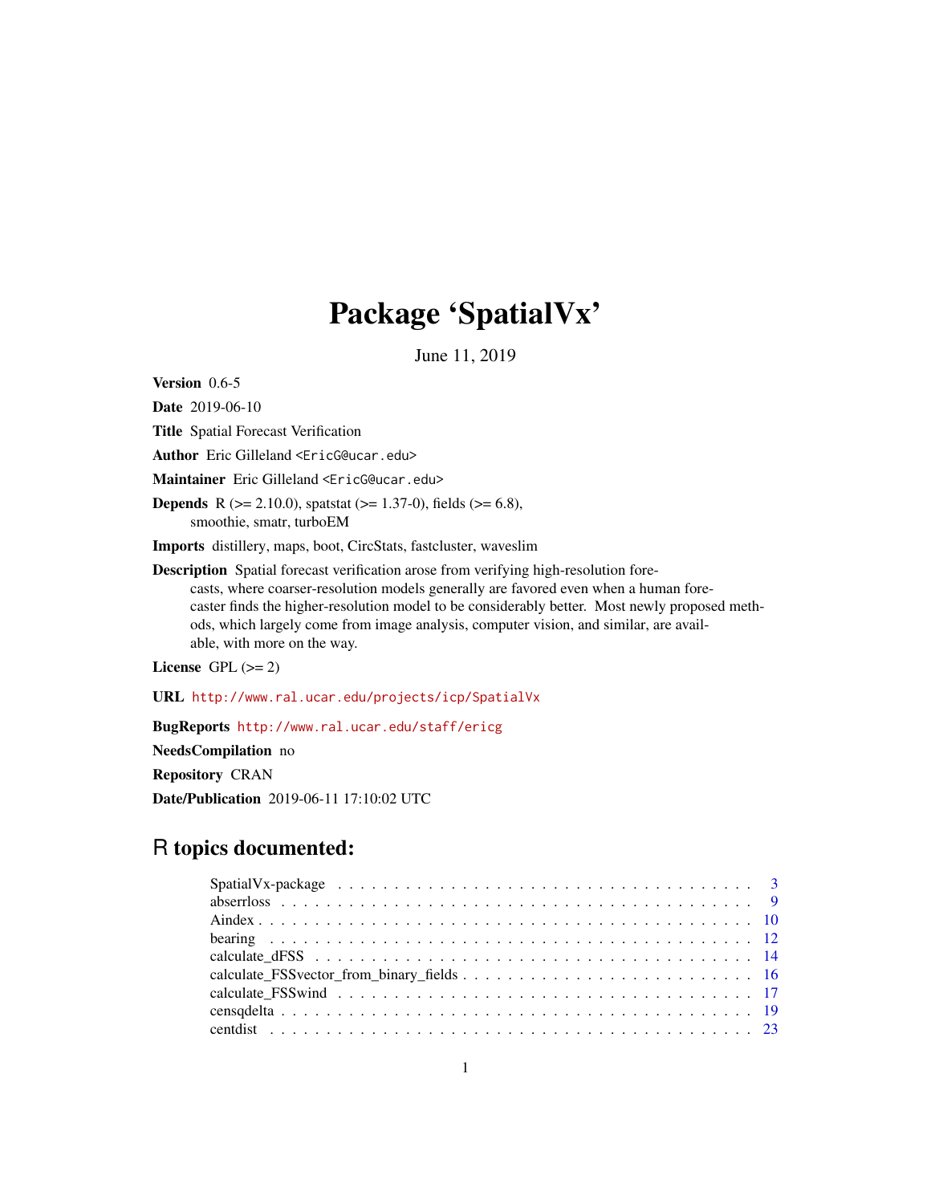# Package 'SpatialVx'

June 11, 2019

**Version** 0.6-5

**Date** 2019-06-10

**Title** Spatial Forecast Verification

**Author** Eric Gilleland <EricG@ucar.edu>

**Maintainer** Eric Gilleland <EricG@ucar.edu>

**Depends** R (>= 2.10.0), spatstat (>= 1.37-0), fields (>= 6.8), smoothie, smatr, turboEM

**Imports** distillery, maps, boot, CircStats, fastcluster, waveslim

**Description** Spatial forecast verification arose from verifying high-resolution forecasts, where coarser-resolution models generally are favored even when a human forecaster finds the higher-resolution model to be considerably better. Most newly proposed methods, which largely come from image analysis, computer vision, and similar, are available, with more on the way.

**License** GPL (>= 2)

**URL** http://www.ral.ucar.edu/projects/icp/SpatialVx

**BugReports** http://www.ral.ucar.edu/staff/ericg

**NeedsCompilation** no

**Repository** CRAN

**Date/Publication** 2019-06-11 17:10:02 UTC

## R topics documented:

| | |
|---|---|
| SpatialVx-package | 3 |
| abserrloss | 9 |
| Aindex | 10 |
| bearing | 12 |
| calculate_dFSS | 14 |
| calculate_FSSvector_from_binary_fields | 16 |
| calculate_FSSwind | 17 |
| censqdelta | 19 |
| centdist | 23 |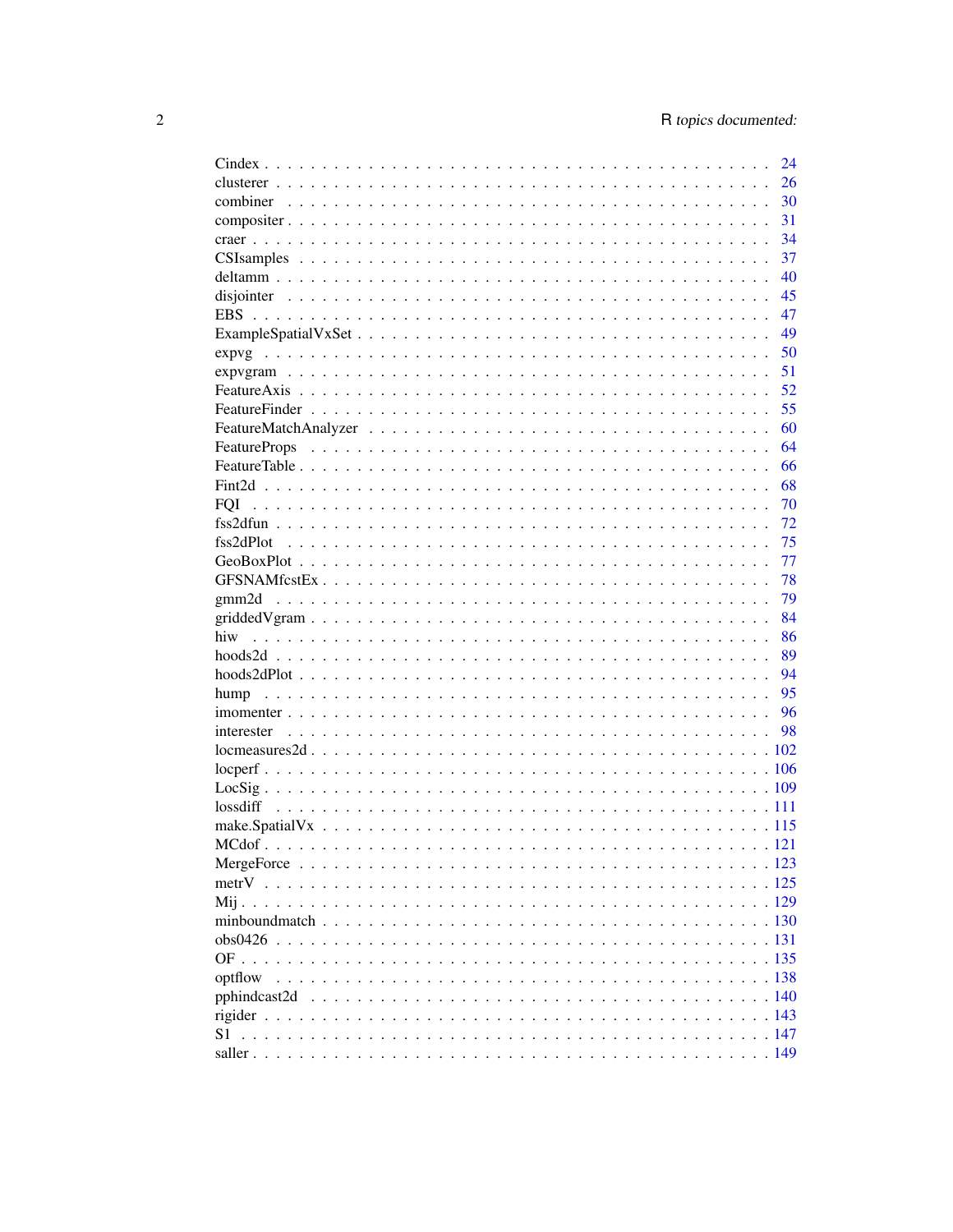Cindex . . . . . . . . . . . . . . . . . . . . . . . . . . . . . . . . . . . . . . . . . . 24
clusterer . . . . . . . . . . . . . . . . . . . . . . . . . . . . . . . . . . . . . . . . . 26
combiner . . . . . . . . . . . . . . . . . . . . . . . . . . . . . . . . . . . . . . . . . 30
compositer . . . . . . . . . . . . . . . . . . . . . . . . . . . . . . . . . . . . . . . . 31
craer . . . . . . . . . . . . . . . . . . . . . . . . . . . . . . . . . . . . . . . . . . . 34
CSIsamples . . . . . . . . . . . . . . . . . . . . . . . . . . . . . . . . . . . . . . . 37
deltamm . . . . . . . . . . . . . . . . . . . . . . . . . . . . . . . . . . . . . . . . . 40
disjointer . . . . . . . . . . . . . . . . . . . . . . . . . . . . . . . . . . . . . . . . 45
EBS . . . . . . . . . . . . . . . . . . . . . . . . . . . . . . . . . . . . . . . . . . . 47
ExampleSpatialVxSet . . . . . . . . . . . . . . . . . . . . . . . . . . . . . . . . . 49
expvg . . . . . . . . . . . . . . . . . . . . . . . . . . . . . . . . . . . . . . . . . . 50
expvgram . . . . . . . . . . . . . . . . . . . . . . . . . . . . . . . . . . . . . . . . 51
FeatureAxis . . . . . . . . . . . . . . . . . . . . . . . . . . . . . . . . . . . . . . . 52
FeatureFinder . . . . . . . . . . . . . . . . . . . . . . . . . . . . . . . . . . . . . . 55
FeatureMatchAnalyzer . . . . . . . . . . . . . . . . . . . . . . . . . . . . . . . . . 60
FeatureProps . . . . . . . . . . . . . . . . . . . . . . . . . . . . . . . . . . . . . . 64
FeatureTable . . . . . . . . . . . . . . . . . . . . . . . . . . . . . . . . . . . . . . 66
Fint2d . . . . . . . . . . . . . . . . . . . . . . . . . . . . . . . . . . . . . . . . . . 68
FQI . . . . . . . . . . . . . . . . . . . . . . . . . . . . . . . . . . . . . . . . . . . 70
fss2dfun . . . . . . . . . . . . . . . . . . . . . . . . . . . . . . . . . . . . . . . . . 72
fss2dPlot . . . . . . . . . . . . . . . . . . . . . . . . . . . . . . . . . . . . . . . . 75
GeoBoxPlot . . . . . . . . . . . . . . . . . . . . . . . . . . . . . . . . . . . . . . . 77
GFSNAMfcstEx . . . . . . . . . . . . . . . . . . . . . . . . . . . . . . . . . . . . . 78
gmm2d . . . . . . . . . . . . . . . . . . . . . . . . . . . . . . . . . . . . . . . . . 79
griddedVgram . . . . . . . . . . . . . . . . . . . . . . . . . . . . . . . . . . . . . . 84
hiw . . . . . . . . . . . . . . . . . . . . . . . . . . . . . . . . . . . . . . . . . . . 86
hoods2d . . . . . . . . . . . . . . . . . . . . . . . . . . . . . . . . . . . . . . . . . 89
hoods2dPlot . . . . . . . . . . . . . . . . . . . . . . . . . . . . . . . . . . . . . . . 94
hump . . . . . . . . . . . . . . . . . . . . . . . . . . . . . . . . . . . . . . . . . . 95
imomenter . . . . . . . . . . . . . . . . . . . . . . . . . . . . . . . . . . . . . . . . 96
interester . . . . . . . . . . . . . . . . . . . . . . . . . . . . . . . . . . . . . . . . 98
locmeasures2d . . . . . . . . . . . . . . . . . . . . . . . . . . . . . . . . . . . . . 102
locperf . . . . . . . . . . . . . . . . . . . . . . . . . . . . . . . . . . . . . . . . . 106
LocSig . . . . . . . . . . . . . . . . . . . . . . . . . . . . . . . . . . . . . . . . . 109
lossdiff . . . . . . . . . . . . . . . . . . . . . . . . . . . . . . . . . . . . . . . . . 111
make.SpatialVx . . . . . . . . . . . . . . . . . . . . . . . . . . . . . . . . . . . . 115
MCdof . . . . . . . . . . . . . . . . . . . . . . . . . . . . . . . . . . . . . . . . . 121
MergeForce . . . . . . . . . . . . . . . . . . . . . . . . . . . . . . . . . . . . . . 123
metrV . . . . . . . . . . . . . . . . . . . . . . . . . . . . . . . . . . . . . . . . . 125
Mij . . . . . . . . . . . . . . . . . . . . . . . . . . . . . . . . . . . . . . . . . . . 129
minboundmatch . . . . . . . . . . . . . . . . . . . . . . . . . . . . . . . . . . . . 130
obs0426 . . . . . . . . . . . . . . . . . . . . . . . . . . . . . . . . . . . . . . . . 131
OF . . . . . . . . . . . . . . . . . . . . . . . . . . . . . . . . . . . . . . . . . . . 135
optflow . . . . . . . . . . . . . . . . . . . . . . . . . . . . . . . . . . . . . . . . . 138
pphindcast2d . . . . . . . . . . . . . . . . . . . . . . . . . . . . . . . . . . . . . 140
rigider . . . . . . . . . . . . . . . . . . . . . . . . . . . . . . . . . . . . . . . . . 143
S1 . . . . . . . . . . . . . . . . . . . . . . . . . . . . . . . . . . . . . . . . . . . 147
saller . . . . . . . . . . . . . . . . . . . . . . . . . . . . . . . . . . . . . . . . . . 149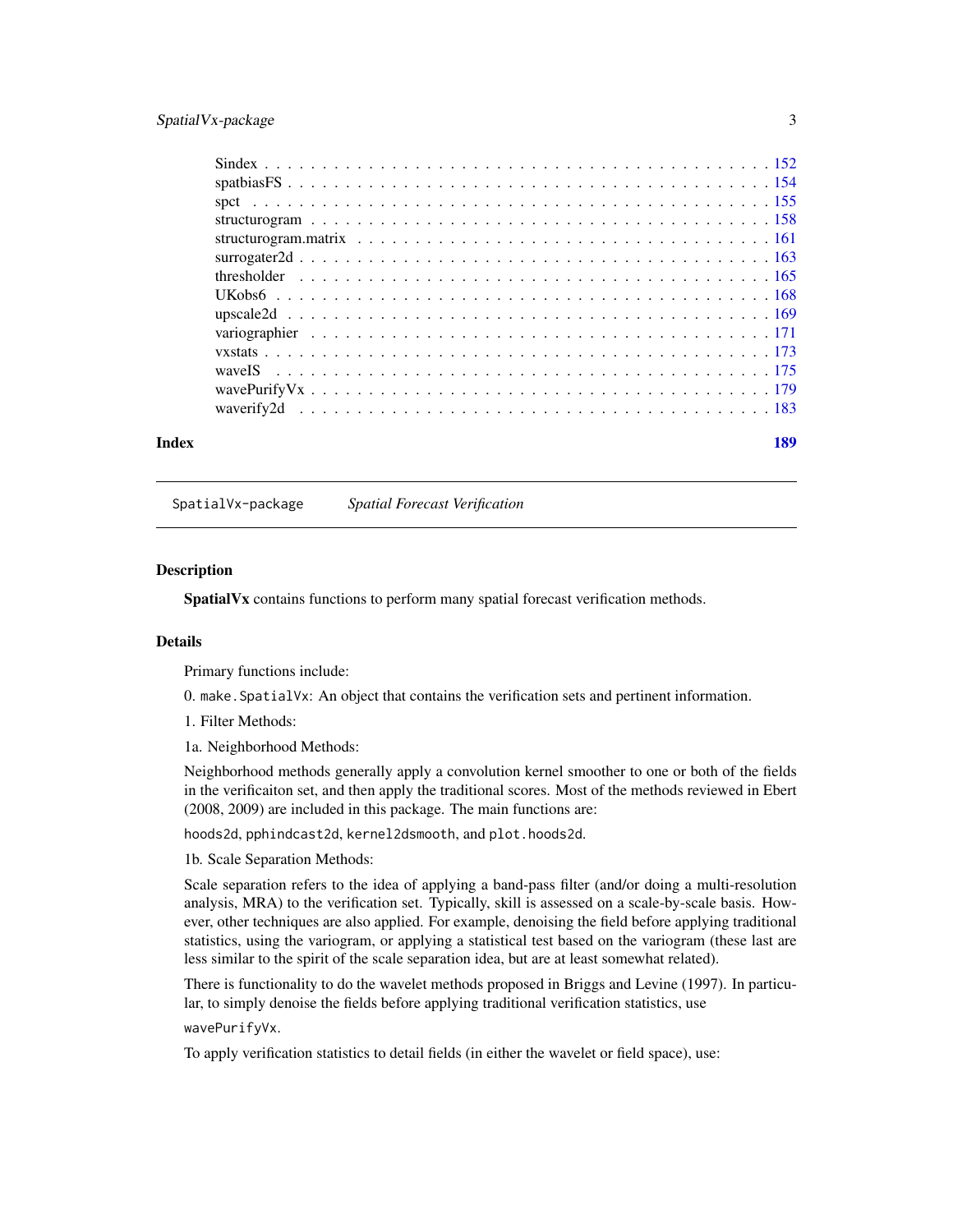| | |
|---|---|
| Sindex | 152 |
| spatbiasFS | 154 |
| spct | 155 |
| structurogram | 158 |
| structurogram.matrix | 161 |
| surrogater2d | 163 |
| thresholder | 165 |
| UKobs6 | 168 |
| upscale2d | 169 |
| variographier | 171 |
| vxstats | 173 |
| waveIS | 175 |
| wavePurifyVx | 179 |
| waverify2d | 183 |

**Index** **189**

---

`SpatialVx-package` *Spatial Forecast Verification*

---

## Description

**SpatialVx** contains functions to perform many spatial forecast verification methods.

## Details

Primary functions include:

0. `make.SpatialVx`: An object that contains the verification sets and pertinent information.

1. Filter Methods:

1a. Neighborhood Methods:

Neighborhood methods generally apply a convolution kernel smoother to one or both of the fields in the verificaiton set, and then apply the traditional scores. Most of the methods reviewed in Ebert (2008, 2009) are included in this package. The main functions are:

`hoods2d`, `pphindcast2d`, `kernel2dsmooth`, and `plot.hoods2d`.

1b. Scale Separation Methods:

Scale separation refers to the idea of applying a band-pass filter (and/or doing a multi-resolution analysis, MRA) to the verification set. Typically, skill is assessed on a scale-by-scale basis. However, other techniques are also applied. For example, denoising the field before applying traditional statistics, using the variogram, or applying a statistical test based on the variogram (these last are less similar to the spirit of the scale separation idea, but are at least somewhat related).

There is functionality to do the wavelet methods proposed in Briggs and Levine (1997). In particular, to simply denoise the fields before applying traditional verification statistics, use

`wavePurifyVx`.

To apply verification statistics to detail fields (in either the wavelet or field space), use: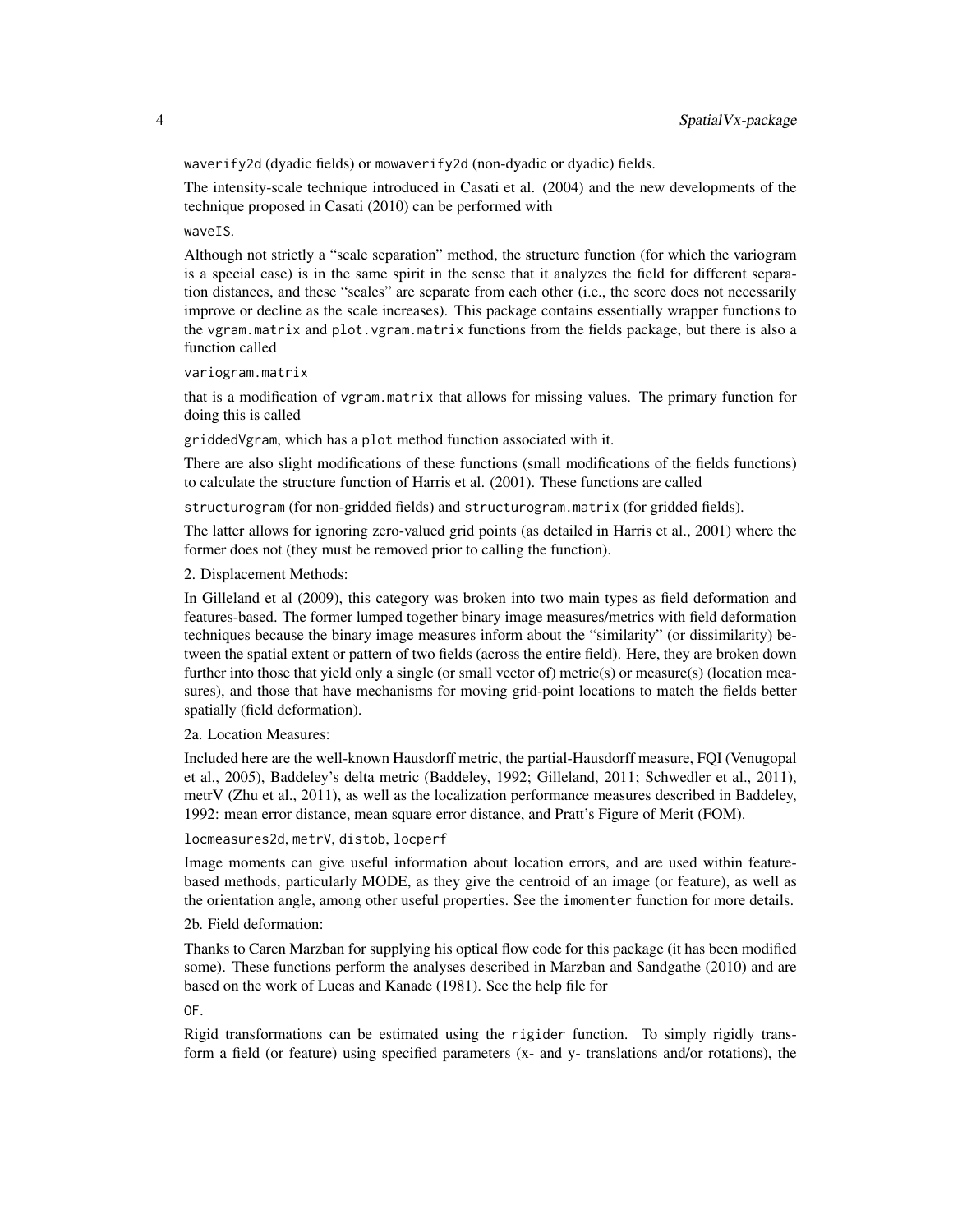`waverify2d` (dyadic fields) or `mowaverify2d` (non-dyadic or dyadic) fields.

The intensity-scale technique introduced in Casati et al. (2004) and the new developments of the technique proposed in Casati (2010) can be performed with

`waveIS`.

Although not strictly a "scale separation" method, the structure function (for which the variogram is a special case) is in the same spirit in the sense that it analyzes the field for different separation distances, and these "scales" are separate from each other (i.e., the score does not necessarily improve or decline as the scale increases). This package contains essentially wrapper functions to the `vgram.matrix` and `plot.vgram.matrix` functions from the fields package, but there is also a function called

`variogram.matrix`

that is a modification of `vgram.matrix` that allows for missing values. The primary function for doing this is called

`griddedVgram`, which has a `plot` method function associated with it.

There are also slight modifications of these functions (small modifications of the fields functions) to calculate the structure function of Harris et al. (2001). These functions are called

`structurogram` (for non-gridded fields) and `structurogram.matrix` (for gridded fields).

The latter allows for ignoring zero-valued grid points (as detailed in Harris et al., 2001) where the former does not (they must be removed prior to calling the function).

2. Displacement Methods:

In Gilleland et al (2009), this category was broken into two main types as field deformation and features-based. The former lumped together binary image measures/metrics with field deformation techniques because the binary image measures inform about the "similarity" (or dissimilarity) between the spatial extent or pattern of two fields (across the entire field). Here, they are broken down further into those that yield only a single (or small vector of) metric(s) or measure(s) (location measures), and those that have mechanisms for moving grid-point locations to match the fields better spatially (field deformation).

2a. Location Measures:

Included here are the well-known Hausdorff metric, the partial-Hausdorff measure, FQI (Venugopal et al., 2005), Baddeley's delta metric (Baddeley, 1992; Gilleland, 2011; Schwedler et al., 2011), metrV (Zhu et al., 2011), as well as the localization performance measures described in Baddeley, 1992: mean error distance, mean square error distance, and Pratt's Figure of Merit (FOM).

`locmeasures2d`, `metrV`, `distob`, `locperf`

Image moments can give useful information about location errors, and are used within feature-based methods, particularly MODE, as they give the centroid of an image (or feature), as well as the orientation angle, among other useful properties. See the `imomenter` function for more details.

2b. Field deformation:

Thanks to Caren Marzban for supplying his optical flow code for this package (it has been modified some). These functions perform the analyses described in Marzban and Sandgathe (2010) and are based on the work of Lucas and Kanade (1981). See the help file for

`OF`.

Rigid transformations can be estimated using the `rigider` function. To simply rigidly transform a field (or feature) using specified parameters (x- and y- translations and/or rotations), the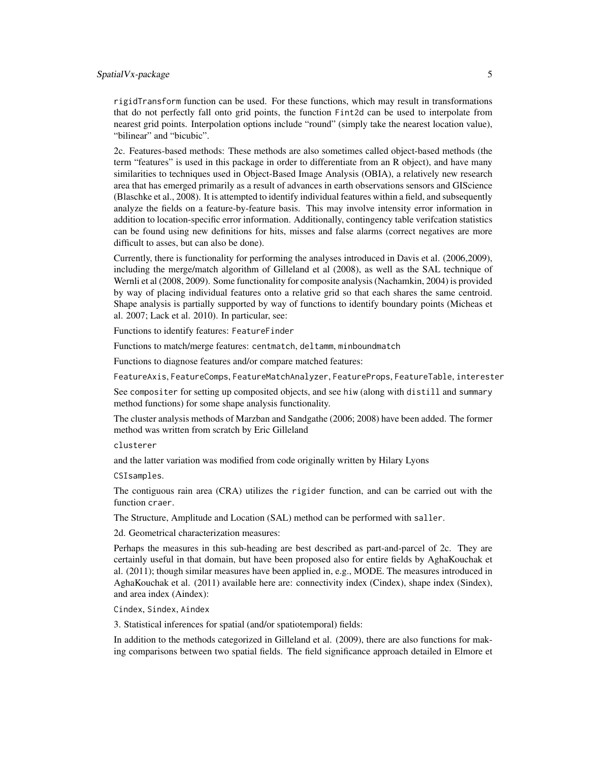rigidTransform function can be used. For these functions, which may result in transformations that do not perfectly fall onto grid points, the function Fint2d can be used to interpolate from nearest grid points. Interpolation options include "round" (simply take the nearest location value), "bilinear" and "bicubic".

2c. Features-based methods: These methods are also sometimes called object-based methods (the term "features" is used in this package in order to differentiate from an R object), and have many similarities to techniques used in Object-Based Image Analysis (OBIA), a relatively new research area that has emerged primarily as a result of advances in earth observations sensors and GIScience (Blaschke et al., 2008). It is attempted to identify individual features within a field, and subsequently analyze the fields on a feature-by-feature basis. This may involve intensity error information in addition to location-specific error information. Additionally, contingency table verifcation statistics can be found using new definitions for hits, misses and false alarms (correct negatives are more difficult to asses, but can also be done).

Currently, there is functionality for performing the analyses introduced in Davis et al. (2006,2009), including the merge/match algorithm of Gilleland et al (2008), as well as the SAL technique of Wernli et al (2008, 2009). Some functionality for composite analysis (Nachamkin, 2004) is provided by way of placing individual features onto a relative grid so that each shares the same centroid. Shape analysis is partially supported by way of functions to identify boundary points (Micheas et al. 2007; Lack et al. 2010). In particular, see:

Functions to identify features: FeatureFinder

Functions to match/merge features: centmatch, deltamm, minboundmatch

Functions to diagnose features and/or compare matched features:

FeatureAxis, FeatureComps, FeatureMatchAnalyzer, FeatureProps, FeatureTable, interester

See compositer for setting up composited objects, and see hiw (along with distill and summary method functions) for some shape analysis functionality.

The cluster analysis methods of Marzban and Sandgathe (2006; 2008) have been added. The former method was written from scratch by Eric Gilleland

clusterer

and the latter variation was modified from code originally written by Hilary Lyons

CSIsamples.

The contiguous rain area (CRA) utilizes the rigider function, and can be carried out with the function craer.

The Structure, Amplitude and Location (SAL) method can be performed with saller.

2d. Geometrical characterization measures:

Perhaps the measures in this sub-heading are best described as part-and-parcel of 2c. They are certainly useful in that domain, but have been proposed also for entire fields by AghaKouchak et al. (2011); though similar measures have been applied in, e.g., MODE. The measures introduced in AghaKouchak et al. (2011) available here are: connectivity index (Cindex), shape index (Sindex), and area index (Aindex):

Cindex, Sindex, Aindex

3. Statistical inferences for spatial (and/or spatiotemporal) fields:

In addition to the methods categorized in Gilleland et al. (2009), there are also functions for making comparisons between two spatial fields. The field significance approach detailed in Elmore et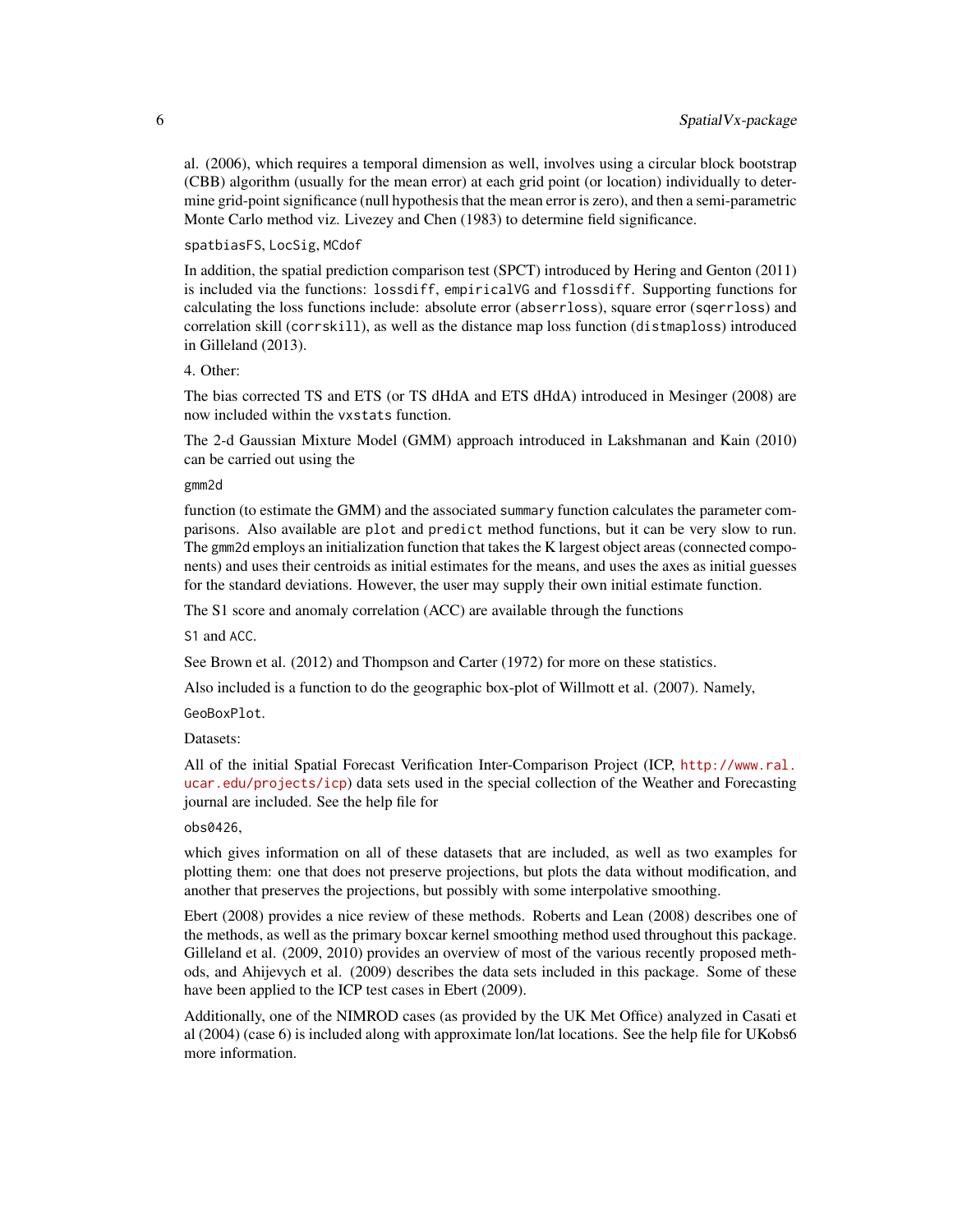al. (2006), which requires a temporal dimension as well, involves using a circular block bootstrap (CBB) algorithm (usually for the mean error) at each grid point (or location) individually to determine grid-point significance (null hypothesis that the mean error is zero), and then a semi-parametric Monte Carlo method viz. Livezey and Chen (1983) to determine field significance.

`spatbiasFS`, `LocSig`, `MCdof`

In addition, the spatial prediction comparison test (SPCT) introduced by Hering and Genton (2011) is included via the functions: `lossdiff`, `empiricalVG` and `flossdiff`. Supporting functions for calculating the loss functions include: absolute error (`abserrloss`), square error (`sqerrloss`) and correlation skill (`corrskill`), as well as the distance map loss function (`distmaploss`) introduced in Gilleland (2013).

4. Other:

The bias corrected TS and ETS (or TS dHdA and ETS dHdA) introduced in Mesinger (2008) are now included within the `vxstats` function.

The 2-d Gaussian Mixture Model (GMM) approach introduced in Lakshmanan and Kain (2010) can be carried out using the

`gmm2d`

function (to estimate the GMM) and the associated `summary` function calculates the parameter comparisons. Also available are `plot` and `predict` method functions, but it can be very slow to run. The `gmm2d` employs an initialization function that takes the K largest object areas (connected components) and uses their centroids as initial estimates for the means, and uses the axes as initial guesses for the standard deviations. However, the user may supply their own initial estimate function.

The S1 score and anomaly correlation (ACC) are available through the functions

`S1` and `ACC`.

See Brown et al. (2012) and Thompson and Carter (1972) for more on these statistics.

Also included is a function to do the geographic box-plot of Willmott et al. (2007). Namely,

`GeoBoxPlot`.

Datasets:

All of the initial Spatial Forecast Verification Inter-Comparison Project (ICP, http://www.ral.ucar.edu/projects/icp) data sets used in the special collection of the Weather and Forecasting journal are included. See the help file for

`obs0426`,

which gives information on all of these datasets that are included, as well as two examples for plotting them: one that does not preserve projections, but plots the data without modification, and another that preserves the projections, but possibly with some interpolative smoothing.

Ebert (2008) provides a nice review of these methods. Roberts and Lean (2008) describes one of the methods, as well as the primary boxcar kernel smoothing method used throughout this package. Gilleland et al. (2009, 2010) provides an overview of most of the various recently proposed methods, and Ahijevych et al. (2009) describes the data sets included in this package. Some of these have been applied to the ICP test cases in Ebert (2009).

Additionally, one of the NIMROD cases (as provided by the UK Met Office) analyzed in Casati et al (2004) (case 6) is included along with approximate lon/lat locations. See the help file for UKobs6 more information.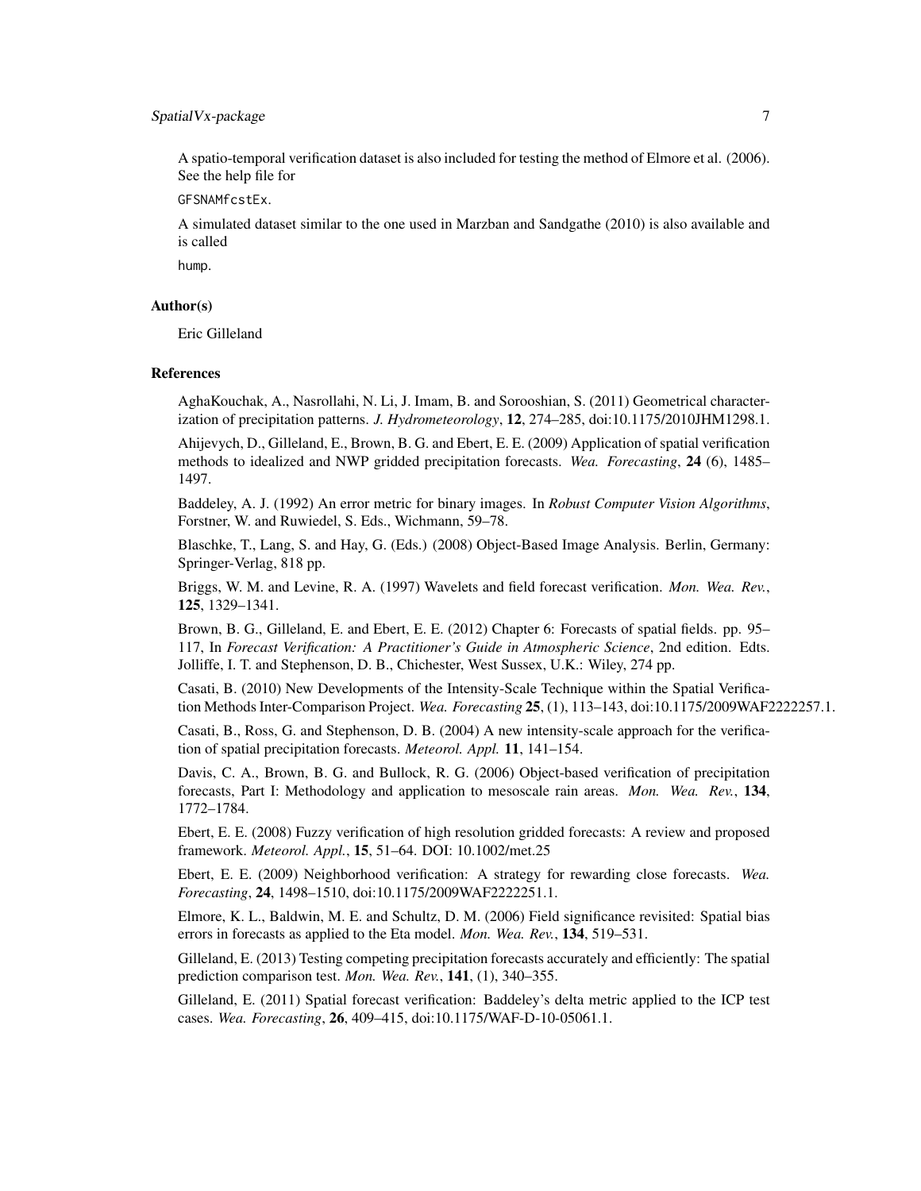A spatio-temporal verification dataset is also included for testing the method of Elmore et al. (2006). See the help file for

`GFSNAMfcstEx`.

A simulated dataset similar to the one used in Marzban and Sandgathe (2010) is also available and is called

`hump`.

### Author(s)

Eric Gilleland

### References

AghaKouchak, A., Nasrollahi, N. Li, J. Imam, B. and Sorooshian, S. (2011) Geometrical characterization of precipitation patterns. *J. Hydrometeorology*, **12**, 274–285, doi:10.1175/2010JHM1298.1.

Ahijevych, D., Gilleland, E., Brown, B. G. and Ebert, E. E. (2009) Application of spatial verification methods to idealized and NWP gridded precipitation forecasts. *Wea. Forecasting*, **24** (6), 1485–1497.

Baddeley, A. J. (1992) An error metric for binary images. In *Robust Computer Vision Algorithms*, Forstner, W. and Ruwiedel, S. Eds., Wichmann, 59–78.

Blaschke, T., Lang, S. and Hay, G. (Eds.) (2008) Object-Based Image Analysis. Berlin, Germany: Springer-Verlag, 818 pp.

Briggs, W. M. and Levine, R. A. (1997) Wavelets and field forecast verification. *Mon. Wea. Rev.*, **125**, 1329–1341.

Brown, B. G., Gilleland, E. and Ebert, E. E. (2012) Chapter 6: Forecasts of spatial fields. pp. 95–117, In *Forecast Verification: A Practitioner's Guide in Atmospheric Science*, 2nd edition. Edts. Jolliffe, I. T. and Stephenson, D. B., Chichester, West Sussex, U.K.: Wiley, 274 pp.

Casati, B. (2010) New Developments of the Intensity-Scale Technique within the Spatial Verification Methods Inter-Comparison Project. *Wea. Forecasting* **25**, (1), 113–143, doi:10.1175/2009WAF2222257.1.

Casati, B., Ross, G. and Stephenson, D. B. (2004) A new intensity-scale approach for the verification of spatial precipitation forecasts. *Meteorol. Appl.* **11**, 141–154.

Davis, C. A., Brown, B. G. and Bullock, R. G. (2006) Object-based verification of precipitation forecasts, Part I: Methodology and application to mesoscale rain areas. *Mon. Wea. Rev.*, **134**, 1772–1784.

Ebert, E. E. (2008) Fuzzy verification of high resolution gridded forecasts: A review and proposed framework. *Meteorol. Appl.*, **15**, 51–64. DOI: 10.1002/met.25

Ebert, E. E. (2009) Neighborhood verification: A strategy for rewarding close forecasts. *Wea. Forecasting*, **24**, 1498–1510, doi:10.1175/2009WAF2222251.1.

Elmore, K. L., Baldwin, M. E. and Schultz, D. M. (2006) Field significance revisited: Spatial bias errors in forecasts as applied to the Eta model. *Mon. Wea. Rev.*, **134**, 519–531.

Gilleland, E. (2013) Testing competing precipitation forecasts accurately and efficiently: The spatial prediction comparison test. *Mon. Wea. Rev.*, **141**, (1), 340–355.

Gilleland, E. (2011) Spatial forecast verification: Baddeley's delta metric applied to the ICP test cases. *Wea. Forecasting*, **26**, 409–415, doi:10.1175/WAF-D-10-05061.1.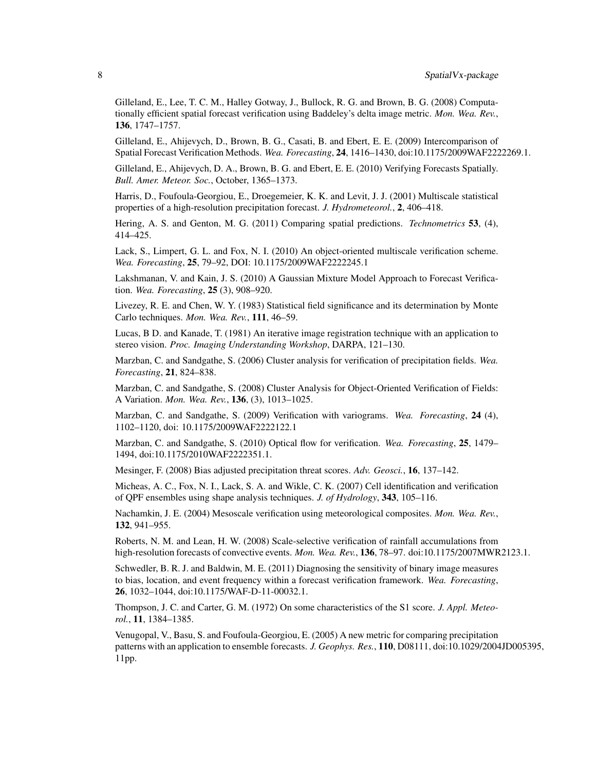Gilleland, E., Lee, T. C. M., Halley Gotway, J., Bullock, R. G. and Brown, B. G. (2008) Computationally efficient spatial forecast verification using Baddeley's delta image metric. *Mon. Wea. Rev.*, **136**, 1747–1757.

Gilleland, E., Ahijevych, D., Brown, B. G., Casati, B. and Ebert, E. E. (2009) Intercomparison of Spatial Forecast Verification Methods. *Wea. Forecasting*, **24**, 1416–1430, doi:10.1175/2009WAF2222269.1.

Gilleland, E., Ahijevych, D. A., Brown, B. G. and Ebert, E. E. (2010) Verifying Forecasts Spatially. *Bull. Amer. Meteor. Soc.*, October, 1365–1373.

Harris, D., Foufoula-Georgiou, E., Droegemeier, K. K. and Levit, J. J. (2001) Multiscale statistical properties of a high-resolution precipitation forecast. *J. Hydrometeorol.*, **2**, 406–418.

Hering, A. S. and Genton, M. G. (2011) Comparing spatial predictions. *Technometrics* **53**, (4), 414–425.

Lack, S., Limpert, G. L. and Fox, N. I. (2010) An object-oriented multiscale verification scheme. *Wea. Forecasting*, **25**, 79–92, DOI: 10.1175/2009WAF2222245.1

Lakshmanan, V. and Kain, J. S. (2010) A Gaussian Mixture Model Approach to Forecast Verification. *Wea. Forecasting*, **25** (3), 908–920.

Livezey, R. E. and Chen, W. Y. (1983) Statistical field significance and its determination by Monte Carlo techniques. *Mon. Wea. Rev.*, **111**, 46–59.

Lucas, B D. and Kanade, T. (1981) An iterative image registration technique with an application to stereo vision. *Proc. Imaging Understanding Workshop*, DARPA, 121–130.

Marzban, C. and Sandgathe, S. (2006) Cluster analysis for verification of precipitation fields. *Wea. Forecasting*, **21**, 824–838.

Marzban, C. and Sandgathe, S. (2008) Cluster Analysis for Object-Oriented Verification of Fields: A Variation. *Mon. Wea. Rev.*, **136**, (3), 1013–1025.

Marzban, C. and Sandgathe, S. (2009) Verification with variograms. *Wea. Forecasting*, **24** (4), 1102–1120, doi: 10.1175/2009WAF2222122.1

Marzban, C. and Sandgathe, S. (2010) Optical flow for verification. *Wea. Forecasting*, **25**, 1479–1494, doi:10.1175/2010WAF2222351.1.

Mesinger, F. (2008) Bias adjusted precipitation threat scores. *Adv. Geosci.*, **16**, 137–142.

Micheas, A. C., Fox, N. I., Lack, S. A. and Wikle, C. K. (2007) Cell identification and verification of QPF ensembles using shape analysis techniques. *J. of Hydrology*, **343**, 105–116.

Nachamkin, J. E. (2004) Mesoscale verification using meteorological composites. *Mon. Wea. Rev.*, **132**, 941–955.

Roberts, N. M. and Lean, H. W. (2008) Scale-selective verification of rainfall accumulations from high-resolution forecasts of convective events. *Mon. Wea. Rev.*, **136**, 78–97. doi:10.1175/2007MWR2123.1.

Schwedler, B. R. J. and Baldwin, M. E. (2011) Diagnosing the sensitivity of binary image measures to bias, location, and event frequency within a forecast verification framework. *Wea. Forecasting*, **26**, 1032–1044, doi:10.1175/WAF-D-11-00032.1.

Thompson, J. C. and Carter, G. M. (1972) On some characteristics of the S1 score. *J. Appl. Meteorol.*, **11**, 1384–1385.

Venugopal, V., Basu, S. and Foufoula-Georgiou, E. (2005) A new metric for comparing precipitation patterns with an application to ensemble forecasts. *J. Geophys. Res.*, **110**, D08111, doi:10.1029/2004JD005395, 11pp.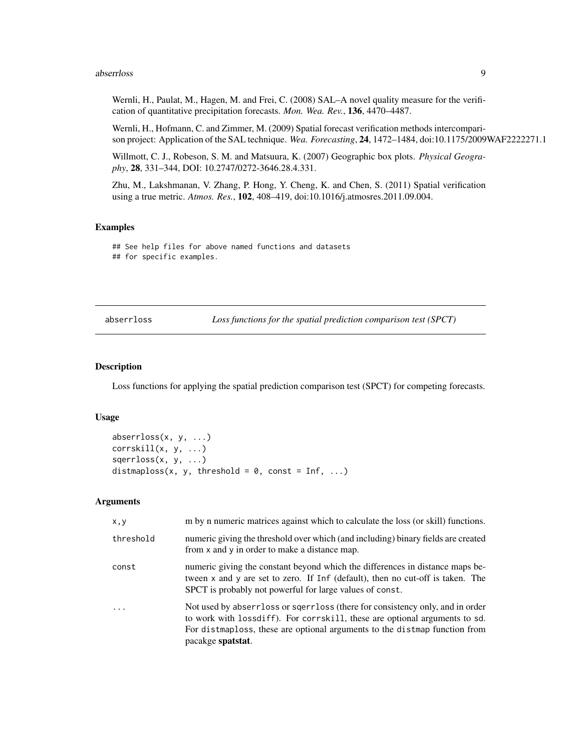Wernli, H., Paulat, M., Hagen, M. and Frei, C. (2008) SAL–A novel quality measure for the verification of quantitative precipitation forecasts. *Mon. Wea. Rev.*, **136**, 4470–4487.

Wernli, H., Hofmann, C. and Zimmer, M. (2009) Spatial forecast verification methods intercomparison project: Application of the SAL technique. *Wea. Forecasting*, **24**, 1472–1484, doi:10.1175/2009WAF2222271.1

Willmott, C. J., Robeson, S. M. and Matsuura, K. (2007) Geographic box plots. *Physical Geography*, **28**, 331–344, DOI: 10.2747/0272-3646.28.4.331.

Zhu, M., Lakshmanan, V. Zhang, P. Hong, Y. Cheng, K. and Chen, S. (2011) Spatial verification using a true metric. *Atmos. Res.*, **102**, 408–419, doi:10.1016/j.atmosres.2011.09.004.

### Examples

```
## See help files for above named functions and datasets
## for specific examples.
```

## abserrloss — *Loss functions for the spatial prediction comparison test (SPCT)*

### Description

Loss functions for applying the spatial prediction comparison test (SPCT) for competing forecasts.

### Usage

```
abserrloss(x, y, ...)
corrskill(x, y, ...)
sqerrloss(x, y, ...)
distmaploss(x, y, threshold = 0, const = Inf, ...)
```

### Arguments

| | |
|---|---|
| x,y | m by n numeric matrices against which to calculate the loss (or skill) functions. |
| threshold | numeric giving the threshold over which (and including) binary fields are created from x and y in order to make a distance map. |
| const | numeric giving the constant beyond which the differences in distance maps between x and y are set to zero. If Inf (default), then no cut-off is taken. The SPCT is probably not powerful for large values of const. |
| ... | Not used by abserrloss or sqerrloss (there for consistency only, and in order to work with lossdiff). For corrskill, these are optional arguments to sd. For distmaploss, these are optional arguments to the distmap function from pacakge **spatstat**. |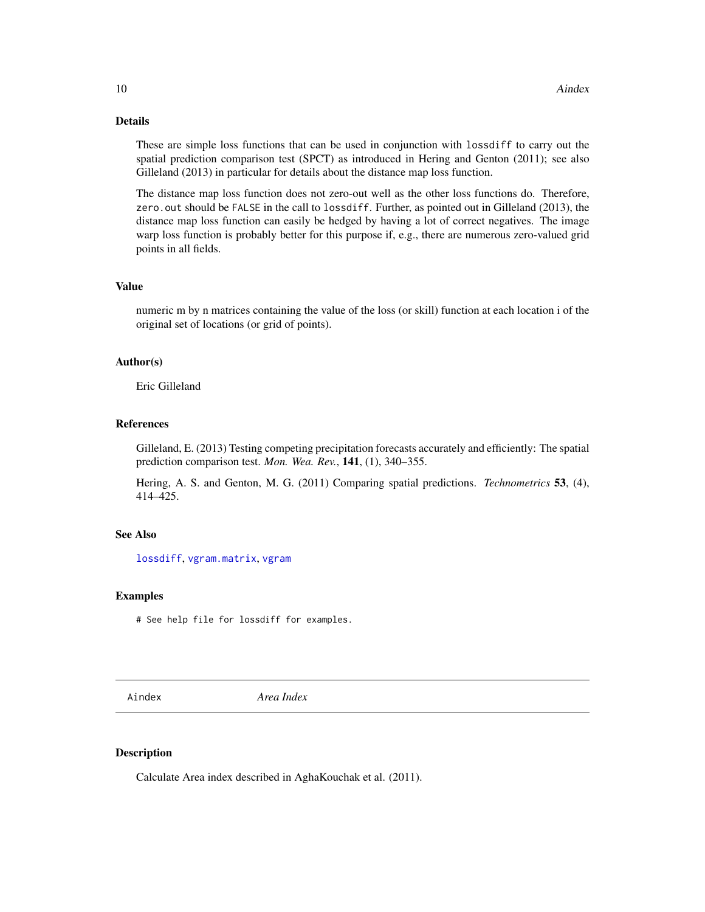## Details

These are simple loss functions that can be used in conjunction with `lossdiff` to carry out the spatial prediction comparison test (SPCT) as introduced in Hering and Genton (2011); see also Gilleland (2013) in particular for details about the distance map loss function.

The distance map loss function does not zero-out well as the other loss functions do. Therefore, `zero.out` should be `FALSE` in the call to `lossdiff`. Further, as pointed out in Gilleland (2013), the distance map loss function can easily be hedged by having a lot of correct negatives. The image warp loss function is probably better for this purpose if, e.g., there are numerous zero-valued grid points in all fields.

## Value

numeric m by n matrices containing the value of the loss (or skill) function at each location i of the original set of locations (or grid of points).

## Author(s)

Eric Gilleland

## References

Gilleland, E. (2013) Testing competing precipitation forecasts accurately and efficiently: The spatial prediction comparison test. *Mon. Wea. Rev.*, **141**, (1), 340–355.

Hering, A. S. and Genton, M. G. (2011) Comparing spatial predictions. *Technometrics* **53**, (4), 414–425.

## See Also

`lossdiff`, `vgram.matrix`, `vgram`

## Examples

```
# See help file for lossdiff for examples.
```

---

# Aindex — *Area Index*

## Description

Calculate Area index described in AghaKouchak et al. (2011).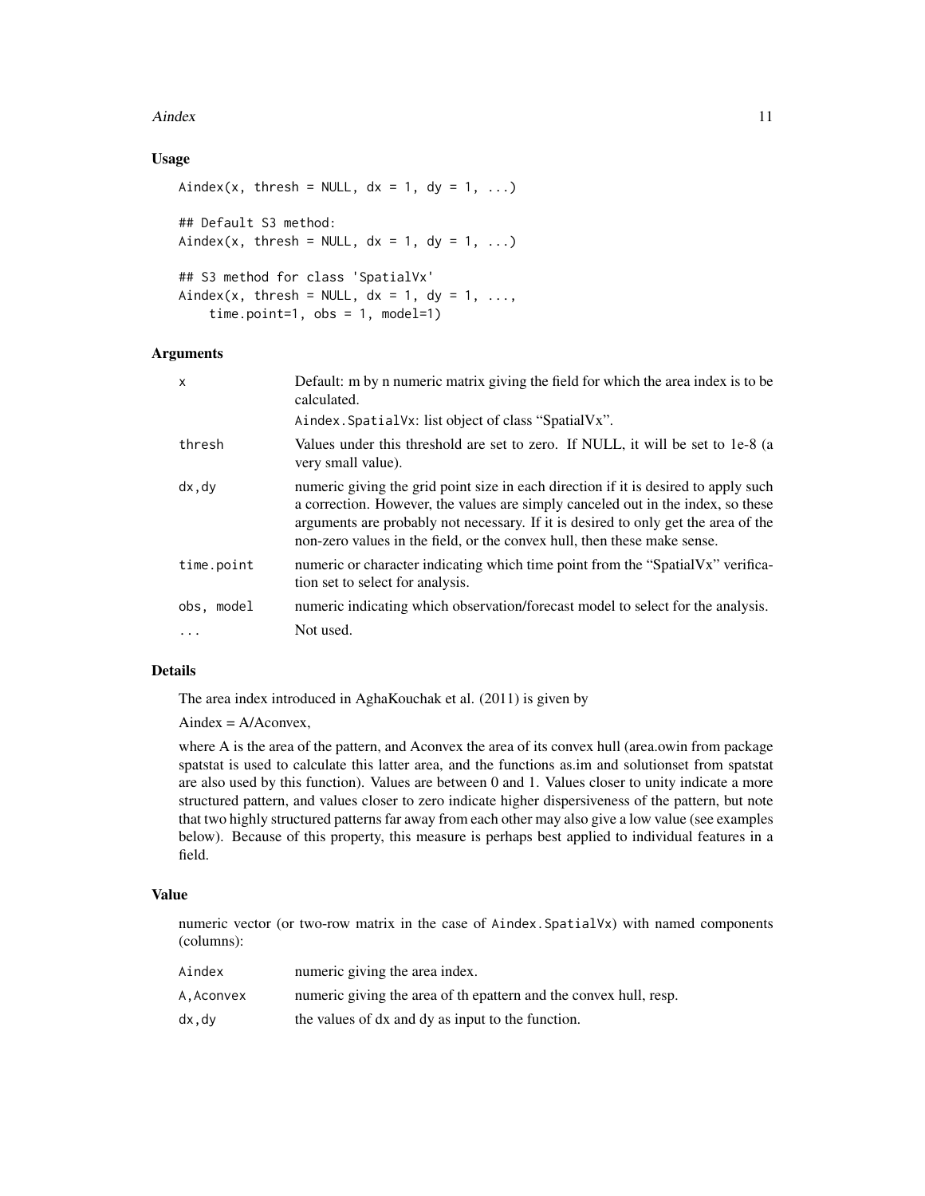## Usage

```
Aindex(x, thresh = NULL, dx = 1, dy = 1, ...)

## Default S3 method:
Aindex(x, thresh = NULL, dx = 1, dy = 1, ...)

## S3 method for class 'SpatialVx'
Aindex(x, thresh = NULL, dx = 1, dy = 1, ...,
    time.point=1, obs = 1, model=1)
```

## Arguments

| | |
|---|---|
| `x` | Default: m by n numeric matrix giving the field for which the area index is to be calculated. `Aindex.SpatialVx`: list object of class "SpatialVx". |
| `thresh` | Values under this threshold are set to zero. If NULL, it will be set to 1e-8 (a very small value). |
| `dx,dy` | numeric giving the grid point size in each direction if it is desired to apply such a correction. However, the values are simply canceled out in the index, so these arguments are probably not necessary. If it is desired to only get the area of the non-zero values in the field, or the convex hull, then these make sense. |
| `time.point` | numeric or character indicating which time point from the "SpatialVx" verification set to select for analysis. |
| `obs, model` | numeric indicating which observation/forecast model to select for the analysis. |
| `...` | Not used. |

## Details

The area index introduced in AghaKouchak et al. (2011) is given by

Aindex = A/Aconvex,

where A is the area of the pattern, and Aconvex the area of its convex hull (area.owin from package spatstat is used to calculate this latter area, and the functions as.im and solutionset from spatstat are also used by this function). Values are between 0 and 1. Values closer to unity indicate a more structured pattern, and values closer to zero indicate higher dispersiveness of the pattern, but note that two highly structured patterns far away from each other may also give a low value (see examples below). Because of this property, this measure is perhaps best applied to individual features in a field.

## Value

numeric vector (or two-row matrix in the case of `Aindex.SpatialVx`) with named components (columns):

| | |
|---|---|
| `Aindex` | numeric giving the area index. |
| `A,Aconvex` | numeric giving the area of th epattern and the convex hull, resp. |
| `dx,dy` | the values of dx and dy as input to the function. |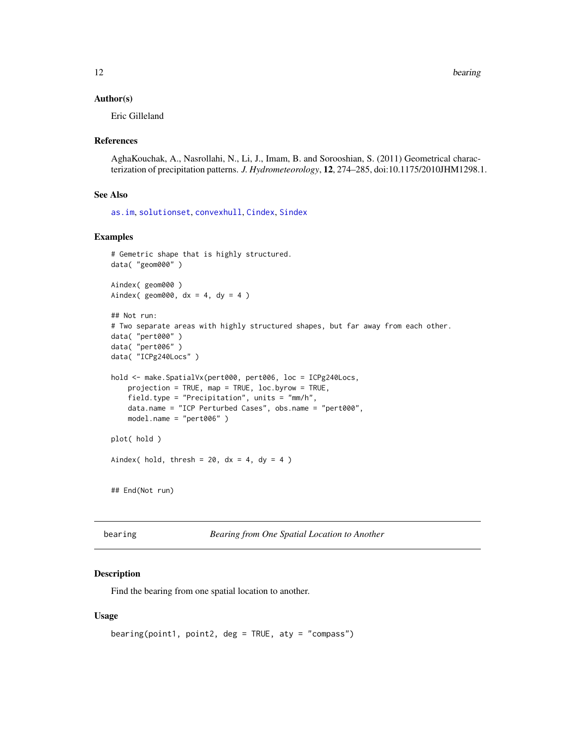### Author(s)

Eric Gilleland

### References

AghaKouchak, A., Nasrollahi, N., Li, J., Imam, B. and Sorooshian, S. (2011) Geometrical characterization of precipitation patterns. *J. Hydrometeorology*, **12**, 274–285, doi:10.1175/2010JHM1298.1.

### See Also

as.im, solutionset, convexhull, Cindex, Sindex

### Examples

```
# Gemetric shape that is highly structured.
data( "geom000" )

Aindex( geom000 )
Aindex( geom000, dx = 4, dy = 4 )

## Not run:
# Two separate areas with highly structured shapes, but far away from each other.
data( "pert000" )
data( "pert006" )
data( "ICPg240Locs" )

hold <- make.SpatialVx(pert000, pert006, loc = ICPg240Locs,
    projection = TRUE, map = TRUE, loc.byrow = TRUE,
    field.type = "Precipitation", units = "mm/h",
    data.name = "ICP Perturbed Cases", obs.name = "pert000",
    model.name = "pert006" )

plot( hold )

Aindex( hold, thresh = 20, dx = 4, dy = 4 )


## End(Not run)
```

---

## bearing — *Bearing from One Spatial Location to Another*

### Description

Find the bearing from one spatial location to another.

### Usage

```
bearing(point1, point2, deg = TRUE, aty = "compass")
```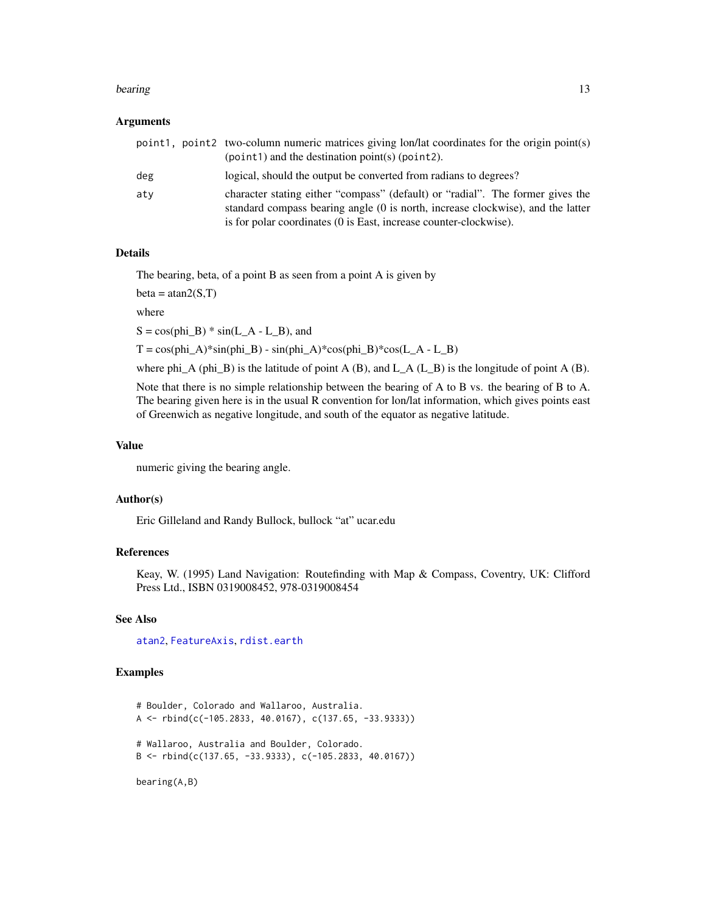### Arguments

| | |
|---|---|
| `point1, point2` | two-column numeric matrices giving lon/lat coordinates for the origin point(s) (`point1`) and the destination point(s) (`point2`). |
| `deg` | logical, should the output be converted from radians to degrees? |
| `aty` | character stating either "compass" (default) or "radial". The former gives the standard compass bearing angle (0 is north, increase clockwise), and the latter is for polar coordinates (0 is East, increase counter-clockwise). |

### Details

The bearing, beta, of a point B as seen from a point A is given by

beta = atan2(S,T)

where

S = cos(phi_B) * sin(L_A - L_B), and

T = cos(phi_A)*sin(phi_B) - sin(phi_A)*cos(phi_B)*cos(L_A - L_B)

where phi_A (phi_B) is the latitude of point A (B), and L_A (L_B) is the longitude of point A (B).

Note that there is no simple relationship between the bearing of A to B vs. the bearing of B to A. The bearing given here is in the usual R convention for lon/lat information, which gives points east of Greenwich as negative longitude, and south of the equator as negative latitude.

### Value

numeric giving the bearing angle.

### Author(s)

Eric Gilleland and Randy Bullock, bullock "at" ucar.edu

### References

Keay, W. (1995) Land Navigation: Routefinding with Map & Compass, Coventry, UK: Clifford Press Ltd., ISBN 0319008452, 978-0319008454

### See Also

`atan2`, `FeatureAxis`, `rdist.earth`

### Examples

```
# Boulder, Colorado and Wallaroo, Australia.
A <- rbind(c(-105.2833, 40.0167), c(137.65, -33.9333))

# Wallaroo, Australia and Boulder, Colorado.
B <- rbind(c(137.65, -33.9333), c(-105.2833, 40.0167))

bearing(A,B)
```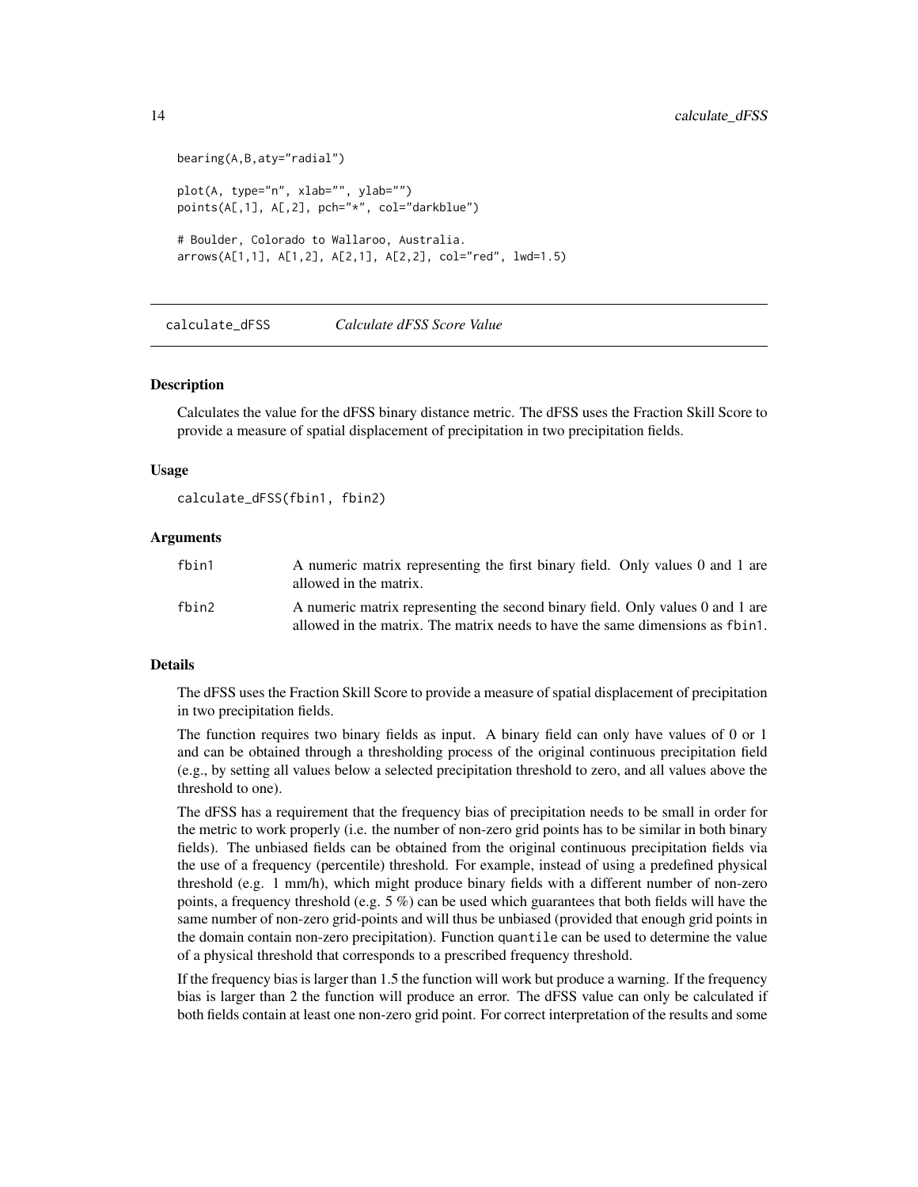```
bearing(A,B,aty="radial")

plot(A, type="n", xlab="", ylab="")
points(A[,1], A[,2], pch="*", col="darkblue")

# Boulder, Colorado to Wallaroo, Australia.
arrows(A[1,1], A[1,2], A[2,1], A[2,2], col="red", lwd=1.5)
```

## calculate_dFSS *Calculate dFSS Score Value*

### Description

Calculates the value for the dFSS binary distance metric. The dFSS uses the Fraction Skill Score to provide a measure of spatial displacement of precipitation in two precipitation fields.

### Usage

```
calculate_dFSS(fbin1, fbin2)
```

### Arguments

| | |
|---|---|
| fbin1 | A numeric matrix representing the first binary field. Only values 0 and 1 are allowed in the matrix. |
| fbin2 | A numeric matrix representing the second binary field. Only values 0 and 1 are allowed in the matrix. The matrix needs to have the same dimensions as fbin1. |

### Details

The dFSS uses the Fraction Skill Score to provide a measure of spatial displacement of precipitation in two precipitation fields.

The function requires two binary fields as input. A binary field can only have values of 0 or 1 and can be obtained through a thresholding process of the original continuous precipitation field (e.g., by setting all values below a selected precipitation threshold to zero, and all values above the threshold to one).

The dFSS has a requirement that the frequency bias of precipitation needs to be small in order for the metric to work properly (i.e. the number of non-zero grid points has to be similar in both binary fields). The unbiased fields can be obtained from the original continuous precipitation fields via the use of a frequency (percentile) threshold. For example, instead of using a predefined physical threshold (e.g. 1 mm/h), which might produce binary fields with a different number of non-zero points, a frequency threshold (e.g. 5 %) can be used which guarantees that both fields will have the same number of non-zero grid-points and will thus be unbiased (provided that enough grid points in the domain contain non-zero precipitation). Function quantile can be used to determine the value of a physical threshold that corresponds to a prescribed frequency threshold.

If the frequency bias is larger than 1.5 the function will work but produce a warning. If the frequency bias is larger than 2 the function will produce an error. The dFSS value can only be calculated if both fields contain at least one non-zero grid point. For correct interpretation of the results and some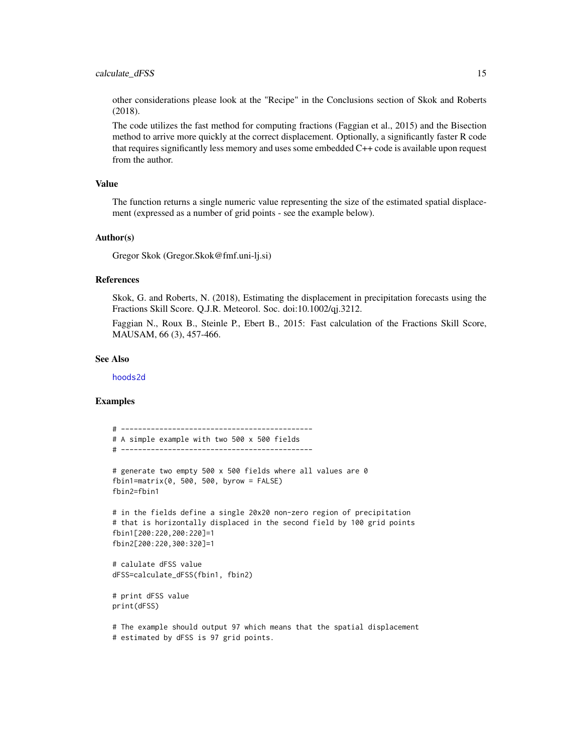other considerations please look at the "Recipe" in the Conclusions section of Skok and Roberts (2018).

The code utilizes the fast method for computing fractions (Faggian et al., 2015) and the Bisection method to arrive more quickly at the correct displacement. Optionally, a significantly faster R code that requires significantly less memory and uses some embedded C++ code is available upon request from the author.

### Value

The function returns a single numeric value representing the size of the estimated spatial displacement (expressed as a number of grid points - see the example below).

### Author(s)

Gregor Skok (Gregor.Skok@fmf.uni-lj.si)

### References

Skok, G. and Roberts, N. (2018), Estimating the displacement in precipitation forecasts using the Fractions Skill Score. Q.J.R. Meteorol. Soc. doi:10.1002/qj.3212.

Faggian N., Roux B., Steinle P., Ebert B., 2015: Fast calculation of the Fractions Skill Score, MAUSAM, 66 (3), 457-466.

### See Also

hoods2d

### Examples

```
# ---------------------------------------------
# A simple example with two 500 x 500 fields
# ---------------------------------------------

# generate two empty 500 x 500 fields where all values are 0
fbin1=matrix(0, 500, 500, byrow = FALSE)
fbin2=fbin1

# in the fields define a single 20x20 non-zero region of precipitation
# that is horizontally displaced in the second field by 100 grid points
fbin1[200:220,200:220]=1
fbin2[200:220,300:320]=1

# calulate dFSS value
dFSS=calculate_dFSS(fbin1, fbin2)

# print dFSS value
print(dFSS)

# The example should output 97 which means that the spatial displacement
# estimated by dFSS is 97 grid points.
```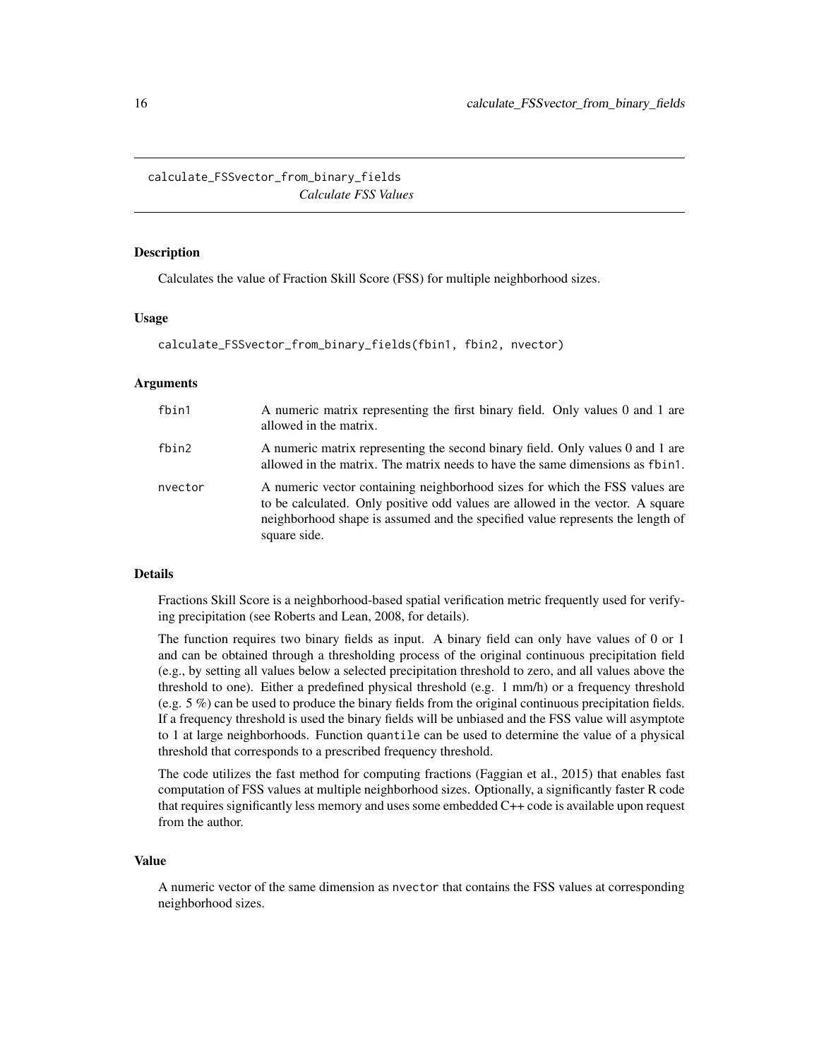## calculate_FSSvector_from_binary_fields

*Calculate FSS Values*

### Description

Calculates the value of Fraction Skill Score (FSS) for multiple neighborhood sizes.

### Usage

```
calculate_FSSvector_from_binary_fields(fbin1, fbin2, nvector)
```

### Arguments

| | |
|---|---|
| `fbin1` | A numeric matrix representing the first binary field. Only values 0 and 1 are allowed in the matrix. |
| `fbin2` | A numeric matrix representing the second binary field. Only values 0 and 1 are allowed in the matrix. The matrix needs to have the same dimensions as `fbin1`. |
| `nvector` | A numeric vector containing neighborhood sizes for which the FSS values are to be calculated. Only positive odd values are allowed in the vector. A square neighborhood shape is assumed and the specified value represents the length of square side. |

### Details

Fractions Skill Score is a neighborhood-based spatial verification metric frequently used for verifying precipitation (see Roberts and Lean, 2008, for details).

The function requires two binary fields as input. A binary field can only have values of 0 or 1 and can be obtained through a thresholding process of the original continuous precipitation field (e.g., by setting all values below a selected precipitation threshold to zero, and all values above the threshold to one). Either a predefined physical threshold (e.g. 1 mm/h) or a frequency threshold (e.g. 5 %) can be used to produce the binary fields from the original continuous precipitation fields. If a frequency threshold is used the binary fields will be unbiased and the FSS value will asymptote to 1 at large neighborhoods. Function `quantile` can be used to determine the value of a physical threshold that corresponds to a prescribed frequency threshold.

The code utilizes the fast method for computing fractions (Faggian et al., 2015) that enables fast computation of FSS values at multiple neighborhood sizes. Optionally, a significantly faster R code that requires significantly less memory and uses some embedded C++ code is available upon request from the author.

### Value

A numeric vector of the same dimension as `nvector` that contains the FSS values at corresponding neighborhood sizes.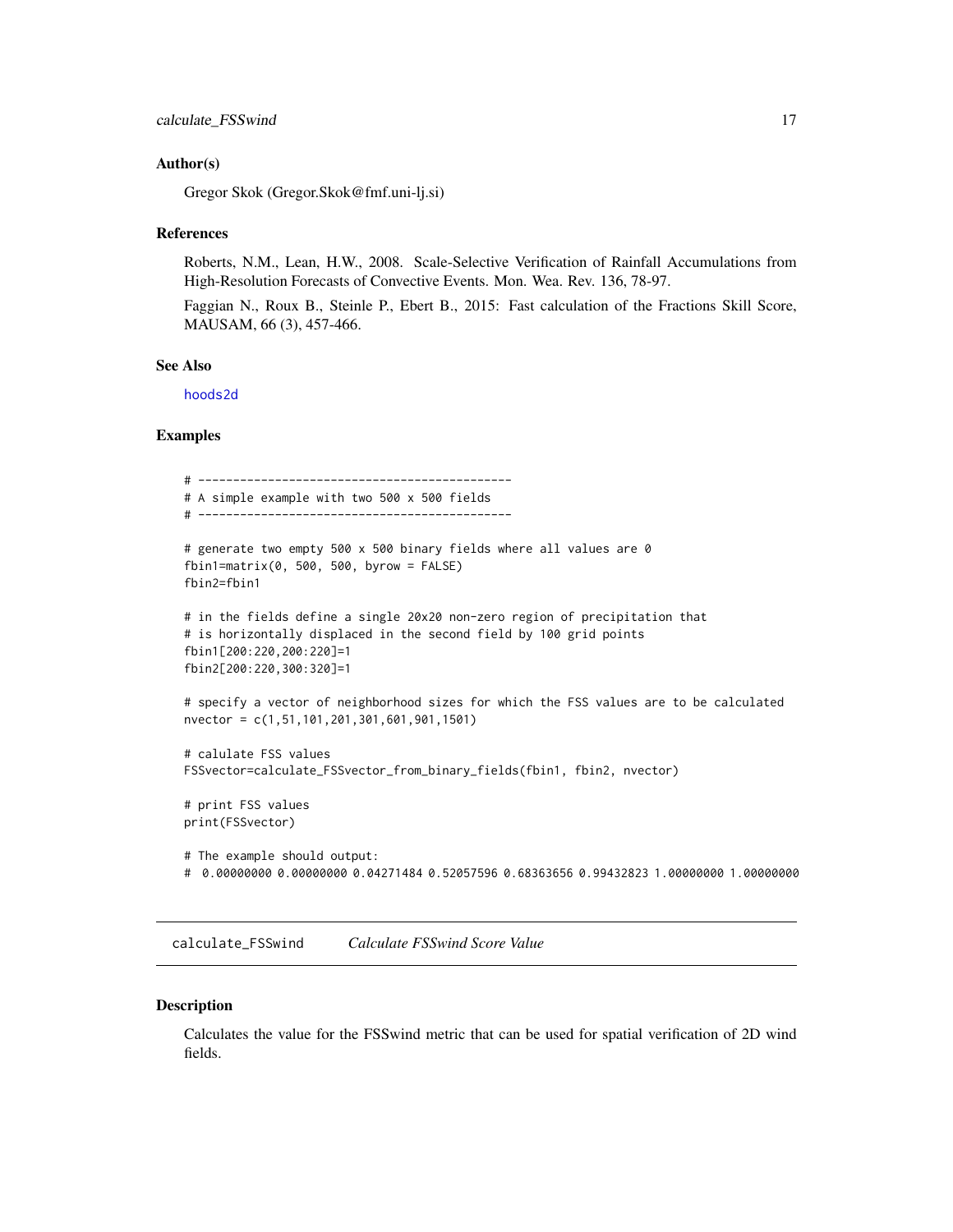### Author(s)

Gregor Skok (Gregor.Skok@fmf.uni-lj.si)

### References

Roberts, N.M., Lean, H.W., 2008. Scale-Selective Verification of Rainfall Accumulations from High-Resolution Forecasts of Convective Events. Mon. Wea. Rev. 136, 78-97.

Faggian N., Roux B., Steinle P., Ebert B., 2015: Fast calculation of the Fractions Skill Score, MAUSAM, 66 (3), 457-466.

### See Also

hoods2d

### Examples

```
# ---------------------------------------------
# A simple example with two 500 x 500 fields
# ---------------------------------------------

# generate two empty 500 x 500 binary fields where all values are 0
fbin1=matrix(0, 500, 500, byrow = FALSE)
fbin2=fbin1

# in the fields define a single 20x20 non-zero region of precipitation that
# is horizontally displaced in the second field by 100 grid points
fbin1[200:220,200:220]=1
fbin2[200:220,300:320]=1

# specify a vector of neighborhood sizes for which the FSS values are to be calculated
nvector = c(1,51,101,201,301,601,901,1501)

# calulate FSS values
FSSvector=calculate_FSSvector_from_binary_fields(fbin1, fbin2, nvector)

# print FSS values
print(FSSvector)

# The example should output:
#  0.00000000 0.00000000 0.04271484 0.52057596 0.68363656 0.99432823 1.00000000 1.00000000
```

---

## calculate_FSSwind    *Calculate FSSwind Score Value*

### Description

Calculates the value for the FSSwind metric that can be used for spatial verification of 2D wind fields.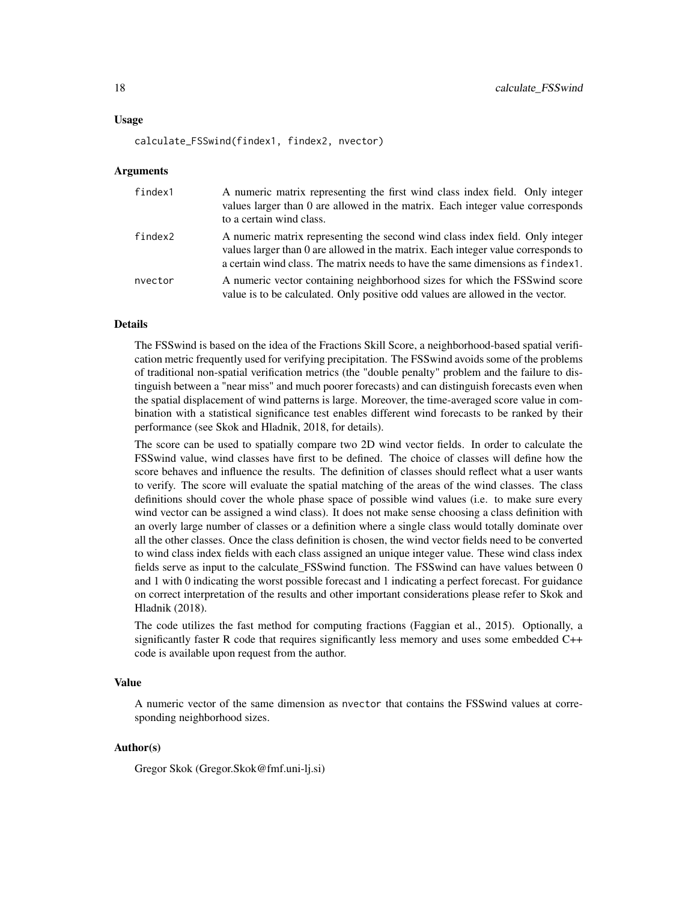## Usage

```
calculate_FSSwind(findex1, findex2, nvector)
```

## Arguments

| | |
|---|---|
| findex1 | A numeric matrix representing the first wind class index field. Only integer values larger than 0 are allowed in the matrix. Each integer value corresponds to a certain wind class. |
| findex2 | A numeric matrix representing the second wind class index field. Only integer values larger than 0 are allowed in the matrix. Each integer value corresponds to a certain wind class. The matrix needs to have the same dimensions as `findex1`. |
| nvector | A numeric vector containing neighborhood sizes for which the FSSwind score value is to be calculated. Only positive odd values are allowed in the vector. |

## Details

The FSSwind is based on the idea of the Fractions Skill Score, a neighborhood-based spatial verification metric frequently used for verifying precipitation. The FSSwind avoids some of the problems of traditional non-spatial verification metrics (the "double penalty" problem and the failure to distinguish between a "near miss" and much poorer forecasts) and can distinguish forecasts even when the spatial displacement of wind patterns is large. Moreover, the time-averaged score value in combination with a statistical significance test enables different wind forecasts to be ranked by their performance (see Skok and Hladnik, 2018, for details).

The score can be used to spatially compare two 2D wind vector fields. In order to calculate the FSSwind value, wind classes have first to be defined. The choice of classes will define how the score behaves and influence the results. The definition of classes should reflect what a user wants to verify. The score will evaluate the spatial matching of the areas of the wind classes. The class definitions should cover the whole phase space of possible wind values (i.e. to make sure every wind vector can be assigned a wind class). It does not make sense choosing a class definition with an overly large number of classes or a definition where a single class would totally dominate over all the other classes. Once the class definition is chosen, the wind vector fields need to be converted to wind class index fields with each class assigned an unique integer value. These wind class index fields serve as input to the calculate_FSSwind function. The FSSwind can have values between 0 and 1 with 0 indicating the worst possible forecast and 1 indicating a perfect forecast. For guidance on correct interpretation of the results and other important considerations please refer to Skok and Hladnik (2018).

The code utilizes the fast method for computing fractions (Faggian et al., 2015). Optionally, a significantly faster R code that requires significantly less memory and uses some embedded C++ code is available upon request from the author.

## Value

A numeric vector of the same dimension as `nvector` that contains the FSSwind values at corresponding neighborhood sizes.

## Author(s)

Gregor Skok (Gregor.Skok@fmf.uni-lj.si)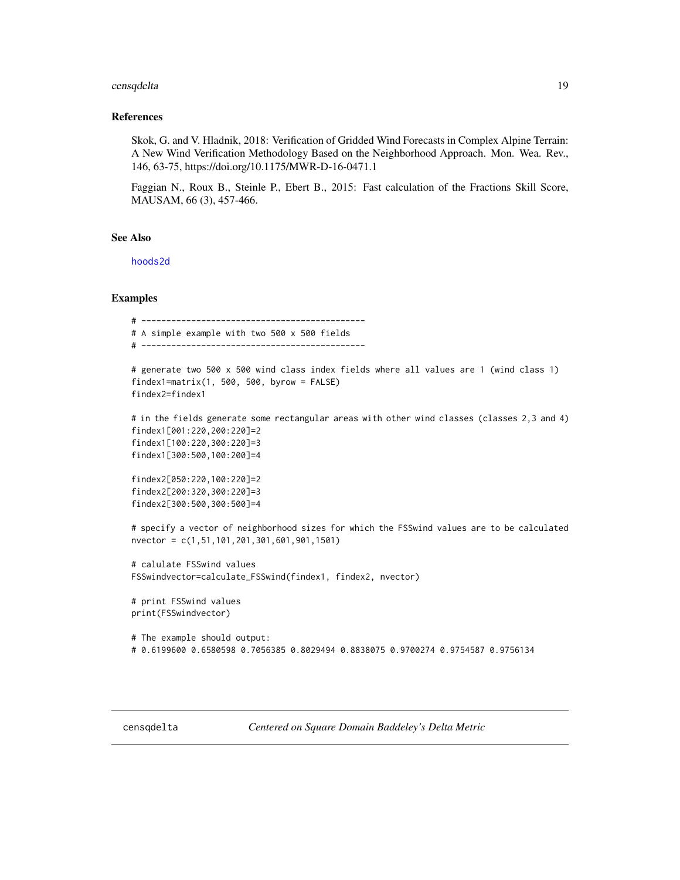## References

Skok, G. and V. Hladnik, 2018: Verification of Gridded Wind Forecasts in Complex Alpine Terrain: A New Wind Verification Methodology Based on the Neighborhood Approach. Mon. Wea. Rev., 146, 63-75, https://doi.org/10.1175/MWR-D-16-0471.1

Faggian N., Roux B., Steinle P., Ebert B., 2015: Fast calculation of the Fractions Skill Score, MAUSAM, 66 (3), 457-466.

## See Also

hoods2d

## Examples

```
# ---------------------------------------------
# A simple example with two 500 x 500 fields
# ---------------------------------------------

# generate two 500 x 500 wind class index fields where all values are 1 (wind class 1)
findex1=matrix(1, 500, 500, byrow = FALSE)
findex2=findex1

# in the fields generate some rectangular areas with other wind classes (classes 2,3 and 4)
findex1[001:220,200:220]=2
findex1[100:220,300:220]=3
findex1[300:500,100:200]=4

findex2[050:220,100:220]=2
findex2[200:320,300:220]=3
findex2[300:500,300:500]=4

# specify a vector of neighborhood sizes for which the FSSwind values are to be calculated
nvector = c(1,51,101,201,301,601,901,1501)

# calulate FSSwind values
FSSwindvector=calculate_FSSwind(findex1, findex2, nvector)

# print FSSwind values
print(FSSwindvector)

# The example should output:
# 0.6199600 0.6580598 0.7056385 0.8029494 0.8838075 0.9700274 0.9754587 0.9756134
```

---

censqdelta *Centered on Square Domain Baddeley's Delta Metric*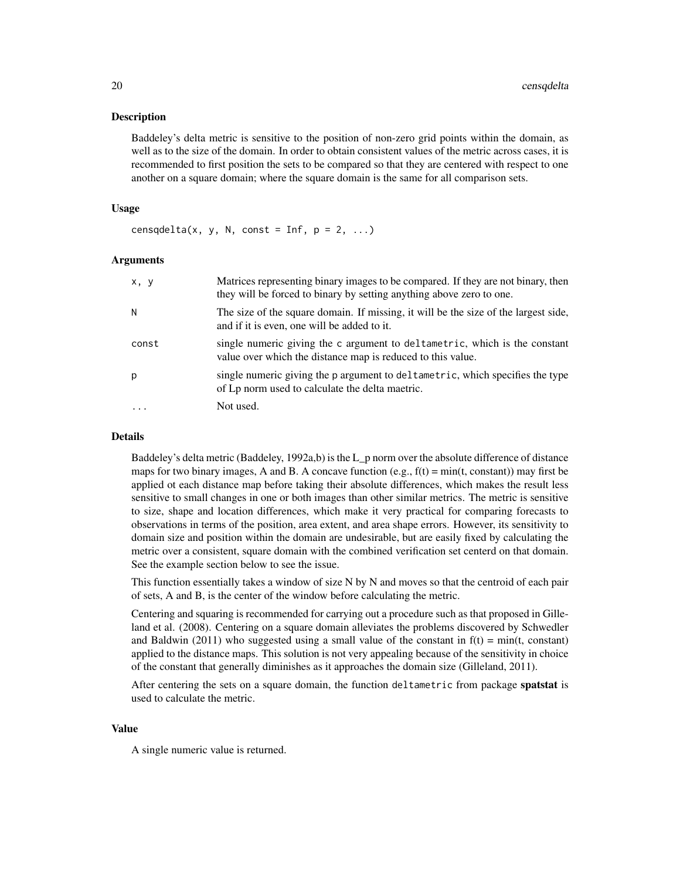## Description

Baddeley's delta metric is sensitive to the position of non-zero grid points within the domain, as well as to the size of the domain. In order to obtain consistent values of the metric across cases, it is recommended to first position the sets to be compared so that they are centered with respect to one another on a square domain; where the square domain is the same for all comparison sets.

## Usage

```
censqdelta(x, y, N, const = Inf, p = 2, ...)
```

## Arguments

| | |
|---|---|
| x, y | Matrices representing binary images to be compared. If they are not binary, then they will be forced to binary by setting anything above zero to one. |
| N | The size of the square domain. If missing, it will be the size of the largest side, and if it is even, one will be added to it. |
| const | single numeric giving the c argument to deltametric, which is the constant value over which the distance map is reduced to this value. |
| p | single numeric giving the p argument to deltametric, which specifies the type of Lp norm used to calculate the delta maetric. |
| ... | Not used. |

## Details

Baddeley's delta metric (Baddeley, 1992a,b) is the L_p norm over the absolute difference of distance maps for two binary images, A and B. A concave function (e.g., f(t) = min(t, constant)) may first be applied ot each distance map before taking their absolute differences, which makes the result less sensitive to small changes in one or both images than other similar metrics. The metric is sensitive to size, shape and location differences, which make it very practical for comparing forecasts to observations in terms of the position, area extent, and area shape errors. However, its sensitivity to domain size and position within the domain are undesirable, but are easily fixed by calculating the metric over a consistent, square domain with the combined verification set centerd on that domain. See the example section below to see the issue.

This function essentially takes a window of size N by N and moves so that the centroid of each pair of sets, A and B, is the center of the window before calculating the metric.

Centering and squaring is recommended for carrying out a procedure such as that proposed in Gilleland et al. (2008). Centering on a square domain alleviates the problems discovered by Schwedler and Baldwin (2011) who suggested using a small value of the constant in f(t) = min(t, constant) applied to the distance maps. This solution is not very appealing because of the sensitivity in choice of the constant that generally diminishes as it approaches the domain size (Gilleland, 2011).

After centering the sets on a square domain, the function deltametric from package **spatstat** is used to calculate the metric.

## Value

A single numeric value is returned.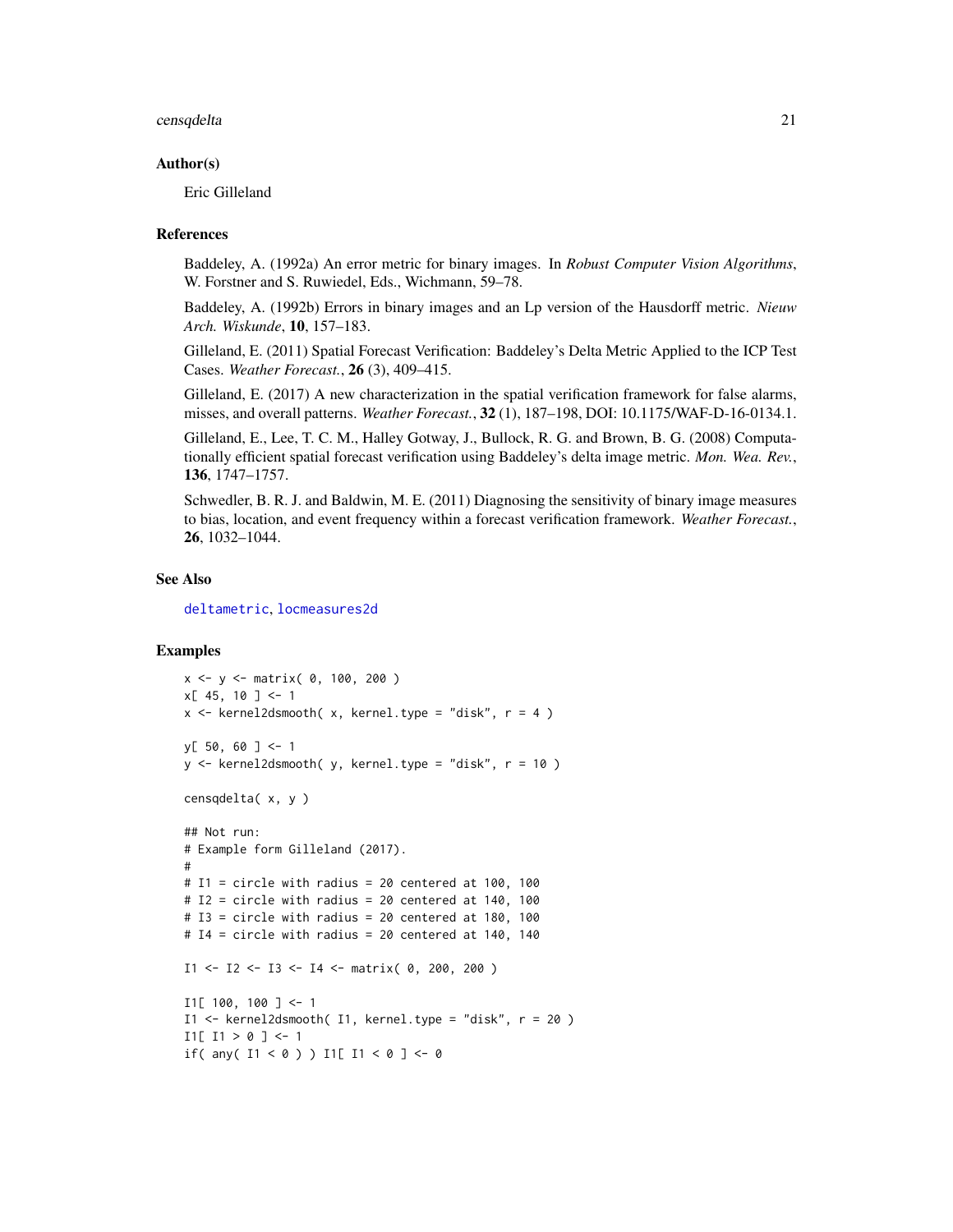## Author(s)

Eric Gilleland

## References

Baddeley, A. (1992a) An error metric for binary images. In *Robust Computer Vision Algorithms*, W. Forstner and S. Ruwiedel, Eds., Wichmann, 59–78.

Baddeley, A. (1992b) Errors in binary images and an Lp version of the Hausdorff metric. *Nieuw Arch. Wiskunde*, **10**, 157–183.

Gilleland, E. (2011) Spatial Forecast Verification: Baddeley's Delta Metric Applied to the ICP Test Cases. *Weather Forecast.*, **26** (3), 409–415.

Gilleland, E. (2017) A new characterization in the spatial verification framework for false alarms, misses, and overall patterns. *Weather Forecast.*, **32** (1), 187–198, DOI: 10.1175/WAF-D-16-0134.1.

Gilleland, E., Lee, T. C. M., Halley Gotway, J., Bullock, R. G. and Brown, B. G. (2008) Computationally efficient spatial forecast verification using Baddeley's delta image metric. *Mon. Wea. Rev.*, **136**, 1747–1757.

Schwedler, B. R. J. and Baldwin, M. E. (2011) Diagnosing the sensitivity of binary image measures to bias, location, and event frequency within a forecast verification framework. *Weather Forecast.*, **26**, 1032–1044.

## See Also

deltametric, locmeasures2d

## Examples

```
x <- y <- matrix( 0, 100, 200 )
x[ 45, 10 ] <- 1
x <- kernel2dsmooth( x, kernel.type = "disk", r = 4 )

y[ 50, 60 ] <- 1
y <- kernel2dsmooth( y, kernel.type = "disk", r = 10 )

censqdelta( x, y )

## Not run:
# Example form Gilleland (2017).
#
# I1 = circle with radius = 20 centered at 100, 100
# I2 = circle with radius = 20 centered at 140, 100
# I3 = circle with radius = 20 centered at 180, 100
# I4 = circle with radius = 20 centered at 140, 140

I1 <- I2 <- I3 <- I4 <- matrix( 0, 200, 200 )

I1[ 100, 100 ] <- 1
I1 <- kernel2dsmooth( I1, kernel.type = "disk", r = 20 )
I1[ I1 > 0 ] <- 1
if( any( I1 < 0 ) ) I1[ I1 < 0 ] <- 0
```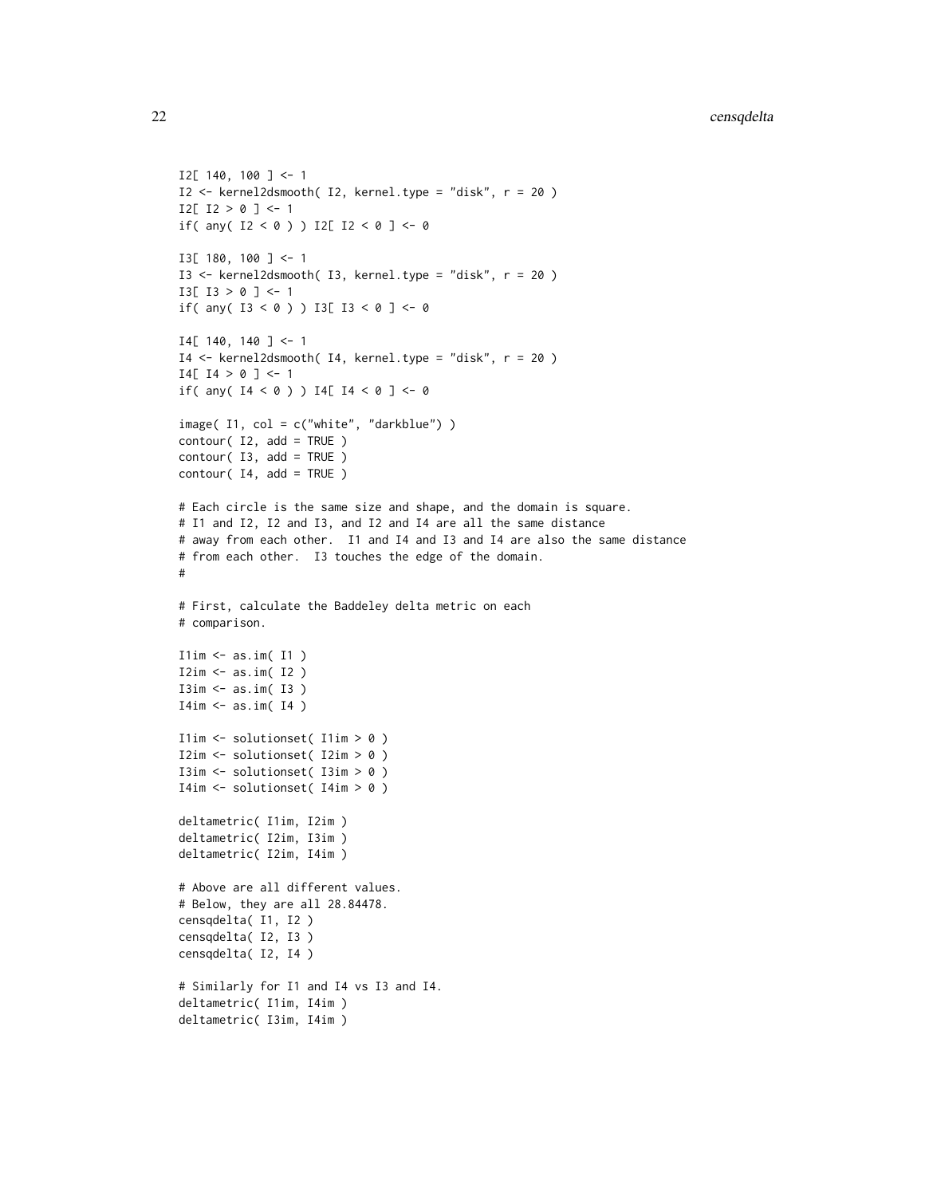```
I2[ 140, 100 ] <- 1
I2 <- kernel2dsmooth( I2, kernel.type = "disk", r = 20 )
I2[ I2 > 0 ] <- 1
if( any( I2 < 0 ) ) I2[ I2 < 0 ] <- 0

I3[ 180, 100 ] <- 1
I3 <- kernel2dsmooth( I3, kernel.type = "disk", r = 20 )
I3[ I3 > 0 ] <- 1
if( any( I3 < 0 ) ) I3[ I3 < 0 ] <- 0

I4[ 140, 140 ] <- 1
I4 <- kernel2dsmooth( I4, kernel.type = "disk", r = 20 )
I4[ I4 > 0 ] <- 1
if( any( I4 < 0 ) ) I4[ I4 < 0 ] <- 0

image( I1, col = c("white", "darkblue") )
contour( I2, add = TRUE )
contour( I3, add = TRUE )
contour( I4, add = TRUE )

# Each circle is the same size and shape, and the domain is square.
# I1 and I2, I2 and I3, and I2 and I4 are all the same distance
# away from each other.  I1 and I4 and I3 and I4 are also the same distance
# from each other.  I3 touches the edge of the domain.
#

# First, calculate the Baddeley delta metric on each
# comparison.

I1im <- as.im( I1 )
I2im <- as.im( I2 )
I3im <- as.im( I3 )
I4im <- as.im( I4 )

I1im <- solutionset( I1im > 0 )
I2im <- solutionset( I2im > 0 )
I3im <- solutionset( I3im > 0 )
I4im <- solutionset( I4im > 0 )

deltametric( I1im, I2im )
deltametric( I2im, I3im )
deltametric( I2im, I4im )

# Above are all different values.
# Below, they are all 28.84478.
censqdelta( I1, I2 )
censqdelta( I2, I3 )
censqdelta( I2, I4 )

# Similarly for I1 and I4 vs I3 and I4.
deltametric( I1im, I4im )
deltametric( I3im, I4im )
```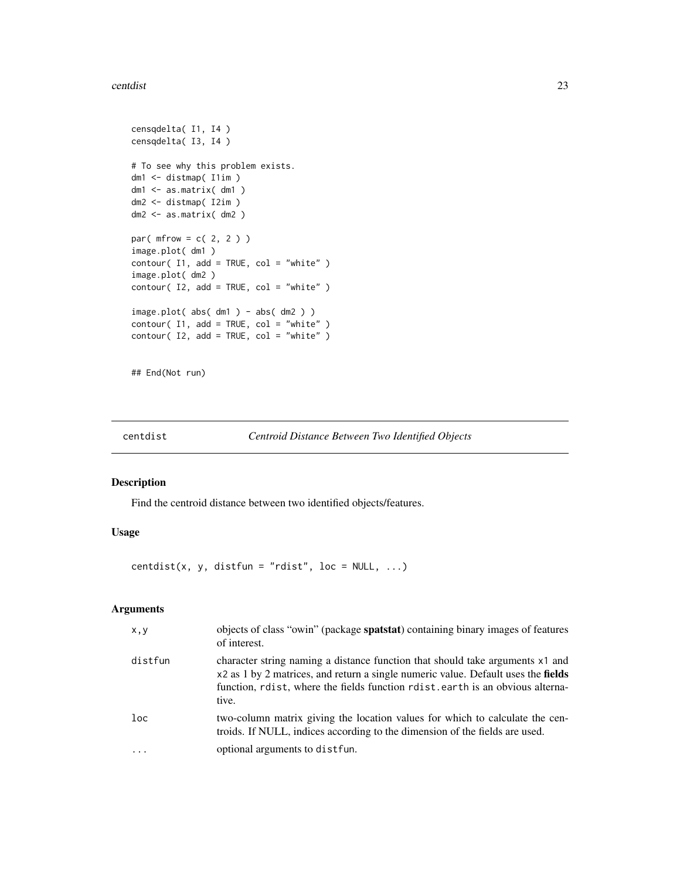```
censqdelta( I1, I4 )
censqdelta( I3, I4 )

# To see why this problem exists.
dm1 <- distmap( I1im )
dm1 <- as.matrix( dm1 )
dm2 <- distmap( I2im )
dm2 <- as.matrix( dm2 )

par( mfrow = c( 2, 2 ) )
image.plot( dm1 )
contour( I1, add = TRUE, col = "white" )
image.plot( dm2 )
contour( I2, add = TRUE, col = "white" )

image.plot( abs( dm1 ) - abs( dm2 ) )
contour( I1, add = TRUE, col = "white" )
contour( I2, add = TRUE, col = "white" )


## End(Not run)
```

---

centdist *Centroid Distance Between Two Identified Objects*

---

## Description

Find the centroid distance between two identified objects/features.

## Usage

```
centdist(x, y, distfun = "rdist", loc = NULL, ...)
```

## Arguments

| | |
|---|---|
| x,y | objects of class "owin" (package **spatstat**) containing binary images of features of interest. |
| distfun | character string naming a distance function that should take arguments x1 and x2 as 1 by 2 matrices, and return a single numeric value. Default uses the **fields** function, rdist, where the fields function rdist.earth is an obvious alternative. |
| loc | two-column matrix giving the location values for which to calculate the centroids. If NULL, indices according to the dimension of the fields are used. |
| ... | optional arguments to distfun. |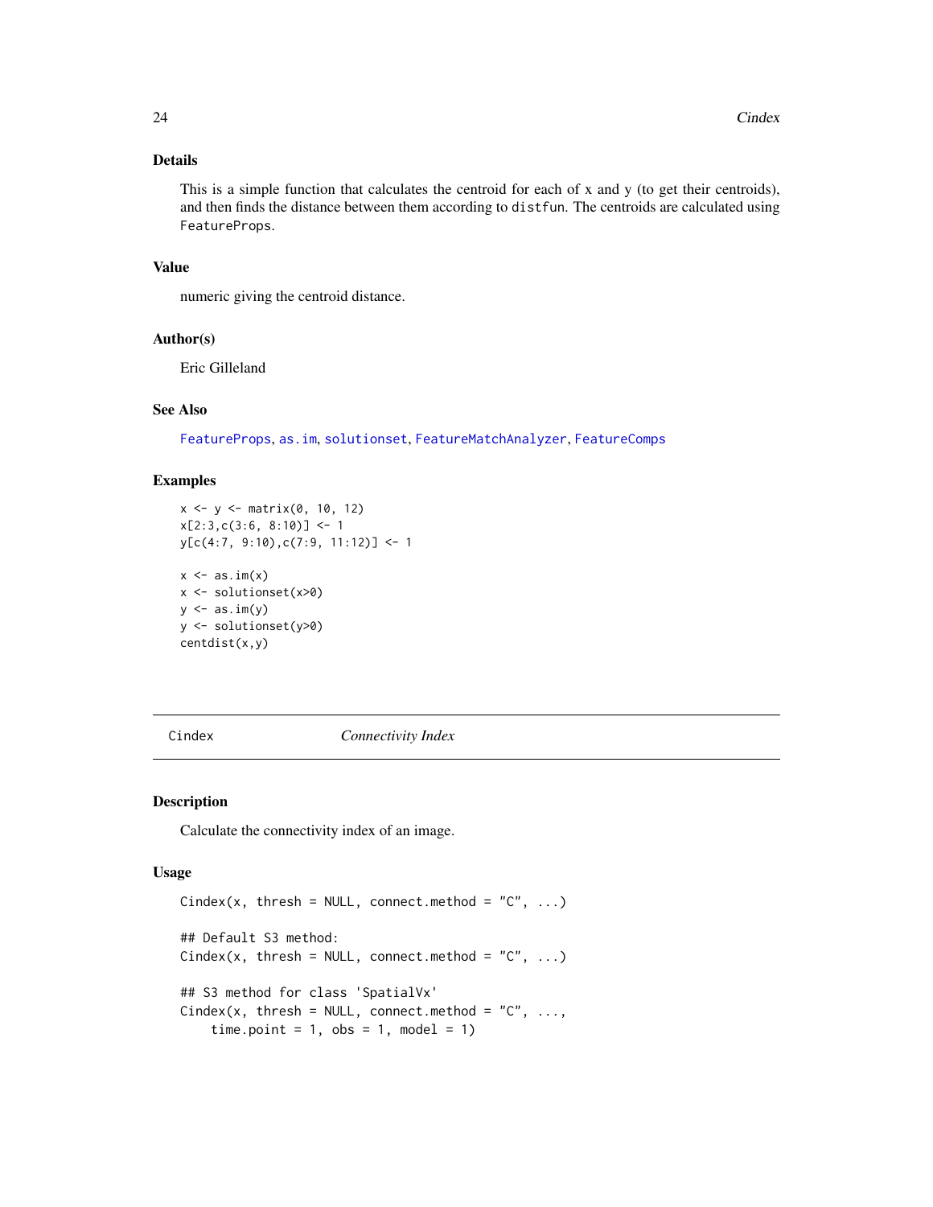### Details

This is a simple function that calculates the centroid for each of x and y (to get their centroids), and then finds the distance between them according to `distfun`. The centroids are calculated using `FeatureProps`.

### Value

numeric giving the centroid distance.

### Author(s)

Eric Gilleland

### See Also

`FeatureProps`, `as.im`, `solutionset`, `FeatureMatchAnalyzer`, `FeatureComps`

### Examples

```
x <- y <- matrix(0, 10, 12)
x[2:3,c(3:6, 8:10)] <- 1
y[c(4:7, 9:10),c(7:9, 11:12)] <- 1

x <- as.im(x)
x <- solutionset(x>0)
y <- as.im(y)
y <- solutionset(y>0)
centdist(x,y)
```

---

## Cindex — *Connectivity Index*

### Description

Calculate the connectivity index of an image.

### Usage

```
Cindex(x, thresh = NULL, connect.method = "C", ...)

## Default S3 method:
Cindex(x, thresh = NULL, connect.method = "C", ...)

## S3 method for class 'SpatialVx'
Cindex(x, thresh = NULL, connect.method = "C", ...,
    time.point = 1, obs = 1, model = 1)
```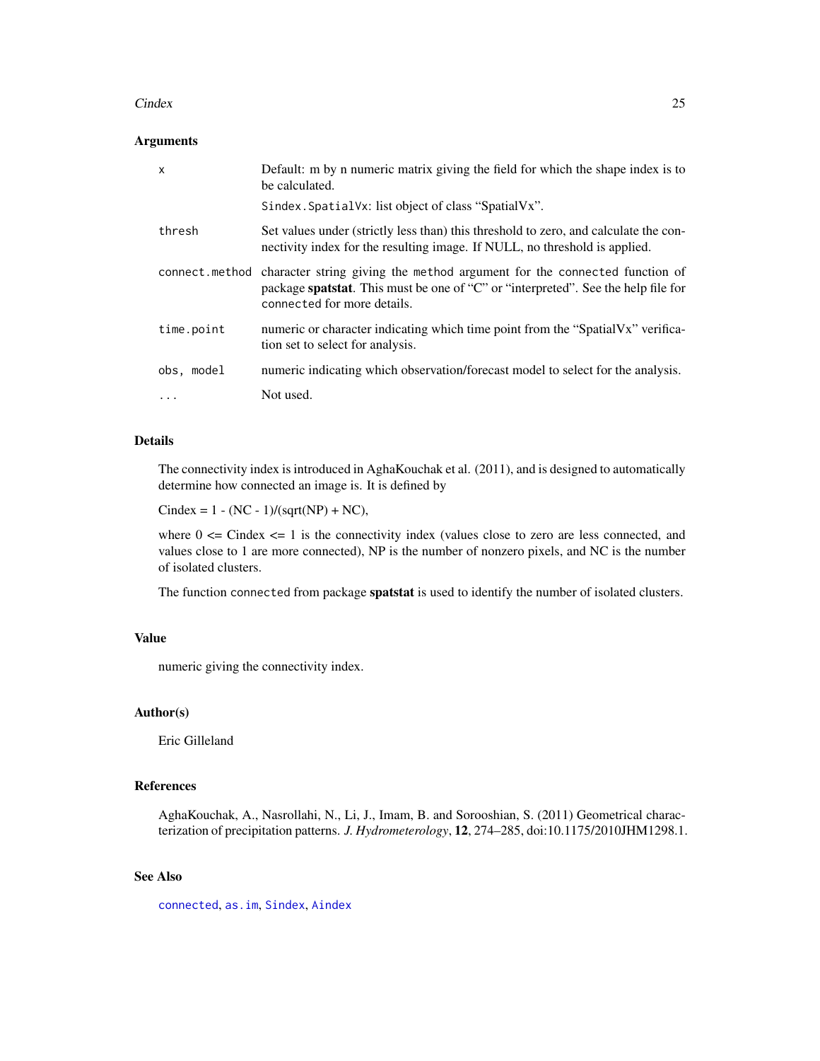## Arguments

| | |
|---|---|
| x | Default: m by n numeric matrix giving the field for which the shape index is to be calculated.<br>Sindex.SpatialVx: list object of class "SpatialVx". |
| thresh | Set values under (strictly less than) this threshold to zero, and calculate the connectivity index for the resulting image. If NULL, no threshold is applied. |
| connect.method | character string giving the method argument for the connected function of package **spatstat**. This must be one of "C" or "interpreted". See the help file for connected for more details. |
| time.point | numeric or character indicating which time point from the "SpatialVx" verification set to select for analysis. |
| obs, model | numeric indicating which observation/forecast model to select for the analysis. |
| ... | Not used. |

## Details

The connectivity index is introduced in AghaKouchak et al. (2011), and is designed to automatically determine how connected an image is. It is defined by

Cindex = 1 - (NC - 1)/(sqrt(NP) + NC),

where 0 <= Cindex <= 1 is the connectivity index (values close to zero are less connected, and values close to 1 are more connected), NP is the number of nonzero pixels, and NC is the number of isolated clusters.

The function connected from package **spatstat** is used to identify the number of isolated clusters.

## Value

numeric giving the connectivity index.

## Author(s)

Eric Gilleland

## References

AghaKouchak, A., Nasrollahi, N., Li, J., Imam, B. and Sorooshian, S. (2011) Geometrical characterization of precipitation patterns. *J. Hydrometerology*, **12**, 274–285, doi:10.1175/2010JHM1298.1.

## See Also

connected, as.im, Sindex, Aindex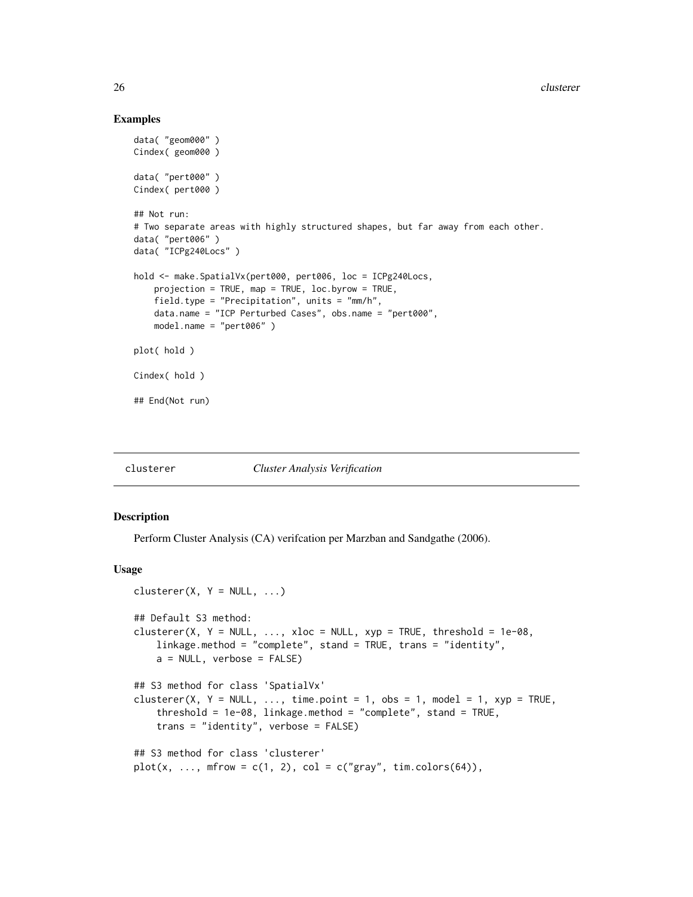## Examples

```
data( "geom000" )
Cindex( geom000 )

data( "pert000" )
Cindex( pert000 )

## Not run:
# Two separate areas with highly structured shapes, but far away from each other.
data( "pert006" )
data( "ICPg240Locs" )

hold <- make.SpatialVx(pert000, pert006, loc = ICPg240Locs,
    projection = TRUE, map = TRUE, loc.byrow = TRUE,
    field.type = "Precipitation", units = "mm/h",
    data.name = "ICP Perturbed Cases", obs.name = "pert000",
    model.name = "pert006" )

plot( hold )

Cindex( hold )

## End(Not run)
```

---

clusterer &nbsp;&nbsp;&nbsp;&nbsp; *Cluster Analysis Verification*

---

## Description

Perform Cluster Analysis (CA) verifcation per Marzban and Sandgathe (2006).

## Usage

```
clusterer(X, Y = NULL, ...)

## Default S3 method:
clusterer(X, Y = NULL, ..., xloc = NULL, xyp = TRUE, threshold = 1e-08,
    linkage.method = "complete", stand = TRUE, trans = "identity",
    a = NULL, verbose = FALSE)

## S3 method for class 'SpatialVx'
clusterer(X, Y = NULL, ..., time.point = 1, obs = 1, model = 1, xyp = TRUE,
    threshold = 1e-08, linkage.method = "complete", stand = TRUE,
    trans = "identity", verbose = FALSE)

## S3 method for class 'clusterer'
plot(x, ..., mfrow = c(1, 2), col = c("gray", tim.colors(64)),
```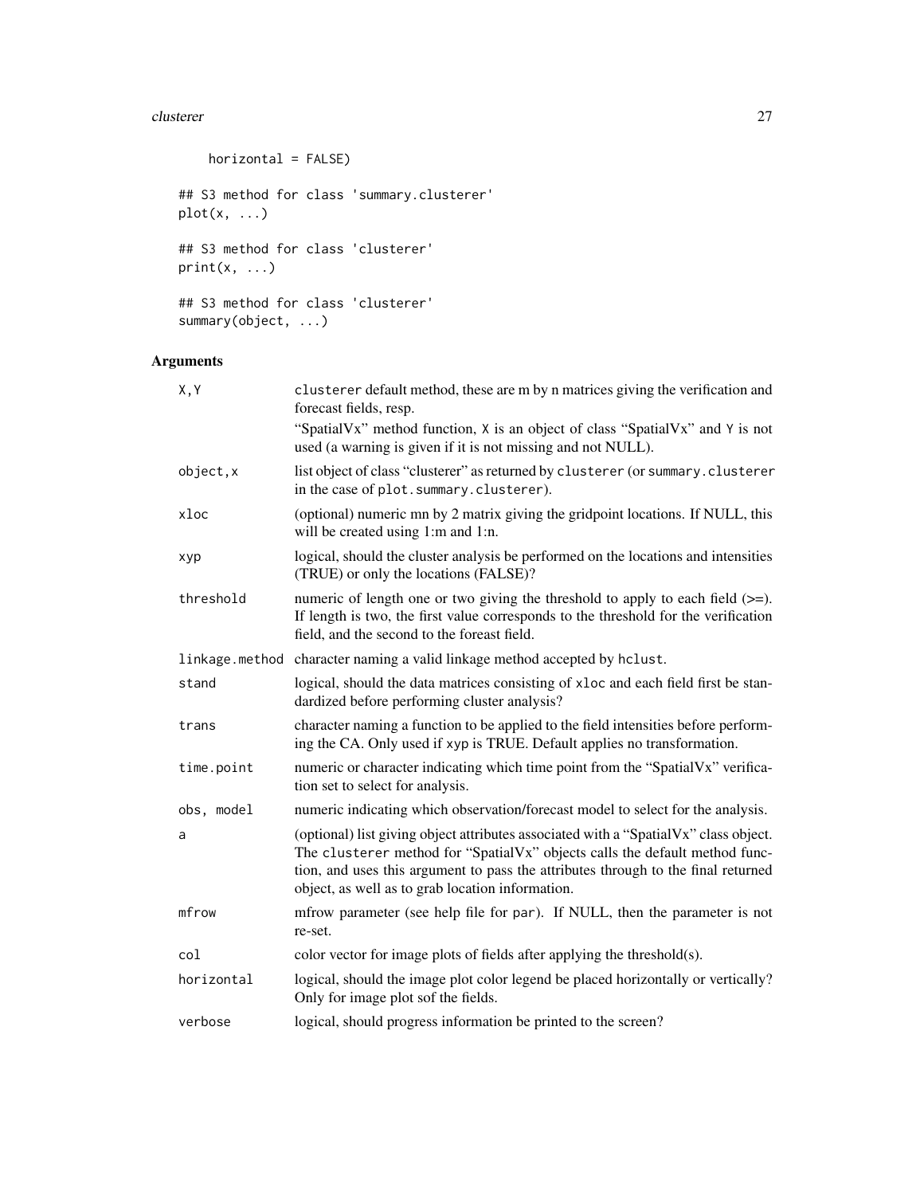```
    horizontal = FALSE)

## S3 method for class 'summary.clusterer'
plot(x, ...)

## S3 method for class 'clusterer'
print(x, ...)

## S3 method for class 'clusterer'
summary(object, ...)
```

## Arguments

| | |
|---|---|
| X,Y | clusterer default method, these are m by n matrices giving the verification and forecast fields, resp.<br>"SpatialVx" method function, X is an object of class "SpatialVx" and Y is not used (a warning is given if it is not missing and not NULL). |
| object,x | list object of class "clusterer" as returned by clusterer (or summary.clusterer in the case of plot.summary.clusterer). |
| xloc | (optional) numeric mn by 2 matrix giving the gridpoint locations. If NULL, this will be created using 1:m and 1:n. |
| xyp | logical, should the cluster analysis be performed on the locations and intensities (TRUE) or only the locations (FALSE)? |
| threshold | numeric of length one or two giving the threshold to apply to each field (>=). If length is two, the first value corresponds to the threshold for the verification field, and the second to the foreast field. |
| linkage.method | character naming a valid linkage method accepted by hclust. |
| stand | logical, should the data matrices consisting of xloc and each field first be standardized before performing cluster analysis? |
| trans | character naming a function to be applied to the field intensities before performing the CA. Only used if xyp is TRUE. Default applies no transformation. |
| time.point | numeric or character indicating which time point from the "SpatialVx" verification set to select for analysis. |
| obs, model | numeric indicating which observation/forecast model to select for the analysis. |
| a | (optional) list giving object attributes associated with a "SpatialVx" class object. The clusterer method for "SpatialVx" objects calls the default method function, and uses this argument to pass the attributes through to the final returned object, as well as to grab location information. |
| mfrow | mfrow parameter (see help file for par). If NULL, then the parameter is not re-set. |
| col | color vector for image plots of fields after applying the threshold(s). |
| horizontal | logical, should the image plot color legend be placed horizontally or vertically? Only for image plot sof the fields. |
| verbose | logical, should progress information be printed to the screen? |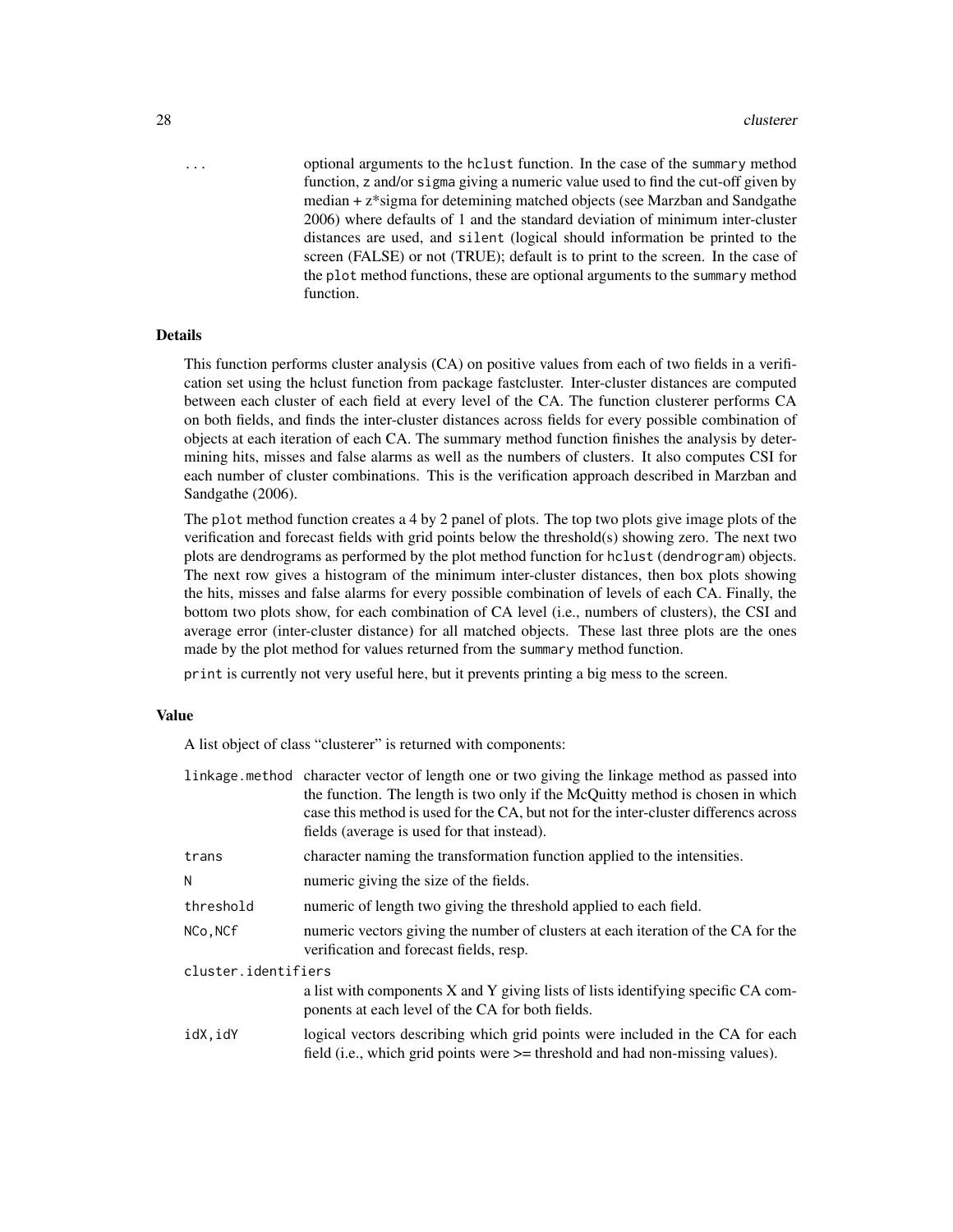`...` optional arguments to the hclust function. In the case of the summary method function, z and/or sigma giving a numeric value used to find the cut-off given by median + z*sigma for detemining matched objects (see Marzban and Sandgathe 2006) where defaults of 1 and the standard deviation of minimum inter-cluster distances are used, and silent (logical should information be printed to the screen (FALSE) or not (TRUE); default is to print to the screen. In the case of the plot method functions, these are optional arguments to the summary method function.

### Details

This function performs cluster analysis (CA) on positive values from each of two fields in a verification set using the hclust function from package fastcluster. Inter-cluster distances are computed between each cluster of each field at every level of the CA. The function clusterer performs CA on both fields, and finds the inter-cluster distances across fields for every possible combination of objects at each iteration of each CA. The summary method function finishes the analysis by determining hits, misses and false alarms as well as the numbers of clusters. It also computes CSI for each number of cluster combinations. This is the verification approach described in Marzban and Sandgathe (2006).

The plot method function creates a 4 by 2 panel of plots. The top two plots give image plots of the verification and forecast fields with grid points below the threshold(s) showing zero. The next two plots are dendrograms as performed by the plot method function for hclust (dendrogram) objects. The next row gives a histogram of the minimum inter-cluster distances, then box plots showing the hits, misses and false alarms for every possible combination of levels of each CA. Finally, the bottom two plots show, for each combination of CA level (i.e., numbers of clusters), the CSI and average error (inter-cluster distance) for all matched objects. These last three plots are the ones made by the plot method for values returned from the summary method function.

print is currently not very useful here, but it prevents printing a big mess to the screen.

### Value

A list object of class "clusterer" is returned with components:

- `linkage.method` character vector of length one or two giving the linkage method as passed into the function. The length is two only if the McQuitty method is chosen in which case this method is used for the CA, but not for the inter-cluster differencs across fields (average is used for that instead).
- `trans` character naming the transformation function applied to the intensities.
- `N` numeric giving the size of the fields.
- `threshold` numeric of length two giving the threshold applied to each field.
- `NCo,NCf` numeric vectors giving the number of clusters at each iteration of the CA for the verification and forecast fields, resp.
- `cluster.identifiers` a list with components X and Y giving lists of lists identifying specific CA components at each level of the CA for both fields.
- `idX,idY` logical vectors describing which grid points were included in the CA for each field (i.e., which grid points were >= threshold and had non-missing values).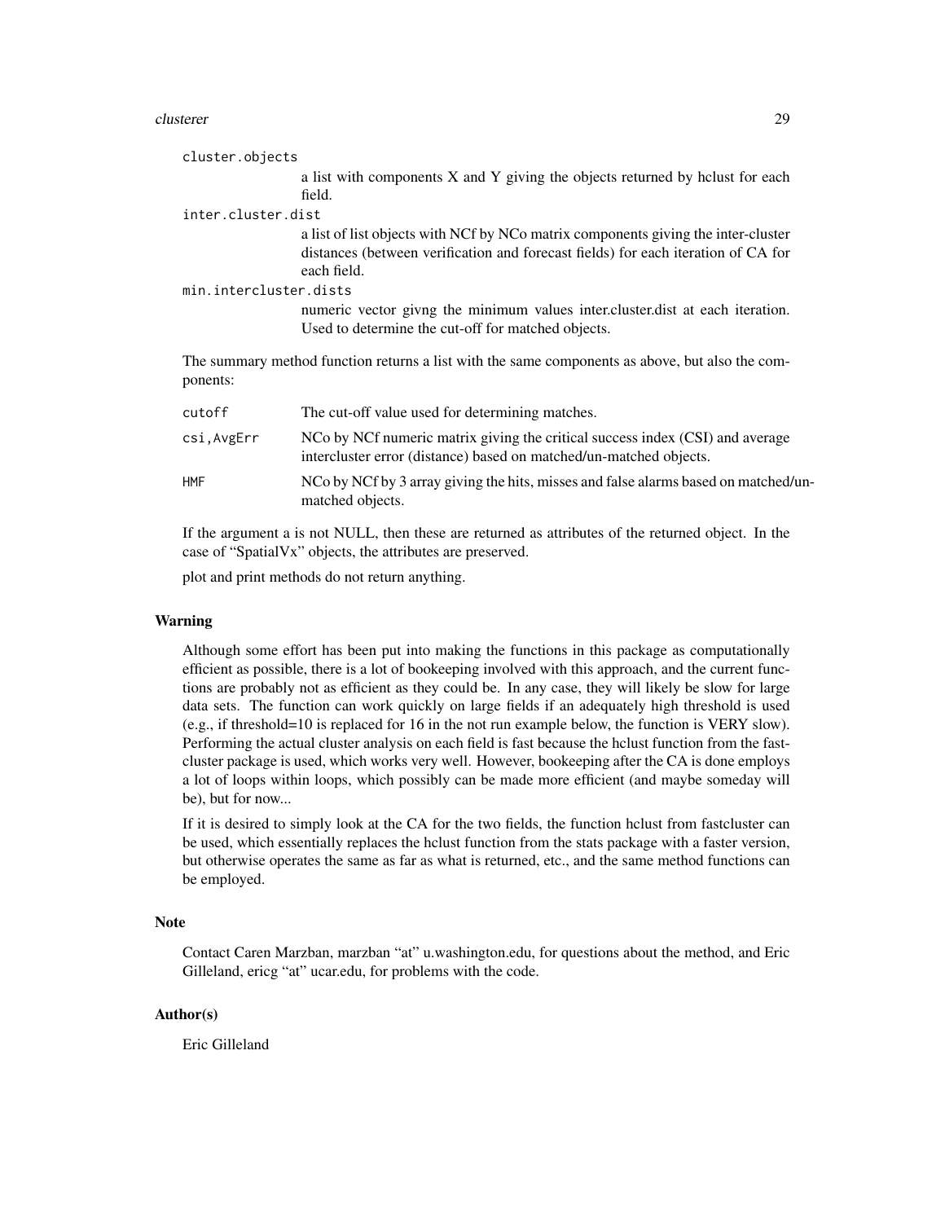cluster.objects
: a list with components X and Y giving the objects returned by hclust for each field.

inter.cluster.dist
: a list of list objects with NCf by NCo matrix components giving the inter-cluster distances (between verification and forecast fields) for each iteration of CA for each field.

min.intercluster.dists
: numeric vector givng the minimum values inter.cluster.dist at each iteration. Used to determine the cut-off for matched objects.

The summary method function returns a list with the same components as above, but also the components:

| | |
|---|---|
| cutoff | The cut-off value used for determining matches. |
| csi,AvgErr | NCo by NCf numeric matrix giving the critical success index (CSI) and average intercluster error (distance) based on matched/un-matched objects. |
| HMF | NCo by NCf by 3 array giving the hits, misses and false alarms based on matched/un-matched objects. |

If the argument a is not NULL, then these are returned as attributes of the returned object. In the case of "SpatialVx" objects, the attributes are preserved.

plot and print methods do not return anything.

## Warning

Although some effort has been put into making the functions in this package as computationally efficient as possible, there is a lot of bookeeping involved with this approach, and the current functions are probably not as efficient as they could be. In any case, they will likely be slow for large data sets. The function can work quickly on large fields if an adequately high threshold is used (e.g., if threshold=10 is replaced for 16 in the not run example below, the function is VERY slow). Performing the actual cluster analysis on each field is fast because the hclust function from the fastcluster package is used, which works very well. However, bookeeping after the CA is done employs a lot of loops within loops, which possibly can be made more efficient (and maybe someday will be), but for now...

If it is desired to simply look at the CA for the two fields, the function hclust from fastcluster can be used, which essentially replaces the hclust function from the stats package with a faster version, but otherwise operates the same as far as what is returned, etc., and the same method functions can be employed.

## Note

Contact Caren Marzban, marzban "at" u.washington.edu, for questions about the method, and Eric Gilleland, ericg "at" ucar.edu, for problems with the code.

## Author(s)

Eric Gilleland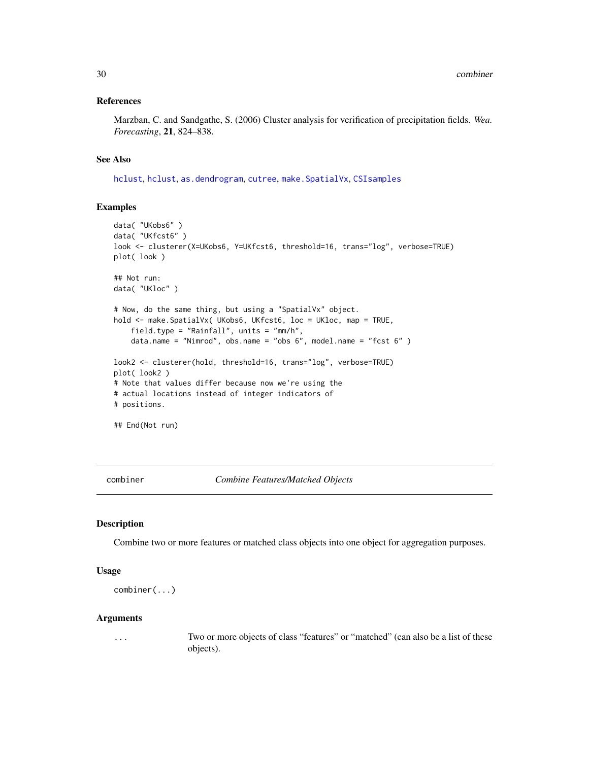### References

Marzban, C. and Sandgathe, S. (2006) Cluster analysis for verification of precipitation fields. *Wea. Forecasting*, **21**, 824–838.

### See Also

hclust, hclust, as.dendrogram, cutree, make.SpatialVx, CSIsamples

### Examples

```
data( "UKobs6" )
data( "UKfcst6" )
look <- clusterer(X=UKobs6, Y=UKfcst6, threshold=16, trans="log", verbose=TRUE)
plot( look )

## Not run:
data( "UKloc" )

# Now, do the same thing, but using a "SpatialVx" object.
hold <- make.SpatialVx( UKobs6, UKfcst6, loc = UKloc, map = TRUE,
    field.type = "Rainfall", units = "mm/h",
    data.name = "Nimrod", obs.name = "obs 6", model.name = "fcst 6" )

look2 <- clusterer(hold, threshold=16, trans="log", verbose=TRUE)
plot( look2 )
# Note that values differ because now we're using the
# actual locations instead of integer indicators of
# positions.

## End(Not run)
```

---

## combiner *Combine Features/Matched Objects*

### Description

Combine two or more features or matched class objects into one object for aggregation purposes.

### Usage

```
combiner(...)
```

### Arguments

`...` Two or more objects of class "features" or "matched" (can also be a list of these objects).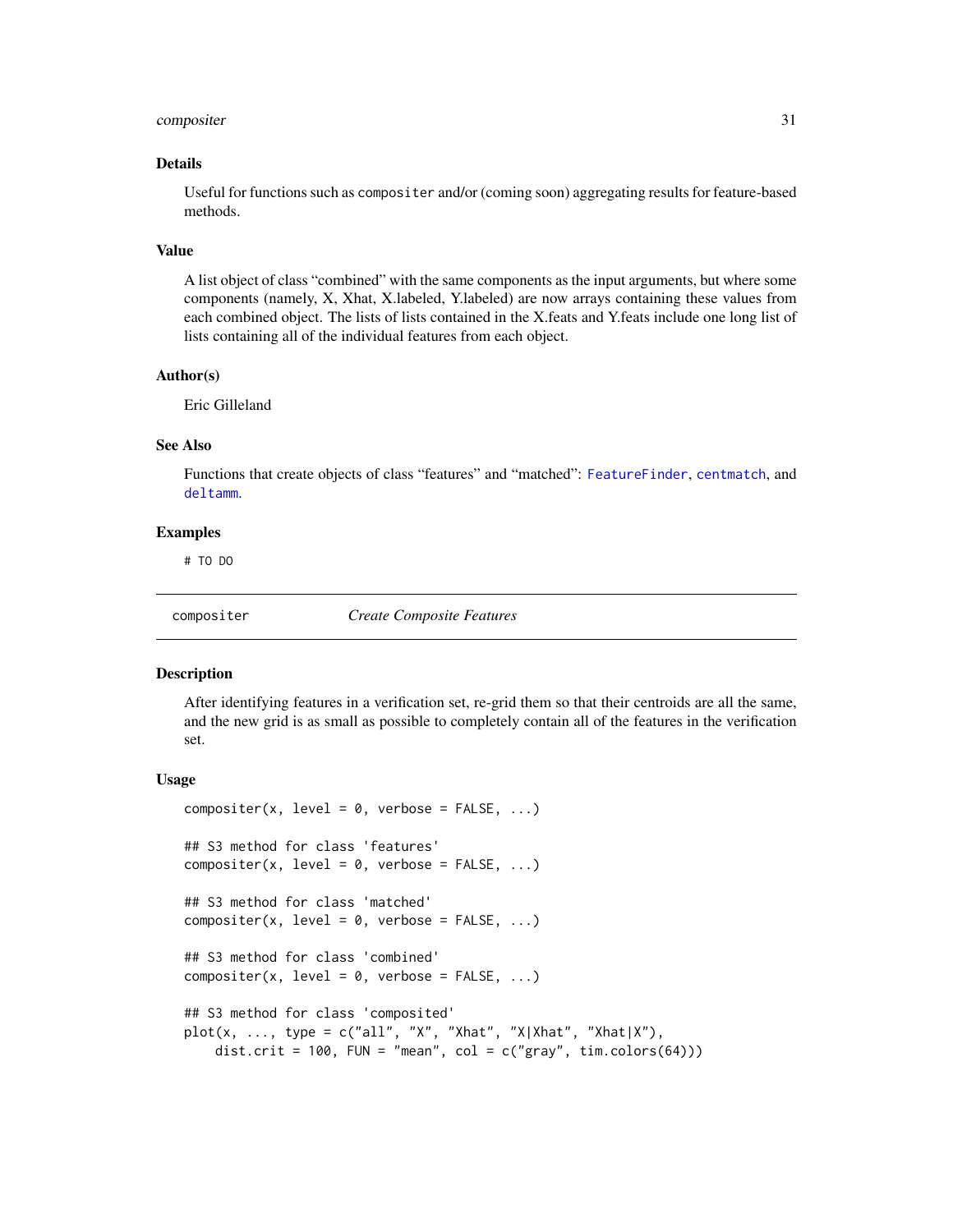### Details

Useful for functions such as `compositer` and/or (coming soon) aggregating results for feature-based methods.

### Value

A list object of class "combined" with the same components as the input arguments, but where some components (namely, X, Xhat, X.labeled, Y.labeled) are now arrays containing these values from each combined object. The lists of lists contained in the X.feats and Y.feats include one long list of lists containing all of the individual features from each object.

### Author(s)

Eric Gilleland

### See Also

Functions that create objects of class "features" and "matched": `FeatureFinder`, `centmatch`, and `deltamm`.

### Examples

```
# TO DO
```

---

## compositer — *Create Composite Features*

---

### Description

After identifying features in a verification set, re-grid them so that their centroids are all the same, and the new grid is as small as possible to completely contain all of the features in the verification set.

### Usage

```
compositer(x, level = 0, verbose = FALSE, ...)

## S3 method for class 'features'
compositer(x, level = 0, verbose = FALSE, ...)

## S3 method for class 'matched'
compositer(x, level = 0, verbose = FALSE, ...)

## S3 method for class 'combined'
compositer(x, level = 0, verbose = FALSE, ...)

## S3 method for class 'composited'
plot(x, ..., type = c("all", "X", "Xhat", "X|Xhat", "Xhat|X"),
    dist.crit = 100, FUN = "mean", col = c("gray", tim.colors(64)))
```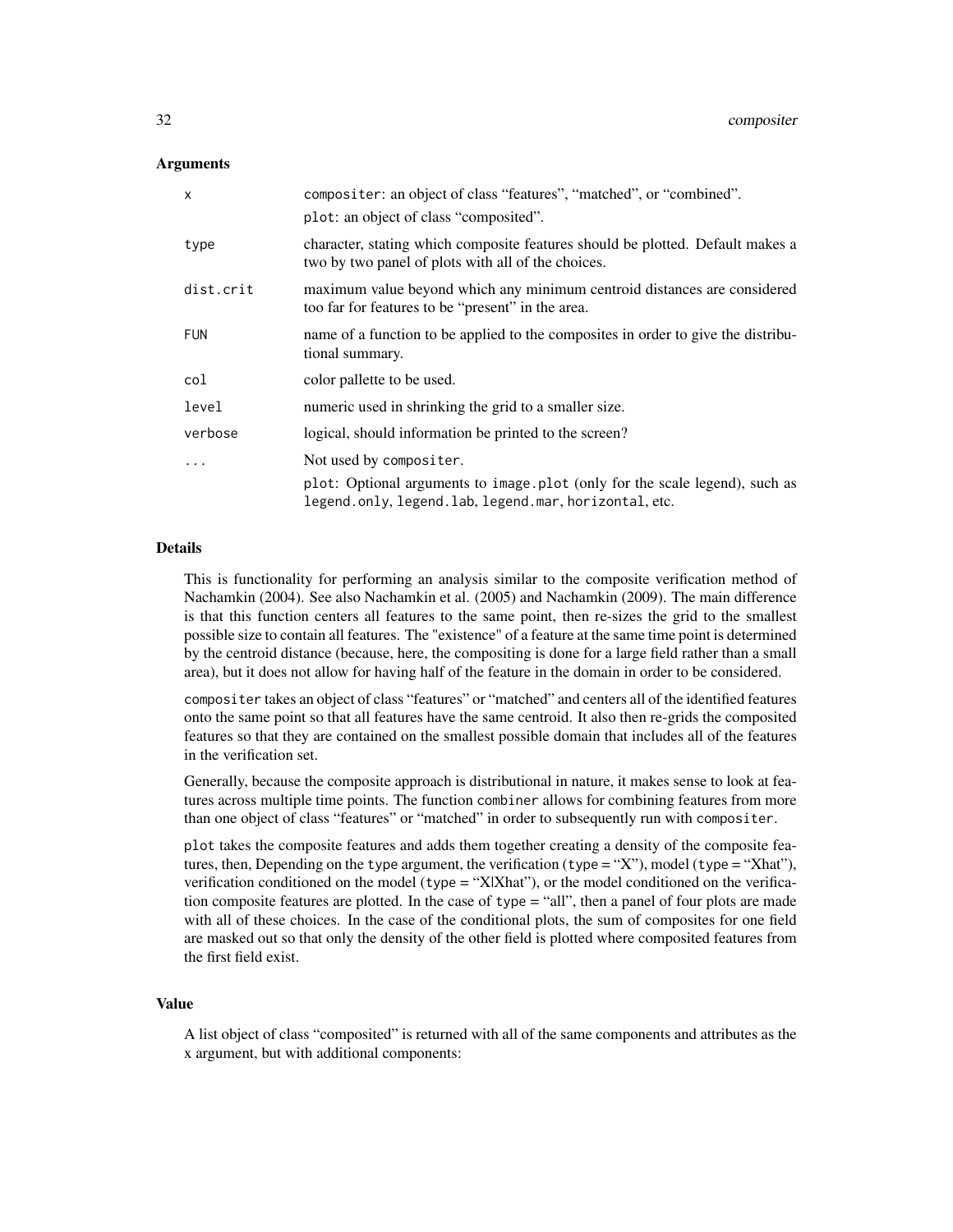## Arguments

| | |
|---|---|
| `x` | `compositer`: an object of class "features", "matched", or "combined".<br>`plot`: an object of class "composited". |
| `type` | character, stating which composite features should be plotted. Default makes a two by two panel of plots with all of the choices. |
| `dist.crit` | maximum value beyond which any minimum centroid distances are considered too far for features to be "present" in the area. |
| `FUN` | name of a function to be applied to the composites in order to give the distributional summary. |
| `col` | color pallette to be used. |
| `level` | numeric used in shrinking the grid to a smaller size. |
| `verbose` | logical, should information be printed to the screen? |
| `...` | Not used by `compositer`.<br>`plot`: Optional arguments to `image.plot` (only for the scale legend), such as `legend.only`, `legend.lab`, `legend.mar`, `horizontal`, etc. |

## Details

This is functionality for performing an analysis similar to the composite verification method of Nachamkin (2004). See also Nachamkin et al. (2005) and Nachamkin (2009). The main difference is that this function centers all features to the same point, then re-sizes the grid to the smallest possible size to contain all features. The "existence" of a feature at the same time point is determined by the centroid distance (because, here, the compositing is done for a large field rather than a small area), but it does not allow for having half of the feature in the domain in order to be considered.

`compositer` takes an object of class "features" or "matched" and centers all of the identified features onto the same point so that all features have the same centroid. It also then re-grids the composited features so that they are contained on the smallest possible domain that includes all of the features in the verification set.

Generally, because the composite approach is distributional in nature, it makes sense to look at features across multiple time points. The function `combiner` allows for combining features from more than one object of class "features" or "matched" in order to subsequently run with `compositer`.

`plot` takes the composite features and adds them together creating a density of the composite features, then, Depending on the `type` argument, the verification (`type` = "X"), model (`type` = "Xhat"), verification conditioned on the model (`type` = "X|Xhat"), or the model conditioned on the verification composite features are plotted. In the case of `type` = "all", then a panel of four plots are made with all of these choices. In the case of the conditional plots, the sum of composites for one field are masked out so that only the density of the other field is plotted where composited features from the first field exist.

## Value

A list object of class "composited" is returned with all of the same components and attributes as the x argument, but with additional components: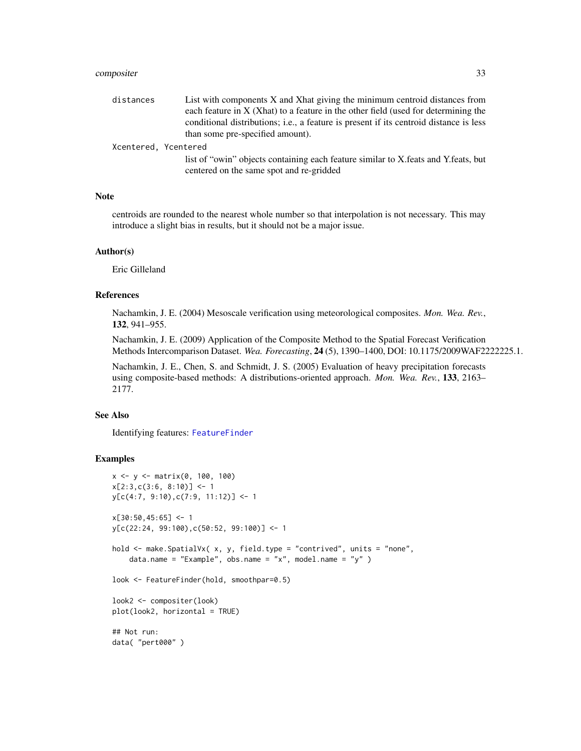distances
: List with components X and Xhat giving the minimum centroid distances from each feature in X (Xhat) to a feature in the other field (used for determining the conditional distributions; i.e., a feature is present if its centroid distance is less than some pre-specified amount).

Xcentered, Ycentered
: list of "owin" objects containing each feature similar to X.feats and Y.feats, but centered on the same spot and re-gridded

### Note

centroids are rounded to the nearest whole number so that interpolation is not necessary. This may introduce a slight bias in results, but it should not be a major issue.

### Author(s)

Eric Gilleland

### References

Nachamkin, J. E. (2004) Mesoscale verification using meteorological composites. *Mon. Wea. Rev.*, **132**, 941–955.

Nachamkin, J. E. (2009) Application of the Composite Method to the Spatial Forecast Verification Methods Intercomparison Dataset. *Wea. Forecasting*, **24** (5), 1390–1400, DOI: 10.1175/2009WAF2222225.1.

Nachamkin, J. E., Chen, S. and Schmidt, J. S. (2005) Evaluation of heavy precipitation forecasts using composite-based methods: A distributions-oriented approach. *Mon. Wea. Rev.*, **133**, 2163–2177.

### See Also

Identifying features: FeatureFinder

### Examples

```
x <- y <- matrix(0, 100, 100)
x[2:3,c(3:6, 8:10)] <- 1
y[c(4:7, 9:10),c(7:9, 11:12)] <- 1

x[30:50,45:65] <- 1
y[c(22:24, 99:100),c(50:52, 99:100)] <- 1

hold <- make.SpatialVx( x, y, field.type = "contrived", units = "none",
    data.name = "Example", obs.name = "x", model.name = "y" )

look <- FeatureFinder(hold, smoothpar=0.5)

look2 <- compositer(look)
plot(look2, horizontal = TRUE)

## Not run:
data( "pert000" )
```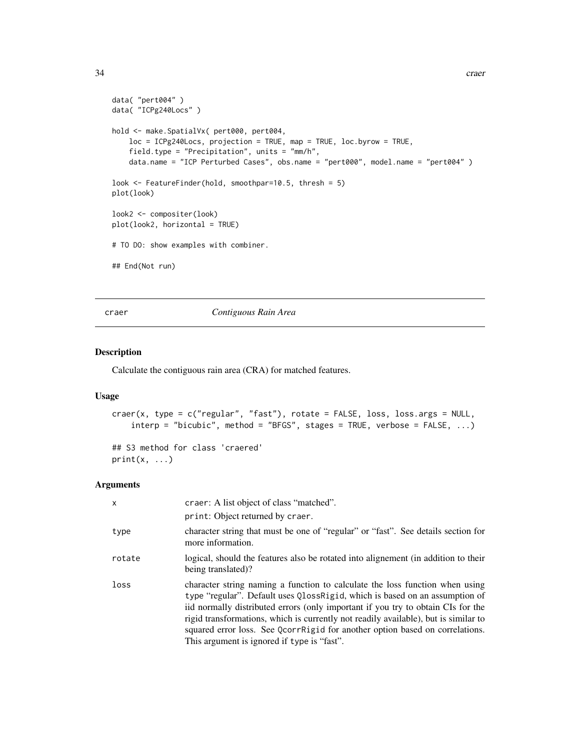```
data( "pert004" )
data( "ICPg240Locs" )

hold <- make.SpatialVx( pert000, pert004,
    loc = ICPg240Locs, projection = TRUE, map = TRUE, loc.byrow = TRUE,
    field.type = "Precipitation", units = "mm/h",
    data.name = "ICP Perturbed Cases", obs.name = "pert000", model.name = "pert004" )

look <- FeatureFinder(hold, smoothpar=10.5, thresh = 5)
plot(look)

look2 <- compositer(look)
plot(look2, horizontal = TRUE)

# TO DO: show examples with combiner.

## End(Not run)
```

---

## craer *Contiguous Rain Area*

### Description

Calculate the contiguous rain area (CRA) for matched features.

### Usage

```
craer(x, type = c("regular", "fast"), rotate = FALSE, loss, loss.args = NULL,
    interp = "bicubic", method = "BFGS", stages = TRUE, verbose = FALSE, ...)

## S3 method for class 'craered'
print(x, ...)
```

### Arguments

| | |
|---|---|
| x | craer: A list object of class "matched". print: Object returned by craer. |
| type | character string that must be one of "regular" or "fast". See details section for more information. |
| rotate | logical, should the features also be rotated into alignement (in addition to their being translated)? |
| loss | character string naming a function to calculate the loss function when using type "regular". Default uses QlossRigid, which is based on an assumption of iid normally distributed errors (only important if you try to obtain CIs for the rigid transformations, which is currently not readily available), but is similar to squared error loss. See QcorrRigid for another option based on correlations. This argument is ignored if type is "fast". |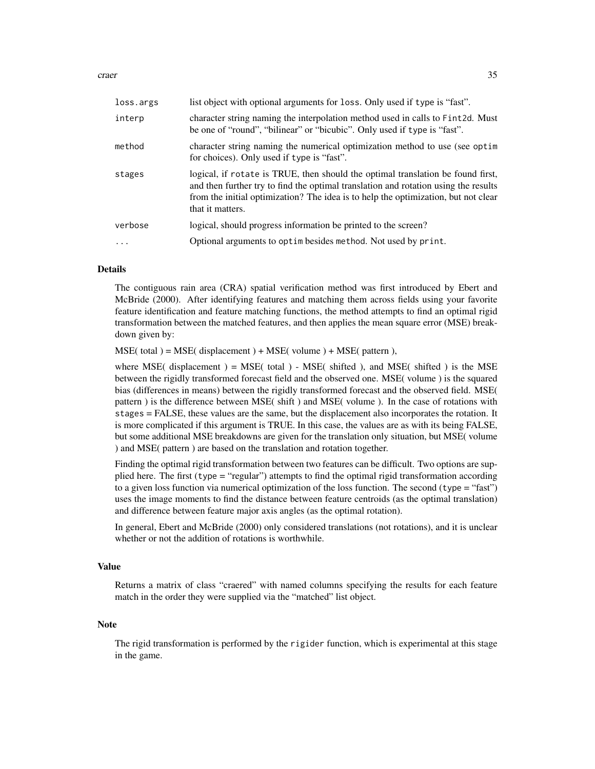| | |
|---|---|
| loss.args | list object with optional arguments for loss. Only used if type is "fast". |
| interp | character string naming the interpolation method used in calls to Fint2d. Must be one of "round", "bilinear" or "bicubic". Only used if type is "fast". |
| method | character string naming the numerical optimization method to use (see optim for choices). Only used if type is "fast". |
| stages | logical, if rotate is TRUE, then should the optimal translation be found first, and then further try to find the optimal translation and rotation using the results from the initial optimization? The idea is to help the optimization, but not clear that it matters. |
| verbose | logical, should progress information be printed to the screen? |
| ... | Optional arguments to optim besides method. Not used by print. |

## Details

The contiguous rain area (CRA) spatial verification method was first introduced by Ebert and McBride (2000). After identifying features and matching them across fields using your favorite feature identification and feature matching functions, the method attempts to find an optimal rigid transformation between the matched features, and then applies the mean square error (MSE) breakdown given by:

MSE( total ) = MSE( displacement ) + MSE( volume ) + MSE( pattern ),

where MSE( displacement ) = MSE( total ) - MSE( shifted ), and MSE( shifted ) is the MSE between the rigidly transformed forecast field and the observed one. MSE( volume ) is the squared bias (differences in means) between the rigidly transformed forecast and the observed field. MSE( pattern ) is the difference between MSE( shift ) and MSE( volume ). In the case of rotations with stages = FALSE, these values are the same, but the displacement also incorporates the rotation. It is more complicated if this argument is TRUE. In this case, the values are as with its being FALSE, but some additional MSE breakdowns are given for the translation only situation, but MSE( volume ) and MSE( pattern ) are based on the translation and rotation together.

Finding the optimal rigid transformation between two features can be difficult. Two options are supplied here. The first (type = "regular") attempts to find the optimal rigid transformation according to a given loss function via numerical optimization of the loss function. The second (type = "fast") uses the image moments to find the distance between feature centroids (as the optimal translation) and difference between feature major axis angles (as the optimal rotation).

In general, Ebert and McBride (2000) only considered translations (not rotations), and it is unclear whether or not the addition of rotations is worthwhile.

## Value

Returns a matrix of class "craered" with named columns specifying the results for each feature match in the order they were supplied via the "matched" list object.

## Note

The rigid transformation is performed by the rigider function, which is experimental at this stage in the game.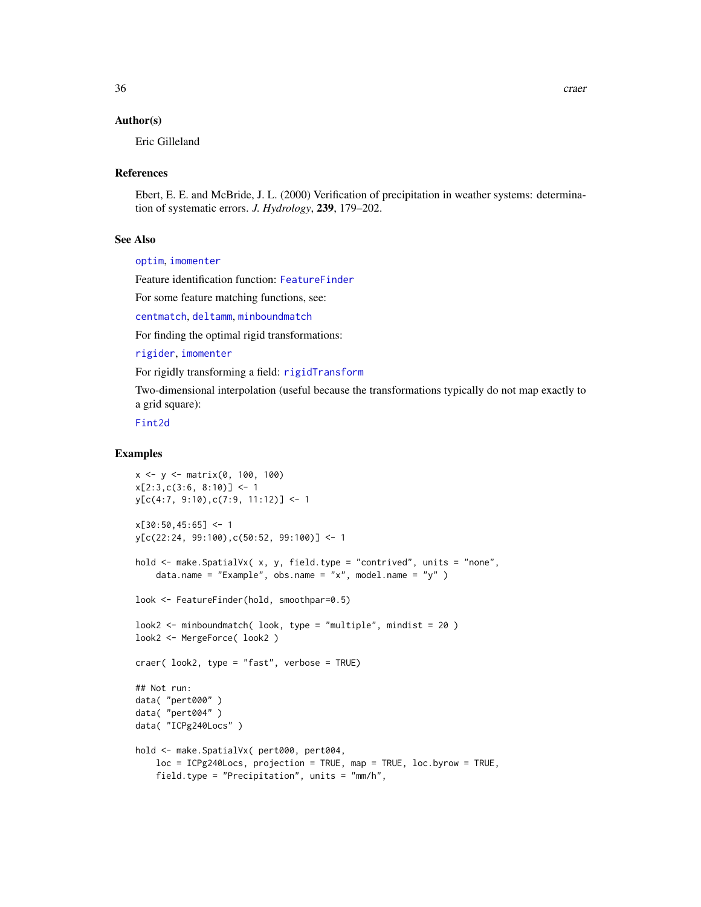### Author(s)

Eric Gilleland

### References

Ebert, E. E. and McBride, J. L. (2000) Verification of precipitation in weather systems: determination of systematic errors. *J. Hydrology*, **239**, 179–202.

### See Also

optim, imomenter

Feature identification function: FeatureFinder

For some feature matching functions, see:

centmatch, deltamm, minboundmatch

For finding the optimal rigid transformations:

rigider, imomenter

For rigidly transforming a field: rigidTransform

Two-dimensional interpolation (useful because the transformations typically do not map exactly to a grid square):

Fint2d

### Examples

```
x <- y <- matrix(0, 100, 100)
x[2:3,c(3:6, 8:10)] <- 1
y[c(4:7, 9:10),c(7:9, 11:12)] <- 1

x[30:50,45:65] <- 1
y[c(22:24, 99:100),c(50:52, 99:100)] <- 1

hold <- make.SpatialVx( x, y, field.type = "contrived", units = "none",
    data.name = "Example", obs.name = "x", model.name = "y" )

look <- FeatureFinder(hold, smoothpar=0.5)

look2 <- minboundmatch( look, type = "multiple", mindist = 20 )
look2 <- MergeForce( look2 )

craer( look2, type = "fast", verbose = TRUE)

## Not run:
data( "pert000" )
data( "pert004" )
data( "ICPg240Locs" )

hold <- make.SpatialVx( pert000, pert004,
    loc = ICPg240Locs, projection = TRUE, map = TRUE, loc.byrow = TRUE,
    field.type = "Precipitation", units = "mm/h",
```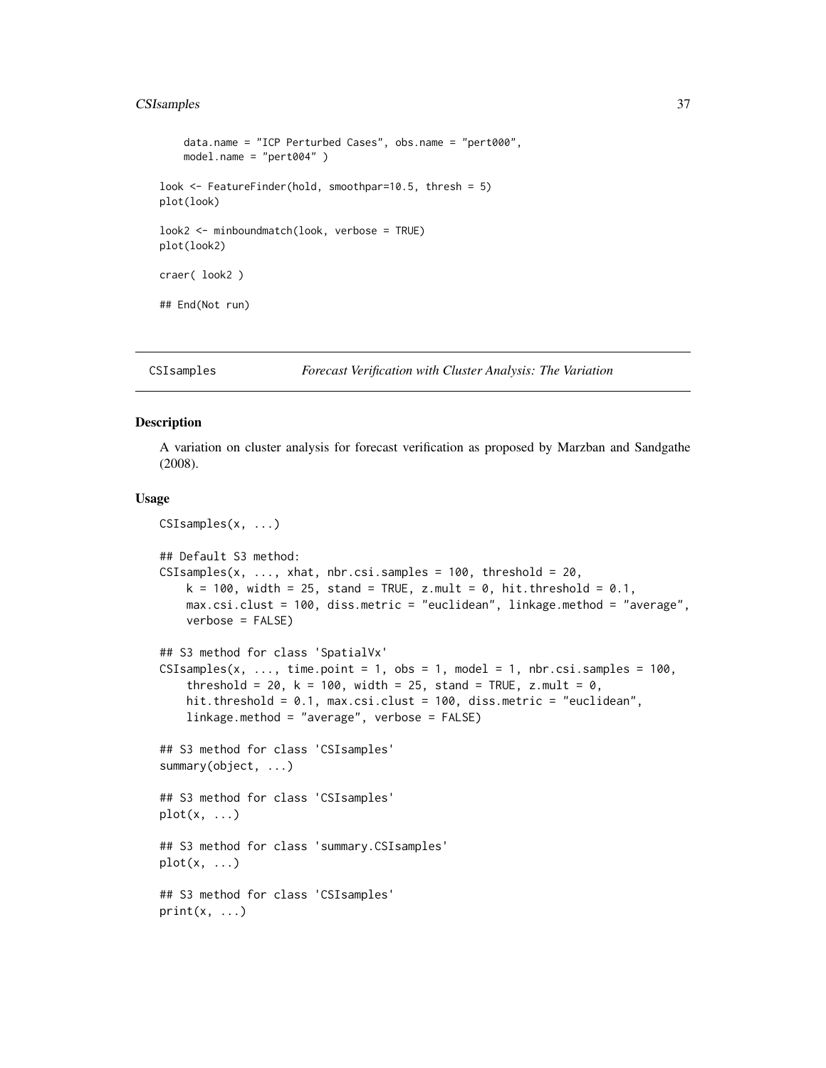```
     data.name = "ICP Perturbed Cases", obs.name = "pert000",
     model.name = "pert004" )

look <- FeatureFinder(hold, smoothpar=10.5, thresh = 5)
plot(look)

look2 <- minboundmatch(look, verbose = TRUE)
plot(look2)

craer( look2 )

## End(Not run)
```

---

CSIsamples *Forecast Verification with Cluster Analysis: The Variation*

---

## Description

A variation on cluster analysis for forecast verification as proposed by Marzban and Sandgathe (2008).

## Usage

```
CSIsamples(x, ...)

## Default S3 method:
CSIsamples(x, ..., xhat, nbr.csi.samples = 100, threshold = 20,
    k = 100, width = 25, stand = TRUE, z.mult = 0, hit.threshold = 0.1,
    max.csi.clust = 100, diss.metric = "euclidean", linkage.method = "average",
    verbose = FALSE)

## S3 method for class 'SpatialVx'
CSIsamples(x, ..., time.point = 1, obs = 1, model = 1, nbr.csi.samples = 100,
    threshold = 20, k = 100, width = 25, stand = TRUE, z.mult = 0,
    hit.threshold = 0.1, max.csi.clust = 100, diss.metric = "euclidean",
    linkage.method = "average", verbose = FALSE)

## S3 method for class 'CSIsamples'
summary(object, ...)

## S3 method for class 'CSIsamples'
plot(x, ...)

## S3 method for class 'summary.CSIsamples'
plot(x, ...)

## S3 method for class 'CSIsamples'
print(x, ...)
```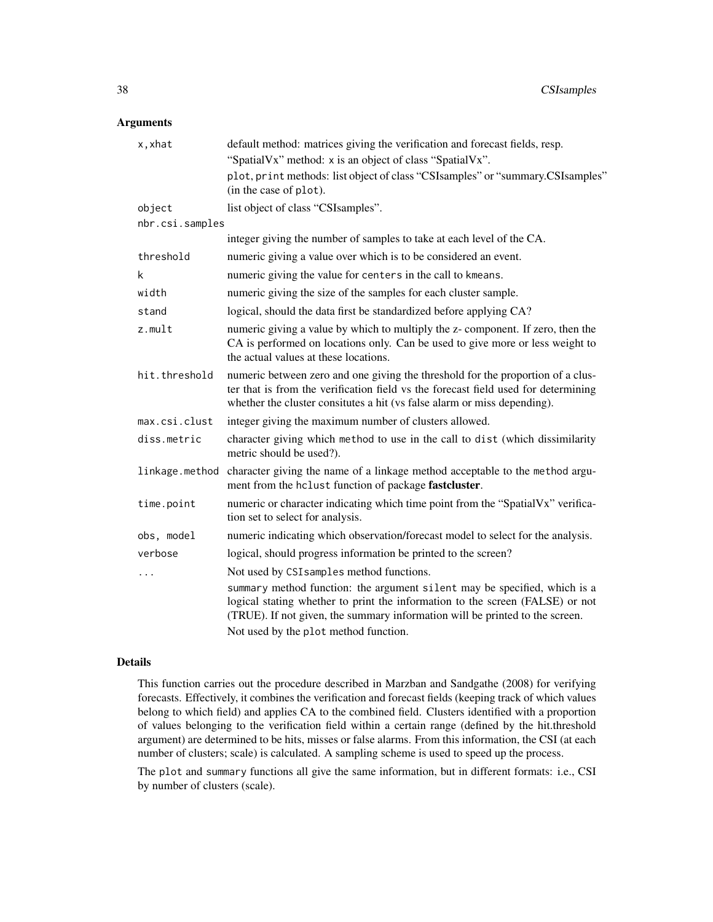## Arguments

| | |
|---|---|
| x,xhat | default method: matrices giving the verification and forecast fields, resp. "SpatialVx" method: x is an object of class "SpatialVx". plot, print methods: list object of class "CSIsamples" or "summary.CSIsamples" (in the case of plot). |
| object | list object of class "CSIsamples". |
| nbr.csi.samples | integer giving the number of samples to take at each level of the CA. |
| threshold | numeric giving a value over which is to be considered an event. |
| k | numeric giving the value for centers in the call to kmeans. |
| width | numeric giving the size of the samples for each cluster sample. |
| stand | logical, should the data first be standardized before applying CA? |
| z.mult | numeric giving a value by which to multiply the z- component. If zero, then the CA is performed on locations only. Can be used to give more or less weight to the actual values at these locations. |
| hit.threshold | numeric between zero and one giving the threshold for the proportion of a cluster that is from the verification field vs the forecast field used for determining whether the cluster consitutes a hit (vs false alarm or miss depending). |
| max.csi.clust | integer giving the maximum number of clusters allowed. |
| diss.metric | character giving which method to use in the call to dist (which dissimilarity metric should be used?). |
| linkage.method | character giving the name of a linkage method acceptable to the method argument from the hclust function of package **fastcluster**. |
| time.point | numeric or character indicating which time point from the "SpatialVx" verification set to select for analysis. |
| obs, model | numeric indicating which observation/forecast model to select for the analysis. |
| verbose | logical, should progress information be printed to the screen? |
| ... | Not used by CSIsamples method functions. summary method function: the argument silent may be specified, which is a logical stating whether to print the information to the screen (FALSE) or not (TRUE). If not given, the summary information will be printed to the screen. Not used by the plot method function. |

## Details

This function carries out the procedure described in Marzban and Sandgathe (2008) for verifying forecasts. Effectively, it combines the verification and forecast fields (keeping track of which values belong to which field) and applies CA to the combined field. Clusters identified with a proportion of values belonging to the verification field within a certain range (defined by the hit.threshold argument) are determined to be hits, misses or false alarms. From this information, the CSI (at each number of clusters; scale) is calculated. A sampling scheme is used to speed up the process.

The plot and summary functions all give the same information, but in different formats: i.e., CSI by number of clusters (scale).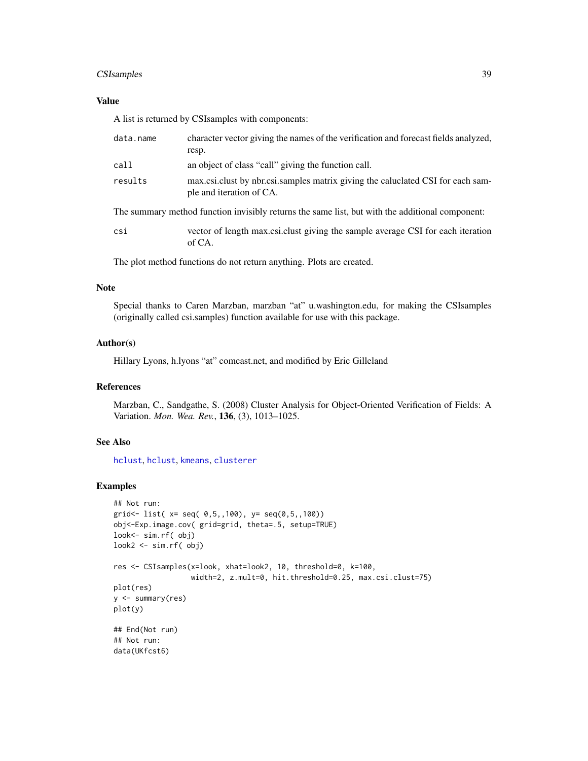## Value

A list is returned by CSIsamples with components:

| | |
|---|---|
| data.name | character vector giving the names of the verification and forecast fields analyzed, resp. |
| call | an object of class "call" giving the function call. |
| results | max.csi.clust by nbr.csi.samples matrix giving the caluclated CSI for each sample and iteration of CA. |

The summary method function invisibly returns the same list, but with the additional component:

| | |
|---|---|
| csi | vector of length max.csi.clust giving the sample average CSI for each iteration of CA. |

The plot method functions do not return anything. Plots are created.

## Note

Special thanks to Caren Marzban, marzban "at" u.washington.edu, for making the CSIsamples (originally called csi.samples) function available for use with this package.

## Author(s)

Hillary Lyons, h.lyons "at" comcast.net, and modified by Eric Gilleland

## References

Marzban, C., Sandgathe, S. (2008) Cluster Analysis for Object-Oriented Verification of Fields: A Variation. *Mon. Wea. Rev.*, **136**, (3), 1013–1025.

## See Also

hclust, hclust, kmeans, clusterer

## Examples

```
## Not run:
grid<- list( x= seq( 0,5,,100), y= seq(0,5,,100))
obj<-Exp.image.cov( grid=grid, theta=.5, setup=TRUE)
look<- sim.rf( obj)
look2 <- sim.rf( obj)

res <- CSIsamples(x=look, xhat=look2, 10, threshold=0, k=100,
                  width=2, z.mult=0, hit.threshold=0.25, max.csi.clust=75)
plot(res)
y <- summary(res)
plot(y)

## End(Not run)
## Not run:
data(UKfcst6)
```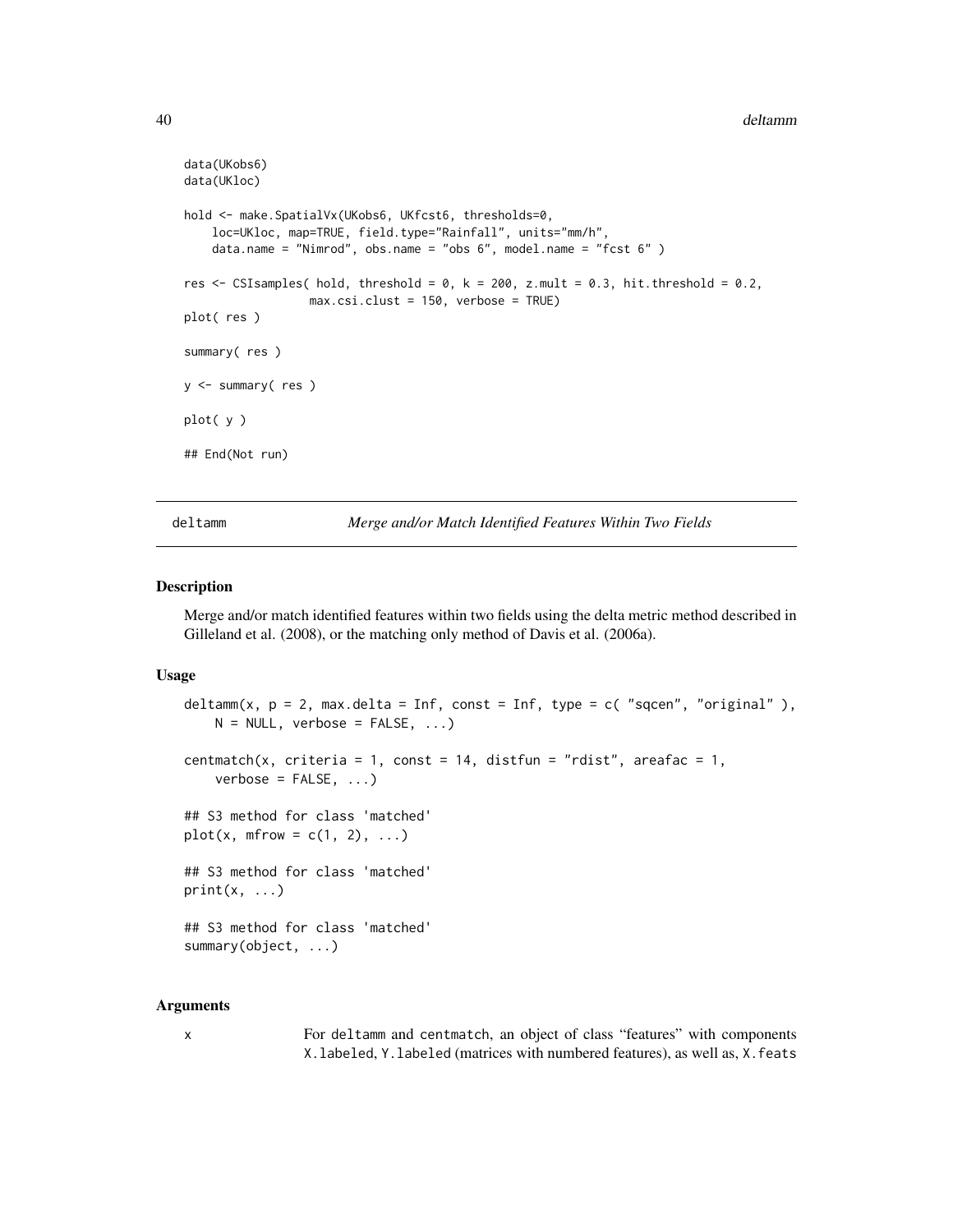```
data(UKobs6)
data(UKloc)

hold <- make.SpatialVx(UKobs6, UKfcst6, thresholds=0,
    loc=UKloc, map=TRUE, field.type="Rainfall", units="mm/h",
    data.name = "Nimrod", obs.name = "obs 6", model.name = "fcst 6" )

res <- CSIsamples( hold, threshold = 0, k = 200, z.mult = 0.3, hit.threshold = 0.2,
                   max.csi.clust = 150, verbose = TRUE)
plot( res )

summary( res )

y <- summary( res )

plot( y )

## End(Not run)
```

## deltamm — *Merge and/or Match Identified Features Within Two Fields*

### Description

Merge and/or match identified features within two fields using the delta metric method described in Gilleland et al. (2008), or the matching only method of Davis et al. (2006a).

### Usage

```
deltamm(x, p = 2, max.delta = Inf, const = Inf, type = c( "sqcen", "original" ),
    N = NULL, verbose = FALSE, ...)

centmatch(x, criteria = 1, const = 14, distfun = "rdist", areafac = 1,
    verbose = FALSE, ...)

## S3 method for class 'matched'
plot(x, mfrow = c(1, 2), ...)

## S3 method for class 'matched'
print(x, ...)

## S3 method for class 'matched'
summary(object, ...)
```

### Arguments

x — For `deltamm` and `centmatch`, an object of class "features" with components `X.labeled`, `Y.labeled` (matrices with numbered features), as well as, `X.feats`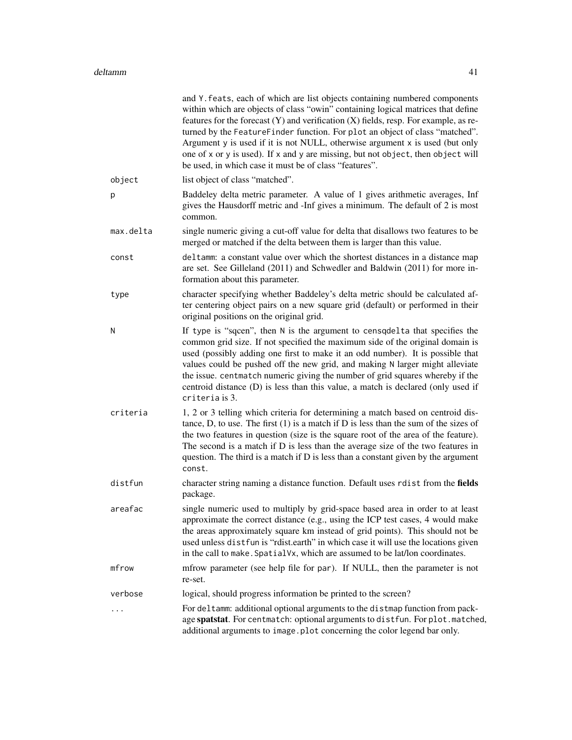|  |  |
| --- | --- |
|  | and `Y.feats`, each of which are list objects containing numbered components within which are objects of class "owin" containing logical matrices that define features for the forecast (Y) and verification (X) fields, resp. For example, as returned by the `FeatureFinder` function. For `plot` an object of class "matched". Argument `y` is used if it is not NULL, otherwise argument `x` is used (but only one of `x` or `y` is used). If `x` and `y` are missing, but not `object`, then `object` will be used, in which case it must be of class "features". |
| `object` | list object of class "matched". |
| `p` | Baddeley delta metric parameter. A value of 1 gives arithmetic averages, Inf gives the Hausdorff metric and -Inf gives a minimum. The default of 2 is most common. |
| `max.delta` | single numeric giving a cut-off value for delta that disallows two features to be merged or matched if the delta between them is larger than this value. |
| `const` | `deltamm`: a constant value over which the shortest distances in a distance map are set. See Gilleland (2011) and Schwedler and Baldwin (2011) for more information about this parameter. |
| `type` | character specifying whether Baddeley's delta metric should be calculated after centering object pairs on a new square grid (default) or performed in their original positions on the original grid. |
| `N` | If `type` is "sqcen", then `N` is the argument to `censqdelta` that specifies the common grid size. If not specified the maximum side of the original domain is used (possibly adding one first to make it an odd number). It is possible that values could be pushed off the new grid, and making `N` larger might alleviate the issue. `centmatch` numeric giving the number of grid squares whereby if the centroid distance (D) is less than this value, a match is declared (only used if `criteria` is 3. |
| `criteria` | 1, 2 or 3 telling which criteria for determining a match based on centroid distance, D, to use. The first (1) is a match if D is less than the sum of the sizes of the two features in question (size is the square root of the area of the feature). The second is a match if D is less than the average size of the two features in question. The third is a match if D is less than a constant given by the argument `const`. |
| `distfun` | character string naming a distance function. Default uses `rdist` from the **fields** package. |
| `areafac` | single numeric used to multiply by grid-space based area in order to at least approximate the correct distance (e.g., using the ICP test cases, 4 would make the areas approximately square km instead of grid points). This should not be used unless `distfun` is "rdist.earth" in which case it will use the locations given in the call to `make.SpatialVx`, which are assumed to be lat/lon coordinates. |
| `mfrow` | mfrow parameter (see help file for `par`). If NULL, then the parameter is not re-set. |
| `verbose` | logical, should progress information be printed to the screen? |
| `...` | For `deltamm`: additional optional arguments to the `distmap` function from package **spatstat**. For `centmatch`: optional arguments to `distfun`. For `plot.matched`, additional arguments to `image.plot` concerning the color legend bar only. |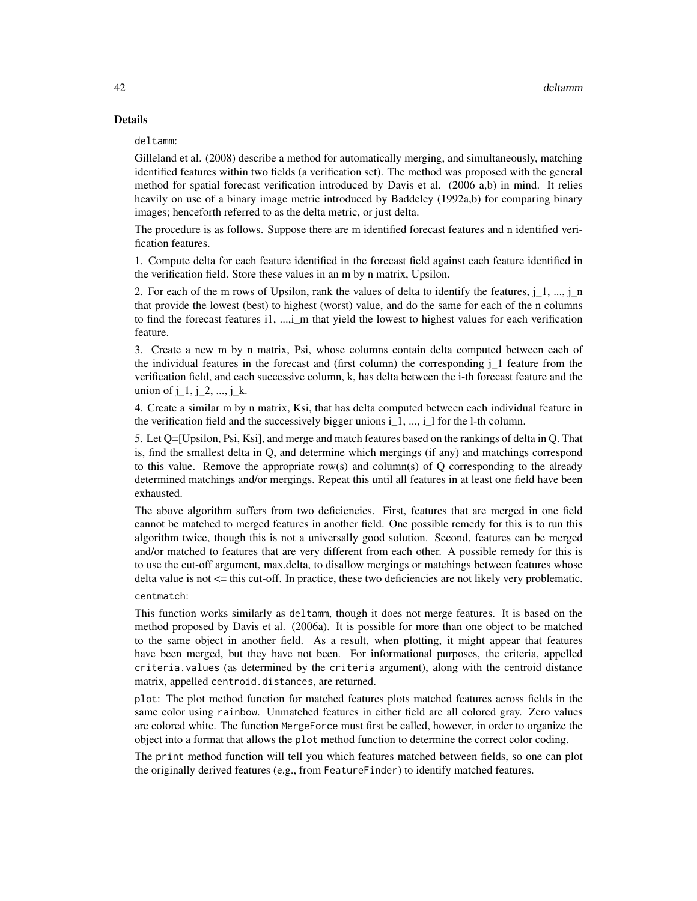## Details

`deltamm`:

Gilleland et al. (2008) describe a method for automatically merging, and simultaneously, matching identified features within two fields (a verification set). The method was proposed with the general method for spatial forecast verification introduced by Davis et al. (2006 a,b) in mind. It relies heavily on use of a binary image metric introduced by Baddeley (1992a,b) for comparing binary images; henceforth referred to as the delta metric, or just delta.

The procedure is as follows. Suppose there are m identified forecast features and n identified verification features.

1. Compute delta for each feature identified in the forecast field against each feature identified in the verification field. Store these values in an m by n matrix, Upsilon.

2. For each of the m rows of Upsilon, rank the values of delta to identify the features, $j_1$, ..., $j_n$ that provide the lowest (best) to highest (worst) value, and do the same for each of the n columns to find the forecast features i1, ...,$i_m$ that yield the lowest to highest values for each verification feature.

3. Create a new m by n matrix, Psi, whose columns contain delta computed between each of the individual features in the forecast and (first column) the corresponding $j_1$ feature from the verification field, and each successive column, k, has delta between the i-th forecast feature and the union of $j_1$, $j_2$, ..., $j_k$.

4. Create a similar m by n matrix, Ksi, that has delta computed between each individual feature in the verification field and the successively bigger unions $i_1$, ..., $i_l$ for the l-th column.

5. Let Q=[Upsilon, Psi, Ksi], and merge and match features based on the rankings of delta in Q. That is, find the smallest delta in Q, and determine which mergings (if any) and matchings correspond to this value. Remove the appropriate row(s) and column(s) of Q corresponding to the already determined matchings and/or mergings. Repeat this until all features in at least one field have been exhausted.

The above algorithm suffers from two deficiencies. First, features that are merged in one field cannot be matched to merged features in another field. One possible remedy for this is to run this algorithm twice, though this is not a universally good solution. Second, features can be merged and/or matched to features that are very different from each other. A possible remedy for this is to use the cut-off argument, max.delta, to disallow mergings or matchings between features whose delta value is not <= this cut-off. In practice, these two deficiencies are not likely very problematic.

`centmatch`:

This function works similarly as `deltamm`, though it does not merge features. It is based on the method proposed by Davis et al. (2006a). It is possible for more than one object to be matched to the same object in another field. As a result, when plotting, it might appear that features have been merged, but they have not been. For informational purposes, the criteria, appelled `criteria.values` (as determined by the `criteria` argument), along with the centroid distance matrix, appelled `centroid.distances`, are returned.

`plot`: The plot method function for matched features plots matched features across fields in the same color using `rainbow`. Unmatched features in either field are all colored gray. Zero values are colored white. The function `MergeForce` must first be called, however, in order to organize the object into a format that allows the `plot` method function to determine the correct color coding.

The `print` method function will tell you which features matched between fields, so one can plot the originally derived features (e.g., from `FeatureFinder`) to identify matched features.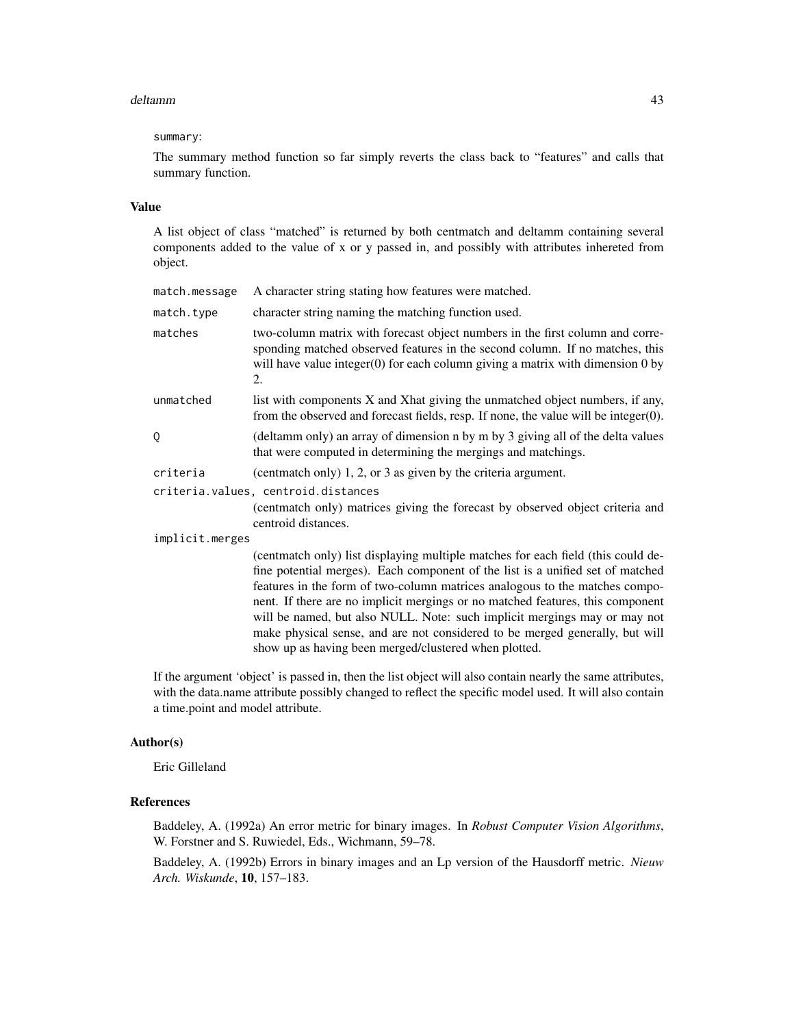summary:

The summary method function so far simply reverts the class back to "features" and calls that summary function.

## Value

A list object of class "matched" is returned by both centmatch and deltamm containing several components added to the value of x or y passed in, and possibly with attributes inhereted from object.

- `match.message`: A character string stating how features were matched.
- `match.type`: character string naming the matching function used.
- `matches`: two-column matrix with forecast object numbers in the first column and corresponding matched observed features in the second column. If no matches, this will have value integer(0) for each column giving a matrix with dimension 0 by 2.
- `unmatched`: list with components X and Xhat giving the unmatched object numbers, if any, from the observed and forecast fields, resp. If none, the value will be integer(0).
- `Q`: (deltamm only) an array of dimension n by m by 3 giving all of the delta values that were computed in determining the mergings and matchings.
- `criteria`: (centmatch only) 1, 2, or 3 as given by the criteria argument.
- `criteria.values, centroid.distances`: (centmatch only) matrices giving the forecast by observed object criteria and centroid distances.
- `implicit.merges`: (centmatch only) list displaying multiple matches for each field (this could define potential merges). Each component of the list is a unified set of matched features in the form of two-column matrices analogous to the matches component. If there are no implicit mergings or no matched features, this component will be named, but also NULL. Note: such implicit mergings may or may not make physical sense, and are not considered to be merged generally, but will show up as having been merged/clustered when plotted.

If the argument 'object' is passed in, then the list object will also contain nearly the same attributes, with the data.name attribute possibly changed to reflect the specific model used. It will also contain a time.point and model attribute.

## Author(s)

Eric Gilleland

## References

Baddeley, A. (1992a) An error metric for binary images. In *Robust Computer Vision Algorithms*, W. Forstner and S. Ruwiedel, Eds., Wichmann, 59–78.

Baddeley, A. (1992b) Errors in binary images and an Lp version of the Hausdorff metric. *Nieuw Arch. Wiskunde*, **10**, 157–183.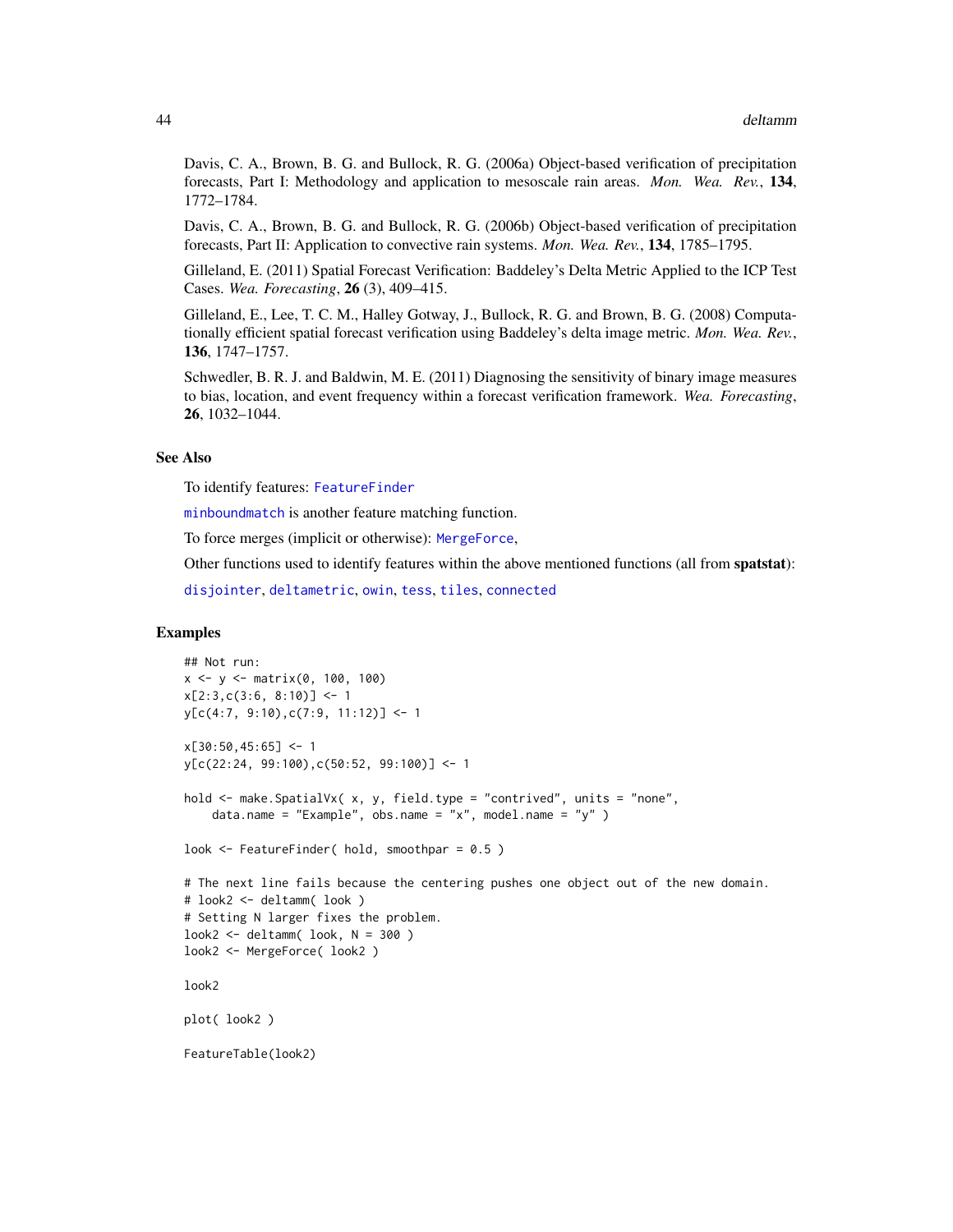Davis, C. A., Brown, B. G. and Bullock, R. G. (2006a) Object-based verification of precipitation forecasts, Part I: Methodology and application to mesoscale rain areas. *Mon. Wea. Rev.*, **134**, 1772–1784.

Davis, C. A., Brown, B. G. and Bullock, R. G. (2006b) Object-based verification of precipitation forecasts, Part II: Application to convective rain systems. *Mon. Wea. Rev.*, **134**, 1785–1795.

Gilleland, E. (2011) Spatial Forecast Verification: Baddeley's Delta Metric Applied to the ICP Test Cases. *Wea. Forecasting*, **26** (3), 409–415.

Gilleland, E., Lee, T. C. M., Halley Gotway, J., Bullock, R. G. and Brown, B. G. (2008) Computationally efficient spatial forecast verification using Baddeley's delta image metric. *Mon. Wea. Rev.*, **136**, 1747–1757.

Schwedler, B. R. J. and Baldwin, M. E. (2011) Diagnosing the sensitivity of binary image measures to bias, location, and event frequency within a forecast verification framework. *Wea. Forecasting*, **26**, 1032–1044.

## See Also

To identify features: `FeatureFinder`

`minboundmatch` is another feature matching function.

To force merges (implicit or otherwise): `MergeForce`,

Other functions used to identify features within the above mentioned functions (all from **spatstat**):

`disjointer`, `deltametric`, `owin`, `tess`, `tiles`, `connected`

## Examples

```
## Not run:
x <- y <- matrix(0, 100, 100)
x[2:3,c(3:6, 8:10)] <- 1
y[c(4:7, 9:10),c(7:9, 11:12)] <- 1

x[30:50,45:65] <- 1
y[c(22:24, 99:100),c(50:52, 99:100)] <- 1

hold <- make.SpatialVx( x, y, field.type = "contrived", units = "none",
    data.name = "Example", obs.name = "x", model.name = "y" )

look <- FeatureFinder( hold, smoothpar = 0.5 )

# The next line fails because the centering pushes one object out of the new domain.
# look2 <- deltamm( look )
# Setting N larger fixes the problem.
look2 <- deltamm( look, N = 300 )
look2 <- MergeForce( look2 )

look2

plot( look2 )

FeatureTable(look2)
```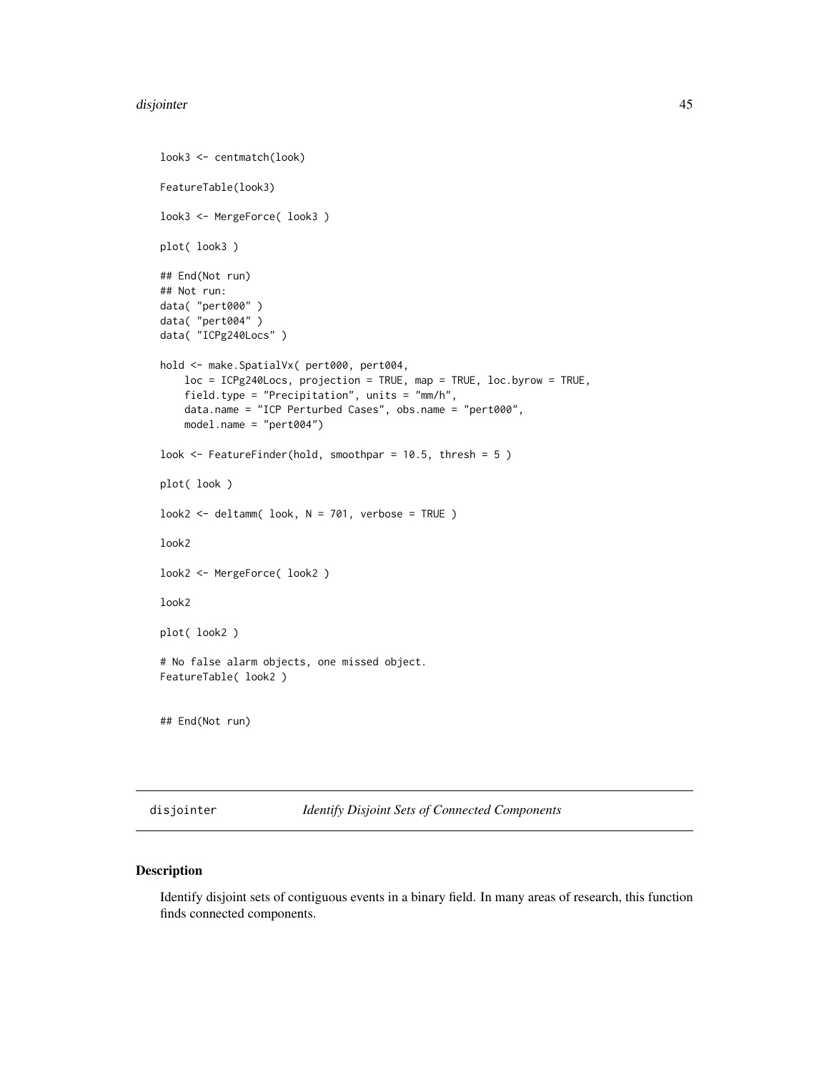```
look3 <- centmatch(look)

FeatureTable(look3)

look3 <- MergeForce( look3 )

plot( look3 )

## End(Not run)
## Not run:
data( "pert000" )
data( "pert004" )
data( "ICPg240Locs" )

hold <- make.SpatialVx( pert000, pert004,
    loc = ICPg240Locs, projection = TRUE, map = TRUE, loc.byrow = TRUE,
    field.type = "Precipitation", units = "mm/h",
    data.name = "ICP Perturbed Cases", obs.name = "pert000",
    model.name = "pert004")

look <- FeatureFinder(hold, smoothpar = 10.5, thresh = 5 )

plot( look )

look2 <- deltamm( look, N = 701, verbose = TRUE )

look2

look2 <- MergeForce( look2 )

look2

plot( look2 )

# No false alarm objects, one missed object.
FeatureTable( look2 )


## End(Not run)
```

## disjointer *Identify Disjoint Sets of Connected Components*

### Description

Identify disjoint sets of contiguous events in a binary field. In many areas of research, this function finds connected components.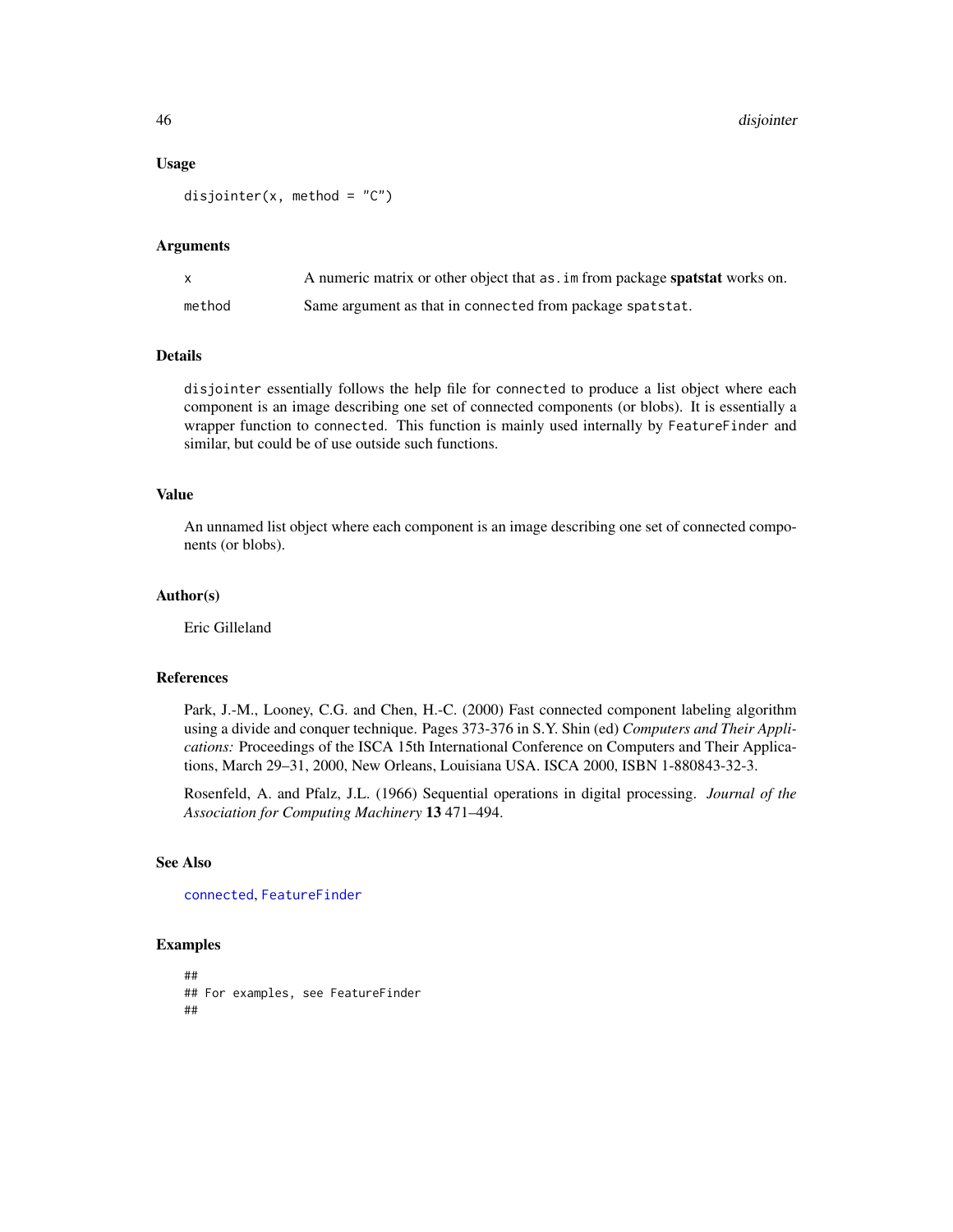## Usage

```
disjointer(x, method = "C")
```

## Arguments

| | |
|---|---|
| x | A numeric matrix or other object that as.im from package **spatstat** works on. |
| method | Same argument as that in connected from package spatstat. |

## Details

disjointer essentially follows the help file for connected to produce a list object where each component is an image describing one set of connected components (or blobs). It is essentially a wrapper function to connected. This function is mainly used internally by FeatureFinder and similar, but could be of use outside such functions.

## Value

An unnamed list object where each component is an image describing one set of connected components (or blobs).

## Author(s)

Eric Gilleland

## References

Park, J.-M., Looney, C.G. and Chen, H.-C. (2000) Fast connected component labeling algorithm using a divide and conquer technique. Pages 373-376 in S.Y. Shin (ed) *Computers and Their Applications:* Proceedings of the ISCA 15th International Conference on Computers and Their Applications, March 29–31, 2000, New Orleans, Louisiana USA. ISCA 2000, ISBN 1-880843-32-3.

Rosenfeld, A. and Pfalz, J.L. (1966) Sequential operations in digital processing. *Journal of the Association for Computing Machinery* **13** 471–494.

## See Also

connected, FeatureFinder

## Examples

```
##
## For examples, see FeatureFinder
##
```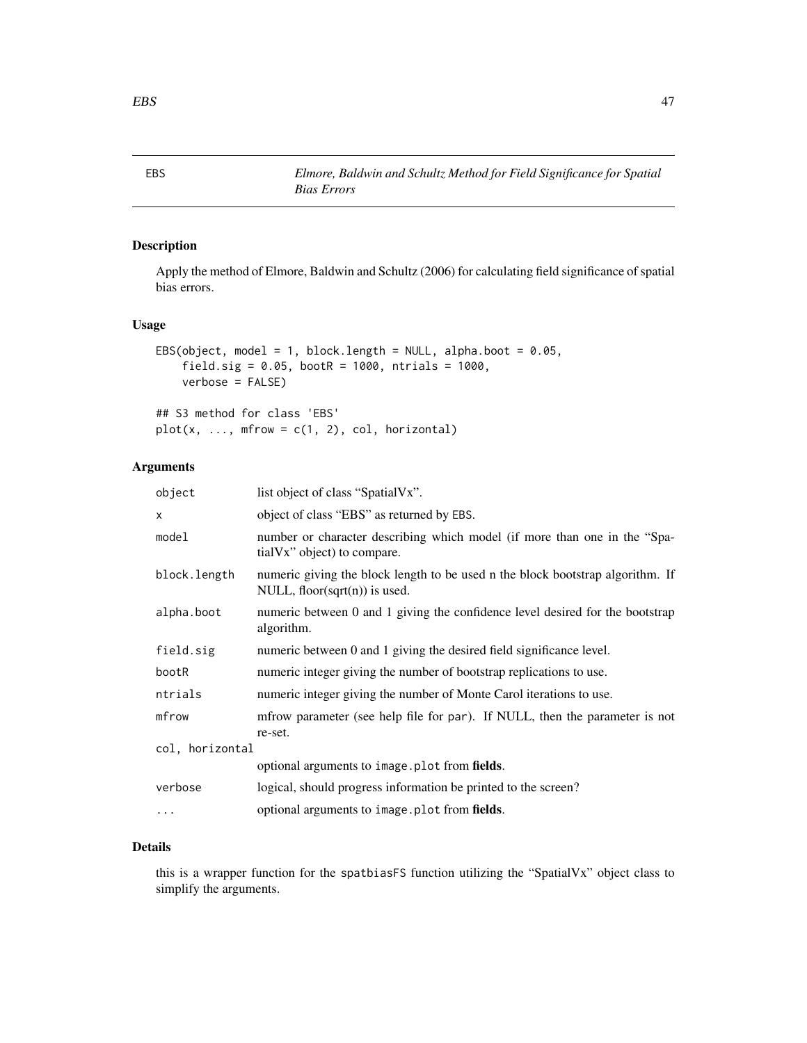## EBS — Elmore, Baldwin and Schultz Method for Field Significance for Spatial Bias Errors

### Description

Apply the method of Elmore, Baldwin and Schultz (2006) for calculating field significance of spatial bias errors.

### Usage

```
EBS(object, model = 1, block.length = NULL, alpha.boot = 0.05,
    field.sig = 0.05, bootR = 1000, ntrials = 1000,
    verbose = FALSE)

## S3 method for class 'EBS'
plot(x, ..., mfrow = c(1, 2), col, horizontal)
```

### Arguments

| Argument | Description |
|---|---|
| `object` | list object of class "SpatialVx". |
| `x` | object of class "EBS" as returned by `EBS`. |
| `model` | number or character describing which model (if more than one in the "SpatialVx" object) to compare. |
| `block.length` | numeric giving the block length to be used n the block bootstrap algorithm. If NULL, floor(sqrt(n)) is used. |
| `alpha.boot` | numeric between 0 and 1 giving the confidence level desired for the bootstrap algorithm. |
| `field.sig` | numeric between 0 and 1 giving the desired field significance level. |
| `bootR` | numeric integer giving the number of bootstrap replications to use. |
| `ntrials` | numeric integer giving the number of Monte Carol iterations to use. |
| `mfrow` | mfrow parameter (see help file for `par`). If NULL, then the parameter is not re-set. |
| `col, horizontal` | optional arguments to `image.plot` from **fields**. |
| `verbose` | logical, should progress information be printed to the screen? |
| `...` | optional arguments to `image.plot` from **fields**. |

### Details

this is a wrapper function for the `spatbiasFS` function utilizing the "SpatialVx" object class to simplify the arguments.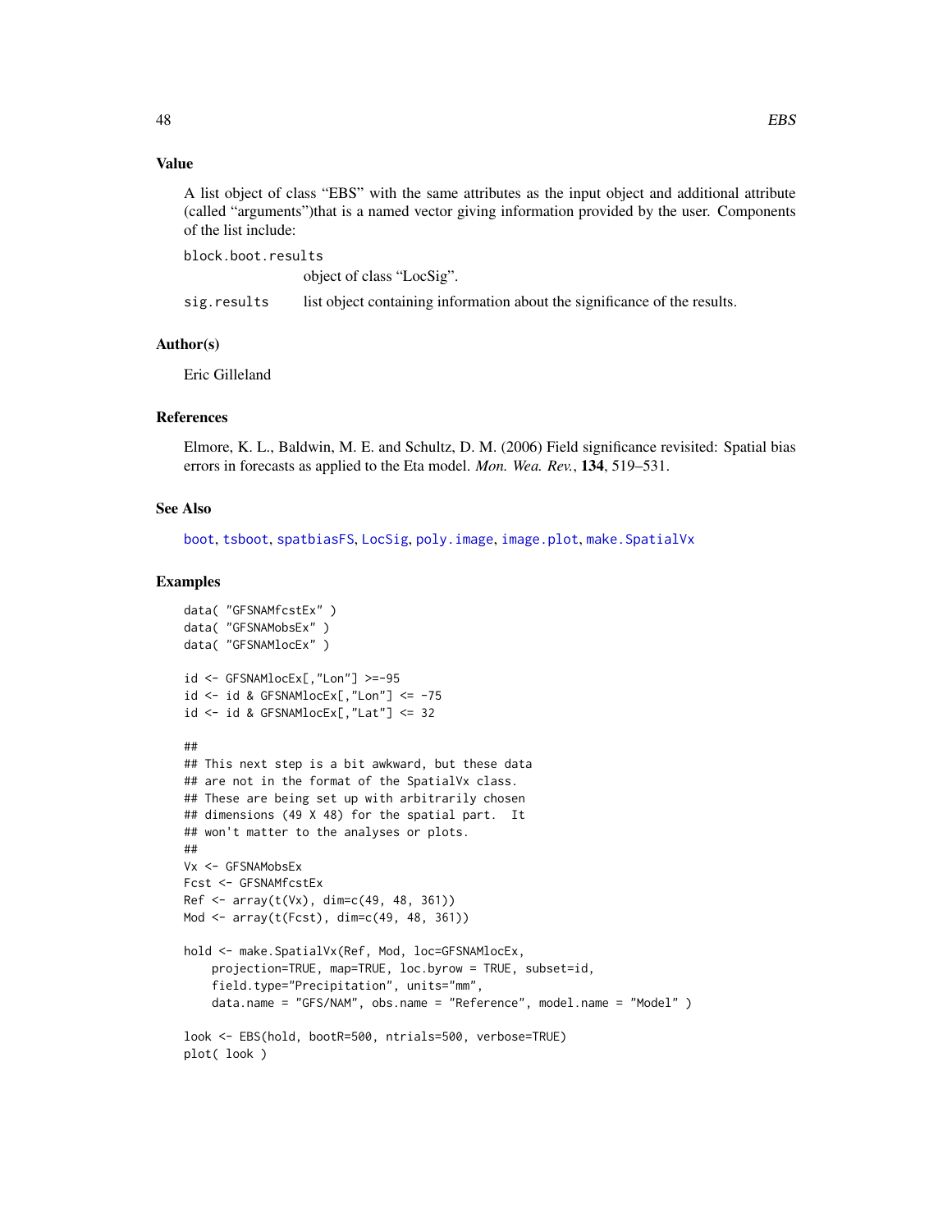## Value

A list object of class "EBS" with the same attributes as the input object and additional attribute (called "arguments")that is a named vector giving information provided by the user. Components of the list include:

block.boot.results
: object of class "LocSig".

sig.results
: list object containing information about the significance of the results.

## Author(s)

Eric Gilleland

## References

Elmore, K. L., Baldwin, M. E. and Schultz, D. M. (2006) Field significance revisited: Spatial bias errors in forecasts as applied to the Eta model. *Mon. Wea. Rev.*, **134**, 519–531.

## See Also

boot, tsboot, spatbiasFS, LocSig, poly.image, image.plot, make.SpatialVx

## Examples

```
data( "GFSNAMfcstEx" )
data( "GFSNAMobsEx" )
data( "GFSNAMlocEx" )

id <- GFSNAMlocEx[,"Lon"] >=-95
id <- id & GFSNAMlocEx[,"Lon"] <= -75
id <- id & GFSNAMlocEx[,"Lat"] <= 32

##
## This next step is a bit awkward, but these data
## are not in the format of the SpatialVx class.
## These are being set up with arbitrarily chosen
## dimensions (49 X 48) for the spatial part.  It
## won't matter to the analyses or plots.
##
Vx <- GFSNAMobsEx
Fcst <- GFSNAMfcstEx
Ref <- array(t(Vx), dim=c(49, 48, 361))
Mod <- array(t(Fcst), dim=c(49, 48, 361))

hold <- make.SpatialVx(Ref, Mod, loc=GFSNAMlocEx,
    projection=TRUE, map=TRUE, loc.byrow = TRUE, subset=id,
    field.type="Precipitation", units="mm",
    data.name = "GFS/NAM", obs.name = "Reference", model.name = "Model" )

look <- EBS(hold, bootR=500, ntrials=500, verbose=TRUE)
plot( look )
```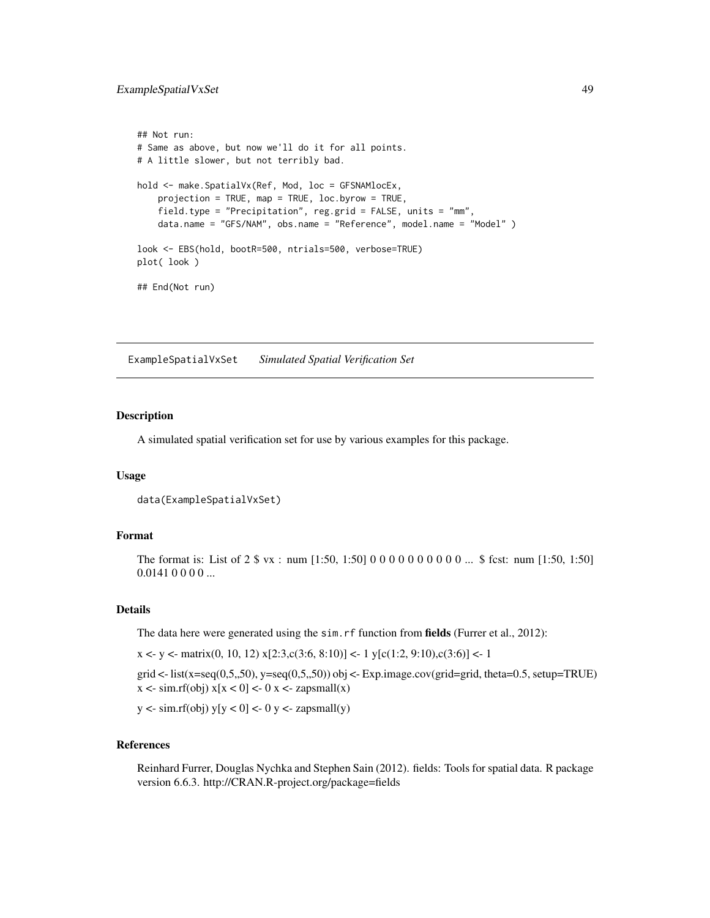```
## Not run:
# Same as above, but now we'll do it for all points.
# A little slower, but not terribly bad.

hold <- make.SpatialVx(Ref, Mod, loc = GFSNAMlocEx,
    projection = TRUE, map = TRUE, loc.byrow = TRUE,
    field.type = "Precipitation", reg.grid = FALSE, units = "mm",
    data.name = "GFS/NAM", obs.name = "Reference", model.name = "Model" )

look <- EBS(hold, bootR=500, ntrials=500, verbose=TRUE)
plot( look )

## End(Not run)
```

---

## ExampleSpatialVxSet — *Simulated Spatial Verification Set*

---

### Description

A simulated spatial verification set for use by various examples for this package.

### Usage

```
data(ExampleSpatialVxSet)
```

### Format

The format is: List of 2 $ vx : num [1:50, 1:50] 0 0 0 0 0 0 0 0 0 0 ... $ fcst: num [1:50, 1:50] 0.0141 0 0 0 0 ...

### Details

The data here were generated using the `sim.rf` function from **fields** (Furrer et al., 2012):

x <- y <- matrix(0, 10, 12) x[2:3,c(3:6, 8:10)] <- 1 y[c(1:2, 9:10),c(3:6)] <- 1

grid <- list(x=seq(0,5,,50), y=seq(0,5,,50)) obj <- Exp.image.cov(grid=grid, theta=0.5, setup=TRUE) x <- sim.rf(obj) x[x < 0] <- 0 x <- zapsmall(x)

y <- sim.rf(obj) y[y < 0] <- 0 y <- zapsmall(y)

### References

Reinhard Furrer, Douglas Nychka and Stephen Sain (2012). fields: Tools for spatial data. R package version 6.6.3. http://CRAN.R-project.org/package=fields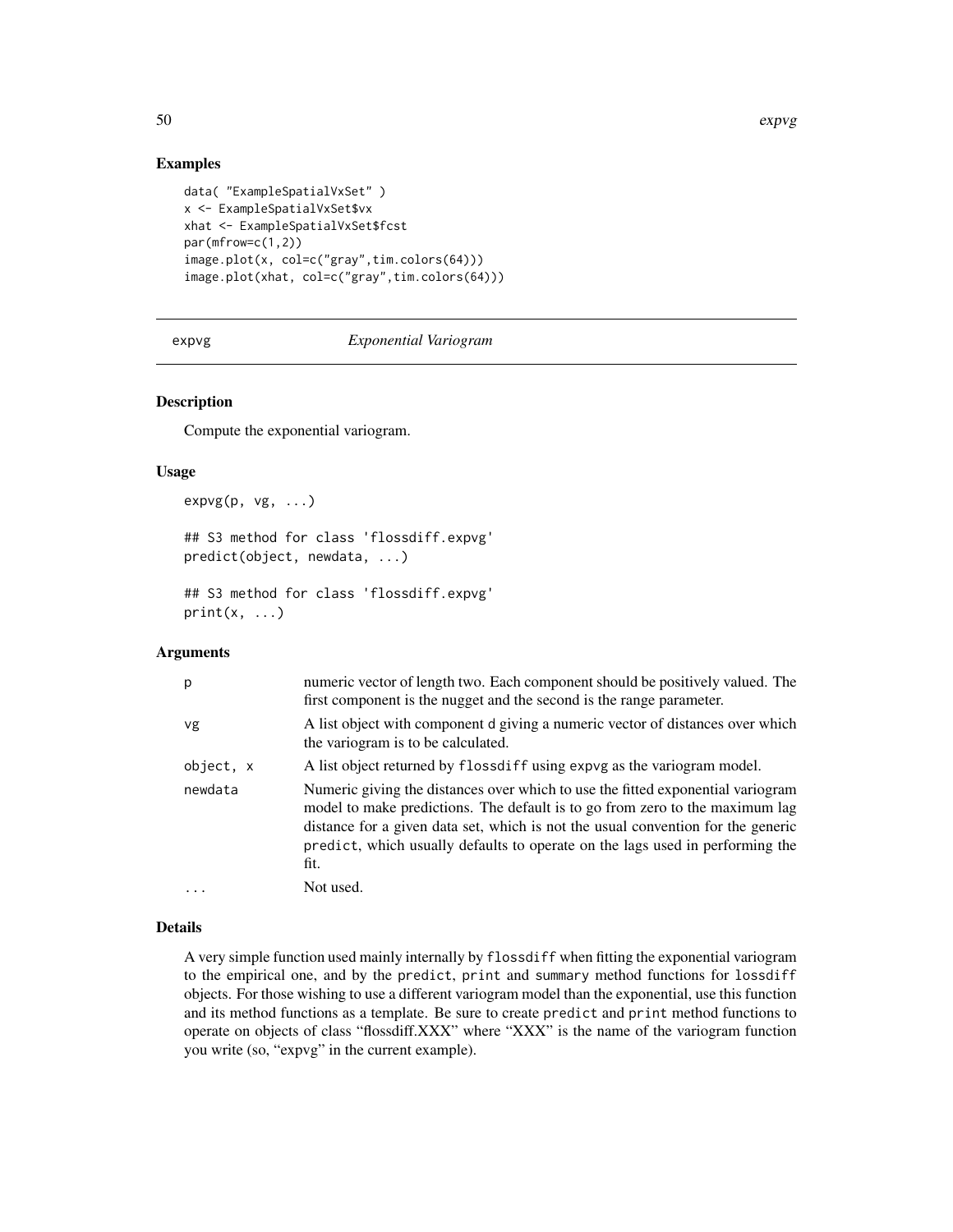### Examples

```
data( "ExampleSpatialVxSet" )
x <- ExampleSpatialVxSet$vx
xhat <- ExampleSpatialVxSet$fcst
par(mfrow=c(1,2))
image.plot(x, col=c("gray",tim.colors(64)))
image.plot(xhat, col=c("gray",tim.colors(64)))
```

---

## expvg *Exponential Variogram*

---

### Description

Compute the exponential variogram.

### Usage

```
expvg(p, vg, ...)

## S3 method for class 'flossdiff.expvg'
predict(object, newdata, ...)

## S3 method for class 'flossdiff.expvg'
print(x, ...)
```

### Arguments

| | |
|---|---|
| `p` | numeric vector of length two. Each component should be positively valued. The first component is the nugget and the second is the range parameter. |
| `vg` | A list object with component `d` giving a numeric vector of distances over which the variogram is to be calculated. |
| `object, x` | A list object returned by `flossdiff` using `expvg` as the variogram model. |
| `newdata` | Numeric giving the distances over which to use the fitted exponential variogram model to make predictions. The default is to go from zero to the maximum lag distance for a given data set, which is not the usual convention for the generic `predict`, which usually defaults to operate on the lags used in performing the fit. |
| `...` | Not used. |

### Details

A very simple function used mainly internally by `flossdiff` when fitting the exponential variogram to the empirical one, and by the `predict`, `print` and `summary` method functions for `lossdiff` objects. For those wishing to use a different variogram model than the exponential, use this function and its method functions as a template. Be sure to create `predict` and `print` method functions to operate on objects of class "flossdiff.XXX" where "XXX" is the name of the variogram function you write (so, "expvg" in the current example).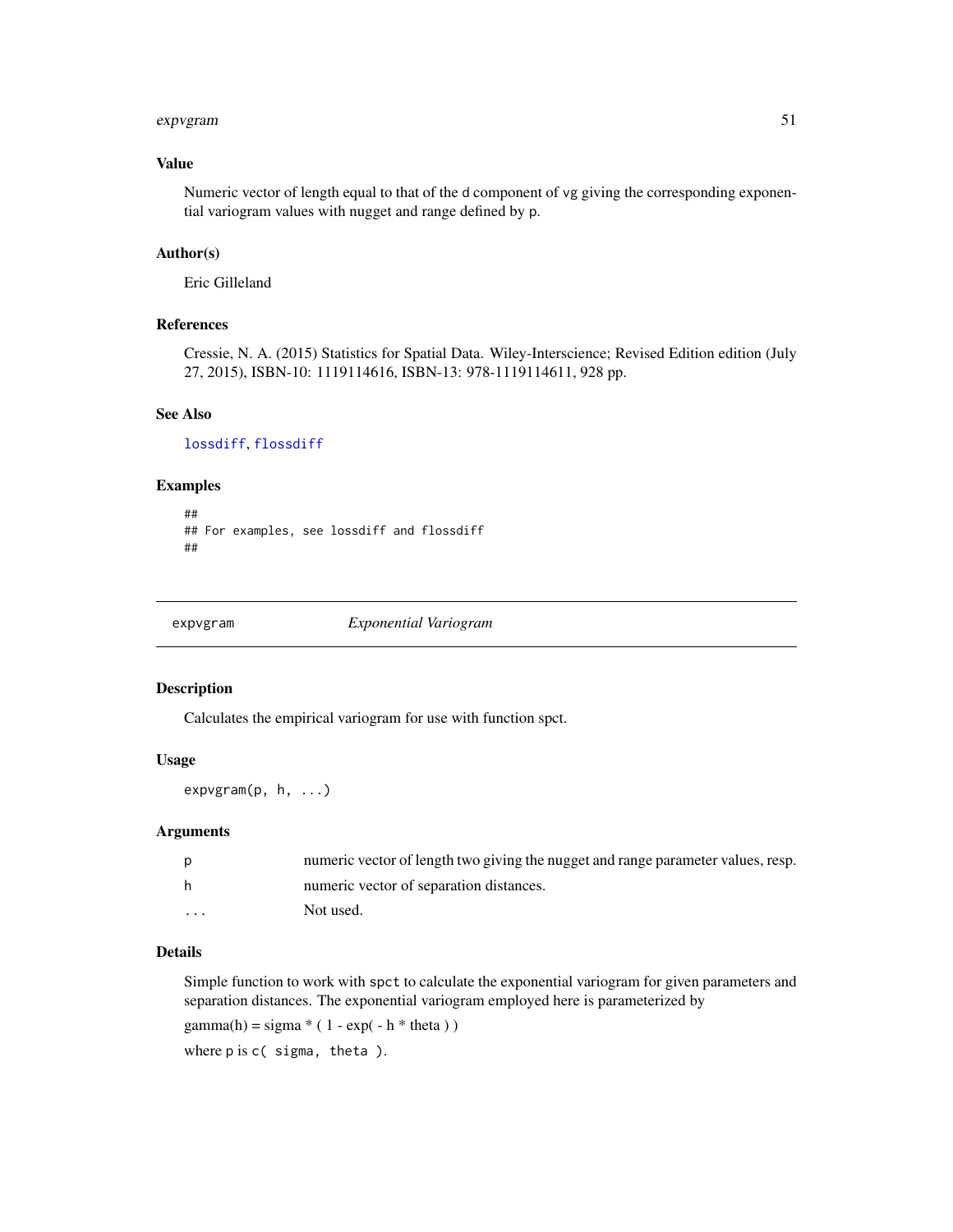## Value

Numeric vector of length equal to that of the `d` component of `vg` giving the corresponding exponential variogram values with nugget and range defined by `p`.

## Author(s)

Eric Gilleland

## References

Cressie, N. A. (2015) Statistics for Spatial Data. Wiley-Interscience; Revised Edition edition (July 27, 2015), ISBN-10: 1119114616, ISBN-13: 978-1119114611, 928 pp.

## See Also

`lossdiff`, `flossdiff`

## Examples

```
##
## For examples, see lossdiff and flossdiff
##
```

---

# expvgram *Exponential Variogram*

## Description

Calculates the empirical variogram for use with function spct.

## Usage

```
expvgram(p, h, ...)
```

## Arguments

| | |
|---|---|
| p | numeric vector of length two giving the nugget and range parameter values, resp. |
| h | numeric vector of separation distances. |
| ... | Not used. |

## Details

Simple function to work with `spct` to calculate the exponential variogram for given parameters and separation distances. The exponential variogram employed here is parameterized by

gamma(h) = sigma * ( 1 - exp( - h * theta ) )

where `p` is `c( sigma, theta )`.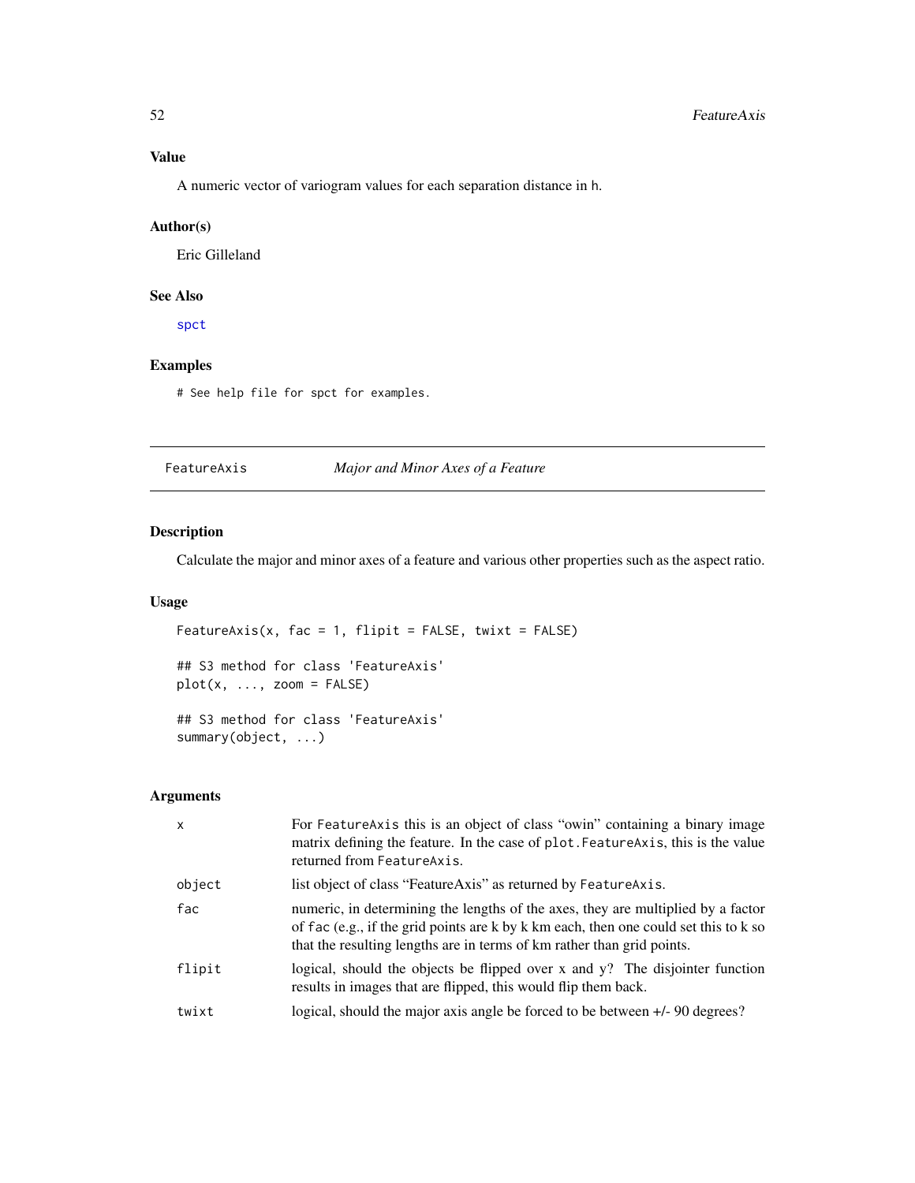### Value

A numeric vector of variogram values for each separation distance in h.

### Author(s)

Eric Gilleland

### See Also

spct

### Examples

```
# See help file for spct for examples.
```

## FeatureAxis *Major and Minor Axes of a Feature*

### Description

Calculate the major and minor axes of a feature and various other properties such as the aspect ratio.

### Usage

```
FeatureAxis(x, fac = 1, flipit = FALSE, twixt = FALSE)

## S3 method for class 'FeatureAxis'
plot(x, ..., zoom = FALSE)

## S3 method for class 'FeatureAxis'
summary(object, ...)
```

### Arguments

| | |
|---|---|
| x | For FeatureAxis this is an object of class "owin" containing a binary image matrix defining the feature. In the case of plot.FeatureAxis, this is the value returned from FeatureAxis. |
| object | list object of class "FeatureAxis" as returned by FeatureAxis. |
| fac | numeric, in determining the lengths of the axes, they are multiplied by a factor of fac (e.g., if the grid points are k by k km each, then one could set this to k so that the resulting lengths are in terms of km rather than grid points. |
| flipit | logical, should the objects be flipped over x and y? The disjointer function results in images that are flipped, this would flip them back. |
| twixt | logical, should the major axis angle be forced to be between +/- 90 degrees? |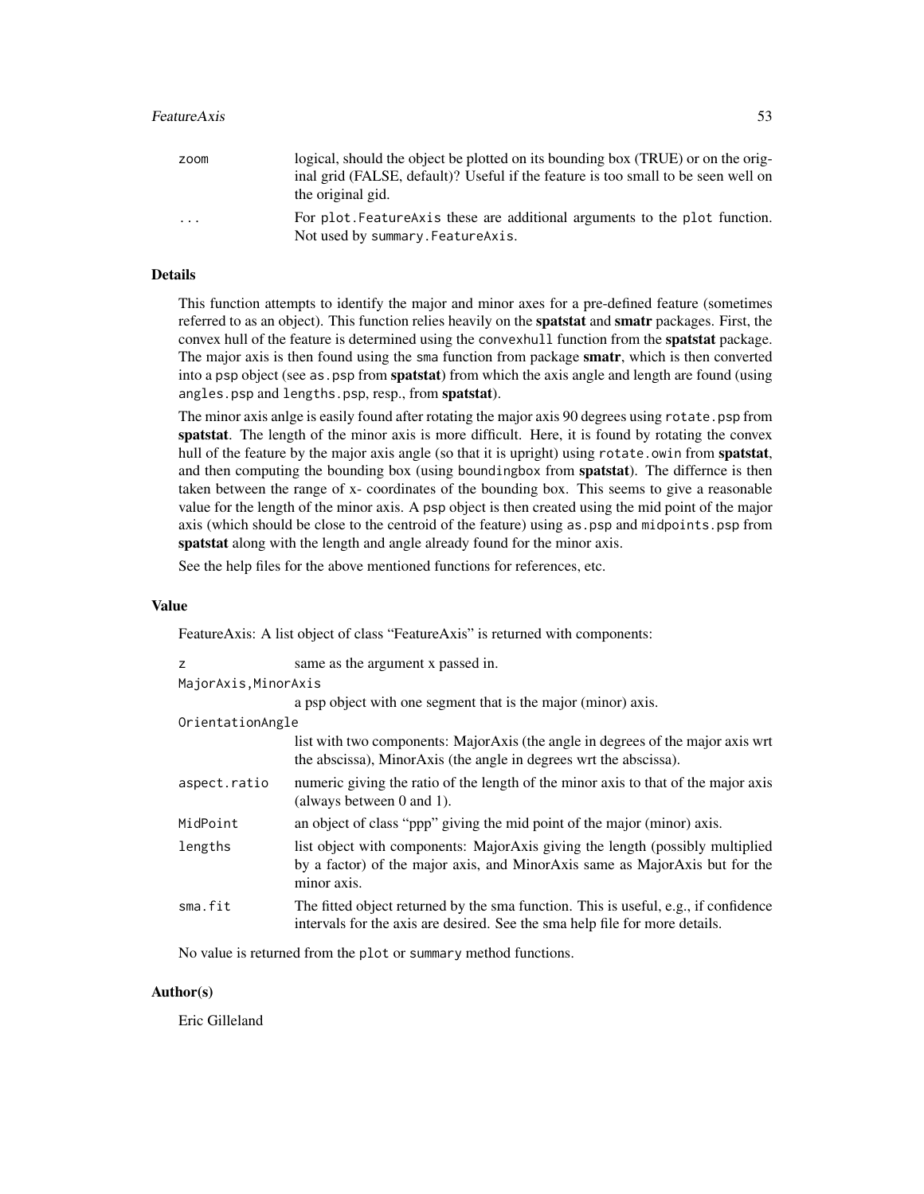| | |
|---|---|
| zoom | logical, should the object be plotted on its bounding box (TRUE) or on the original grid (FALSE, default)? Useful if the feature is too small to be seen well on the original gid. |
| ... | For plot.FeatureAxis these are additional arguments to the plot function. Not used by summary.FeatureAxis. |

## Details

This function attempts to identify the major and minor axes for a pre-defined feature (sometimes referred to as an object). This function relies heavily on the **spatstat** and **smatr** packages. First, the convex hull of the feature is determined using the convexhull function from the **spatstat** package. The major axis is then found using the sma function from package **smatr**, which is then converted into a psp object (see as.psp from **spatstat**) from which the axis angle and length are found (using angles.psp and lengths.psp, resp., from **spatstat**).

The minor axis anlge is easily found after rotating the major axis 90 degrees using rotate.psp from **spatstat**. The length of the minor axis is more difficult. Here, it is found by rotating the convex hull of the feature by the major axis angle (so that it is upright) using rotate.owin from **spatstat**, and then computing the bounding box (using boundingbox from **spatstat**). The differnce is then taken between the range of x- coordinates of the bounding box. This seems to give a reasonable value for the length of the minor axis. A psp object is then created using the mid point of the major axis (which should be close to the centroid of the feature) using as.psp and midpoints.psp from **spatstat** along with the length and angle already found for the minor axis.

See the help files for the above mentioned functions for references, etc.

## Value

FeatureAxis: A list object of class "FeatureAxis" is returned with components:

| | |
|---|---|
| z | same as the argument x passed in. |
| MajorAxis,MinorAxis | a psp object with one segment that is the major (minor) axis. |
| OrientationAngle | list with two components: MajorAxis (the angle in degrees of the major axis wrt the abscissa), MinorAxis (the angle in degrees wrt the abscissa). |
| aspect.ratio | numeric giving the ratio of the length of the minor axis to that of the major axis (always between 0 and 1). |
| MidPoint | an object of class "ppp" giving the mid point of the major (minor) axis. |
| lengths | list object with components: MajorAxis giving the length (possibly multiplied by a factor) of the major axis, and MinorAxis same as MajorAxis but for the minor axis. |
| sma.fit | The fitted object returned by the sma function. This is useful, e.g., if confidence intervals for the axis are desired. See the sma help file for more details. |

No value is returned from the plot or summary method functions.

## Author(s)

Eric Gilleland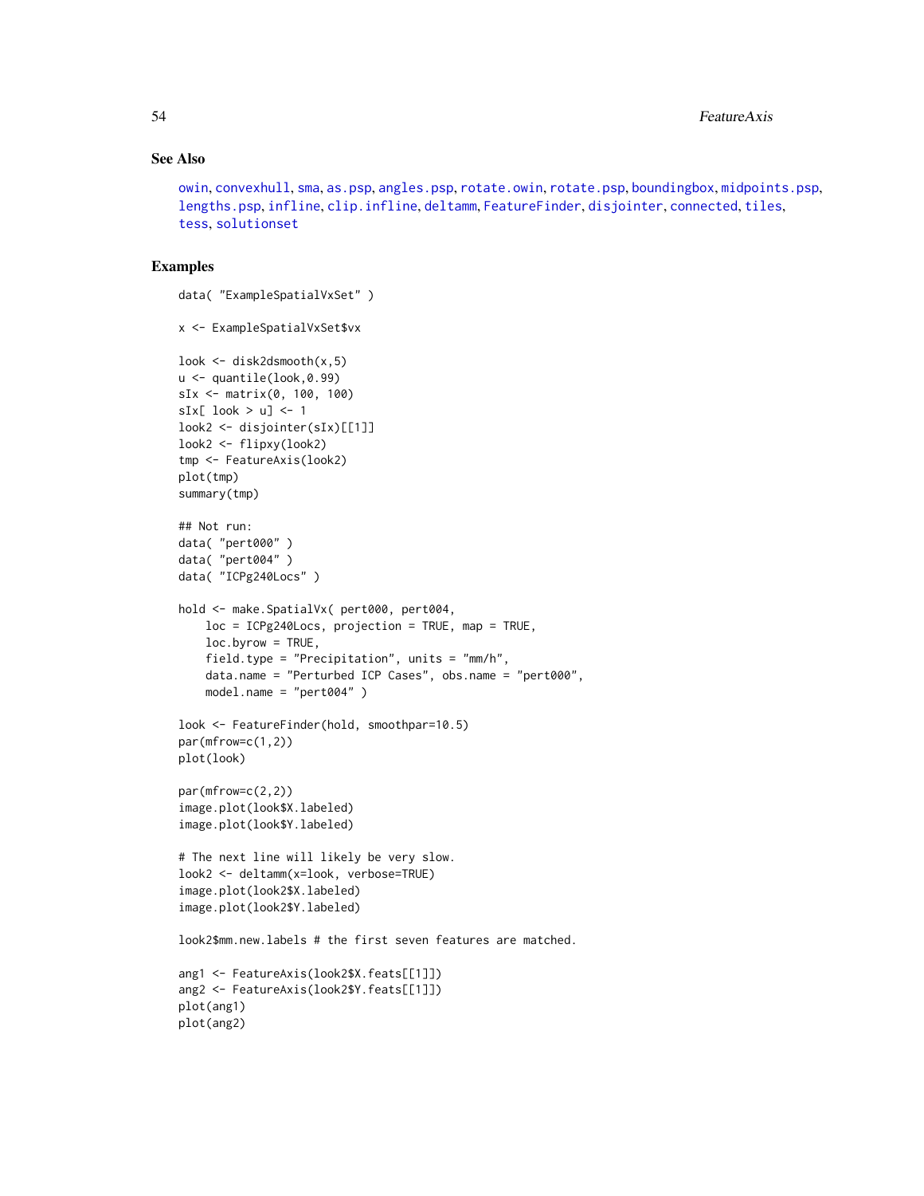## See Also

owin, convexhull, sma, as.psp, angles.psp, rotate.owin, rotate.psp, boundingbox, midpoints.psp, lengths.psp, infline, clip.infline, deltamm, FeatureFinder, disjointer, connected, tiles, tess, solutionset

## Examples

```
data( "ExampleSpatialVxSet" )

x <- ExampleSpatialVxSet$vx

look <- disk2dsmooth(x,5)
u <- quantile(look,0.99)
sIx <- matrix(0, 100, 100)
sIx[ look > u] <- 1
look2 <- disjointer(sIx)[[1]]
look2 <- flipxy(look2)
tmp <- FeatureAxis(look2)
plot(tmp)
summary(tmp)

## Not run:
data( "pert000" )
data( "pert004" )
data( "ICPg240Locs" )

hold <- make.SpatialVx( pert000, pert004,
    loc = ICPg240Locs, projection = TRUE, map = TRUE,
    loc.byrow = TRUE,
    field.type = "Precipitation", units = "mm/h",
    data.name = "Perturbed ICP Cases", obs.name = "pert000",
    model.name = "pert004" )

look <- FeatureFinder(hold, smoothpar=10.5)
par(mfrow=c(1,2))
plot(look)

par(mfrow=c(2,2))
image.plot(look$X.labeled)
image.plot(look$Y.labeled)

# The next line will likely be very slow.
look2 <- deltamm(x=look, verbose=TRUE)
image.plot(look2$X.labeled)
image.plot(look2$Y.labeled)

look2$mm.new.labels # the first seven features are matched.

ang1 <- FeatureAxis(look2$X.feats[[1]])
ang2 <- FeatureAxis(look2$Y.feats[[1]])
plot(ang1)
plot(ang2)
```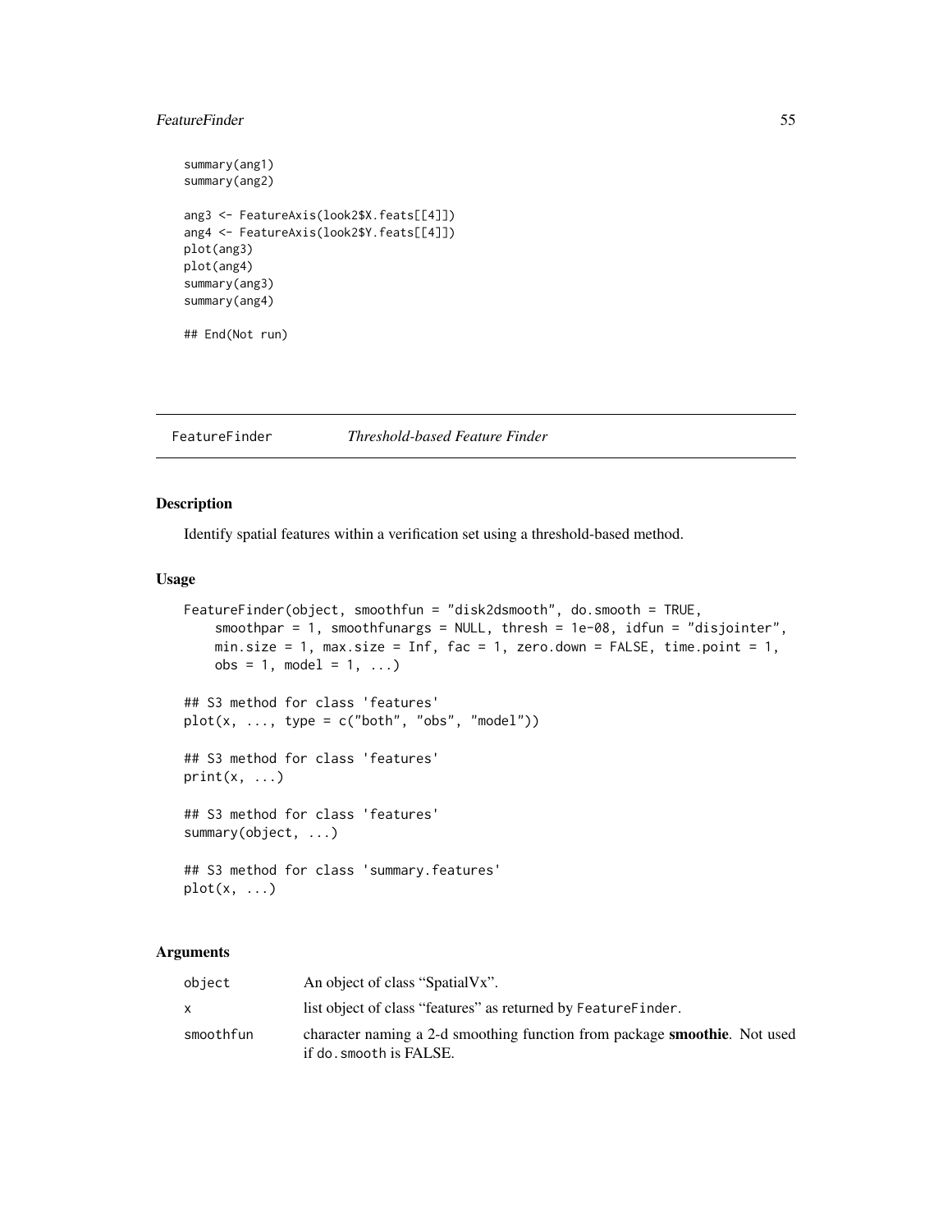```
summary(ang1)
summary(ang2)

ang3 <- FeatureAxis(look2$X.feats[[4]])
ang4 <- FeatureAxis(look2$Y.feats[[4]])
plot(ang3)
plot(ang4)
summary(ang3)
summary(ang4)

## End(Not run)
```

## FeatureFinder *Threshold-based Feature Finder*

### Description

Identify spatial features within a verification set using a threshold-based method.

### Usage

```
FeatureFinder(object, smoothfun = "disk2dsmooth", do.smooth = TRUE,
    smoothpar = 1, smoothfunargs = NULL, thresh = 1e-08, idfun = "disjointer",
    min.size = 1, max.size = Inf, fac = 1, zero.down = FALSE, time.point = 1,
    obs = 1, model = 1, ...)

## S3 method for class 'features'
plot(x, ..., type = c("both", "obs", "model"))

## S3 method for class 'features'
print(x, ...)

## S3 method for class 'features'
summary(object, ...)

## S3 method for class 'summary.features'
plot(x, ...)
```

### Arguments

| | |
|---|---|
| object | An object of class “SpatialVx”. |
| x | list object of class “features” as returned by FeatureFinder. |
| smoothfun | character naming a 2-d smoothing function from package **smoothie**. Not used if do.smooth is FALSE. |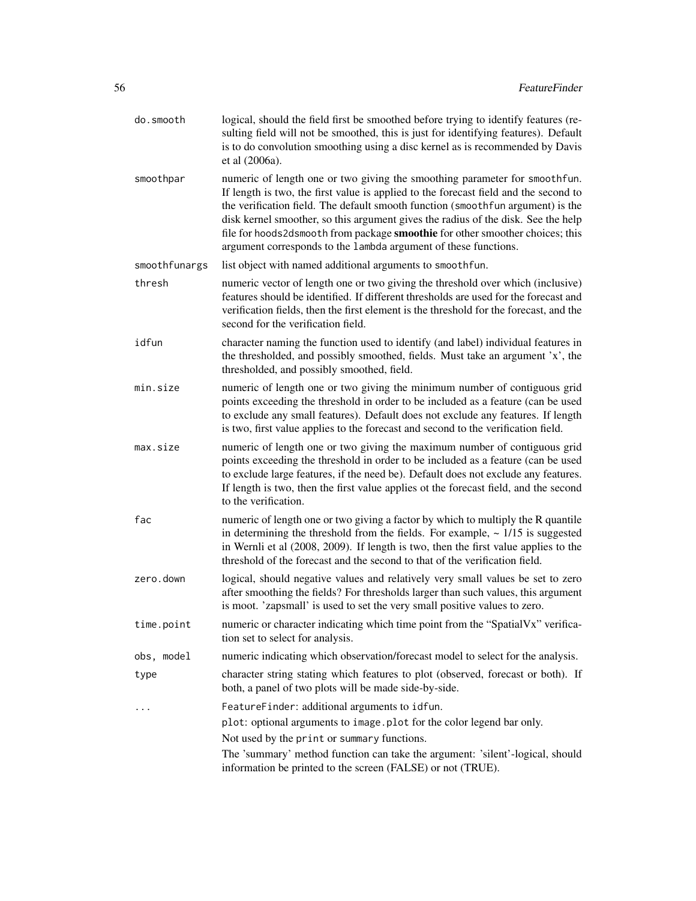| | |
|---|---|
| `do.smooth` | logical, should the field first be smoothed before trying to identify features (resulting field will not be smoothed, this is just for identifying features). Default is to do convolution smoothing using a disc kernel as is recommended by Davis et al (2006a). |
| `smoothpar` | numeric of length one or two giving the smoothing parameter for `smoothfun`. If length is two, the first value is applied to the forecast field and the second to the verification field. The default smooth function (`smoothfun` argument) is the disk kernel smoother, so this argument gives the radius of the disk. See the help file for `hoods2dsmooth` from package **smoothie** for other smoother choices; this argument corresponds to the `lambda` argument of these functions. |
| `smoothfunargs` | list object with named additional arguments to `smoothfun`. |
| `thresh` | numeric vector of length one or two giving the threshold over which (inclusive) features should be identified. If different thresholds are used for the forecast and verification fields, then the first element is the threshold for the forecast, and the second for the verification field. |
| `idfun` | character naming the function used to identify (and label) individual features in the thresholded, and possibly smoothed, fields. Must take an argument 'x', the thresholded, and possibly smoothed, field. |
| `min.size` | numeric of length one or two giving the minimum number of contiguous grid points exceeding the threshold in order to be included as a feature (can be used to exclude any small features). Default does not exclude any features. If length is two, first value applies to the forecast and second to the verification field. |
| `max.size` | numeric of length one or two giving the maximum number of contiguous grid points exceeding the threshold in order to be included as a feature (can be used to exclude large features, if the need be). Default does not exclude any features. If length is two, then the first value applies ot the forecast field, and the second to the verification. |
| `fac` | numeric of length one or two giving a factor by which to multiply the R quantile in determining the threshold from the fields. For example, ~ 1/15 is suggested in Wernli et al (2008, 2009). If length is two, then the first value applies to the threshold of the forecast and the second to that of the verification field. |
| `zero.down` | logical, should negative values and relatively very small values be set to zero after smoothing the fields? For thresholds larger than such values, this argument is moot. 'zapsmall' is used to set the very small positive values to zero. |
| `time.point` | numeric or character indicating which time point from the "SpatialVx" verification set to select for analysis. |
| `obs, model` | numeric indicating which observation/forecast model to select for the analysis. |
| `type` | character string stating which features to plot (observed, forecast or both). If both, a panel of two plots will be made side-by-side. |
| `...` | `FeatureFinder`: additional arguments to `idfun`. <br> `plot`: optional arguments to `image.plot` for the color legend bar only. <br> Not used by the `print` or `summary` functions. <br> The 'summary' method function can take the argument: 'silent'-logical, should information be printed to the screen (FALSE) or not (TRUE). |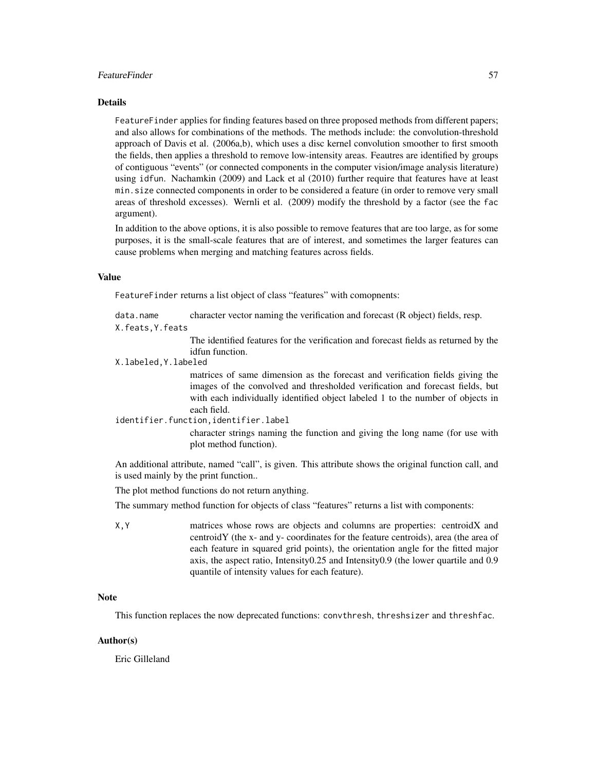## Details

FeatureFinder applies for finding features based on three proposed methods from different papers; and also allows for combinations of the methods. The methods include: the convolution-threshold approach of Davis et al. (2006a,b), which uses a disc kernel convolution smoother to first smooth the fields, then applies a threshold to remove low-intensity areas. Feautres are identified by groups of contiguous "events" (or connected components in the computer vision/image analysis literature) using idfun. Nachamkin (2009) and Lack et al (2010) further require that features have at least min.size connected components in order to be considered a feature (in order to remove very small areas of threshold excesses). Wernli et al. (2009) modify the threshold by a factor (see the fac argument).

In addition to the above options, it is also possible to remove features that are too large, as for some purposes, it is the small-scale features that are of interest, and sometimes the larger features can cause problems when merging and matching features across fields.

## Value

FeatureFinder returns a list object of class "features" with comopnents:

`data.name` character vector naming the verification and forecast (R object) fields, resp.

`X.feats,Y.feats` The identified features for the verification and forecast fields as returned by the idfun function.

`X.labeled,Y.labeled` matrices of same dimension as the forecast and verification fields giving the images of the convolved and thresholded verification and forecast fields, but with each individually identified object labeled 1 to the number of objects in each field.

`identifier.function,identifier.label` character strings naming the function and giving the long name (for use with plot method function).

An additional attribute, named "call", is given. This attribute shows the original function call, and is used mainly by the print function..

The plot method functions do not return anything.

The summary method function for objects of class "features" returns a list with components:

`X,Y` matrices whose rows are objects and columns are properties: centroidX and centroidY (the x- and y- coordinates for the feature centroids), area (the area of each feature in squared grid points), the orientation angle for the fitted major axis, the aspect ratio, Intensity0.25 and Intensity0.9 (the lower quartile and 0.9 quantile of intensity values for each feature).

## Note

This function replaces the now deprecated functions: convthresh, threshsizer and threshfac.

## Author(s)

Eric Gilleland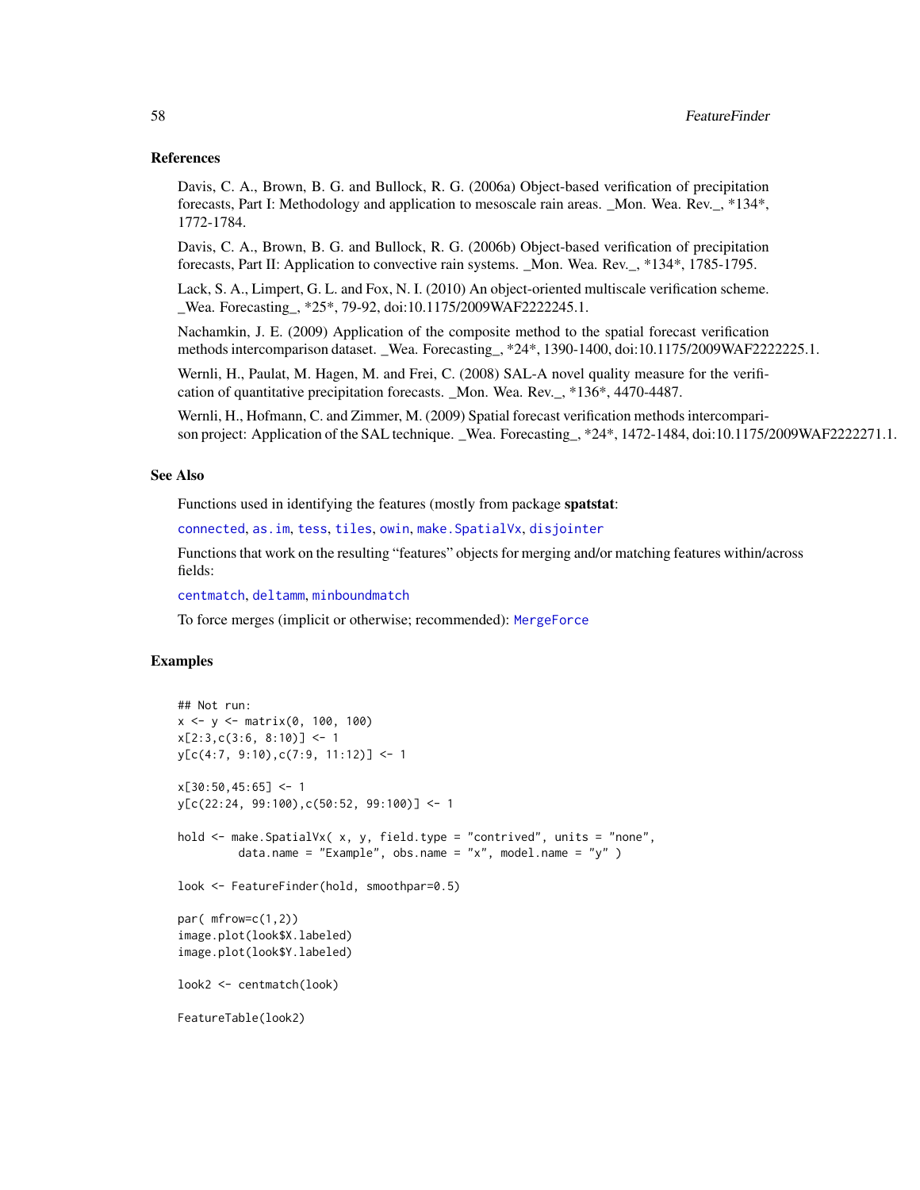### References

Davis, C. A., Brown, B. G. and Bullock, R. G. (2006a) Object-based verification of precipitation forecasts, Part I: Methodology and application to mesoscale rain areas. _Mon. Wea. Rev._, *134*, 1772-1784.

Davis, C. A., Brown, B. G. and Bullock, R. G. (2006b) Object-based verification of precipitation forecasts, Part II: Application to convective rain systems. _Mon. Wea. Rev._, *134*, 1785-1795.

Lack, S. A., Limpert, G. L. and Fox, N. I. (2010) An object-oriented multiscale verification scheme. _Wea. Forecasting_, *25*, 79-92, doi:10.1175/2009WAF2222245.1.

Nachamkin, J. E. (2009) Application of the composite method to the spatial forecast verification methods intercomparison dataset. _Wea. Forecasting_, *24*, 1390-1400, doi:10.1175/2009WAF2222225.1.

Wernli, H., Paulat, M. Hagen, M. and Frei, C. (2008) SAL-A novel quality measure for the verification of quantitative precipitation forecasts. _Mon. Wea. Rev._, *136*, 4470-4487.

Wernli, H., Hofmann, C. and Zimmer, M. (2009) Spatial forecast verification methods intercomparison project: Application of the SAL technique. _Wea. Forecasting_, *24*, 1472-1484, doi:10.1175/2009WAF2222271.1.

### See Also

Functions used in identifying the features (mostly from package **spatstat**:

`connected`, `as.im`, `tess`, `tiles`, `owin`, `make.SpatialVx`, `disjointer`

Functions that work on the resulting "features" objects for merging and/or matching features within/across fields:

`centmatch`, `deltamm`, `minboundmatch`

To force merges (implicit or otherwise; recommended): `MergeForce`

### Examples

```
## Not run:
x <- y <- matrix(0, 100, 100)
x[2:3,c(3:6, 8:10)] <- 1
y[c(4:7, 9:10),c(7:9, 11:12)] <- 1

x[30:50,45:65] <- 1
y[c(22:24, 99:100),c(50:52, 99:100)] <- 1

hold <- make.SpatialVx( x, y, field.type = "contrived", units = "none",
         data.name = "Example", obs.name = "x", model.name = "y" )

look <- FeatureFinder(hold, smoothpar=0.5)

par( mfrow=c(1,2))
image.plot(look$X.labeled)
image.plot(look$Y.labeled)

look2 <- centmatch(look)

FeatureTable(look2)
```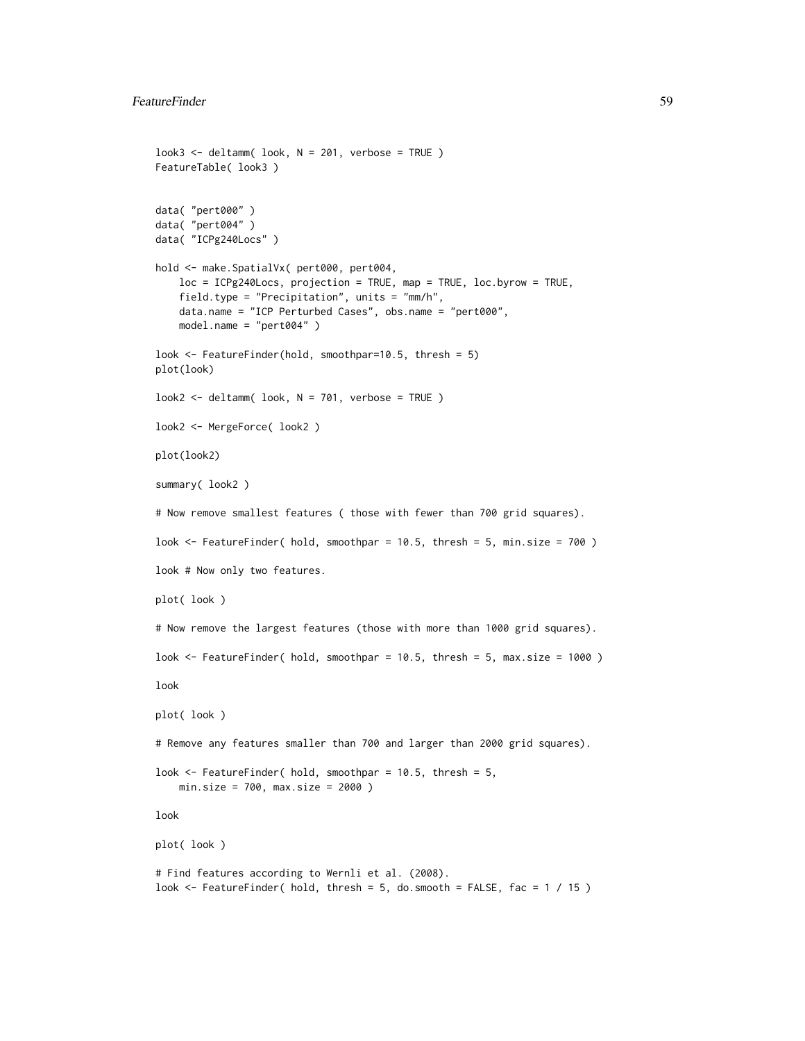```
look3 <- deltamm( look, N = 201, verbose = TRUE )
FeatureTable( look3 )


data( "pert000" )
data( "pert004" )
data( "ICPg240Locs" )

hold <- make.SpatialVx( pert000, pert004,
    loc = ICPg240Locs, projection = TRUE, map = TRUE, loc.byrow = TRUE,
    field.type = "Precipitation", units = "mm/h",
    data.name = "ICP Perturbed Cases", obs.name = "pert000",
    model.name = "pert004" )

look <- FeatureFinder(hold, smoothpar=10.5, thresh = 5)
plot(look)

look2 <- deltamm( look, N = 701, verbose = TRUE )

look2 <- MergeForce( look2 )

plot(look2)

summary( look2 )

# Now remove smallest features ( those with fewer than 700 grid squares).

look <- FeatureFinder( hold, smoothpar = 10.5, thresh = 5, min.size = 700 )

look # Now only two features.

plot( look )

# Now remove the largest features (those with more than 1000 grid squares).

look <- FeatureFinder( hold, smoothpar = 10.5, thresh = 5, max.size = 1000 )

look

plot( look )

# Remove any features smaller than 700 and larger than 2000 grid squares).

look <- FeatureFinder( hold, smoothpar = 10.5, thresh = 5,
    min.size = 700, max.size = 2000 )

look

plot( look )

# Find features according to Wernli et al. (2008).
look <- FeatureFinder( hold, thresh = 5, do.smooth = FALSE, fac = 1 / 15 )
```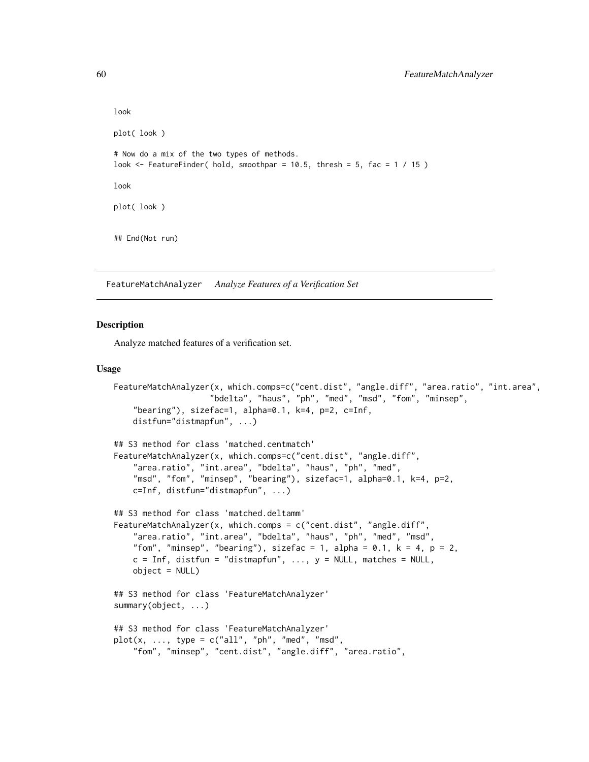```
look

plot( look )

# Now do a mix of the two types of methods.
look <- FeatureFinder( hold, smoothpar = 10.5, thresh = 5, fac = 1 / 15 )

look

plot( look )


## End(Not run)
```

## FeatureMatchAnalyzer *Analyze Features of a Verification Set*

### Description

Analyze matched features of a verification set.

### Usage

```
FeatureMatchAnalyzer(x, which.comps=c("cent.dist", "angle.diff", "area.ratio", "int.area",
                    "bdelta", "haus", "ph", "med", "msd", "fom", "minsep",
    "bearing"), sizefac=1, alpha=0.1, k=4, p=2, c=Inf,
    distfun="distmapfun", ...)

## S3 method for class 'matched.centmatch'
FeatureMatchAnalyzer(x, which.comps=c("cent.dist", "angle.diff",
    "area.ratio", "int.area", "bdelta", "haus", "ph", "med",
    "msd", "fom", "minsep", "bearing"), sizefac=1, alpha=0.1, k=4, p=2,
    c=Inf, distfun="distmapfun", ...)

## S3 method for class 'matched.deltamm'
FeatureMatchAnalyzer(x, which.comps = c("cent.dist", "angle.diff",
    "area.ratio", "int.area", "bdelta", "haus", "ph", "med", "msd",
    "fom", "minsep", "bearing"), sizefac = 1, alpha = 0.1, k = 4, p = 2,
    c = Inf, distfun = "distmapfun", ..., y = NULL, matches = NULL,
    object = NULL)

## S3 method for class 'FeatureMatchAnalyzer'
summary(object, ...)

## S3 method for class 'FeatureMatchAnalyzer'
plot(x, ..., type = c("all", "ph", "med", "msd",
    "fom", "minsep", "cent.dist", "angle.diff", "area.ratio",
```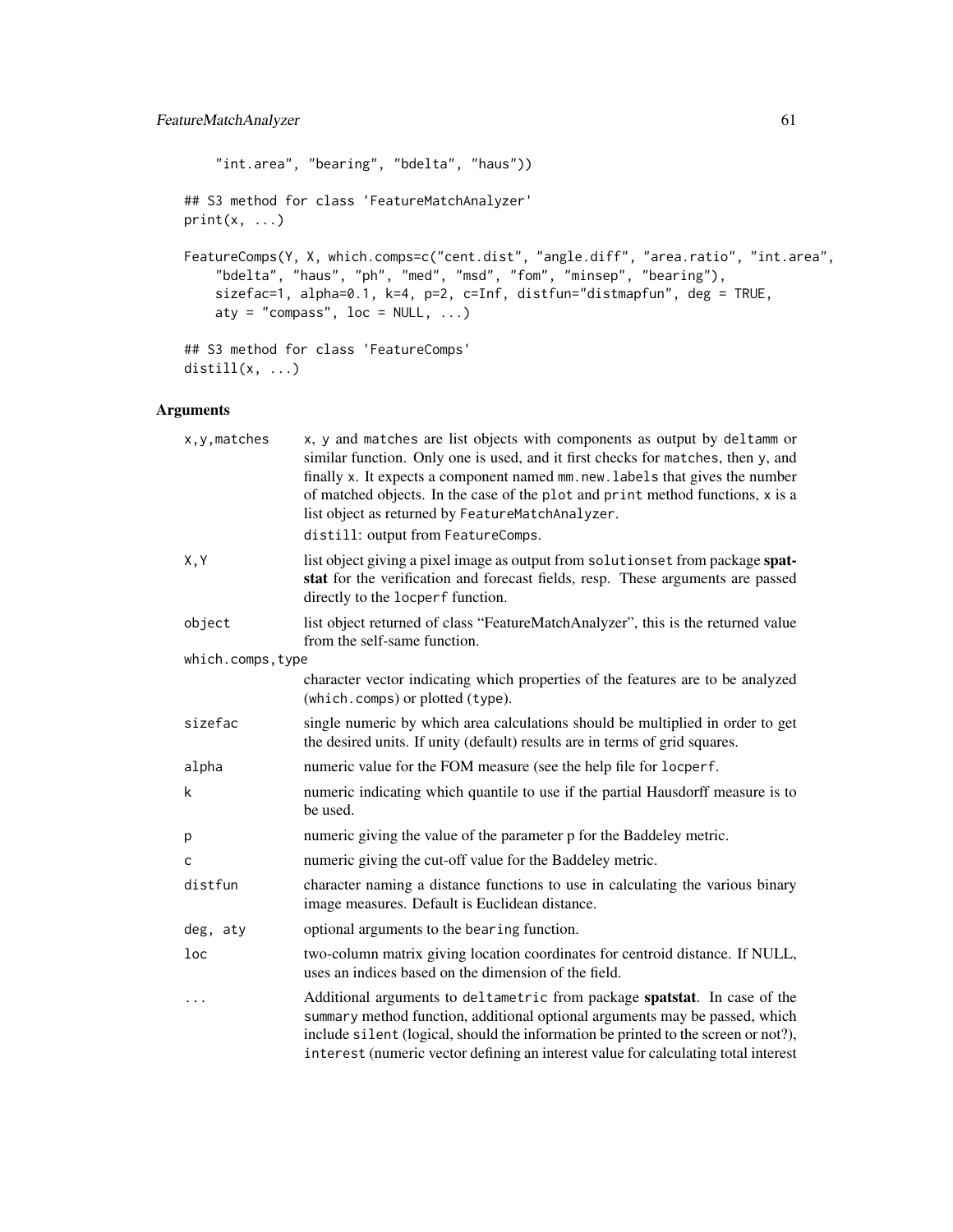```
    "int.area", "bearing", "bdelta", "haus"))

## S3 method for class 'FeatureMatchAnalyzer'
print(x, ...)

FeatureComps(Y, X, which.comps=c("cent.dist", "angle.diff", "area.ratio", "int.area",
    "bdelta", "haus", "ph", "med", "msd", "fom", "minsep", "bearing"),
    sizefac=1, alpha=0.1, k=4, p=2, c=Inf, distfun="distmapfun", deg = TRUE,
    aty = "compass", loc = NULL, ...)

## S3 method for class 'FeatureComps'
distill(x, ...)
```

## Arguments

| Argument | Description |
|---|---|
| `x,y,matches` | x, y and matches are list objects with components as output by deltamm or similar function. Only one is used, and it first checks for matches, then y, and finally x. It expects a component named mm.new.labels that gives the number of matched objects. In the case of the plot and print method functions, x is a list object as returned by FeatureMatchAnalyzer. <br> distill: output from FeatureComps. |
| `X,Y` | list object giving a pixel image as output from solutionset from package **spatstat** for the verification and forecast fields, resp. These arguments are passed directly to the locperf function. |
| `object` | list object returned of class "FeatureMatchAnalyzer", this is the returned value from the self-same function. |
| `which.comps,type` | character vector indicating which properties of the features are to be analyzed (which.comps) or plotted (type). |
| `sizefac` | single numeric by which area calculations should be multiplied in order to get the desired units. If unity (default) results are in terms of grid squares. |
| `alpha` | numeric value for the FOM measure (see the help file for locperf. |
| `k` | numeric indicating which quantile to use if the partial Hausdorff measure is to be used. |
| `p` | numeric giving the value of the parameter p for the Baddeley metric. |
| `c` | numeric giving the cut-off value for the Baddeley metric. |
| `distfun` | character naming a distance functions to use in calculating the various binary image measures. Default is Euclidean distance. |
| `deg, aty` | optional arguments to the bearing function. |
| `loc` | two-column matrix giving location coordinates for centroid distance. If NULL, uses an indices based on the dimension of the field. |
| `...` | Additional arguments to deltametric from package **spatstat**. In case of the summary method function, additional optional arguments may be passed, which include silent (logical, should the information be printed to the screen or not?), interest (numeric vector defining an interest value for calculating total interest |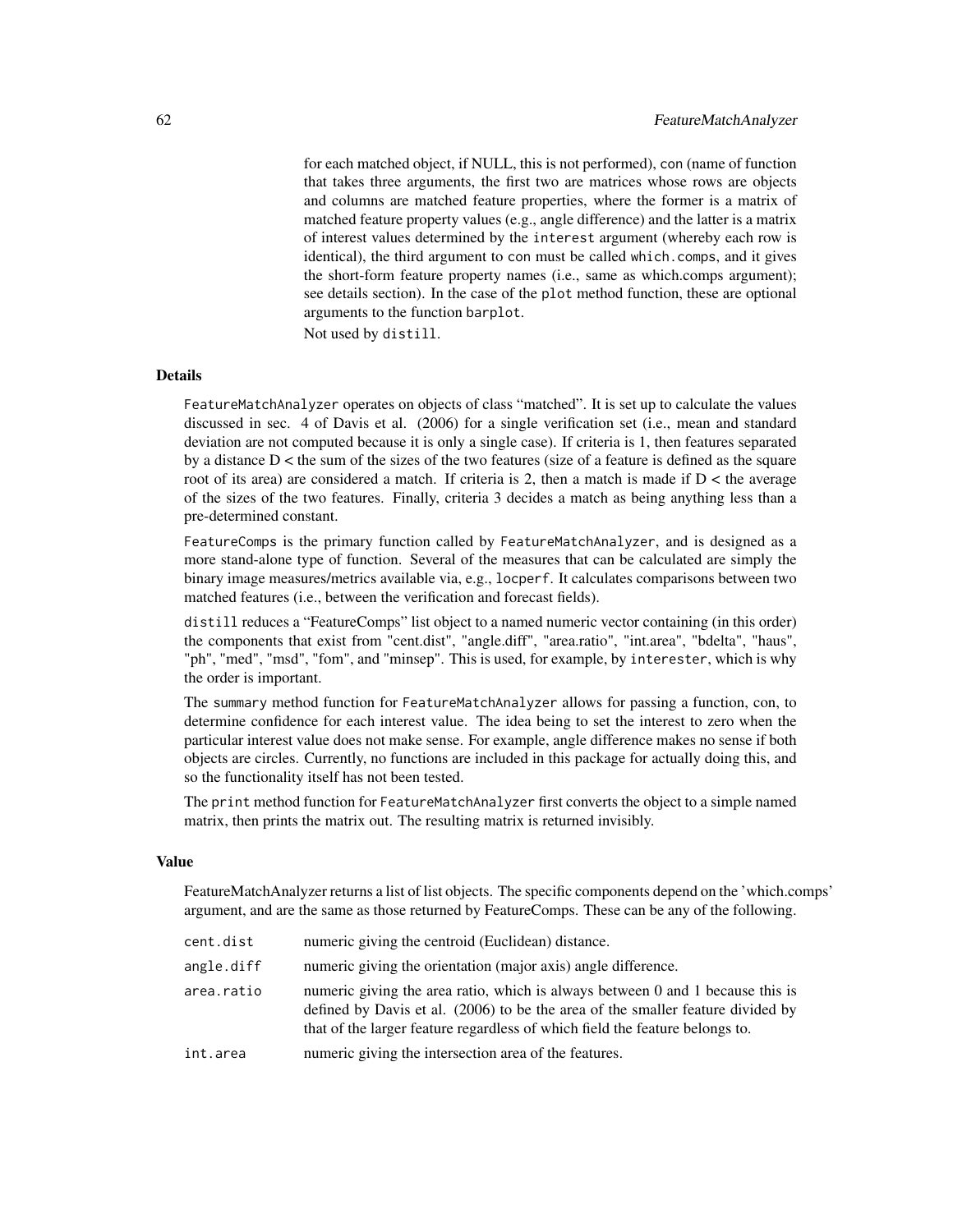for each matched object, if NULL, this is not performed), con (name of function that takes three arguments, the first two are matrices whose rows are objects and columns are matched feature properties, where the former is a matrix of matched feature property values (e.g., angle difference) and the latter is a matrix of interest values determined by the interest argument (whereby each row is identical), the third argument to con must be called which.comps, and it gives the short-form feature property names (i.e., same as which.comps argument); see details section). In the case of the plot method function, these are optional arguments to the function barplot.

Not used by distill.

### Details

FeatureMatchAnalyzer operates on objects of class "matched". It is set up to calculate the values discussed in sec. 4 of Davis et al. (2006) for a single verification set (i.e., mean and standard deviation are not computed because it is only a single case). If criteria is 1, then features separated by a distance D < the sum of the sizes of the two features (size of a feature is defined as the square root of its area) are considered a match. If criteria is 2, then a match is made if D < the average of the sizes of the two features. Finally, criteria 3 decides a match as being anything less than a pre-determined constant.

FeatureComps is the primary function called by FeatureMatchAnalyzer, and is designed as a more stand-alone type of function. Several of the measures that can be calculated are simply the binary image measures/metrics available via, e.g., locperf. It calculates comparisons between two matched features (i.e., between the verification and forecast fields).

distill reduces a "FeatureComps" list object to a named numeric vector containing (in this order) the components that exist from "cent.dist", "angle.diff", "area.ratio", "int.area", "bdelta", "haus", "ph", "med", "msd", "fom", and "minsep". This is used, for example, by interester, which is why the order is important.

The summary method function for FeatureMatchAnalyzer allows for passing a function, con, to determine confidence for each interest value. The idea being to set the interest to zero when the particular interest value does not make sense. For example, angle difference makes no sense if both objects are circles. Currently, no functions are included in this package for actually doing this, and so the functionality itself has not been tested.

The print method function for FeatureMatchAnalyzer first converts the object to a simple named matrix, then prints the matrix out. The resulting matrix is returned invisibly.

### Value

FeatureMatchAnalyzer returns a list of list objects. The specific components depend on the 'which.comps' argument, and are the same as those returned by FeatureComps. These can be any of the following.

| | |
|---|---|
| cent.dist | numeric giving the centroid (Euclidean) distance. |
| angle.diff | numeric giving the orientation (major axis) angle difference. |
| area.ratio | numeric giving the area ratio, which is always between 0 and 1 because this is defined by Davis et al. (2006) to be the area of the smaller feature divided by that of the larger feature regardless of which field the feature belongs to. |
| int.area | numeric giving the intersection area of the features. |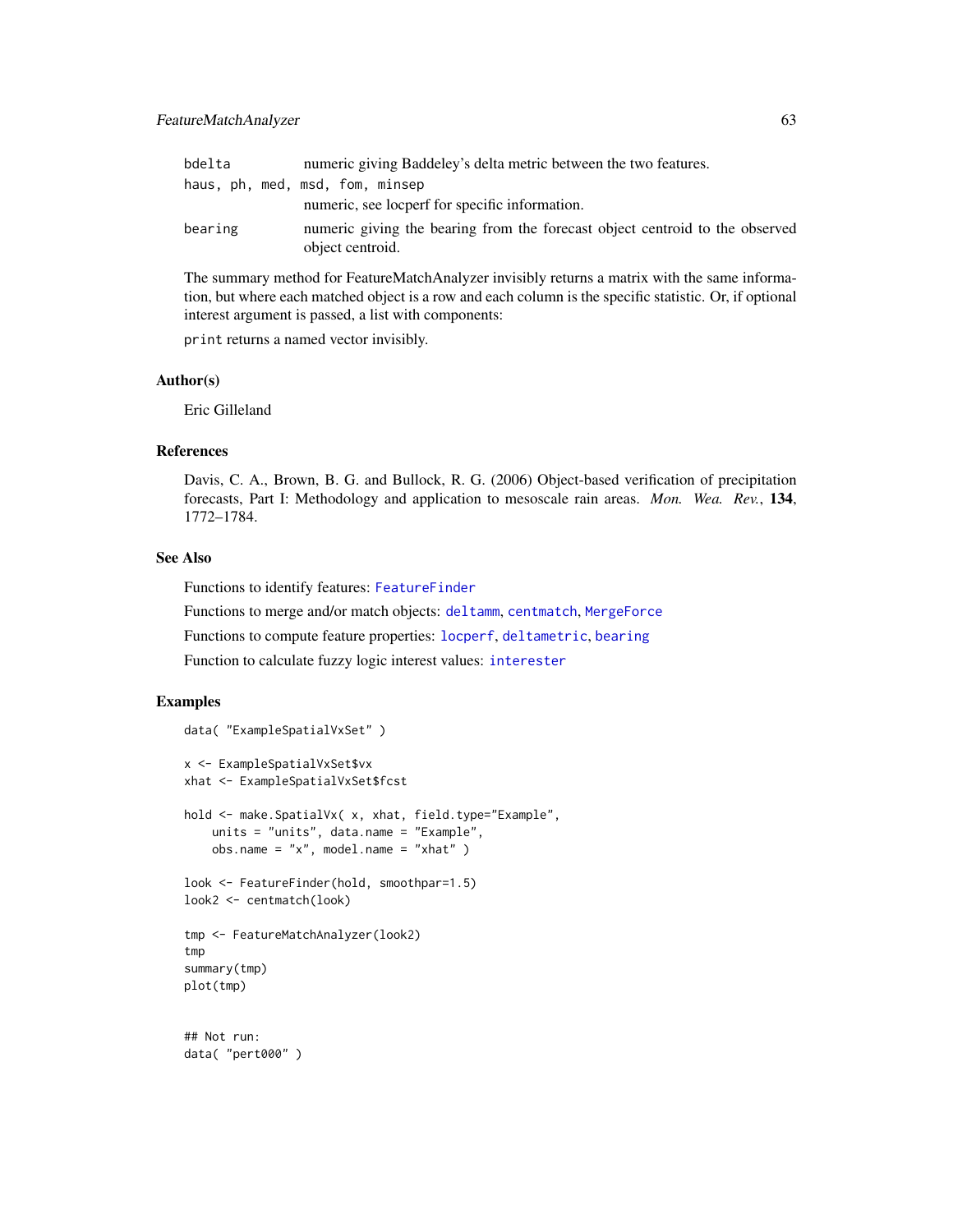`bdelta` numeric giving Baddeley's delta metric between the two features.

`haus, ph, med, msd, fom, minsep`
numeric, see locperf for specific information.

`bearing` numeric giving the bearing from the forecast object centroid to the observed object centroid.

The summary method for FeatureMatchAnalyzer invisibly returns a matrix with the same information, but where each matched object is a row and each column is the specific statistic. Or, if optional interest argument is passed, a list with components:

`print` returns a named vector invisibly.

### Author(s)

Eric Gilleland

### References

Davis, C. A., Brown, B. G. and Bullock, R. G. (2006) Object-based verification of precipitation forecasts, Part I: Methodology and application to mesoscale rain areas. *Mon. Wea. Rev.*, **134**, 1772–1784.

### See Also

Functions to identify features: `FeatureFinder`

Functions to merge and/or match objects: `deltamm`, `centmatch`, `MergeForce`

Functions to compute feature properties: `locperf`, `deltametric`, `bearing`

Function to calculate fuzzy logic interest values: `interester`

### Examples

```
data( "ExampleSpatialVxSet" )

x <- ExampleSpatialVxSet$vx
xhat <- ExampleSpatialVxSet$fcst

hold <- make.SpatialVx( x, xhat, field.type="Example",
    units = "units", data.name = "Example",
    obs.name = "x", model.name = "xhat" )

look <- FeatureFinder(hold, smoothpar=1.5)
look2 <- centmatch(look)

tmp <- FeatureMatchAnalyzer(look2)
tmp
summary(tmp)
plot(tmp)


## Not run:
data( "pert000" )
```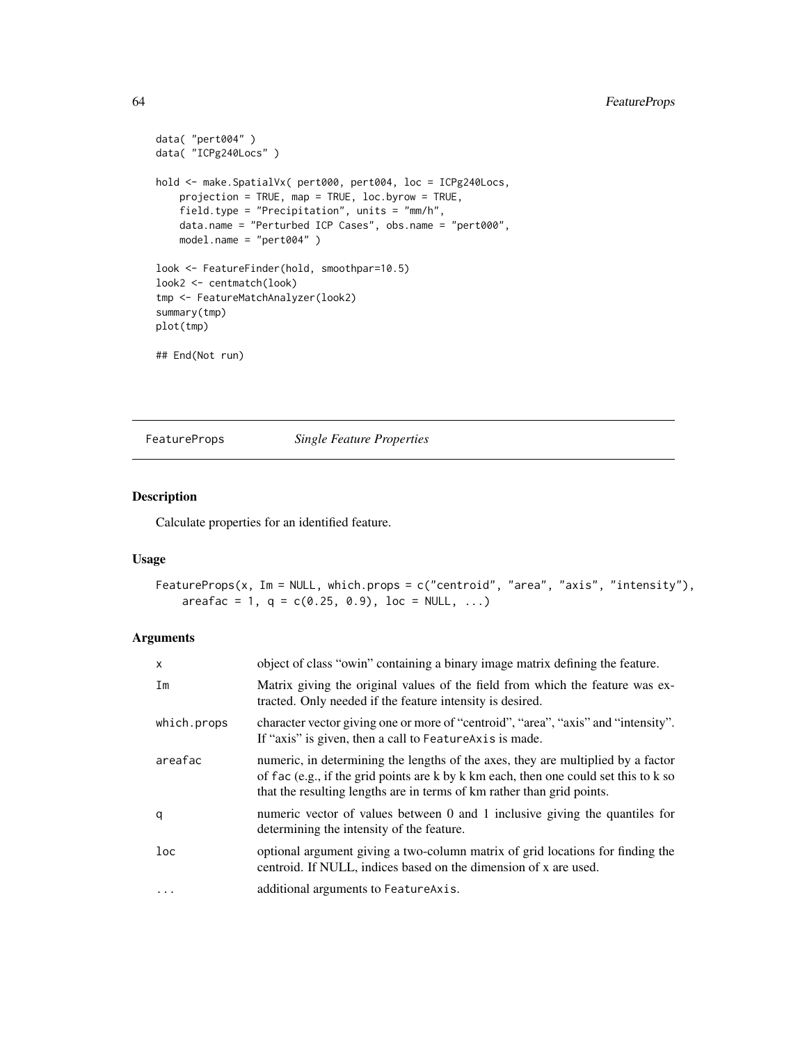```
data( "pert004" )
data( "ICPg240Locs" )

hold <- make.SpatialVx( pert000, pert004, loc = ICPg240Locs,
    projection = TRUE, map = TRUE, loc.byrow = TRUE,
    field.type = "Precipitation", units = "mm/h",
    data.name = "Perturbed ICP Cases", obs.name = "pert000",
    model.name = "pert004" )

look <- FeatureFinder(hold, smoothpar=10.5)
look2 <- centmatch(look)
tmp <- FeatureMatchAnalyzer(look2)
summary(tmp)
plot(tmp)

## End(Not run)
```

## FeatureProps *Single Feature Properties*

### Description

Calculate properties for an identified feature.

### Usage

```
FeatureProps(x, Im = NULL, which.props = c("centroid", "area", "axis", "intensity"),
    areafac = 1, q = c(0.25, 0.9), loc = NULL, ...)
```

### Arguments

| | |
|---|---|
| x | object of class "owin" containing a binary image matrix defining the feature. |
| Im | Matrix giving the original values of the field from which the feature was extracted. Only needed if the feature intensity is desired. |
| which.props | character vector giving one or more of "centroid", "area", "axis" and "intensity". If "axis" is given, then a call to `FeatureAxis` is made. |
| areafac | numeric, in determining the lengths of the axes, they are multiplied by a factor of `fac` (e.g., if the grid points are k by k km each, then one could set this to k so that the resulting lengths are in terms of km rather than grid points. |
| q | numeric vector of values between 0 and 1 inclusive giving the quantiles for determining the intensity of the feature. |
| loc | optional argument giving a two-column matrix of grid locations for finding the centroid. If NULL, indices based on the dimension of x are used. |
| ... | additional arguments to `FeatureAxis`. |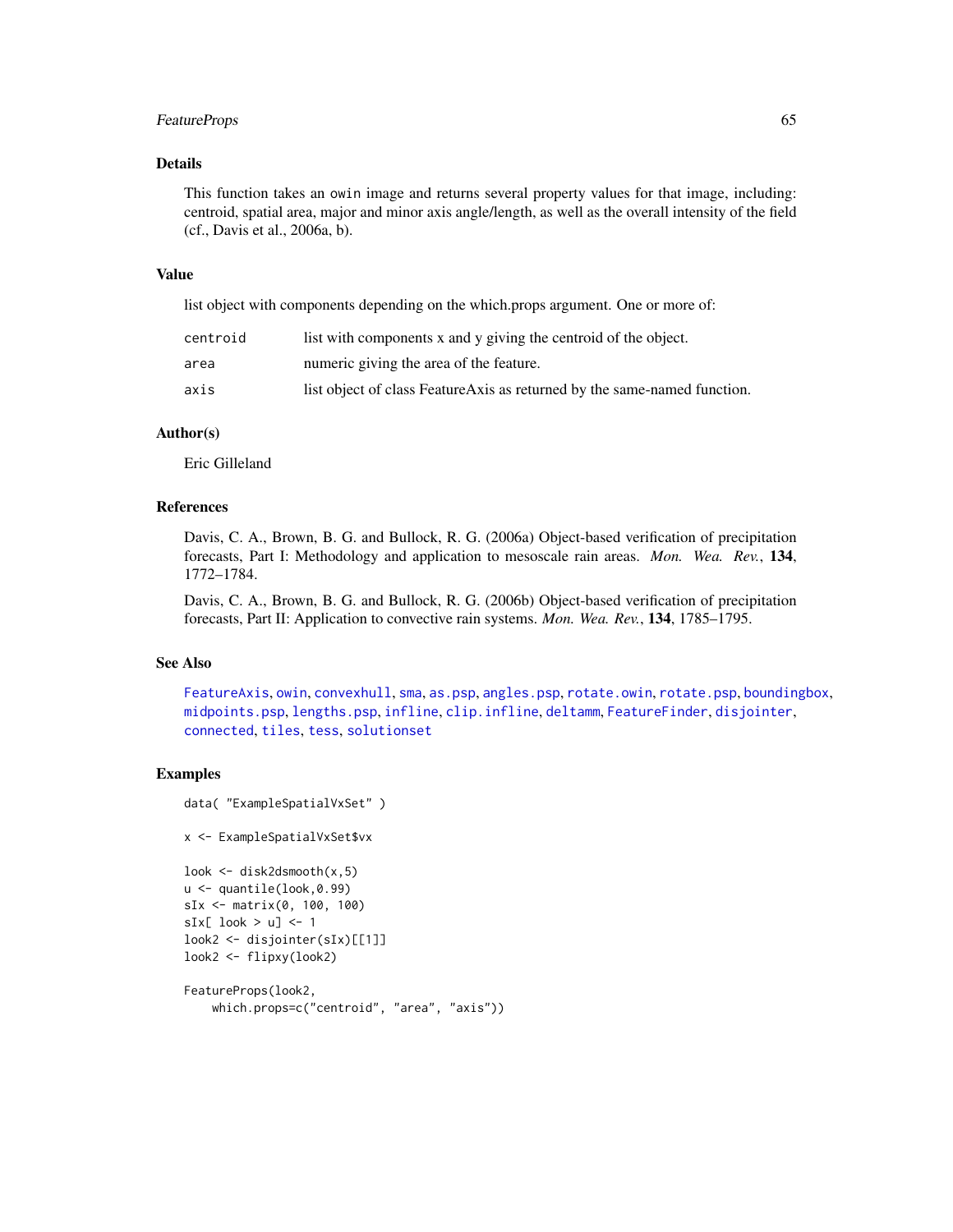## Details

This function takes an owin image and returns several property values for that image, including: centroid, spatial area, major and minor axis angle/length, as well as the overall intensity of the field (cf., Davis et al., 2006a, b).

## Value

list object with components depending on the which.props argument. One or more of:

| | |
|---|---|
| centroid | list with components x and y giving the centroid of the object. |
| area | numeric giving the area of the feature. |
| axis | list object of class FeatureAxis as returned by the same-named function. |

## Author(s)

Eric Gilleland

## References

Davis, C. A., Brown, B. G. and Bullock, R. G. (2006a) Object-based verification of precipitation forecasts, Part I: Methodology and application to mesoscale rain areas. *Mon. Wea. Rev.*, **134**, 1772–1784.

Davis, C. A., Brown, B. G. and Bullock, R. G. (2006b) Object-based verification of precipitation forecasts, Part II: Application to convective rain systems. *Mon. Wea. Rev.*, **134**, 1785–1795.

## See Also

FeatureAxis, owin, convexhull, sma, as.psp, angles.psp, rotate.owin, rotate.psp, boundingbox, midpoints.psp, lengths.psp, infline, clip.infline, deltamm, FeatureFinder, disjointer, connected, tiles, tess, solutionset

## Examples

```
data( "ExampleSpatialVxSet" )

x <- ExampleSpatialVxSet$vx

look <- disk2dsmooth(x,5)
u <- quantile(look,0.99)
sIx <- matrix(0, 100, 100)
sIx[ look > u] <- 1
look2 <- disjointer(sIx)[[1]]
look2 <- flipxy(look2)

FeatureProps(look2,
    which.props=c("centroid", "area", "axis"))
```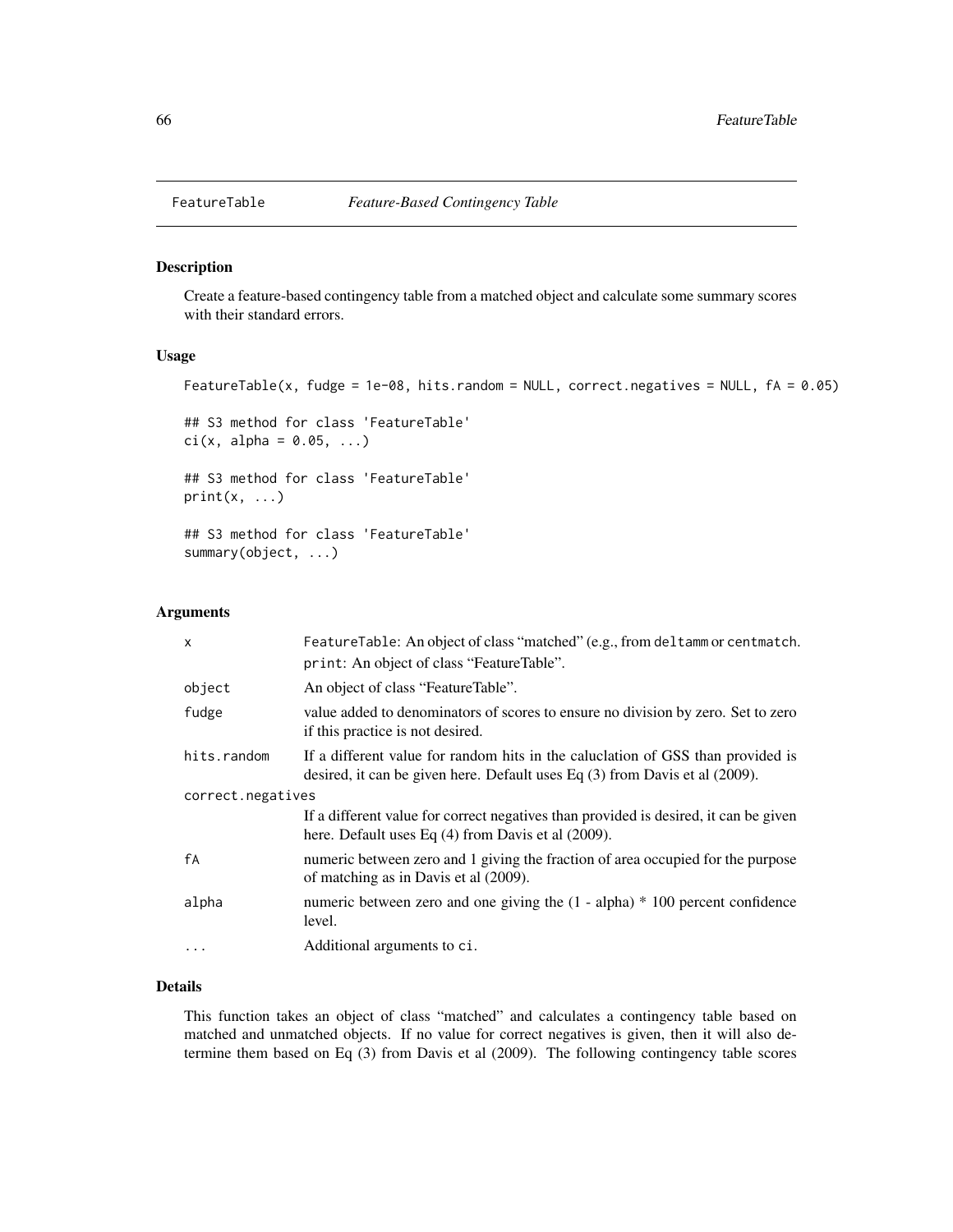FeatureTable *Feature-Based Contingency Table*

### Description

Create a feature-based contingency table from a matched object and calculate some summary scores with their standard errors.

### Usage

```
FeatureTable(x, fudge = 1e-08, hits.random = NULL, correct.negatives = NULL, fA = 0.05)

## S3 method for class 'FeatureTable'
ci(x, alpha = 0.05, ...)

## S3 method for class 'FeatureTable'
print(x, ...)

## S3 method for class 'FeatureTable'
summary(object, ...)
```

### Arguments

| | |
|---|---|
| `x` | `FeatureTable`: An object of class "matched" (e.g., from `deltamm` or `centmatch`. `print`: An object of class "FeatureTable". |
| `object` | An object of class "FeatureTable". |
| `fudge` | value added to denominators of scores to ensure no division by zero. Set to zero if this practice is not desired. |
| `hits.random` | If a different value for random hits in the caluclation of GSS than provided is desired, it can be given here. Default uses Eq (3) from Davis et al (2009). |
| `correct.negatives` | If a different value for correct negatives than provided is desired, it can be given here. Default uses Eq (4) from Davis et al (2009). |
| `fA` | numeric between zero and 1 giving the fraction of area occupied for the purpose of matching as in Davis et al (2009). |
| `alpha` | numeric between zero and one giving the (1 - alpha) * 100 percent confidence level. |
| `...` | Additional arguments to `ci`. |

### Details

This function takes an object of class "matched" and calculates a contingency table based on matched and unmatched objects. If no value for correct negatives is given, then it will also determine them based on Eq (3) from Davis et al (2009). The following contingency table scores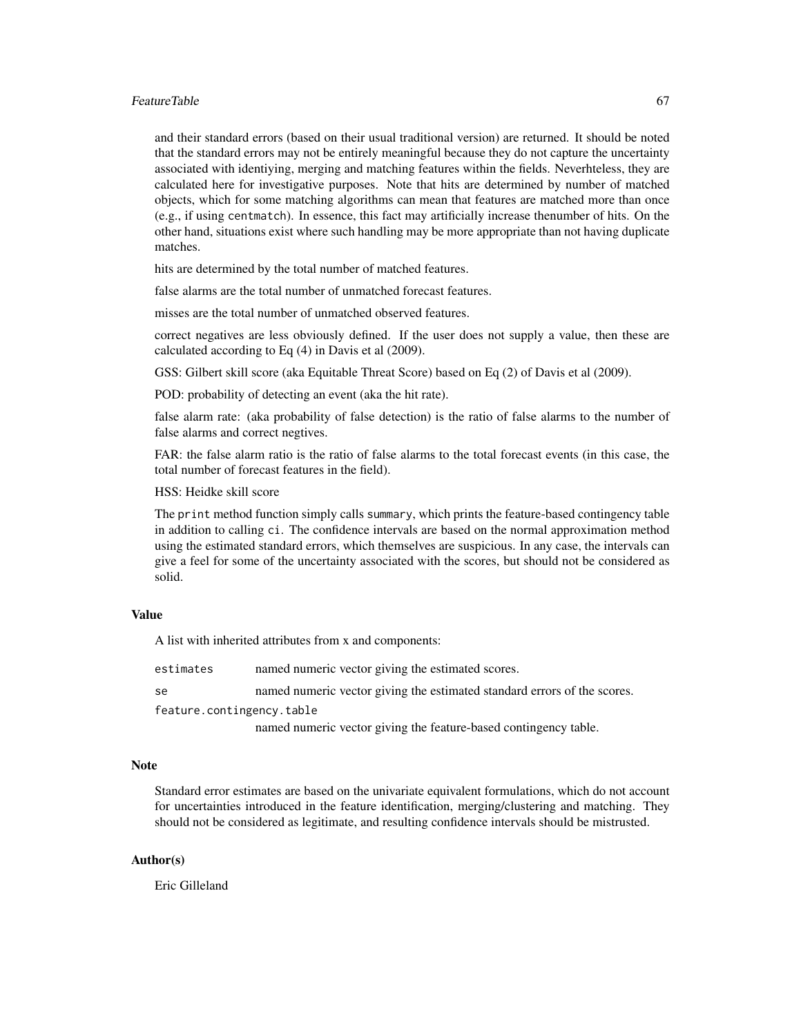and their standard errors (based on their usual traditional version) are returned. It should be noted that the standard errors may not be entirely meaningful because they do not capture the uncertainty associated with identiying, merging and matching features within the fields. Neverhteless, they are calculated here for investigative purposes. Note that hits are determined by number of matched objects, which for some matching algorithms can mean that features are matched more than once (e.g., if using `centmatch`). In essence, this fact may artificially increase thenumber of hits. On the other hand, situations exist where such handling may be more appropriate than not having duplicate matches.

hits are determined by the total number of matched features.

false alarms are the total number of unmatched forecast features.

misses are the total number of unmatched observed features.

correct negatives are less obviously defined. If the user does not supply a value, then these are calculated according to Eq (4) in Davis et al (2009).

GSS: Gilbert skill score (aka Equitable Threat Score) based on Eq (2) of Davis et al (2009).

POD: probability of detecting an event (aka the hit rate).

false alarm rate: (aka probability of false detection) is the ratio of false alarms to the number of false alarms and correct negtives.

FAR: the false alarm ratio is the ratio of false alarms to the total forecast events (in this case, the total number of forecast features in the field).

HSS: Heidke skill score

The `print` method function simply calls `summary`, which prints the feature-based contingency table in addition to calling `ci`. The confidence intervals are based on the normal approximation method using the estimated standard errors, which themselves are suspicious. In any case, the intervals can give a feel for some of the uncertainty associated with the scores, but should not be considered as solid.

## Value

A list with inherited attributes from x and components:

`estimates` named numeric vector giving the estimated scores.

`se` named numeric vector giving the estimated standard errors of the scores.

`feature.contingency.table` named numeric vector giving the feature-based contingency table.

## Note

Standard error estimates are based on the univariate equivalent formulations, which do not account for uncertainties introduced in the feature identification, merging/clustering and matching. They should not be considered as legitimate, and resulting confidence intervals should be mistrusted.

## Author(s)

Eric Gilleland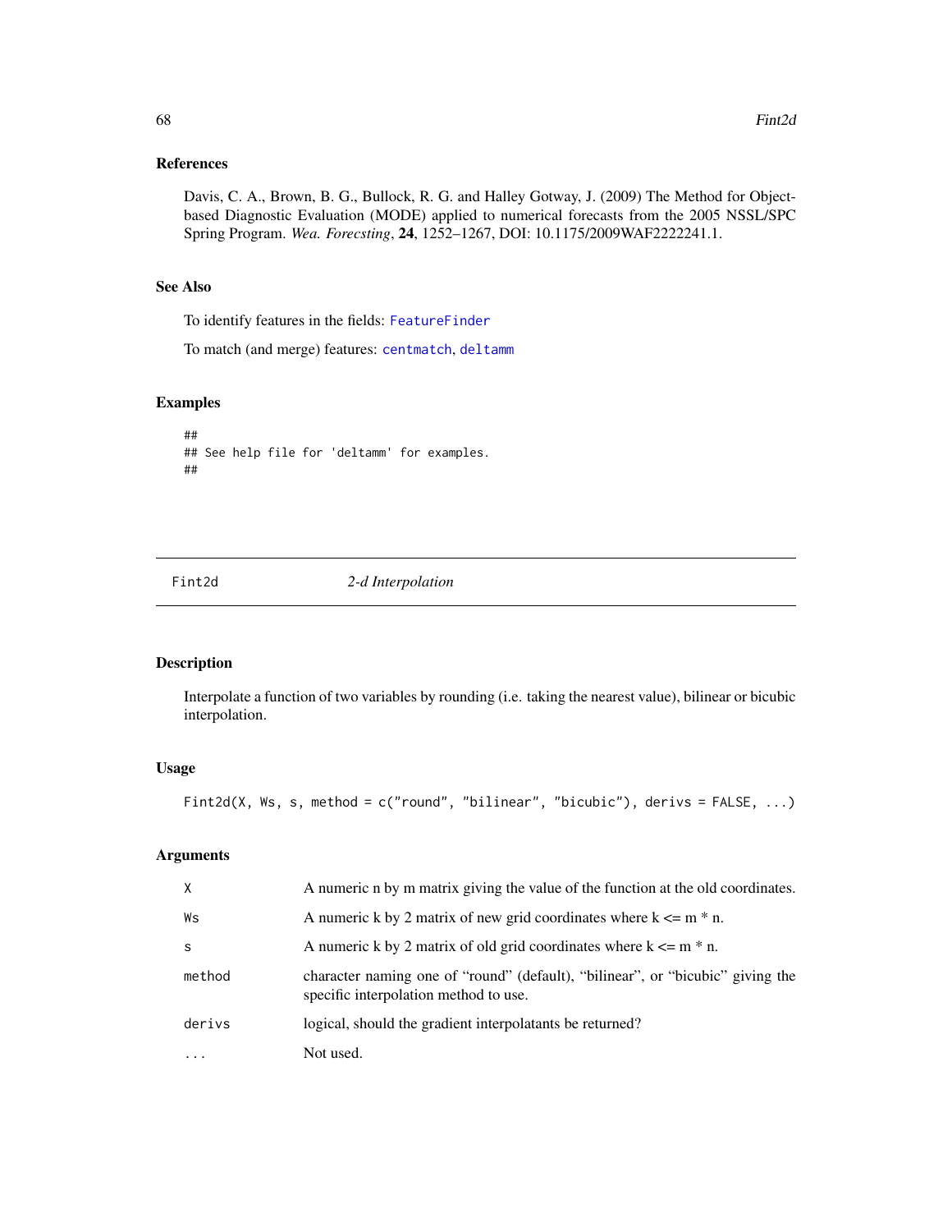## References

Davis, C. A., Brown, B. G., Bullock, R. G. and Halley Gotway, J. (2009) The Method for Object-based Diagnostic Evaluation (MODE) applied to numerical forecasts from the 2005 NSSL/SPC Spring Program. *Wea. Forecsting*, **24**, 1252–1267, DOI: 10.1175/2009WAF2222241.1.

## See Also

To identify features in the fields: `FeatureFinder`

To match (and merge) features: `centmatch`, `deltamm`

## Examples

```
##
## See help file for 'deltamm' for examples.
##
```

---

# Fint2d *2-d Interpolation*

---

## Description

Interpolate a function of two variables by rounding (i.e. taking the nearest value), bilinear or bicubic interpolation.

## Usage

```
Fint2d(X, Ws, s, method = c("round", "bilinear", "bicubic"), derivs = FALSE, ...)
```

## Arguments

| | |
|---|---|
| X | A numeric n by m matrix giving the value of the function at the old coordinates. |
| Ws | A numeric k by 2 matrix of new grid coordinates where k <= m * n. |
| s | A numeric k by 2 matrix of old grid coordinates where k <= m * n. |
| method | character naming one of "round" (default), "bilinear", or "bicubic" giving the specific interpolation method to use. |
| derivs | logical, should the gradient interpolatants be returned? |
| ... | Not used. |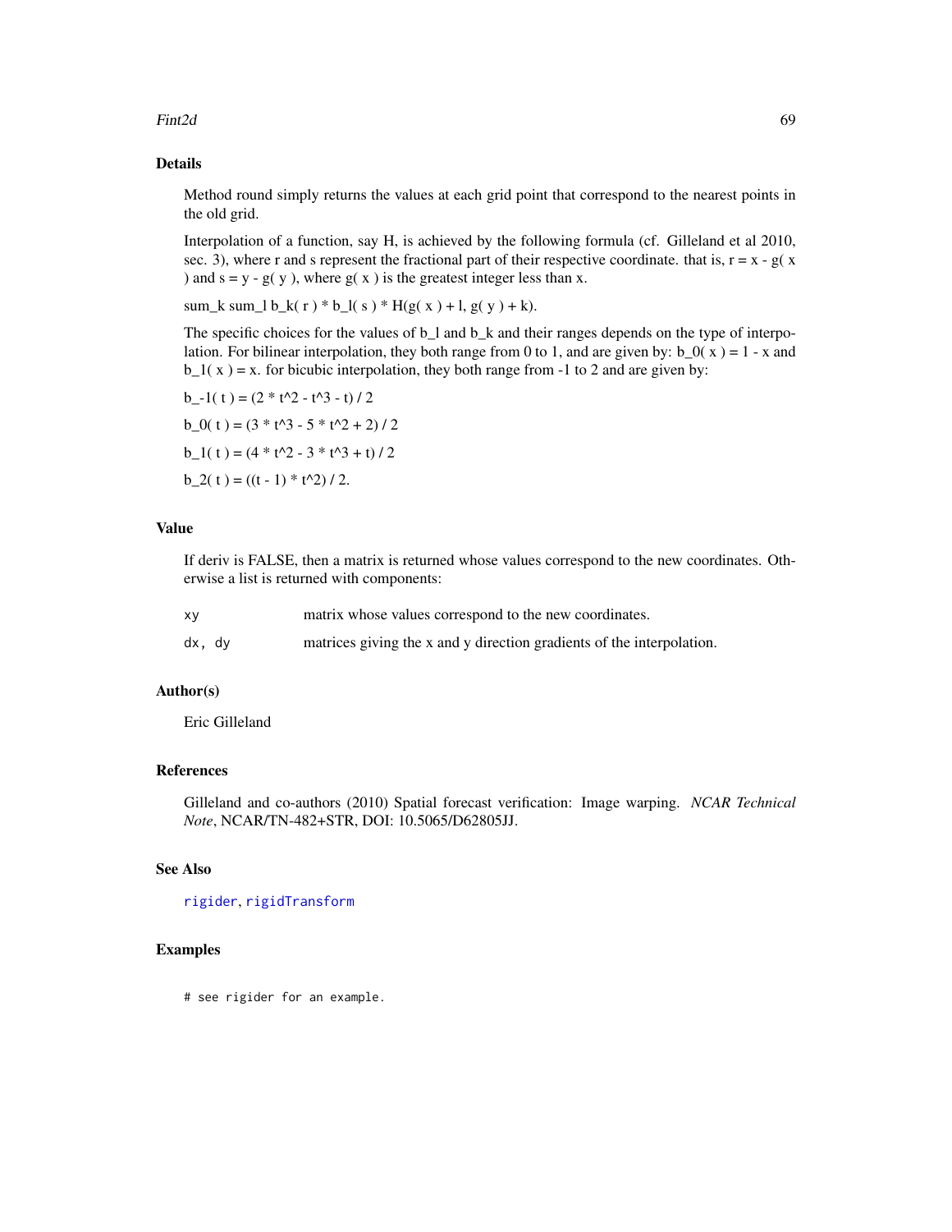## Details

Method round simply returns the values at each grid point that correspond to the nearest points in the old grid.

Interpolation of a function, say H, is achieved by the following formula (cf. Gilleland et al 2010, sec. 3), where r and s represent the fractional part of their respective coordinate. that is, r = x - g( x ) and s = y - g( y ), where g( x ) is the greatest integer less than x.

sum_k sum_l b_k( r ) * b_l( s ) * H(g( x ) + l, g( y ) + k).

The specific choices for the values of b_l and b_k and their ranges depends on the type of interpolation. For bilinear interpolation, they both range from 0 to 1, and are given by: b_0( x ) = 1 - x and b_1( x ) = x. for bicubic interpolation, they both range from -1 to 2 and are given by:

b_-1( t ) = (2 * t^2 - t^3 - t) / 2

b_0( t ) = (3 * t^3 - 5 * t^2 + 2) / 2

b_1( t ) = (4 * t^2 - 3 * t^3 + t) / 2

b_2( t ) = ((t - 1) * t^2) / 2.

## Value

If deriv is FALSE, then a matrix is returned whose values correspond to the new coordinates. Otherwise a list is returned with components:

| | |
|---|---|
| `xy` | matrix whose values correspond to the new coordinates. |
| `dx, dy` | matrices giving the x and y direction gradients of the interpolation. |

## Author(s)

Eric Gilleland

## References

Gilleland and co-authors (2010) Spatial forecast verification: Image warping. *NCAR Technical Note*, NCAR/TN-482+STR, DOI: 10.5065/D62805JJ.

## See Also

`rigider`, `rigidTransform`

## Examples

```
# see rigider for an example.
```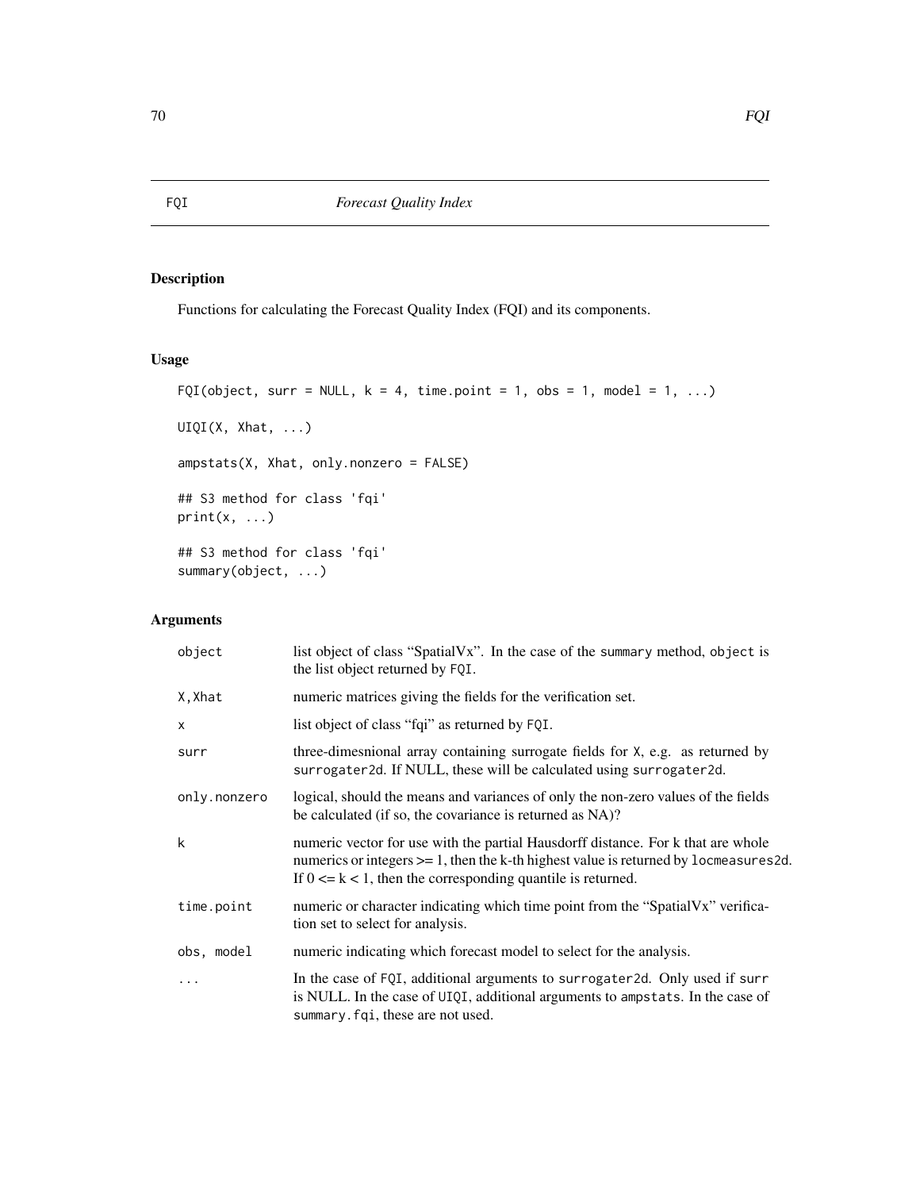| FQI | *Forecast Quality Index* |
|---|---|

## Description

Functions for calculating the Forecast Quality Index (FQI) and its components.

## Usage

```
FQI(object, surr = NULL, k = 4, time.point = 1, obs = 1, model = 1, ...)

UIQI(X, Xhat, ...)

ampstats(X, Xhat, only.nonzero = FALSE)

## S3 method for class 'fqi'
print(x, ...)

## S3 method for class 'fqi'
summary(object, ...)
```

## Arguments

| | |
|---|---|
| object | list object of class "SpatialVx". In the case of the summary method, object is the list object returned by FQI. |
| X, Xhat | numeric matrices giving the fields for the verification set. |
| x | list object of class "fqi" as returned by FQI. |
| surr | three-dimesnional array containing surrogate fields for X, e.g. as returned by surrogater2d. If NULL, these will be calculated using surrogater2d. |
| only.nonzero | logical, should the means and variances of only the non-zero values of the fields be calculated (if so, the covariance is returned as NA)? |
| k | numeric vector for use with the partial Hausdorff distance. For k that are whole numerics or integers >= 1, then the k-th highest value is returned by locmeasures2d. If 0 <= k < 1, then the corresponding quantile is returned. |
| time.point | numeric or character indicating which time point from the "SpatialVx" verification set to select for analysis. |
| obs, model | numeric indicating which forecast model to select for the analysis. |
| ... | In the case of FQI, additional arguments to surrogater2d. Only used if surr is NULL. In the case of UIQI, additional arguments to ampstats. In the case of summary.fqi, these are not used. |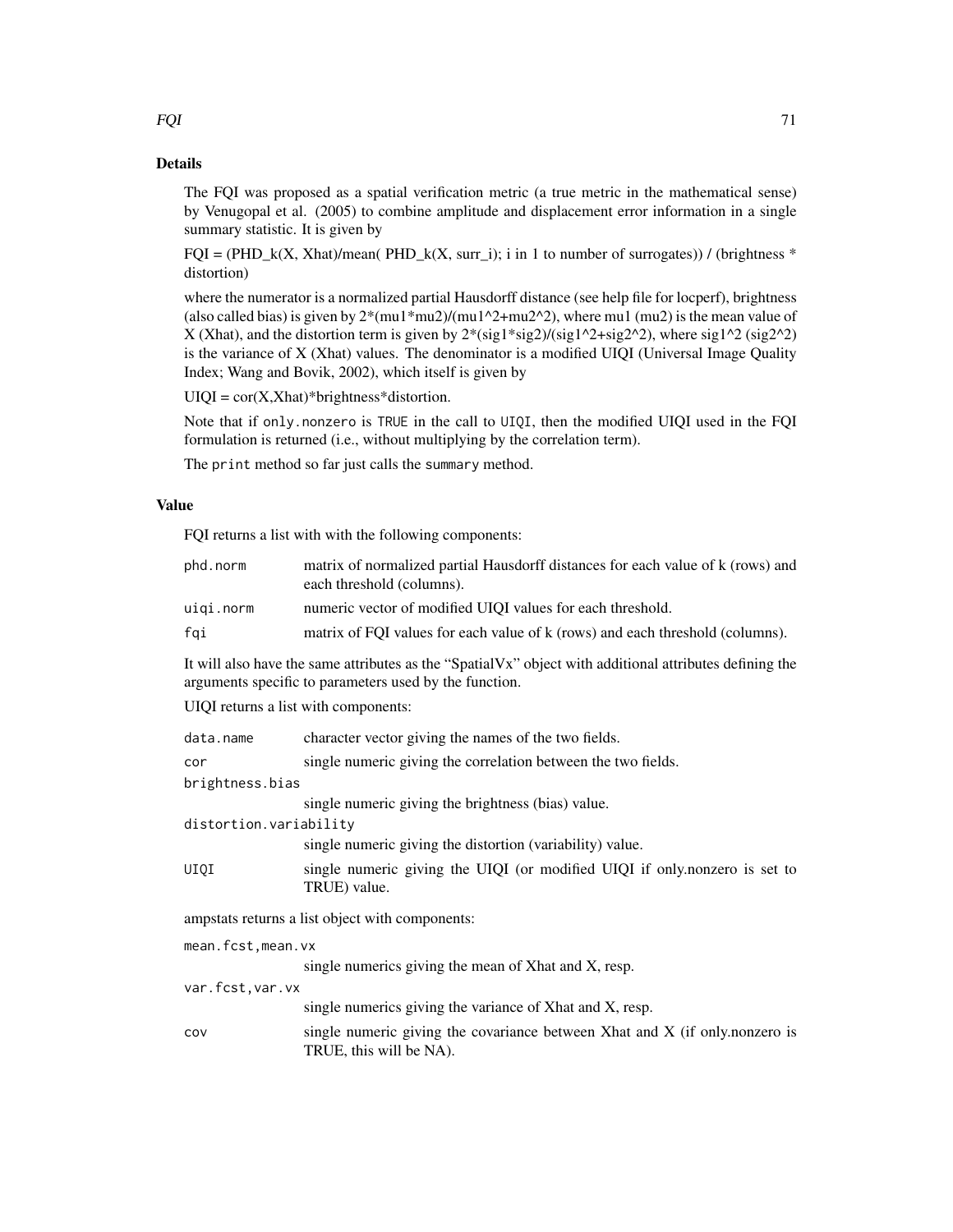## Details

The FQI was proposed as a spatial verification metric (a true metric in the mathematical sense) by Venugopal et al. (2005) to combine amplitude and displacement error information in a single summary statistic. It is given by

FQI = (PHD_k(X, Xhat)/mean( PHD_k(X, surr_i); i in 1 to number of surrogates)) / (brightness * distortion)

where the numerator is a normalized partial Hausdorff distance (see help file for locperf), brightness (also called bias) is given by 2*(mu1*mu2)/(mu1^2+mu2^2), where mu1 (mu2) is the mean value of X (Xhat), and the distortion term is given by 2*(sig1*sig2)/(sig1^2+sig2^2), where sig1^2 (sig2^2) is the variance of X (Xhat) values. The denominator is a modified UIQI (Universal Image Quality Index; Wang and Bovik, 2002), which itself is given by

UIQI = cor(X,Xhat)*brightness*distortion.

Note that if `only.nonzero` is `TRUE` in the call to `UIQI`, then the modified UIQI used in the FQI formulation is returned (i.e., without multiplying by the correlation term).

The `print` method so far just calls the `summary` method.

## Value

FQI returns a list with with the following components:

- `phd.norm` matrix of normalized partial Hausdorff distances for each value of k (rows) and each threshold (columns).
- `uiqi.norm` numeric vector of modified UIQI values for each threshold.
- `fqi` matrix of FQI values for each value of k (rows) and each threshold (columns).

It will also have the same attributes as the "SpatialVx" object with additional attributes defining the arguments specific to parameters used by the function.

UIQI returns a list with components:

- `data.name` character vector giving the names of the two fields.
- `cor` single numeric giving the correlation between the two fields.
- `brightness.bias` single numeric giving the brightness (bias) value.
- `distortion.variability` single numeric giving the distortion (variability) value.
- `UIQI` single numeric giving the UIQI (or modified UIQI if only.nonzero is set to TRUE) value.

ampstats returns a list object with components:

- `mean.fcst,mean.vx` single numerics giving the mean of Xhat and X, resp.
- `var.fcst,var.vx` single numerics giving the variance of Xhat and X, resp.
- `cov` single numeric giving the covariance between Xhat and X (if only.nonzero is TRUE, this will be NA).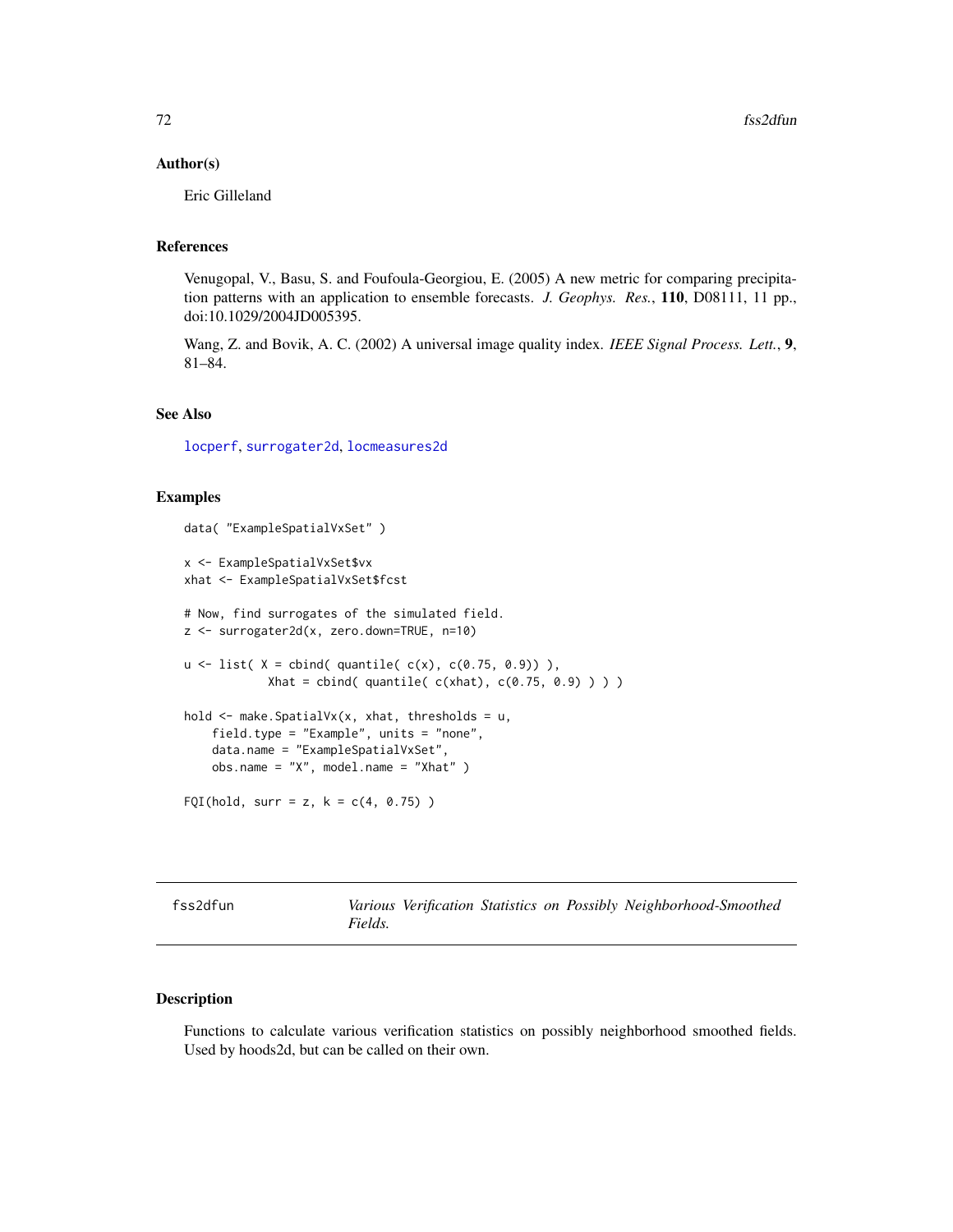### Author(s)

Eric Gilleland

### References

Venugopal, V., Basu, S. and Foufoula-Georgiou, E. (2005) A new metric for comparing precipitation patterns with an application to ensemble forecasts. *J. Geophys. Res.*, **110**, D08111, 11 pp., doi:10.1029/2004JD005395.

Wang, Z. and Bovik, A. C. (2002) A universal image quality index. *IEEE Signal Process. Lett.*, **9**, 81–84.

### See Also

locperf, surrogater2d, locmeasures2d

### Examples

```
data( "ExampleSpatialVxSet" )

x <- ExampleSpatialVxSet$vx
xhat <- ExampleSpatialVxSet$fcst

# Now, find surrogates of the simulated field.
z <- surrogater2d(x, zero.down=TRUE, n=10)

u <- list( X = cbind( quantile( c(x), c(0.75, 0.9)) ),
            Xhat = cbind( quantile( c(xhat), c(0.75, 0.9) ) ) )

hold <- make.SpatialVx(x, xhat, thresholds = u,
    field.type = "Example", units = "none",
    data.name = "ExampleSpatialVxSet",
    obs.name = "X", model.name = "Xhat" )

FQI(hold, surr = z, k = c(4, 0.75) )
```

---

## fss2dfun — *Various Verification Statistics on Possibly Neighborhood-Smoothed Fields.*

### Description

Functions to calculate various verification statistics on possibly neighborhood smoothed fields. Used by hoods2d, but can be called on their own.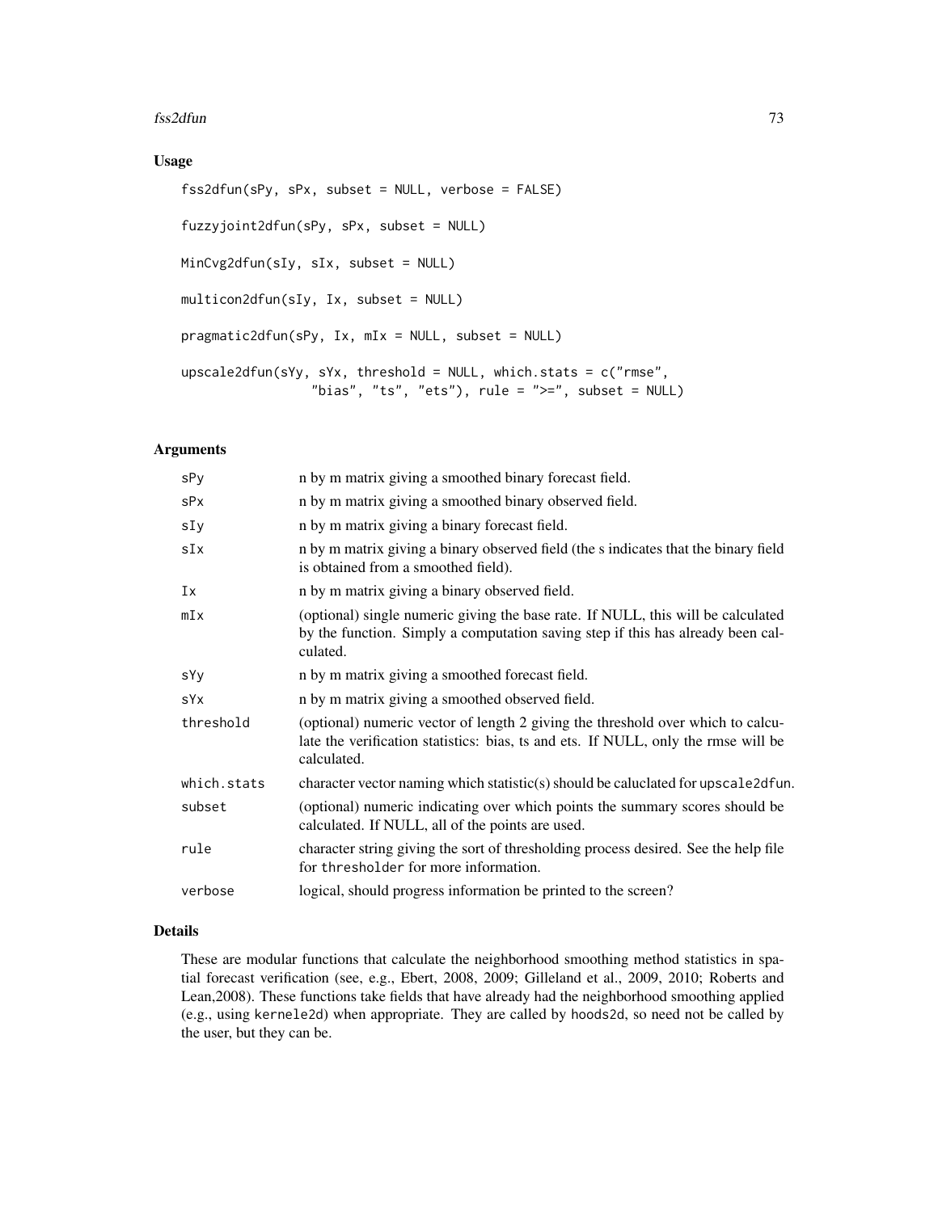## Usage

```
fss2dfun(sPy, sPx, subset = NULL, verbose = FALSE)

fuzzyjoint2dfun(sPy, sPx, subset = NULL)

MinCvg2dfun(sIy, sIx, subset = NULL)

multicon2dfun(sIy, Ix, subset = NULL)

pragmatic2dfun(sPy, Ix, mIx = NULL, subset = NULL)

upscale2dfun(sYy, sYx, threshold = NULL, which.stats = c("rmse",
                "bias", "ts", "ets"), rule = ">=", subset = NULL)
```

## Arguments

| | |
|---|---|
| sPy | n by m matrix giving a smoothed binary forecast field. |
| sPx | n by m matrix giving a smoothed binary observed field. |
| sIy | n by m matrix giving a binary forecast field. |
| sIx | n by m matrix giving a binary observed field (the s indicates that the binary field is obtained from a smoothed field). |
| Ix | n by m matrix giving a binary observed field. |
| mIx | (optional) single numeric giving the base rate. If NULL, this will be calculated by the function. Simply a computation saving step if this has already been calculated. |
| sYy | n by m matrix giving a smoothed forecast field. |
| sYx | n by m matrix giving a smoothed observed field. |
| threshold | (optional) numeric vector of length 2 giving the threshold over which to calculate the verification statistics: bias, ts and ets. If NULL, only the rmse will be calculated. |
| which.stats | character vector naming which statistic(s) should be caluclated for upscale2dfun. |
| subset | (optional) numeric indicating over which points the summary scores should be calculated. If NULL, all of the points are used. |
| rule | character string giving the sort of thresholding process desired. See the help file for thresholder for more information. |
| verbose | logical, should progress information be printed to the screen? |

## Details

These are modular functions that calculate the neighborhood smoothing method statistics in spatial forecast verification (see, e.g., Ebert, 2008, 2009; Gilleland et al., 2009, 2010; Roberts and Lean,2008). These functions take fields that have already had the neighborhood smoothing applied (e.g., using kernele2d) when appropriate. They are called by hoods2d, so need not be called by the user, but they can be.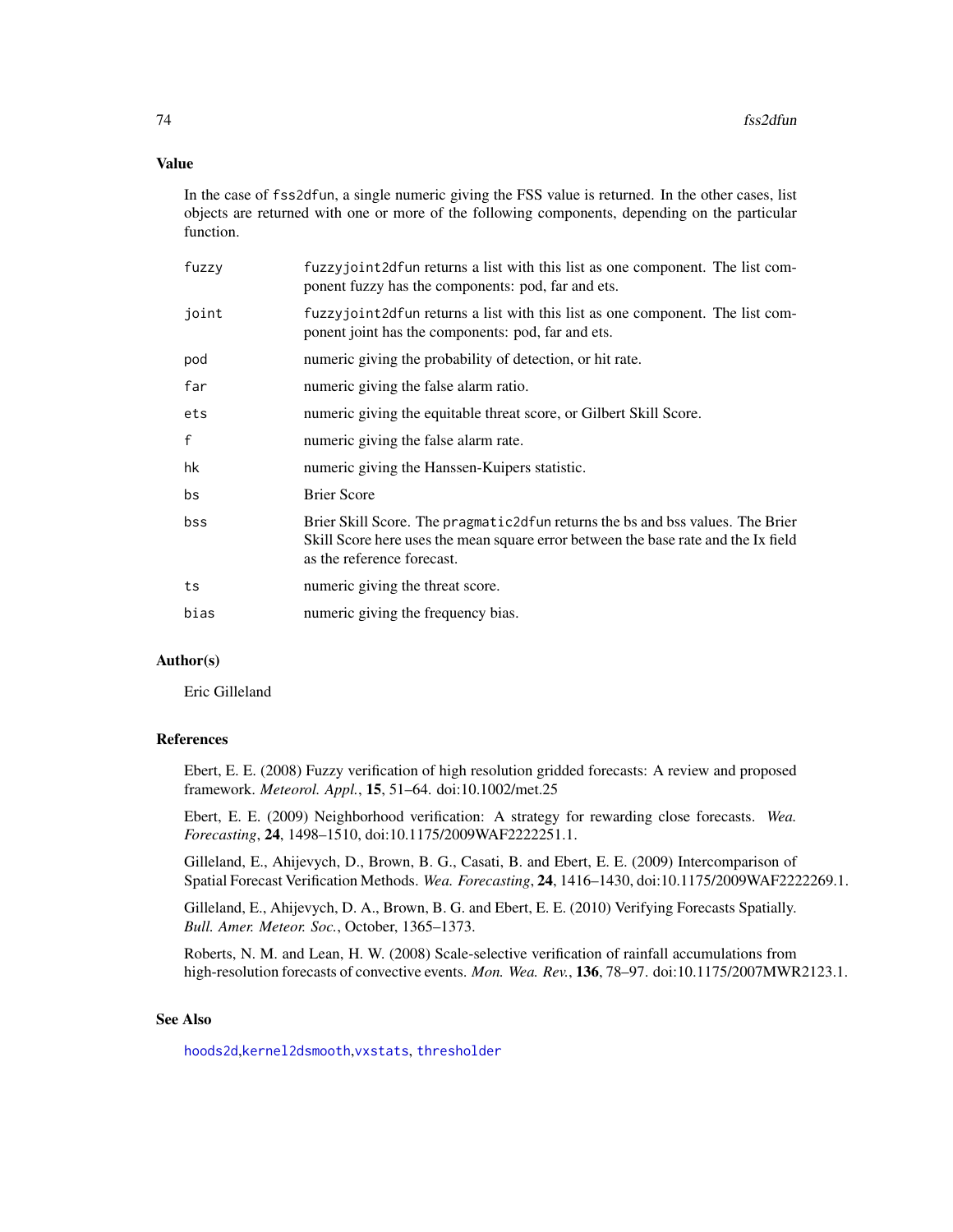## Value

In the case of fss2dfun, a single numeric giving the FSS value is returned. In the other cases, list objects are returned with one or more of the following components, depending on the particular function.

| | |
|---|---|
| fuzzy | fuzzyjoint2dfun returns a list with this list as one component. The list component fuzzy has the components: pod, far and ets. |
| joint | fuzzyjoint2dfun returns a list with this list as one component. The list component joint has the components: pod, far and ets. |
| pod | numeric giving the probability of detection, or hit rate. |
| far | numeric giving the false alarm ratio. |
| ets | numeric giving the equitable threat score, or Gilbert Skill Score. |
| f | numeric giving the false alarm rate. |
| hk | numeric giving the Hanssen-Kuipers statistic. |
| bs | Brier Score |
| bss | Brier Skill Score. The pragmatic2dfun returns the bs and bss values. The Brier Skill Score here uses the mean square error between the base rate and the Ix field as the reference forecast. |
| ts | numeric giving the threat score. |
| bias | numeric giving the frequency bias. |

## Author(s)

Eric Gilleland

## References

Ebert, E. E. (2008) Fuzzy verification of high resolution gridded forecasts: A review and proposed framework. *Meteorol. Appl.*, **15**, 51–64. doi:10.1002/met.25

Ebert, E. E. (2009) Neighborhood verification: A strategy for rewarding close forecasts. *Wea. Forecasting*, **24**, 1498–1510, doi:10.1175/2009WAF2222251.1.

Gilleland, E., Ahijevych, D., Brown, B. G., Casati, B. and Ebert, E. E. (2009) Intercomparison of Spatial Forecast Verification Methods. *Wea. Forecasting*, **24**, 1416–1430, doi:10.1175/2009WAF2222269.1.

Gilleland, E., Ahijevych, D. A., Brown, B. G. and Ebert, E. E. (2010) Verifying Forecasts Spatially. *Bull. Amer. Meteor. Soc.*, October, 1365–1373.

Roberts, N. M. and Lean, H. W. (2008) Scale-selective verification of rainfall accumulations from high-resolution forecasts of convective events. *Mon. Wea. Rev.*, **136**, 78–97. doi:10.1175/2007MWR2123.1.

## See Also

hoods2d, kernel2dsmooth, vxstats, thresholder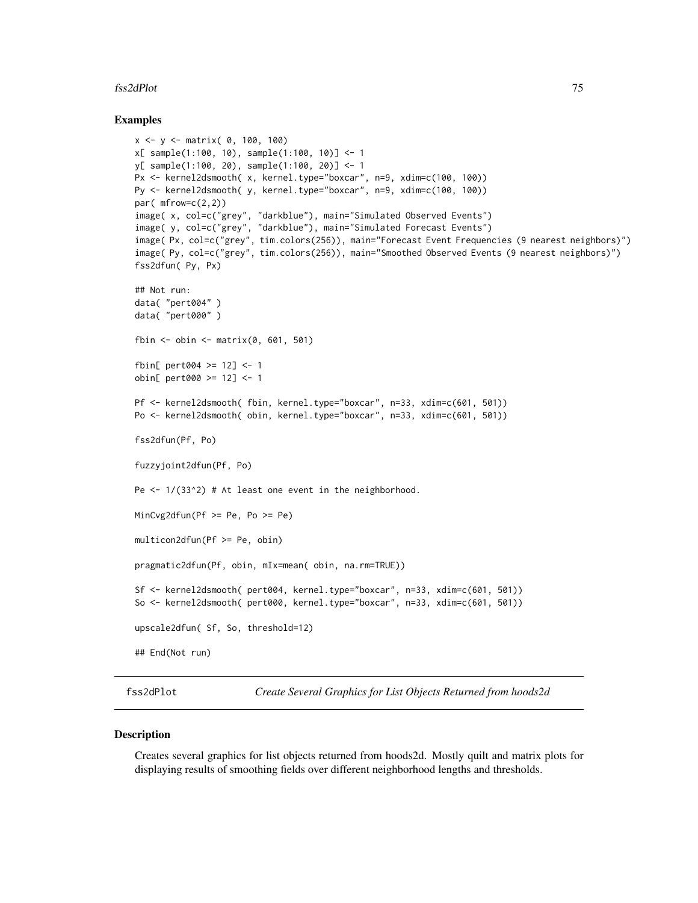## Examples

```
x <- y <- matrix( 0, 100, 100)
x[ sample(1:100, 10), sample(1:100, 10)] <- 1
y[ sample(1:100, 20), sample(1:100, 20)] <- 1
Px <- kernel2dsmooth( x, kernel.type="boxcar", n=9, xdim=c(100, 100))
Py <- kernel2dsmooth( y, kernel.type="boxcar", n=9, xdim=c(100, 100))
par( mfrow=c(2,2))
image( x, col=c("grey", "darkblue"), main="Simulated Observed Events")
image( y, col=c("grey", "darkblue"), main="Simulated Forecast Events")
image( Px, col=c("grey", tim.colors(256)), main="Forecast Event Frequencies (9 nearest neighbors)")
image( Py, col=c("grey", tim.colors(256)), main="Smoothed Observed Events (9 nearest neighbors)")
fss2dfun( Py, Px)

## Not run:
data( "pert004" )
data( "pert000" )

fbin <- obin <- matrix(0, 601, 501)

fbin[ pert004 >= 12] <- 1
obin[ pert000 >= 12] <- 1

Pf <- kernel2dsmooth( fbin, kernel.type="boxcar", n=33, xdim=c(601, 501))
Po <- kernel2dsmooth( obin, kernel.type="boxcar", n=33, xdim=c(601, 501))

fss2dfun(Pf, Po)

fuzzyjoint2dfun(Pf, Po)

Pe <- 1/(33^2) # At least one event in the neighborhood.

MinCvg2dfun(Pf >= Pe, Po >= Pe)

multicon2dfun(Pf >= Pe, obin)

pragmatic2dfun(Pf, obin, mIx=mean( obin, na.rm=TRUE))

Sf <- kernel2dsmooth( pert004, kernel.type="boxcar", n=33, xdim=c(601, 501))
So <- kernel2dsmooth( pert000, kernel.type="boxcar", n=33, xdim=c(601, 501))

upscale2dfun( Sf, So, threshold=12)

## End(Not run)
```

---

# fss2dPlot — *Create Several Graphics for List Objects Returned from hoods2d*

## Description

Creates several graphics for list objects returned from hoods2d. Mostly quilt and matrix plots for displaying results of smoothing fields over different neighborhood lengths and thresholds.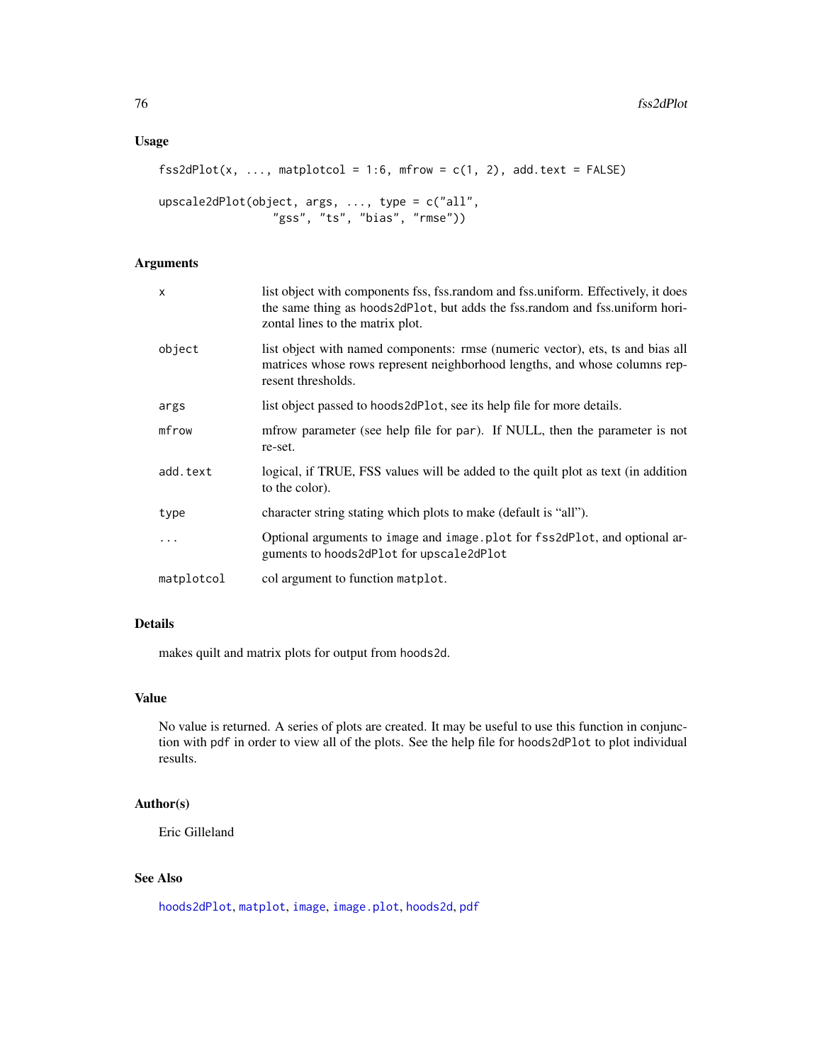## Usage

```
fss2dPlot(x, ..., matplotcol = 1:6, mfrow = c(1, 2), add.text = FALSE)

upscale2dPlot(object, args, ..., type = c("all",
                 "gss", "ts", "bias", "rmse"))
```

## Arguments

| | |
|---|---|
| x | list object with components fss, fss.random and fss.uniform. Effectively, it does the same thing as `hoods2dPlot`, but adds the fss.random and fss.uniform horizontal lines to the matrix plot. |
| object | list object with named components: rmse (numeric vector), ets, ts and bias all matrices whose rows represent neighborhood lengths, and whose columns represent thresholds. |
| args | list object passed to `hoods2dPlot`, see its help file for more details. |
| mfrow | mfrow parameter (see help file for `par`). If NULL, then the parameter is not re-set. |
| add.text | logical, if TRUE, FSS values will be added to the quilt plot as text (in addition to the color). |
| type | character string stating which plots to make (default is "all"). |
| ... | Optional arguments to `image` and `image.plot` for `fss2dPlot`, and optional arguments to `hoods2dPlot` for `upscale2dPlot` |
| matplotcol | col argument to function `matplot`. |

## Details

makes quilt and matrix plots for output from `hoods2d`.

## Value

No value is returned. A series of plots are created. It may be useful to use this function in conjunction with `pdf` in order to view all of the plots. See the help file for `hoods2dPlot` to plot individual results.

## Author(s)

Eric Gilleland

## See Also

`hoods2dPlot`, `matplot`, `image`, `image.plot`, `hoods2d`, `pdf`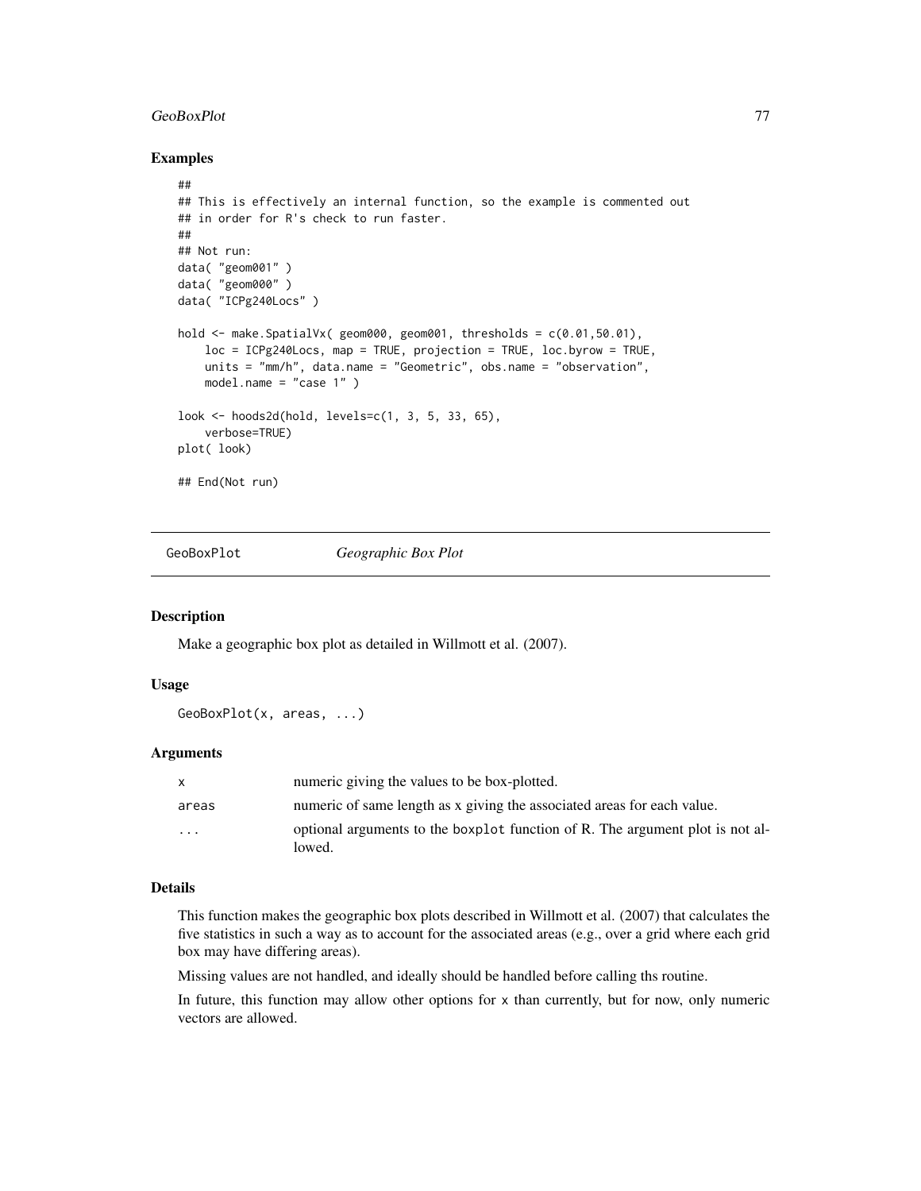### Examples

```
##
## This is effectively an internal function, so the example is commented out
## in order for R's check to run faster.
##
## Not run:
data( "geom001" )
data( "geom000" )
data( "ICPg240Locs" )

hold <- make.SpatialVx( geom000, geom001, thresholds = c(0.01,50.01),
    loc = ICPg240Locs, map = TRUE, projection = TRUE, loc.byrow = TRUE,
    units = "mm/h", data.name = "Geometric", obs.name = "observation",
    model.name = "case 1" )

look <- hoods2d(hold, levels=c(1, 3, 5, 33, 65),
    verbose=TRUE)
plot( look)

## End(Not run)
```

---

## GeoBoxPlot *Geographic Box Plot*

### Description

Make a geographic box plot as detailed in Willmott et al. (2007).

### Usage

```
GeoBoxPlot(x, areas, ...)
```

### Arguments

| | |
|---|---|
| x | numeric giving the values to be box-plotted. |
| areas | numeric of same length as x giving the associated areas for each value. |
| ... | optional arguments to the boxplot function of R. The argument plot is not allowed. |

### Details

This function makes the geographic box plots described in Willmott et al. (2007) that calculates the five statistics in such a way as to account for the associated areas (e.g., over a grid where each grid box may have differing areas).

Missing values are not handled, and ideally should be handled before calling ths routine.

In future, this function may allow other options for x than currently, but for now, only numeric vectors are allowed.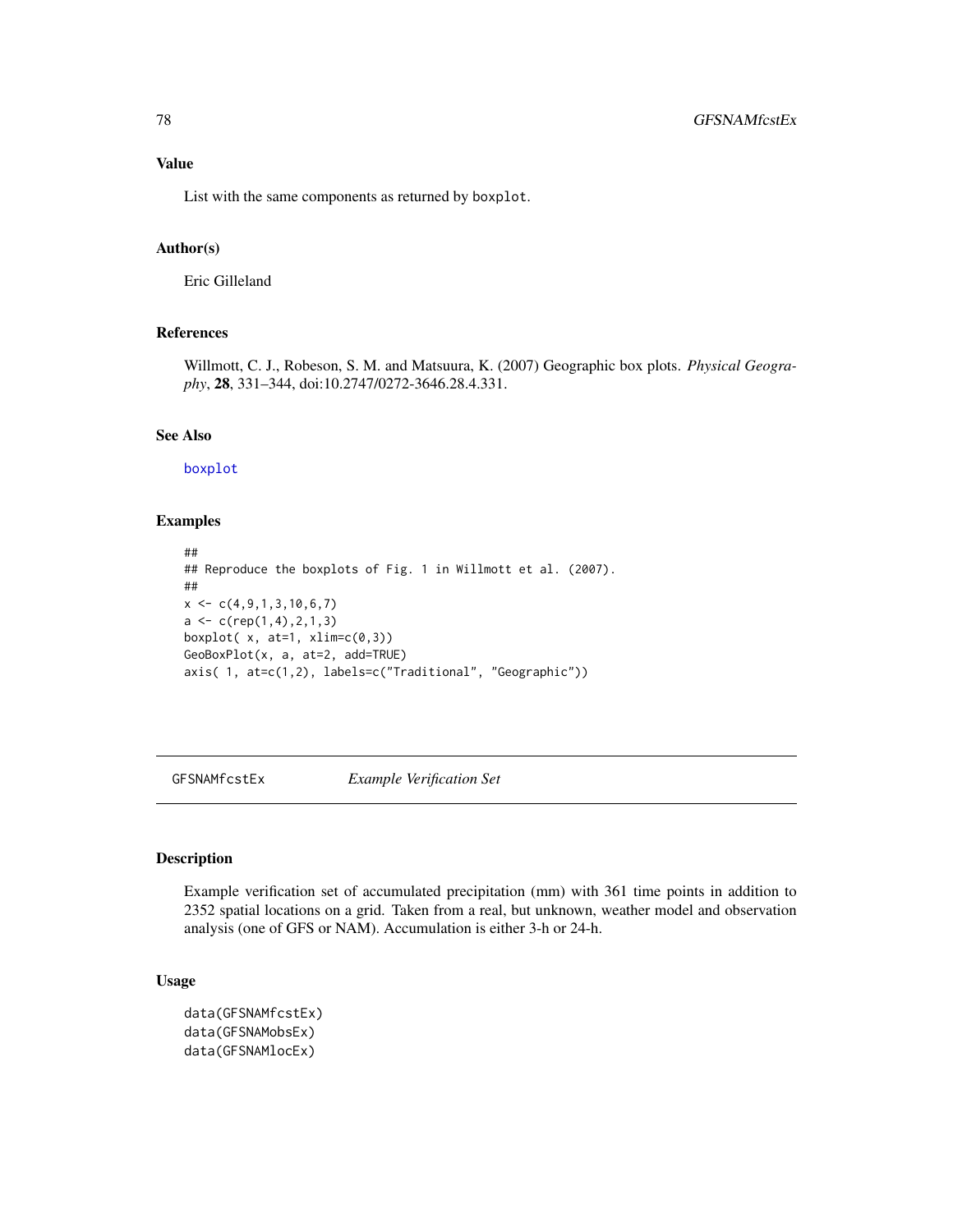### Value

List with the same components as returned by `boxplot`.

### Author(s)

Eric Gilleland

### References

Willmott, C. J., Robeson, S. M. and Matsuura, K. (2007) Geographic box plots. *Physical Geography*, **28**, 331–344, doi:10.2747/0272-3646.28.4.331.

### See Also

`boxplot`

### Examples

```
##
## Reproduce the boxplots of Fig. 1 in Willmott et al. (2007).
##
x <- c(4,9,1,3,10,6,7)
a <- c(rep(1,4),2,1,3)
boxplot( x, at=1, xlim=c(0,3))
GeoBoxPlot(x, a, at=2, add=TRUE)
axis( 1, at=c(1,2), labels=c("Traditional", "Geographic"))
```

---

## GFSNAMfcstEx *Example Verification Set*

### Description

Example verification set of accumulated precipitation (mm) with 361 time points in addition to 2352 spatial locations on a grid. Taken from a real, but unknown, weather model and observation analysis (one of GFS or NAM). Accumulation is either 3-h or 24-h.

### Usage

```
data(GFSNAMfcstEx)
data(GFSNAMobsEx)
data(GFSNAMlocEx)
```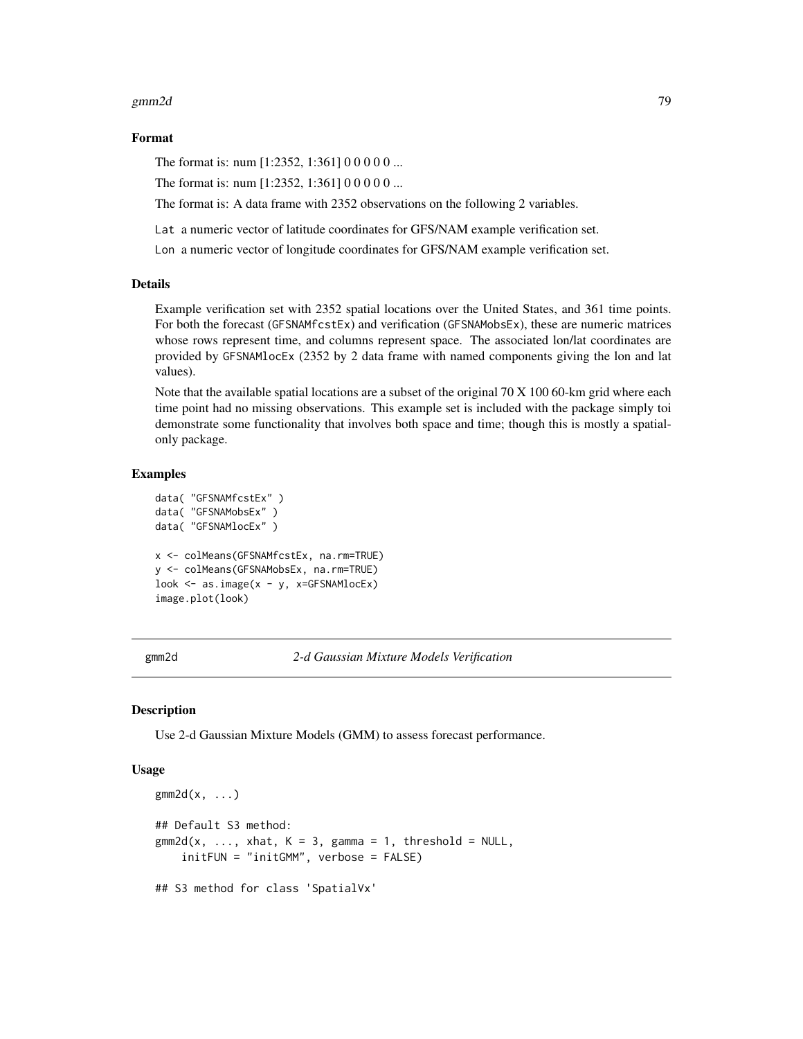### Format

The format is: num [1:2352, 1:361] 0 0 0 0 0 ...

The format is: num [1:2352, 1:361] 0 0 0 0 0 ...

The format is: A data frame with 2352 observations on the following 2 variables.

`Lat` a numeric vector of latitude coordinates for GFS/NAM example verification set.

`Lon` a numeric vector of longitude coordinates for GFS/NAM example verification set.

### Details

Example verification set with 2352 spatial locations over the United States, and 361 time points. For both the forecast (`GFSNAMfcstEx`) and verification (`GFSNAMobsEx`), these are numeric matrices whose rows represent time, and columns represent space. The associated lon/lat coordinates are provided by `GFSNAMlocEx` (2352 by 2 data frame with named components giving the lon and lat values).

Note that the available spatial locations are a subset of the original 70 X 100 60-km grid where each time point had no missing observations. This example set is included with the package simply toi demonstrate some functionality that involves both space and time; though this is mostly a spatial-only package.

### Examples

```
data( "GFSNAMfcstEx" )
data( "GFSNAMobsEx" )
data( "GFSNAMlocEx" )

x <- colMeans(GFSNAMfcstEx, na.rm=TRUE)
y <- colMeans(GFSNAMobsEx, na.rm=TRUE)
look <- as.image(x - y, x=GFSNAMlocEx)
image.plot(look)
```

---

## gmm2d — *2-d Gaussian Mixture Models Verification*

### Description

Use 2-d Gaussian Mixture Models (GMM) to assess forecast performance.

### Usage

```
gmm2d(x, ...)

## Default S3 method:
gmm2d(x, ..., xhat, K = 3, gamma = 1, threshold = NULL,
    initFUN = "initGMM", verbose = FALSE)

## S3 method for class 'SpatialVx'
```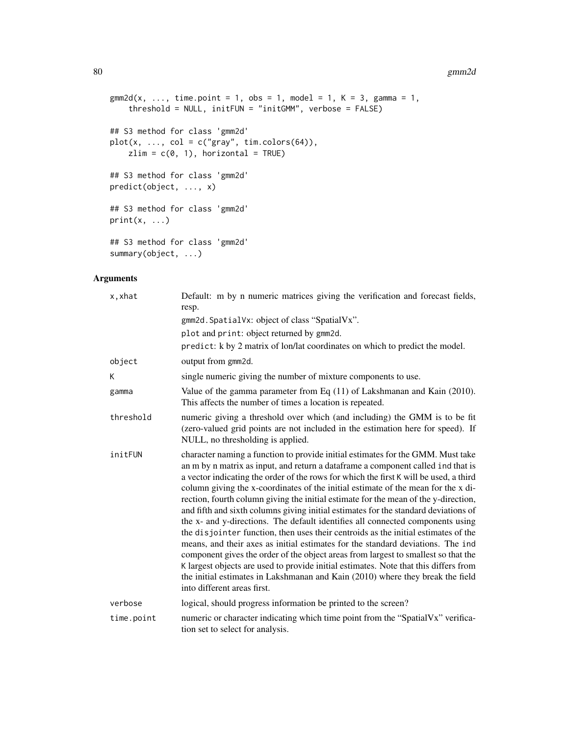```
gmm2d(x, ..., time.point = 1, obs = 1, model = 1, K = 3, gamma = 1,
    threshold = NULL, initFUN = "initGMM", verbose = FALSE)

## S3 method for class 'gmm2d'
plot(x, ..., col = c("gray", tim.colors(64)),
    zlim = c(0, 1), horizontal = TRUE)

## S3 method for class 'gmm2d'
predict(object, ..., x)

## S3 method for class 'gmm2d'
print(x, ...)

## S3 method for class 'gmm2d'
summary(object, ...)
```

## Arguments

| | |
|---|---|
| x,xhat | Default: m by n numeric matrices giving the verification and forecast fields, resp.<br>gmm2d.SpatialVx: object of class "SpatialVx".<br>plot and print: object returned by gmm2d.<br>predict: k by 2 matrix of lon/lat coordinates on which to predict the model. |
| object | output from gmm2d. |
| K | single numeric giving the number of mixture components to use. |
| gamma | Value of the gamma parameter from Eq (11) of Lakshmanan and Kain (2010). This affects the number of times a location is repeated. |
| threshold | numeric giving a threshold over which (and including) the GMM is to be fit (zero-valued grid points are not included in the estimation here for speed). If NULL, no thresholding is applied. |
| initFUN | character naming a function to provide initial estimates for the GMM. Must take an m by n matrix as input, and return a dataframe a component called ind that is a vector indicating the order of the rows for which the first K will be used, a third column giving the x-coordinates of the initial estimate of the mean for the x direction, fourth column giving the initial estimate for the mean of the y-direction, and fifth and sixth columns giving initial estimates for the standard deviations of the x- and y-directions. The default identifies all connected components using the disjointer function, then uses their centroids as the initial estimates of the means, and their axes as initial estimates for the standard deviations. The ind component gives the order of the object areas from largest to smallest so that the K largest objects are used to provide initial estimates. Note that this differs from the initial estimates in Lakshmanan and Kain (2010) where they break the field into different areas first. |
| verbose | logical, should progress information be printed to the screen? |
| time.point | numeric or character indicating which time point from the "SpatialVx" verification set to select for analysis. |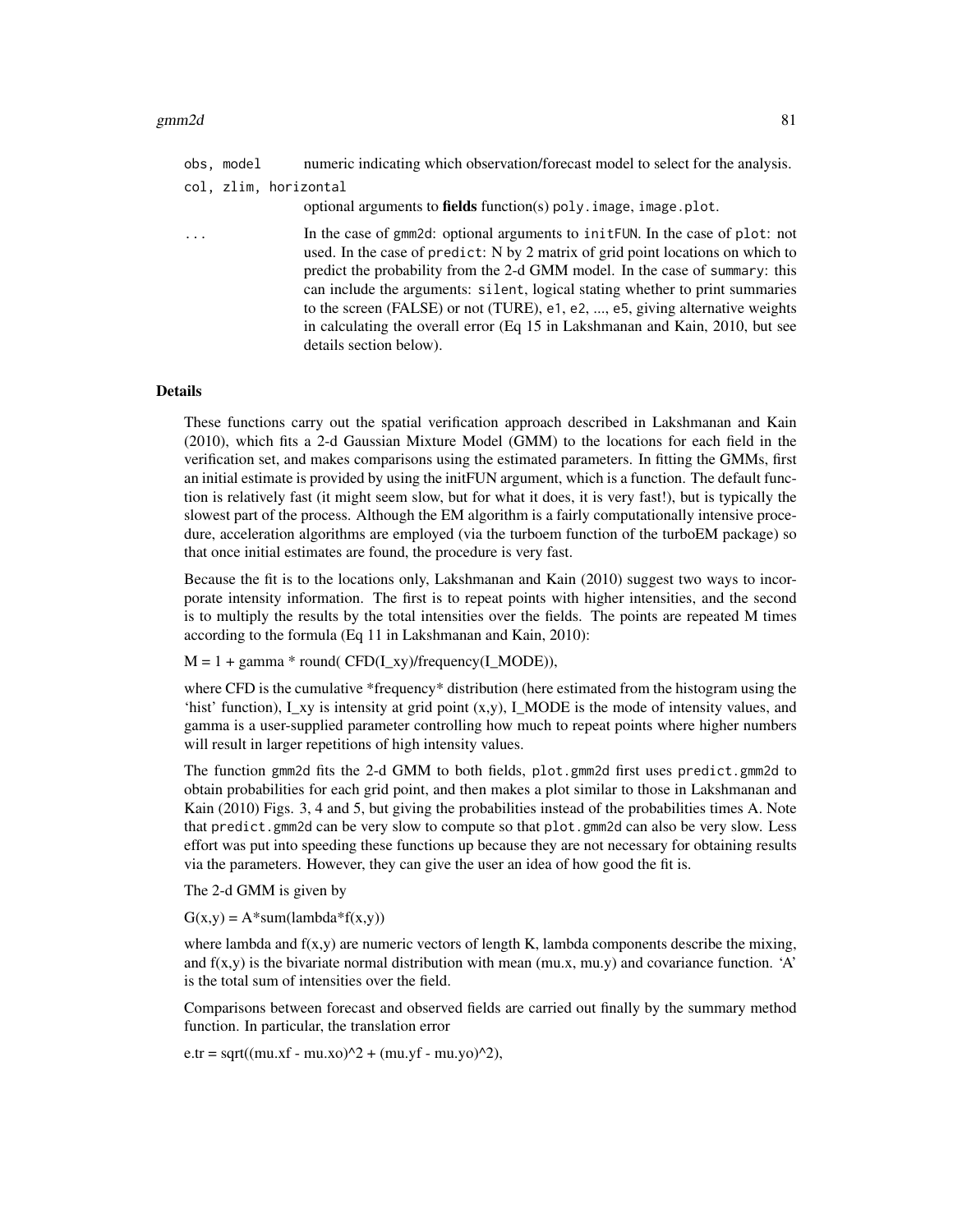obs, model	numeric indicating which observation/forecast model to select for the analysis.

col, zlim, horizontal
optional arguments to **fields** function(s) poly.image, image.plot.

...	In the case of gmm2d: optional arguments to initFUN. In the case of plot: not used. In the case of predict: N by 2 matrix of grid point locations on which to predict the probability from the 2-d GMM model. In the case of summary: this can include the arguments: silent, logical stating whether to print summaries to the screen (FALSE) or not (TURE), e1, e2, ..., e5, giving alternative weights in calculating the overall error (Eq 15 in Lakshmanan and Kain, 2010, but see details section below).

## Details

These functions carry out the spatial verification approach described in Lakshmanan and Kain (2010), which fits a 2-d Gaussian Mixture Model (GMM) to the locations for each field in the verification set, and makes comparisons using the estimated parameters. In fitting the GMMs, first an initial estimate is provided by using the initFUN argument, which is a function. The default function is relatively fast (it might seem slow, but for what it does, it is very fast!), but is typically the slowest part of the process. Although the EM algorithm is a fairly computationally intensive procedure, acceleration algorithms are employed (via the turboem function of the turboEM package) so that once initial estimates are found, the procedure is very fast.

Because the fit is to the locations only, Lakshmanan and Kain (2010) suggest two ways to incorporate intensity information. The first is to repeat points with higher intensities, and the second is to multiply the results by the total intensities over the fields. The points are repeated M times according to the formula (Eq 11 in Lakshmanan and Kain, 2010):

M = 1 + gamma * round( CFD(I_xy)/frequency(I_MODE)),

where CFD is the cumulative *frequency* distribution (here estimated from the histogram using the 'hist' function), I_xy is intensity at grid point (x,y), I_MODE is the mode of intensity values, and gamma is a user-supplied parameter controlling how much to repeat points where higher numbers will result in larger repetitions of high intensity values.

The function gmm2d fits the 2-d GMM to both fields, plot.gmm2d first uses predict.gmm2d to obtain probabilities for each grid point, and then makes a plot similar to those in Lakshmanan and Kain (2010) Figs. 3, 4 and 5, but giving the probabilities instead of the probabilities times A. Note that predict.gmm2d can be very slow to compute so that plot.gmm2d can also be very slow. Less effort was put into speeding these functions up because they are not necessary for obtaining results via the parameters. However, they can give the user an idea of how good the fit is.

The 2-d GMM is given by

G(x,y) = A*sum(lambda*f(x,y))

where lambda and f(x,y) are numeric vectors of length K, lambda components describe the mixing, and f(x,y) is the bivariate normal distribution with mean (mu.x, mu.y) and covariance function. 'A' is the total sum of intensities over the field.

Comparisons between forecast and observed fields are carried out finally by the summary method function. In particular, the translation error

e.tr = sqrt((mu.xf - mu.xo)^2 + (mu.yf - mu.yo)^2),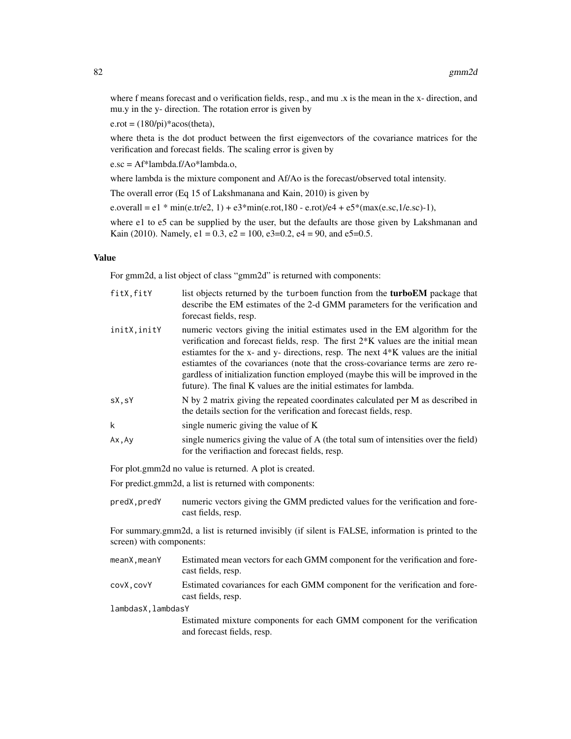where f means forecast and o verification fields, resp., and mu .x is the mean in the x- direction, and mu.y in the y- direction. The rotation error is given by

e.rot = (180/pi)*acos(theta),

where theta is the dot product between the first eigenvectors of the covariance matrices for the verification and forecast fields. The scaling error is given by

e.sc = Af*lambda.f/Ao*lambda.o,

where lambda is the mixture component and Af/Ao is the forecast/observed total intensity.

The overall error (Eq 15 of Lakshmanana and Kain, 2010) is given by

e.overall = e1 * min(e.tr/e2, 1) + e3*min(e.rot,180 - e.rot)/e4 + e5*(max(e.sc,1/e.sc)-1),

where e1 to e5 can be supplied by the user, but the defaults are those given by Lakshmanan and Kain (2010). Namely, e1 = 0.3, e2 = 100, e3=0.2, e4 = 90, and e5=0.5.

### Value

For gmm2d, a list object of class "gmm2d" is returned with components:

- `fitX,fitY` — list objects returned by the `turboem` function from the **turboEM** package that describe the EM estimates of the 2-d GMM parameters for the verification and forecast fields, resp.
- `initX,initY` — numeric vectors giving the initial estimates used in the EM algorithm for the verification and forecast fields, resp. The first 2*K values are the initial mean estiamtes for the x- and y- directions, resp. The next 4*K values are the initial estiamtes of the covariances (note that the cross-covariance terms are zero regardless of initialization function employed (maybe this will be improved in the future). The final K values are the initial estimates for lambda.
- `sX,sY` — N by 2 matrix giving the repeated coordinates calculated per M as described in the details section for the verification and forecast fields, resp.
- `k` — single numeric giving the value of K
- `Ax,Ay` — single numerics giving the value of A (the total sum of intensities over the field) for the verifiaction and forecast fields, resp.

For plot.gmm2d no value is returned. A plot is created.

For predict.gmm2d, a list is returned with components:

- `predX,predY` — numeric vectors giving the GMM predicted values for the verification and forecast fields, resp.

For summary.gmm2d, a list is returned invisibly (if silent is FALSE, information is printed to the screen) with components:

- `meanX,meanY` — Estimated mean vectors for each GMM component for the verification and forecast fields, resp.
- `covX,covY` — Estimated covariances for each GMM component for the verification and forecast fields, resp.
- `lambdasX,lambdasY` — Estimated mixture components for each GMM component for the verification and forecast fields, resp.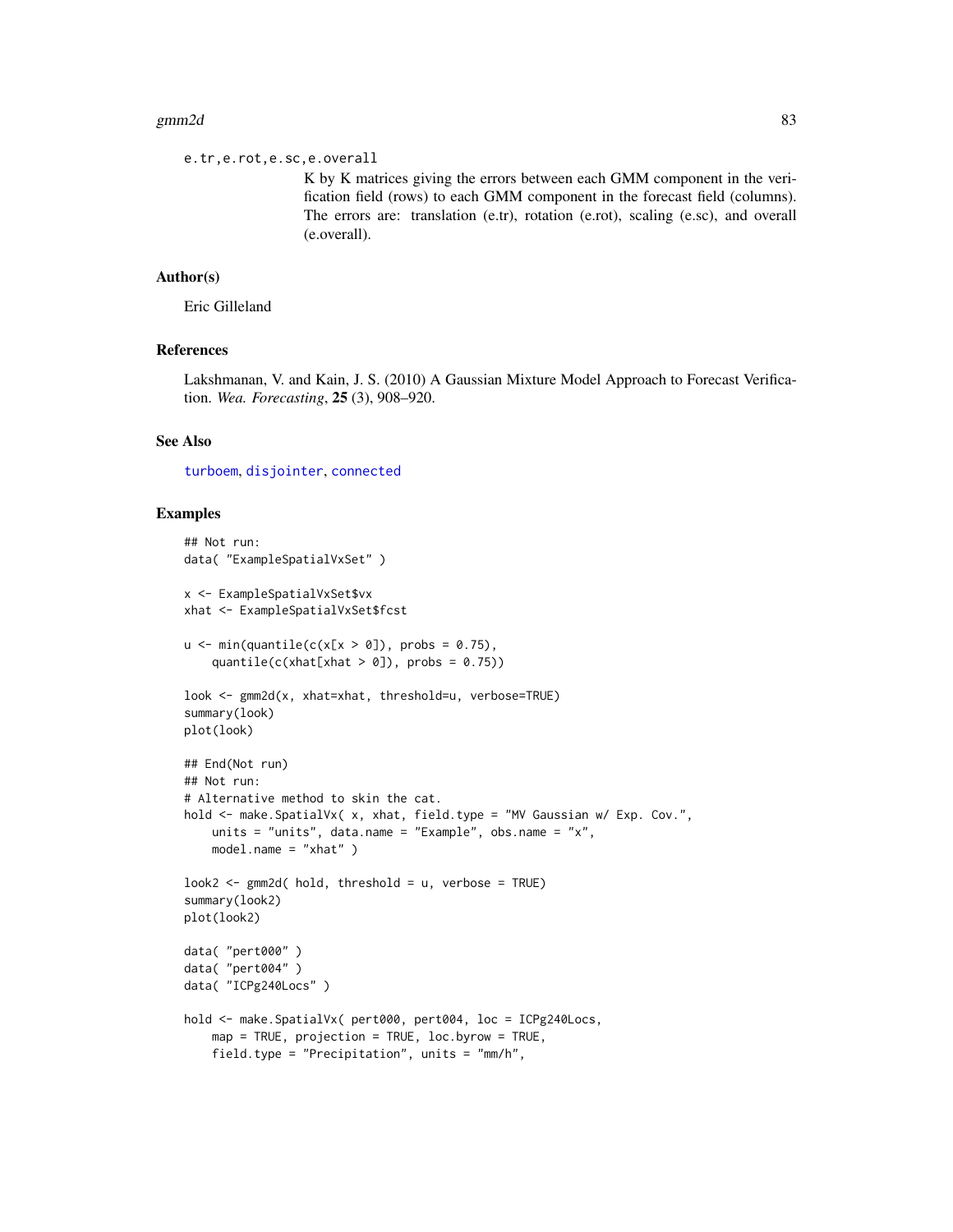e.tr,e.rot,e.sc,e.overall
: K by K matrices giving the errors between each GMM component in the verification field (rows) to each GMM component in the forecast field (columns). The errors are: translation (e.tr), rotation (e.rot), scaling (e.sc), and overall (e.overall).

## Author(s)

Eric Gilleland

## References

Lakshmanan, V. and Kain, J. S. (2010) A Gaussian Mixture Model Approach to Forecast Verification. *Wea. Forecasting*, **25** (3), 908–920.

## See Also

turboem, disjointer, connected

## Examples

```
## Not run:
data( "ExampleSpatialVxSet" )

x <- ExampleSpatialVxSet$vx
xhat <- ExampleSpatialVxSet$fcst

u <- min(quantile(c(x[x > 0]), probs = 0.75),
    quantile(c(xhat[xhat > 0]), probs = 0.75))

look <- gmm2d(x, xhat=xhat, threshold=u, verbose=TRUE)
summary(look)
plot(look)

## End(Not run)
## Not run:
# Alternative method to skin the cat.
hold <- make.SpatialVx( x, xhat, field.type = "MV Gaussian w/ Exp. Cov.",
    units = "units", data.name = "Example", obs.name = "x",
    model.name = "xhat" )

look2 <- gmm2d( hold, threshold = u, verbose = TRUE)
summary(look2)
plot(look2)

data( "pert000" )
data( "pert004" )
data( "ICPg240Locs" )

hold <- make.SpatialVx( pert000, pert004, loc = ICPg240Locs,
    map = TRUE, projection = TRUE, loc.byrow = TRUE,
    field.type = "Precipitation", units = "mm/h",
```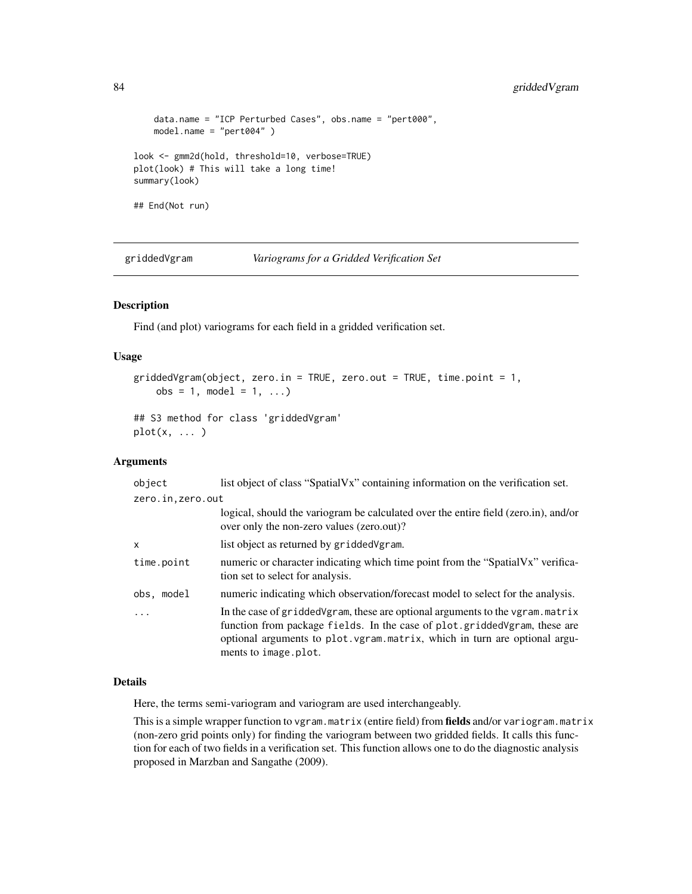```
    data.name = "ICP Perturbed Cases", obs.name = "pert000",
    model.name = "pert004" )

look <- gmm2d(hold, threshold=10, verbose=TRUE)
plot(look) # This will take a long time!
summary(look)

## End(Not run)
```

---

## griddedVgram — *Variograms for a Gridded Verification Set*

### Description

Find (and plot) variograms for each field in a gridded verification set.

### Usage

```
griddedVgram(object, zero.in = TRUE, zero.out = TRUE, time.point = 1,
    obs = 1, model = 1, ...)

## S3 method for class 'griddedVgram'
plot(x, ... )
```

### Arguments

| Argument | Description |
|---|---|
| `object` | list object of class "SpatialVx" containing information on the verification set. |
| `zero.in,zero.out` | logical, should the variogram be calculated over the entire field (zero.in), and/or over only the non-zero values (zero.out)? |
| `x` | list object as returned by `griddedVgram`. |
| `time.point` | numeric or character indicating which time point from the "SpatialVx" verification set to select for analysis. |
| `obs, model` | numeric indicating which observation/forecast model to select for the analysis. |
| `...` | In the case of `griddedVgram`, these are optional arguments to the `vgram.matrix` function from package `fields`. In the case of `plot.griddedVgram`, these are optional arguments to `plot.vgram.matrix`, which in turn are optional arguments to `image.plot`. |

### Details

Here, the terms semi-variogram and variogram are used interchangeably.

This is a simple wrapper function to `vgram.matrix` (entire field) from **fields** and/or `variogram.matrix` (non-zero grid points only) for finding the variogram between two gridded fields. It calls this function for each of two fields in a verification set. This function allows one to do the diagnostic analysis proposed in Marzban and Sangathe (2009).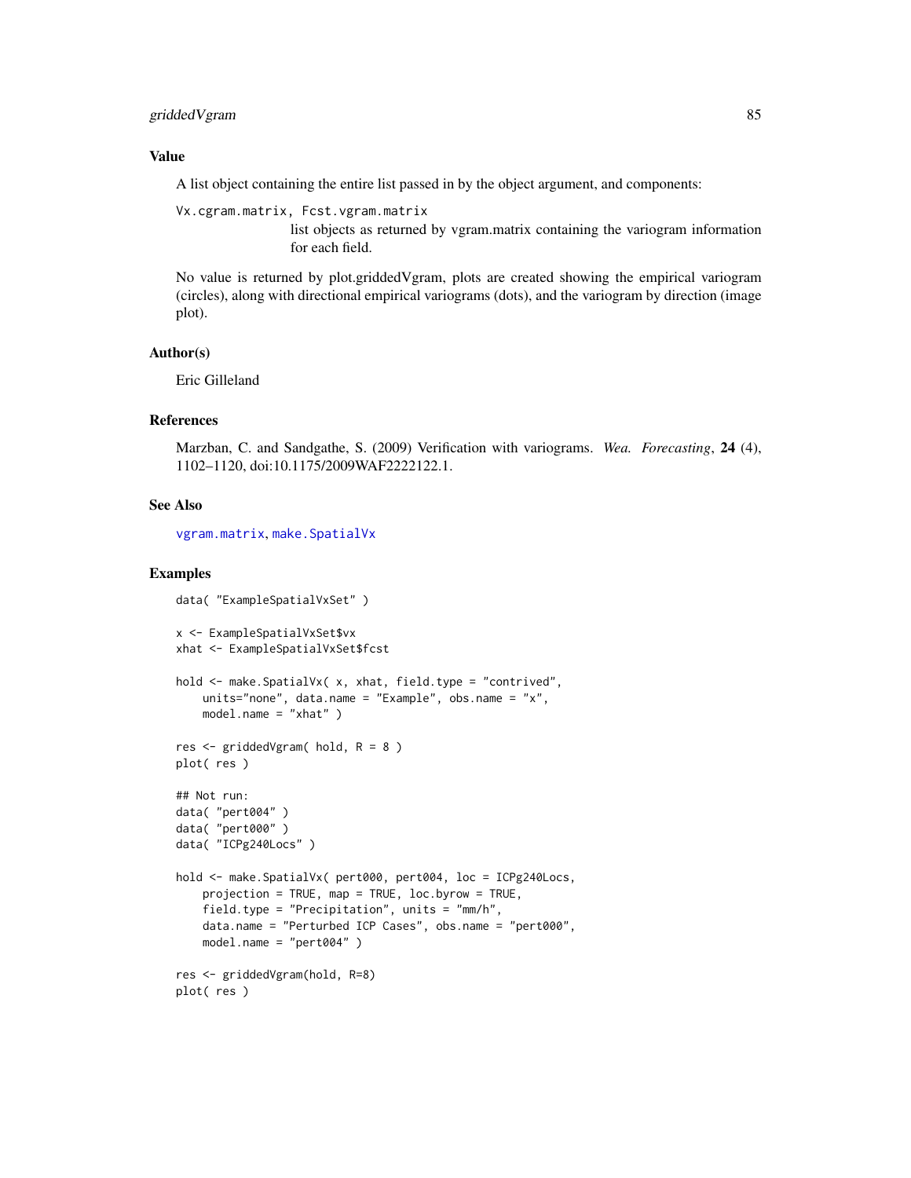### Value

A list object containing the entire list passed in by the object argument, and components:

`Vx.cgram.matrix, Fcst.vgram.matrix`
: list objects as returned by vgram.matrix containing the variogram information for each field.

No value is returned by plot.griddedVgram, plots are created showing the empirical variogram (circles), along with directional empirical variograms (dots), and the variogram by direction (image plot).

### Author(s)

Eric Gilleland

### References

Marzban, C. and Sandgathe, S. (2009) Verification with variograms. *Wea. Forecasting*, **24** (4), 1102–1120, doi:10.1175/2009WAF2222122.1.

### See Also

`vgram.matrix`, `make.SpatialVx`

### Examples

```
data( "ExampleSpatialVxSet" )

x <- ExampleSpatialVxSet$vx
xhat <- ExampleSpatialVxSet$fcst

hold <- make.SpatialVx( x, xhat, field.type = "contrived",
    units="none", data.name = "Example", obs.name = "x",
    model.name = "xhat" )

res <- griddedVgram( hold, R = 8 )
plot( res )

## Not run:
data( "pert004" )
data( "pert000" )
data( "ICPg240Locs" )

hold <- make.SpatialVx( pert000, pert004, loc = ICPg240Locs,
    projection = TRUE, map = TRUE, loc.byrow = TRUE,
    field.type = "Precipitation", units = "mm/h",
    data.name = "Perturbed ICP Cases", obs.name = "pert000",
    model.name = "pert004" )

res <- griddedVgram(hold, R=8)
plot( res )
```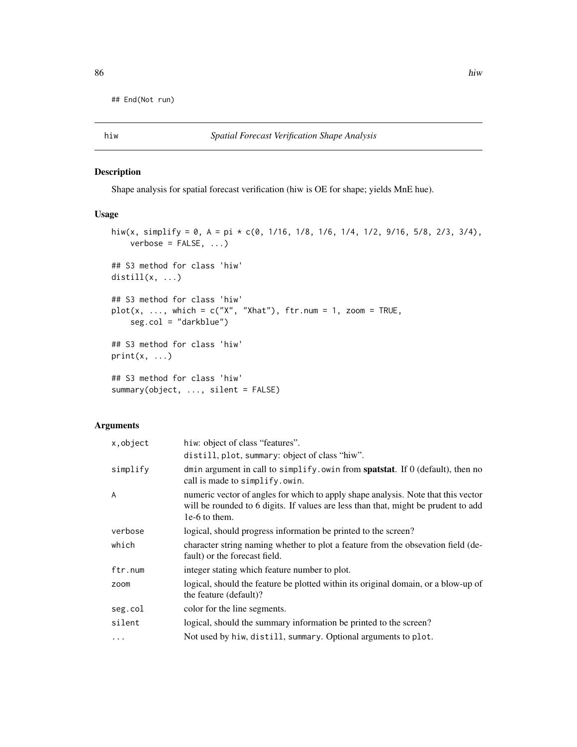```
## End(Not run)
```

## hiw — *Spatial Forecast Verification Shape Analysis*

### Description

Shape analysis for spatial forecast verification (hiw is OE for shape; yields MnE hue).

### Usage

```
hiw(x, simplify = 0, A = pi * c(0, 1/16, 1/8, 1/6, 1/4, 1/2, 9/16, 5/8, 2/3, 3/4),
    verbose = FALSE, ...)

## S3 method for class 'hiw'
distill(x, ...)

## S3 method for class 'hiw'
plot(x, ..., which = c("X", "Xhat"), ftr.num = 1, zoom = TRUE,
    seg.col = "darkblue")

## S3 method for class 'hiw'
print(x, ...)

## S3 method for class 'hiw'
summary(object, ..., silent = FALSE)
```

### Arguments

| | |
|---|---|
| x,object | hiw: object of class "features". distill, plot, summary: object of class "hiw". |
| simplify | dmin argument in call to simplify.owin from **spatstat**. If 0 (default), then no call is made to simplify.owin. |
| A | numeric vector of angles for which to apply shape analysis. Note that this vector will be rounded to 6 digits. If values are less than that, might be prudent to add 1e-6 to them. |
| verbose | logical, should progress information be printed to the screen? |
| which | character string naming whether to plot a feature from the obsevation field (default) or the forecast field. |
| ftr.num | integer stating which feature number to plot. |
| zoom | logical, should the feature be plotted within its original domain, or a blow-up of the feature (default)? |
| seg.col | color for the line segments. |
| silent | logical, should the summary information be printed to the screen? |
| ... | Not used by hiw, distill, summary. Optional arguments to plot. |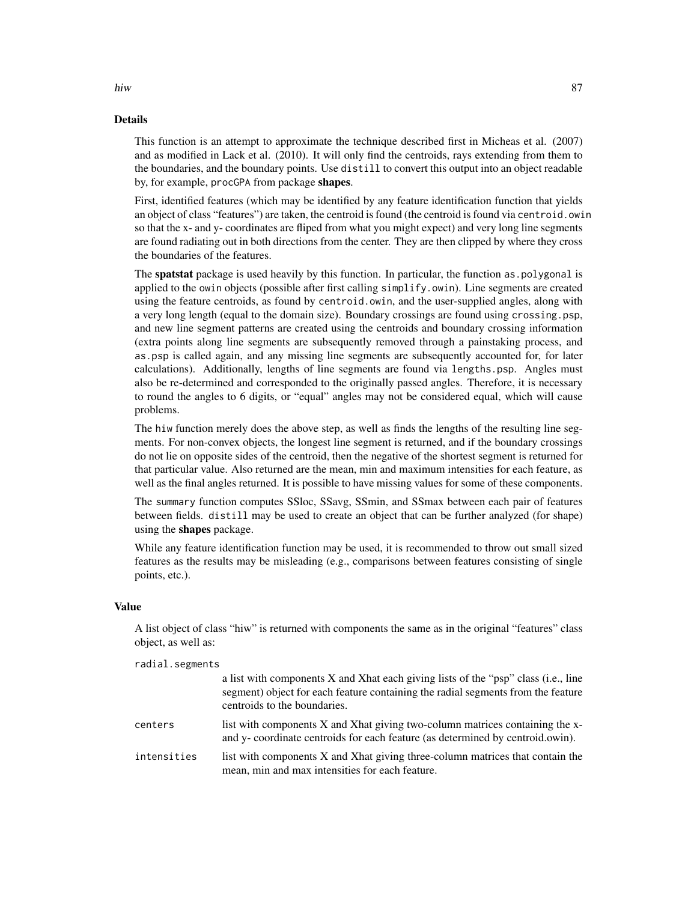## Details

This function is an attempt to approximate the technique described first in Micheas et al. (2007) and as modified in Lack et al. (2010). It will only find the centroids, rays extending from them to the boundaries, and the boundary points. Use `distill` to convert this output into an object readable by, for example, `procGPA` from package **shapes**.

First, identified features (which may be identified by any feature identification function that yields an object of class "features") are taken, the centroid is found (the centroid is found via `centroid.owin` so that the x- and y- coordinates are fliped from what you might expect) and very long line segments are found radiating out in both directions from the center. They are then clipped by where they cross the boundaries of the features.

The **spatstat** package is used heavily by this function. In particular, the function `as.polygonal` is applied to the `owin` objects (possible after first calling `simplify.owin`). Line segments are created using the feature centroids, as found by `centroid.owin`, and the user-supplied angles, along with a very long length (equal to the domain size). Boundary crossings are found using `crossing.psp`, and new line segment patterns are created using the centroids and boundary crossing information (extra points along line segments are subsequently removed through a painstaking process, and `as.psp` is called again, and any missing line segments are subsequently accounted for, for later calculations). Additionally, lengths of line segments are found via `lengths.psp`. Angles must also be re-determined and corresponded to the originally passed angles. Therefore, it is necessary to round the angles to 6 digits, or "equal" angles may not be considered equal, which will cause problems.

The `hiw` function merely does the above step, as well as finds the lengths of the resulting line segments. For non-convex objects, the longest line segment is returned, and if the boundary crossings do not lie on opposite sides of the centroid, then the negative of the shortest segment is returned for that particular value. Also returned are the mean, min and maximum intensities for each feature, as well as the final angles returned. It is possible to have missing values for some of these components.

The `summary` function computes SSloc, SSavg, SSmin, and SSmax between each pair of features between fields. `distill` may be used to create an object that can be further analyzed (for shape) using the **shapes** package.

While any feature identification function may be used, it is recommended to throw out small sized features as the results may be misleading (e.g., comparisons between features consisting of single points, etc.).

## Value

A list object of class "hiw" is returned with components the same as in the original "features" class object, as well as:

`radial.segments`
: a list with components X and Xhat each giving lists of the "psp" class (i.e., line segment) object for each feature containing the radial segments from the feature centroids to the boundaries.

`centers`
: list with components X and Xhat giving two-column matrices containing the x- and y- coordinate centroids for each feature (as determined by centroid.owin).

`intensities`
: list with components X and Xhat giving three-column matrices that contain the mean, min and max intensities for each feature.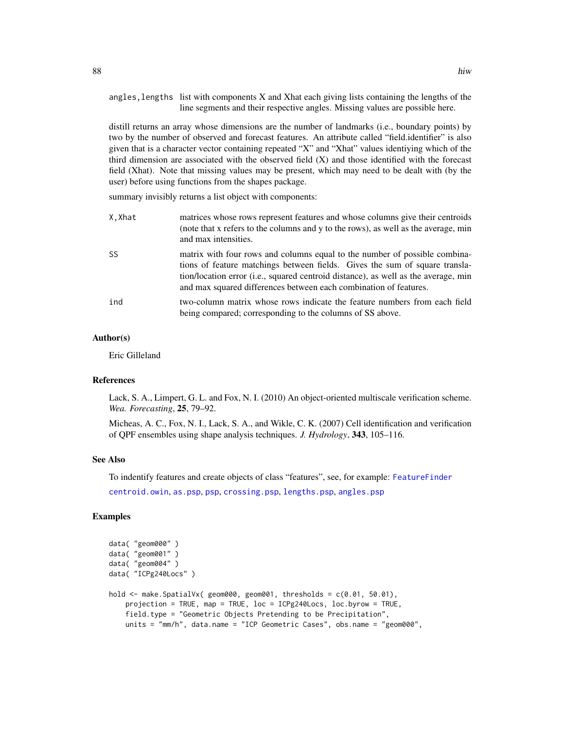angles,lengths list with components X and Xhat each giving lists containing the lengths of the line segments and their respective angles. Missing values are possible here.

distill returns an array whose dimensions are the number of landmarks (i.e., boundary points) by two by the number of observed and forecast features. An attribute called "field.identifier" is also given that is a character vector containing repeated "X" and "Xhat" values identiying which of the third dimension are associated with the observed field (X) and those identified with the forecast field (Xhat). Note that missing values may be present, which may need to be dealt with (by the user) before using functions from the shapes package.

summary invisibly returns a list object with components:

X,Xhat matrices whose rows represent features and whose columns give their centroids (note that x refers to the columns and y to the rows), as well as the average, min and max intensities.

SS matrix with four rows and columns equal to the number of possible combinations of feature matchings between fields. Gives the sum of square translation/location error (i.e., squared centroid distance), as well as the average, min and max squared differences between each combination of features.

ind two-column matrix whose rows indicate the feature numbers from each field being compared; corresponding to the columns of SS above.

### Author(s)

Eric Gilleland

### References

Lack, S. A., Limpert, G. L. and Fox, N. I. (2010) An object-oriented multiscale verification scheme. *Wea. Forecasting*, **25**, 79–92.

Micheas, A. C., Fox, N. I., Lack, S. A., and Wikle, C. K. (2007) Cell identification and verification of QPF ensembles using shape analysis techniques. *J. Hydrology*, **343**, 105–116.

### See Also

To indentify features and create objects of class "features", see, for example: FeatureFinder

centroid.owin, as.psp, psp, crossing.psp, lengths.psp, angles.psp

### Examples

```
data( "geom000" )
data( "geom001" )
data( "geom004" )
data( "ICPg240Locs" )

hold <- make.SpatialVx( geom000, geom001, thresholds = c(0.01, 50.01),
    projection = TRUE, map = TRUE, loc = ICPg240Locs, loc.byrow = TRUE,
    field.type = "Geometric Objects Pretending to be Precipitation",
    units = "mm/h", data.name = "ICP Geometric Cases", obs.name = "geom000",
```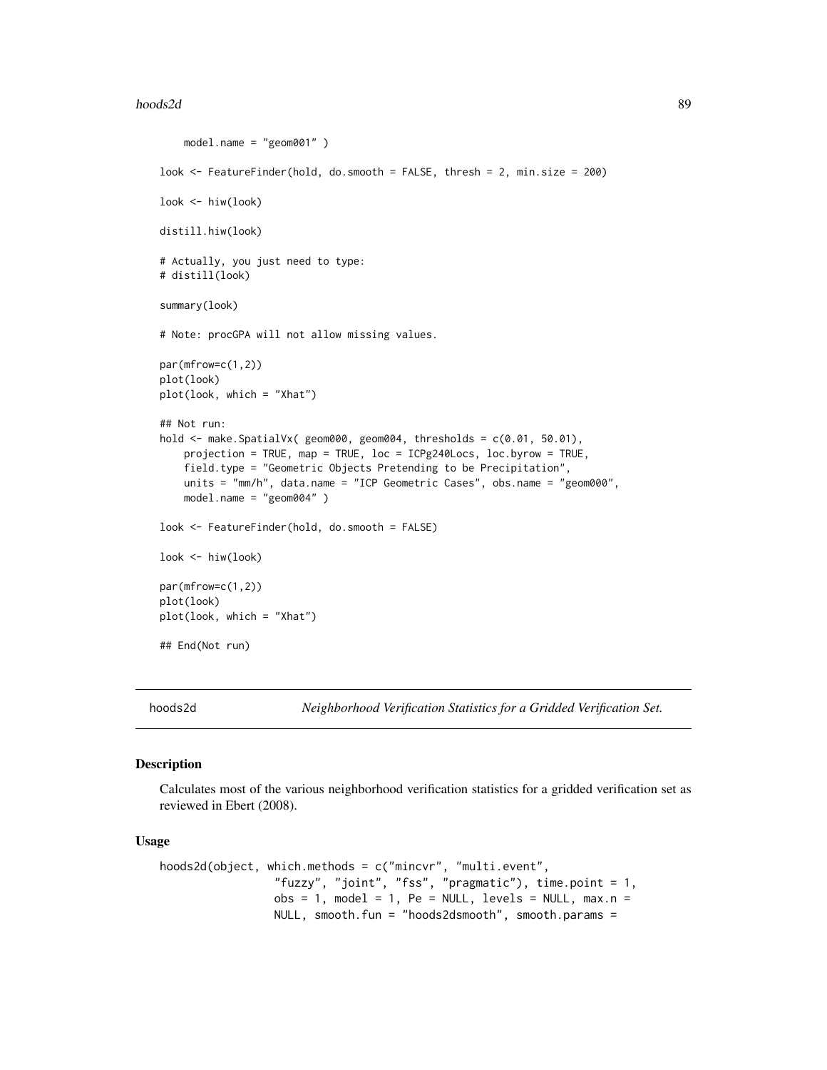```
    model.name = "geom001" )

look <- FeatureFinder(hold, do.smooth = FALSE, thresh = 2, min.size = 200)

look <- hiw(look)

distill.hiw(look)

# Actually, you just need to type:
# distill(look)

summary(look)

# Note: procGPA will not allow missing values.

par(mfrow=c(1,2))
plot(look)
plot(look, which = "Xhat")

## Not run:
hold <- make.SpatialVx( geom000, geom004, thresholds = c(0.01, 50.01),
    projection = TRUE, map = TRUE, loc = ICPg240Locs, loc.byrow = TRUE,
    field.type = "Geometric Objects Pretending to be Precipitation",
    units = "mm/h", data.name = "ICP Geometric Cases", obs.name = "geom000",
    model.name = "geom004" )

look <- FeatureFinder(hold, do.smooth = FALSE)

look <- hiw(look)

par(mfrow=c(1,2))
plot(look)
plot(look, which = "Xhat")

## End(Not run)
```

## hoods2d *Neighborhood Verification Statistics for a Gridded Verification Set.*

### Description

Calculates most of the various neighborhood verification statistics for a gridded verification set as reviewed in Ebert (2008).

### Usage

```
hoods2d(object, which.methods = c("mincvr", "multi.event",
                "fuzzy", "joint", "fss", "pragmatic"), time.point = 1,
                obs = 1, model = 1, Pe = NULL, levels = NULL, max.n =
                NULL, smooth.fun = "hoods2dsmooth", smooth.params =
```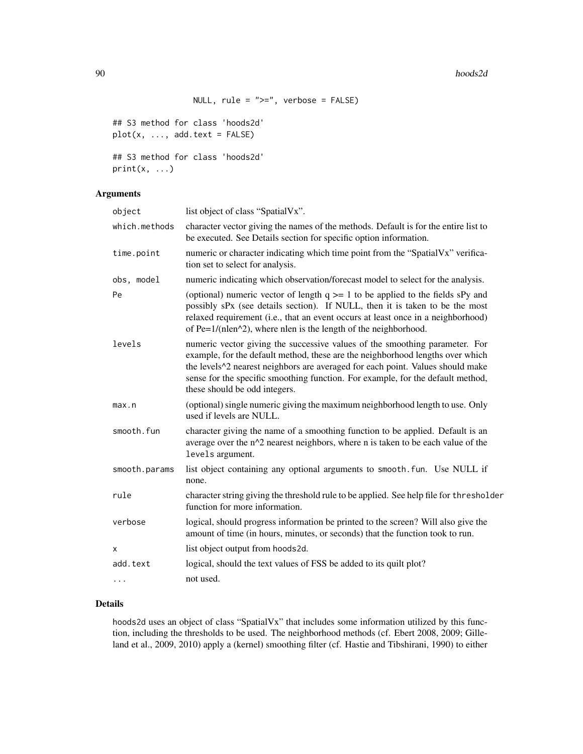```
                NULL, rule = ">=", verbose = FALSE)

## S3 method for class 'hoods2d'
plot(x, ..., add.text = FALSE)

## S3 method for class 'hoods2d'
print(x, ...)
```

## Arguments

| | |
|---|---|
| `object` | list object of class "SpatialVx". |
| `which.methods` | character vector giving the names of the methods. Default is for the entire list to be executed. See Details section for specific option information. |
| `time.point` | numeric or character indicating which time point from the "SpatialVx" verification set to select for analysis. |
| `obs, model` | numeric indicating which observation/forecast model to select for the analysis. |
| `Pe` | (optional) numeric vector of length q >= 1 to be applied to the fields sPy and possibly sPx (see details section). If NULL, then it is taken to be the most relaxed requirement (i.e., that an event occurs at least once in a neighborhood) of Pe=1/(nlen^2), where nlen is the length of the neighborhood. |
| `levels` | numeric vector giving the successive values of the smoothing parameter. For example, for the default method, these are the neighborhood lengths over which the levels^2 nearest neighbors are averaged for each point. Values should make sense for the specific smoothing function. For example, for the default method, these should be odd integers. |
| `max.n` | (optional) single numeric giving the maximum neighborhood length to use. Only used if levels are NULL. |
| `smooth.fun` | character giving the name of a smoothing function to be applied. Default is an average over the n^2 nearest neighbors, where n is taken to be each value of the `levels` argument. |
| `smooth.params` | list object containing any optional arguments to `smooth.fun`. Use NULL if none. |
| `rule` | character string giving the threshold rule to be applied. See help file for `thresholder` function for more information. |
| `verbose` | logical, should progress information be printed to the screen? Will also give the amount of time (in hours, minutes, or seconds) that the function took to run. |
| `x` | list object output from `hoods2d`. |
| `add.text` | logical, should the text values of FSS be added to its quilt plot? |
| `...` | not used. |

## Details

`hoods2d` uses an object of class "SpatialVx" that includes some information utilized by this function, including the thresholds to be used. The neighborhood methods (cf. Ebert 2008, 2009; Gilleland et al., 2009, 2010) apply a (kernel) smoothing filter (cf. Hastie and Tibshirani, 1990) to either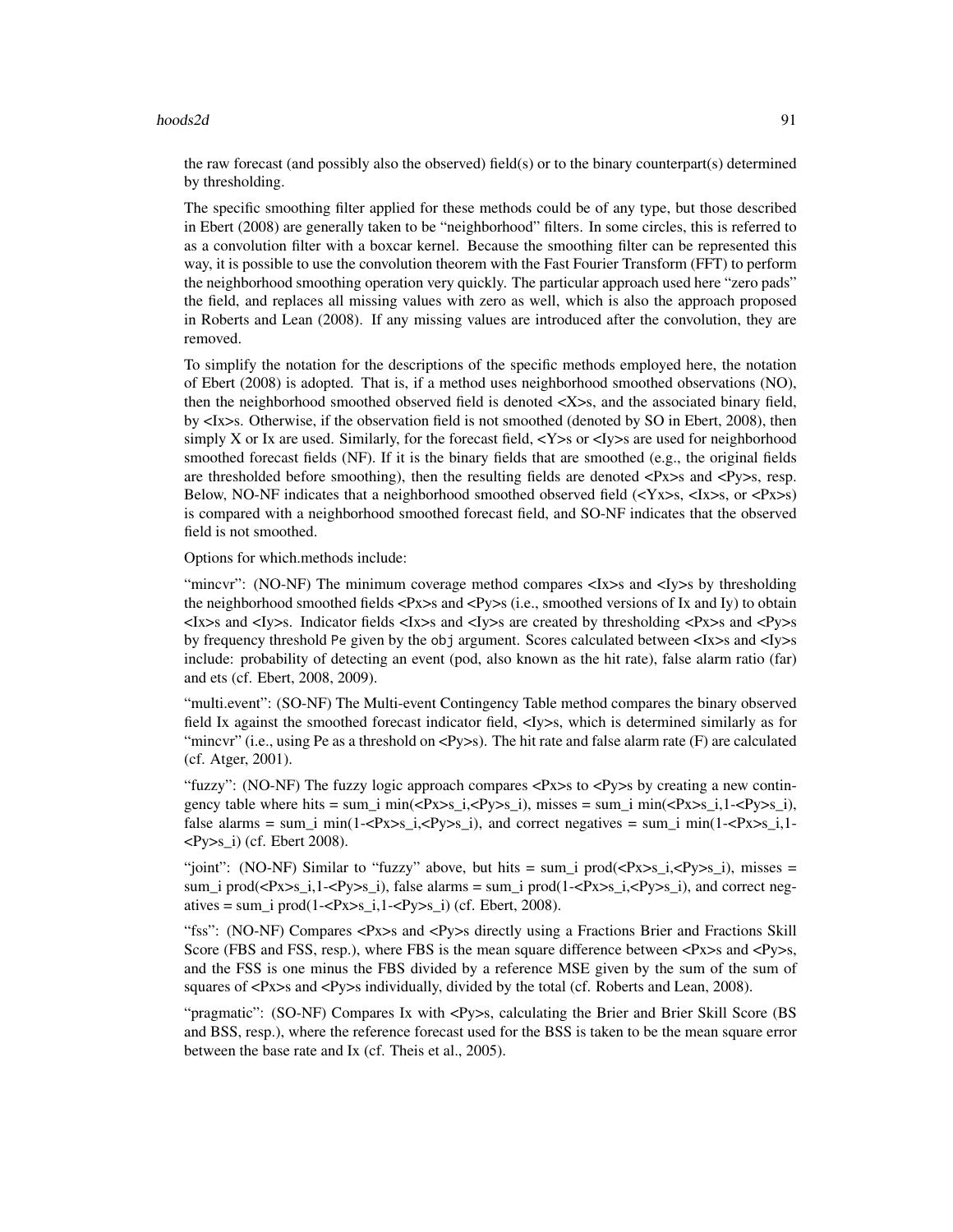the raw forecast (and possibly also the observed) field(s) or to the binary counterpart(s) determined by thresholding.

The specific smoothing filter applied for these methods could be of any type, but those described in Ebert (2008) are generally taken to be "neighborhood" filters. In some circles, this is referred to as a convolution filter with a boxcar kernel. Because the smoothing filter can be represented this way, it is possible to use the convolution theorem with the Fast Fourier Transform (FFT) to perform the neighborhood smoothing operation very quickly. The particular approach used here "zero pads" the field, and replaces all missing values with zero as well, which is also the approach proposed in Roberts and Lean (2008). If any missing values are introduced after the convolution, they are removed.

To simplify the notation for the descriptions of the specific methods employed here, the notation of Ebert (2008) is adopted. That is, if a method uses neighborhood smoothed observations (NO), then the neighborhood smoothed observed field is denoted <X>s, and the associated binary field, by <Ix>s. Otherwise, if the observation field is not smoothed (denoted by SO in Ebert, 2008), then simply X or Ix are used. Similarly, for the forecast field, <Y>s or <Iy>s are used for neighborhood smoothed forecast fields (NF). If it is the binary fields that are smoothed (e.g., the original fields are thresholded before smoothing), then the resulting fields are denoted <Px>s and <Py>s, resp. Below, NO-NF indicates that a neighborhood smoothed observed field (<Yx>s, <Ix>s, or <Px>s) is compared with a neighborhood smoothed forecast field, and SO-NF indicates that the observed field is not smoothed.

Options for which.methods include:

"mincvr": (NO-NF) The minimum coverage method compares <Ix>s and <Iy>s by thresholding the neighborhood smoothed fields <Px>s and <Py>s (i.e., smoothed versions of Ix and Iy) to obtain <Ix>s and <Iy>s. Indicator fields <Ix>s and <Iy>s are created by thresholding <Px>s and <Py>s by frequency threshold `Pe` given by the `obj` argument. Scores calculated between <Ix>s and <Iy>s include: probability of detecting an event (pod, also known as the hit rate), false alarm ratio (far) and ets (cf. Ebert, 2008, 2009).

"multi.event": (SO-NF) The Multi-event Contingency Table method compares the binary observed field Ix against the smoothed forecast indicator field, <Iy>s, which is determined similarly as for "mincvr" (i.e., using Pe as a threshold on <Py>s). The hit rate and false alarm rate (F) are calculated (cf. Atger, 2001).

"fuzzy": (NO-NF) The fuzzy logic approach compares <Px>s to <Py>s by creating a new contingency table where hits = sum_i min(<Px>s_i,<Py>s_i), misses = sum_i min(<Px>s_i,1-<Py>s_i), false alarms = sum_i min(1-<Px>s_i,<Py>s_i), and correct negatives = sum_i min(1-<Px>s_i,1-<Py>s_i) (cf. Ebert 2008).

"joint": (NO-NF) Similar to "fuzzy" above, but hits = sum_i prod(<Px>s_i,<Py>s_i), misses = sum_i prod(<Px>s_i,1-<Py>s_i), false alarms = sum_i prod(1-<Px>s_i,<Py>s_i), and correct negatives = sum_i prod(1-<Px>s_i,1-<Py>s_i) (cf. Ebert, 2008).

"fss": (NO-NF) Compares <Px>s and <Py>s directly using a Fractions Brier and Fractions Skill Score (FBS and FSS, resp.), where FBS is the mean square difference between <Px>s and <Py>s, and the FSS is one minus the FBS divided by a reference MSE given by the sum of the sum of squares of <Px>s and <Py>s individually, divided by the total (cf. Roberts and Lean, 2008).

"pragmatic": (SO-NF) Compares Ix with <Py>s, calculating the Brier and Brier Skill Score (BS and BSS, resp.), where the reference forecast used for the BSS is taken to be the mean square error between the base rate and Ix (cf. Theis et al., 2005).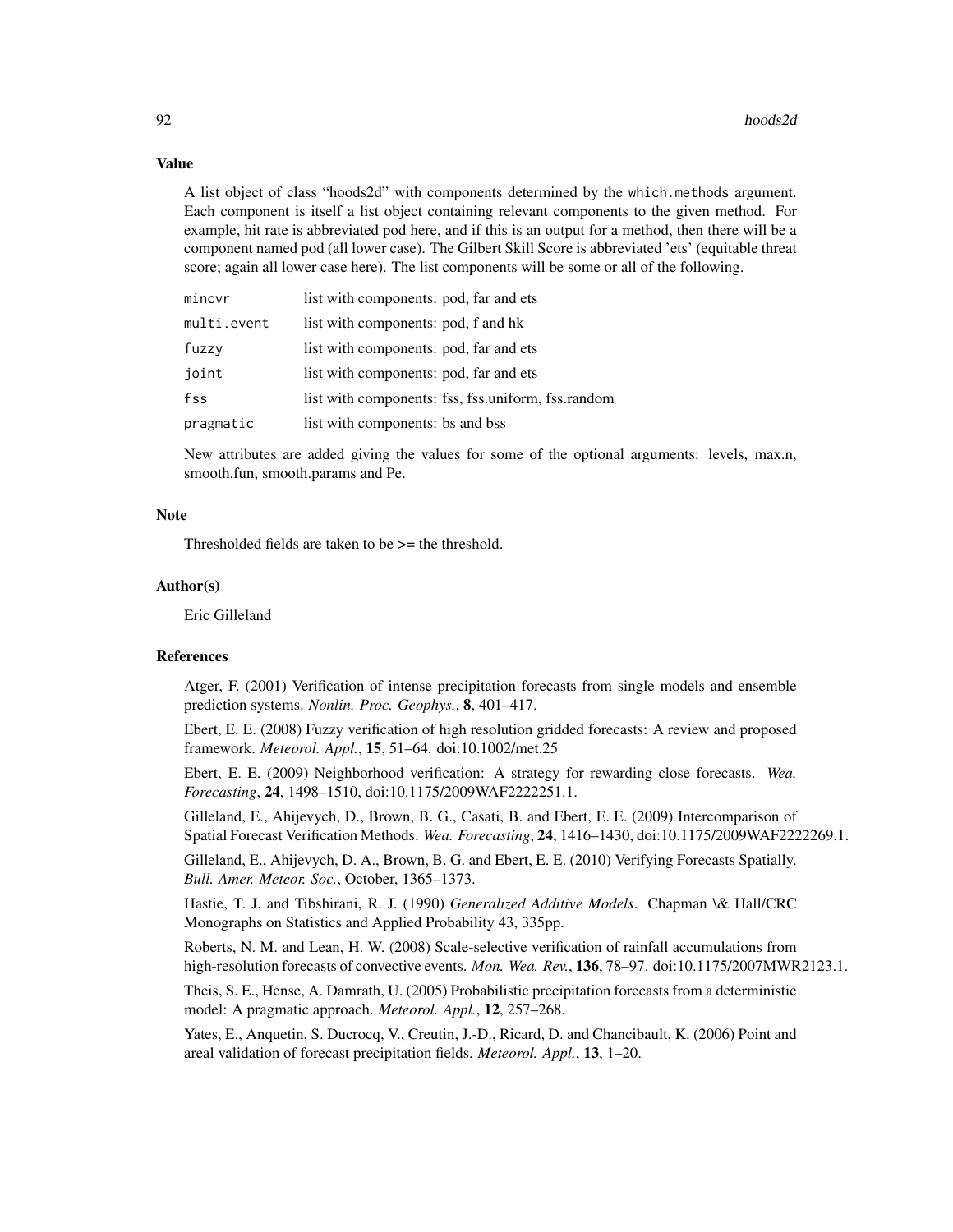## Value

A list object of class "hoods2d" with components determined by the `which.methods` argument. Each component is itself a list object containing relevant components to the given method. For example, hit rate is abbreviated pod here, and if this is an output for a method, then there will be a component named pod (all lower case). The Gilbert Skill Score is abbreviated 'ets' (equitable threat score; again all lower case here). The list components will be some or all of the following.

| | |
|---|---|
| `mincvr` | list with components: pod, far and ets |
| `multi.event` | list with components: pod, f and hk |
| `fuzzy` | list with components: pod, far and ets |
| `joint` | list with components: pod, far and ets |
| `fss` | list with components: fss, fss.uniform, fss.random |
| `pragmatic` | list with components: bs and bss |

New attributes are added giving the values for some of the optional arguments: levels, max.n, smooth.fun, smooth.params and Pe.

## Note

Thresholded fields are taken to be >= the threshold.

## Author(s)

Eric Gilleland

## References

Atger, F. (2001) Verification of intense precipitation forecasts from single models and ensemble prediction systems. *Nonlin. Proc. Geophys.*, **8**, 401–417.

Ebert, E. E. (2008) Fuzzy verification of high resolution gridded forecasts: A review and proposed framework. *Meteorol. Appl.*, **15**, 51–64. doi:10.1002/met.25

Ebert, E. E. (2009) Neighborhood verification: A strategy for rewarding close forecasts. *Wea. Forecasting*, **24**, 1498–1510, doi:10.1175/2009WAF2222251.1.

Gilleland, E., Ahijevych, D., Brown, B. G., Casati, B. and Ebert, E. E. (2009) Intercomparison of Spatial Forecast Verification Methods. *Wea. Forecasting*, **24**, 1416–1430, doi:10.1175/2009WAF2222269.1.

Gilleland, E., Ahijevych, D. A., Brown, B. G. and Ebert, E. E. (2010) Verifying Forecasts Spatially. *Bull. Amer. Meteor. Soc.*, October, 1365–1373.

Hastie, T. J. and Tibshirani, R. J. (1990) *Generalized Additive Models*. Chapman \& Hall/CRC Monographs on Statistics and Applied Probability 43, 335pp.

Roberts, N. M. and Lean, H. W. (2008) Scale-selective verification of rainfall accumulations from high-resolution forecasts of convective events. *Mon. Wea. Rev.*, **136**, 78–97. doi:10.1175/2007MWR2123.1.

Theis, S. E., Hense, A. Damrath, U. (2005) Probabilistic precipitation forecasts from a deterministic model: A pragmatic approach. *Meteorol. Appl.*, **12**, 257–268.

Yates, E., Anquetin, S. Ducrocq, V., Creutin, J.-D., Ricard, D. and Chancibault, K. (2006) Point and areal validation of forecast precipitation fields. *Meteorol. Appl.*, **13**, 1–20.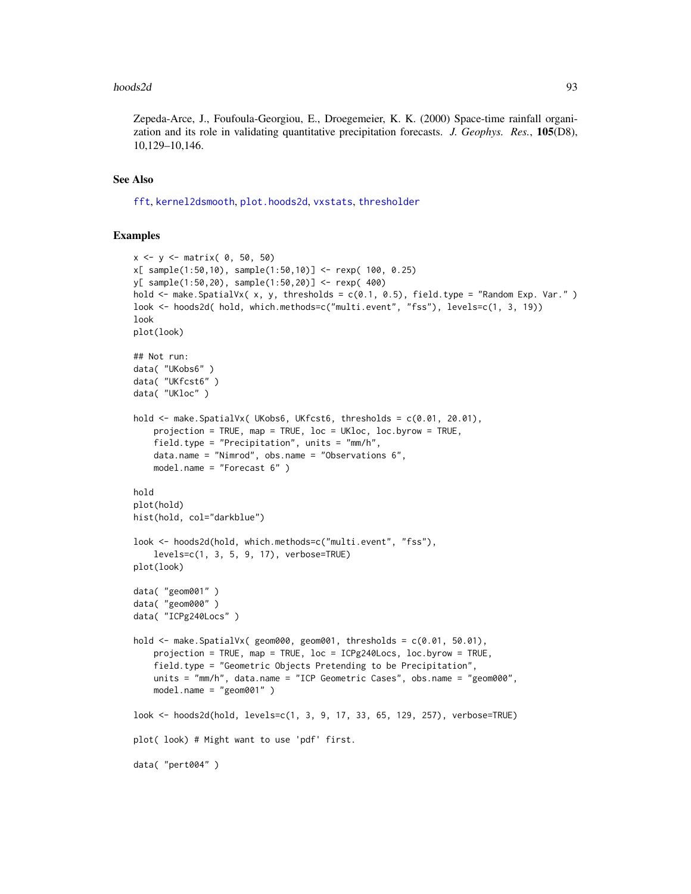Zepeda-Arce, J., Foufoula-Georgiou, E., Droegemeier, K. K. (2000) Space-time rainfall organization and its role in validating quantitative precipitation forecasts. *J. Geophys. Res.*, **105**(D8), 10,129–10,146.

## See Also

fft, kernel2dsmooth, plot.hoods2d, vxstats, thresholder

## Examples

```
x <- y <- matrix( 0, 50, 50)
x[ sample(1:50,10), sample(1:50,10)] <- rexp( 100, 0.25)
y[ sample(1:50,20), sample(1:50,20)] <- rexp( 400)
hold <- make.SpatialVx( x, y, thresholds = c(0.1, 0.5), field.type = "Random Exp. Var." )
look <- hoods2d( hold, which.methods=c("multi.event", "fss"), levels=c(1, 3, 19))
look
plot(look)

## Not run:
data( "UKobs6" )
data( "UKfcst6" )
data( "UKloc" )

hold <- make.SpatialVx( UKobs6, UKfcst6, thresholds = c(0.01, 20.01),
    projection = TRUE, map = TRUE, loc = UKloc, loc.byrow = TRUE,
    field.type = "Precipitation", units = "mm/h",
    data.name = "Nimrod", obs.name = "Observations 6",
    model.name = "Forecast 6" )

hold
plot(hold)
hist(hold, col="darkblue")

look <- hoods2d(hold, which.methods=c("multi.event", "fss"),
    levels=c(1, 3, 5, 9, 17), verbose=TRUE)
plot(look)

data( "geom001" )
data( "geom000" )
data( "ICPg240Locs" )

hold <- make.SpatialVx( geom000, geom001, thresholds = c(0.01, 50.01),
    projection = TRUE, map = TRUE, loc = ICPg240Locs, loc.byrow = TRUE,
    field.type = "Geometric Objects Pretending to be Precipitation",
    units = "mm/h", data.name = "ICP Geometric Cases", obs.name = "geom000",
    model.name = "geom001" )

look <- hoods2d(hold, levels=c(1, 3, 9, 17, 33, 65, 129, 257), verbose=TRUE)

plot( look) # Might want to use 'pdf' first.

data( "pert004" )
```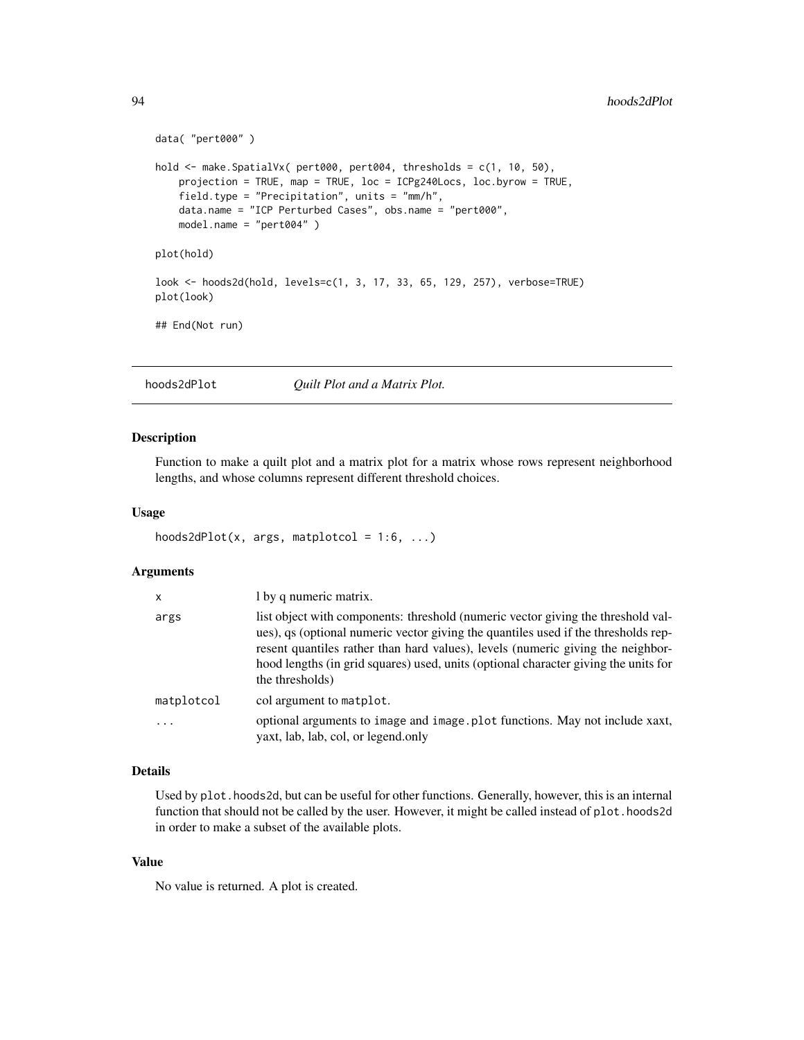```
data( "pert000" )

hold <- make.SpatialVx( pert000, pert004, thresholds = c(1, 10, 50),
    projection = TRUE, map = TRUE, loc = ICPg240Locs, loc.byrow = TRUE,
    field.type = "Precipitation", units = "mm/h",
    data.name = "ICP Perturbed Cases", obs.name = "pert000",
    model.name = "pert004" )

plot(hold)

look <- hoods2d(hold, levels=c(1, 3, 17, 33, 65, 129, 257), verbose=TRUE)
plot(look)

## End(Not run)
```

---

## hoods2dPlot — *Quilt Plot and a Matrix Plot.*

### Description

Function to make a quilt plot and a matrix plot for a matrix whose rows represent neighborhood lengths, and whose columns represent different threshold choices.

### Usage

```
hoods2dPlot(x, args, matplotcol = 1:6, ...)
```

### Arguments

| | |
|---|---|
| `x` | l by q numeric matrix. |
| `args` | list object with components: threshold (numeric vector giving the threshold values), qs (optional numeric vector giving the quantiles used if the thresholds represent quantiles rather than hard values), levels (numeric giving the neighborhood lengths (in grid squares) used, units (optional character giving the units for the thresholds) |
| `matplotcol` | col argument to `matplot`. |
| `...` | optional arguments to `image` and `image.plot` functions. May not include xaxt, yaxt, lab, lab, col, or legend.only |

### Details

Used by `plot.hoods2d`, but can be useful for other functions. Generally, however, this is an internal function that should not be called by the user. However, it might be called instead of `plot.hoods2d` in order to make a subset of the available plots.

### Value

No value is returned. A plot is created.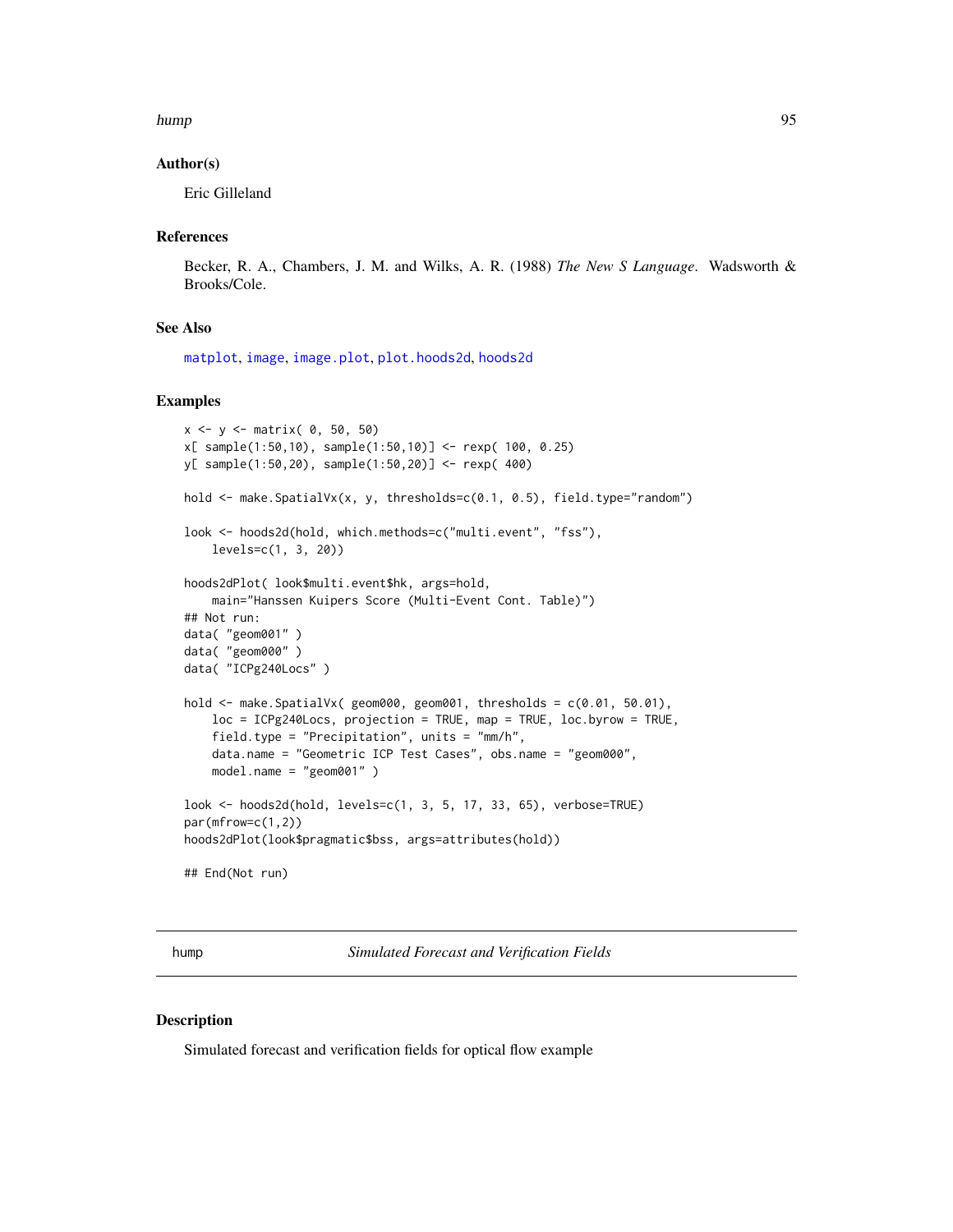### Author(s)

Eric Gilleland

### References

Becker, R. A., Chambers, J. M. and Wilks, A. R. (1988) *The New S Language*. Wadsworth & Brooks/Cole.

### See Also

matplot, image, image.plot, plot.hoods2d, hoods2d

### Examples

```
x <- y <- matrix( 0, 50, 50)
x[ sample(1:50,10), sample(1:50,10)] <- rexp( 100, 0.25)
y[ sample(1:50,20), sample(1:50,20)] <- rexp( 400)

hold <- make.SpatialVx(x, y, thresholds=c(0.1, 0.5), field.type="random")

look <- hoods2d(hold, which.methods=c("multi.event", "fss"),
    levels=c(1, 3, 20))

hoods2dPlot( look$multi.event$hk, args=hold,
    main="Hanssen Kuipers Score (Multi-Event Cont. Table)")
## Not run:
data( "geom001" )
data( "geom000" )
data( "ICPg240Locs" )

hold <- make.SpatialVx( geom000, geom001, thresholds = c(0.01, 50.01),
    loc = ICPg240Locs, projection = TRUE, map = TRUE, loc.byrow = TRUE,
    field.type = "Precipitation", units = "mm/h",
    data.name = "Geometric ICP Test Cases", obs.name = "geom000",
    model.name = "geom001" )

look <- hoods2d(hold, levels=c(1, 3, 5, 17, 33, 65), verbose=TRUE)
par(mfrow=c(1,2))
hoods2dPlot(look$pragmatic$bss, args=attributes(hold))

## End(Not run)
```

---

## hump — *Simulated Forecast and Verification Fields*

### Description

Simulated forecast and verification fields for optical flow example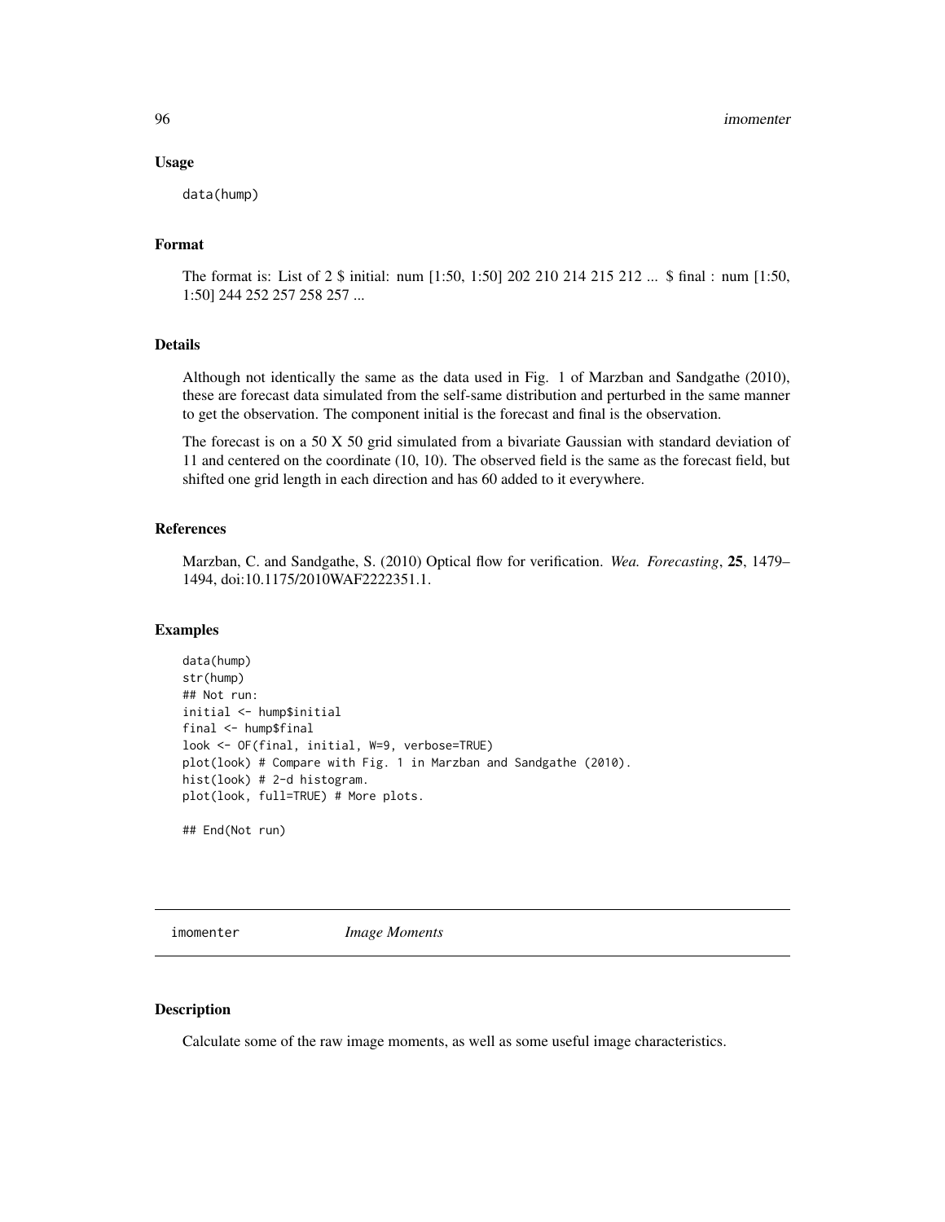### Usage

```
data(hump)
```

### Format

The format is: List of 2 $ initial: num [1:50, 1:50] 202 210 214 215 212 ... $ final : num [1:50, 1:50] 244 252 257 258 257 ...

### Details

Although not identically the same as the data used in Fig. 1 of Marzban and Sandgathe (2010), these are forecast data simulated from the self-same distribution and perturbed in the same manner to get the observation. The component initial is the forecast and final is the observation.

The forecast is on a 50 X 50 grid simulated from a bivariate Gaussian with standard deviation of 11 and centered on the coordinate (10, 10). The observed field is the same as the forecast field, but shifted one grid length in each direction and has 60 added to it everywhere.

### References

Marzban, C. and Sandgathe, S. (2010) Optical flow for verification. *Wea. Forecasting*, **25**, 1479–1494, doi:10.1175/2010WAF2222351.1.

### Examples

```
data(hump)
str(hump)
## Not run:
initial <- hump$initial
final <- hump$final
look <- OF(final, initial, W=9, verbose=TRUE)
plot(look) # Compare with Fig. 1 in Marzban and Sandgathe (2010).
hist(look) # 2-d histogram.
plot(look, full=TRUE) # More plots.

## End(Not run)
```

---

## imomenter — *Image Moments*

### Description

Calculate some of the raw image moments, as well as some useful image characteristics.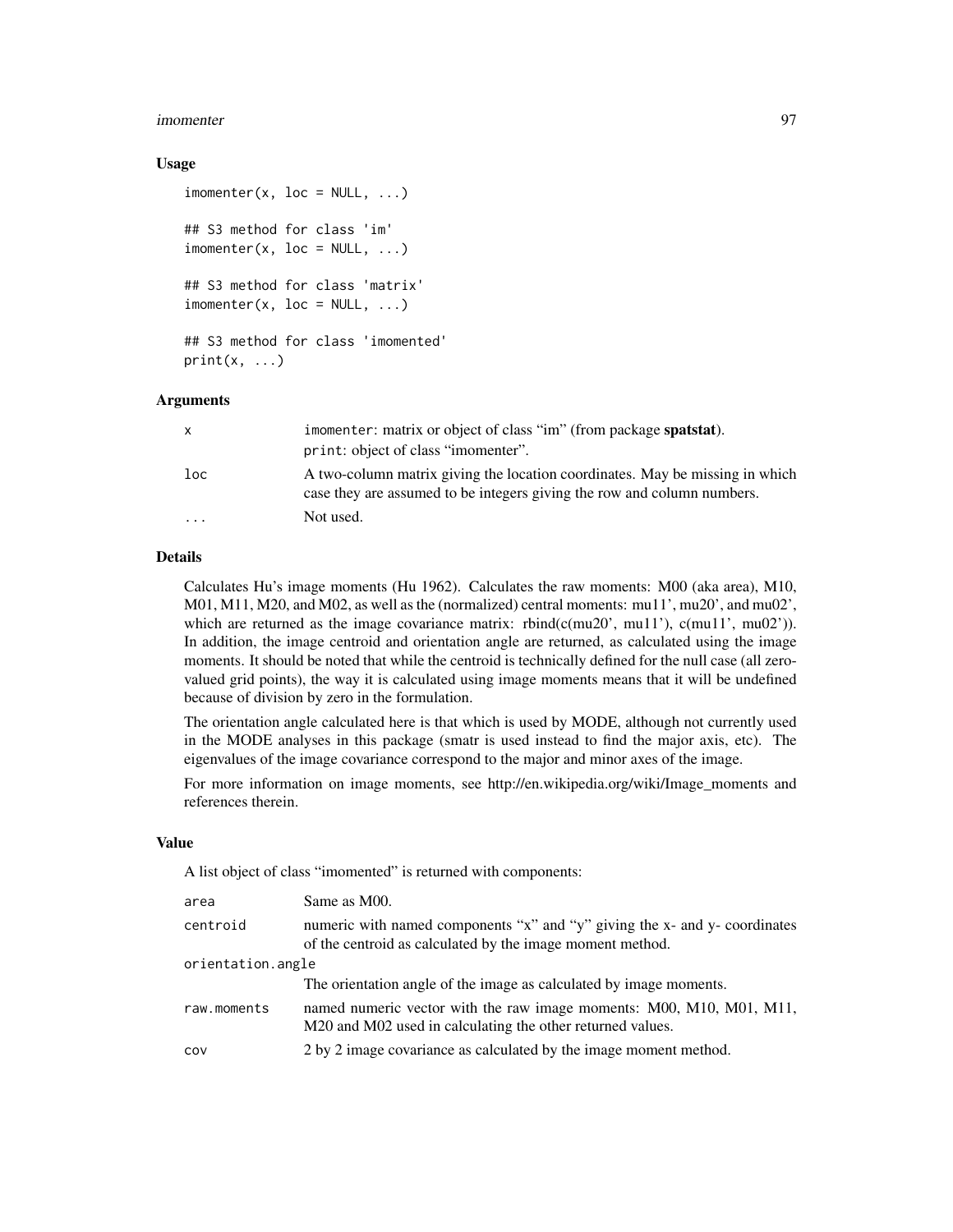### Usage

```
imomenter(x, loc = NULL, ...)

## S3 method for class 'im'
imomenter(x, loc = NULL, ...)

## S3 method for class 'matrix'
imomenter(x, loc = NULL, ...)

## S3 method for class 'imomented'
print(x, ...)
```

### Arguments

| | |
|---|---|
| x | `imomenter`: matrix or object of class "im" (from package **spatstat**). `print`: object of class "imomenter". |
| loc | A two-column matrix giving the location coordinates. May be missing in which case they are assumed to be integers giving the row and column numbers. |
| ... | Not used. |

### Details

Calculates Hu's image moments (Hu 1962). Calculates the raw moments: M00 (aka area), M10, M01, M11, M20, and M02, as well as the (normalized) central moments: mu11', mu20', and mu02', which are returned as the image covariance matrix: rbind(c(mu20', mu11'), c(mu11', mu02')). In addition, the image centroid and orientation angle are returned, as calculated using the image moments. It should be noted that while the centroid is technically defined for the null case (all zero-valued grid points), the way it is calculated using image moments means that it will be undefined because of division by zero in the formulation.

The orientation angle calculated here is that which is used by MODE, although not currently used in the MODE analyses in this package (smatr is used instead to find the major axis, etc). The eigenvalues of the image covariance correspond to the major and minor axes of the image.

For more information on image moments, see http://en.wikipedia.org/wiki/Image_moments and references therein.

### Value

A list object of class "imomented" is returned with components:

| | |
|---|---|
| area | Same as M00. |
| centroid | numeric with named components "x" and "y" giving the x- and y- coordinates of the centroid as calculated by the image moment method. |
| orientation.angle | The orientation angle of the image as calculated by image moments. |
| raw.moments | named numeric vector with the raw image moments: M00, M10, M01, M11, M20 and M02 used in calculating the other returned values. |
| cov | 2 by 2 image covariance as calculated by the image moment method. |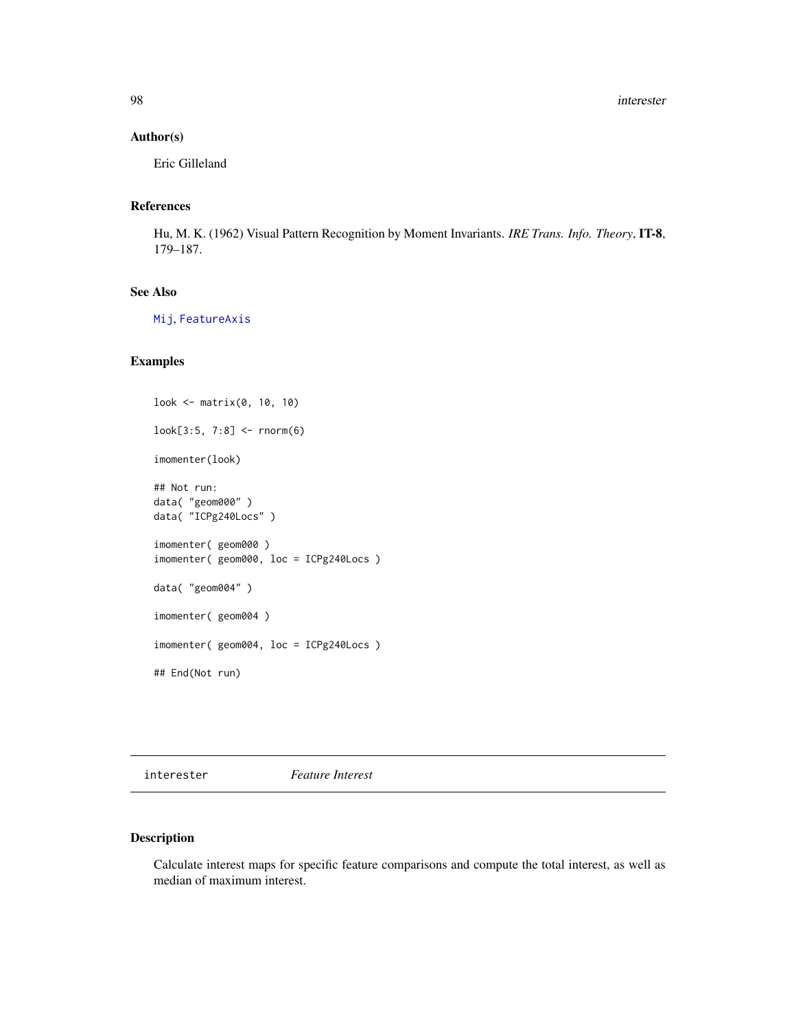## Author(s)

Eric Gilleland

## References

Hu, M. K. (1962) Visual Pattern Recognition by Moment Invariants. *IRE Trans. Info. Theory*, **IT-8**, 179–187.

## See Also

`Mij`, `FeatureAxis`

## Examples

```
look <- matrix(0, 10, 10)

look[3:5, 7:8] <- rnorm(6)

imomenter(look)

## Not run:
data( "geom000" )
data( "ICPg240Locs" )

imomenter( geom000 )
imomenter( geom000, loc = ICPg240Locs )

data( "geom004" )

imomenter( geom004 )

imomenter( geom004, loc = ICPg240Locs )

## End(Not run)
```

---

# interester *Feature Interest*

## Description

Calculate interest maps for specific feature comparisons and compute the total interest, as well as median of maximum interest.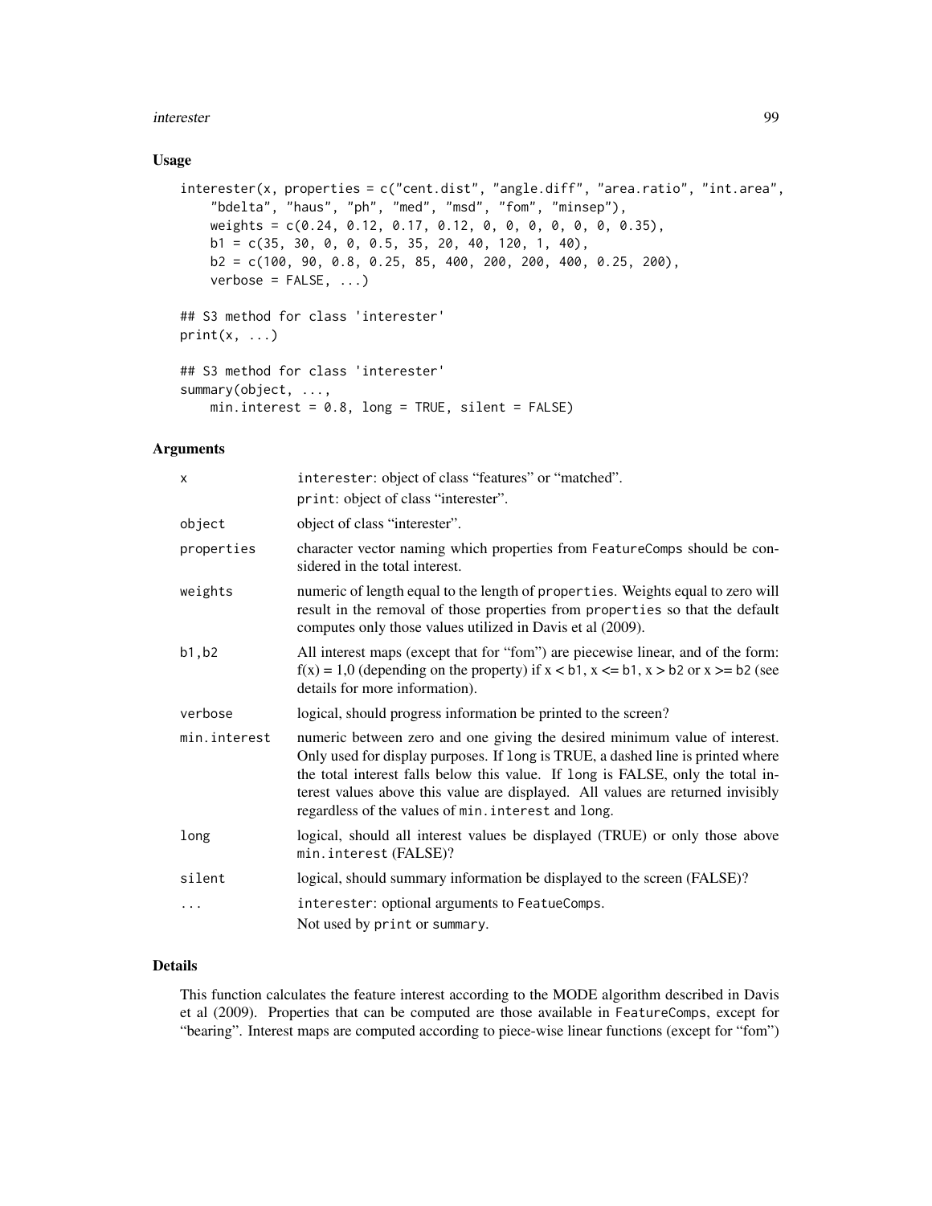## Usage

```
interester(x, properties = c("cent.dist", "angle.diff", "area.ratio", "int.area",
    "bdelta", "haus", "ph", "med", "msd", "fom", "minsep"),
    weights = c(0.24, 0.12, 0.17, 0.12, 0, 0, 0, 0, 0, 0, 0.35),
    b1 = c(35, 30, 0, 0, 0.5, 35, 20, 40, 120, 1, 40),
    b2 = c(100, 90, 0.8, 0.25, 85, 400, 200, 200, 400, 0.25, 200),
    verbose = FALSE, ...)

## S3 method for class 'interester'
print(x, ...)

## S3 method for class 'interester'
summary(object, ...,
    min.interest = 0.8, long = TRUE, silent = FALSE)
```

## Arguments

| | |
|---|---|
| x | interester: object of class "features" or "matched".<br>print: object of class "interester". |
| object | object of class "interester". |
| properties | character vector naming which properties from FeatureComps should be considered in the total interest. |
| weights | numeric of length equal to the length of properties. Weights equal to zero will result in the removal of those properties from properties so that the default computes only those values utilized in Davis et al (2009). |
| b1,b2 | All interest maps (except that for "fom") are piecewise linear, and of the form: f(x) = 1,0 (depending on the property) if x < b1, x <= b1, x > b2 or x >= b2 (see details for more information). |
| verbose | logical, should progress information be printed to the screen? |
| min.interest | numeric between zero and one giving the desired minimum value of interest. Only used for display purposes. If long is TRUE, a dashed line is printed where the total interest falls below this value. If long is FALSE, only the total interest values above this value are displayed. All values are returned invisibly regardless of the values of min.interest and long. |
| long | logical, should all interest values be displayed (TRUE) or only those above min.interest (FALSE)? |
| silent | logical, should summary information be displayed to the screen (FALSE)? |
| ... | interester: optional arguments to FeatueComps.<br>Not used by print or summary. |

## Details

This function calculates the feature interest according to the MODE algorithm described in Davis et al (2009). Properties that can be computed are those available in FeatureComps, except for "bearing". Interest maps are computed according to piece-wise linear functions (except for "fom")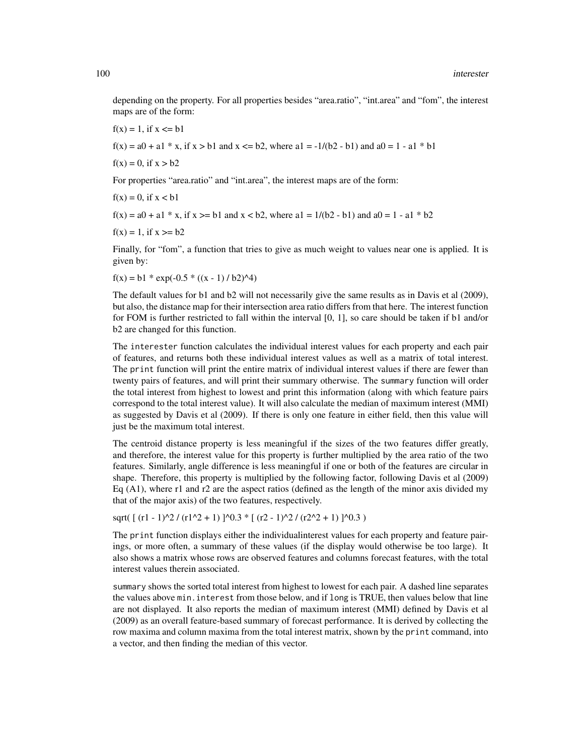depending on the property. For all properties besides “area.ratio”, “int.area” and “fom”, the interest maps are of the form:

$f(x) = 1$, if $x <= b1$

$f(x) = a0 + a1 * x$, if $x > b1$ and $x <= b2$, where $a1 = -1/(b2 - b1)$ and $a0 = 1 - a1 * b1$

$f(x) = 0$, if $x > b2$

For properties “area.ratio” and “int.area”, the interest maps are of the form:

$f(x) = 0$, if $x < b1$

$f(x) = a0 + a1 * x$, if $x >= b1$ and $x < b2$, where $a1 = 1/(b2 - b1)$ and $a0 = 1 - a1 * b2$

$f(x) = 1$, if $x >= b2$

Finally, for “fom”, a function that tries to give as much weight to values near one is applied. It is given by:

$f(x) = b1 * \exp(-0.5 * ((x - 1) / b2)^4)$

The default values for b1 and b2 will not necessarily give the same results as in Davis et al (2009), but also, the distance map for their intersection area ratio differs from that here. The interest function for FOM is further restricted to fall within the interval [0, 1], so care should be taken if b1 and/or b2 are changed for this function.

The `interester` function calculates the individual interest values for each property and each pair of features, and returns both these individual interest values as well as a matrix of total interest. The `print` function will print the entire matrix of individual interest values if there are fewer than twenty pairs of features, and will print their summary otherwise. The `summary` function will order the total interest from highest to lowest and print this information (along with which feature pairs correspond to the total interest value). It will also calculate the median of maximum interest (MMI) as suggested by Davis et al (2009). If there is only one feature in either field, then this value will just be the maximum total interest.

The centroid distance property is less meaningful if the sizes of the two features differ greatly, and therefore, the interest value for this property is further multiplied by the area ratio of the two features. Similarly, angle difference is less meaningful if one or both of the features are circular in shape. Therefore, this property is multiplied by the following factor, following Davis et al (2009) Eq (A1), where r1 and r2 are the aspect ratios (defined as the length of the minor axis divided my that of the major axis) of the two features, respectively.

$\mathrm{sqrt}( [ (r1 - 1)^2 / (r1^2 + 1) ]^{0.3} * [ (r2 - 1)^2 / (r2^2 + 1) ]^{0.3} )$

The `print` function displays either the individualinterest values for each property and feature pairings, or more often, a summary of these values (if the display would otherwise be too large). It also shows a matrix whose rows are observed features and columns forecast features, with the total interest values therein associated.

`summary` shows the sorted total interest from highest to lowest for each pair. A dashed line separates the values above `min.interest` from those below, and if `long` is TRUE, then values below that line are not displayed. It also reports the median of maximum interest (MMI) defined by Davis et al (2009) as an overall feature-based summary of forecast performance. It is derived by collecting the row maxima and column maxima from the total interest matrix, shown by the `print` command, into a vector, and then finding the median of this vector.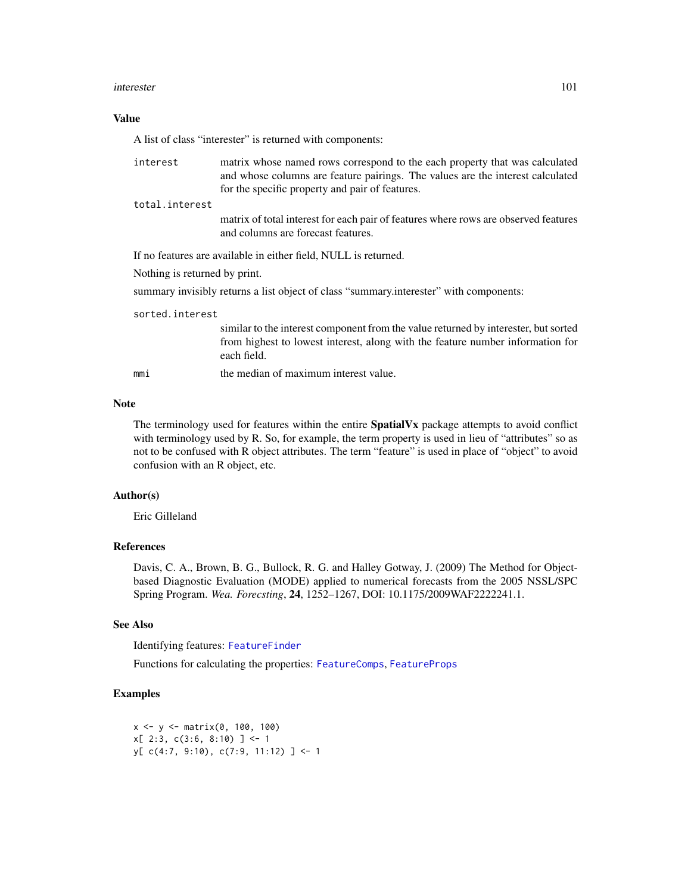### Value

A list of class "interester" is returned with components:

- `interest` — matrix whose named rows correspond to the each property that was calculated and whose columns are feature pairings. The values are the interest calculated for the specific property and pair of features.
- `total.interest` — matrix of total interest for each pair of features where rows are observed features and columns are forecast features.

If no features are available in either field, NULL is returned.

Nothing is returned by print.

summary invisibly returns a list object of class "summary.interester" with components:

- `sorted.interest` — similar to the interest component from the value returned by interester, but sorted from highest to lowest interest, along with the feature number information for each field.
- `mmi` — the median of maximum interest value.

### Note

The terminology used for features within the entire **SpatialVx** package attempts to avoid conflict with terminology used by R. So, for example, the term property is used in lieu of "attributes" so as not to be confused with R object attributes. The term "feature" is used in place of "object" to avoid confusion with an R object, etc.

### Author(s)

Eric Gilleland

### References

Davis, C. A., Brown, B. G., Bullock, R. G. and Halley Gotway, J. (2009) The Method for Object-based Diagnostic Evaluation (MODE) applied to numerical forecasts from the 2005 NSSL/SPC Spring Program. *Wea. Forecsting*, **24**, 1252–1267, DOI: 10.1175/2009WAF2222241.1.

### See Also

Identifying features: `FeatureFinder`

Functions for calculating the properties: `FeatureComps`, `FeatureProps`

### Examples

```
x <- y <- matrix(0, 100, 100)
x[ 2:3, c(3:6, 8:10) ] <- 1
y[ c(4:7, 9:10), c(7:9, 11:12) ] <- 1
```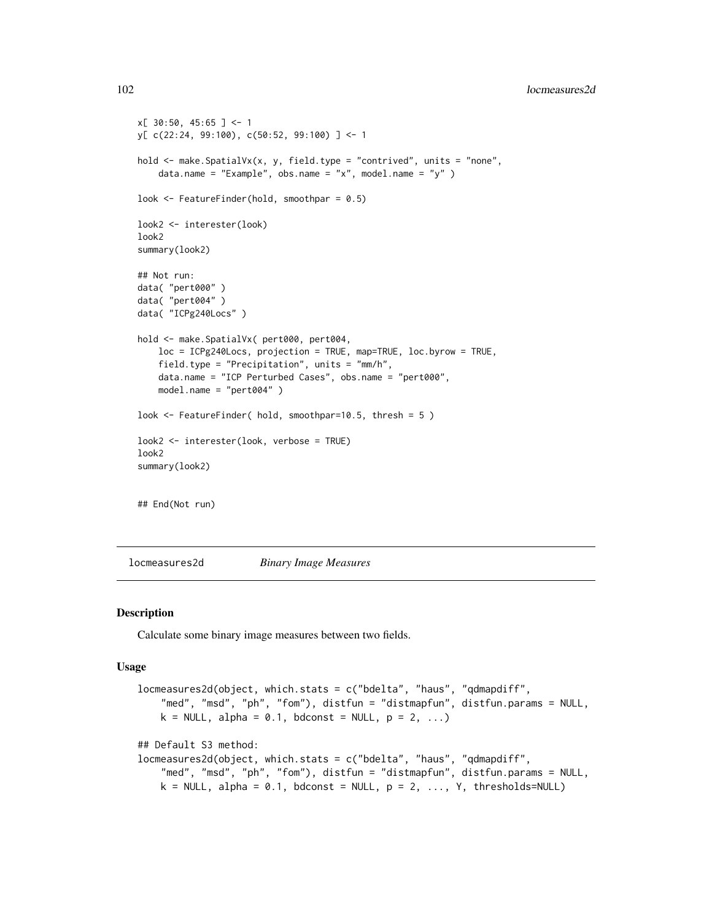```
x[ 30:50, 45:65 ] <- 1
y[ c(22:24, 99:100), c(50:52, 99:100) ] <- 1

hold <- make.SpatialVx(x, y, field.type = "contrived", units = "none",
    data.name = "Example", obs.name = "x", model.name = "y" )

look <- FeatureFinder(hold, smoothpar = 0.5)

look2 <- interester(look)
look2
summary(look2)

## Not run:
data( "pert000" )
data( "pert004" )
data( "ICPg240Locs" )

hold <- make.SpatialVx( pert000, pert004,
    loc = ICPg240Locs, projection = TRUE, map=TRUE, loc.byrow = TRUE,
    field.type = "Precipitation", units = "mm/h",
    data.name = "ICP Perturbed Cases", obs.name = "pert000",
    model.name = "pert004" )

look <- FeatureFinder( hold, smoothpar=10.5, thresh = 5 )

look2 <- interester(look, verbose = TRUE)
look2
summary(look2)


## End(Not run)
```

## locmeasures2d *Binary Image Measures*

### Description

Calculate some binary image measures between two fields.

### Usage

```
locmeasures2d(object, which.stats = c("bdelta", "haus", "qdmapdiff",
    "med", "msd", "ph", "fom"), distfun = "distmapfun", distfun.params = NULL,
    k = NULL, alpha = 0.1, bdconst = NULL, p = 2, ...)

## Default S3 method:
locmeasures2d(object, which.stats = c("bdelta", "haus", "qdmapdiff",
    "med", "msd", "ph", "fom"), distfun = "distmapfun", distfun.params = NULL,
    k = NULL, alpha = 0.1, bdconst = NULL, p = 2, ..., Y, thresholds=NULL)
```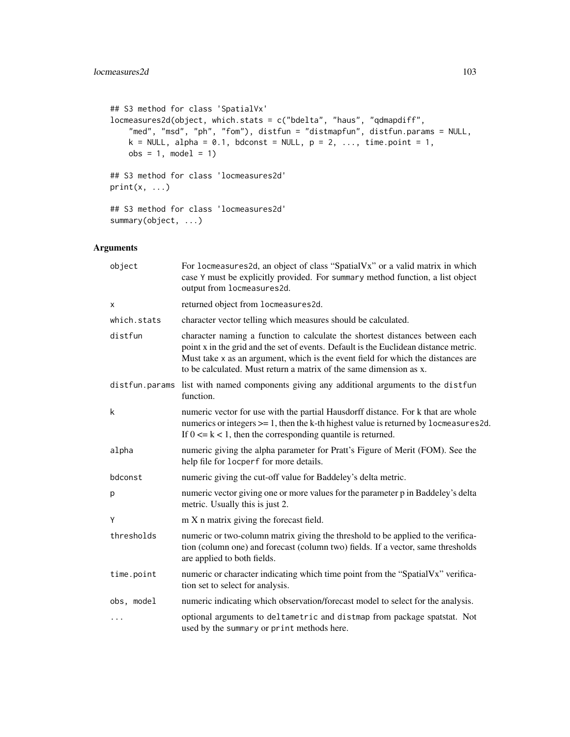```
## S3 method for class 'SpatialVx'
locmeasures2d(object, which.stats = c("bdelta", "haus", "qdmapdiff",
    "med", "msd", "ph", "fom"), distfun = "distmapfun", distfun.params = NULL,
    k = NULL, alpha = 0.1, bdconst = NULL, p = 2, ..., time.point = 1,
    obs = 1, model = 1)

## S3 method for class 'locmeasures2d'
print(x, ...)

## S3 method for class 'locmeasures2d'
summary(object, ...)
```

## Arguments

| | |
|---|---|
| object | For locmeasures2d, an object of class "SpatialVx" or a valid matrix in which case Y must be explicitly provided. For summary method function, a list object output from locmeasures2d. |
| x | returned object from locmeasures2d. |
| which.stats | character vector telling which measures should be calculated. |
| distfun | character naming a function to calculate the shortest distances between each point x in the grid and the set of events. Default is the Euclidean distance metric. Must take x as an argument, which is the event field for which the distances are to be calculated. Must return a matrix of the same dimension as x. |
| distfun.params | list with named components giving any additional arguments to the distfun function. |
| k | numeric vector for use with the partial Hausdorff distance. For k that are whole numerics or integers >= 1, then the k-th highest value is returned by locmeasures2d. If 0 <= k < 1, then the corresponding quantile is returned. |
| alpha | numeric giving the alpha parameter for Pratt's Figure of Merit (FOM). See the help file for locperf for more details. |
| bdconst | numeric giving the cut-off value for Baddeley's delta metric. |
| p | numeric vector giving one or more values for the parameter p in Baddeley's delta metric. Usually this is just 2. |
| Y | m X n matrix giving the forecast field. |
| thresholds | numeric or two-column matrix giving the threshold to be applied to the verification (column one) and forecast (column two) fields. If a vector, same thresholds are applied to both fields. |
| time.point | numeric or character indicating which time point from the "SpatialVx" verification set to select for analysis. |
| obs, model | numeric indicating which observation/forecast model to select for the analysis. |
| ... | optional arguments to deltametric and distmap from package spatstat. Not used by the summary or print methods here. |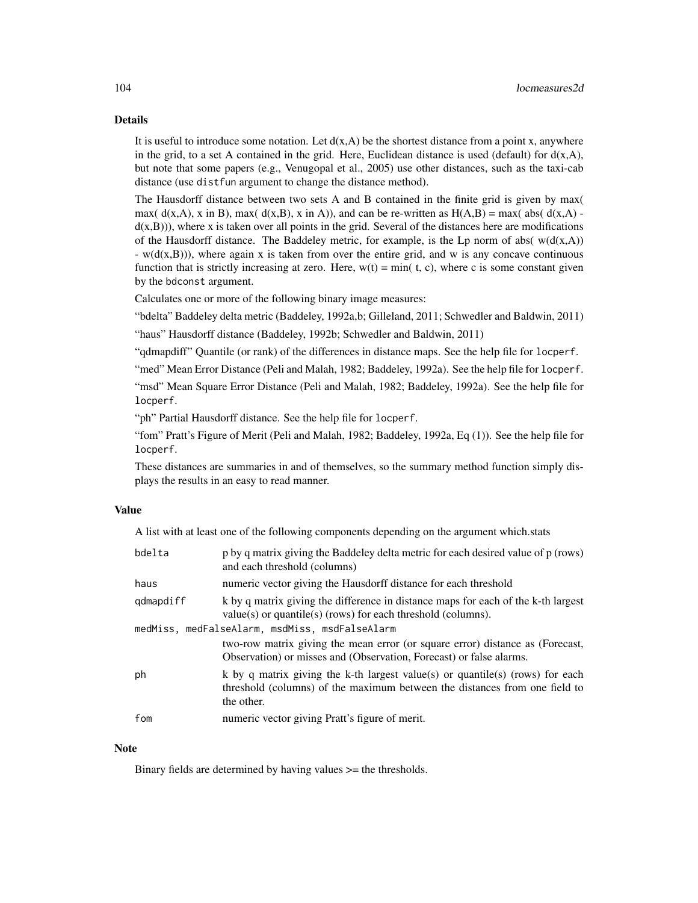### Details

It is useful to introduce some notation. Let d(x,A) be the shortest distance from a point x, anywhere in the grid, to a set A contained in the grid. Here, Euclidean distance is used (default) for d(x,A), but note that some papers (e.g., Venugopal et al., 2005) use other distances, such as the taxi-cab distance (use `distfun` argument to change the distance method).

The Hausdorff distance between two sets A and B contained in the finite grid is given by max( max( d(x,A), x in B), max( d(x,B), x in A)), and can be re-written as H(A,B) = max( abs( d(x,A) - d(x,B))), where x is taken over all points in the grid. Several of the distances here are modifications of the Hausdorff distance. The Baddeley metric, for example, is the Lp norm of abs( w(d(x,A)) - w(d(x,B))), where again x is taken from over the entire grid, and w is any concave continuous function that is strictly increasing at zero. Here, w(t) = min( t, c), where c is some constant given by the `bdconst` argument.

Calculates one or more of the following binary image measures:

"bdelta" Baddeley delta metric (Baddeley, 1992a,b; Gilleland, 2011; Schwedler and Baldwin, 2011)

"haus" Hausdorff distance (Baddeley, 1992b; Schwedler and Baldwin, 2011)

"qdmapdiff" Quantile (or rank) of the differences in distance maps. See the help file for `locperf`.

"med" Mean Error Distance (Peli and Malah, 1982; Baddeley, 1992a). See the help file for `locperf`.

"msd" Mean Square Error Distance (Peli and Malah, 1982; Baddeley, 1992a). See the help file for `locperf`.

"ph" Partial Hausdorff distance. See the help file for `locperf`.

"fom" Pratt's Figure of Merit (Peli and Malah, 1982; Baddeley, 1992a, Eq (1)). See the help file for `locperf`.

These distances are summaries in and of themselves, so the summary method function simply displays the results in an easy to read manner.

### Value

A list with at least one of the following components depending on the argument which.stats

| | |
|---|---|
| `bdelta` | p by q matrix giving the Baddeley delta metric for each desired value of p (rows) and each threshold (columns) |
| `haus` | numeric vector giving the Hausdorff distance for each threshold |
| `qdmapdiff` | k by q matrix giving the difference in distance maps for each of the k-th largest value(s) or quantile(s) (rows) for each threshold (columns). |
| `medMiss, medFalseAlarm, msdMiss, msdFalseAlarm` | two-row matrix giving the mean error (or square error) distance as (Forecast, Observation) or misses and (Observation, Forecast) or false alarms. |
| `ph` | k by q matrix giving the k-th largest value(s) or quantile(s) (rows) for each threshold (columns) of the maximum between the distances from one field to the other. |
| `fom` | numeric vector giving Pratt's figure of merit. |

### Note

Binary fields are determined by having values >= the thresholds.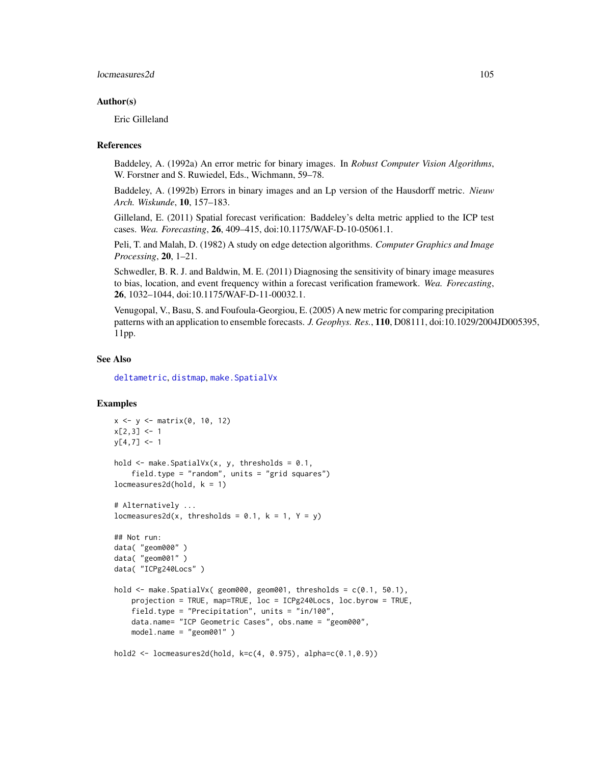### Author(s)

Eric Gilleland

### References

Baddeley, A. (1992a) An error metric for binary images. In *Robust Computer Vision Algorithms*, W. Forstner and S. Ruwiedel, Eds., Wichmann, 59–78.

Baddeley, A. (1992b) Errors in binary images and an Lp version of the Hausdorff metric. *Nieuw Arch. Wiskunde*, **10**, 157–183.

Gilleland, E. (2011) Spatial forecast verification: Baddeley's delta metric applied to the ICP test cases. *Wea. Forecasting*, **26**, 409–415, doi:10.1175/WAF-D-10-05061.1.

Peli, T. and Malah, D. (1982) A study on edge detection algorithms. *Computer Graphics and Image Processing*, **20**, 1–21.

Schwedler, B. R. J. and Baldwin, M. E. (2011) Diagnosing the sensitivity of binary image measures to bias, location, and event frequency within a forecast verification framework. *Wea. Forecasting*, **26**, 1032–1044, doi:10.1175/WAF-D-11-00032.1.

Venugopal, V., Basu, S. and Foufoula-Georgiou, E. (2005) A new metric for comparing precipitation patterns with an application to ensemble forecasts. *J. Geophys. Res.*, **110**, D08111, doi:10.1029/2004JD005395, 11pp.

### See Also

deltametric, distmap, make.SpatialVx

### Examples

```
x <- y <- matrix(0, 10, 12)
x[2,3] <- 1
y[4,7] <- 1

hold <- make.SpatialVx(x, y, thresholds = 0.1,
    field.type = "random", units = "grid squares")
locmeasures2d(hold, k = 1)

# Alternatively ...
locmeasures2d(x, thresholds = 0.1, k = 1, Y = y)

## Not run:
data( "geom000" )
data( "geom001" )
data( "ICPg240Locs" )

hold <- make.SpatialVx( geom000, geom001, thresholds = c(0.1, 50.1),
    projection = TRUE, map=TRUE, loc = ICPg240Locs, loc.byrow = TRUE,
    field.type = "Precipitation", units = "in/100",
    data.name= "ICP Geometric Cases", obs.name = "geom000",
    model.name = "geom001" )

hold2 <- locmeasures2d(hold, k=c(4, 0.975), alpha=c(0.1,0.9))
```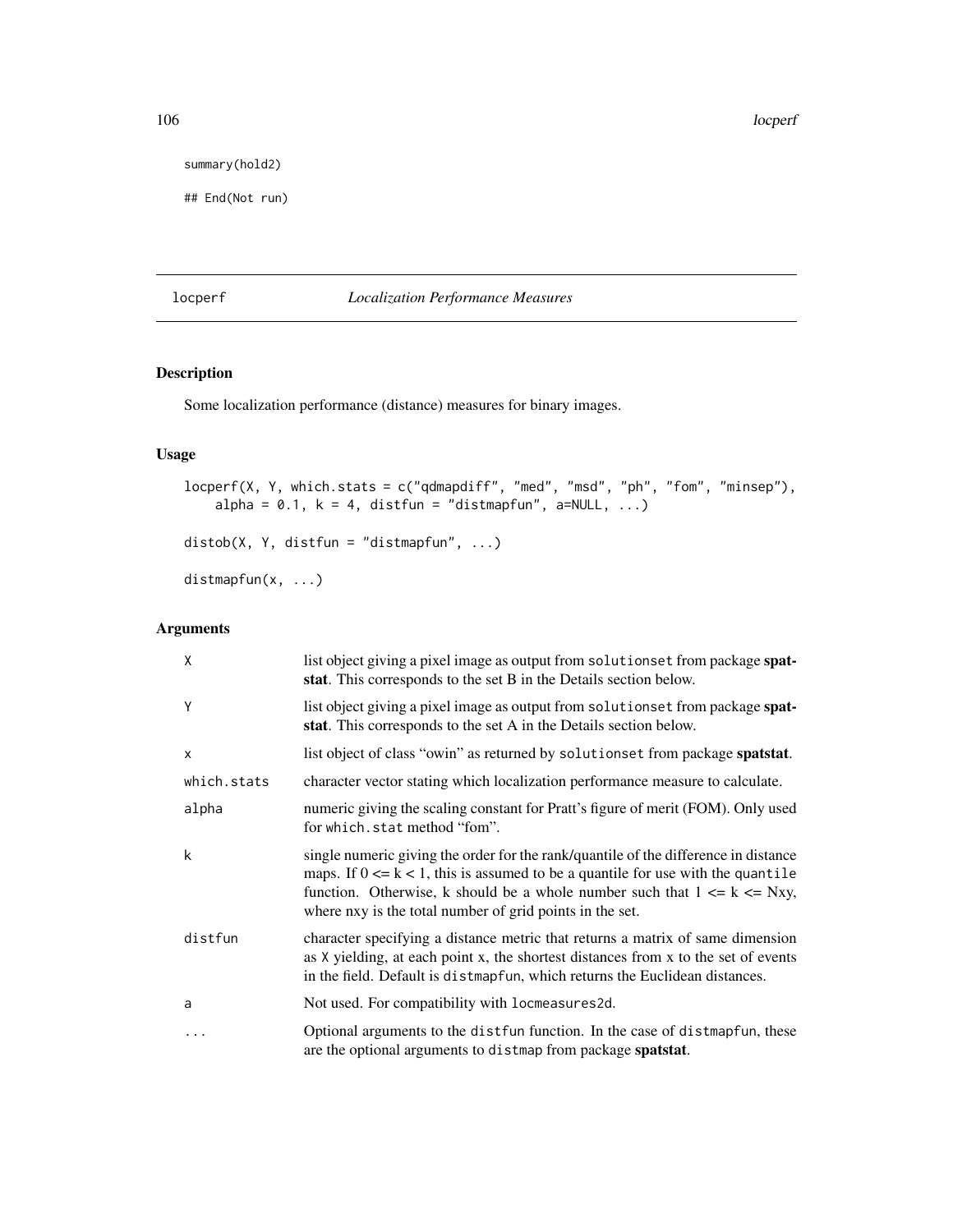```
summary(hold2)

## End(Not run)
```

---

## locperf *Localization Performance Measures*

---

### Description

Some localization performance (distance) measures for binary images.

### Usage

```
locperf(X, Y, which.stats = c("qdmapdiff", "med", "msd", "ph", "fom", "minsep"),
    alpha = 0.1, k = 4, distfun = "distmapfun", a=NULL, ...)

distob(X, Y, distfun = "distmapfun", ...)

distmapfun(x, ...)
```

### Arguments

| | |
|---|---|
| X | list object giving a pixel image as output from `solutionset` from package **spatstat**. This corresponds to the set B in the Details section below. |
| Y | list object giving a pixel image as output from `solutionset` from package **spatstat**. This corresponds to the set A in the Details section below. |
| x | list object of class "owin" as returned by `solutionset` from package **spatstat**. |
| which.stats | character vector stating which localization performance measure to calculate. |
| alpha | numeric giving the scaling constant for Pratt's figure of merit (FOM). Only used for `which.stat` method "fom". |
| k | single numeric giving the order for the rank/quantile of the difference in distance maps. If 0 <= k < 1, this is assumed to be a quantile for use with the `quantile` function. Otherwise, k should be a whole number such that 1 <= k <= Nxy, where nxy is the total number of grid points in the set. |
| distfun | character specifying a distance metric that returns a matrix of same dimension as X yielding, at each point x, the shortest distances from x to the set of events in the field. Default is `distmapfun`, which returns the Euclidean distances. |
| a | Not used. For compatibility with `locmeasures2d`. |
| ... | Optional arguments to the `distfun` function. In the case of `distmapfun`, these are the optional arguments to `distmap` from package **spatstat**. |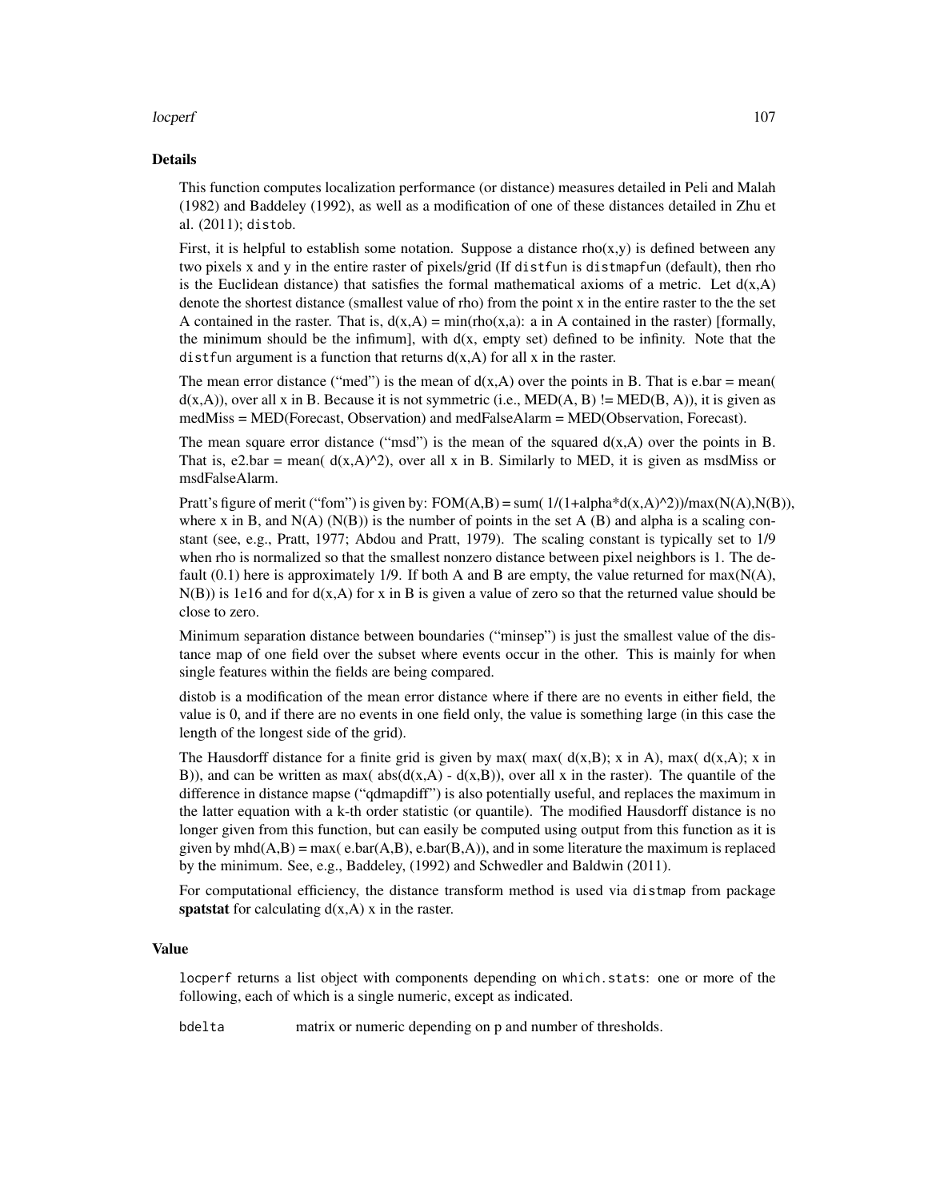## Details

This function computes localization performance (or distance) measures detailed in Peli and Malah (1982) and Baddeley (1992), as well as a modification of one of these distances detailed in Zhu et al. (2011); `distob`.

First, it is helpful to establish some notation. Suppose a distance rho(x,y) is defined between any two pixels x and y in the entire raster of pixels/grid (If `distfun` is `distmapfun` (default), then rho is the Euclidean distance) that satisfies the formal mathematical axioms of a metric. Let d(x,A) denote the shortest distance (smallest value of rho) from the point x in the entire raster to the the set A contained in the raster. That is, d(x,A) = min(rho(x,a): a in A contained in the raster) [formally, the minimum should be the infimum], with d(x, empty set) defined to be infinity. Note that the `distfun` argument is a function that returns d(x,A) for all x in the raster.

The mean error distance ("med") is the mean of d(x,A) over the points in B. That is e.bar = mean( d(x,A)), over all x in B. Because it is not symmetric (i.e., MED(A, B) != MED(B, A)), it is given as medMiss = MED(Forecast, Observation) and medFalseAlarm = MED(Observation, Forecast).

The mean square error distance ("msd") is the mean of the squared d(x,A) over the points in B. That is, e2.bar = mean( d(x,A)^2), over all x in B. Similarly to MED, it is given as msdMiss or msdFalseAlarm.

Pratt's figure of merit ("fom") is given by: FOM(A,B) = sum( 1/(1+alpha*d(x,A)^2))/max(N(A),N(B)), where x in B, and N(A) (N(B)) is the number of points in the set A (B) and alpha is a scaling constant (see, e.g., Pratt, 1977; Abdou and Pratt, 1979). The scaling constant is typically set to 1/9 when rho is normalized so that the smallest nonzero distance between pixel neighbors is 1. The default (0.1) here is approximately 1/9. If both A and B are empty, the value returned for max(N(A), N(B)) is 1e16 and for d(x,A) for x in B is given a value of zero so that the returned value should be close to zero.

Minimum separation distance between boundaries ("minsep") is just the smallest value of the distance map of one field over the subset where events occur in the other. This is mainly for when single features within the fields are being compared.

distob is a modification of the mean error distance where if there are no events in either field, the value is 0, and if there are no events in one field only, the value is something large (in this case the length of the longest side of the grid).

The Hausdorff distance for a finite grid is given by max( max( d(x,B); x in A), max( d(x,A); x in B)), and can be written as max( abs(d(x,A) - d(x,B)), over all x in the raster). The quantile of the difference in distance mapse ("qdmapdiff") is also potentially useful, and replaces the maximum in the latter equation with a k-th order statistic (or quantile). The modified Hausdorff distance is no longer given from this function, but can easily be computed using output from this function as it is given by mhd(A,B) = max( e.bar(A,B), e.bar(B,A)), and in some literature the maximum is replaced by the minimum. See, e.g., Baddeley, (1992) and Schwedler and Baldwin (2011).

For computational efficiency, the distance transform method is used via `distmap` from package **spatstat** for calculating d(x,A) x in the raster.

## Value

`locperf` returns a list object with components depending on `which.stats`: one or more of the following, each of which is a single numeric, except as indicated.

`bdelta` matrix or numeric depending on p and number of thresholds.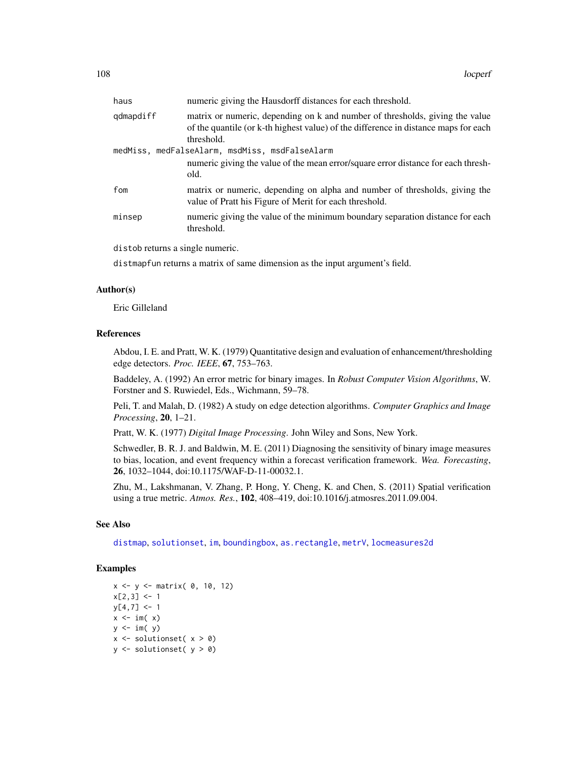| | |
|---|---|
| haus | numeric giving the Hausdorff distances for each threshold. |
| qdmapdiff | matrix or numeric, depending on k and number of thresholds, giving the value of the quantile (or k-th highest value) of the difference in distance maps for each threshold. |
| medMiss, medFalseAlarm, msdMiss, msdFalseAlarm | numeric giving the value of the mean error/square error distance for each threshold. |
| fom | matrix or numeric, depending on alpha and number of thresholds, giving the value of Pratt his Figure of Merit for each threshold. |
| minsep | numeric giving the value of the minimum boundary separation distance for each threshold. |

distob returns a single numeric.

distmapfun returns a matrix of same dimension as the input argument's field.

### Author(s)

Eric Gilleland

### References

Abdou, I. E. and Pratt, W. K. (1979) Quantitative design and evaluation of enhancement/thresholding edge detectors. *Proc. IEEE*, **67**, 753–763.

Baddeley, A. (1992) An error metric for binary images. In *Robust Computer Vision Algorithms*, W. Forstner and S. Ruwiedel, Eds., Wichmann, 59–78.

Peli, T. and Malah, D. (1982) A study on edge detection algorithms. *Computer Graphics and Image Processing*, **20**, 1–21.

Pratt, W. K. (1977) *Digital Image Processing*. John Wiley and Sons, New York.

Schwedler, B. R. J. and Baldwin, M. E. (2011) Diagnosing the sensitivity of binary image measures to bias, location, and event frequency within a forecast verification framework. *Wea. Forecasting*, **26**, 1032–1044, doi:10.1175/WAF-D-11-00032.1.

Zhu, M., Lakshmanan, V. Zhang, P. Hong, Y. Cheng, K. and Chen, S. (2011) Spatial verification using a true metric. *Atmos. Res.*, **102**, 408–419, doi:10.1016/j.atmosres.2011.09.004.

### See Also

distmap, solutionset, im, boundingbox, as.rectangle, metrV, locmeasures2d

### Examples

```
x <- y <- matrix( 0, 10, 12)
x[2,3] <- 1
y[4,7] <- 1
x <- im( x)
y <- im( y)
x <- solutionset( x > 0)
y <- solutionset( y > 0)
```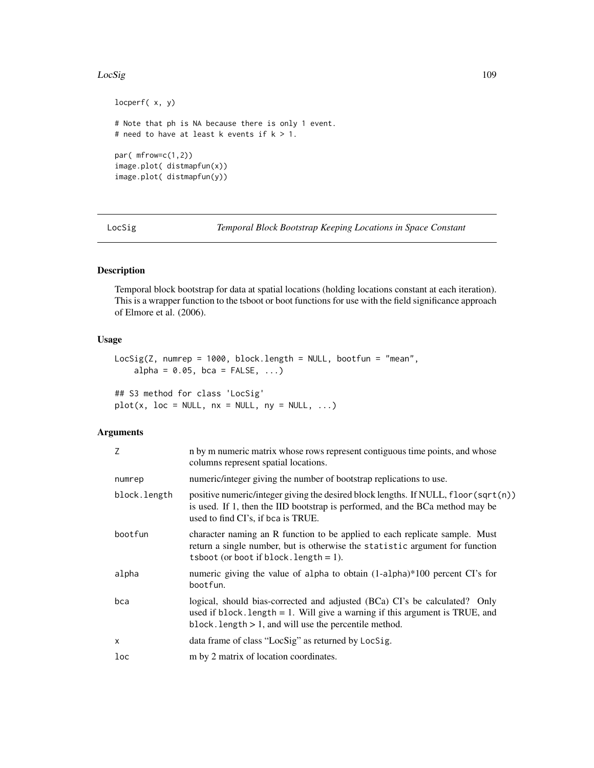```
locperf( x, y)

# Note that ph is NA because there is only 1 event.
# need to have at least k events if k > 1.

par( mfrow=c(1,2))
image.plot( distmapfun(x))
image.plot( distmapfun(y))
```

---

## LocSig — *Temporal Block Bootstrap Keeping Locations in Space Constant*

### Description

Temporal block bootstrap for data at spatial locations (holding locations constant at each iteration). This is a wrapper function to the tsboot or boot functions for use with the field significance approach of Elmore et al. (2006).

### Usage

```
LocSig(Z, numrep = 1000, block.length = NULL, bootfun = "mean",
    alpha = 0.05, bca = FALSE, ...)

## S3 method for class 'LocSig'
plot(x, loc = NULL, nx = NULL, ny = NULL, ...)
```

### Arguments

| | |
|---|---|
| `Z` | n by m numeric matrix whose rows represent contiguous time points, and whose columns represent spatial locations. |
| `numrep` | numeric/integer giving the number of bootstrap replications to use. |
| `block.length` | positive numeric/integer giving the desired block lengths. If NULL, `floor(sqrt(n))` is used. If 1, then the IID bootstrap is performed, and the BCa method may be used to find CI's, if `bca` is TRUE. |
| `bootfun` | character naming an R function to be applied to each replicate sample. Must return a single number, but is otherwise the `statistic` argument for function `tsboot` (or `boot` if `block.length` = 1). |
| `alpha` | numeric giving the value of `alpha` to obtain (1-alpha)*100 percent CI's for `bootfun`. |
| `bca` | logical, should bias-corrected and adjusted (BCa) CI's be calculated? Only used if `block.length` = 1. Will give a warning if this argument is TRUE, and `block.length` > 1, and will use the percentile method. |
| `x` | data frame of class "LocSig" as returned by `LocSig`. |
| `loc` | m by 2 matrix of location coordinates. |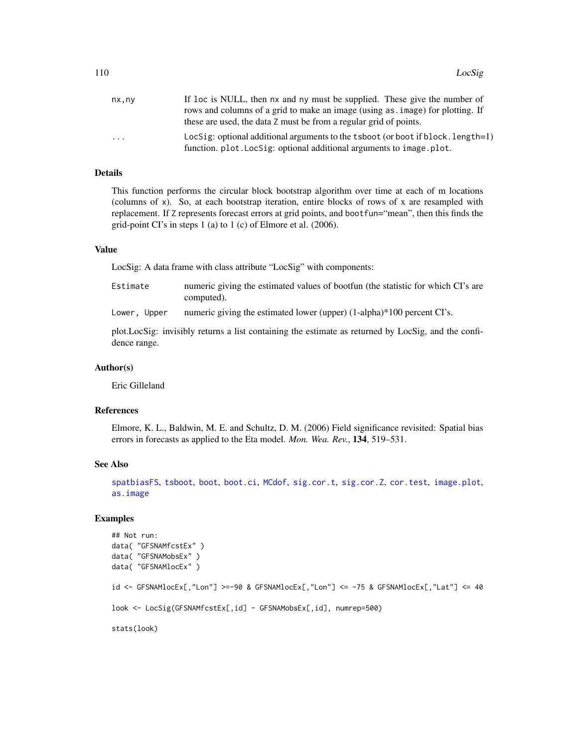| | |
|---|---|
| nx,ny | If loc is NULL, then nx and ny must be supplied. These give the number of rows and columns of a grid to make an image (using as.image) for plotting. If these are used, the data Z must be from a regular grid of points. |
| ... | LocSig: optional additional arguments to the tsboot (or boot if block.length=1) function. plot.LocSig: optional additional arguments to image.plot. |

## Details

This function performs the circular block bootstrap algorithm over time at each of m locations (columns of x). So, at each bootstrap iteration, entire blocks of rows of x are resampled with replacement. If Z represents forecast errors at grid points, and bootfun="mean", then this finds the grid-point CI's in steps 1 (a) to 1 (c) of Elmore et al. (2006).

## Value

LocSig: A data frame with class attribute "LocSig" with components:

| | |
|---|---|
| Estimate | numeric giving the estimated values of bootfun (the statistic for which CI's are computed). |
| Lower, Upper | numeric giving the estimated lower (upper) (1-alpha)*100 percent CI's. |

plot.LocSig: invisibly returns a list containing the estimate as returned by LocSig, and the confidence range.

## Author(s)

Eric Gilleland

## References

Elmore, K. L., Baldwin, M. E. and Schultz, D. M. (2006) Field significance revisited: Spatial bias errors in forecasts as applied to the Eta model. *Mon. Wea. Rev.*, **134**, 519–531.

## See Also

spatbiasFS, tsboot, boot, boot.ci, MCdof, sig.cor.t, sig.cor.Z, cor.test, image.plot, as.image

## Examples

```
## Not run:
data( "GFSNAMfcstEx" )
data( "GFSNAMobsEx" )
data( "GFSNAMlocEx" )

id <- GFSNAMlocEx[,"Lon"] >=-90 & GFSNAMlocEx[,"Lon"] <= -75 & GFSNAMlocEx[,"Lat"] <= 40

look <- LocSig(GFSNAMfcstEx[,id] - GFSNAMobsEx[,id], numrep=500)

stats(look)
```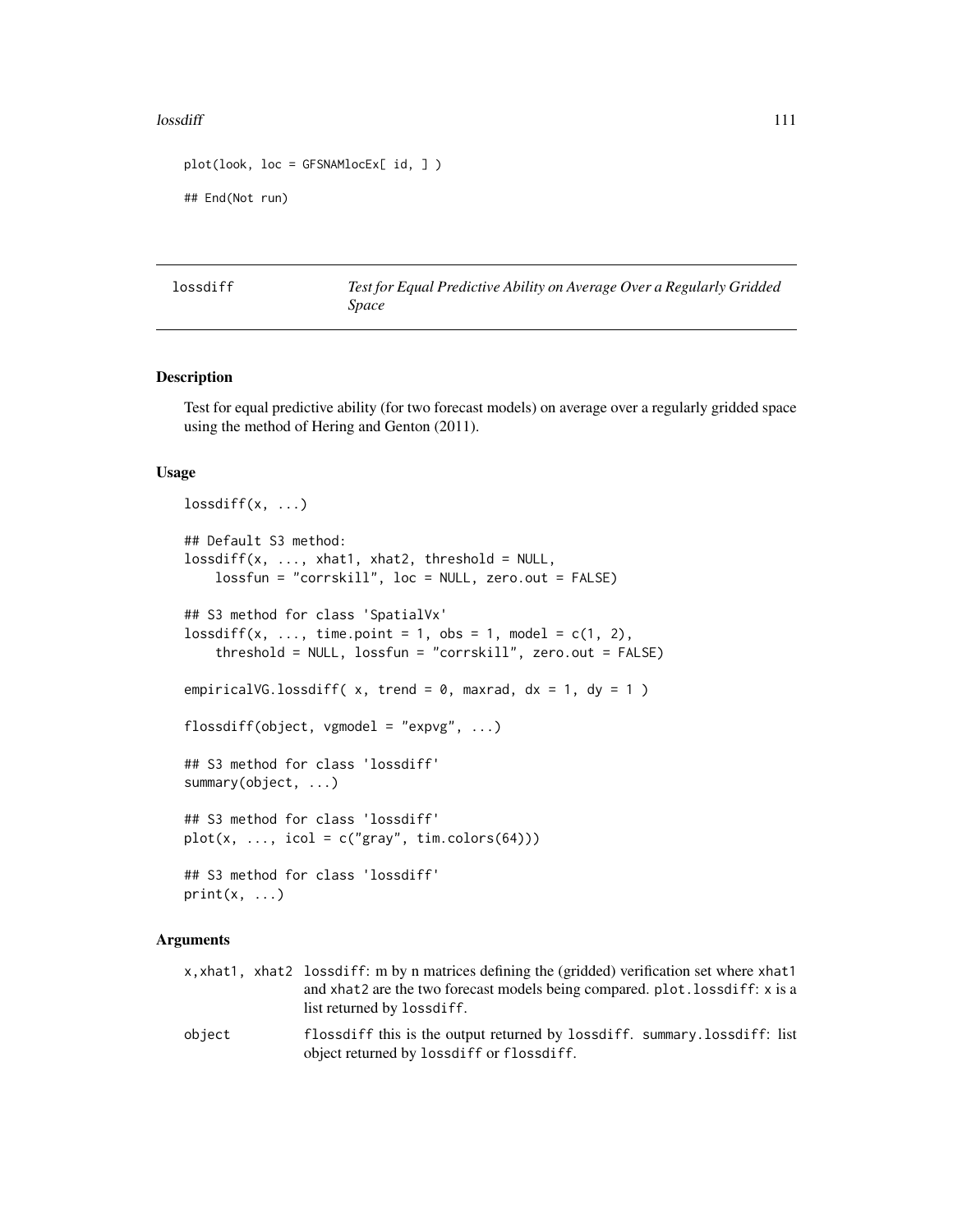```
plot(look, loc = GFSNAMlocEx[ id, ] )

## End(Not run)
```

## lossdiff — *Test for Equal Predictive Ability on Average Over a Regularly Gridded Space*

### Description

Test for equal predictive ability (for two forecast models) on average over a regularly gridded space using the method of Hering and Genton (2011).

### Usage

```
lossdiff(x, ...)

## Default S3 method:
lossdiff(x, ..., xhat1, xhat2, threshold = NULL,
    lossfun = "corrskill", loc = NULL, zero.out = FALSE)

## S3 method for class 'SpatialVx'
lossdiff(x, ..., time.point = 1, obs = 1, model = c(1, 2),
    threshold = NULL, lossfun = "corrskill", zero.out = FALSE)

empiricalVG.lossdiff( x, trend = 0, maxrad, dx = 1, dy = 1 )

flossdiff(object, vgmodel = "expvg", ...)

## S3 method for class 'lossdiff'
summary(object, ...)

## S3 method for class 'lossdiff'
plot(x, ..., icol = c("gray", tim.colors(64)))

## S3 method for class 'lossdiff'
print(x, ...)
```

### Arguments

| | |
|---|---|
| x,xhat1, xhat2 | lossdiff: m by n matrices defining the (gridded) verification set where xhat1 and xhat2 are the two forecast models being compared. plot.lossdiff: x is a list returned by lossdiff. |
| object | flossdiff this is the output returned by lossdiff. summary.lossdiff: list object returned by lossdiff or flossdiff. |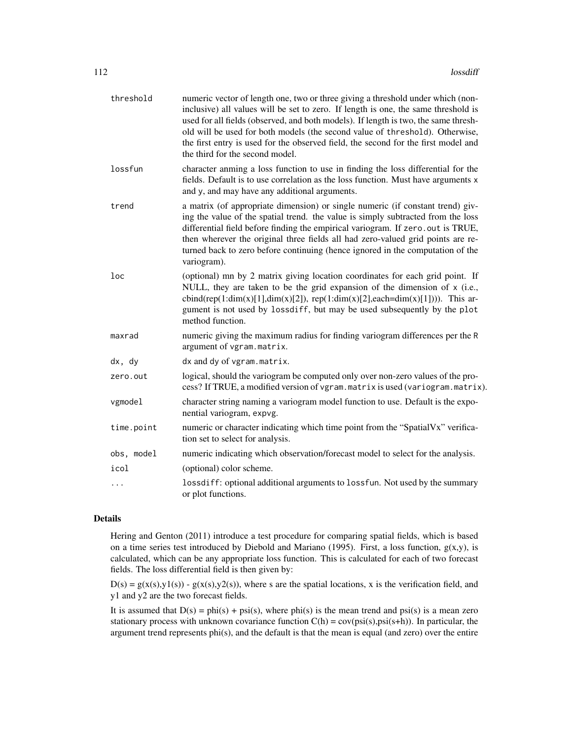| | |
|---|---|
| threshold | numeric vector of length one, two or three giving a threshold under which (non-inclusive) all values will be set to zero. If length is one, the same threshold is used for all fields (observed, and both models). If length is two, the same threshold will be used for both models (the second value of threshold). Otherwise, the first entry is used for the observed field, the second for the first model and the third for the second model. |
| lossfun | character anming a loss function to use in finding the loss differential for the fields. Default is to use correlation as the loss function. Must have arguments x and y, and may have any additional arguments. |
| trend | a matrix (of appropriate dimension) or single numeric (if constant trend) giving the value of the spatial trend. the value is simply subtracted from the loss differential field before finding the empirical variogram. If zero.out is TRUE, then wherever the original three fields all had zero-valued grid points are returned back to zero before continuing (hence ignored in the computation of the variogram). |
| loc | (optional) mn by 2 matrix giving location coordinates for each grid point. If NULL, they are taken to be the grid expansion of the dimension of x (i.e., cbind(rep(1:dim(x)[1],dim(x)[2]), rep(1:dim(x)[2],each=dim(x)[1]))). This argument is not used by lossdiff, but may be used subsequently by the plot method function. |
| maxrad | numeric giving the maximum radius for finding variogram differences per the R argument of vgram.matrix. |
| dx, dy | dx and dy of vgram.matrix. |
| zero.out | logical, should the variogram be computed only over non-zero values of the process? If TRUE, a modified version of vgram.matrix is used (variogram.matrix). |
| vgmodel | character string naming a variogram model function to use. Default is the exponential variogram, expvg. |
| time.point | numeric or character indicating which time point from the "SpatialVx" verification set to select for analysis. |
| obs, model | numeric indicating which observation/forecast model to select for the analysis. |
| icol | (optional) color scheme. |
| ... | lossdiff: optional additional arguments to lossfun. Not used by the summary or plot functions. |

## Details

Hering and Genton (2011) introduce a test procedure for comparing spatial fields, which is based on a time series test introduced by Diebold and Mariano (1995). First, a loss function, g(x,y), is calculated, which can be any appropriate loss function. This is calculated for each of two forecast fields. The loss differential field is then given by:

D(s) = g(x(s),y1(s)) - g(x(s),y2(s)), where s are the spatial locations, x is the verification field, and y1 and y2 are the two forecast fields.

It is assumed that D(s) = phi(s) + psi(s), where phi(s) is the mean trend and psi(s) is a mean zero stationary process with unknown covariance function C(h) = cov(psi(s),psi(s+h)). In particular, the argument trend represents phi(s), and the default is that the mean is equal (and zero) over the entire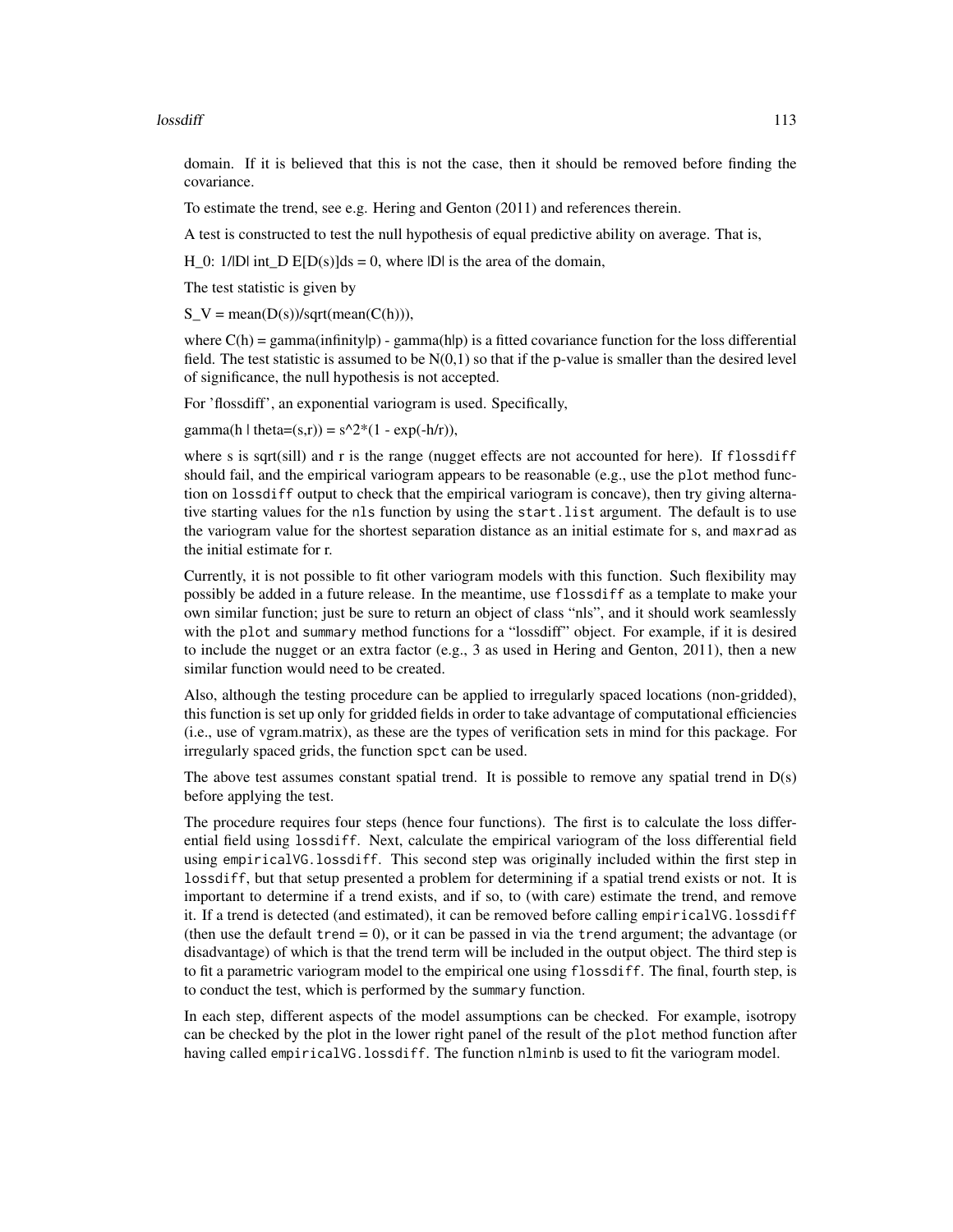domain. If it is believed that this is not the case, then it should be removed before finding the covariance.

To estimate the trend, see e.g. Hering and Genton (2011) and references therein.

A test is constructed to test the null hypothesis of equal predictive ability on average. That is,

H_0: 1/|D| int_D E[D(s)]ds = 0, where |D| is the area of the domain,

The test statistic is given by

S_V = mean(D(s))/sqrt(mean(C(h))),

where C(h) = gamma(infinity|p) - gamma(h|p) is a fitted covariance function for the loss differential field. The test statistic is assumed to be N(0,1) so that if the p-value is smaller than the desired level of significance, the null hypothesis is not accepted.

For 'flossdiff', an exponential variogram is used. Specifically,

gamma(h | theta=(s,r)) = s^2*(1 - exp(-h/r)),

where s is sqrt(sill) and r is the range (nugget effects are not accounted for here). If `flossdiff` should fail, and the empirical variogram appears to be reasonable (e.g., use the `plot` method function on `lossdiff` output to check that the empirical variogram is concave), then try giving alternative starting values for the `nls` function by using the `start.list` argument. The default is to use the variogram value for the shortest separation distance as an initial estimate for s, and `maxrad` as the initial estimate for r.

Currently, it is not possible to fit other variogram models with this function. Such flexibility may possibly be added in a future release. In the meantime, use `flossdiff` as a template to make your own similar function; just be sure to return an object of class "nls", and it should work seamlessly with the `plot` and `summary` method functions for a "lossdiff" object. For example, if it is desired to include the nugget or an extra factor (e.g., 3 as used in Hering and Genton, 2011), then a new similar function would need to be created.

Also, although the testing procedure can be applied to irregularly spaced locations (non-gridded), this function is set up only for gridded fields in order to take advantage of computational efficiencies (i.e., use of vgram.matrix), as these are the types of verification sets in mind for this package. For irregularly spaced grids, the function `spct` can be used.

The above test assumes constant spatial trend. It is possible to remove any spatial trend in D(s) before applying the test.

The procedure requires four steps (hence four functions). The first is to calculate the loss differential field using `lossdiff`. Next, calculate the empirical variogram of the loss differential field using `empiricalVG.lossdiff`. This second step was originally included within the first step in `lossdiff`, but that setup presented a problem for determining if a spatial trend exists or not. It is important to determine if a trend exists, and if so, to (with care) estimate the trend, and remove it. If a trend is detected (and estimated), it can be removed before calling `empiricalVG.lossdiff` (then use the default `trend = 0`), or it can be passed in via the `trend` argument; the advantage (or disadvantage) of which is that the trend term will be included in the output object. The third step is to fit a parametric variogram model to the empirical one using `flossdiff`. The final, fourth step, is to conduct the test, which is performed by the `summary` function.

In each step, different aspects of the model assumptions can be checked. For example, isotropy can be checked by the plot in the lower right panel of the result of the `plot` method function after having called `empiricalVG.lossdiff`. The function `nlminb` is used to fit the variogram model.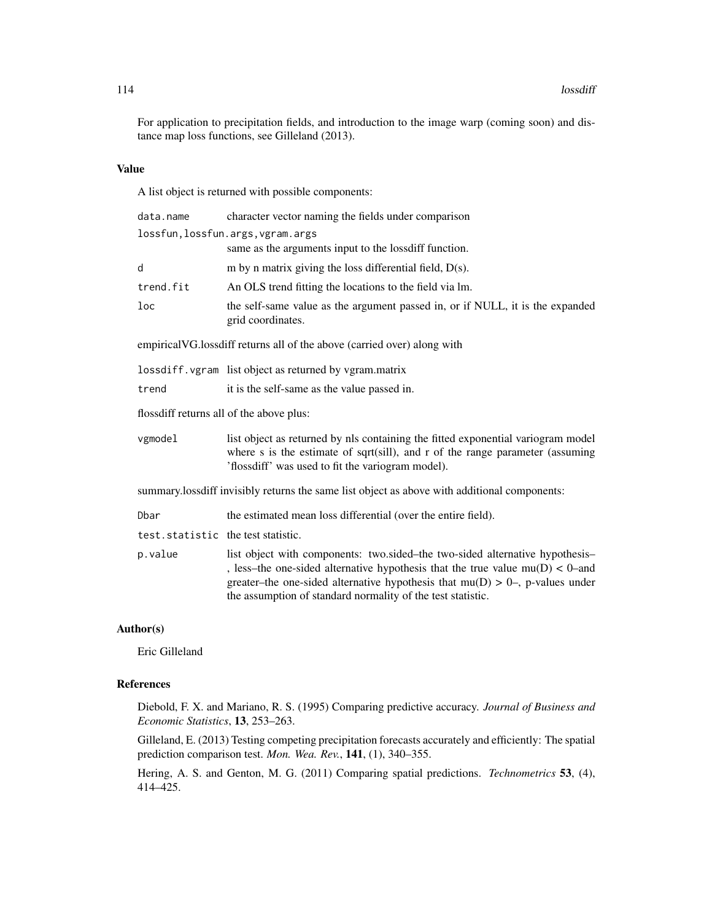For application to precipitation fields, and introduction to the image warp (coming soon) and distance map loss functions, see Gilleland (2013).

### Value

A list object is returned with possible components:

| | |
|---|---|
| `data.name` | character vector naming the fields under comparison |
| `lossfun,lossfun.args,vgram.args` | same as the arguments input to the lossdiff function. |
| `d` | m by n matrix giving the loss differential field, D(s). |
| `trend.fit` | An OLS trend fitting the locations to the field via lm. |
| `loc` | the self-same value as the argument passed in, or if NULL, it is the expanded grid coordinates. |

empiricalVG.lossdiff returns all of the above (carried over) along with

| | |
|---|---|
| `lossdiff.vgram` | list object as returned by vgram.matrix |
| `trend` | it is the self-same as the value passed in. |

flossdiff returns all of the above plus:

| | |
|---|---|
| `vgmodel` | list object as returned by nls containing the fitted exponential variogram model where s is the estimate of sqrt(sill), and r of the range parameter (assuming 'flossdiff' was used to fit the variogram model). |

summary.lossdiff invisibly returns the same list object as above with additional components:

| | |
|---|---|
| `Dbar` | the estimated mean loss differential (over the entire field). |
| `test.statistic` | the test statistic. |
| `p.value` | list object with components: two.sided–the two-sided alternative hypothesis–, less–the one-sided alternative hypothesis that the true value mu(D) < 0–and greater–the one-sided alternative hypothesis that mu(D) > 0–, p-values under the assumption of standard normality of the test statistic. |

### Author(s)

Eric Gilleland

### References

Diebold, F. X. and Mariano, R. S. (1995) Comparing predictive accuracy. *Journal of Business and Economic Statistics*, **13**, 253–263.

Gilleland, E. (2013) Testing competing precipitation forecasts accurately and efficiently: The spatial prediction comparison test. *Mon. Wea. Rev.*, **141**, (1), 340–355.

Hering, A. S. and Genton, M. G. (2011) Comparing spatial predictions. *Technometrics* **53**, (4), 414–425.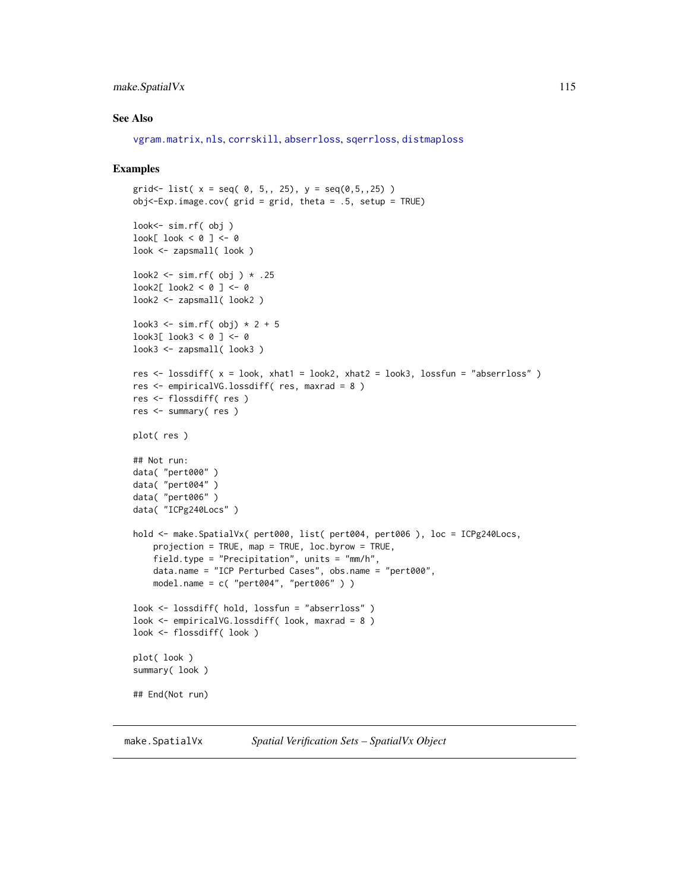### See Also

vgram.matrix, nls, corrskill, abserrloss, sqerrloss, distmaploss

### Examples

```
grid<- list( x = seq( 0, 5,, 25), y = seq(0,5,,25) )
obj<-Exp.image.cov( grid = grid, theta = .5, setup = TRUE)

look<- sim.rf( obj )
look[ look < 0 ] <- 0
look <- zapsmall( look )

look2 <- sim.rf( obj ) * .25
look2[ look2 < 0 ] <- 0
look2 <- zapsmall( look2 )

look3 <- sim.rf( obj) * 2 + 5
look3[ look3 < 0 ] <- 0
look3 <- zapsmall( look3 )

res <- lossdiff( x = look, xhat1 = look2, xhat2 = look3, lossfun = "abserrloss" )
res <- empiricalVG.lossdiff( res, maxrad = 8 )
res <- flossdiff( res )
res <- summary( res )

plot( res )

## Not run:
data( "pert000" )
data( "pert004" )
data( "pert006" )
data( "ICPg240Locs" )

hold <- make.SpatialVx( pert000, list( pert004, pert006 ), loc = ICPg240Locs,
    projection = TRUE, map = TRUE, loc.byrow = TRUE,
    field.type = "Precipitation", units = "mm/h",
    data.name = "ICP Perturbed Cases", obs.name = "pert000",
    model.name = c( "pert004", "pert006" ) )

look <- lossdiff( hold, lossfun = "abserrloss" )
look <- empiricalVG.lossdiff( look, maxrad = 8 )
look <- flossdiff( look )

plot( look )
summary( look )

## End(Not run)
```

---

make.SpatialVx *Spatial Verification Sets – SpatialVx Object*

---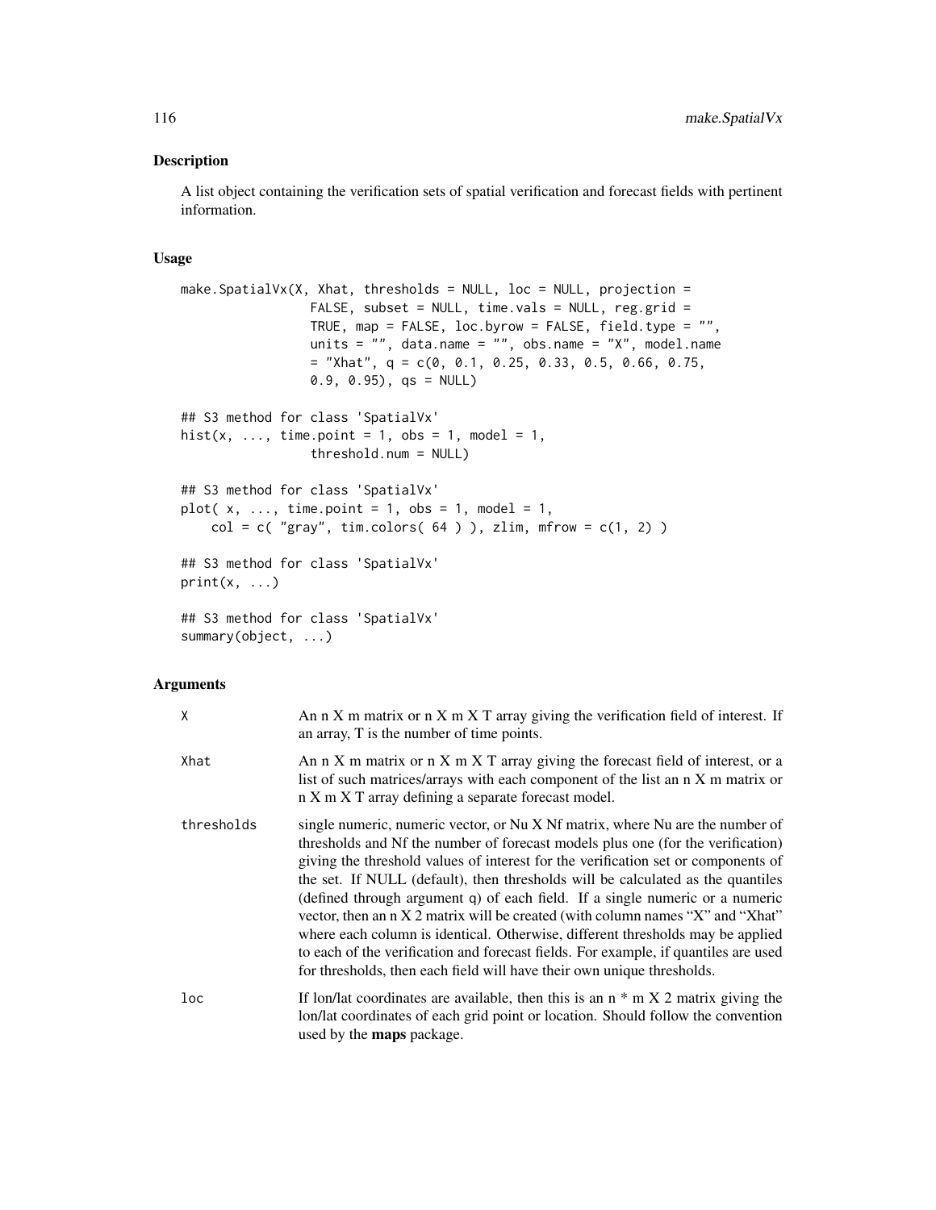## Description

A list object containing the verification sets of spatial verification and forecast fields with pertinent information.

## Usage

```
make.SpatialVx(X, Xhat, thresholds = NULL, loc = NULL, projection =
                 FALSE, subset = NULL, time.vals = NULL, reg.grid =
                 TRUE, map = FALSE, loc.byrow = FALSE, field.type = "",
                 units = "", data.name = "", obs.name = "X", model.name
                 = "Xhat", q = c(0, 0.1, 0.25, 0.33, 0.5, 0.66, 0.75,
                 0.9, 0.95), qs = NULL)

## S3 method for class 'SpatialVx'
hist(x, ..., time.point = 1, obs = 1, model = 1,
                 threshold.num = NULL)

## S3 method for class 'SpatialVx'
plot( x, ..., time.point = 1, obs = 1, model = 1,
    col = c( "gray", tim.colors( 64 ) ), zlim, mfrow = c(1, 2) )

## S3 method for class 'SpatialVx'
print(x, ...)

## S3 method for class 'SpatialVx'
summary(object, ...)
```

## Arguments

| | |
|---|---|
| X | An n X m matrix or n X m X T array giving the verification field of interest. If an array, T is the number of time points. |
| Xhat | An n X m matrix or n X m X T array giving the forecast field of interest, or a list of such matrices/arrays with each component of the list an n X m matrix or n X m X T array defining a separate forecast model. |
| thresholds | single numeric, numeric vector, or Nu X Nf matrix, where Nu are the number of thresholds and Nf the number of forecast models plus one (for the verification) giving the threshold values of interest for the verification set or components of the set. If NULL (default), then thresholds will be calculated as the quantiles (defined through argument q) of each field. If a single numeric or a numeric vector, then an n X 2 matrix will be created (with column names "X" and "Xhat" where each column is identical. Otherwise, different thresholds may be applied to each of the verification and forecast fields. For example, if quantiles are used for thresholds, then each field will have their own unique thresholds. |
| loc | If lon/lat coordinates are available, then this is an n * m X 2 matrix giving the lon/lat coordinates of each grid point or location. Should follow the convention used by the **maps** package. |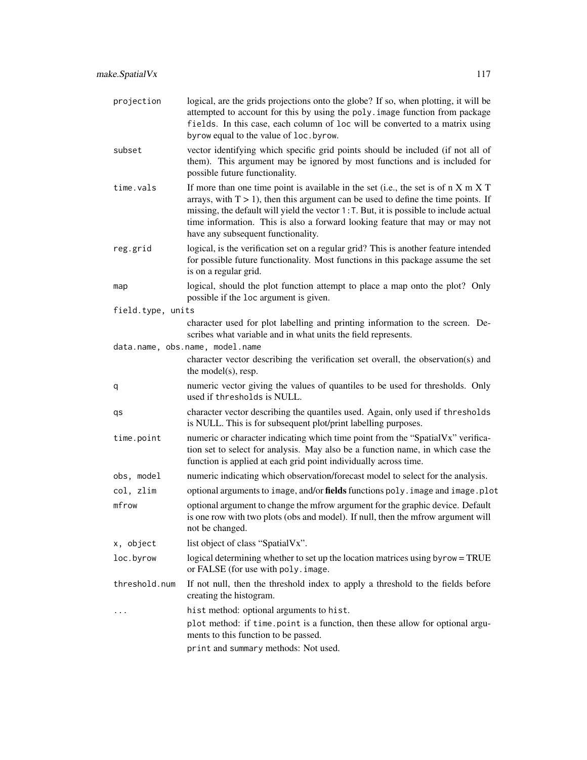| | |
|---|---|
| `projection` | logical, are the grids projections onto the globe? If so, when plotting, it will be attempted to account for this by using the `poly.image` function from package `fields`. In this case, each column of `loc` will be converted to a matrix using `byrow` equal to the value of `loc.byrow`. |
| `subset` | vector identifying which specific grid points should be included (if not all of them). This argument may be ignored by most functions and is included for possible future functionality. |
| `time.vals` | If more than one time point is available in the set (i.e., the set is of n X m X T arrays, with T > 1), then this argument can be used to define the time points. If missing, the default will yield the vector `1:T`. But, it is possible to include actual time information. This is also a forward looking feature that may or may not have any subsequent functionality. |
| `reg.grid` | logical, is the verification set on a regular grid? This is another feature intended for possible future functionality. Most functions in this package assume the set is on a regular grid. |
| `map` | logical, should the plot function attempt to place a map onto the plot? Only possible if the `loc` argument is given. |
| `field.type, units` | character used for plot labelling and printing information to the screen. Describes what variable and in what units the field represents. |
| `data.name, obs.name, model.name` | character vector describing the verification set overall, the observation(s) and the model(s), resp. |
| `q` | numeric vector giving the values of quantiles to be used for thresholds. Only used if `thresholds` is NULL. |
| `qs` | character vector describing the quantiles used. Again, only used if `thresholds` is NULL. This is for subsequent plot/print labelling purposes. |
| `time.point` | numeric or character indicating which time point from the "SpatialVx" verification set to select for analysis. May also be a function name, in which case the function is applied at each grid point individually across time. |
| `obs, model` | numeric indicating which observation/forecast model to select for the analysis. |
| `col, zlim` | optional arguments to `image`, and/or **fields** functions `poly.image` and `image.plot` |
| `mfrow` | optional argument to change the mfrow argument for the graphic device. Default is one row with two plots (obs and model). If null, then the mfrow argument will not be changed. |
| `x, object` | list object of class "SpatialVx". |
| `loc.byrow` | logical determining whether to set up the location matrices using `byrow` = TRUE or FALSE (for use with `poly.image`. |
| `threshold.num` | If not null, then the threshold index to apply a threshold to the fields before creating the histogram. |
| `...` | `hist` method: optional arguments to `hist`. `plot` method: if `time.point` is a function, then these allow for optional arguments to this function to be passed. `print` and `summary` methods: Not used. |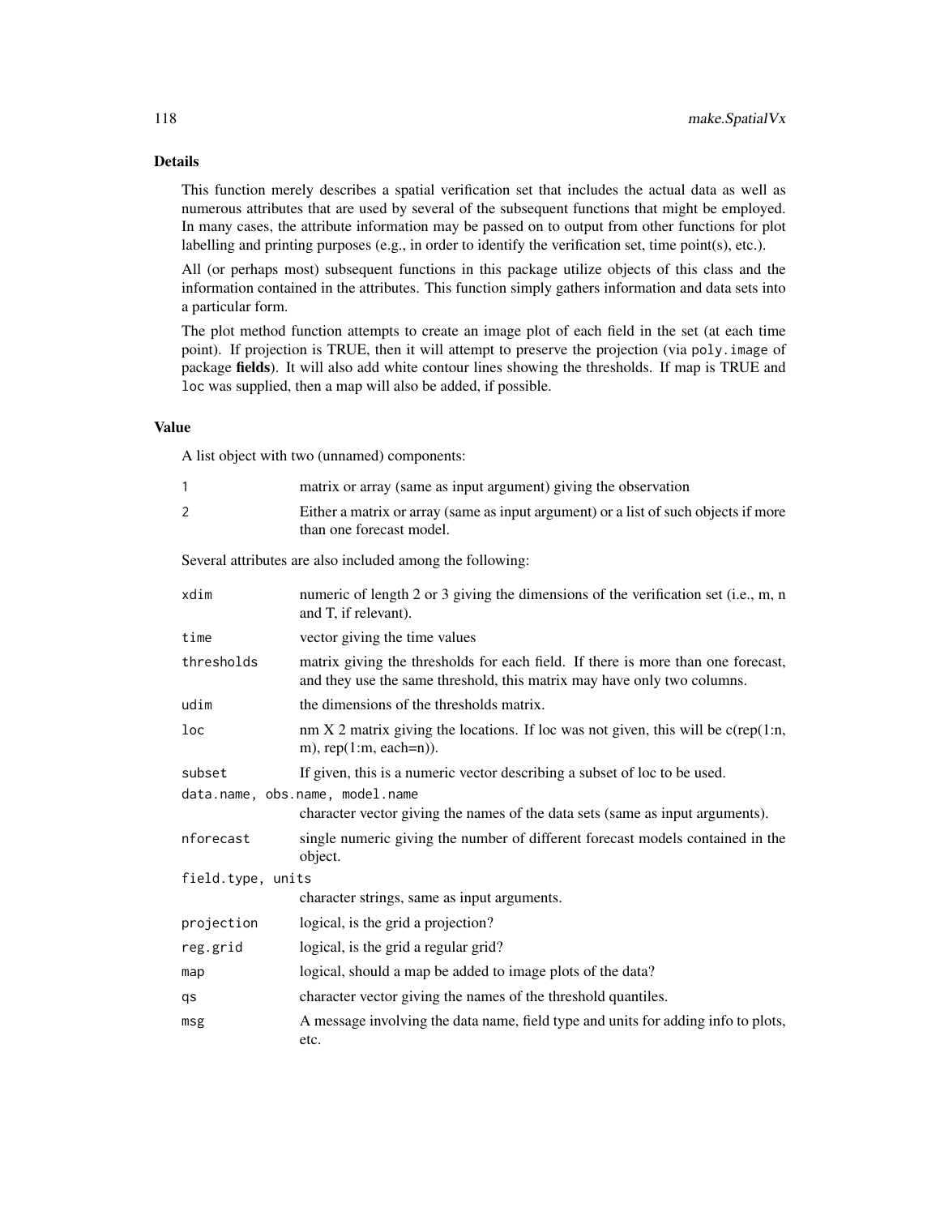## Details

This function merely describes a spatial verification set that includes the actual data as well as numerous attributes that are used by several of the subsequent functions that might be employed. In many cases, the attribute information may be passed on to output from other functions for plot labelling and printing purposes (e.g., in order to identify the verification set, time point(s), etc.).

All (or perhaps most) subsequent functions in this package utilize objects of this class and the information contained in the attributes. This function simply gathers information and data sets into a particular form.

The plot method function attempts to create an image plot of each field in the set (at each time point). If projection is TRUE, then it will attempt to preserve the projection (via `poly.image` of package **fields**). It will also add white contour lines showing the thresholds. If map is TRUE and `loc` was supplied, then a map will also be added, if possible.

## Value

A list object with two (unnamed) components:

| | |
|---|---|
| `1` | matrix or array (same as input argument) giving the observation |
| `2` | Either a matrix or array (same as input argument) or a list of such objects if more than one forecast model. |

Several attributes are also included among the following:

| | |
|---|---|
| `xdim` | numeric of length 2 or 3 giving the dimensions of the verification set (i.e., m, n and T, if relevant). |
| `time` | vector giving the time values |
| `thresholds` | matrix giving the thresholds for each field. If there is more than one forecast, and they use the same threshold, this matrix may have only two columns. |
| `udim` | the dimensions of the thresholds matrix. |
| `loc` | nm X 2 matrix giving the locations. If loc was not given, this will be c(rep(1:n, m), rep(1:m, each=n)). |
| `subset` | If given, this is a numeric vector describing a subset of loc to be used. |
| `data.name, obs.name, model.name` | character vector giving the names of the data sets (same as input arguments). |
| `nforecast` | single numeric giving the number of different forecast models contained in the object. |
| `field.type, units` | character strings, same as input arguments. |
| `projection` | logical, is the grid a projection? |
| `reg.grid` | logical, is the grid a regular grid? |
| `map` | logical, should a map be added to image plots of the data? |
| `qs` | character vector giving the names of the threshold quantiles. |
| `msg` | A message involving the data name, field type and units for adding info to plots, etc. |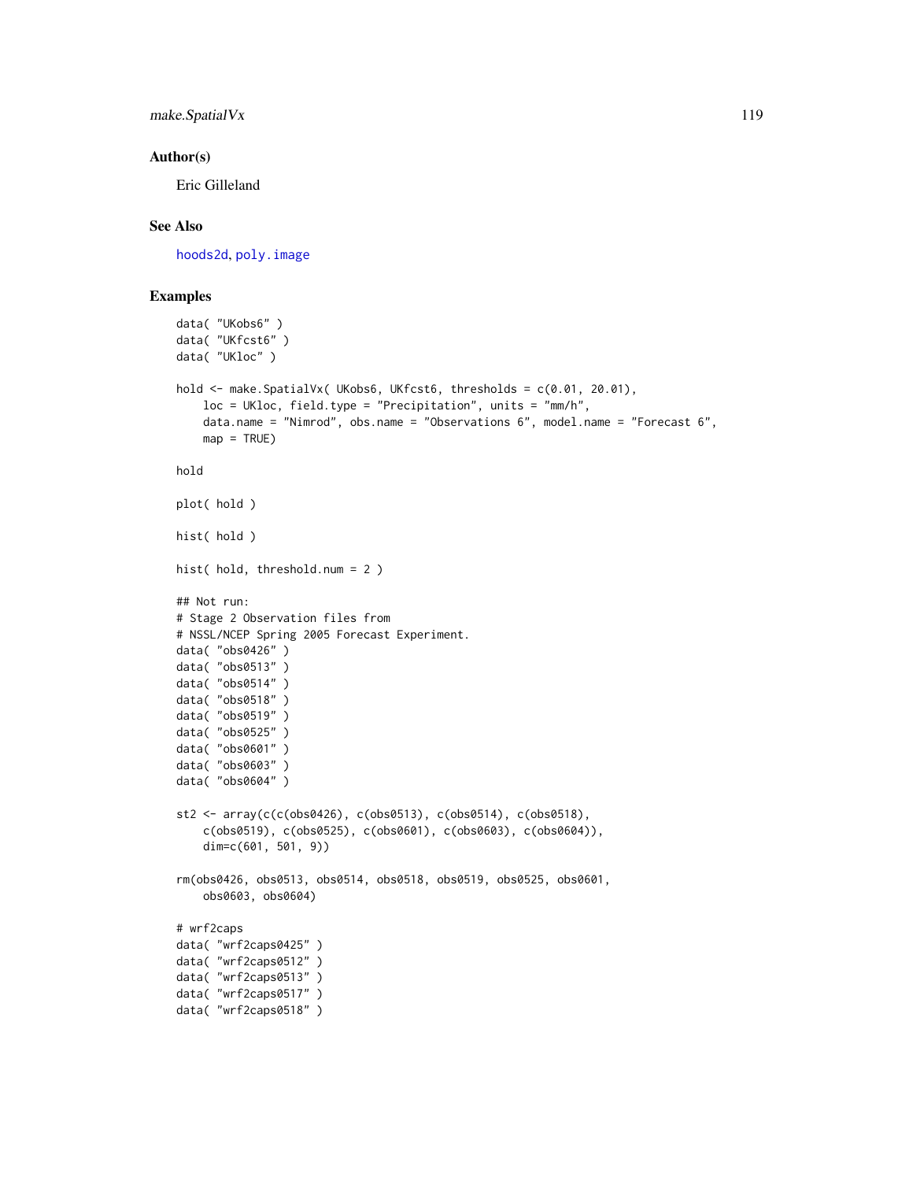## Author(s)

Eric Gilleland

## See Also

hoods2d, poly.image

## Examples

```
data( "UKobs6" )
data( "UKfcst6" )
data( "UKloc" )

hold <- make.SpatialVx( UKobs6, UKfcst6, thresholds = c(0.01, 20.01),
    loc = UKloc, field.type = "Precipitation", units = "mm/h",
    data.name = "Nimrod", obs.name = "Observations 6", model.name = "Forecast 6",
    map = TRUE)

hold

plot( hold )

hist( hold )

hist( hold, threshold.num = 2 )

## Not run:
# Stage 2 Observation files from
# NSSL/NCEP Spring 2005 Forecast Experiment.
data( "obs0426" )
data( "obs0513" )
data( "obs0514" )
data( "obs0518" )
data( "obs0519" )
data( "obs0525" )
data( "obs0601" )
data( "obs0603" )
data( "obs0604" )

st2 <- array(c(c(obs0426), c(obs0513), c(obs0514), c(obs0518),
    c(obs0519), c(obs0525), c(obs0601), c(obs0603), c(obs0604)),
    dim=c(601, 501, 9))

rm(obs0426, obs0513, obs0514, obs0518, obs0519, obs0525, obs0601,
    obs0603, obs0604)

# wrf2caps
data( "wrf2caps0425" )
data( "wrf2caps0512" )
data( "wrf2caps0513" )
data( "wrf2caps0517" )
data( "wrf2caps0518" )
```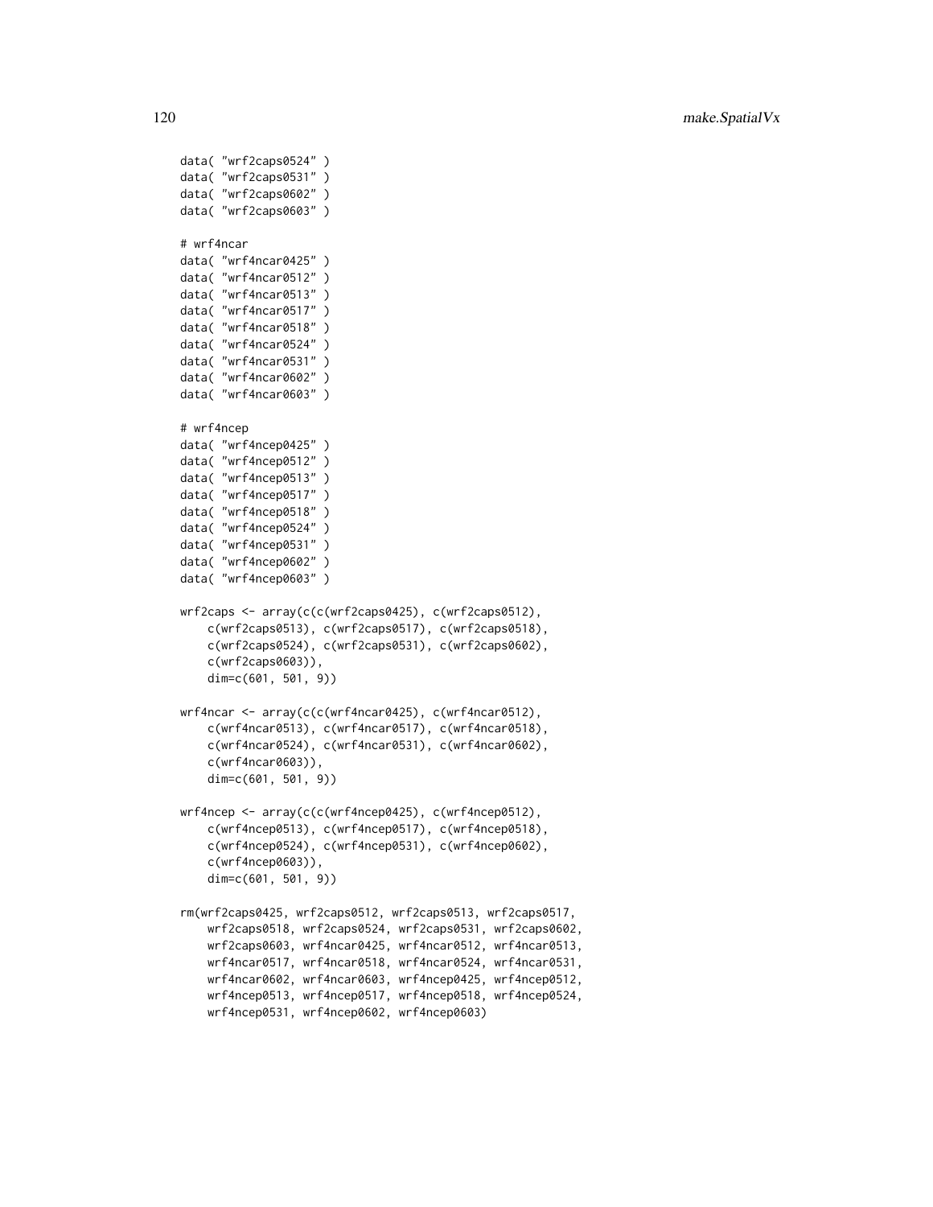```
data( "wrf2caps0524" )
data( "wrf2caps0531" )
data( "wrf2caps0602" )
data( "wrf2caps0603" )

# wrf4ncar
data( "wrf4ncar0425" )
data( "wrf4ncar0512" )
data( "wrf4ncar0513" )
data( "wrf4ncar0517" )
data( "wrf4ncar0518" )
data( "wrf4ncar0524" )
data( "wrf4ncar0531" )
data( "wrf4ncar0602" )
data( "wrf4ncar0603" )

# wrf4ncep
data( "wrf4ncep0425" )
data( "wrf4ncep0512" )
data( "wrf4ncep0513" )
data( "wrf4ncep0517" )
data( "wrf4ncep0518" )
data( "wrf4ncep0524" )
data( "wrf4ncep0531" )
data( "wrf4ncep0602" )
data( "wrf4ncep0603" )

wrf2caps <- array(c(c(wrf2caps0425), c(wrf2caps0512),
    c(wrf2caps0513), c(wrf2caps0517), c(wrf2caps0518),
    c(wrf2caps0524), c(wrf2caps0531), c(wrf2caps0602),
    c(wrf2caps0603)),
    dim=c(601, 501, 9))

wrf4ncar <- array(c(c(wrf4ncar0425), c(wrf4ncar0512),
    c(wrf4ncar0513), c(wrf4ncar0517), c(wrf4ncar0518),
    c(wrf4ncar0524), c(wrf4ncar0531), c(wrf4ncar0602),
    c(wrf4ncar0603)),
    dim=c(601, 501, 9))

wrf4ncep <- array(c(c(wrf4ncep0425), c(wrf4ncep0512),
    c(wrf4ncep0513), c(wrf4ncep0517), c(wrf4ncep0518),
    c(wrf4ncep0524), c(wrf4ncep0531), c(wrf4ncep0602),
    c(wrf4ncep0603)),
    dim=c(601, 501, 9))

rm(wrf2caps0425, wrf2caps0512, wrf2caps0513, wrf2caps0517,
    wrf2caps0518, wrf2caps0524, wrf2caps0531, wrf2caps0602,
    wrf2caps0603, wrf4ncar0425, wrf4ncar0512, wrf4ncar0513,
    wrf4ncar0517, wrf4ncar0518, wrf4ncar0524, wrf4ncar0531,
    wrf4ncar0602, wrf4ncar0603, wrf4ncep0425, wrf4ncep0512,
    wrf4ncep0513, wrf4ncep0517, wrf4ncep0518, wrf4ncep0524,
    wrf4ncep0531, wrf4ncep0602, wrf4ncep0603)
```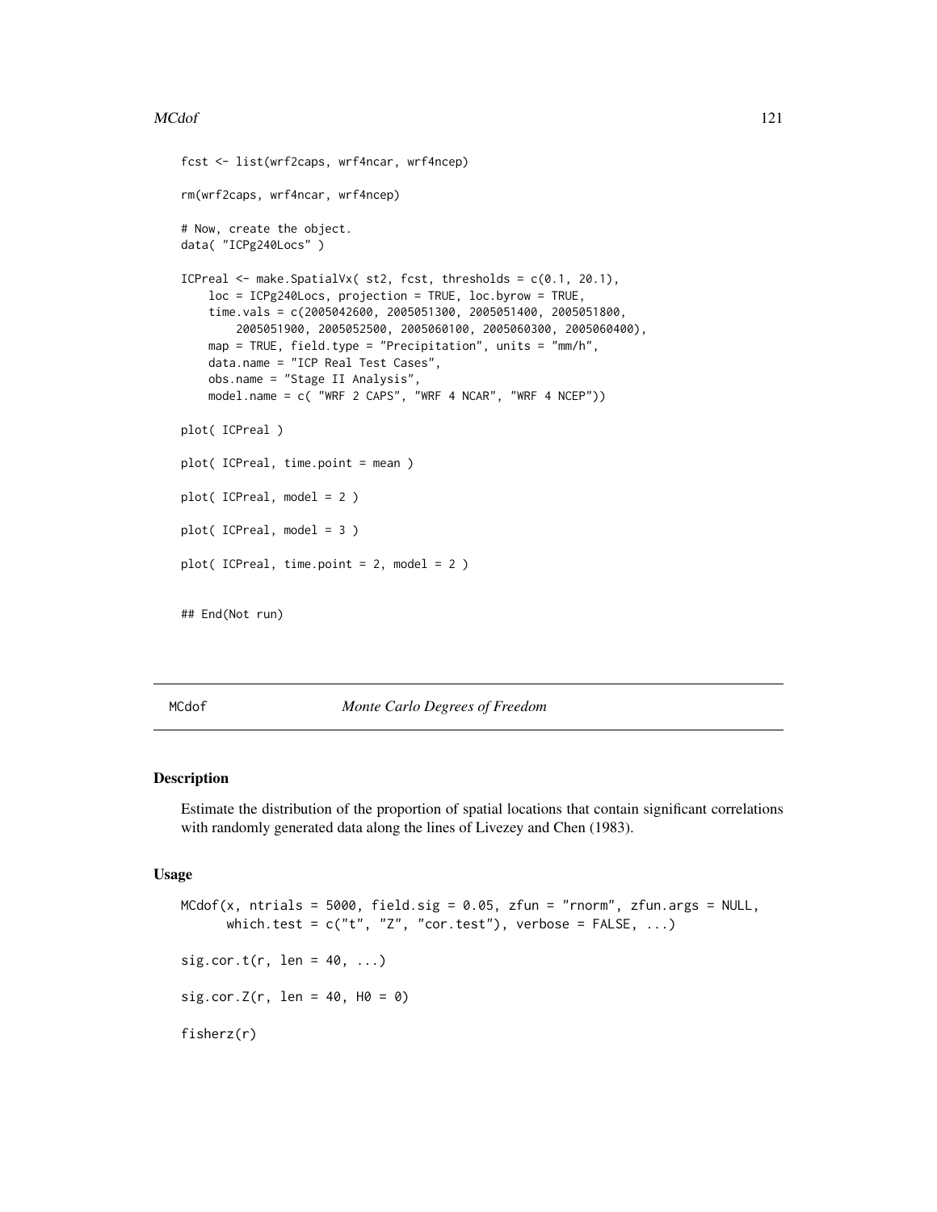```
fcst <- list(wrf2caps, wrf4ncar, wrf4ncep)

rm(wrf2caps, wrf4ncar, wrf4ncep)

# Now, create the object.
data( "ICPg240Locs" )

ICPreal <- make.SpatialVx( st2, fcst, thresholds = c(0.1, 20.1),
    loc = ICPg240Locs, projection = TRUE, loc.byrow = TRUE,
    time.vals = c(2005042600, 2005051300, 2005051400, 2005051800,
        2005051900, 2005052500, 2005060100, 2005060300, 2005060400),
    map = TRUE, field.type = "Precipitation", units = "mm/h",
    data.name = "ICP Real Test Cases",
    obs.name = "Stage II Analysis",
    model.name = c( "WRF 2 CAPS", "WRF 4 NCAR", "WRF 4 NCEP"))

plot( ICPreal )

plot( ICPreal, time.point = mean )

plot( ICPreal, model = 2 )

plot( ICPreal, model = 3 )

plot( ICPreal, time.point = 2, model = 2 )


## End(Not run)
```

## MCdof *Monte Carlo Degrees of Freedom*

### Description

Estimate the distribution of the proportion of spatial locations that contain significant correlations with randomly generated data along the lines of Livezey and Chen (1983).

### Usage

```
MCdof(x, ntrials = 5000, field.sig = 0.05, zfun = "rnorm", zfun.args = NULL,
      which.test = c("t", "Z", "cor.test"), verbose = FALSE, ...)

sig.cor.t(r, len = 40, ...)

sig.cor.Z(r, len = 40, H0 = 0)

fisherz(r)
```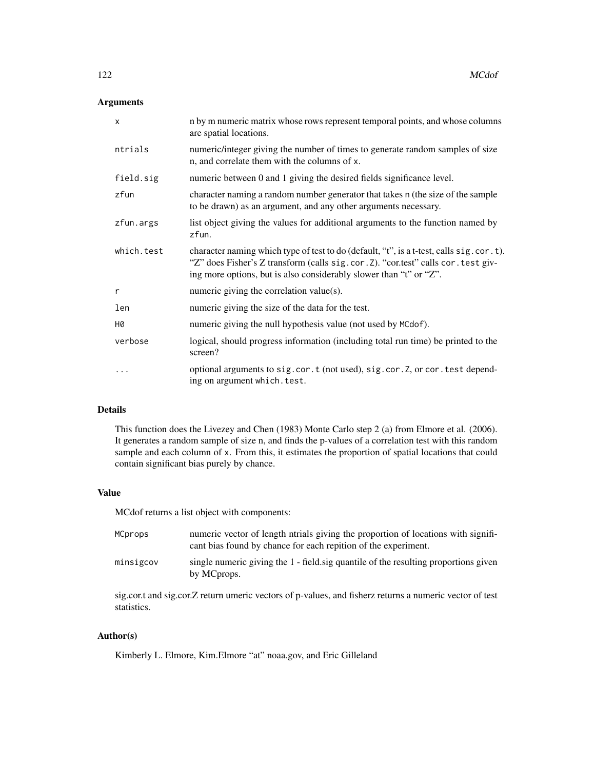### Arguments

| | |
|---|---|
| `x` | n by m numeric matrix whose rows represent temporal points, and whose columns are spatial locations. |
| `ntrials` | numeric/integer giving the number of times to generate random samples of size n, and correlate them with the columns of `x`. |
| `field.sig` | numeric between 0 and 1 giving the desired fields significance level. |
| `zfun` | character naming a random number generator that takes `n` (the size of the sample to be drawn) as an argument, and any other arguments necessary. |
| `zfun.args` | list object giving the values for additional arguments to the function named by `zfun`. |
| `which.test` | character naming which type of test to do (default, "t", is a t-test, calls `sig.cor.t`). "Z" does Fisher's Z transform (calls `sig.cor.Z`). "cor.test" calls `cor.test` giving more options, but is also considerably slower than "t" or "Z". |
| `r` | numeric giving the correlation value(s). |
| `len` | numeric giving the size of the data for the test. |
| `H0` | numeric giving the null hypothesis value (not used by `MCdof`). |
| `verbose` | logical, should progress information (including total run time) be printed to the screen? |
| `...` | optional arguments to `sig.cor.t` (not used), `sig.cor.Z`, or `cor.test` depending on argument `which.test`. |

### Details

This function does the Livezey and Chen (1983) Monte Carlo step 2 (a) from Elmore et al. (2006). It generates a random sample of size n, and finds the p-values of a correlation test with this random sample and each column of `x`. From this, it estimates the proportion of spatial locations that could contain significant bias purely by chance.

### Value

MCdof returns a list object with components:

| | |
|---|---|
| `MCprops` | numeric vector of length ntrials giving the proportion of locations with significant bias found by chance for each repition of the experiment. |
| `minsigcov` | single numeric giving the 1 - field.sig quantile of the resulting proportions given by MCprops. |

sig.cor.t and sig.cor.Z return umeric vectors of p-values, and fisherz returns a numeric vector of test statistics.

### Author(s)

Kimberly L. Elmore, Kim.Elmore "at" noaa.gov, and Eric Gilleland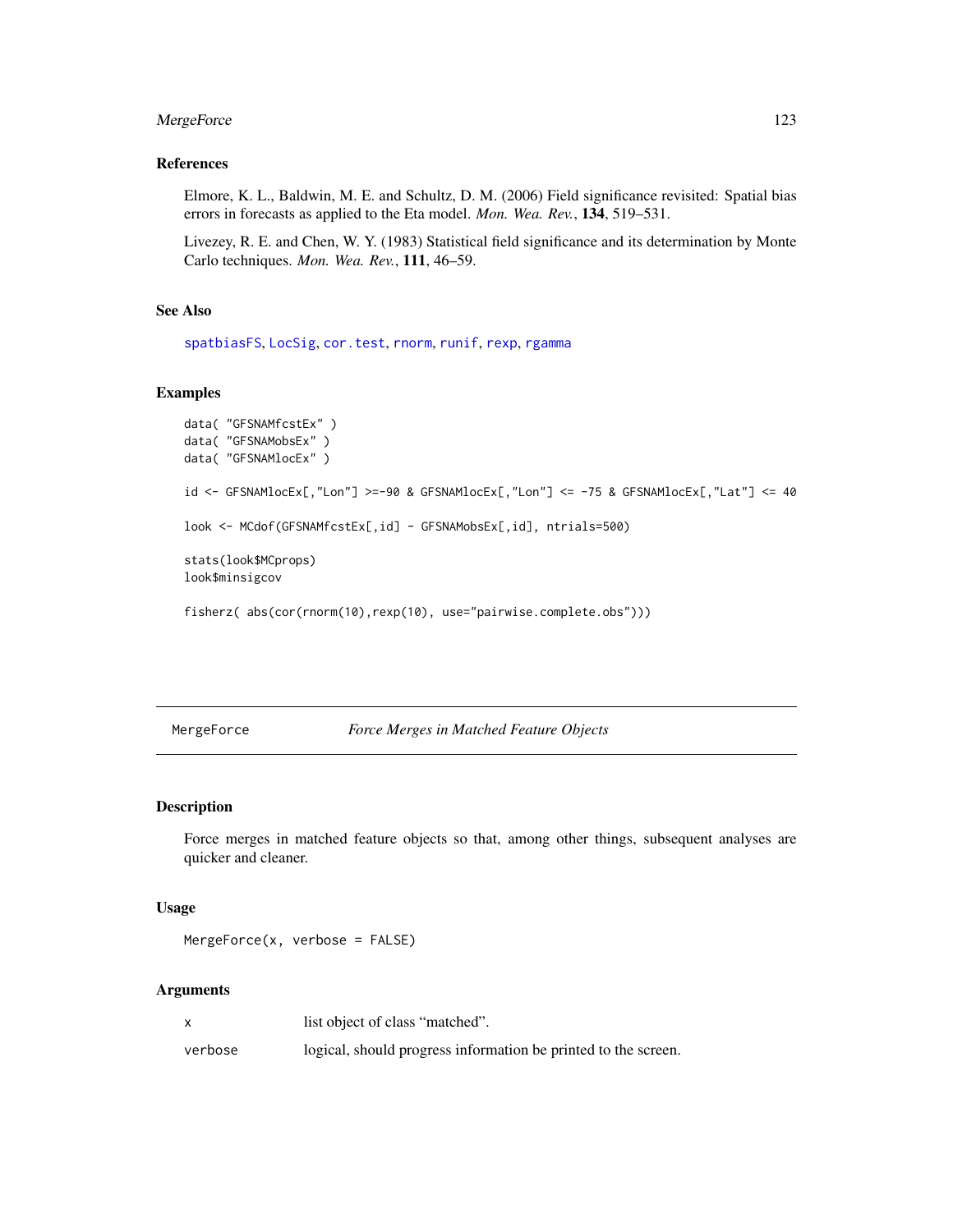## References

Elmore, K. L., Baldwin, M. E. and Schultz, D. M. (2006) Field significance revisited: Spatial bias errors in forecasts as applied to the Eta model. *Mon. Wea. Rev.*, **134**, 519–531.

Livezey, R. E. and Chen, W. Y. (1983) Statistical field significance and its determination by Monte Carlo techniques. *Mon. Wea. Rev.*, **111**, 46–59.

## See Also

spatbiasFS, LocSig, cor.test, rnorm, runif, rexp, rgamma

## Examples

```
data( "GFSNAMfcstEx" )
data( "GFSNAMobsEx" )
data( "GFSNAMlocEx" )

id <- GFSNAMlocEx[,"Lon"] >=-90 & GFSNAMlocEx[,"Lon"] <= -75 & GFSNAMlocEx[,"Lat"] <= 40

look <- MCdof(GFSNAMfcstEx[,id] - GFSNAMobsEx[,id], ntrials=500)

stats(look$MCprops)
look$minsigcov

fisherz( abs(cor(rnorm(10),rexp(10), use="pairwise.complete.obs")))
```

---

# MergeForce *Force Merges in Matched Feature Objects*

## Description

Force merges in matched feature objects so that, among other things, subsequent analyses are quicker and cleaner.

## Usage

```
MergeForce(x, verbose = FALSE)
```

## Arguments

| | |
|---|---|
| x | list object of class “matched”. |
| verbose | logical, should progress information be printed to the screen. |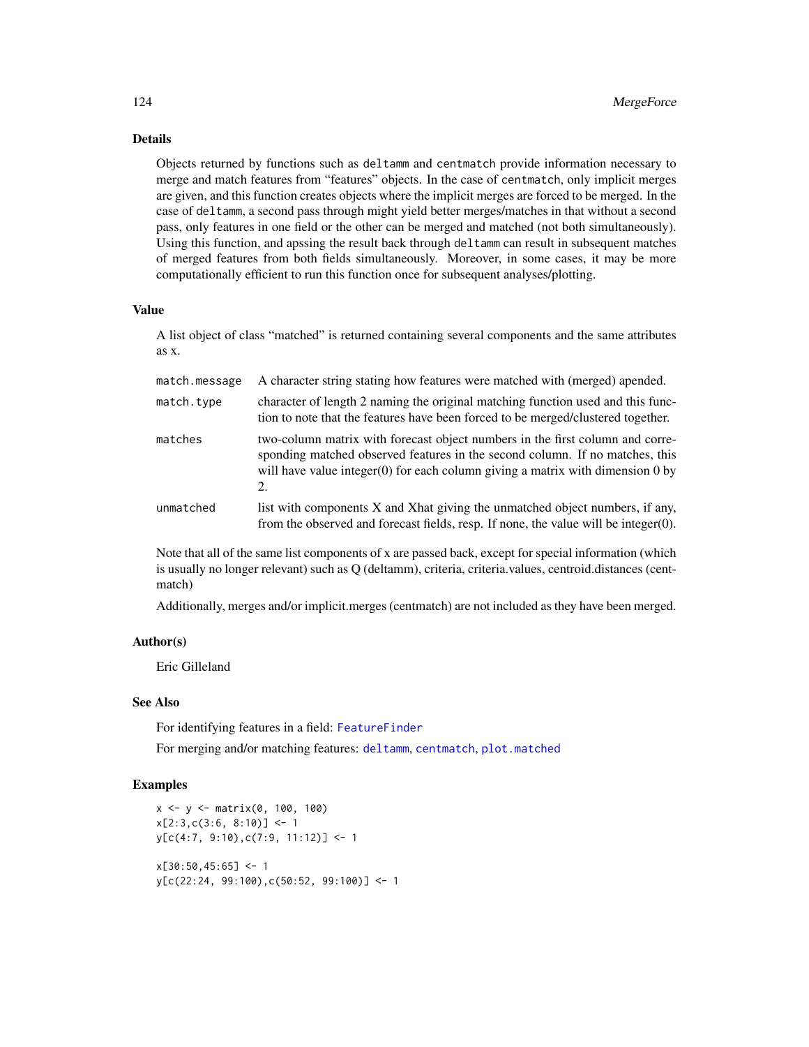## Details

Objects returned by functions such as `deltamm` and `centmatch` provide information necessary to merge and match features from "features" objects. In the case of `centmatch`, only implicit merges are given, and this function creates objects where the implicit merges are forced to be merged. In the case of `deltamm`, a second pass through might yield better merges/matches in that without a second pass, only features in one field or the other can be merged and matched (not both simultaneously). Using this function, and apssing the result back through `deltamm` can result in subsequent matches of merged features from both fields simultaneously. Moreover, in some cases, it may be more computationally efficient to run this function once for subsequent analyses/plotting.

## Value

A list object of class "matched" is returned containing several components and the same attributes as x.

| | |
|---|---|
| `match.message` | A character string stating how features were matched with (merged) apended. |
| `match.type` | character of length 2 naming the original matching function used and this function to note that the features have been forced to be merged/clustered together. |
| `matches` | two-column matrix with forecast object numbers in the first column and corresponding matched observed features in the second column. If no matches, this will have value integer(0) for each column giving a matrix with dimension 0 by 2. |
| `unmatched` | list with components X and Xhat giving the unmatched object numbers, if any, from the observed and forecast fields, resp. If none, the value will be integer(0). |

Note that all of the same list components of x are passed back, except for special information (which is usually no longer relevant) such as Q (deltamm), criteria, criteria.values, centroid.distances (centmatch)

Additionally, merges and/or implicit.merges (centmatch) are not included as they have been merged.

## Author(s)

Eric Gilleland

## See Also

For identifying features in a field: `FeatureFinder`

For merging and/or matching features: `deltamm`, `centmatch`, `plot.matched`

## Examples

```
x <- y <- matrix(0, 100, 100)
x[2:3,c(3:6, 8:10)] <- 1
y[c(4:7, 9:10),c(7:9, 11:12)] <- 1

x[30:50,45:65] <- 1
y[c(22:24, 99:100),c(50:52, 99:100)] <- 1
```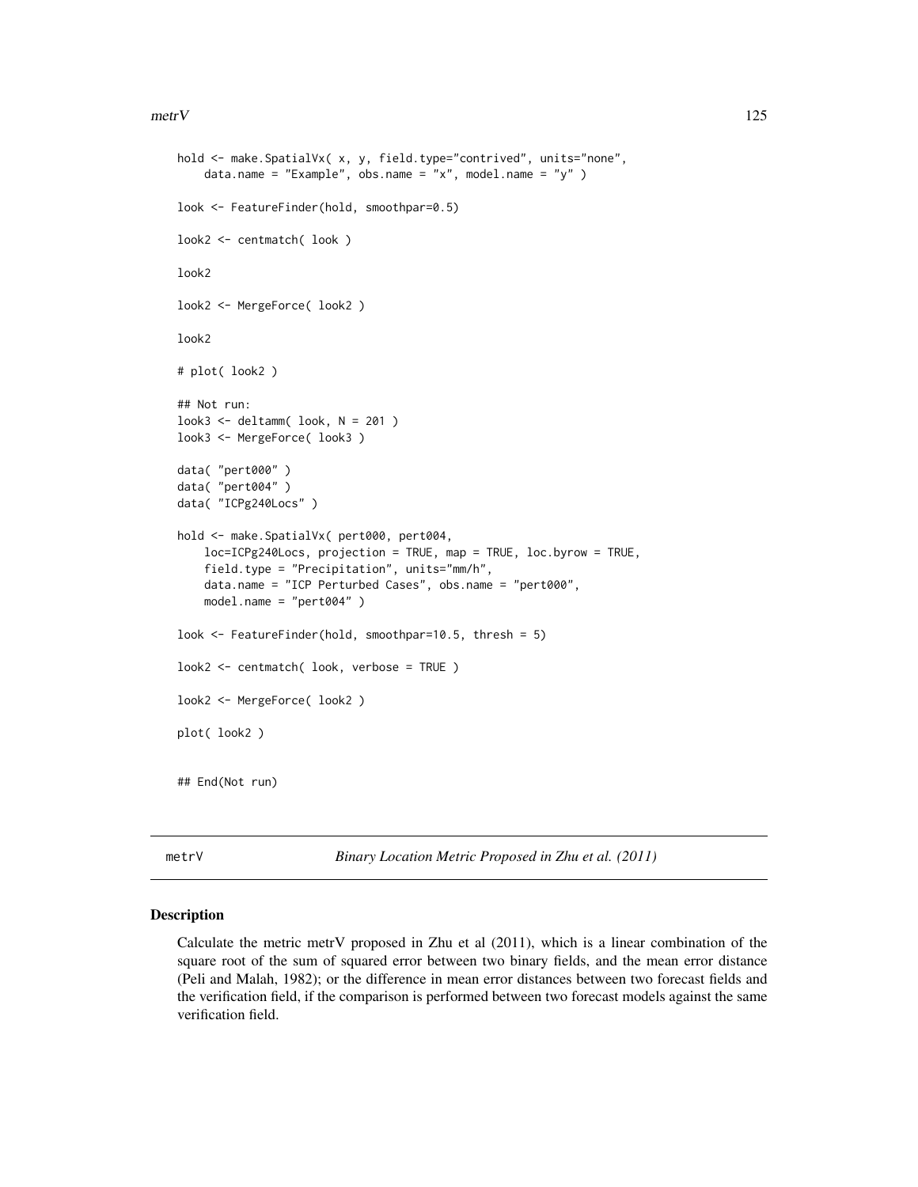```
hold <- make.SpatialVx( x, y, field.type="contrived", units="none",
    data.name = "Example", obs.name = "x", model.name = "y" )

look <- FeatureFinder(hold, smoothpar=0.5)

look2 <- centmatch( look )

look2

look2 <- MergeForce( look2 )

look2

# plot( look2 )

## Not run:
look3 <- deltamm( look, N = 201 )
look3 <- MergeForce( look3 )

data( "pert000" )
data( "pert004" )
data( "ICPg240Locs" )

hold <- make.SpatialVx( pert000, pert004,
    loc=ICPg240Locs, projection = TRUE, map = TRUE, loc.byrow = TRUE,
    field.type = "Precipitation", units="mm/h",
    data.name = "ICP Perturbed Cases", obs.name = "pert000",
    model.name = "pert004" )

look <- FeatureFinder(hold, smoothpar=10.5, thresh = 5)

look2 <- centmatch( look, verbose = TRUE )

look2 <- MergeForce( look2 )

plot( look2 )


## End(Not run)
```

---

## metrV — *Binary Location Metric Proposed in Zhu et al. (2011)*

### Description

Calculate the metric metrV proposed in Zhu et al (2011), which is a linear combination of the square root of the sum of squared error between two binary fields, and the mean error distance (Peli and Malah, 1982); or the difference in mean error distances between two forecast fields and the verification field, if the comparison is performed between two forecast models against the same verification field.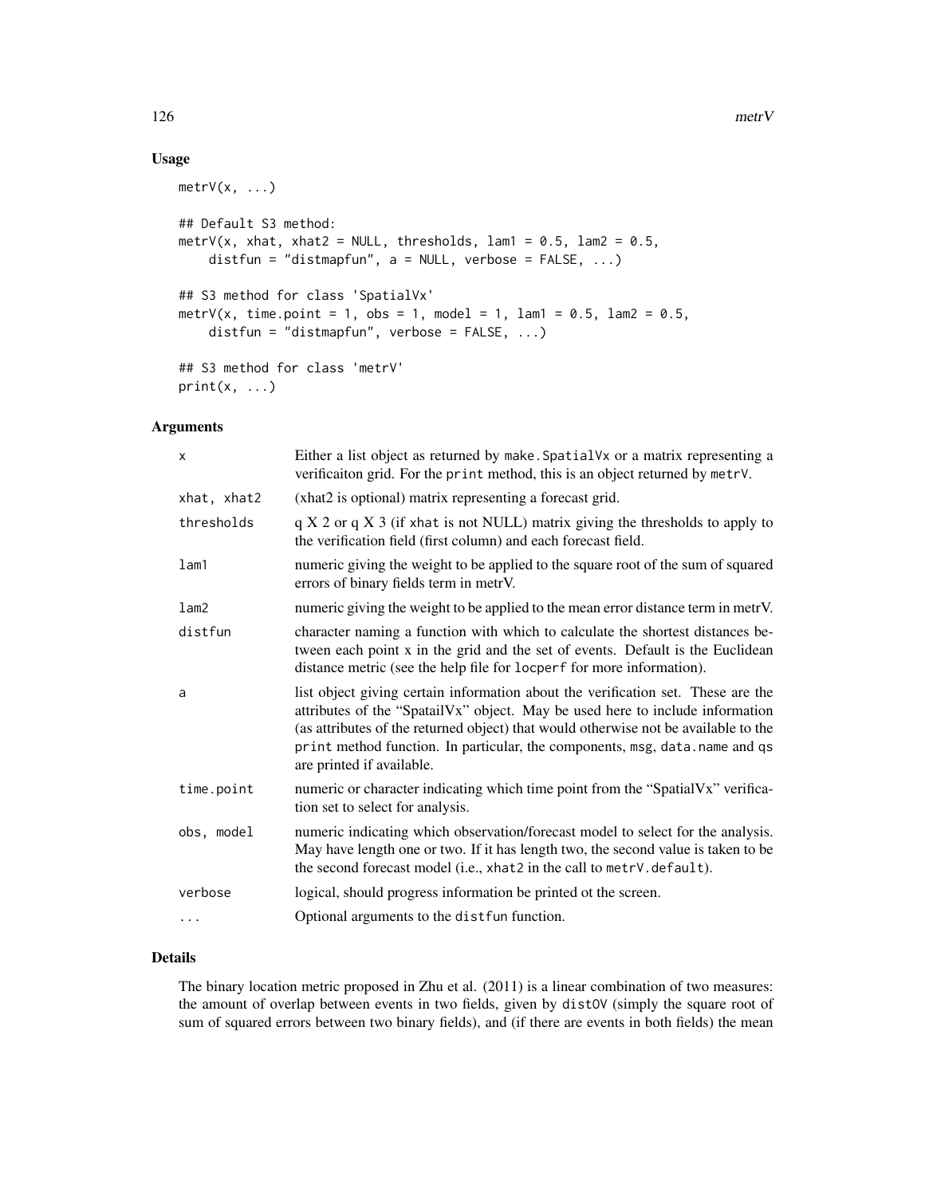## Usage

```
metrV(x, ...)

## Default S3 method:
metrV(x, xhat, xhat2 = NULL, thresholds, lam1 = 0.5, lam2 = 0.5,
    distfun = "distmapfun", a = NULL, verbose = FALSE, ...)

## S3 method for class 'SpatialVx'
metrV(x, time.point = 1, obs = 1, model = 1, lam1 = 0.5, lam2 = 0.5,
    distfun = "distmapfun", verbose = FALSE, ...)

## S3 method for class 'metrV'
print(x, ...)
```

## Arguments

| | |
|---|---|
| `x` | Either a list object as returned by `make.SpatialVx` or a matrix representing a verificaiton grid. For the `print` method, this is an object returned by `metrV`. |
| `xhat, xhat2` | (xhat2 is optional) matrix representing a forecast grid. |
| `thresholds` | q X 2 or q X 3 (if `xhat` is not NULL) matrix giving the thresholds to apply to the verification field (first column) and each forecast field. |
| `lam1` | numeric giving the weight to be applied to the square root of the sum of squared errors of binary fields term in metrV. |
| `lam2` | numeric giving the weight to be applied to the mean error distance term in metrV. |
| `distfun` | character naming a function with which to calculate the shortest distances between each point x in the grid and the set of events. Default is the Euclidean distance metric (see the help file for `locperf` for more information). |
| `a` | list object giving certain information about the verification set. These are the attributes of the "SpatailVx" object. May be used here to include information (as attributes of the returned object) that would otherwise not be available to the `print` method function. In particular, the components, `msg`, `data.name` and `qs` are printed if available. |
| `time.point` | numeric or character indicating which time point from the "SpatialVx" verification set to select for analysis. |
| `obs, model` | numeric indicating which observation/forecast model to select for the analysis. May have length one or two. If it has length two, the second value is taken to be the second forecast model (i.e., `xhat2` in the call to `metrV.default`). |
| `verbose` | logical, should progress information be printed ot the screen. |
| `...` | Optional arguments to the `distfun` function. |

## Details

The binary location metric proposed in Zhu et al. (2011) is a linear combination of two measures: the amount of overlap between events in two fields, given by `distOV` (simply the square root of sum of squared errors between two binary fields), and (if there are events in both fields) the mean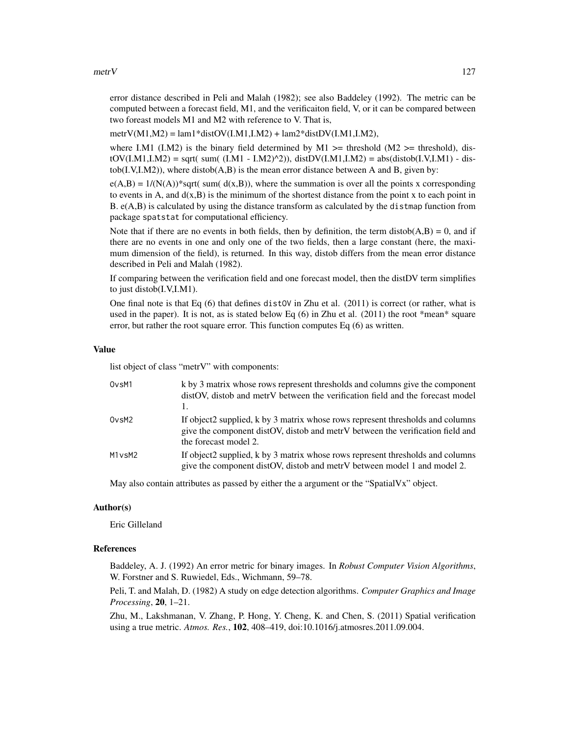error distance described in Peli and Malah (1982); see also Baddeley (1992). The metric can be computed between a forecast field, M1, and the verificaiton field, V, or it can be compared between two foreast models M1 and M2 with reference to V. That is,

metrV(M1,M2) = lam1*distOV(I.M1,I.M2) + lam2*distDV(I.M1,I.M2),

where I.M1 (I.M2) is the binary field determined by M1 >= threshold (M2 >= threshold), distOV(I.M1,I.M2) = sqrt( sum( (I.M1 - I.M2)^2)), distDV(I.M1,I.M2) = abs(distob(I.V,I.M1) - distob(I.V,I.M2)), where distob(A,B) is the mean error distance between A and B, given by:

e(A,B) = 1/(N(A))*sqrt( sum( d(x,B)), where the summation is over all the points x corresponding to events in A, and d(x,B) is the minimum of the shortest distance from the point x to each point in B. e(A,B) is calculated by using the distance transform as calculated by the `distmap` function from package `spatstat` for computational efficiency.

Note that if there are no events in both fields, then by definition, the term distob(A,B) = 0, and if there are no events in one and only one of the two fields, then a large constant (here, the maximum dimension of the field), is returned. In this way, distob differs from the mean error distance described in Peli and Malah (1982).

If comparing between the verification field and one forecast model, then the distDV term simplifies to just distob(I.V,I.M1).

One final note is that Eq (6) that defines `distOV` in Zhu et al. (2011) is correct (or rather, what is used in the paper). It is not, as is stated below Eq (6) in Zhu et al. (2011) the root *mean* square error, but rather the root square error. This function computes Eq (6) as written.

### Value

list object of class "metrV" with components:

| | |
|---|---|
| `OvsM1` | k by 3 matrix whose rows represent thresholds and columns give the component distOV, distob and metrV between the verification field and the forecast model 1. |
| `OvsM2` | If object2 supplied, k by 3 matrix whose rows represent thresholds and columns give the component distOV, distob and metrV between the verification field and the forecast model 2. |
| `M1vsM2` | If object2 supplied, k by 3 matrix whose rows represent thresholds and columns give the component distOV, distob and metrV between model 1 and model 2. |

May also contain attributes as passed by either the a argument or the "SpatialVx" object.

### Author(s)

Eric Gilleland

### References

Baddeley, A. J. (1992) An error metric for binary images. In *Robust Computer Vision Algorithms*, W. Forstner and S. Ruwiedel, Eds., Wichmann, 59–78.

Peli, T. and Malah, D. (1982) A study on edge detection algorithms. *Computer Graphics and Image Processing*, **20**, 1–21.

Zhu, M., Lakshmanan, V. Zhang, P. Hong, Y. Cheng, K. and Chen, S. (2011) Spatial verification using a true metric. *Atmos. Res.*, **102**, 408–419, doi:10.1016/j.atmosres.2011.09.004.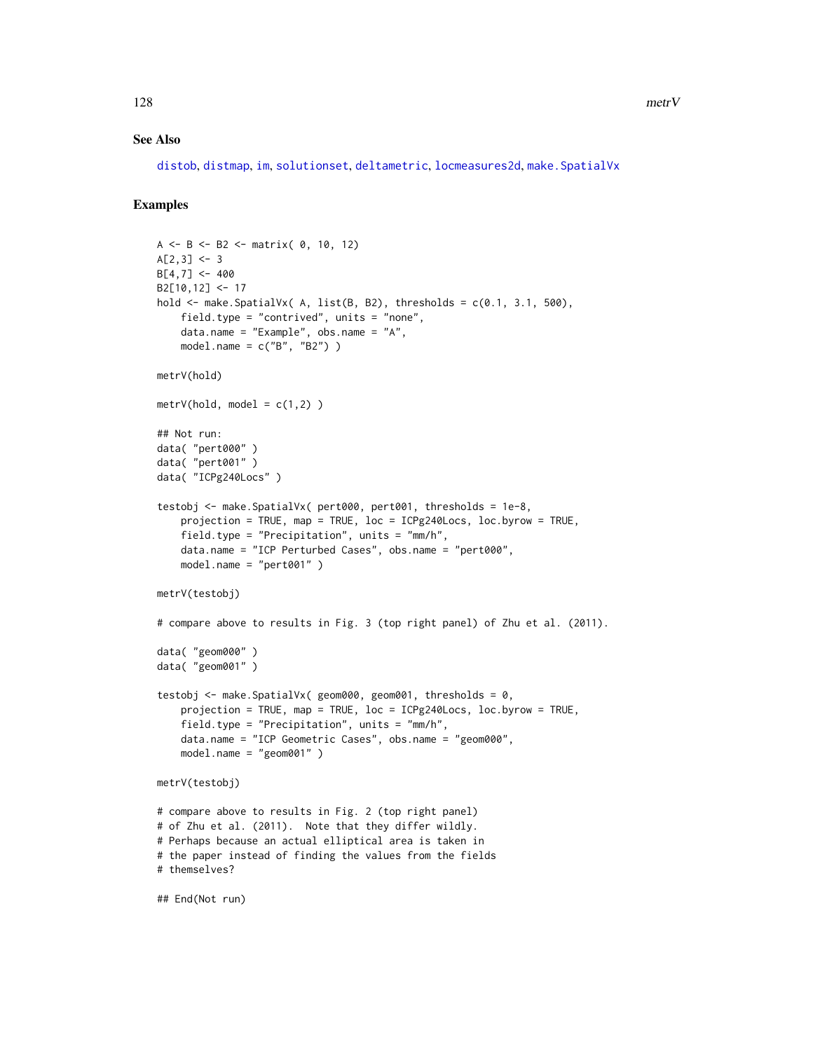## See Also

distob, distmap, im, solutionset, deltametric, locmeasures2d, make.SpatialVx

## Examples

```
A <- B <- B2 <- matrix( 0, 10, 12)
A[2,3] <- 3
B[4,7] <- 400
B2[10,12] <- 17
hold <- make.SpatialVx( A, list(B, B2), thresholds = c(0.1, 3.1, 500),
    field.type = "contrived", units = "none",
    data.name = "Example", obs.name = "A",
    model.name = c("B", "B2") )

metrV(hold)

metrV(hold, model = c(1,2) )

## Not run:
data( "pert000" )
data( "pert001" )
data( "ICPg240Locs" )

testobj <- make.SpatialVx( pert000, pert001, thresholds = 1e-8,
    projection = TRUE, map = TRUE, loc = ICPg240Locs, loc.byrow = TRUE,
    field.type = "Precipitation", units = "mm/h",
    data.name = "ICP Perturbed Cases", obs.name = "pert000",
    model.name = "pert001" )

metrV(testobj)

# compare above to results in Fig. 3 (top right panel) of Zhu et al. (2011).

data( "geom000" )
data( "geom001" )

testobj <- make.SpatialVx( geom000, geom001, thresholds = 0,
    projection = TRUE, map = TRUE, loc = ICPg240Locs, loc.byrow = TRUE,
    field.type = "Precipitation", units = "mm/h",
    data.name = "ICP Geometric Cases", obs.name = "geom000",
    model.name = "geom001" )

metrV(testobj)

# compare above to results in Fig. 2 (top right panel)
# of Zhu et al. (2011).  Note that they differ wildly.
# Perhaps because an actual elliptical area is taken in
# the paper instead of finding the values from the fields
# themselves?

## End(Not run)
```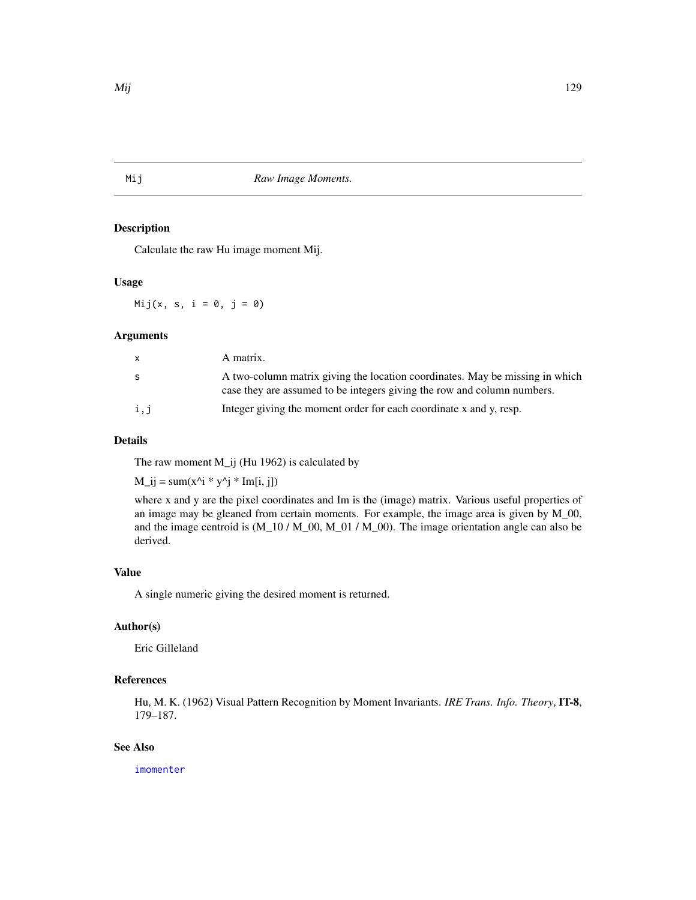Mij *Raw Image Moments.*

## Description

Calculate the raw Hu image moment Mij.

## Usage

```
Mij(x, s, i = 0, j = 0)
```

## Arguments

| | |
|---|---|
| x | A matrix. |
| s | A two-column matrix giving the location coordinates. May be missing in which case they are assumed to be integers giving the row and column numbers. |
| i,j | Integer giving the moment order for each coordinate x and y, resp. |

## Details

The raw moment M_ij (Hu 1962) is calculated by

M_ij = sum(x^i * y^j * Im[i, j])

where x and y are the pixel coordinates and Im is the (image) matrix. Various useful properties of an image may be gleaned from certain moments. For example, the image area is given by M_00, and the image centroid is (M_10 / M_00, M_01 / M_00). The image orientation angle can also be derived.

## Value

A single numeric giving the desired moment is returned.

## Author(s)

Eric Gilleland

## References

Hu, M. K. (1962) Visual Pattern Recognition by Moment Invariants. *IRE Trans. Info. Theory*, **IT-8**, 179–187.

## See Also

imomenter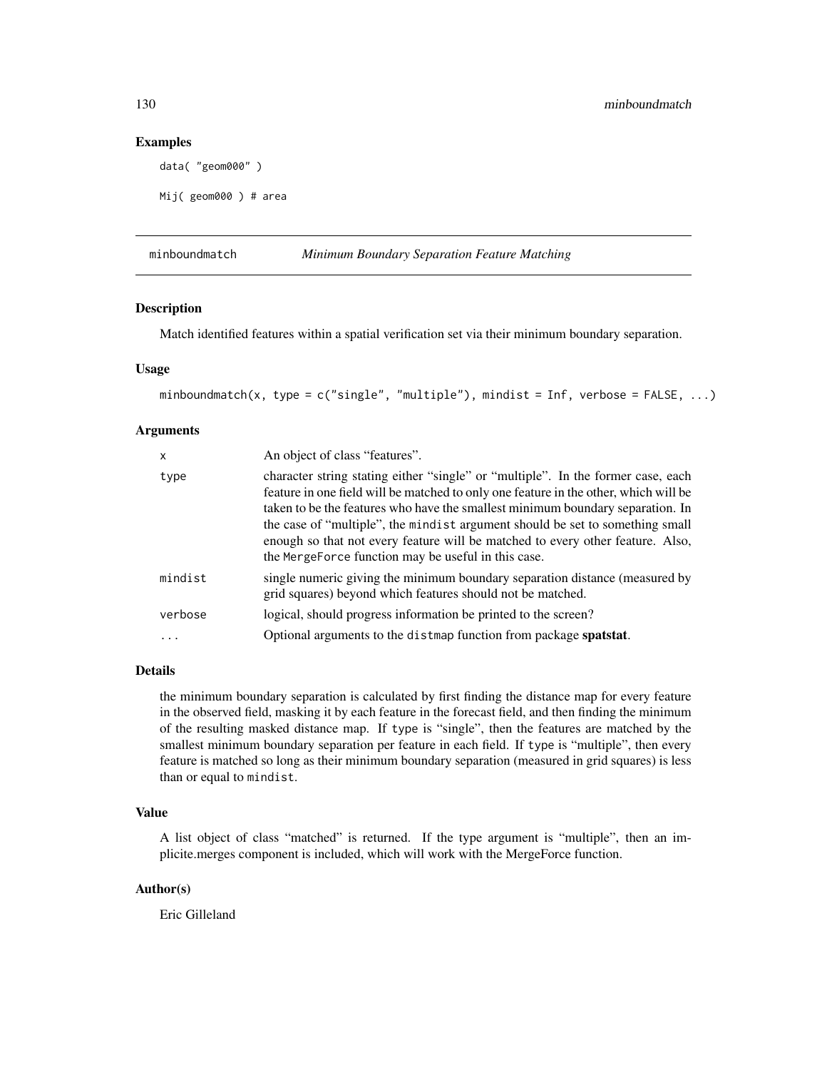### Examples

```
data( "geom000" )

Mij( geom000 ) # area
```

## minboundmatch *Minimum Boundary Separation Feature Matching*

### Description

Match identified features within a spatial verification set via their minimum boundary separation.

### Usage

```
minboundmatch(x, type = c("single", "multiple"), mindist = Inf, verbose = FALSE, ...)
```

### Arguments

| | |
|---|---|
| x | An object of class "features". |
| type | character string stating either "single" or "multiple". In the former case, each feature in one field will be matched to only one feature in the other, which will be taken to be the features who have the smallest minimum boundary separation. In the case of "multiple", the `mindist` argument should be set to something small enough so that not every feature will be matched to every other feature. Also, the `MergeForce` function may be useful in this case. |
| mindist | single numeric giving the minimum boundary separation distance (measured by grid squares) beyond which features should not be matched. |
| verbose | logical, should progress information be printed to the screen? |
| ... | Optional arguments to the `distmap` function from package **spatstat**. |

### Details

the minimum boundary separation is calculated by first finding the distance map for every feature in the observed field, masking it by each feature in the forecast field, and then finding the minimum of the resulting masked distance map. If `type` is "single", then the features are matched by the smallest minimum boundary separation per feature in each field. If `type` is "multiple", then every feature is matched so long as their minimum boundary separation (measured in grid squares) is less than or equal to `mindist`.

### Value

A list object of class "matched" is returned. If the type argument is "multiple", then an implicite.merges component is included, which will work with the MergeForce function.

### Author(s)

Eric Gilleland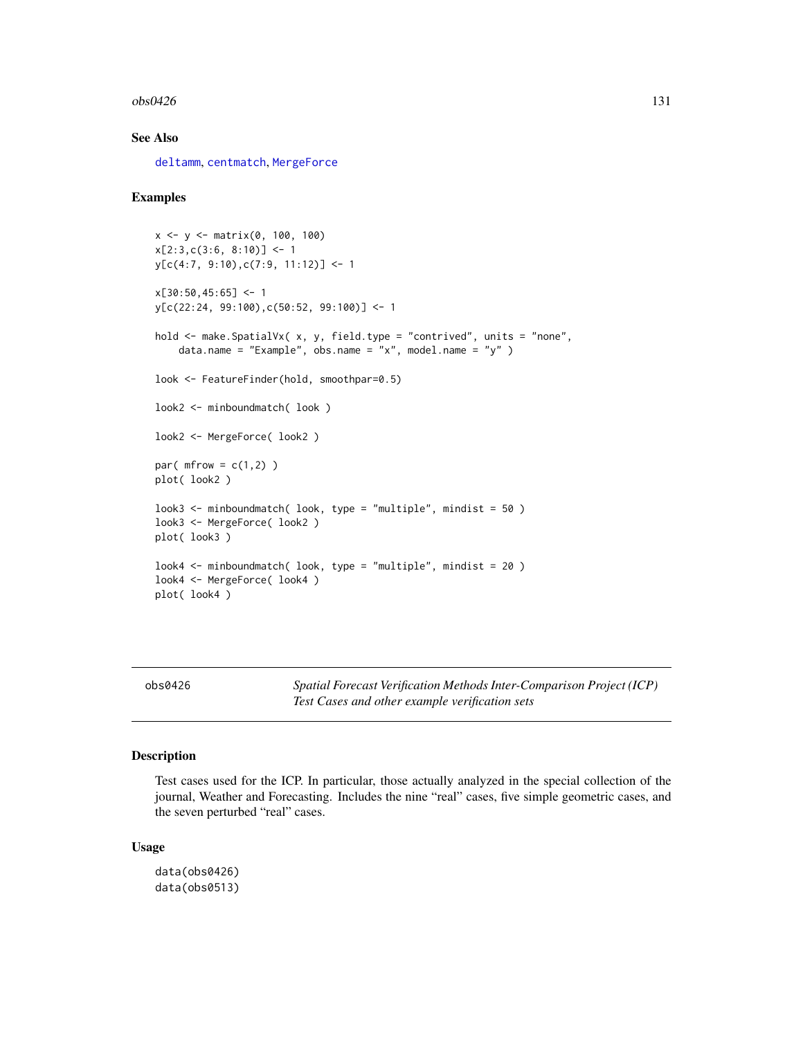### See Also

deltamm, centmatch, MergeForce

### Examples

```
x <- y <- matrix(0, 100, 100)
x[2:3,c(3:6, 8:10)] <- 1
y[c(4:7, 9:10),c(7:9, 11:12)] <- 1

x[30:50,45:65] <- 1
y[c(22:24, 99:100),c(50:52, 99:100)] <- 1

hold <- make.SpatialVx( x, y, field.type = "contrived", units = "none",
    data.name = "Example", obs.name = "x", model.name = "y" )

look <- FeatureFinder(hold, smoothpar=0.5)

look2 <- minboundmatch( look )

look2 <- MergeForce( look2 )

par( mfrow = c(1,2) )
plot( look2 )

look3 <- minboundmatch( look, type = "multiple", mindist = 50 )
look3 <- MergeForce( look2 )
plot( look3 )

look4 <- minboundmatch( look, type = "multiple", mindist = 20 )
look4 <- MergeForce( look4 )
plot( look4 )
```

---

## obs0426 — *Spatial Forecast Verification Methods Inter-Comparison Project (ICP) Test Cases and other example verification sets*

### Description

Test cases used for the ICP. In particular, those actually analyzed in the special collection of the journal, Weather and Forecasting. Includes the nine "real" cases, five simple geometric cases, and the seven perturbed "real" cases.

### Usage

```
data(obs0426)
data(obs0513)
```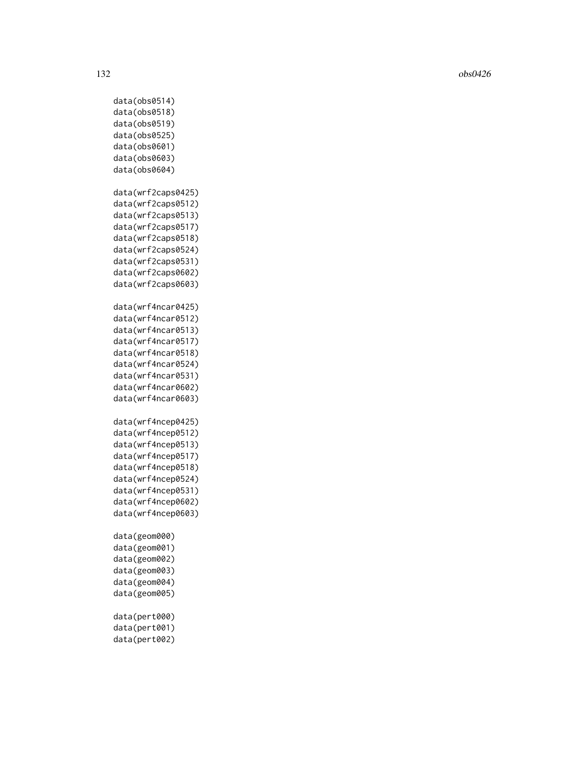```
data(obs0514)
data(obs0518)
data(obs0519)
data(obs0525)
data(obs0601)
data(obs0603)
data(obs0604)

data(wrf2caps0425)
data(wrf2caps0512)
data(wrf2caps0513)
data(wrf2caps0517)
data(wrf2caps0518)
data(wrf2caps0524)
data(wrf2caps0531)
data(wrf2caps0602)
data(wrf2caps0603)

data(wrf4ncar0425)
data(wrf4ncar0512)
data(wrf4ncar0513)
data(wrf4ncar0517)
data(wrf4ncar0518)
data(wrf4ncar0524)
data(wrf4ncar0531)
data(wrf4ncar0602)
data(wrf4ncar0603)

data(wrf4ncep0425)
data(wrf4ncep0512)
data(wrf4ncep0513)
data(wrf4ncep0517)
data(wrf4ncep0518)
data(wrf4ncep0524)
data(wrf4ncep0531)
data(wrf4ncep0602)
data(wrf4ncep0603)

data(geom000)
data(geom001)
data(geom002)
data(geom003)
data(geom004)
data(geom005)

data(pert000)
data(pert001)
data(pert002)
```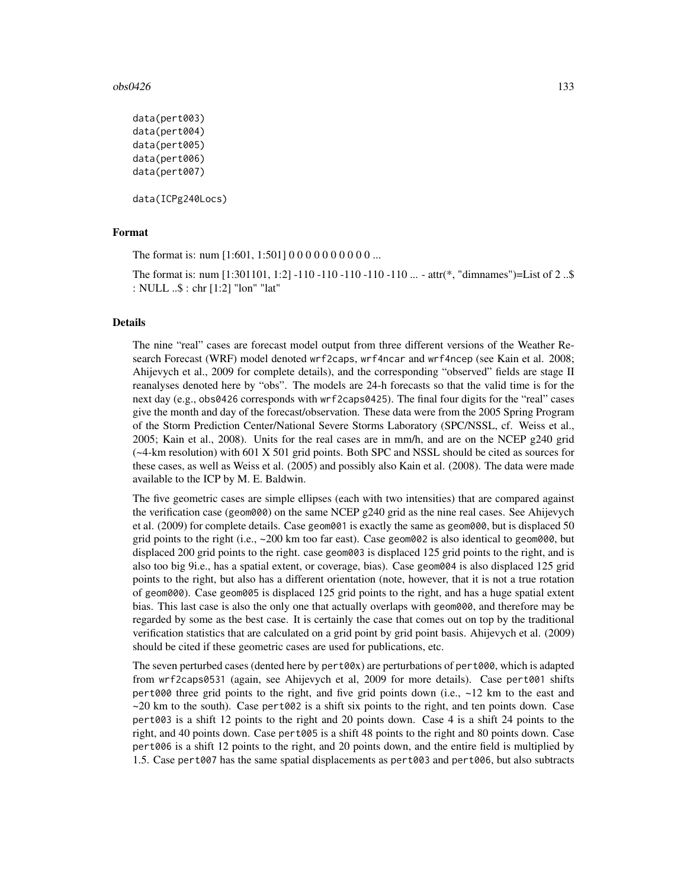```
data(pert003)
data(pert004)
data(pert005)
data(pert006)
data(pert007)

data(ICPg240Locs)
```

## Format

The format is: num [1:601, 1:501] 0 0 0 0 0 0 0 0 0 0 ...

The format is: num [1:301101, 1:2] -110 -110 -110 -110 -110 ... - attr(*, "dimnames")=List of 2 ..$ : NULL ..$ : chr [1:2] "lon" "lat"

## Details

The nine "real" cases are forecast model output from three different versions of the Weather Research Forecast (WRF) model denoted `wrf2caps`, `wrf4ncar` and `wrf4ncep` (see Kain et al. 2008; Ahijevych et al., 2009 for complete details), and the corresponding "observed" fields are stage II reanalyses denoted here by "obs". The models are 24-h forecasts so that the valid time is for the next day (e.g., `obs0426` corresponds with `wrf2caps0425`). The final four digits for the "real" cases give the month and day of the forecast/observation. These data were from the 2005 Spring Program of the Storm Prediction Center/National Severe Storms Laboratory (SPC/NSSL, cf. Weiss et al., 2005; Kain et al., 2008). Units for the real cases are in mm/h, and are on the NCEP g240 grid (~4-km resolution) with 601 X 501 grid points. Both SPC and NSSL should be cited as sources for these cases, as well as Weiss et al. (2005) and possibly also Kain et al. (2008). The data were made available to the ICP by M. E. Baldwin.

The five geometric cases are simple ellipses (each with two intensities) that are compared against the verification case (`geom000`) on the same NCEP g240 grid as the nine real cases. See Ahijevych et al. (2009) for complete details. Case `geom001` is exactly the same as `geom000`, but is displaced 50 grid points to the right (i.e., ~200 km too far east). Case `geom002` is also identical to `geom000`, but displaced 200 grid points to the right. case `geom003` is displaced 125 grid points to the right, and is also too big 9i.e., has a spatial extent, or coverage, bias). Case `geom004` is also displaced 125 grid points to the right, but also has a different orientation (note, however, that it is not a true rotation of `geom000`). Case `geom005` is displaced 125 grid points to the right, and has a huge spatial extent bias. This last case is also the only one that actually overlaps with `geom000`, and therefore may be regarded by some as the best case. It is certainly the case that comes out on top by the traditional verification statistics that are calculated on a grid point by grid point basis. Ahijevych et al. (2009) should be cited if these geometric cases are used for publications, etc.

The seven perturbed cases (dented here by `pert00x`) are perturbations of `pert000`, which is adapted from `wrf2caps0531` (again, see Ahijevych et al, 2009 for more details). Case `pert001` shifts `pert000` three grid points to the right, and five grid points down (i.e., ~12 km to the east and ~20 km to the south). Case `pert002` is a shift six points to the right, and ten points down. Case `pert003` is a shift 12 points to the right and 20 points down. Case 4 is a shift 24 points to the right, and 40 points down. Case `pert005` is a shift 48 points to the right and 80 points down. Case `pert006` is a shift 12 points to the right, and 20 points down, and the entire field is multiplied by 1.5. Case `pert007` has the same spatial displacements as `pert003` and `pert006`, but also subtracts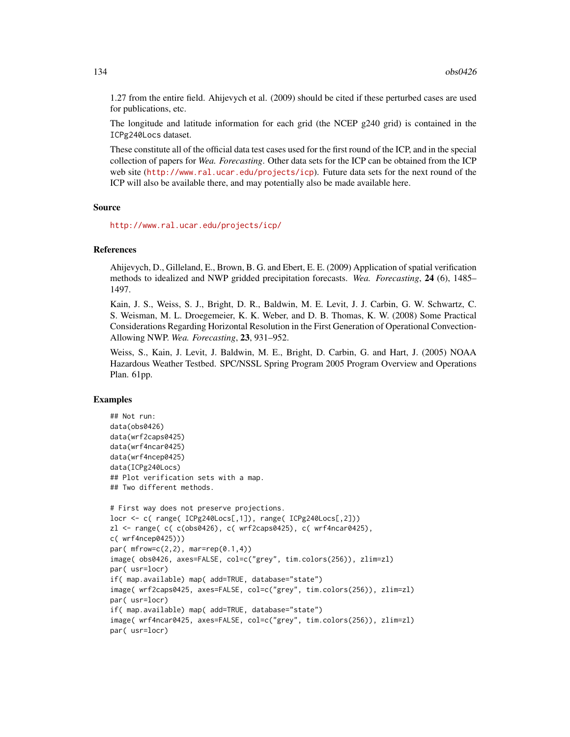1.27 from the entire field. Ahijevych et al. (2009) should be cited if these perturbed cases are used for publications, etc.

The longitude and latitude information for each grid (the NCEP g240 grid) is contained in the ICPg240Locs dataset.

These constitute all of the official data test cases used for the first round of the ICP, and in the special collection of papers for *Wea. Forecasting*. Other data sets for the ICP can be obtained from the ICP web site (http://www.ral.ucar.edu/projects/icp). Future data sets for the next round of the ICP will also be available there, and may potentially also be made available here.

## Source

http://www.ral.ucar.edu/projects/icp/

## References

Ahijevych, D., Gilleland, E., Brown, B. G. and Ebert, E. E. (2009) Application of spatial verification methods to idealized and NWP gridded precipitation forecasts. *Wea. Forecasting*, **24** (6), 1485–1497.

Kain, J. S., Weiss, S. J., Bright, D. R., Baldwin, M. E. Levit, J. J. Carbin, G. W. Schwartz, C. S. Weisman, M. L. Droegemeier, K. K. Weber, and D. B. Thomas, K. W. (2008) Some Practical Considerations Regarding Horizontal Resolution in the First Generation of Operational Convection-Allowing NWP. *Wea. Forecasting*, **23**, 931–952.

Weiss, S., Kain, J. Levit, J. Baldwin, M. E., Bright, D. Carbin, G. and Hart, J. (2005) NOAA Hazardous Weather Testbed. SPC/NSSL Spring Program 2005 Program Overview and Operations Plan. 61pp.

## Examples

```
## Not run:
data(obs0426)
data(wrf2caps0425)
data(wrf4ncar0425)
data(wrf4ncep0425)
data(ICPg240Locs)
## Plot verification sets with a map.
## Two different methods.

# First way does not preserve projections.
locr <- c( range( ICPg240Locs[,1]), range( ICPg240Locs[,2]))
zl <- range( c( c(obs0426), c( wrf2caps0425), c( wrf4ncar0425),
c( wrf4ncep0425)))
par( mfrow=c(2,2), mar=rep(0.1,4))
image( obs0426, axes=FALSE, col=c("grey", tim.colors(256)), zlim=zl)
par( usr=locr)
if( map.available) map( add=TRUE, database="state")
image( wrf2caps0425, axes=FALSE, col=c("grey", tim.colors(256)), zlim=zl)
par( usr=locr)
if( map.available) map( add=TRUE, database="state")
image( wrf4ncar0425, axes=FALSE, col=c("grey", tim.colors(256)), zlim=zl)
par( usr=locr)
```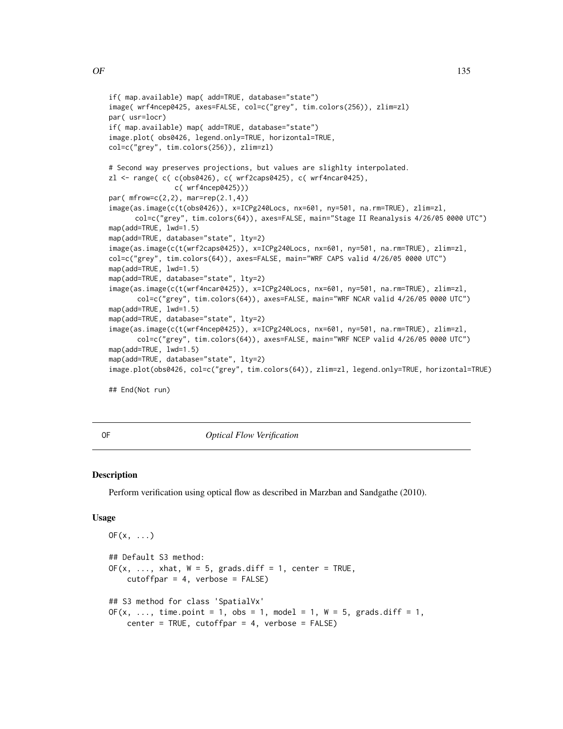```
if( map.available) map( add=TRUE, database="state")
image( wrf4ncep0425, axes=FALSE, col=c("grey", tim.colors(256)), zlim=zl)
par( usr=locr)
if( map.available) map( add=TRUE, database="state")
image.plot( obs0426, legend.only=TRUE, horizontal=TRUE,
col=c("grey", tim.colors(256)), zlim=zl)

# Second way preserves projections, but values are slighlty interpolated.
zl <- range( c( c(obs0426), c( wrf2caps0425), c( wrf4ncar0425),
                c( wrf4ncep0425)))
par( mfrow=c(2,2), mar=rep(2.1,4))
image(as.image(c(t(obs0426)), x=ICPg240Locs, nx=601, ny=501, na.rm=TRUE), zlim=zl,
      col=c("grey", tim.colors(64)), axes=FALSE, main="Stage II Reanalysis 4/26/05 0000 UTC")
map(add=TRUE, lwd=1.5)
map(add=TRUE, database="state", lty=2)
image(as.image(c(t(wrf2caps0425)), x=ICPg240Locs, nx=601, ny=501, na.rm=TRUE), zlim=zl,
col=c("grey", tim.colors(64)), axes=FALSE, main="WRF CAPS valid 4/26/05 0000 UTC")
map(add=TRUE, lwd=1.5)
map(add=TRUE, database="state", lty=2)
image(as.image(c(t(wrf4ncar0425)), x=ICPg240Locs, nx=601, ny=501, na.rm=TRUE), zlim=zl,
       col=c("grey", tim.colors(64)), axes=FALSE, main="WRF NCAR valid 4/26/05 0000 UTC")
map(add=TRUE, lwd=1.5)
map(add=TRUE, database="state", lty=2)
image(as.image(c(t(wrf4ncep0425)), x=ICPg240Locs, nx=601, ny=501, na.rm=TRUE), zlim=zl,
       col=c("grey", tim.colors(64)), axes=FALSE, main="WRF NCEP valid 4/26/05 0000 UTC")
map(add=TRUE, lwd=1.5)
map(add=TRUE, database="state", lty=2)
image.plot(obs0426, col=c("grey", tim.colors(64)), zlim=zl, legend.only=TRUE, horizontal=TRUE)

## End(Not run)
```

---

## OF — *Optical Flow Verification*

### Description

Perform verification using optical flow as described in Marzban and Sandgathe (2010).

### Usage

```
OF(x, ...)

## Default S3 method:
OF(x, ..., xhat, W = 5, grads.diff = 1, center = TRUE,
    cutoffpar = 4, verbose = FALSE)

## S3 method for class 'SpatialVx'
OF(x, ..., time.point = 1, obs = 1, model = 1, W = 5, grads.diff = 1,
    center = TRUE, cutoffpar = 4, verbose = FALSE)
```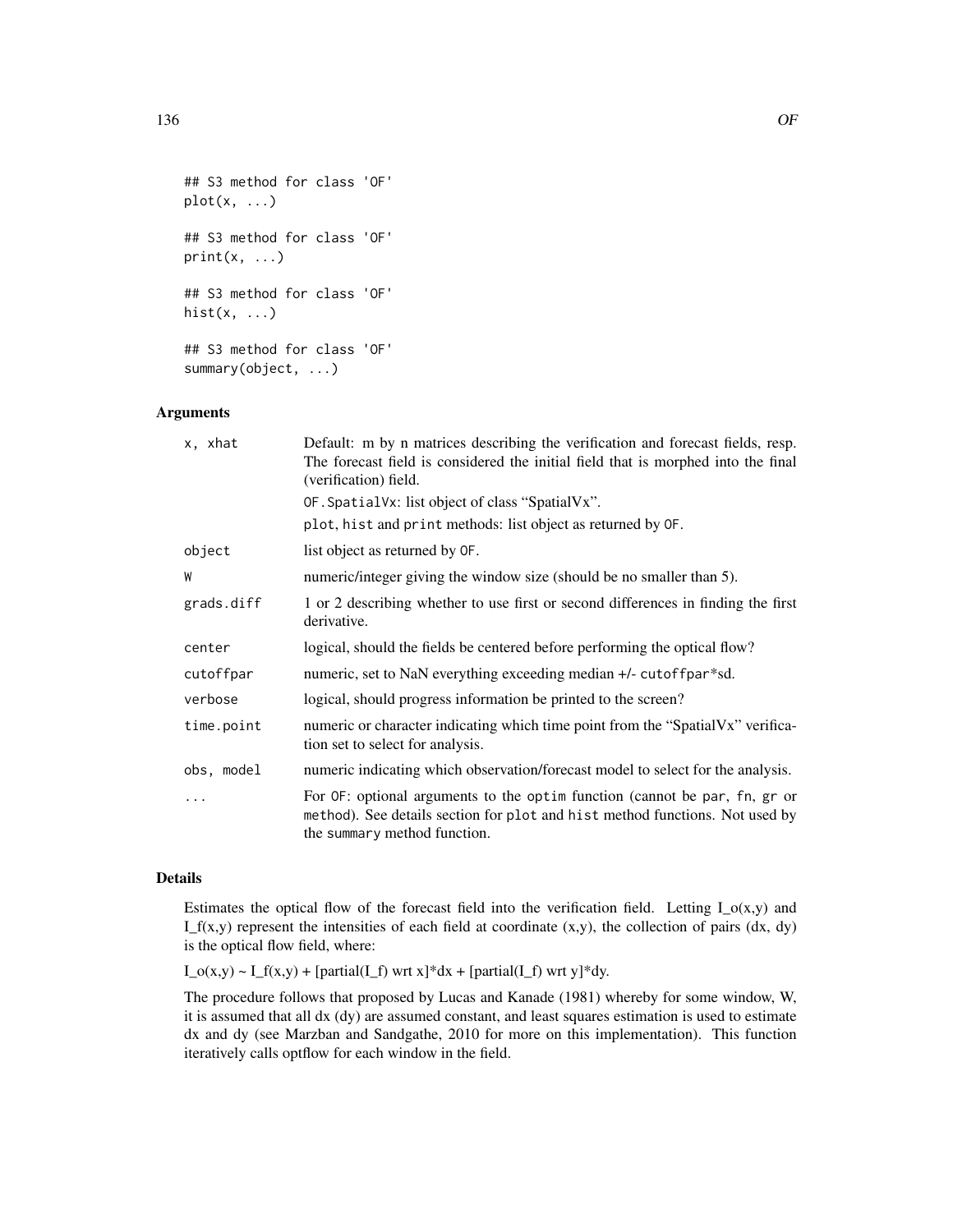```
## S3 method for class 'OF'
plot(x, ...)

## S3 method for class 'OF'
print(x, ...)

## S3 method for class 'OF'
hist(x, ...)

## S3 method for class 'OF'
summary(object, ...)
```

## Arguments

| | |
|---|---|
| x, xhat | Default: m by n matrices describing the verification and forecast fields, resp. The forecast field is considered the initial field that is morphed into the final (verification) field. <br> OF.SpatialVx: list object of class "SpatialVx". <br> plot, hist and print methods: list object as returned by OF. |
| object | list object as returned by OF. |
| W | numeric/integer giving the window size (should be no smaller than 5). |
| grads.diff | 1 or 2 describing whether to use first or second differences in finding the first derivative. |
| center | logical, should the fields be centered before performing the optical flow? |
| cutoffpar | numeric, set to NaN everything exceeding median +/- cutoffpar*sd. |
| verbose | logical, should progress information be printed to the screen? |
| time.point | numeric or character indicating which time point from the "SpatialVx" verification set to select for analysis. |
| obs, model | numeric indicating which observation/forecast model to select for the analysis. |
| ... | For OF: optional arguments to the optim function (cannot be par, fn, gr or method). See details section for plot and hist method functions. Not used by the summary method function. |

## Details

Estimates the optical flow of the forecast field into the verification field. Letting I_o(x,y) and I_f(x,y) represent the intensities of each field at coordinate (x,y), the collection of pairs (dx, dy) is the optical flow field, where:

I_o(x,y) ~ I_f(x,y) + [partial(I_f) wrt x]*dx + [partial(I_f) wrt y]*dy.

The procedure follows that proposed by Lucas and Kanade (1981) whereby for some window, W, it is assumed that all dx (dy) are assumed constant, and least squares estimation is used to estimate dx and dy (see Marzban and Sandgathe, 2010 for more on this implementation). This function iteratively calls optflow for each window in the field.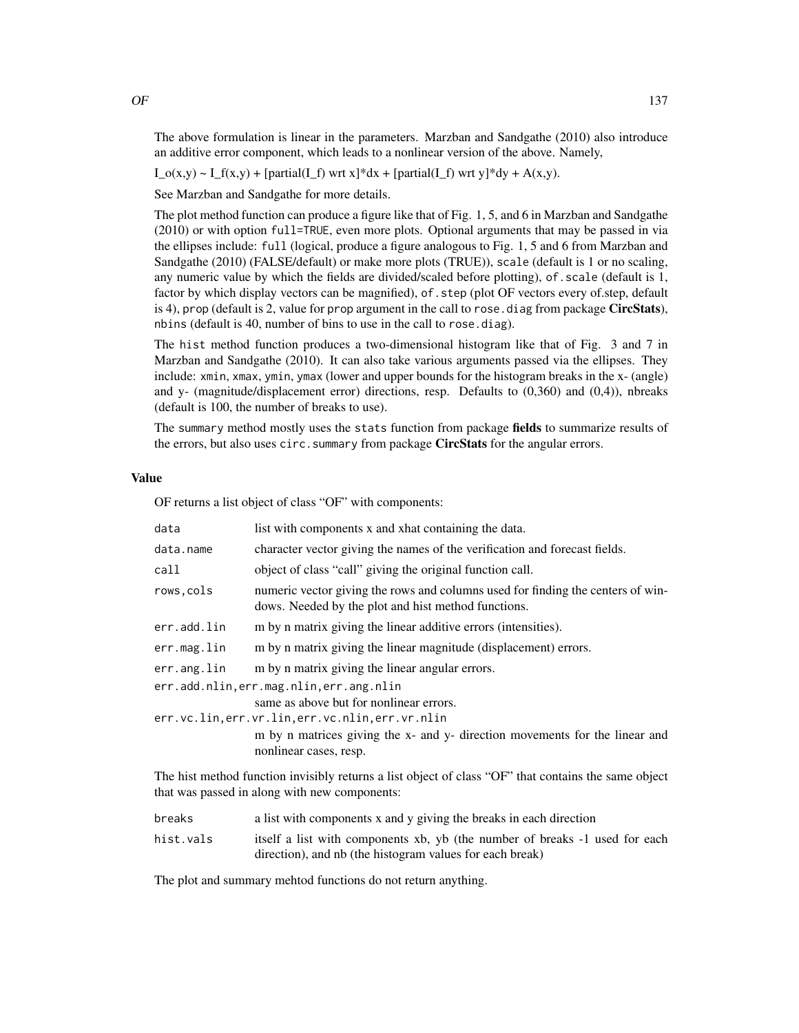The above formulation is linear in the parameters. Marzban and Sandgathe (2010) also introduce an additive error component, which leads to a nonlinear version of the above. Namely,

I_o(x,y) ~ I_f(x,y) + [partial(I_f) wrt x]*dx + [partial(I_f) wrt y]*dy + A(x,y).

See Marzban and Sandgathe for more details.

The plot method function can produce a figure like that of Fig. 1, 5, and 6 in Marzban and Sandgathe (2010) or with option `full=TRUE`, even more plots. Optional arguments that may be passed in via the ellipses include: `full` (logical, produce a figure analogous to Fig. 1, 5 and 6 from Marzban and Sandgathe (2010) (FALSE/default) or make more plots (TRUE)), `scale` (default is 1 or no scaling, any numeric value by which the fields are divided/scaled before plotting), `of.scale` (default is 1, factor by which display vectors can be magnified), `of.step` (plot OF vectors every of.step, default is 4), `prop` (default is 2, value for `prop` argument in the call to `rose.diag` from package **CircStats**), `nbins` (default is 40, number of bins to use in the call to `rose.diag`).

The `hist` method function produces a two-dimensional histogram like that of Fig. 3 and 7 in Marzban and Sandgathe (2010). It can also take various arguments passed via the ellipses. They include: `xmin`, `xmax`, `ymin`, `ymax` (lower and upper bounds for the histogram breaks in the x- (angle) and y- (magnitude/displacement error) directions, resp. Defaults to (0,360) and (0,4)), nbreaks (default is 100, the number of breaks to use).

The `summary` method mostly uses the `stats` function from package **fields** to summarize results of the errors, but also uses `circ.summary` from package **CircStats** for the angular errors.

### Value

OF returns a list object of class "OF" with components:

`data` list with components x and xhat containing the data.

`data.name` character vector giving the names of the verification and forecast fields.

`call` object of class "call" giving the original function call.

`rows,cols` numeric vector giving the rows and columns used for finding the centers of windows. Needed by the plot and hist method functions.

`err.add.lin` m by n matrix giving the linear additive errors (intensities).

`err.mag.lin` m by n matrix giving the linear magnitude (displacement) errors.

`err.ang.lin` m by n matrix giving the linear angular errors.

`err.add.nlin,err.mag.nlin,err.ang.nlin`
same as above but for nonlinear errors.

`err.vc.lin,err.vr.lin,err.vc.nlin,err.vr.nlin`
m by n matrices giving the x- and y- direction movements for the linear and nonlinear cases, resp.

The hist method function invisibly returns a list object of class "OF" that contains the same object that was passed in along with new components:

`breaks` a list with components x and y giving the breaks in each direction

`hist.vals` itself a list with components xb, yb (the number of breaks -1 used for each direction), and nb (the histogram values for each break)

The plot and summary mehtod functions do not return anything.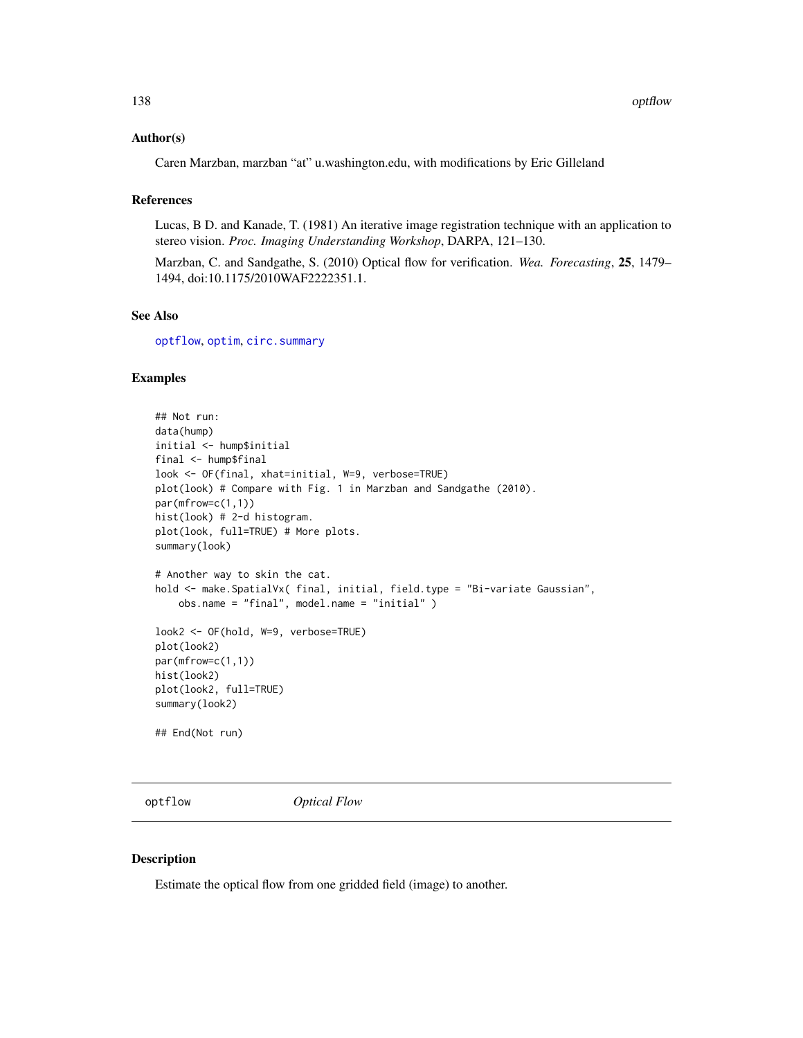## Author(s)

Caren Marzban, marzban "at" u.washington.edu, with modifications by Eric Gilleland

## References

Lucas, B D. and Kanade, T. (1981) An iterative image registration technique with an application to stereo vision. *Proc. Imaging Understanding Workshop*, DARPA, 121–130.

Marzban, C. and Sandgathe, S. (2010) Optical flow for verification. *Wea. Forecasting*, **25**, 1479–1494, doi:10.1175/2010WAF2222351.1.

## See Also

optflow, optim, circ.summary

## Examples

```
## Not run:
data(hump)
initial <- hump$initial
final <- hump$final
look <- OF(final, xhat=initial, W=9, verbose=TRUE)
plot(look) # Compare with Fig. 1 in Marzban and Sandgathe (2010).
par(mfrow=c(1,1))
hist(look) # 2-d histogram.
plot(look, full=TRUE) # More plots.
summary(look)

# Another way to skin the cat.
hold <- make.SpatialVx( final, initial, field.type = "Bi-variate Gaussian",
    obs.name = "final", model.name = "initial" )

look2 <- OF(hold, W=9, verbose=TRUE)
plot(look2)
par(mfrow=c(1,1))
hist(look2)
plot(look2, full=TRUE)
summary(look2)

## End(Not run)
```

---

# optflow *Optical Flow*

## Description

Estimate the optical flow from one gridded field (image) to another.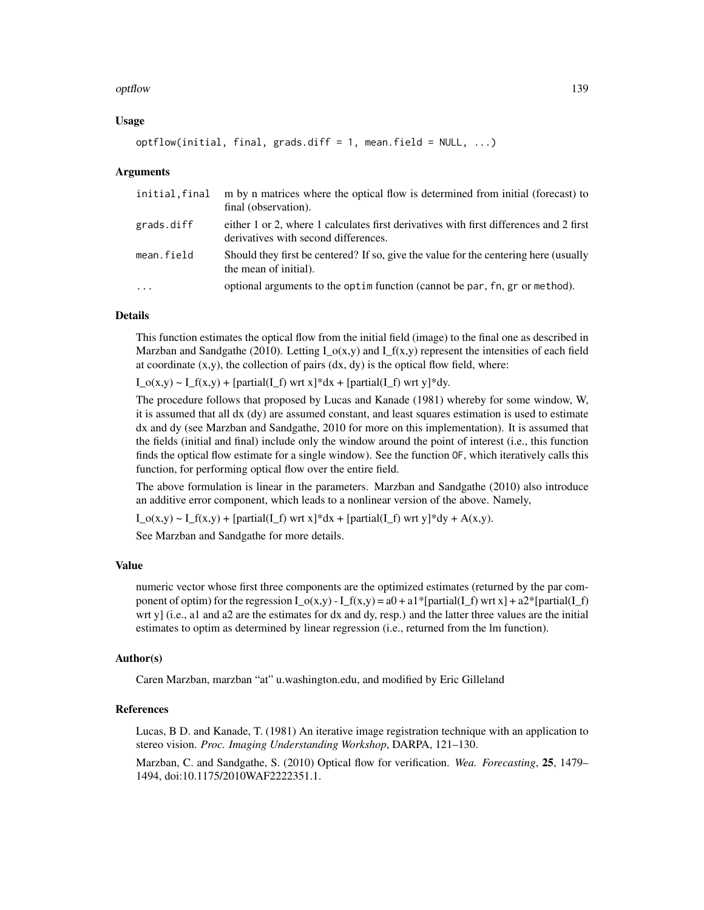### Usage

```
optflow(initial, final, grads.diff = 1, mean.field = NULL, ...)
```

### Arguments

| | |
|---|---|
| initial,final | m by n matrices where the optical flow is determined from initial (forecast) to final (observation). |
| grads.diff | either 1 or 2, where 1 calculates first derivatives with first differences and 2 first derivatives with second differences. |
| mean.field | Should they first be centered? If so, give the value for the centering here (usually the mean of initial). |
| ... | optional arguments to the optim function (cannot be par, fn, gr or method). |

### Details

This function estimates the optical flow from the initial field (image) to the final one as described in Marzban and Sandgathe (2010). Letting I_o(x,y) and I_f(x,y) represent the intensities of each field at coordinate (x,y), the collection of pairs (dx, dy) is the optical flow field, where:

I_o(x,y) ~ I_f(x,y) + [partial(I_f) wrt x]*dx + [partial(I_f) wrt y]*dy.

The procedure follows that proposed by Lucas and Kanade (1981) whereby for some window, W, it is assumed that all dx (dy) are assumed constant, and least squares estimation is used to estimate dx and dy (see Marzban and Sandgathe, 2010 for more on this implementation). It is assumed that the fields (initial and final) include only the window around the point of interest (i.e., this function finds the optical flow estimate for a single window). See the function OF, which iteratively calls this function, for performing optical flow over the entire field.

The above formulation is linear in the parameters. Marzban and Sandgathe (2010) also introduce an additive error component, which leads to a nonlinear version of the above. Namely,

I_o(x,y) ~ I_f(x,y) + [partial(I_f) wrt x]*dx + [partial(I_f) wrt y]*dy + A(x,y).

See Marzban and Sandgathe for more details.

### Value

numeric vector whose first three components are the optimized estimates (returned by the par component of optim) for the regression I_o(x,y) - I_f(x,y) = a0 + a1*[partial(I_f) wrt x] + a2*[partial(I_f) wrt y] (i.e., a1 and a2 are the estimates for dx and dy, resp.) and the latter three values are the initial estimates to optim as determined by linear regression (i.e., returned from the lm function).

### Author(s)

Caren Marzban, marzban "at" u.washington.edu, and modified by Eric Gilleland

### References

Lucas, B D. and Kanade, T. (1981) An iterative image registration technique with an application to stereo vision. *Proc. Imaging Understanding Workshop*, DARPA, 121–130.

Marzban, C. and Sandgathe, S. (2010) Optical flow for verification. *Wea. Forecasting*, **25**, 1479–1494, doi:10.1175/2010WAF2222351.1.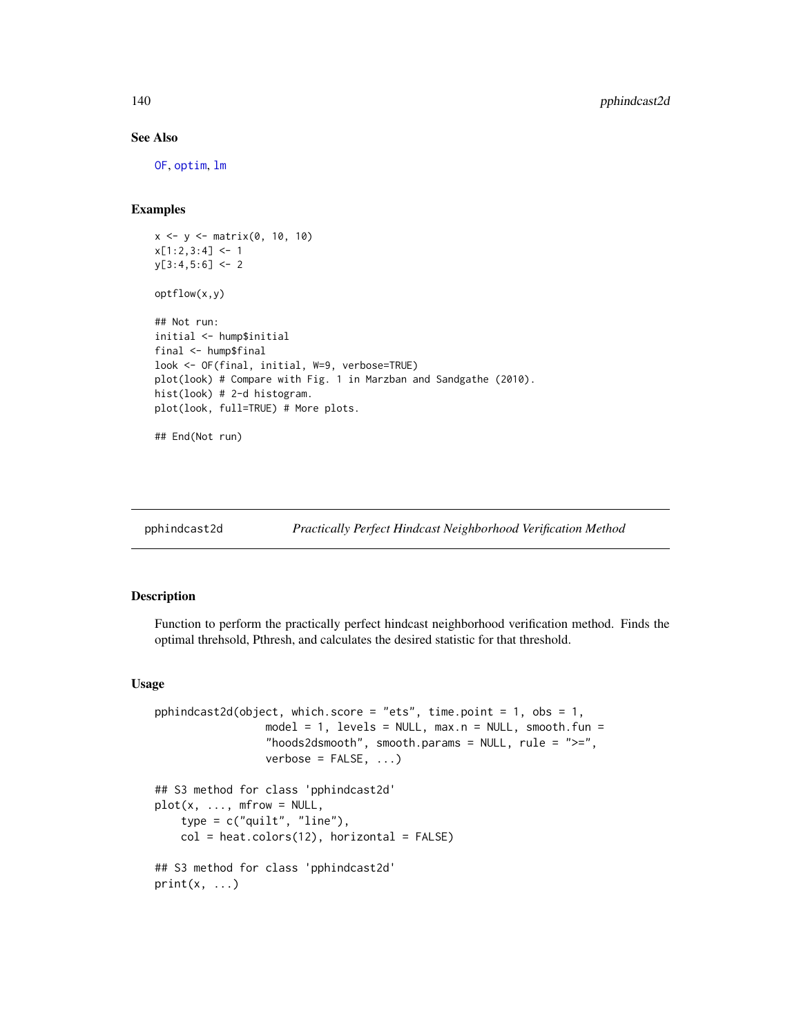### See Also

OF, optim, lm

### Examples

```
x <- y <- matrix(0, 10, 10)
x[1:2,3:4] <- 1
y[3:4,5:6] <- 2

optflow(x,y)

## Not run:
initial <- hump$initial
final <- hump$final
look <- OF(final, initial, W=9, verbose=TRUE)
plot(look) # Compare with Fig. 1 in Marzban and Sandgathe (2010).
hist(look) # 2-d histogram.
plot(look, full=TRUE) # More plots.

## End(Not run)
```

---

## pphindcast2d — *Practically Perfect Hindcast Neighborhood Verification Method*

### Description

Function to perform the practically perfect hindcast neighborhood verification method. Finds the optimal threhsold, Pthresh, and calculates the desired statistic for that threshold.

### Usage

```
pphindcast2d(object, which.score = "ets", time.point = 1, obs = 1,
                model = 1, levels = NULL, max.n = NULL, smooth.fun =
                "hoods2dsmooth", smooth.params = NULL, rule = ">=",
                verbose = FALSE, ...)

## S3 method for class 'pphindcast2d'
plot(x, ..., mfrow = NULL,
    type = c("quilt", "line"),
    col = heat.colors(12), horizontal = FALSE)

## S3 method for class 'pphindcast2d'
print(x, ...)
```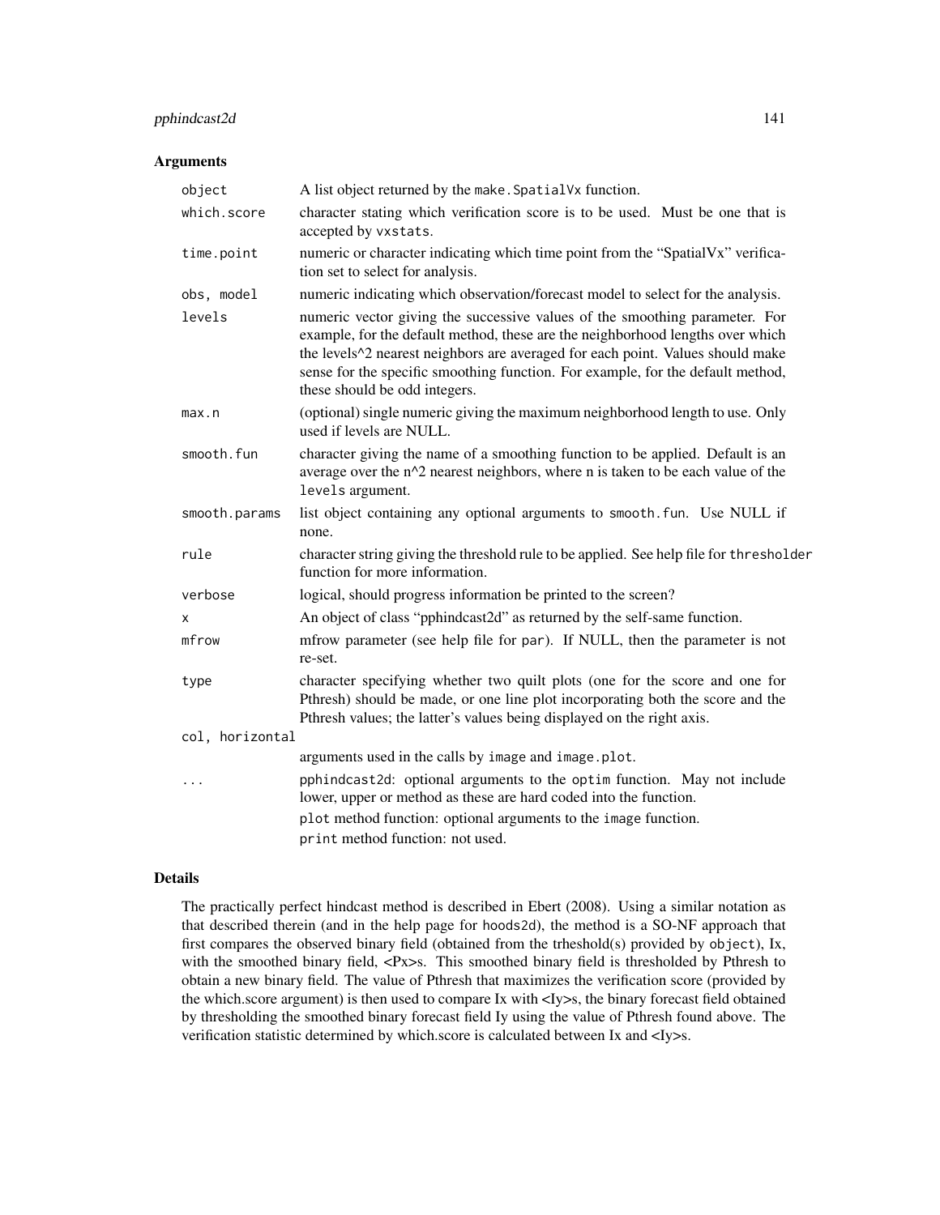### Arguments

| | |
|---|---|
| `object` | A list object returned by the `make.SpatialVx` function. |
| `which.score` | character stating which verification score is to be used. Must be one that is accepted by `vxstats`. |
| `time.point` | numeric or character indicating which time point from the “SpatialVx” verification set to select for analysis. |
| `obs, model` | numeric indicating which observation/forecast model to select for the analysis. |
| `levels` | numeric vector giving the successive values of the smoothing parameter. For example, for the default method, these are the neighborhood lengths over which the levels^2 nearest neighbors are averaged for each point. Values should make sense for the specific smoothing function. For example, for the default method, these should be odd integers. |
| `max.n` | (optional) single numeric giving the maximum neighborhood length to use. Only used if levels are NULL. |
| `smooth.fun` | character giving the name of a smoothing function to be applied. Default is an average over the n^2 nearest neighbors, where n is taken to be each value of the `levels` argument. |
| `smooth.params` | list object containing any optional arguments to `smooth.fun`. Use NULL if none. |
| `rule` | character string giving the threshold rule to be applied. See help file for `thresholder` function for more information. |
| `verbose` | logical, should progress information be printed to the screen? |
| `x` | An object of class “pphindcast2d” as returned by the self-same function. |
| `mfrow` | mfrow parameter (see help file for `par`). If NULL, then the parameter is not re-set. |
| `type` | character specifying whether two quilt plots (one for the score and one for Pthresh) should be made, or one line plot incorporating both the score and the Pthresh values; the latter’s values being displayed on the right axis. |
| `col, horizontal` | arguments used in the calls by `image` and `image.plot`. |
| `...` | `pphindcast2d`: optional arguments to the `optim` function. May not include lower, upper or method as these are hard coded into the function. `plot` method function: optional arguments to the `image` function. `print` method function: not used. |

### Details

The practically perfect hindcast method is described in Ebert (2008). Using a similar notation as that described therein (and in the help page for `hoods2d`), the method is a SO-NF approach that first compares the observed binary field (obtained from the trheshold(s) provided by `object`), Ix, with the smoothed binary field, <Px>s. This smoothed binary field is thresholded by Pthresh to obtain a new binary field. The value of Pthresh that maximizes the verification score (provided by the which.score argument) is then used to compare Ix with <Iy>s, the binary forecast field obtained by thresholding the smoothed binary forecast field Iy using the value of Pthresh found above. The verification statistic determined by which.score is calculated between Ix and <Iy>s.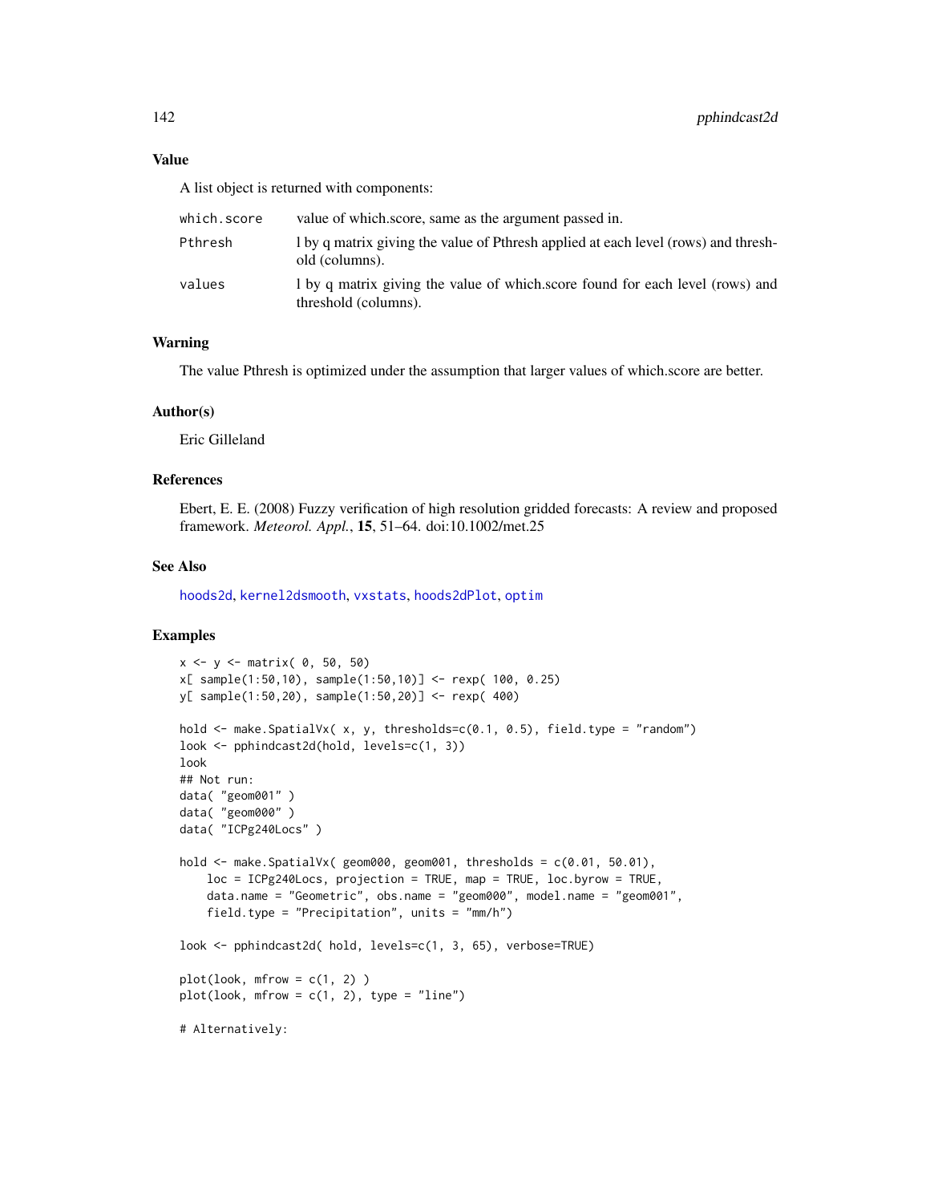## Value

A list object is returned with components:

| | |
|---|---|
| `which.score` | value of which.score, same as the argument passed in. |
| `Pthresh` | l by q matrix giving the value of Pthresh applied at each level (rows) and threshold (columns). |
| `values` | l by q matrix giving the value of which.score found for each level (rows) and threshold (columns). |

## Warning

The value Pthresh is optimized under the assumption that larger values of which.score are better.

## Author(s)

Eric Gilleland

## References

Ebert, E. E. (2008) Fuzzy verification of high resolution gridded forecasts: A review and proposed framework. *Meteorol. Appl.*, **15**, 51–64. doi:10.1002/met.25

## See Also

hoods2d, kernel2dsmooth, vxstats, hoods2dPlot, optim

## Examples

```
x <- y <- matrix( 0, 50, 50)
x[ sample(1:50,10), sample(1:50,10)] <- rexp( 100, 0.25)
y[ sample(1:50,20), sample(1:50,20)] <- rexp( 400)

hold <- make.SpatialVx( x, y, thresholds=c(0.1, 0.5), field.type = "random")
look <- pphindcast2d(hold, levels=c(1, 3))
look
## Not run:
data( "geom001" )
data( "geom000" )
data( "ICPg240Locs" )

hold <- make.SpatialVx( geom000, geom001, thresholds = c(0.01, 50.01),
    loc = ICPg240Locs, projection = TRUE, map = TRUE, loc.byrow = TRUE,
    data.name = "Geometric", obs.name = "geom000", model.name = "geom001",
    field.type = "Precipitation", units = "mm/h")

look <- pphindcast2d( hold, levels=c(1, 3, 65), verbose=TRUE)

plot(look, mfrow = c(1, 2) )
plot(look, mfrow = c(1, 2), type = "line")

# Alternatively:
```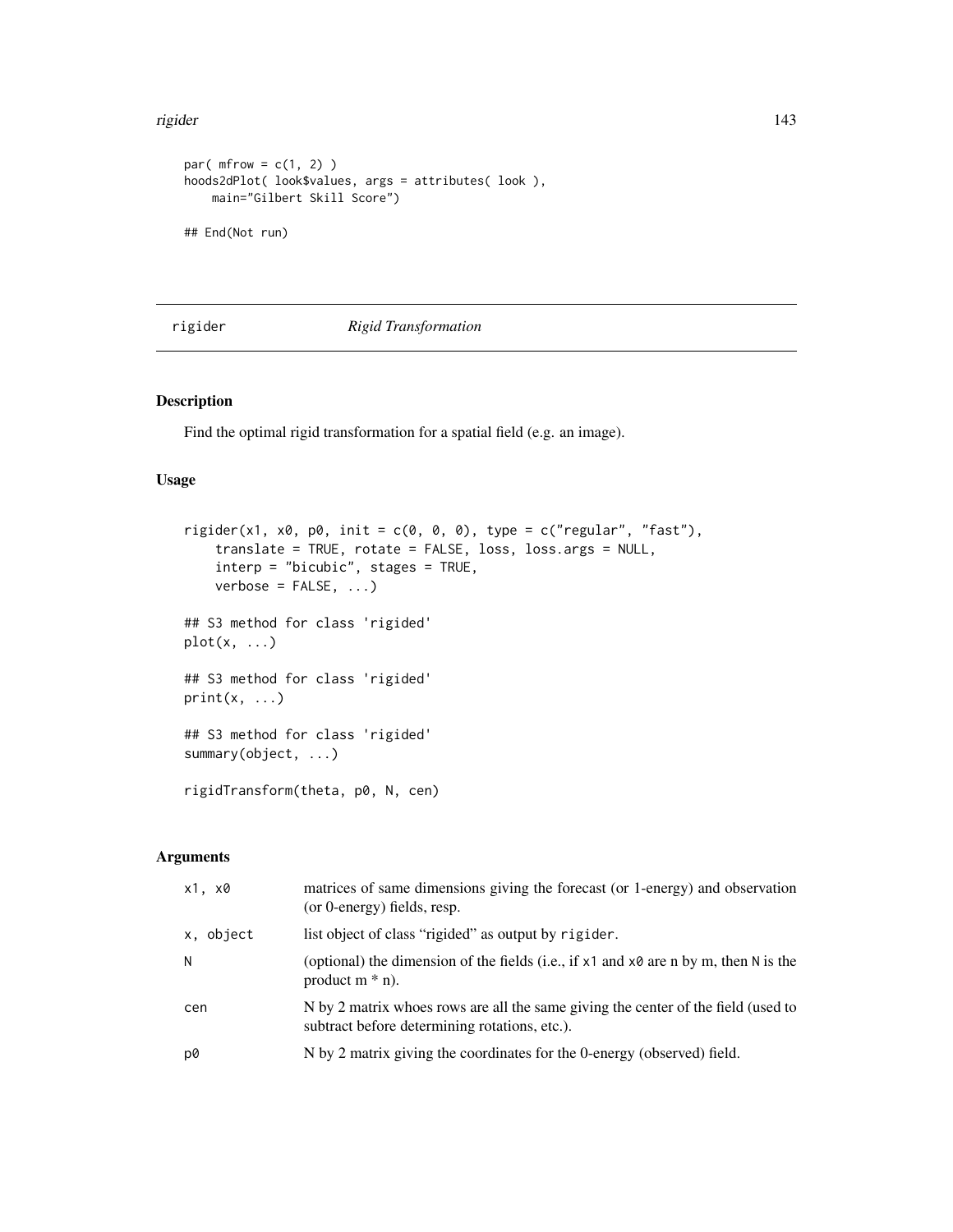```
par( mfrow = c(1, 2) )
hoods2dPlot( look$values, args = attributes( look ),
    main="Gilbert Skill Score")

## End(Not run)
```

---

## rigider — *Rigid Transformation*

---

### Description

Find the optimal rigid transformation for a spatial field (e.g. an image).

### Usage

```
rigider(x1, x0, p0, init = c(0, 0, 0), type = c("regular", "fast"),
    translate = TRUE, rotate = FALSE, loss, loss.args = NULL,
    interp = "bicubic", stages = TRUE,
    verbose = FALSE, ...)

## S3 method for class 'rigided'
plot(x, ...)

## S3 method for class 'rigided'
print(x, ...)

## S3 method for class 'rigided'
summary(object, ...)

rigidTransform(theta, p0, N, cen)
```

### Arguments

| | |
|---|---|
| `x1, x0` | matrices of same dimensions giving the forecast (or 1-energy) and observation (or 0-energy) fields, resp. |
| `x, object` | list object of class "rigided" as output by `rigider`. |
| `N` | (optional) the dimension of the fields (i.e., if `x1` and `x0` are n by m, then `N` is the product m * n). |
| `cen` | N by 2 matrix whoes rows are all the same giving the center of the field (used to subtract before determining rotations, etc.). |
| `p0` | N by 2 matrix giving the coordinates for the 0-energy (observed) field. |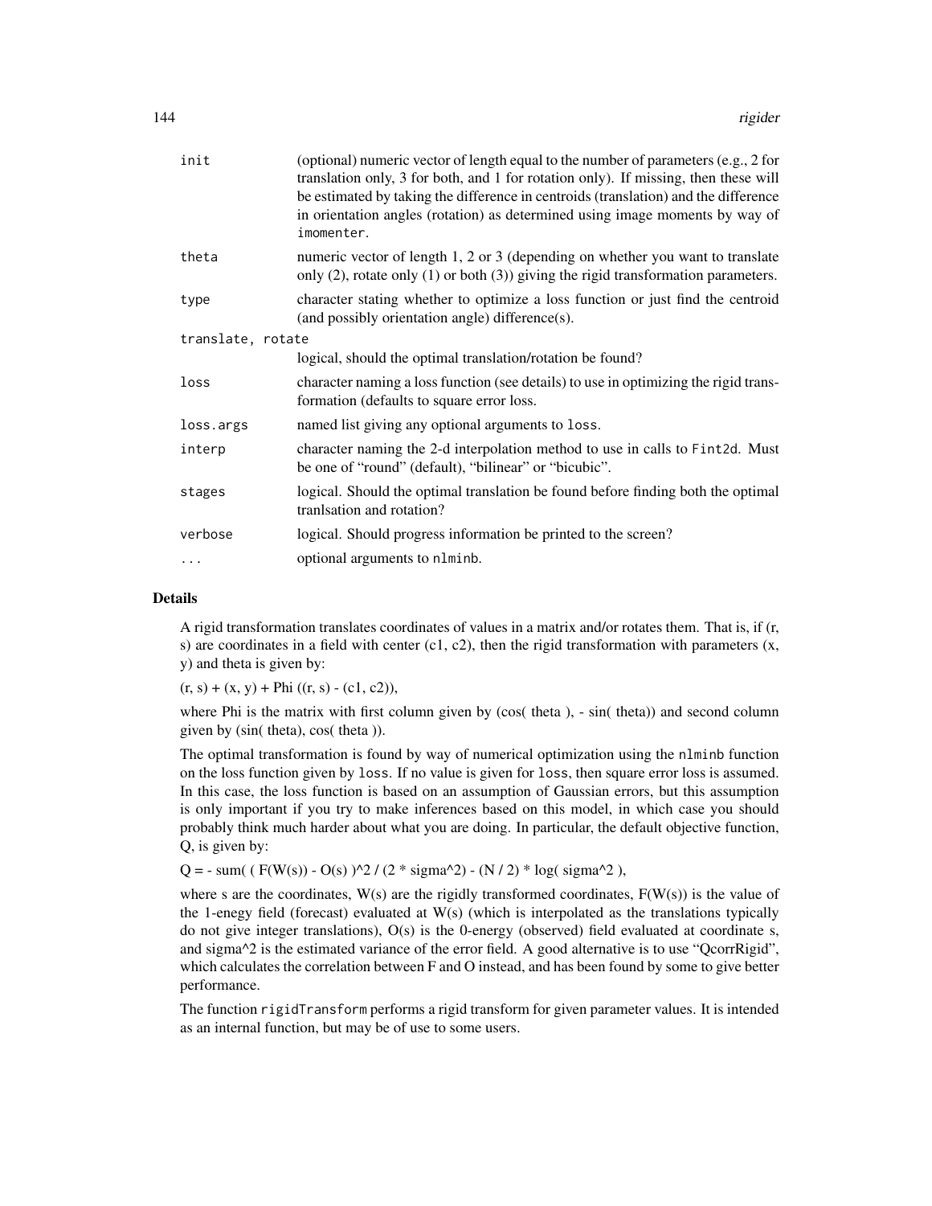| | |
|---|---|
| init | (optional) numeric vector of length equal to the number of parameters (e.g., 2 for translation only, 3 for both, and 1 for rotation only). If missing, then these will be estimated by taking the difference in centroids (translation) and the difference in orientation angles (rotation) as determined using image moments by way of imomenter. |
| theta | numeric vector of length 1, 2 or 3 (depending on whether you want to translate only (2), rotate only (1) or both (3)) giving the rigid transformation parameters. |
| type | character stating whether to optimize a loss function or just find the centroid (and possibly orientation angle) difference(s). |
| translate, rotate | logical, should the optimal translation/rotation be found? |
| loss | character naming a loss function (see details) to use in optimizing the rigid transformation (defaults to square error loss. |
| loss.args | named list giving any optional arguments to loss. |
| interp | character naming the 2-d interpolation method to use in calls to Fint2d. Must be one of "round" (default), "bilinear" or "bicubic". |
| stages | logical. Should the optimal translation be found before finding both the optimal tranlsation and rotation? |
| verbose | logical. Should progress information be printed to the screen? |
| ... | optional arguments to nlminb. |

## Details

A rigid transformation translates coordinates of values in a matrix and/or rotates them. That is, if (r, s) are coordinates in a field with center (c1, c2), then the rigid transformation with parameters (x, y) and theta is given by:

(r, s) + (x, y) + Phi ((r, s) - (c1, c2)),

where Phi is the matrix with first column given by (cos( theta ), - sin( theta)) and second column given by (sin( theta), cos( theta )).

The optimal transformation is found by way of numerical optimization using the nlminb function on the loss function given by loss. If no value is given for loss, then square error loss is assumed. In this case, the loss function is based on an assumption of Gaussian errors, but this assumption is only important if you try to make inferences based on this model, in which case you should probably think much harder about what you are doing. In particular, the default objective function, Q, is given by:

Q = - sum( ( F(W(s)) - O(s) )^2 / (2 * sigma^2) - (N / 2) * log( sigma^2 ),

where s are the coordinates, W(s) are the rigidly transformed coordinates, F(W(s)) is the value of the 1-enegy field (forecast) evaluated at W(s) (which is interpolated as the translations typically do not give integer translations), O(s) is the 0-energy (observed) field evaluated at coordinate s, and sigma^2 is the estimated variance of the error field. A good alternative is to use "QcorrRigid", which calculates the correlation between F and O instead, and has been found by some to give better performance.

The function rigidTransform performs a rigid transform for given parameter values. It is intended as an internal function, but may be of use to some users.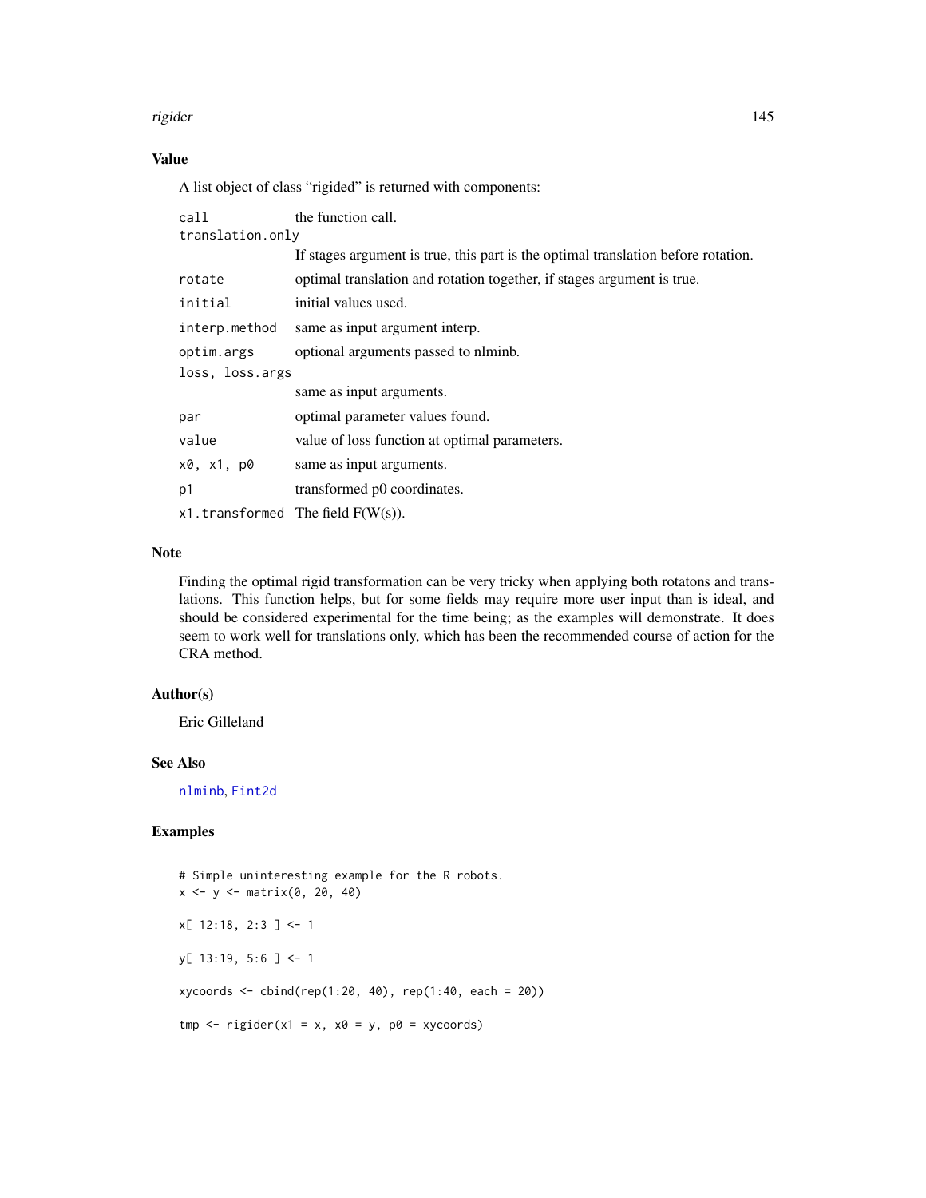## Value

A list object of class “rigided” is returned with components:

| | |
|---|---|
| call | the function call. |
| translation.only | If stages argument is true, this part is the optimal translation before rotation. |
| rotate | optimal translation and rotation together, if stages argument is true. |
| initial | initial values used. |
| interp.method | same as input argument interp. |
| optim.args | optional arguments passed to nlminb. |
| loss, loss.args | same as input arguments. |
| par | optimal parameter values found. |
| value | value of loss function at optimal parameters. |
| x0, x1, p0 | same as input arguments. |
| p1 | transformed p0 coordinates. |
| x1.transformed | The field F(W(s)). |

## Note

Finding the optimal rigid transformation can be very tricky when applying both rotatons and translations. This function helps, but for some fields may require more user input than is ideal, and should be considered experimental for the time being; as the examples will demonstrate. It does seem to work well for translations only, which has been the recommended course of action for the CRA method.

## Author(s)

Eric Gilleland

## See Also

nlminb, Fint2d

## Examples

```
# Simple uninteresting example for the R robots.
x <- y <- matrix(0, 20, 40)

x[ 12:18, 2:3 ] <- 1

y[ 13:19, 5:6 ] <- 1

xycoords <- cbind(rep(1:20, 40), rep(1:40, each = 20))

tmp <- rigider(x1 = x, x0 = y, p0 = xycoords)
```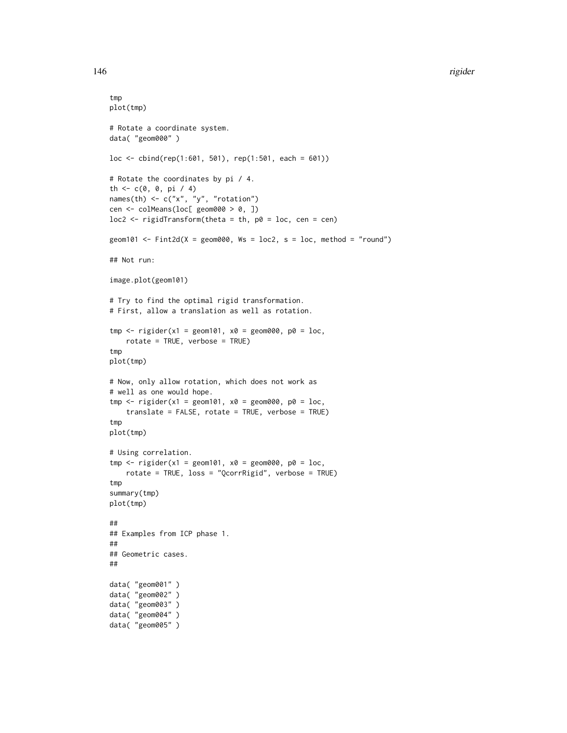```
tmp
plot(tmp)

# Rotate a coordinate system.
data( "geom000" )

loc <- cbind(rep(1:601, 501), rep(1:501, each = 601))

# Rotate the coordinates by pi / 4.
th <- c(0, 0, pi / 4)
names(th) <- c("x", "y", "rotation")
cen <- colMeans(loc[ geom000 > 0, ])
loc2 <- rigidTransform(theta = th, p0 = loc, cen = cen)

geom101 <- Fint2d(X = geom000, Ws = loc2, s = loc, method = "round")

## Not run:

image.plot(geom101)

# Try to find the optimal rigid transformation.
# First, allow a translation as well as rotation.

tmp <- rigider(x1 = geom101, x0 = geom000, p0 = loc,
    rotate = TRUE, verbose = TRUE)
tmp
plot(tmp)

# Now, only allow rotation, which does not work as
# well as one would hope.
tmp <- rigider(x1 = geom101, x0 = geom000, p0 = loc,
    translate = FALSE, rotate = TRUE, verbose = TRUE)
tmp
plot(tmp)

# Using correlation.
tmp <- rigider(x1 = geom101, x0 = geom000, p0 = loc,
    rotate = TRUE, loss = "QcorrRigid", verbose = TRUE)
tmp
summary(tmp)
plot(tmp)

##
## Examples from ICP phase 1.
##
## Geometric cases.
##

data( "geom001" )
data( "geom002" )
data( "geom003" )
data( "geom004" )
data( "geom005" )
```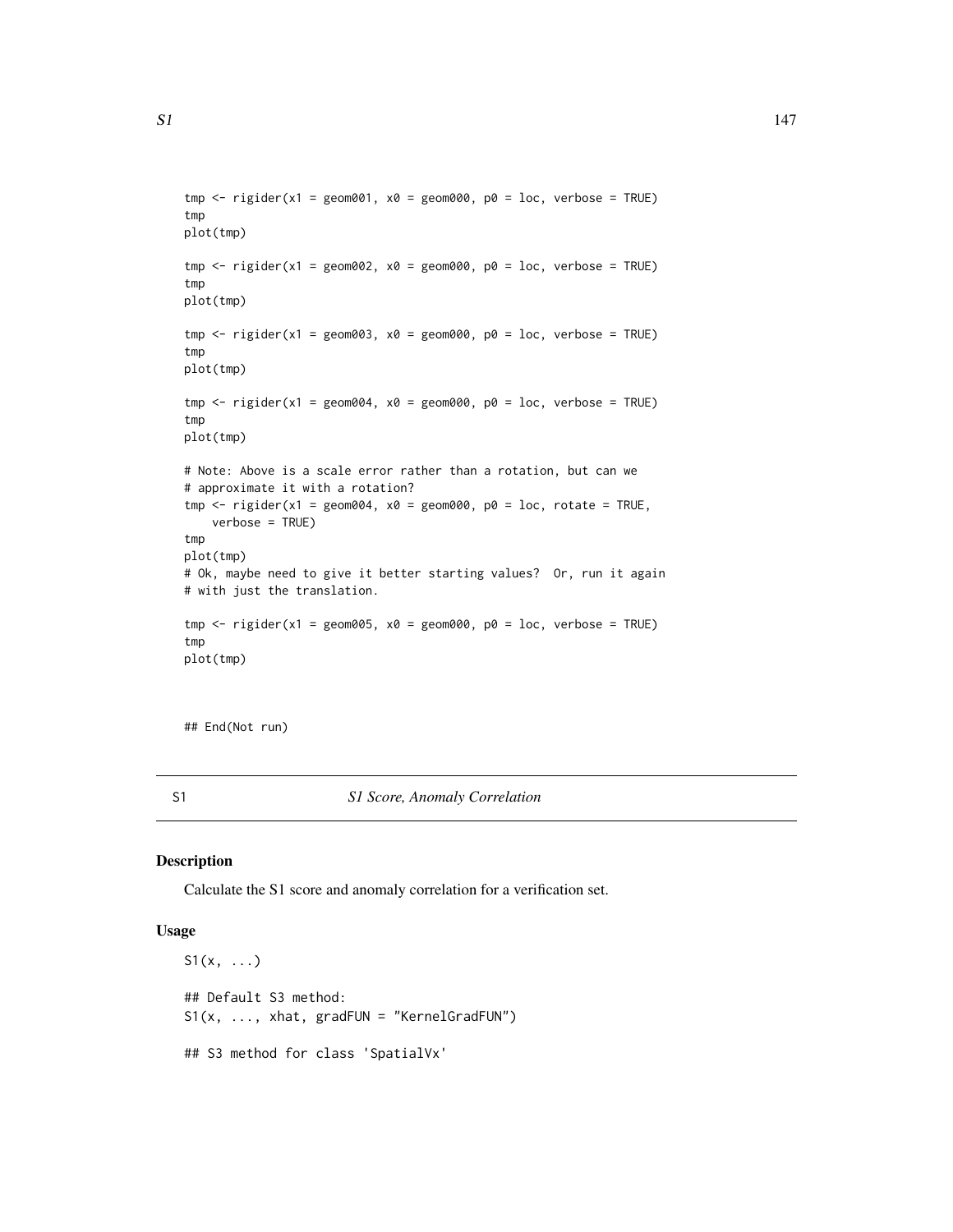```
tmp <- rigider(x1 = geom001, x0 = geom000, p0 = loc, verbose = TRUE)
tmp
plot(tmp)

tmp <- rigider(x1 = geom002, x0 = geom000, p0 = loc, verbose = TRUE)
tmp
plot(tmp)

tmp <- rigider(x1 = geom003, x0 = geom000, p0 = loc, verbose = TRUE)
tmp
plot(tmp)

tmp <- rigider(x1 = geom004, x0 = geom000, p0 = loc, verbose = TRUE)
tmp
plot(tmp)

# Note: Above is a scale error rather than a rotation, but can we
# approximate it with a rotation?
tmp <- rigider(x1 = geom004, x0 = geom000, p0 = loc, rotate = TRUE,
    verbose = TRUE)
tmp
plot(tmp)
# Ok, maybe need to give it better starting values?  Or, run it again
# with just the translation.

tmp <- rigider(x1 = geom005, x0 = geom000, p0 = loc, verbose = TRUE)
tmp
plot(tmp)



## End(Not run)
```

---

S1 *S1 Score, Anomaly Correlation*

---

## Description

Calculate the S1 score and anomaly correlation for a verification set.

## Usage

```
S1(x, ...)

## Default S3 method:
S1(x, ..., xhat, gradFUN = "KernelGradFUN")

## S3 method for class 'SpatialVx'
```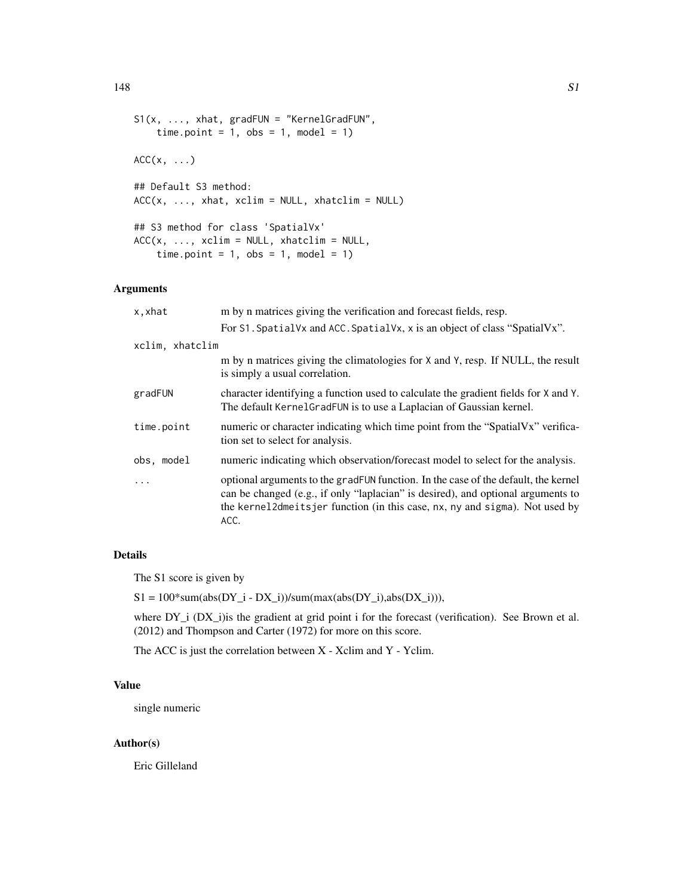```
S1(x, ..., xhat, gradFUN = "KernelGradFUN",
    time.point = 1, obs = 1, model = 1)

ACC(x, ...)

## Default S3 method:
ACC(x, ..., xhat, xclim = NULL, xhatclim = NULL)

## S3 method for class 'SpatialVx'
ACC(x, ..., xclim = NULL, xhatclim = NULL,
    time.point = 1, obs = 1, model = 1)
```

## Arguments

| | |
|---|---|
| `x,xhat` | m by n matrices giving the verification and forecast fields, resp. For `S1.SpatialVx` and `ACC.SpatialVx`, `x` is an object of class "SpatialVx". |
| `xclim, xhatclim` | m by n matrices giving the climatologies for `X` and `Y`, resp. If NULL, the result is simply a usual correlation. |
| `gradFUN` | character identifying a function used to calculate the gradient fields for `X` and `Y`. The default `KernelGradFUN` is to use a Laplacian of Gaussian kernel. |
| `time.point` | numeric or character indicating which time point from the "SpatialVx" verification set to select for analysis. |
| `obs, model` | numeric indicating which observation/forecast model to select for the analysis. |
| `...` | optional arguments to the `gradFUN` function. In the case of the default, the kernel can be changed (e.g., if only "laplacian" is desired), and optional arguments to the `kernel2dmeitsjer` function (in this case, `nx`, `ny` and `sigma`). Not used by `ACC`. |

## Details

The S1 score is given by

S1 = 100*sum(abs(DY_i - DX_i))/sum(max(abs(DY_i),abs(DX_i))),

where DY_i (DX_i)is the gradient at grid point i for the forecast (verification). See Brown et al. (2012) and Thompson and Carter (1972) for more on this score.

The ACC is just the correlation between X - Xclim and Y - Yclim.

## Value

single numeric

## Author(s)

Eric Gilleland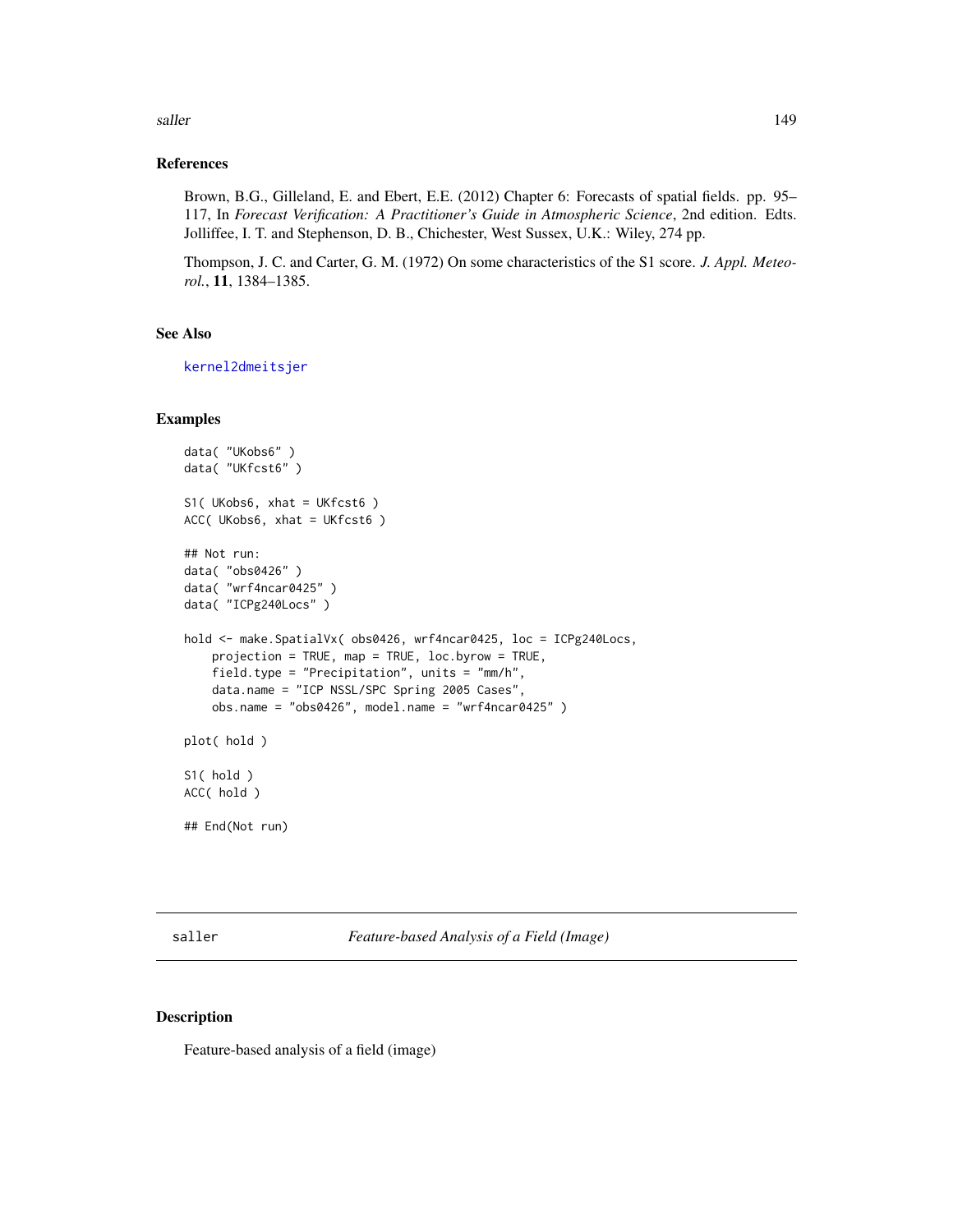### References

Brown, B.G., Gilleland, E. and Ebert, E.E. (2012) Chapter 6: Forecasts of spatial fields. pp. 95–117, In *Forecast Verification: A Practitioner's Guide in Atmospheric Science*, 2nd edition. Edts. Jolliffee, I. T. and Stephenson, D. B., Chichester, West Sussex, U.K.: Wiley, 274 pp.

Thompson, J. C. and Carter, G. M. (1972) On some characteristics of the S1 score. *J. Appl. Meteorol.*, **11**, 1384–1385.

### See Also

kernel2dmeitsjer

### Examples

```
data( "UKobs6" )
data( "UKfcst6" )

S1( UKobs6, xhat = UKfcst6 )
ACC( UKobs6, xhat = UKfcst6 )

## Not run:
data( "obs0426" )
data( "wrf4ncar0425" )
data( "ICPg240Locs" )

hold <- make.SpatialVx( obs0426, wrf4ncar0425, loc = ICPg240Locs,
    projection = TRUE, map = TRUE, loc.byrow = TRUE,
    field.type = "Precipitation", units = "mm/h",
    data.name = "ICP NSSL/SPC Spring 2005 Cases",
    obs.name = "obs0426", model.name = "wrf4ncar0425" )

plot( hold )

S1( hold )
ACC( hold )

## End(Not run)
```

---

## saller — *Feature-based Analysis of a Field (Image)*

### Description

Feature-based analysis of a field (image)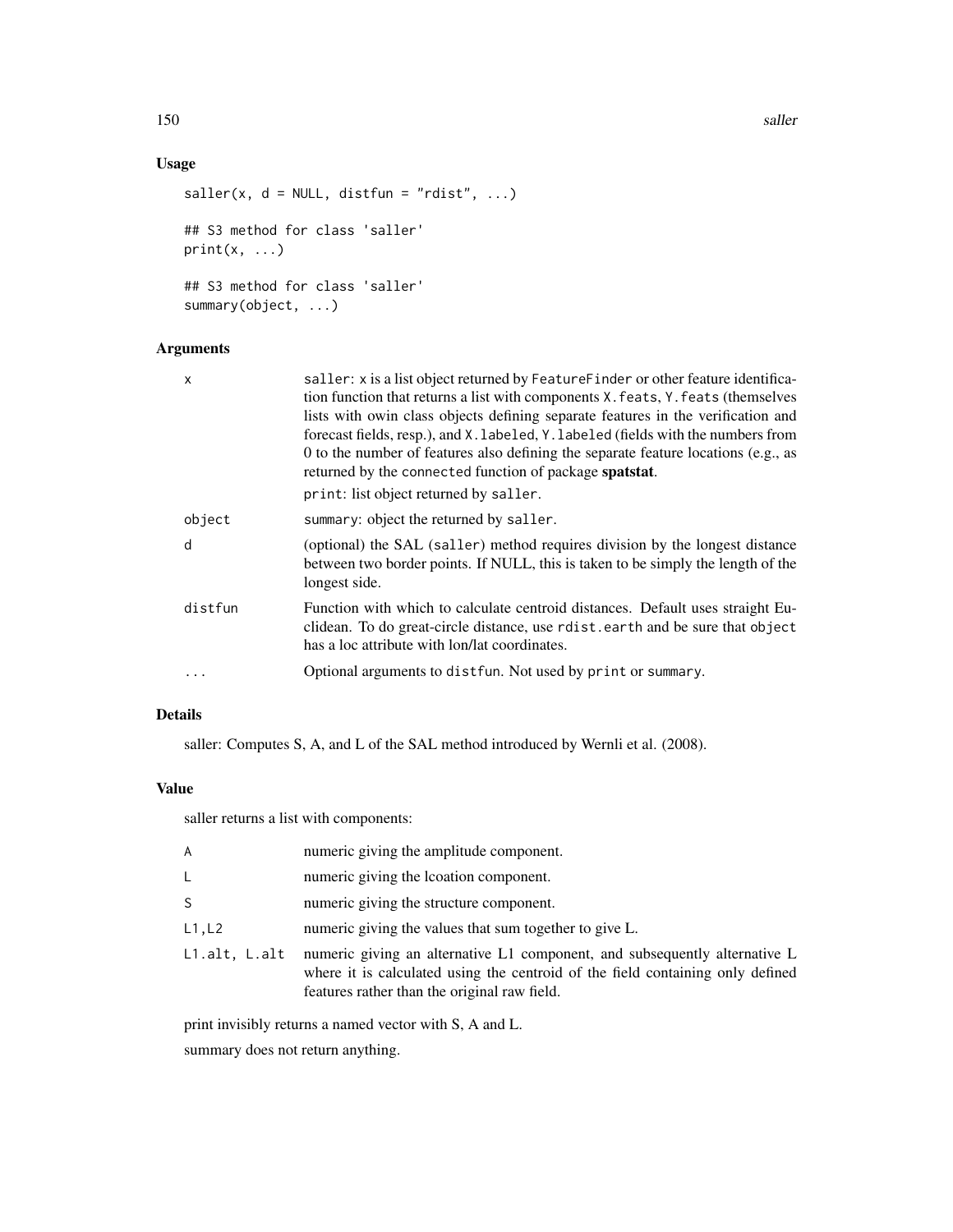## Usage

```
saller(x, d = NULL, distfun = "rdist", ...)

## S3 method for class 'saller'
print(x, ...)

## S3 method for class 'saller'
summary(object, ...)
```

## Arguments

| | |
|---|---|
| x | saller: x is a list object returned by FeatureFinder or other feature identification function that returns a list with components X.feats, Y.feats (themselves lists with owin class objects defining separate features in the verification and forecast fields, resp.), and X.labeled, Y.labeled (fields with the numbers from 0 to the number of features also defining the separate feature locations (e.g., as returned by the connected function of package **spatstat**. <br> print: list object returned by saller. |
| object | summary: object the returned by saller. |
| d | (optional) the SAL (saller) method requires division by the longest distance between two border points. If NULL, this is taken to be simply the length of the longest side. |
| distfun | Function with which to calculate centroid distances. Default uses straight Euclidean. To do great-circle distance, use rdist.earth and be sure that object has a loc attribute with lon/lat coordinates. |
| ... | Optional arguments to distfun. Not used by print or summary. |

## Details

saller: Computes S, A, and L of the SAL method introduced by Wernli et al. (2008).

## Value

saller returns a list with components:

| | |
|---|---|
| A | numeric giving the amplitude component. |
| L | numeric giving the lcoation component. |
| S | numeric giving the structure component. |
| L1,L2 | numeric giving the values that sum together to give L. |
| L1.alt, L.alt | numeric giving an alternative L1 component, and subsequently alternative L where it is calculated using the centroid of the field containing only defined features rather than the original raw field. |

print invisibly returns a named vector with S, A and L.

summary does not return anything.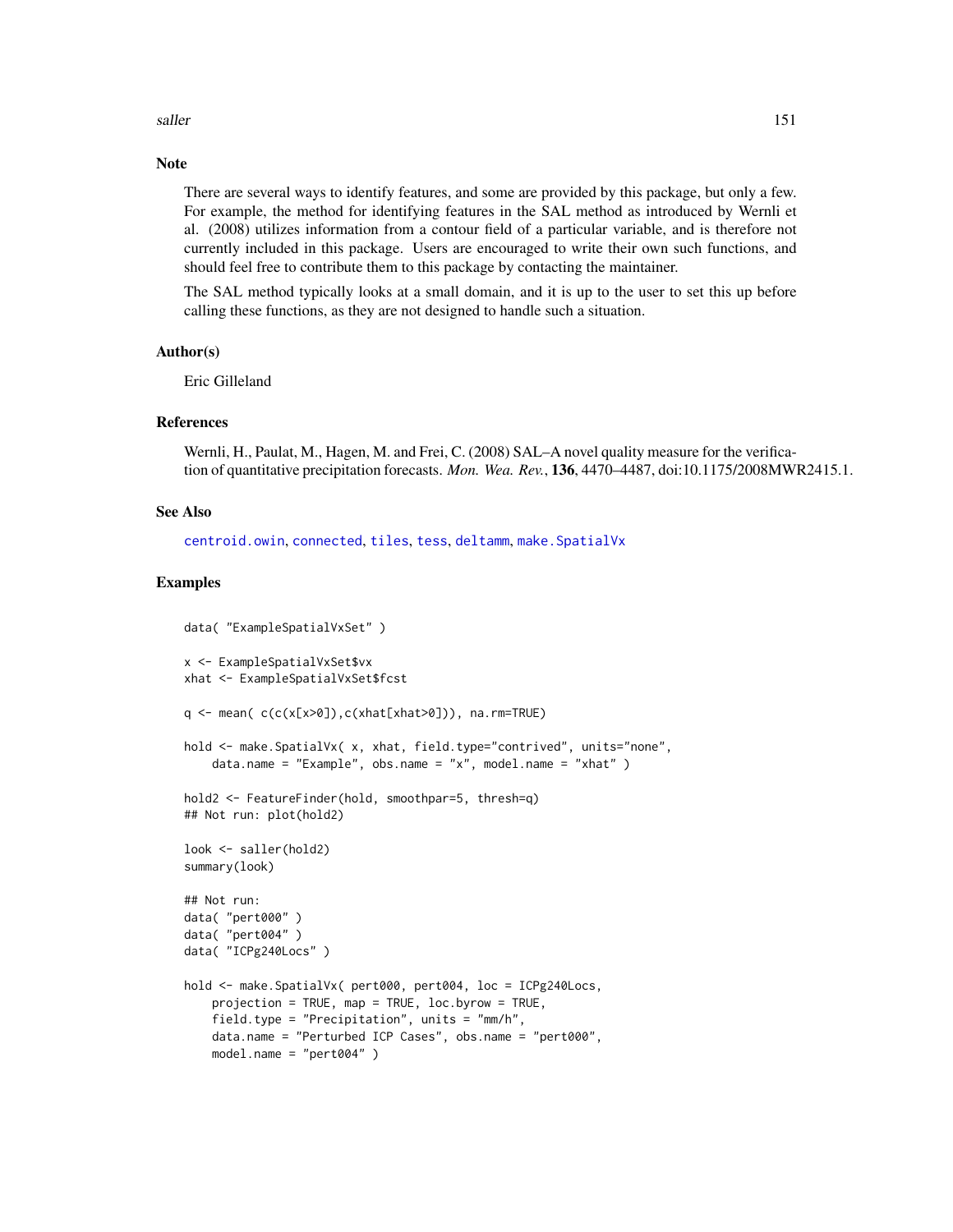## Note

There are several ways to identify features, and some are provided by this package, but only a few. For example, the method for identifying features in the SAL method as introduced by Wernli et al. (2008) utilizes information from a contour field of a particular variable, and is therefore not currently included in this package. Users are encouraged to write their own such functions, and should feel free to contribute them to this package by contacting the maintainer.

The SAL method typically looks at a small domain, and it is up to the user to set this up before calling these functions, as they are not designed to handle such a situation.

## Author(s)

Eric Gilleland

## References

Wernli, H., Paulat, M., Hagen, M. and Frei, C. (2008) SAL–A novel quality measure for the verification of quantitative precipitation forecasts. *Mon. Wea. Rev.*, **136**, 4470–4487, doi:10.1175/2008MWR2415.1.

## See Also

centroid.owin, connected, tiles, tess, deltamm, make.SpatialVx

## Examples

```
data( "ExampleSpatialVxSet" )

x <- ExampleSpatialVxSet$vx
xhat <- ExampleSpatialVxSet$fcst

q <- mean( c(c(x[x>0]),c(xhat[xhat>0])), na.rm=TRUE)

hold <- make.SpatialVx( x, xhat, field.type="contrived", units="none",
    data.name = "Example", obs.name = "x", model.name = "xhat" )

hold2 <- FeatureFinder(hold, smoothpar=5, thresh=q)
## Not run: plot(hold2)

look <- saller(hold2)
summary(look)

## Not run:
data( "pert000" )
data( "pert004" )
data( "ICPg240Locs" )

hold <- make.SpatialVx( pert000, pert004, loc = ICPg240Locs,
    projection = TRUE, map = TRUE, loc.byrow = TRUE,
    field.type = "Precipitation", units = "mm/h",
    data.name = "Perturbed ICP Cases", obs.name = "pert000",
    model.name = "pert004" )
```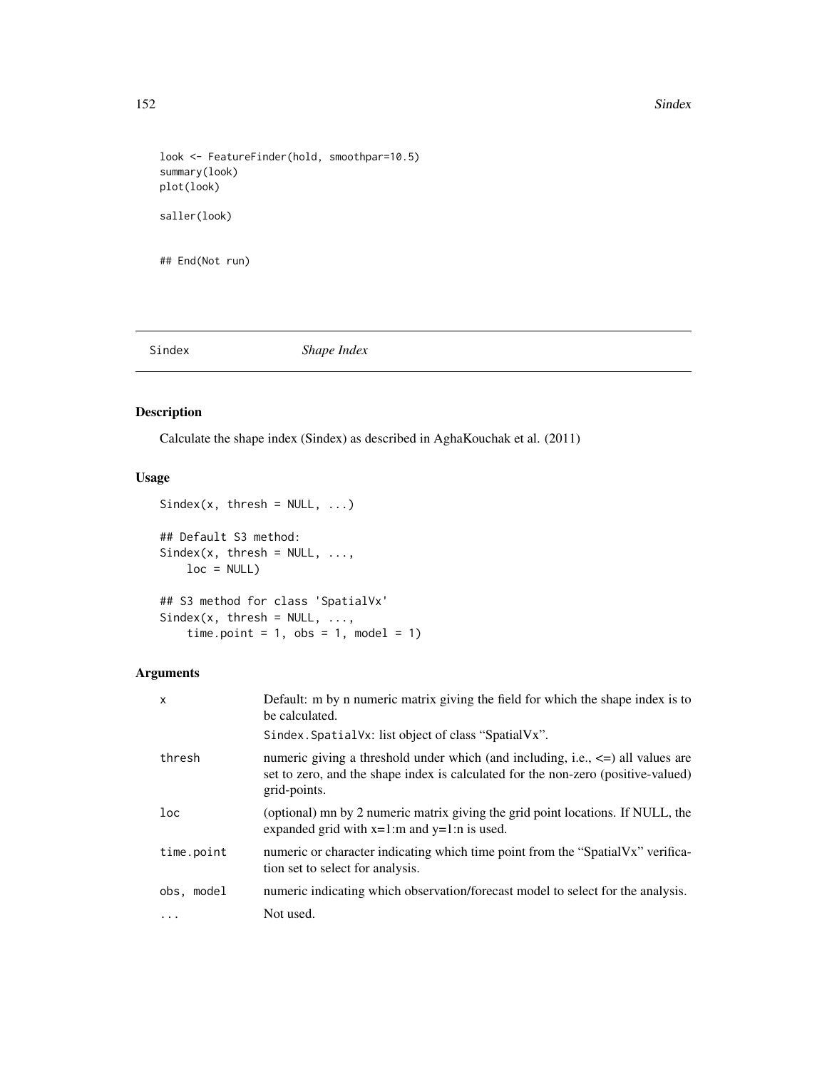```
look <- FeatureFinder(hold, smoothpar=10.5)
summary(look)
plot(look)

saller(look)


## End(Not run)
```

## Sindex *Shape Index*

### Description

Calculate the shape index (Sindex) as described in AghaKouchak et al. (2011)

### Usage

```
Sindex(x, thresh = NULL, ...)

## Default S3 method:
Sindex(x, thresh = NULL, ...,
    loc = NULL)

## S3 method for class 'SpatialVx'
Sindex(x, thresh = NULL, ...,
    time.point = 1, obs = 1, model = 1)
```

### Arguments

| | |
|---|---|
| x | Default: m by n numeric matrix giving the field for which the shape index is to be calculated. <br> Sindex.SpatialVx: list object of class "SpatialVx". |
| thresh | numeric giving a threshold under which (and including, i.e., <=) all values are set to zero, and the shape index is calculated for the non-zero (positive-valued) grid-points. |
| loc | (optional) mn by 2 numeric matrix giving the grid point locations. If NULL, the expanded grid with x=1:m and y=1:n is used. |
| time.point | numeric or character indicating which time point from the "SpatialVx" verification set to select for analysis. |
| obs, model | numeric indicating which observation/forecast model to select for the analysis. |
| ... | Not used. |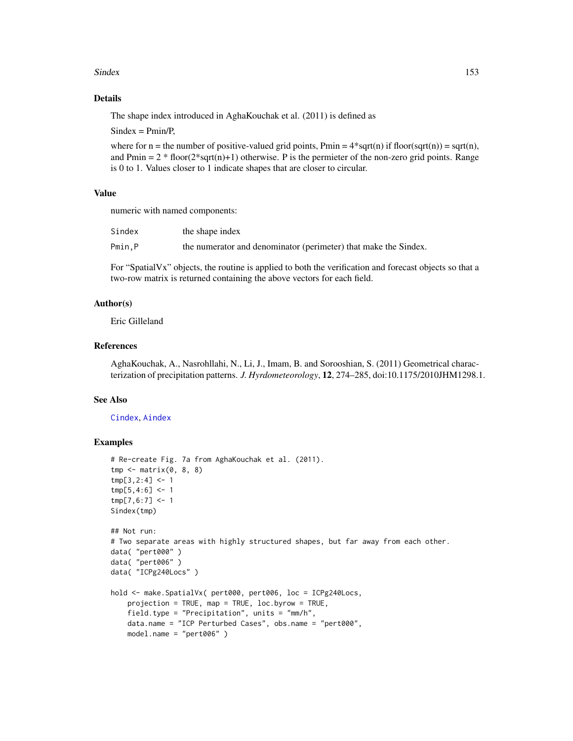## Details

The shape index introduced in AghaKouchak et al. (2011) is defined as

Sindex = Pmin/P,

where for n = the number of positive-valued grid points, Pmin = 4*sqrt(n) if floor(sqrt(n)) = sqrt(n), and Pmin = 2 * floor(2*sqrt(n)+1) otherwise. P is the permieter of the non-zero grid points. Range is 0 to 1. Values closer to 1 indicate shapes that are closer to circular.

## Value

numeric with named components:

| | |
|---|---|
| `Sindex` | the shape index |
| `Pmin,P` | the numerator and denominator (perimeter) that make the Sindex. |

For "SpatialVx" objects, the routine is applied to both the verification and forecast objects so that a two-row matrix is returned containing the above vectors for each field.

## Author(s)

Eric Gilleland

## References

AghaKouchak, A., Nasrohllahi, N., Li, J., Imam, B. and Sorooshian, S. (2011) Geometrical characterization of precipitation patterns. *J. Hyrdometeorology*, **12**, 274–285, doi:10.1175/2010JHM1298.1.

## See Also

`Cindex`, `Aindex`

## Examples

```
# Re-create Fig. 7a from AghaKouchak et al. (2011).
tmp <- matrix(0, 8, 8)
tmp[3,2:4] <- 1
tmp[5,4:6] <- 1
tmp[7,6:7] <- 1
Sindex(tmp)

## Not run:
# Two separate areas with highly structured shapes, but far away from each other.
data( "pert000" )
data( "pert006" )
data( "ICPg240Locs" )

hold <- make.SpatialVx( pert000, pert006, loc = ICPg240Locs,
    projection = TRUE, map = TRUE, loc.byrow = TRUE,
    field.type = "Precipitation", units = "mm/h",
    data.name = "ICP Perturbed Cases", obs.name = "pert000",
    model.name = "pert006" )
```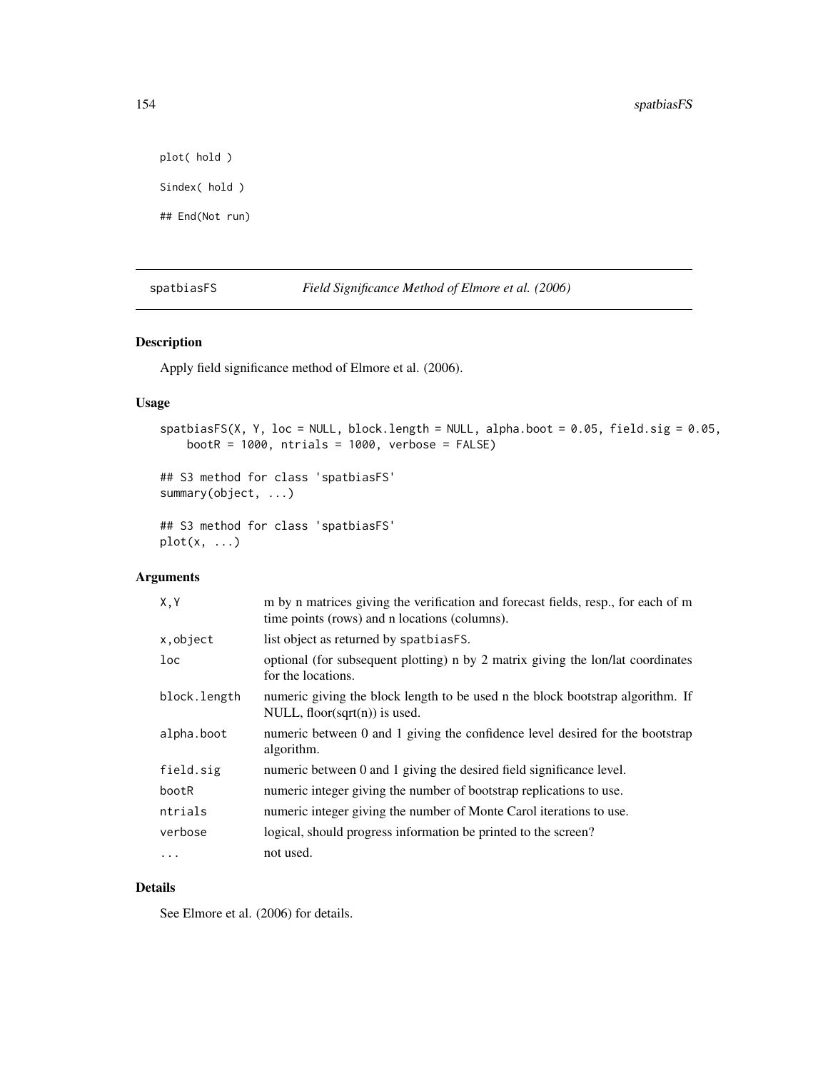```
plot( hold )

Sindex( hold )

## End(Not run)
```

## spatbiasFS — *Field Significance Method of Elmore et al. (2006)*

### Description

Apply field significance method of Elmore et al. (2006).

### Usage

```
spatbiasFS(X, Y, loc = NULL, block.length = NULL, alpha.boot = 0.05, field.sig = 0.05,
    bootR = 1000, ntrials = 1000, verbose = FALSE)

## S3 method for class 'spatbiasFS'
summary(object, ...)

## S3 method for class 'spatbiasFS'
plot(x, ...)
```

### Arguments

| | |
|---|---|
| X,Y | m by n matrices giving the verification and forecast fields, resp., for each of m time points (rows) and n locations (columns). |
| x,object | list object as returned by spatbiasFS. |
| loc | optional (for subsequent plotting) n by 2 matrix giving the lon/lat coordinates for the locations. |
| block.length | numeric giving the block length to be used n the block bootstrap algorithm. If NULL, floor(sqrt(n)) is used. |
| alpha.boot | numeric between 0 and 1 giving the confidence level desired for the bootstrap algorithm. |
| field.sig | numeric between 0 and 1 giving the desired field significance level. |
| bootR | numeric integer giving the number of bootstrap replications to use. |
| ntrials | numeric integer giving the number of Monte Carol iterations to use. |
| verbose | logical, should progress information be printed to the screen? |
| ... | not used. |

### Details

See Elmore et al. (2006) for details.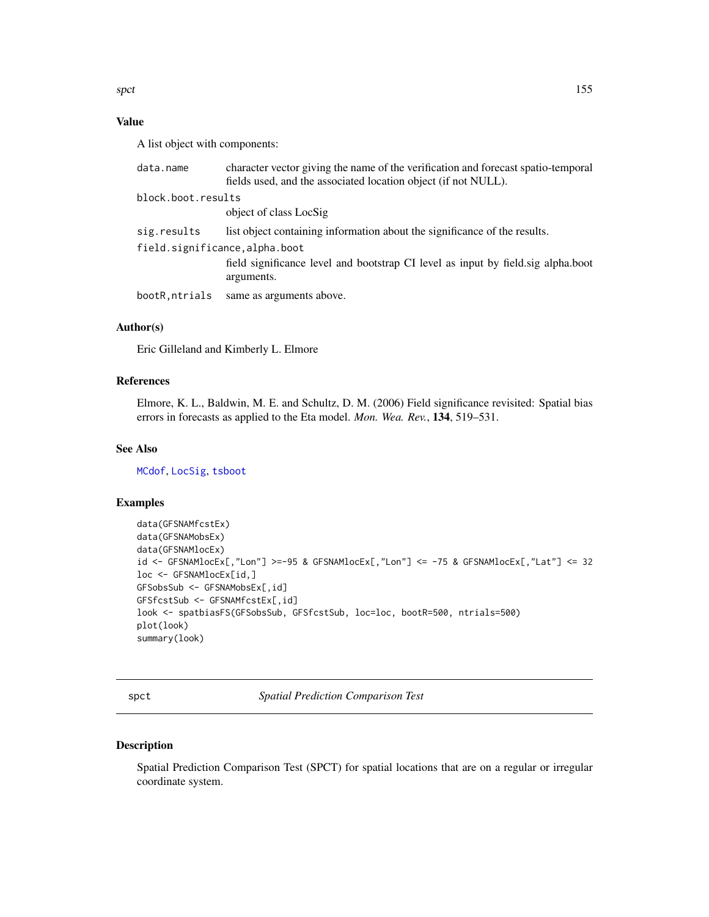## Value

A list object with components:

- `data.name` character vector giving the name of the verification and forecast spatio-temporal fields used, and the associated location object (if not NULL).
- `block.boot.results` object of class LocSig
- `sig.results` list object containing information about the significance of the results.
- `field.significance,alpha.boot` field significance level and bootstrap CI level as input by field.sig alpha.boot arguments.
- `bootR,ntrials` same as arguments above.

## Author(s)

Eric Gilleland and Kimberly L. Elmore

## References

Elmore, K. L., Baldwin, M. E. and Schultz, D. M. (2006) Field significance revisited: Spatial bias errors in forecasts as applied to the Eta model. *Mon. Wea. Rev.*, **134**, 519–531.

## See Also

MCdof, LocSig, tsboot

## Examples

```
data(GFSNAMfcstEx)
data(GFSNAMobsEx)
data(GFSNAMlocEx)
id <- GFSNAMlocEx[,"Lon"] >=-95 & GFSNAMlocEx[,"Lon"] <= -75 & GFSNAMlocEx[,"Lat"] <= 32
loc <- GFSNAMlocEx[id,]
GFSobsSub <- GFSNAMobsEx[,id]
GFSfcstSub <- GFSNAMfcstEx[,id]
look <- spatbiasFS(GFSobsSub, GFSfcstSub, loc=loc, bootR=500, ntrials=500)
plot(look)
summary(look)
```

---

# spct *Spatial Prediction Comparison Test*

## Description

Spatial Prediction Comparison Test (SPCT) for spatial locations that are on a regular or irregular coordinate system.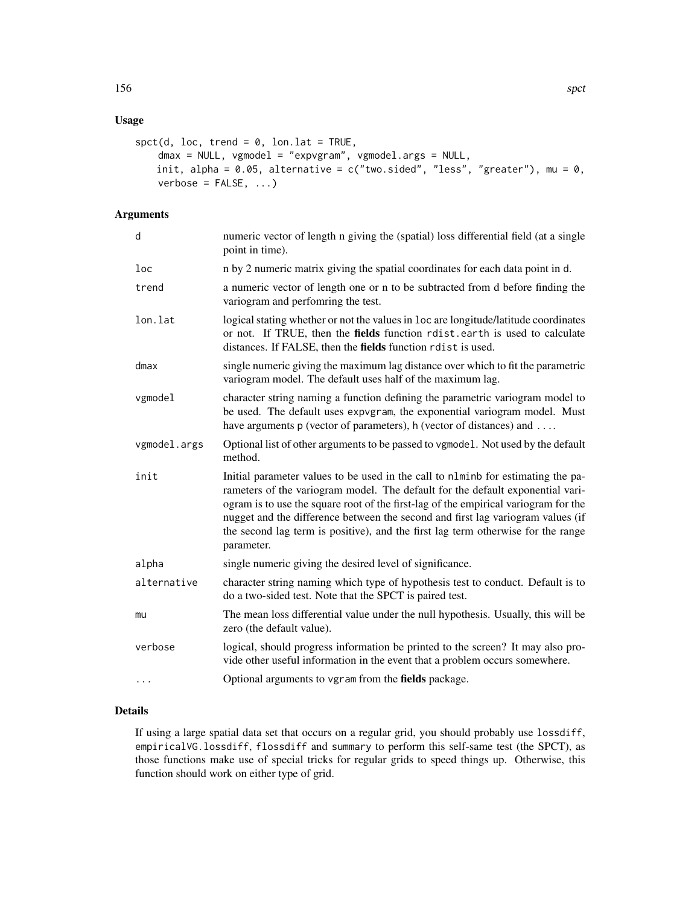## Usage

```
spct(d, loc, trend = 0, lon.lat = TRUE,
    dmax = NULL, vgmodel = "expvgram", vgmodel.args = NULL,
    init, alpha = 0.05, alternative = c("two.sided", "less", "greater"), mu = 0,
    verbose = FALSE, ...)
```

## Arguments

| | |
|---|---|
| d | numeric vector of length n giving the (spatial) loss differential field (at a single point in time). |
| loc | n by 2 numeric matrix giving the spatial coordinates for each data point in d. |
| trend | a numeric vector of length one or n to be subtracted from d before finding the variogram and perfomring the test. |
| lon.lat | logical stating whether or not the values in loc are longitude/latitude coordinates or not. If TRUE, then the **fields** function rdist.earth is used to calculate distances. If FALSE, then the **fields** function rdist is used. |
| dmax | single numeric giving the maximum lag distance over which to fit the parametric variogram model. The default uses half of the maximum lag. |
| vgmodel | character string naming a function defining the parametric variogram model to be used. The default uses expvgram, the exponential variogram model. Must have arguments p (vector of parameters), h (vector of distances) and .... |
| vgmodel.args | Optional list of other arguments to be passed to vgmodel. Not used by the default method. |
| init | Initial parameter values to be used in the call to nlminb for estimating the parameters of the variogram model. The default for the default exponential variogram is to use the square root of the first-lag of the empirical variogram for the nugget and the difference between the second and first lag variogram values (if the second lag term is positive), and the first lag term otherwise for the range parameter. |
| alpha | single numeric giving the desired level of significance. |
| alternative | character string naming which type of hypothesis test to conduct. Default is to do a two-sided test. Note that the SPCT is paired test. |
| mu | The mean loss differential value under the null hypothesis. Usually, this will be zero (the default value). |
| verbose | logical, should progress information be printed to the screen? It may also provide other useful information in the event that a problem occurs somewhere. |
| ... | Optional arguments to vgram from the **fields** package. |

## Details

If using a large spatial data set that occurs on a regular grid, you should probably use lossdiff, empiricalVG.lossdiff, flossdiff and summary to perform this self-same test (the SPCT), as those functions make use of special tricks for regular grids to speed things up. Otherwise, this function should work on either type of grid.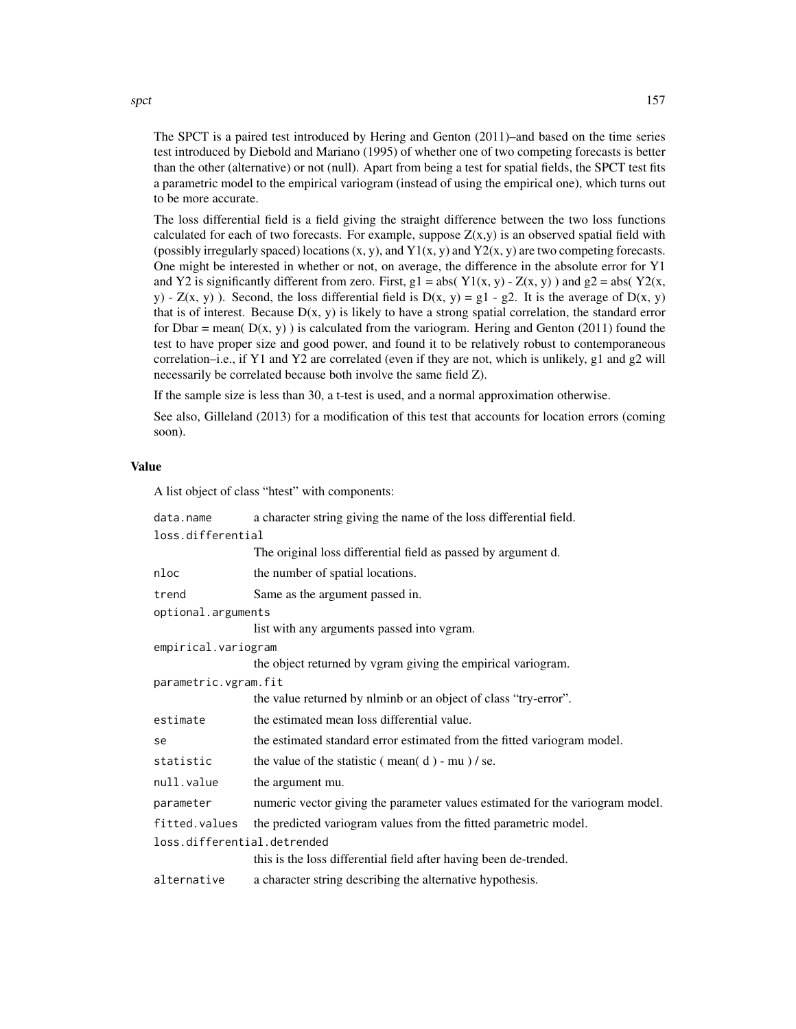The SPCT is a paired test introduced by Hering and Genton (2011)–and based on the time series test introduced by Diebold and Mariano (1995) of whether one of two competing forecasts is better than the other (alternative) or not (null). Apart from being a test for spatial fields, the SPCT test fits a parametric model to the empirical variogram (instead of using the empirical one), which turns out to be more accurate.

The loss differential field is a field giving the straight difference between the two loss functions calculated for each of two forecasts. For example, suppose Z(x,y) is an observed spatial field with (possibly irregularly spaced) locations (x, y), and Y1(x, y) and Y2(x, y) are two competing forecasts. One might be interested in whether or not, on average, the difference in the absolute error for Y1 and Y2 is significantly different from zero. First, g1 = abs( Y1(x, y) - Z(x, y) ) and g2 = abs( Y2(x, y) - Z(x, y) ). Second, the loss differential field is D(x, y) = g1 - g2. It is the average of D(x, y) that is of interest. Because D(x, y) is likely to have a strong spatial correlation, the standard error for Dbar = mean( D(x, y) ) is calculated from the variogram. Hering and Genton (2011) found the test to have proper size and good power, and found it to be relatively robust to contemporaneous correlation–i.e., if Y1 and Y2 are correlated (even if they are not, which is unlikely, g1 and g2 will necessarily be correlated because both involve the same field Z).

If the sample size is less than 30, a t-test is used, and a normal approximation otherwise.

See also, Gilleland (2013) for a modification of this test that accounts for location errors (coming soon).

### Value

A list object of class "htest" with components:

| | |
|---|---|
| `data.name` | a character string giving the name of the loss differential field. |
| `loss.differential` | The original loss differential field as passed by argument d. |
| `nloc` | the number of spatial locations. |
| `trend` | Same as the argument passed in. |
| `optional.arguments` | list with any arguments passed into vgram. |
| `empirical.variogram` | the object returned by vgram giving the empirical variogram. |
| `parametric.vgram.fit` | the value returned by nlminb or an object of class "try-error". |
| `estimate` | the estimated mean loss differential value. |
| `se` | the estimated standard error estimated from the fitted variogram model. |
| `statistic` | the value of the statistic ( mean( d ) - mu ) / se. |
| `null.value` | the argument mu. |
| `parameter` | numeric vector giving the parameter values estimated for the variogram model. |
| `fitted.values` | the predicted variogram values from the fitted parametric model. |
| `loss.differential.detrended` | this is the loss differential field after having been de-trended. |
| `alternative` | a character string describing the alternative hypothesis. |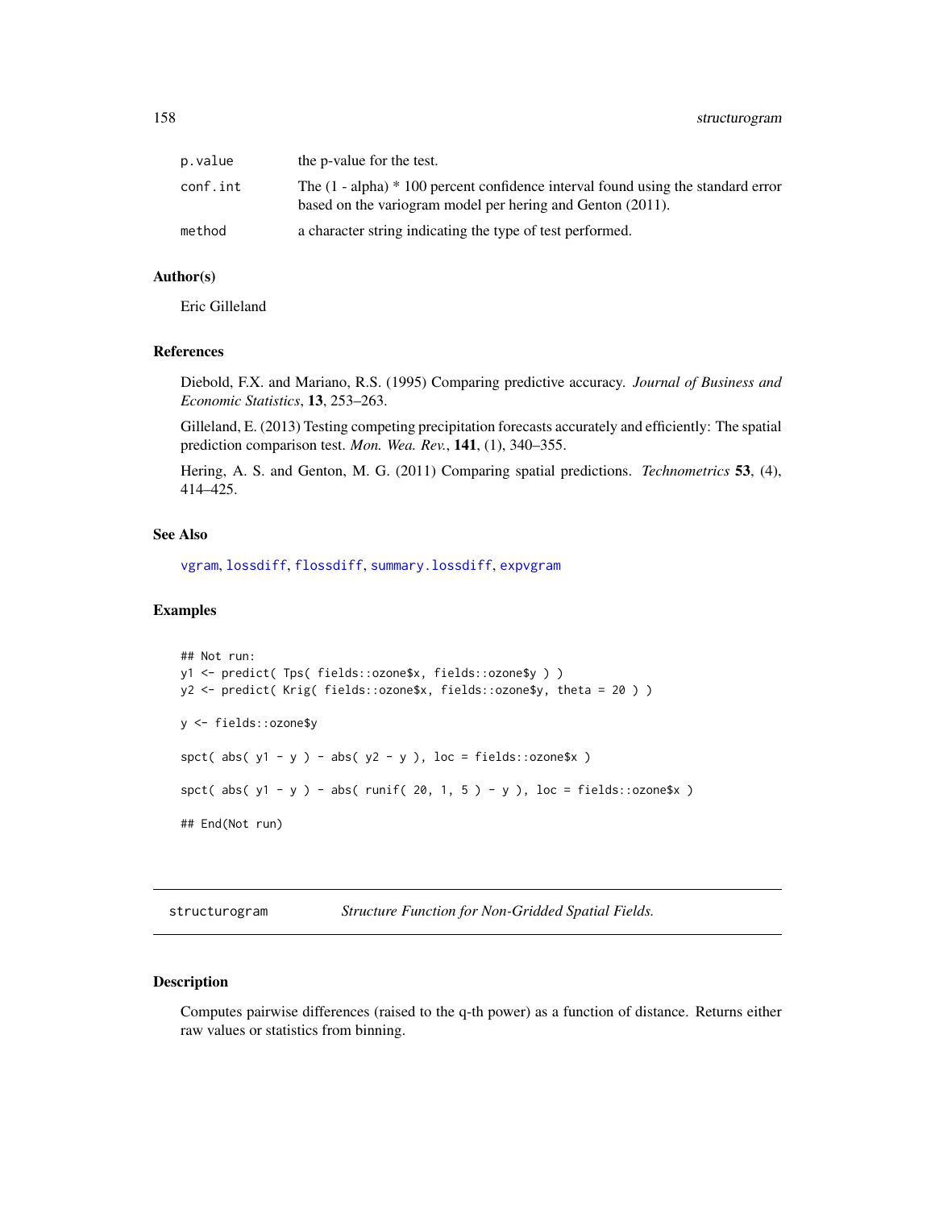| | |
|---|---|
| p.value | the p-value for the test. |
| conf.int | The (1 - alpha) * 100 percent confidence interval found using the standard error based on the variogram model per hering and Genton (2011). |
| method | a character string indicating the type of test performed. |

### Author(s)

Eric Gilleland

### References

Diebold, F.X. and Mariano, R.S. (1995) Comparing predictive accuracy. *Journal of Business and Economic Statistics*, **13**, 253–263.

Gilleland, E. (2013) Testing competing precipitation forecasts accurately and efficiently: The spatial prediction comparison test. *Mon. Wea. Rev.*, **141**, (1), 340–355.

Hering, A. S. and Genton, M. G. (2011) Comparing spatial predictions. *Technometrics* **53**, (4), 414–425.

### See Also

`vgram`, `lossdiff`, `flossdiff`, `summary.lossdiff`, `expvgram`

### Examples

```
## Not run:
y1 <- predict( Tps( fields::ozone$x, fields::ozone$y ) )
y2 <- predict( Krig( fields::ozone$x, fields::ozone$y, theta = 20 ) )

y <- fields::ozone$y

spct( abs( y1 - y ) - abs( y2 - y ), loc = fields::ozone$x )

spct( abs( y1 - y ) - abs( runif( 20, 1, 5 ) - y ), loc = fields::ozone$x )

## End(Not run)
```

---

## structurogram *Structure Function for Non-Gridded Spatial Fields.*

### Description

Computes pairwise differences (raised to the q-th power) as a function of distance. Returns either raw values or statistics from binning.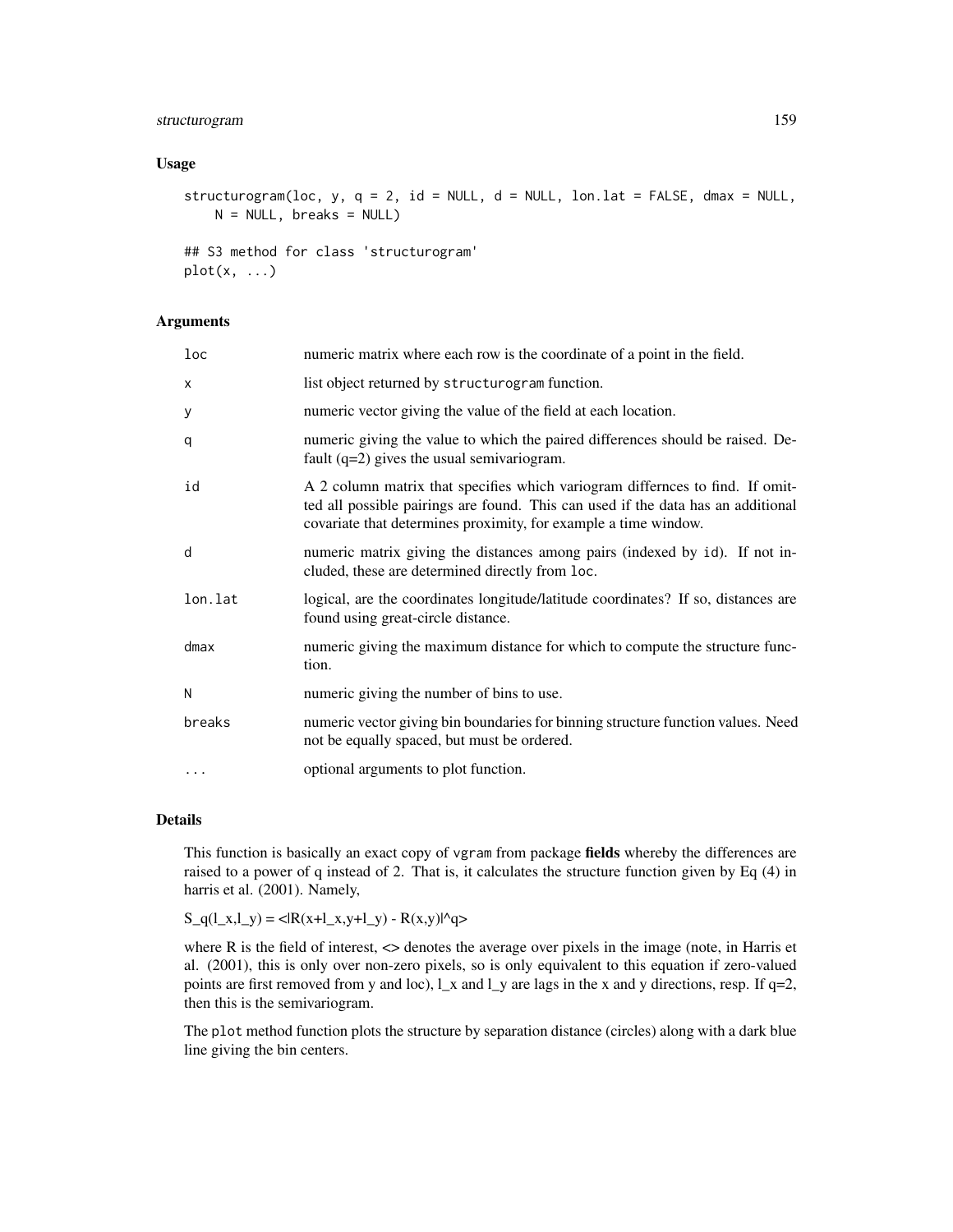## Usage

```
structurogram(loc, y, q = 2, id = NULL, d = NULL, lon.lat = FALSE, dmax = NULL,
    N = NULL, breaks = NULL)

## S3 method for class 'structurogram'
plot(x, ...)
```

## Arguments

| | |
|---|---|
| `loc` | numeric matrix where each row is the coordinate of a point in the field. |
| `x` | list object returned by `structurogram` function. |
| `y` | numeric vector giving the value of the field at each location. |
| `q` | numeric giving the value to which the paired differences should be raised. Default (q=2) gives the usual semivariogram. |
| `id` | A 2 column matrix that specifies which variogram differnces to find. If omitted all possible pairings are found. This can used if the data has an additional covariate that determines proximity, for example a time window. |
| `d` | numeric matrix giving the distances among pairs (indexed by `id`). If not included, these are determined directly from `loc`. |
| `lon.lat` | logical, are the coordinates longitude/latitude coordinates? If so, distances are found using great-circle distance. |
| `dmax` | numeric giving the maximum distance for which to compute the structure function. |
| `N` | numeric giving the number of bins to use. |
| `breaks` | numeric vector giving bin boundaries for binning structure function values. Need not be equally spaced, but must be ordered. |
| `...` | optional arguments to plot function. |

## Details

This function is basically an exact copy of `vgram` from package **fields** whereby the differences are raised to a power of q instead of 2. That is, it calculates the structure function given by Eq (4) in harris et al. (2001). Namely,

S_q(l_x,l_y) = <|R(x+l_x,y+l_y) - R(x,y)|^q>

where R is the field of interest, <> denotes the average over pixels in the image (note, in Harris et al. (2001), this is only over non-zero pixels, so is only equivalent to this equation if zero-valued points are first removed from y and loc), l_x and l_y are lags in the x and y directions, resp. If q=2, then this is the semivariogram.

The `plot` method function plots the structure by separation distance (circles) along with a dark blue line giving the bin centers.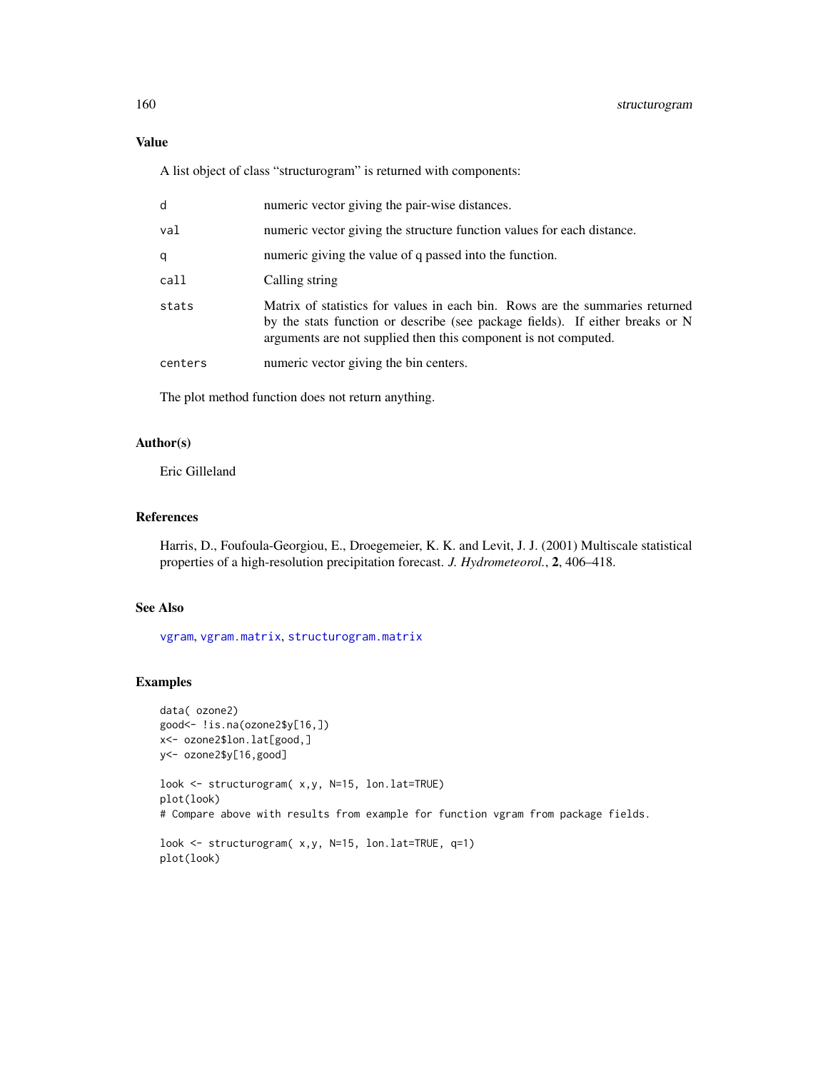## Value

A list object of class "structurogram" is returned with components:

| | |
|---|---|
| d | numeric vector giving the pair-wise distances. |
| val | numeric vector giving the structure function values for each distance. |
| q | numeric giving the value of q passed into the function. |
| call | Calling string |
| stats | Matrix of statistics for values in each bin. Rows are the summaries returned by the stats function or describe (see package fields). If either breaks or N arguments are not supplied then this component is not computed. |
| centers | numeric vector giving the bin centers. |

The plot method function does not return anything.

## Author(s)

Eric Gilleland

## References

Harris, D., Foufoula-Georgiou, E., Droegemeier, K. K. and Levit, J. J. (2001) Multiscale statistical properties of a high-resolution precipitation forecast. *J. Hydrometeorol.*, **2**, 406–418.

## See Also

vgram, vgram.matrix, structurogram.matrix

## Examples

```
data( ozone2)
good<- !is.na(ozone2$y[16,])
x<- ozone2$lon.lat[good,]
y<- ozone2$y[16,good]

look <- structurogram( x,y, N=15, lon.lat=TRUE)
plot(look)
# Compare above with results from example for function vgram from package fields.

look <- structurogram( x,y, N=15, lon.lat=TRUE, q=1)
plot(look)
```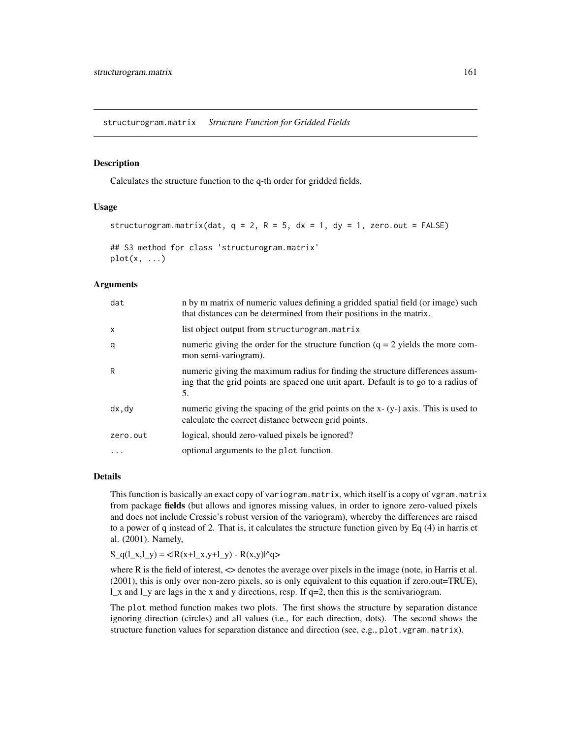# structurogram.matrix *Structure Function for Gridded Fields*

## Description

Calculates the structure function to the q-th order for gridded fields.

## Usage

```
structurogram.matrix(dat, q = 2, R = 5, dx = 1, dy = 1, zero.out = FALSE)

## S3 method for class 'structurogram.matrix'
plot(x, ...)
```

## Arguments

| | |
|---|---|
| dat | n by m matrix of numeric values defining a gridded spatial field (or image) such that distances can be determined from their positions in the matrix. |
| x | list object output from structurogram.matrix |
| q | numeric giving the order for the structure function (q = 2 yields the more common semi-variogram). |
| R | numeric giving the maximum radius for finding the structure differences assuming that the grid points are spaced one unit apart. Default is to go to a radius of 5. |
| dx, dy | numeric giving the spacing of the grid points on the x- (y-) axis. This is used to calculate the correct distance between grid points. |
| zero.out | logical, should zero-valued pixels be ignored? |
| ... | optional arguments to the plot function. |

## Details

This function is basically an exact copy of variogram.matrix, which itself is a copy of vgram.matrix from package **fields** (but allows and ignores missing values, in order to ignore zero-valued pixels and does not include Cressie's robust version of the variogram), whereby the differences are raised to a power of q instead of 2. That is, it calculates the structure function given by Eq (4) in harris et al. (2001). Namely,

S_q(l_x,l_y) = <|R(x+l_x,y+l_y) - R(x,y)|^q>

where R is the field of interest, <> denotes the average over pixels in the image (note, in Harris et al. (2001), this is only over non-zero pixels, so is only equivalent to this equation if zero.out=TRUE), l_x and l_y are lags in the x and y directions, resp. If q=2, then this is the semivariogram.

The plot method function makes two plots. The first shows the structure by separation distance ignoring direction (circles) and all values (i.e., for each direction, dots). The second shows the structure function values for separation distance and direction (see, e.g., plot.vgram.matrix).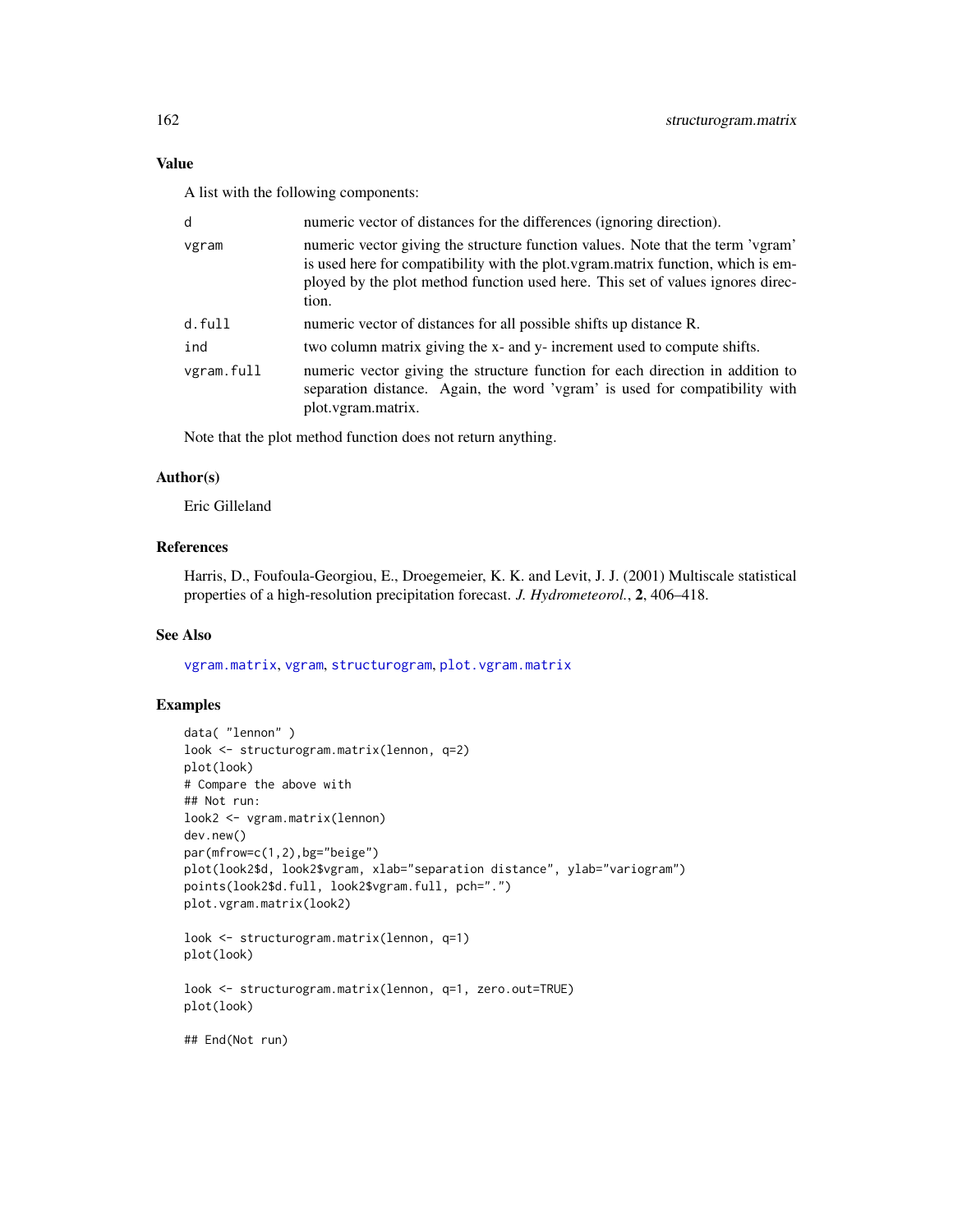## Value

A list with the following components:

| | |
|---|---|
| d | numeric vector of distances for the differences (ignoring direction). |
| vgram | numeric vector giving the structure function values. Note that the term 'vgram' is used here for compatibility with the plot.vgram.matrix function, which is employed by the plot method function used here. This set of values ignores direction. |
| d.full | numeric vector of distances for all possible shifts up distance R. |
| ind | two column matrix giving the x- and y- increment used to compute shifts. |
| vgram.full | numeric vector giving the structure function for each direction in addition to separation distance. Again, the word 'vgram' is used for compatibility with plot.vgram.matrix. |

Note that the plot method function does not return anything.

## Author(s)

Eric Gilleland

## References

Harris, D., Foufoula-Georgiou, E., Droegemeier, K. K. and Levit, J. J. (2001) Multiscale statistical properties of a high-resolution precipitation forecast. *J. Hydrometeorol.*, **2**, 406–418.

## See Also

vgram.matrix, vgram, structurogram, plot.vgram.matrix

## Examples

```
data( "lennon" )
look <- structurogram.matrix(lennon, q=2)
plot(look)
# Compare the above with
## Not run:
look2 <- vgram.matrix(lennon)
dev.new()
par(mfrow=c(1,2),bg="beige")
plot(look2$d, look2$vgram, xlab="separation distance", ylab="variogram")
points(look2$d.full, look2$vgram.full, pch=".")
plot.vgram.matrix(look2)

look <- structurogram.matrix(lennon, q=1)
plot(look)

look <- structurogram.matrix(lennon, q=1, zero.out=TRUE)
plot(look)

## End(Not run)
```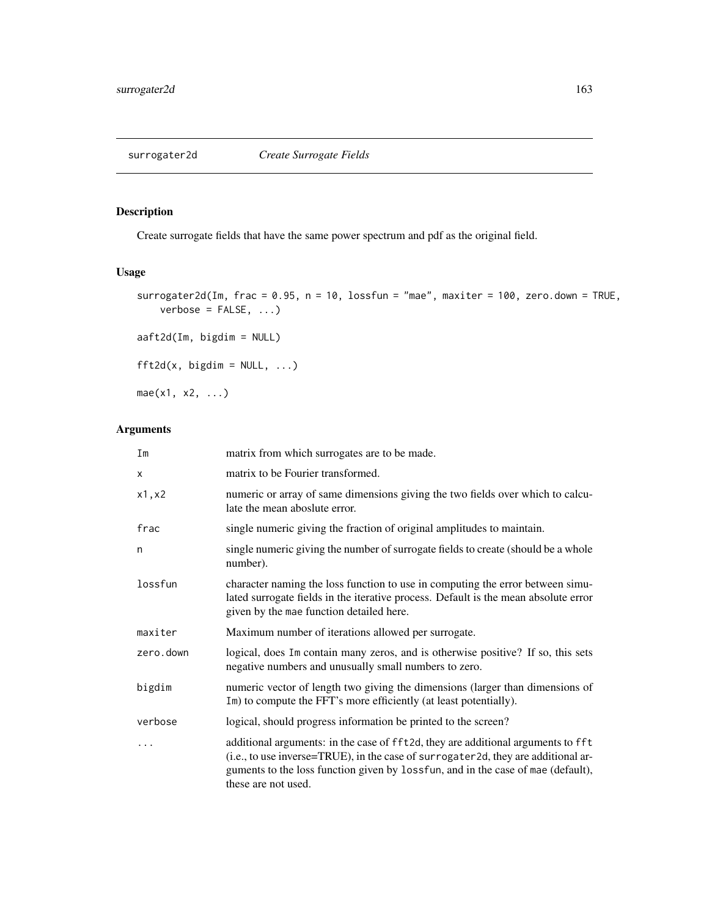# surrogater2d *Create Surrogate Fields*

## Description

Create surrogate fields that have the same power spectrum and pdf as the original field.

## Usage

```
surrogater2d(Im, frac = 0.95, n = 10, lossfun = "mae", maxiter = 100, zero.down = TRUE,
    verbose = FALSE, ...)

aaft2d(Im, bigdim = NULL)

fft2d(x, bigdim = NULL, ...)

mae(x1, x2, ...)
```

## Arguments

| | |
|---|---|
| `Im` | matrix from which surrogates are to be made. |
| `x` | matrix to be Fourier transformed. |
| `x1,x2` | numeric or array of same dimensions giving the two fields over which to calculate the mean aboslute error. |
| `frac` | single numeric giving the fraction of original amplitudes to maintain. |
| `n` | single numeric giving the number of surrogate fields to create (should be a whole number). |
| `lossfun` | character naming the loss function to use in computing the error between simulated surrogate fields in the iterative process. Default is the mean absolute error given by the `mae` function detailed here. |
| `maxiter` | Maximum number of iterations allowed per surrogate. |
| `zero.down` | logical, does `Im` contain many zeros, and is otherwise positive? If so, this sets negative numbers and unusually small numbers to zero. |
| `bigdim` | numeric vector of length two giving the dimensions (larger than dimensions of `Im`) to compute the FFT's more efficiently (at least potentially). |
| `verbose` | logical, should progress information be printed to the screen? |
| `...` | additional arguments: in the case of `fft2d`, they are additional arguments to `fft` (i.e., to use inverse=TRUE), in the case of `surrogater2d`, they are additional arguments to the loss function given by `lossfun`, and in the case of `mae` (default), these are not used. |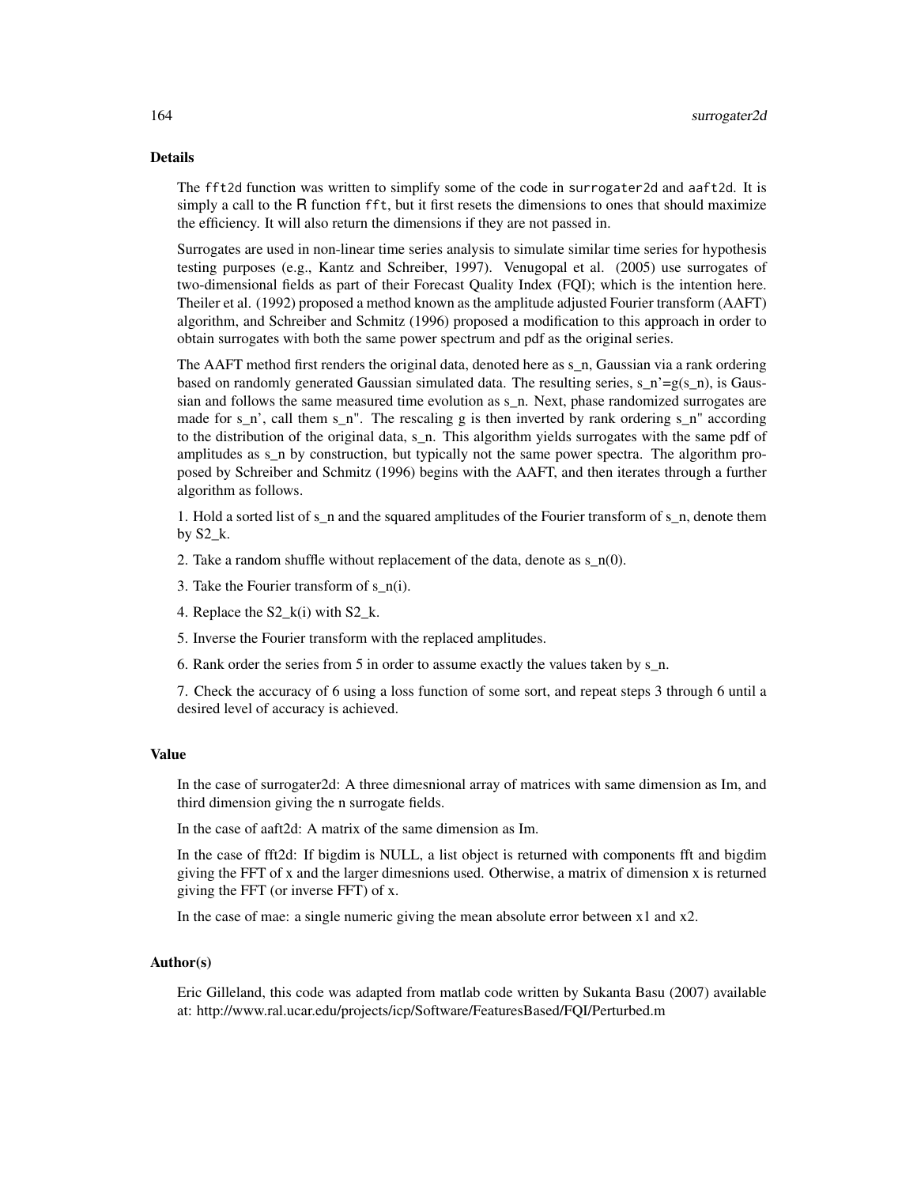## Details

The `fft2d` function was written to simplify some of the code in `surrogater2d` and `aaft2d`. It is simply a call to the R function `fft`, but it first resets the dimensions to ones that should maximize the efficiency. It will also return the dimensions if they are not passed in.

Surrogates are used in non-linear time series analysis to simulate similar time series for hypothesis testing purposes (e.g., Kantz and Schreiber, 1997). Venugopal et al. (2005) use surrogates of two-dimensional fields as part of their Forecast Quality Index (FQI); which is the intention here. Theiler et al. (1992) proposed a method known as the amplitude adjusted Fourier transform (AAFT) algorithm, and Schreiber and Schmitz (1996) proposed a modification to this approach in order to obtain surrogates with both the same power spectrum and pdf as the original series.

The AAFT method first renders the original data, denoted here as s_n, Gaussian via a rank ordering based on randomly generated Gaussian simulated data. The resulting series, s_n'=g(s_n), is Gaussian and follows the same measured time evolution as s_n. Next, phase randomized surrogates are made for s_n', call them s_n". The rescaling g is then inverted by rank ordering s_n" according to the distribution of the original data, s_n. This algorithm yields surrogates with the same pdf of amplitudes as s_n by construction, but typically not the same power spectra. The algorithm proposed by Schreiber and Schmitz (1996) begins with the AAFT, and then iterates through a further algorithm as follows.

1. Hold a sorted list of s_n and the squared amplitudes of the Fourier transform of s_n, denote them by S2_k.

2. Take a random shuffle without replacement of the data, denote as s_n(0).

3. Take the Fourier transform of s_n(i).

4. Replace the S2_k(i) with S2_k.

5. Inverse the Fourier transform with the replaced amplitudes.

6. Rank order the series from 5 in order to assume exactly the values taken by s_n.

7. Check the accuracy of 6 using a loss function of some sort, and repeat steps 3 through 6 until a desired level of accuracy is achieved.

## Value

In the case of surrogater2d: A three dimesnional array of matrices with same dimension as Im, and third dimension giving the n surrogate fields.

In the case of aaft2d: A matrix of the same dimension as Im.

In the case of fft2d: If bigdim is NULL, a list object is returned with components fft and bigdim giving the FFT of x and the larger dimesnions used. Otherwise, a matrix of dimension x is returned giving the FFT (or inverse FFT) of x.

In the case of mae: a single numeric giving the mean absolute error between x1 and x2.

## Author(s)

Eric Gilleland, this code was adapted from matlab code written by Sukanta Basu (2007) available at: http://www.ral.ucar.edu/projects/icp/Software/FeaturesBased/FQI/Perturbed.m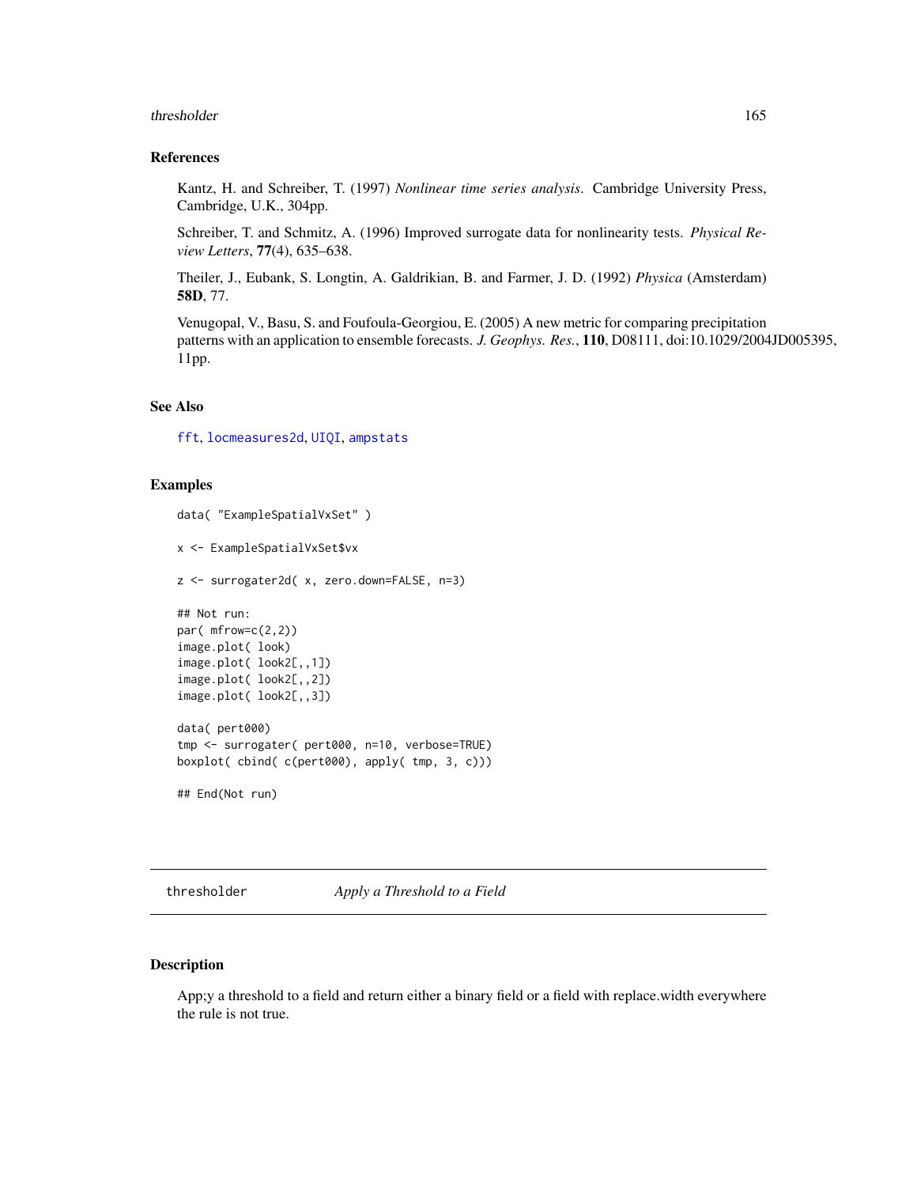### References

Kantz, H. and Schreiber, T. (1997) *Nonlinear time series analysis*. Cambridge University Press, Cambridge, U.K., 304pp.

Schreiber, T. and Schmitz, A. (1996) Improved surrogate data for nonlinearity tests. *Physical Review Letters*, **77**(4), 635–638.

Theiler, J., Eubank, S. Longtin, A. Galdrikian, B. and Farmer, J. D. (1992) *Physica* (Amsterdam) **58D**, 77.

Venugopal, V., Basu, S. and Foufoula-Georgiou, E. (2005) A new metric for comparing precipitation patterns with an application to ensemble forecasts. *J. Geophys. Res.*, **110**, D08111, doi:10.1029/2004JD005395, 11pp.

### See Also

fft, locmeasures2d, UIQI, ampstats

### Examples

```
data( "ExampleSpatialVxSet" )

x <- ExampleSpatialVxSet$vx

z <- surrogater2d( x, zero.down=FALSE, n=3)

## Not run:
par( mfrow=c(2,2))
image.plot( look)
image.plot( look2[,,1])
image.plot( look2[,,2])
image.plot( look2[,,3])

data( pert000)
tmp <- surrogater( pert000, n=10, verbose=TRUE)
boxplot( cbind( c(pert000), apply( tmp, 3, c)))

## End(Not run)
```

---

## thresholder — *Apply a Threshold to a Field*

### Description

App;y a threshold to a field and return either a binary field or a field with replace.width everywhere the rule is not true.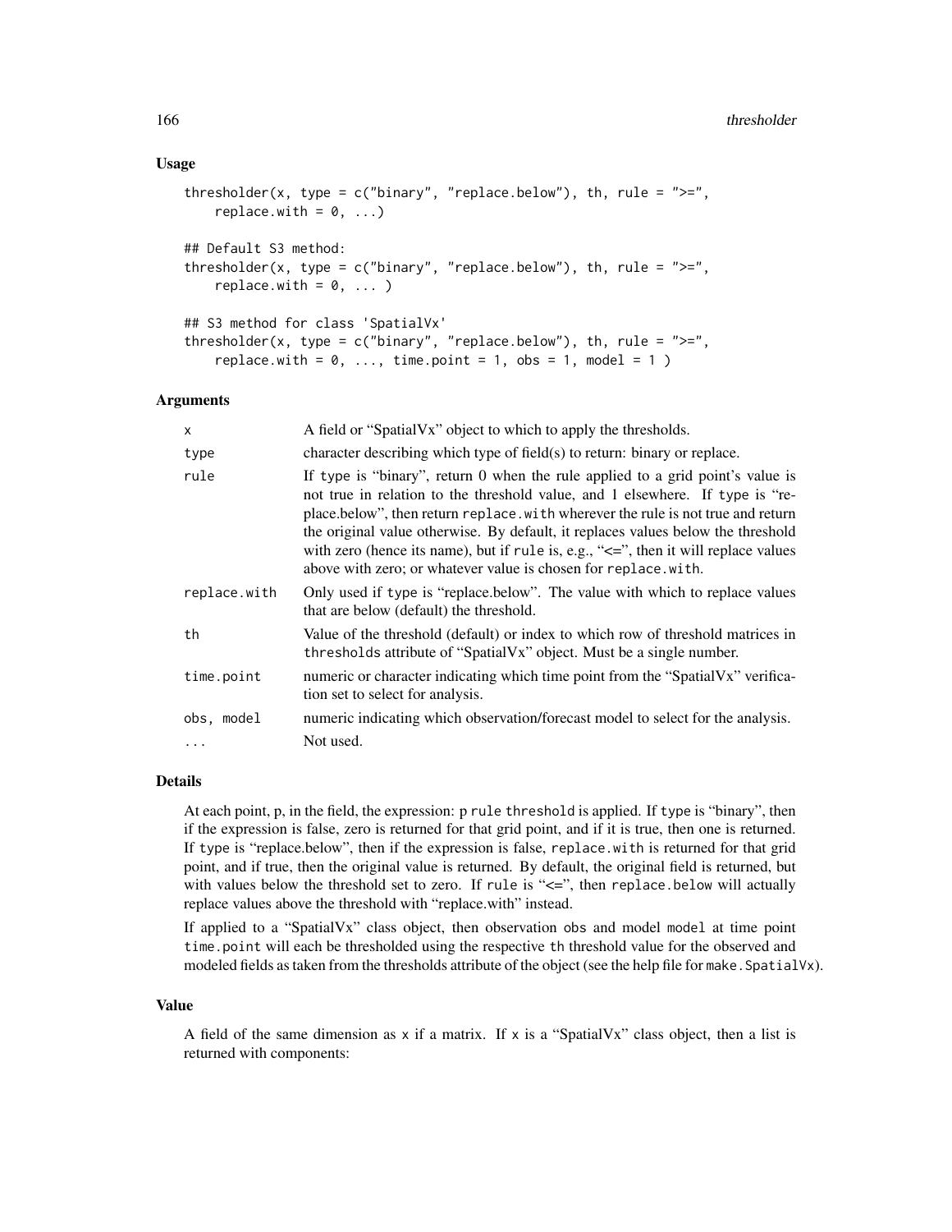## Usage

```
thresholder(x, type = c("binary", "replace.below"), th, rule = ">=",
    replace.with = 0, ...)

## Default S3 method:
thresholder(x, type = c("binary", "replace.below"), th, rule = ">=",
    replace.with = 0, ... )

## S3 method for class 'SpatialVx'
thresholder(x, type = c("binary", "replace.below"), th, rule = ">=",
    replace.with = 0, ..., time.point = 1, obs = 1, model = 1 )
```

## Arguments

| | |
|---|---|
| `x` | A field or "SpatialVx" object to which to apply the thresholds. |
| `type` | character describing which type of field(s) to return: binary or replace. |
| `rule` | If `type` is "binary", return 0 when the rule applied to a grid point's value is not true in relation to the threshold value, and 1 elsewhere. If `type` is "replace.below", then return `replace.with` wherever the rule is not true and return the original value otherwise. By default, it replaces values below the threshold with zero (hence its name), but if `rule` is, e.g., "<=", then it will replace values above with zero; or whatever value is chosen for `replace.with`. |
| `replace.with` | Only used if `type` is "replace.below". The value with which to replace values that are below (default) the threshold. |
| `th` | Value of the threshold (default) or index to which row of threshold matrices in `thresholds` attribute of "SpatialVx" object. Must be a single number. |
| `time.point` | numeric or character indicating which time point from the "SpatialVx" verification set to select for analysis. |
| `obs, model` | numeric indicating which observation/forecast model to select for the analysis. |
| `...` | Not used. |

## Details

At each point, p, in the field, the expression: p `rule` `threshold` is applied. If `type` is "binary", then if the expression is false, zero is returned for that grid point, and if it is true, then one is returned. If `type` is "replace.below", then if the expression is false, `replace.with` is returned for that grid point, and if true, then the original value is returned. By default, the original field is returned, but with values below the threshold set to zero. If `rule` is "<=", then `replace.below` will actually replace values above the threshold with "replace.with" instead.

If applied to a "SpatialVx" class object, then observation `obs` and model `model` at time point `time.point` will each be thresholded using the respective `th` threshold value for the observed and modeled fields as taken from the thresholds attribute of the object (see the help file for `make.SpatialVx`).

## Value

A field of the same dimension as `x` if a matrix. If `x` is a "SpatialVx" class object, then a list is returned with components: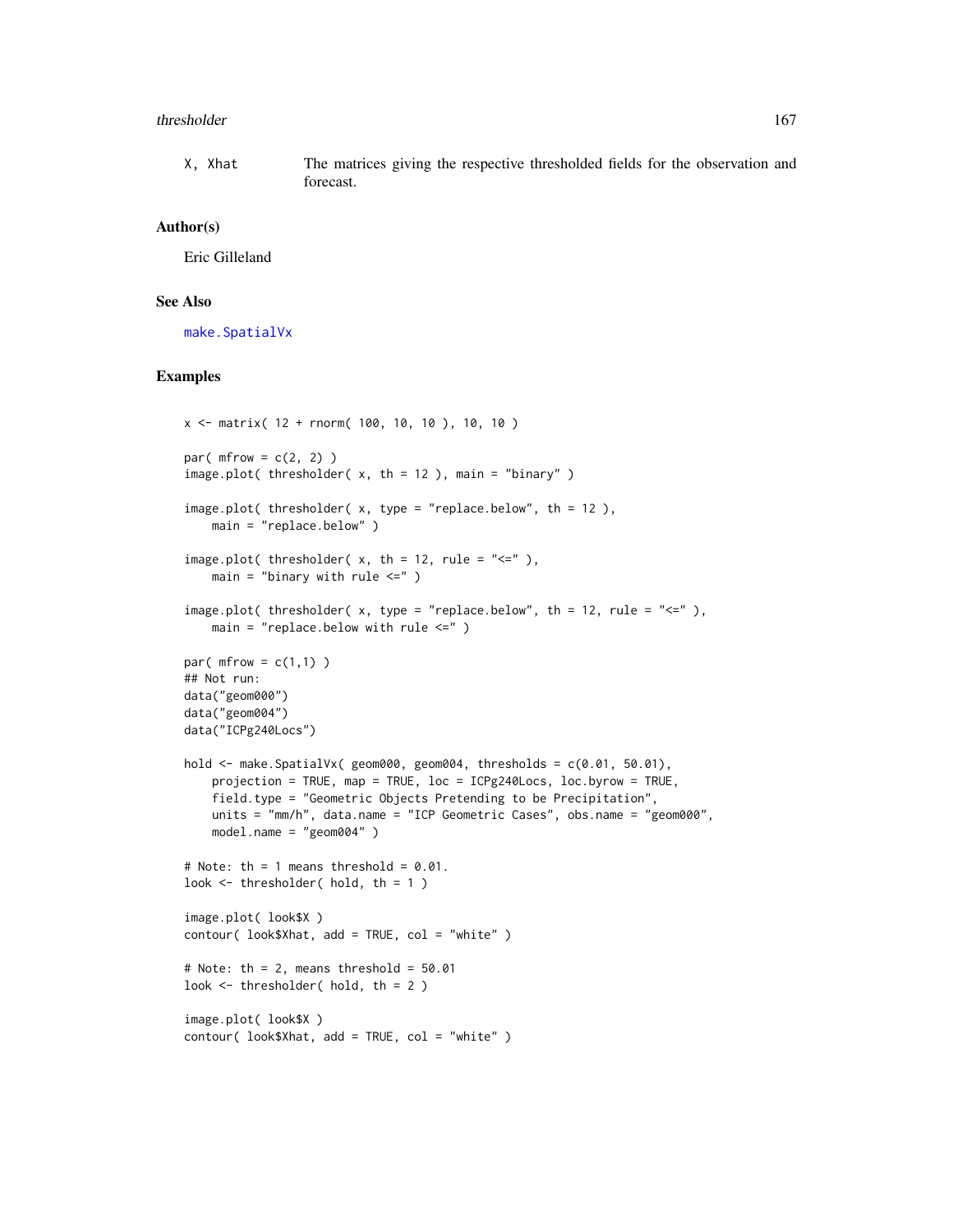X, Xhat	The matrices giving the respective thresholded fields for the observation and forecast.

## Author(s)

Eric Gilleland

## See Also

make.SpatialVx

## Examples

```
x <- matrix( 12 + rnorm( 100, 10, 10 ), 10, 10 )

par( mfrow = c(2, 2) )
image.plot( thresholder( x, th = 12 ), main = "binary" )

image.plot( thresholder( x, type = "replace.below", th = 12 ),
    main = "replace.below" )

image.plot( thresholder( x, th = 12, rule = "<=" ),
    main = "binary with rule <=" )

image.plot( thresholder( x, type = "replace.below", th = 12, rule = "<=" ),
    main = "replace.below with rule <=" )

par( mfrow = c(1,1) )
## Not run:
data("geom000")
data("geom004")
data("ICPg240Locs")

hold <- make.SpatialVx( geom000, geom004, thresholds = c(0.01, 50.01),
    projection = TRUE, map = TRUE, loc = ICPg240Locs, loc.byrow = TRUE,
    field.type = "Geometric Objects Pretending to be Precipitation",
    units = "mm/h", data.name = "ICP Geometric Cases", obs.name = "geom000",
    model.name = "geom004" )

# Note: th = 1 means threshold = 0.01.
look <- thresholder( hold, th = 1 )

image.plot( look$X )
contour( look$Xhat, add = TRUE, col = "white" )

# Note: th = 2, means threshold = 50.01
look <- thresholder( hold, th = 2 )

image.plot( look$X )
contour( look$Xhat, add = TRUE, col = "white" )
```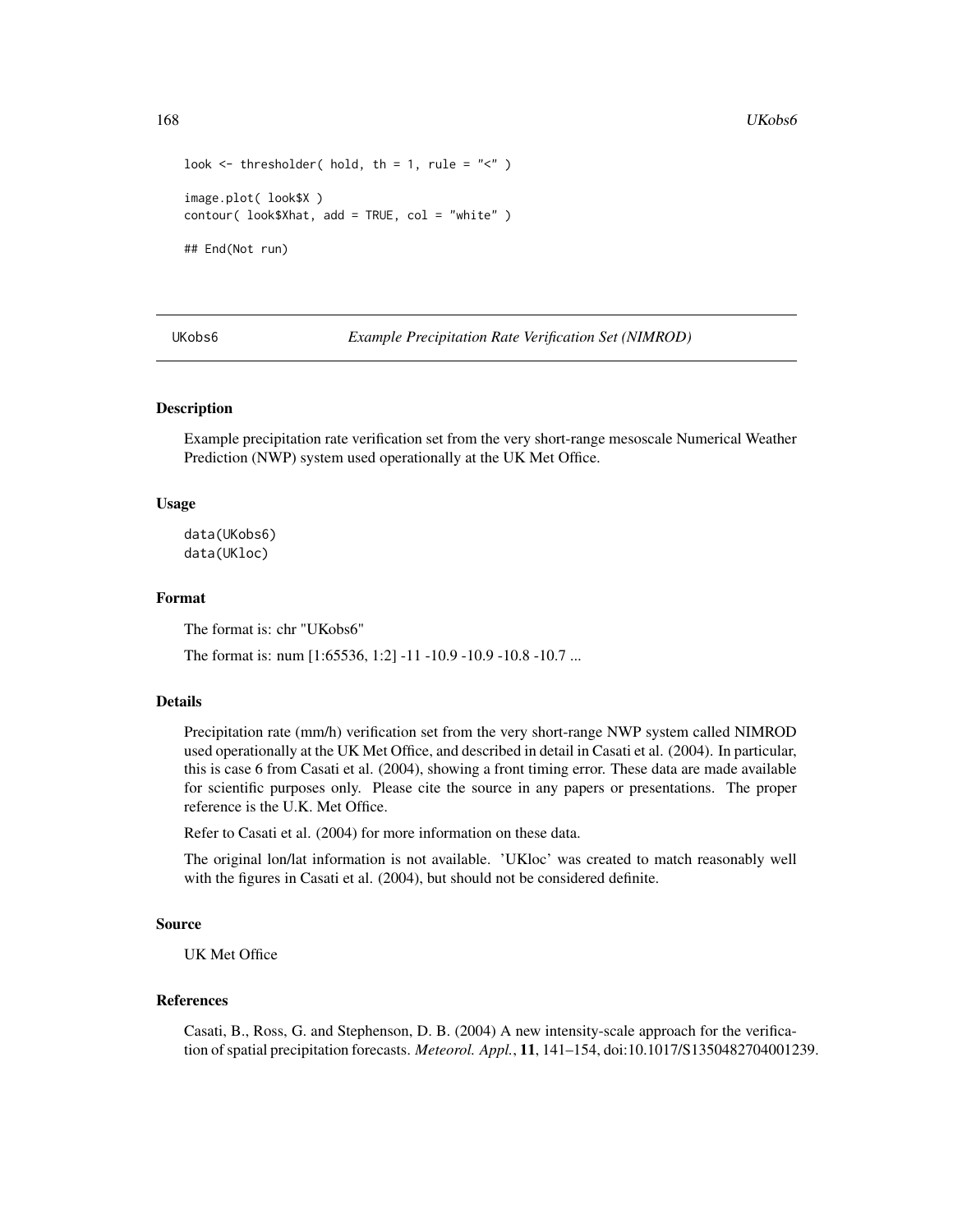```
look <- thresholder( hold, th = 1, rule = "<" )

image.plot( look$X )
contour( look$Xhat, add = TRUE, col = "white" )

## End(Not run)
```

## UKobs6 *Example Precipitation Rate Verification Set (NIMROD)*

### Description

Example precipitation rate verification set from the very short-range mesoscale Numerical Weather Prediction (NWP) system used operationally at the UK Met Office.

### Usage

```
data(UKobs6)
data(UKloc)
```

### Format

The format is: chr "UKobs6"

The format is: num [1:65536, 1:2] -11 -10.9 -10.9 -10.8 -10.7 ...

### Details

Precipitation rate (mm/h) verification set from the very short-range NWP system called NIMROD used operationally at the UK Met Office, and described in detail in Casati et al. (2004). In particular, this is case 6 from Casati et al. (2004), showing a front timing error. These data are made available for scientific purposes only. Please cite the source in any papers or presentations. The proper reference is the U.K. Met Office.

Refer to Casati et al. (2004) for more information on these data.

The original lon/lat information is not available. 'UKloc' was created to match reasonably well with the figures in Casati et al. (2004), but should not be considered definite.

### Source

UK Met Office

### References

Casati, B., Ross, G. and Stephenson, D. B. (2004) A new intensity-scale approach for the verification of spatial precipitation forecasts. *Meteorol. Appl.*, **11**, 141–154, doi:10.1017/S1350482704001239.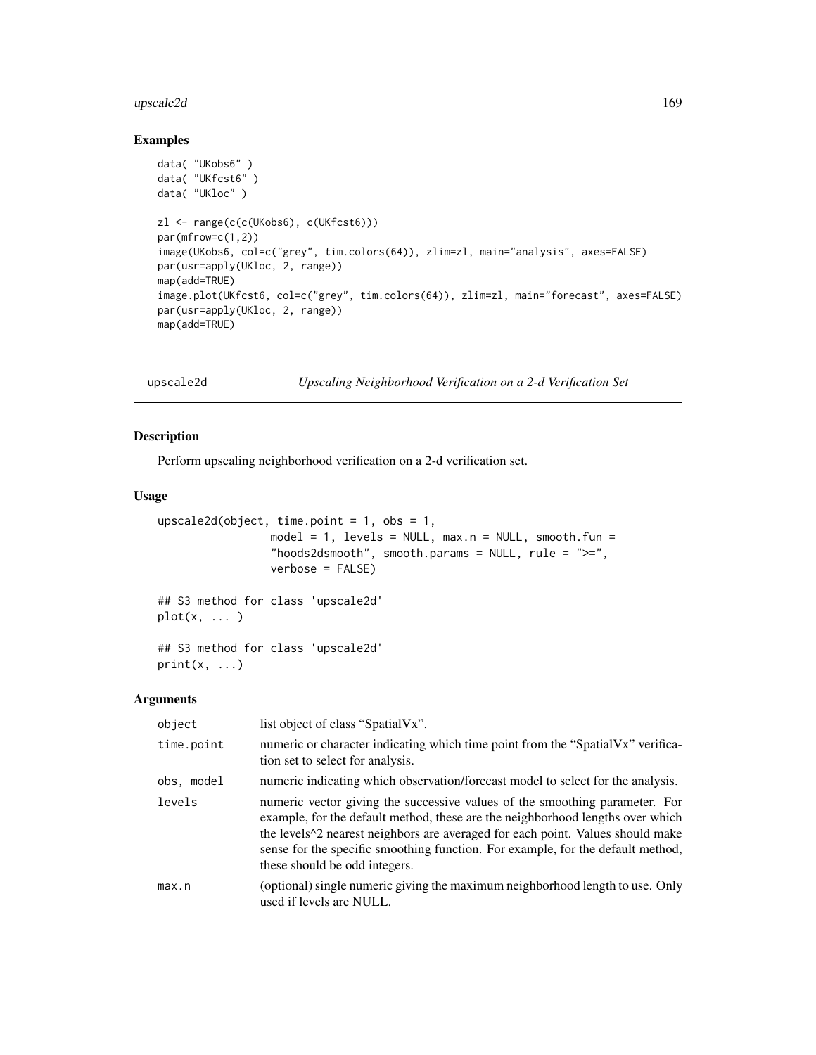## Examples

```
data( "UKobs6" )
data( "UKfcst6" )
data( "UKloc" )

zl <- range(c(c(UKobs6), c(UKfcst6)))
par(mfrow=c(1,2))
image(UKobs6, col=c("grey", tim.colors(64)), zlim=zl, main="analysis", axes=FALSE)
par(usr=apply(UKloc, 2, range))
map(add=TRUE)
image.plot(UKfcst6, col=c("grey", tim.colors(64)), zlim=zl, main="forecast", axes=FALSE)
par(usr=apply(UKloc, 2, range))
map(add=TRUE)
```

---

# upscale2d — *Upscaling Neighborhood Verification on a 2-d Verification Set*

## Description

Perform upscaling neighborhood verification on a 2-d verification set.

## Usage

```
upscale2d(object, time.point = 1, obs = 1,
                 model = 1, levels = NULL, max.n = NULL, smooth.fun =
                 "hoods2dsmooth", smooth.params = NULL, rule = ">=",
                 verbose = FALSE)

## S3 method for class 'upscale2d'
plot(x, ... )

## S3 method for class 'upscale2d'
print(x, ...)
```

## Arguments

| | |
|---|---|
| object | list object of class "SpatialVx". |
| time.point | numeric or character indicating which time point from the "SpatialVx" verification set to select for analysis. |
| obs, model | numeric indicating which observation/forecast model to select for the analysis. |
| levels | numeric vector giving the successive values of the smoothing parameter. For example, for the default method, these are the neighborhood lengths over which the levels^2 nearest neighbors are averaged for each point. Values should make sense for the specific smoothing function. For example, for the default method, these should be odd integers. |
| max.n | (optional) single numeric giving the maximum neighborhood length to use. Only used if levels are NULL. |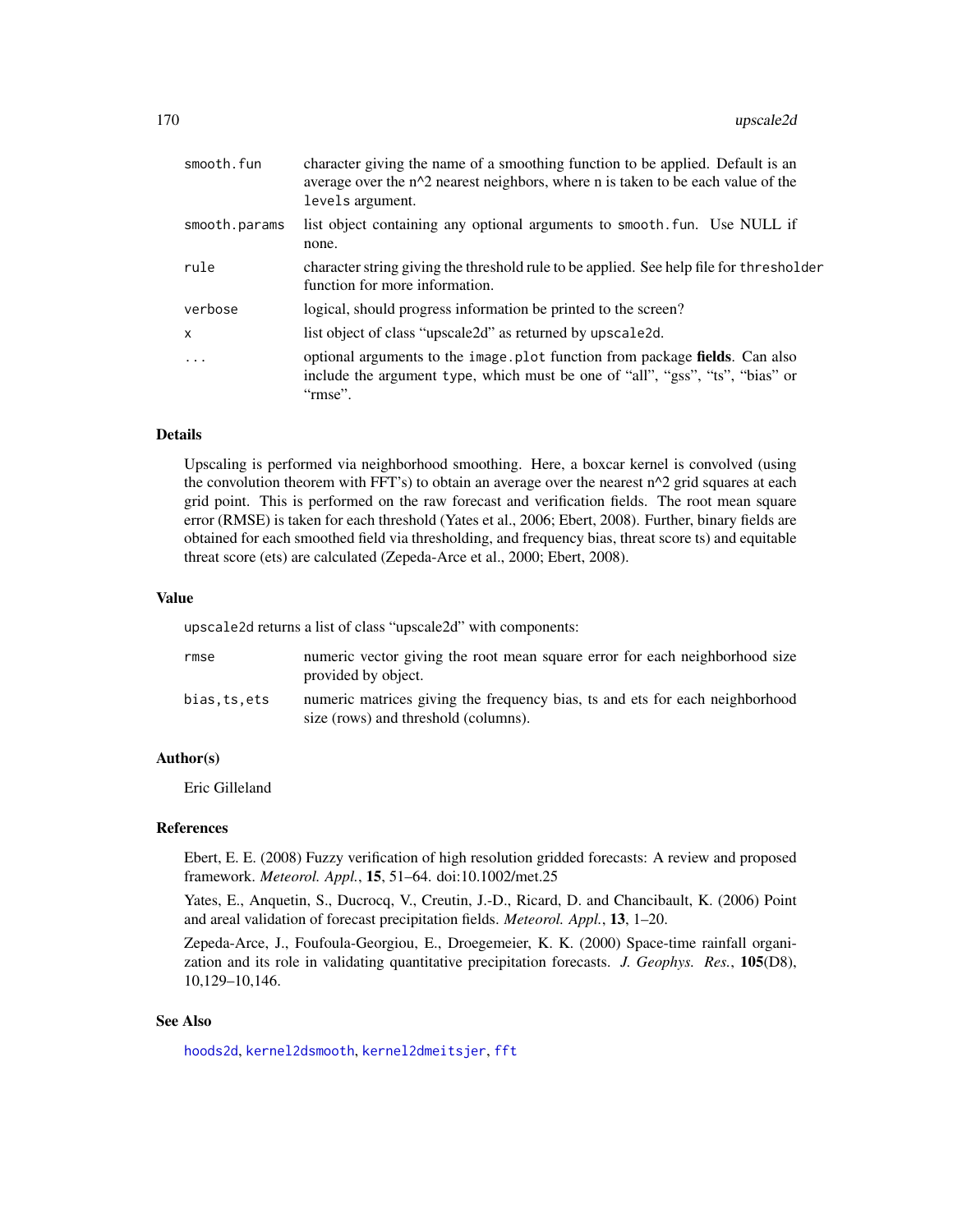| | |
|---|---|
| smooth.fun | character giving the name of a smoothing function to be applied. Default is an average over the n^2 nearest neighbors, where n is taken to be each value of the levels argument. |
| smooth.params | list object containing any optional arguments to smooth.fun. Use NULL if none. |
| rule | character string giving the threshold rule to be applied. See help file for thresholder function for more information. |
| verbose | logical, should progress information be printed to the screen? |
| x | list object of class "upscale2d" as returned by upscale2d. |
| ... | optional arguments to the image.plot function from package **fields**. Can also include the argument type, which must be one of "all", "gss", "ts", "bias" or "rmse". |

## Details

Upscaling is performed via neighborhood smoothing. Here, a boxcar kernel is convolved (using the convolution theorem with FFT's) to obtain an average over the nearest n^2 grid squares at each grid point. This is performed on the raw forecast and verification fields. The root mean square error (RMSE) is taken for each threshold (Yates et al., 2006; Ebert, 2008). Further, binary fields are obtained for each smoothed field via thresholding, and frequency bias, threat score ts) and equitable threat score (ets) are calculated (Zepeda-Arce et al., 2000; Ebert, 2008).

## Value

upscale2d returns a list of class "upscale2d" with components:

| | |
|---|---|
| rmse | numeric vector giving the root mean square error for each neighborhood size provided by object. |
| bias,ts,ets | numeric matrices giving the frequency bias, ts and ets for each neighborhood size (rows) and threshold (columns). |

## Author(s)

Eric Gilleland

## References

Ebert, E. E. (2008) Fuzzy verification of high resolution gridded forecasts: A review and proposed framework. *Meteorol. Appl.*, **15**, 51–64. doi:10.1002/met.25

Yates, E., Anquetin, S., Ducrocq, V., Creutin, J.-D., Ricard, D. and Chancibault, K. (2006) Point and areal validation of forecast precipitation fields. *Meteorol. Appl.*, **13**, 1–20.

Zepeda-Arce, J., Foufoula-Georgiou, E., Droegemeier, K. K. (2000) Space-time rainfall organization and its role in validating quantitative precipitation forecasts. *J. Geophys. Res.*, **105**(D8), 10,129–10,146.

## See Also

hoods2d, kernel2dsmooth, kernel2dmeitsjer, fft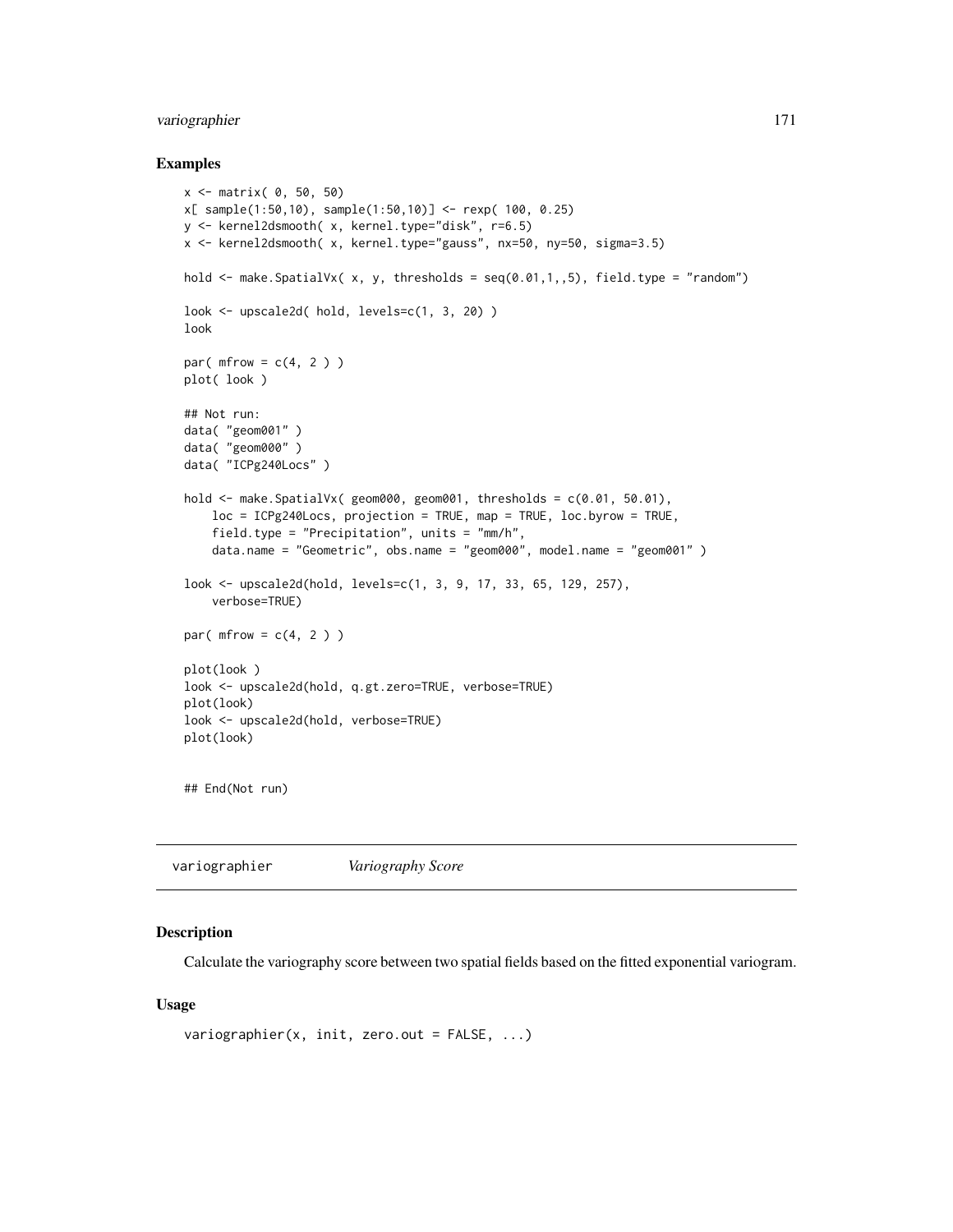## Examples

```
x <- matrix( 0, 50, 50)
x[ sample(1:50,10), sample(1:50,10)] <- rexp( 100, 0.25)
y <- kernel2dsmooth( x, kernel.type="disk", r=6.5)
x <- kernel2dsmooth( x, kernel.type="gauss", nx=50, ny=50, sigma=3.5)

hold <- make.SpatialVx( x, y, thresholds = seq(0.01,1,,5), field.type = "random")

look <- upscale2d( hold, levels=c(1, 3, 20) )
look

par( mfrow = c(4, 2 ) )
plot( look )

## Not run:
data( "geom001" )
data( "geom000" )
data( "ICPg240Locs" )

hold <- make.SpatialVx( geom000, geom001, thresholds = c(0.01, 50.01),
    loc = ICPg240Locs, projection = TRUE, map = TRUE, loc.byrow = TRUE,
    field.type = "Precipitation", units = "mm/h",
    data.name = "Geometric", obs.name = "geom000", model.name = "geom001" )

look <- upscale2d(hold, levels=c(1, 3, 9, 17, 33, 65, 129, 257),
    verbose=TRUE)

par( mfrow = c(4, 2 ) )

plot(look )
look <- upscale2d(hold, q.gt.zero=TRUE, verbose=TRUE)
plot(look)
look <- upscale2d(hold, verbose=TRUE)
plot(look)


## End(Not run)
```

---

variographier    *Variography Score*

---

## Description

Calculate the variography score between two spatial fields based on the fitted exponential variogram.

## Usage

```
variographier(x, init, zero.out = FALSE, ...)
```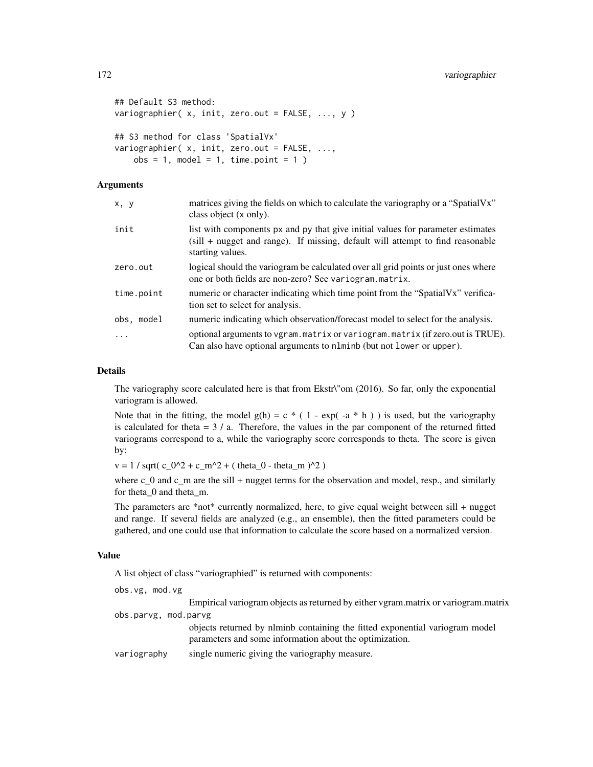```
## Default S3 method:
variographier( x, init, zero.out = FALSE, ..., y )

## S3 method for class 'SpatialVx'
variographier( x, init, zero.out = FALSE, ...,
    obs = 1, model = 1, time.point = 1 )
```

### Arguments

| | |
|---|---|
| x, y | matrices giving the fields on which to calculate the variography or a "SpatialVx" class object (x only). |
| init | list with components px and py that give initial values for parameter estimates (sill + nugget and range). If missing, default will attempt to find reasonable starting values. |
| zero.out | logical should the variogram be calculated over all grid points or just ones where one or both fields are non-zero? See variogram.matrix. |
| time.point | numeric or character indicating which time point from the "SpatialVx" verification set to select for analysis. |
| obs, model | numeric indicating which observation/forecast model to select for the analysis. |
| ... | optional arguments to vgram.matrix or variogram.matrix (if zero.out is TRUE). Can also have optional arguments to nlminb (but not lower or upper). |

### Details

The variography score calculated here is that from Ekstr\"om (2016). So far, only the exponential variogram is allowed.

Note that in the fitting, the model g(h) = c * ( 1 - exp( -a * h ) ) is used, but the variography is calculated for theta = 3 / a. Therefore, the values in the par component of the returned fitted variograms correspond to a, while the variography score corresponds to theta. The score is given by:

v = 1 / sqrt( c_0^2 + c_m^2 + ( theta_0 - theta_m )^2 )

where c_0 and c_m are the sill + nugget terms for the observation and model, resp., and similarly for theta_0 and theta_m.

The parameters are *not* currently normalized, here, to give equal weight between sill + nugget and range. If several fields are analyzed (e.g., an ensemble), then the fitted parameters could be gathered, and one could use that information to calculate the score based on a normalized version.

### Value

A list object of class "variographied" is returned with components:

| | |
|---|---|
| obs.vg, mod.vg | Empirical variogram objects as returned by either vgram.matrix or variogram.matrix |
| obs.parvg, mod.parvg | objects returned by nlminb containing the fitted exponential variogram model parameters and some information about the optimization. |
| variography | single numeric giving the variography measure. |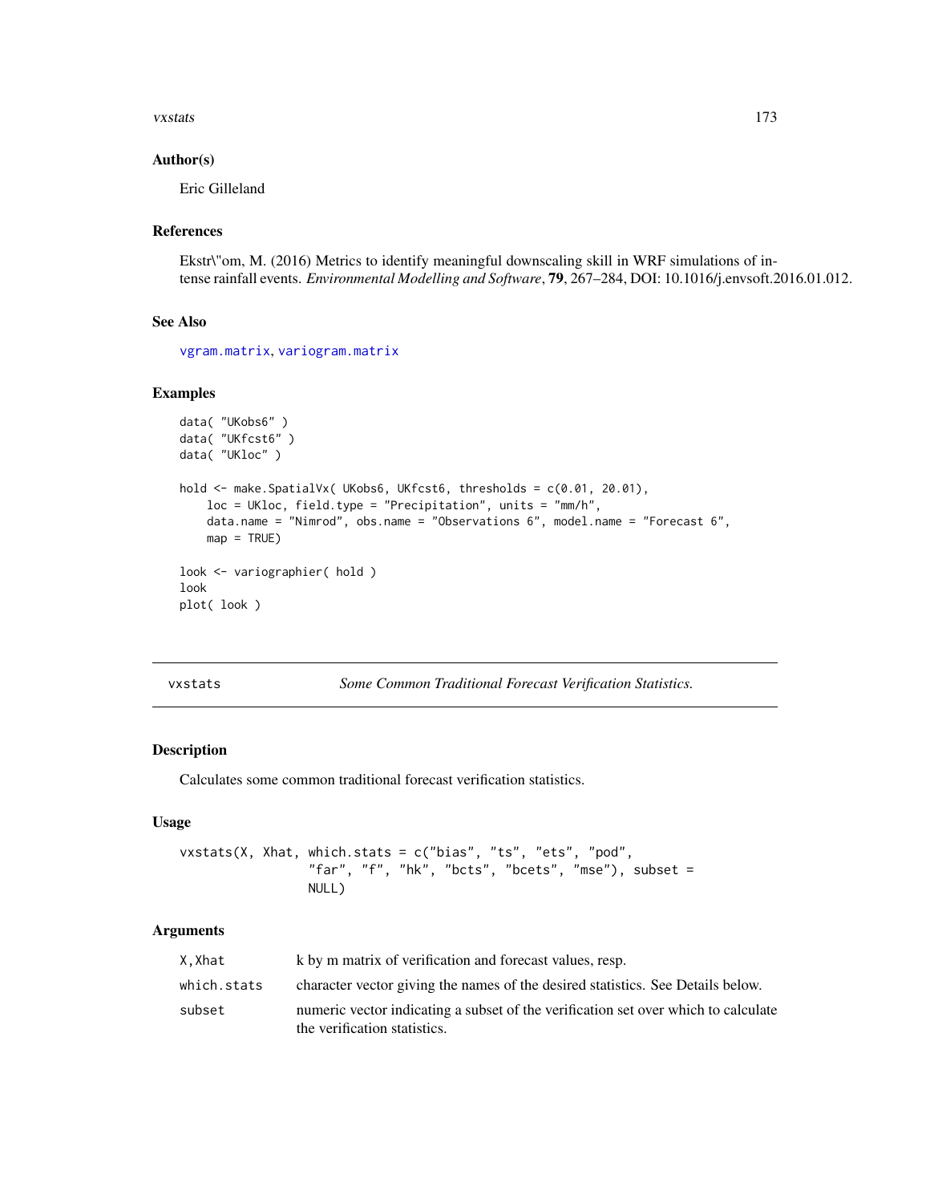## Author(s)

Eric Gilleland

## References

Ekstr\"om, M. (2016) Metrics to identify meaningful downscaling skill in WRF simulations of intense rainfall events. *Environmental Modelling and Software*, **79**, 267–284, DOI: 10.1016/j.envsoft.2016.01.012.

## See Also

vgram.matrix, variogram.matrix

## Examples

```
data( "UKobs6" )
data( "UKfcst6" )
data( "UKloc" )

hold <- make.SpatialVx( UKobs6, UKfcst6, thresholds = c(0.01, 20.01),
    loc = UKloc, field.type = "Precipitation", units = "mm/h",
    data.name = "Nimrod", obs.name = "Observations 6", model.name = "Forecast 6",
    map = TRUE)

look <- variographier( hold )
look
plot( look )
```

---

# vxstats — *Some Common Traditional Forecast Verification Statistics.*

## Description

Calculates some common traditional forecast verification statistics.

## Usage

```
vxstats(X, Xhat, which.stats = c("bias", "ts", "ets", "pod",
                 "far", "f", "hk", "bcts", "bcets", "mse"), subset =
                 NULL)
```

## Arguments

| | |
|---|---|
| X,Xhat | k by m matrix of verification and forecast values, resp. |
| which.stats | character vector giving the names of the desired statistics. See Details below. |
| subset | numeric vector indicating a subset of the verification set over which to calculate the verification statistics. |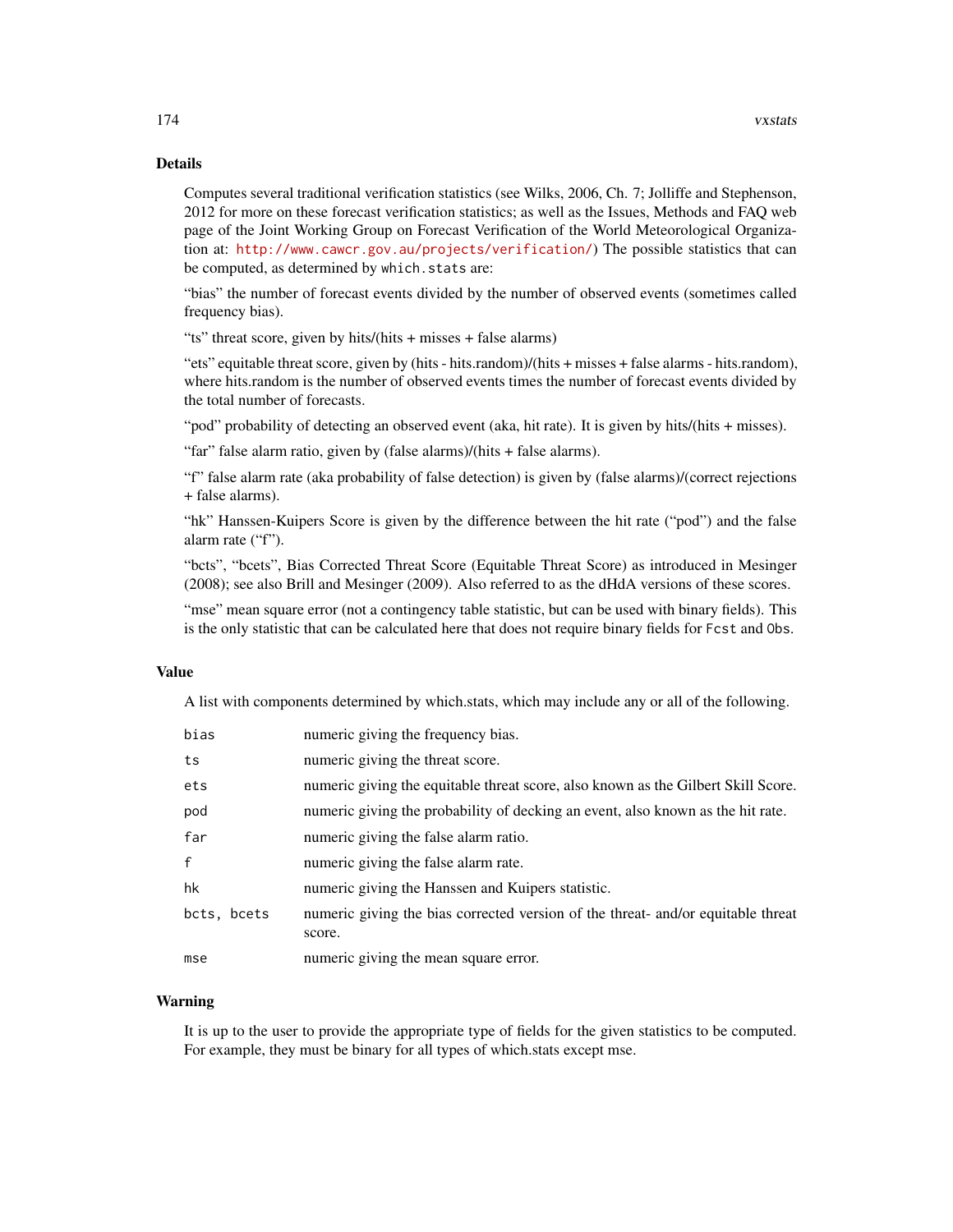## Details

Computes several traditional verification statistics (see Wilks, 2006, Ch. 7; Jolliffe and Stephenson, 2012 for more on these forecast verification statistics; as well as the Issues, Methods and FAQ web page of the Joint Working Group on Forecast Verification of the World Meteorological Organization at: http://www.cawcr.gov.au/projects/verification/) The possible statistics that can be computed, as determined by `which.stats` are:

"bias" the number of forecast events divided by the number of observed events (sometimes called frequency bias).

"ts" threat score, given by hits/(hits + misses + false alarms)

"ets" equitable threat score, given by (hits - hits.random)/(hits + misses + false alarms - hits.random), where hits.random is the number of observed events times the number of forecast events divided by the total number of forecasts.

"pod" probability of detecting an observed event (aka, hit rate). It is given by hits/(hits + misses).

"far" false alarm ratio, given by (false alarms)/(hits + false alarms).

"f" false alarm rate (aka probability of false detection) is given by (false alarms)/(correct rejections + false alarms).

"hk" Hanssen-Kuipers Score is given by the difference between the hit rate ("pod") and the false alarm rate ("f").

"bcts", "bcets", Bias Corrected Threat Score (Equitable Threat Score) as introduced in Mesinger (2008); see also Brill and Mesinger (2009). Also referred to as the dHdA versions of these scores.

"mse" mean square error (not a contingency table statistic, but can be used with binary fields). This is the only statistic that can be calculated here that does not require binary fields for `Fcst` and `Obs`.

## Value

A list with components determined by which.stats, which may include any or all of the following.

| | |
|---|---|
| `bias` | numeric giving the frequency bias. |
| `ts` | numeric giving the threat score. |
| `ets` | numeric giving the equitable threat score, also known as the Gilbert Skill Score. |
| `pod` | numeric giving the probability of decking an event, also known as the hit rate. |
| `far` | numeric giving the false alarm ratio. |
| `f` | numeric giving the false alarm rate. |
| `hk` | numeric giving the Hanssen and Kuipers statistic. |
| `bcts, bcets` | numeric giving the bias corrected version of the threat- and/or equitable threat score. |
| `mse` | numeric giving the mean square error. |

## Warning

It is up to the user to provide the appropriate type of fields for the given statistics to be computed. For example, they must be binary for all types of which.stats except mse.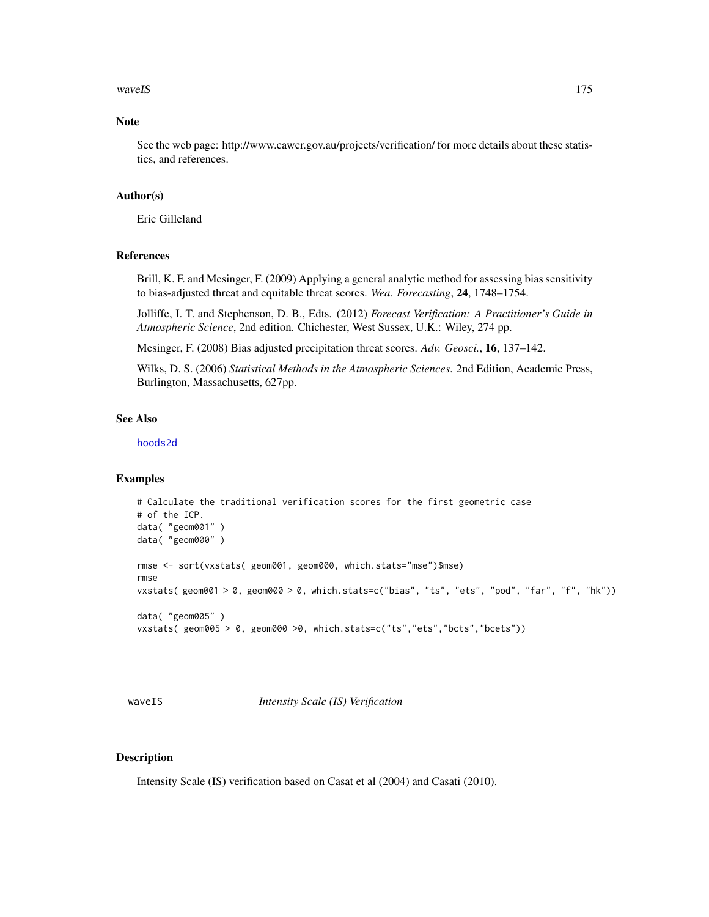## Note

See the web page: http://www.cawcr.gov.au/projects/verification/ for more details about these statistics, and references.

## Author(s)

Eric Gilleland

## References

Brill, K. F. and Mesinger, F. (2009) Applying a general analytic method for assessing bias sensitivity to bias-adjusted threat and equitable threat scores. *Wea. Forecasting*, **24**, 1748–1754.

Jolliffe, I. T. and Stephenson, D. B., Edts. (2012) *Forecast Verification: A Practitioner's Guide in Atmospheric Science*, 2nd edition. Chichester, West Sussex, U.K.: Wiley, 274 pp.

Mesinger, F. (2008) Bias adjusted precipitation threat scores. *Adv. Geosci.*, **16**, 137–142.

Wilks, D. S. (2006) *Statistical Methods in the Atmospheric Sciences*. 2nd Edition, Academic Press, Burlington, Massachusetts, 627pp.

## See Also

hoods2d

## Examples

```
# Calculate the traditional verification scores for the first geometric case
# of the ICP.
data( "geom001" )
data( "geom000" )

rmse <- sqrt(vxstats( geom001, geom000, which.stats="mse")$mse)
rmse
vxstats( geom001 > 0, geom000 > 0, which.stats=c("bias", "ts", "ets", "pod", "far", "f", "hk"))

data( "geom005" )
vxstats( geom005 > 0, geom000 >0, which.stats=c("ts","ets","bcts","bcets"))
```

---

# waveIS — *Intensity Scale (IS) Verification*

## Description

Intensity Scale (IS) verification based on Casat et al (2004) and Casati (2010).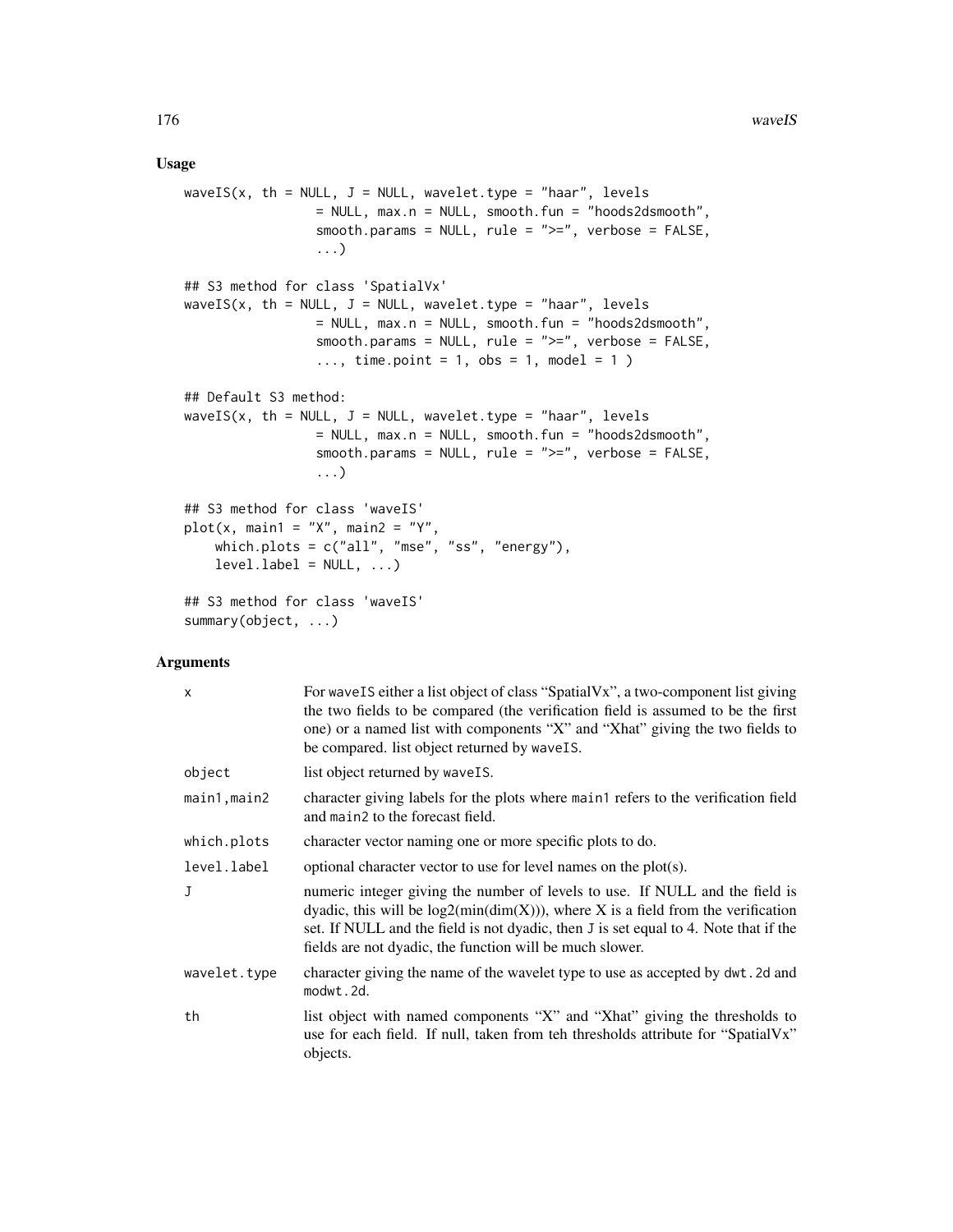## Usage

```
waveIS(x, th = NULL, J = NULL, wavelet.type = "haar", levels
                 = NULL, max.n = NULL, smooth.fun = "hoods2dsmooth",
                 smooth.params = NULL, rule = ">=", verbose = FALSE,
                 ...)

## S3 method for class 'SpatialVx'
waveIS(x, th = NULL, J = NULL, wavelet.type = "haar", levels
                 = NULL, max.n = NULL, smooth.fun = "hoods2dsmooth",
                 smooth.params = NULL, rule = ">=", verbose = FALSE,
                 ..., time.point = 1, obs = 1, model = 1 )

## Default S3 method:
waveIS(x, th = NULL, J = NULL, wavelet.type = "haar", levels
                 = NULL, max.n = NULL, smooth.fun = "hoods2dsmooth",
                 smooth.params = NULL, rule = ">=", verbose = FALSE,
                 ...)

## S3 method for class 'waveIS'
plot(x, main1 = "X", main2 = "Y",
    which.plots = c("all", "mse", "ss", "energy"),
    level.label = NULL, ...)

## S3 method for class 'waveIS'
summary(object, ...)
```

## Arguments

| | |
|---|---|
| `x` | For `waveIS` either a list object of class "SpatialVx", a two-component list giving the two fields to be compared (the verification field is assumed to be the first one) or a named list with components "X" and "Xhat" giving the two fields to be compared. list object returned by `waveIS`. |
| `object` | list object returned by `waveIS`. |
| `main1,main2` | character giving labels for the plots where `main1` refers to the verification field and `main2` to the forecast field. |
| `which.plots` | character vector naming one or more specific plots to do. |
| `level.label` | optional character vector to use for level names on the plot(s). |
| `J` | numeric integer giving the number of levels to use. If NULL and the field is dyadic, this will be log2(min(dim(X))), where X is a field from the verification set. If NULL and the field is not dyadic, then `J` is set equal to 4. Note that if the fields are not dyadic, the function will be much slower. |
| `wavelet.type` | character giving the name of the wavelet type to use as accepted by `dwt.2d` and `modwt.2d`. |
| `th` | list object with named components "X" and "Xhat" giving the thresholds to use for each field. If null, taken from teh thresholds attribute for "SpatialVx" objects. |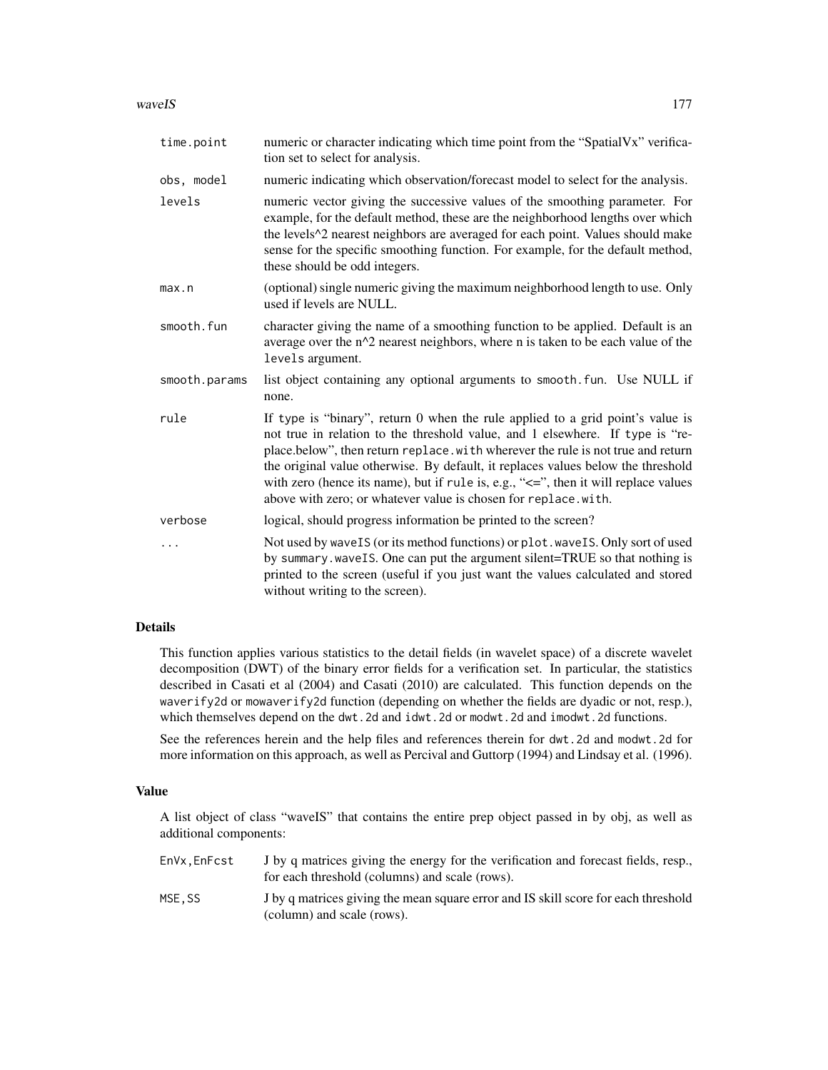| | |
|---|---|
| time.point | numeric or character indicating which time point from the "SpatialVx" verification set to select for analysis. |
| obs, model | numeric indicating which observation/forecast model to select for the analysis. |
| levels | numeric vector giving the successive values of the smoothing parameter. For example, for the default method, these are the neighborhood lengths over which the levels^2 nearest neighbors are averaged for each point. Values should make sense for the specific smoothing function. For example, for the default method, these should be odd integers. |
| max.n | (optional) single numeric giving the maximum neighborhood length to use. Only used if levels are NULL. |
| smooth.fun | character giving the name of a smoothing function to be applied. Default is an average over the n^2 nearest neighbors, where n is taken to be each value of the `levels` argument. |
| smooth.params | list object containing any optional arguments to smooth.fun. Use NULL if none. |
| rule | If type is "binary", return 0 when the rule applied to a grid point's value is not true in relation to the threshold value, and 1 elsewhere. If type is "replace.below", then return `replace.with` wherever the rule is not true and return the original value otherwise. By default, it replaces values below the threshold with zero (hence its name), but if `rule` is, e.g., "<=", then it will replace values above with zero; or whatever value is chosen for `replace.with`. |
| verbose | logical, should progress information be printed to the screen? |
| ... | Not used by waveIS (or its method functions) or plot.waveIS. Only sort of used by summary.waveIS. One can put the argument silent=TRUE so that nothing is printed to the screen (useful if you just want the values calculated and stored without writing to the screen). |

## Details

This function applies various statistics to the detail fields (in wavelet space) of a discrete wavelet decomposition (DWT) of the binary error fields for a verification set. In particular, the statistics described in Casati et al (2004) and Casati (2010) are calculated. This function depends on the `waverify2d` or `mowaverify2d` function (depending on whether the fields are dyadic or not, resp.), which themselves depend on the `dwt.2d` and `idwt.2d` or `modwt.2d` and `imodwt.2d` functions.

See the references herein and the help files and references therein for `dwt.2d` and `modwt.2d` for more information on this approach, as well as Percival and Guttorp (1994) and Lindsay et al. (1996).

## Value

A list object of class "waveIS" that contains the entire prep object passed in by obj, as well as additional components:

| | |
|---|---|
| EnVx,EnFcst | J by q matrices giving the energy for the verification and forecast fields, resp., for each threshold (columns) and scale (rows). |
| MSE,SS | J by q matrices giving the mean square error and IS skill score for each threshold (column) and scale (rows). |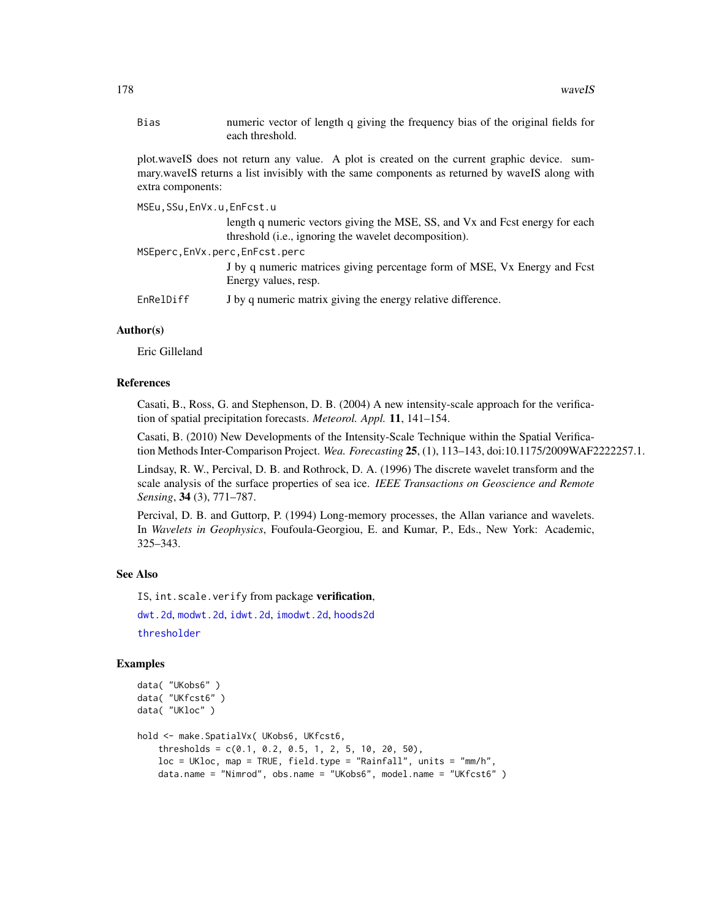Bias  numeric vector of length q giving the frequency bias of the original fields for each threshold.

plot.waveIS does not return any value. A plot is created on the current graphic device. summary.waveIS returns a list invisibly with the same components as returned by waveIS along with extra components:

MSEu,SSu,EnVx.u,EnFcst.u
: length q numeric vectors giving the MSE, SS, and Vx and Fcst energy for each threshold (i.e., ignoring the wavelet decomposition).

MSEperc,EnVx.perc,EnFcst.perc
: J by q numeric matrices giving percentage form of MSE, Vx Energy and Fcst Energy values, resp.

EnRelDiff  J by q numeric matrix giving the energy relative difference.

## Author(s)

Eric Gilleland

## References

Casati, B., Ross, G. and Stephenson, D. B. (2004) A new intensity-scale approach for the verification of spatial precipitation forecasts. *Meteorol. Appl.* **11**, 141–154.

Casati, B. (2010) New Developments of the Intensity-Scale Technique within the Spatial Verification Methods Inter-Comparison Project. *Wea. Forecasting* **25**, (1), 113–143, doi:10.1175/2009WAF2222257.1.

Lindsay, R. W., Percival, D. B. and Rothrock, D. A. (1996) The discrete wavelet transform and the scale analysis of the surface properties of sea ice. *IEEE Transactions on Geoscience and Remote Sensing*, **34** (3), 771–787.

Percival, D. B. and Guttorp, P. (1994) Long-memory processes, the Allan variance and wavelets. In *Wavelets in Geophysics*, Foufoula-Georgiou, E. and Kumar, P., Eds., New York: Academic, 325–343.

## See Also

IS, int.scale.verify from package **verification**,

dwt.2d, modwt.2d, idwt.2d, imodwt.2d, hoods2d

thresholder

## Examples

```
data( "UKobs6" )
data( "UKfcst6" )
data( "UKloc" )

hold <- make.SpatialVx( UKobs6, UKfcst6,
    thresholds = c(0.1, 0.2, 0.5, 1, 2, 5, 10, 20, 50),
    loc = UKloc, map = TRUE, field.type = "Rainfall", units = "mm/h",
    data.name = "Nimrod", obs.name = "UKobs6", model.name = "UKfcst6" )
```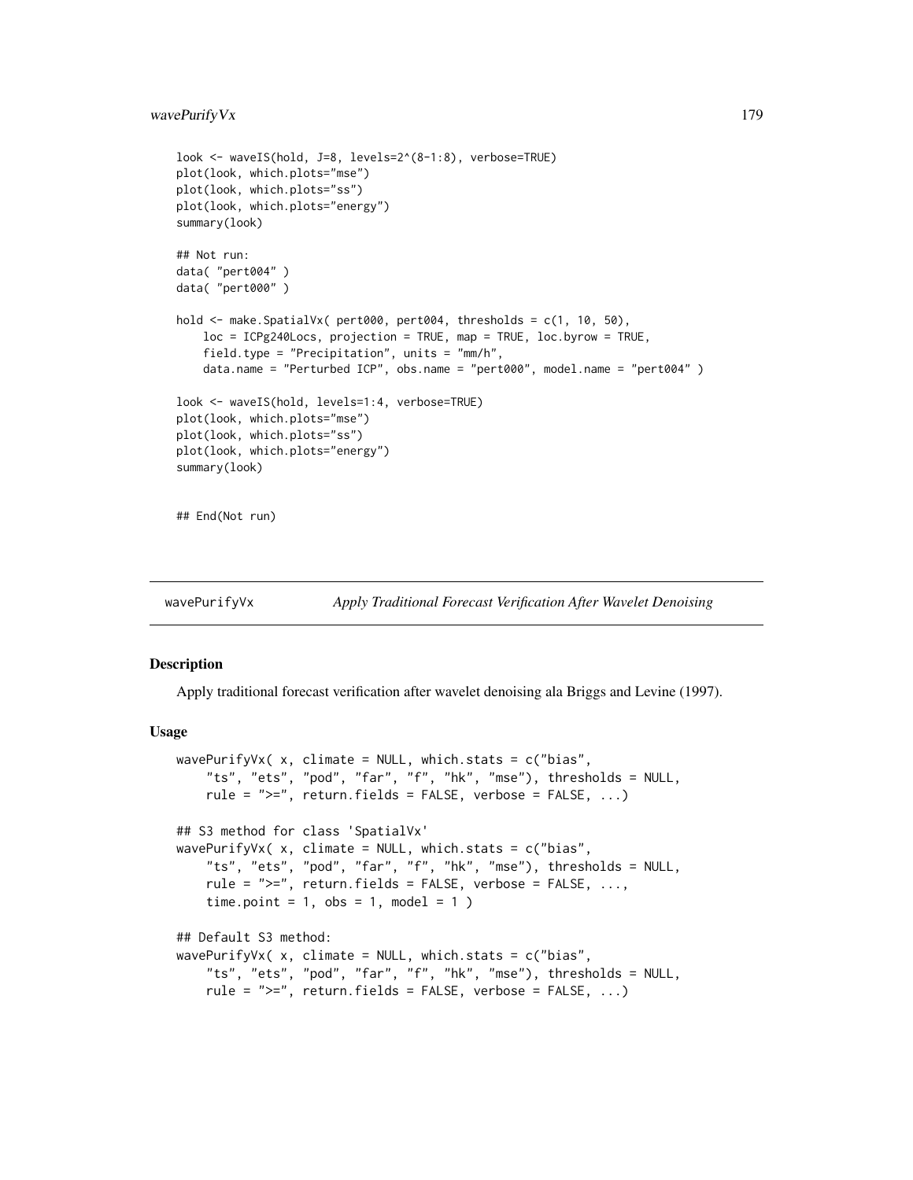```
look <- waveIS(hold, J=8, levels=2^(8-1:8), verbose=TRUE)
plot(look, which.plots="mse")
plot(look, which.plots="ss")
plot(look, which.plots="energy")
summary(look)

## Not run:
data( "pert004" )
data( "pert000" )

hold <- make.SpatialVx( pert000, pert004, thresholds = c(1, 10, 50),
    loc = ICPg240Locs, projection = TRUE, map = TRUE, loc.byrow = TRUE,
    field.type = "Precipitation", units = "mm/h",
    data.name = "Perturbed ICP", obs.name = "pert000", model.name = "pert004" )

look <- waveIS(hold, levels=1:4, verbose=TRUE)
plot(look, which.plots="mse")
plot(look, which.plots="ss")
plot(look, which.plots="energy")
summary(look)


## End(Not run)
```

## wavePurifyVx *Apply Traditional Forecast Verification After Wavelet Denoising*

### Description

Apply traditional forecast verification after wavelet denoising ala Briggs and Levine (1997).

### Usage

```
wavePurifyVx( x, climate = NULL, which.stats = c("bias",
    "ts", "ets", "pod", "far", "f", "hk", "mse"), thresholds = NULL,
    rule = ">=", return.fields = FALSE, verbose = FALSE, ...)

## S3 method for class 'SpatialVx'
wavePurifyVx( x, climate = NULL, which.stats = c("bias",
    "ts", "ets", "pod", "far", "f", "hk", "mse"), thresholds = NULL,
    rule = ">=", return.fields = FALSE, verbose = FALSE, ...,
    time.point = 1, obs = 1, model = 1 )

## Default S3 method:
wavePurifyVx( x, climate = NULL, which.stats = c("bias",
    "ts", "ets", "pod", "far", "f", "hk", "mse"), thresholds = NULL,
    rule = ">=", return.fields = FALSE, verbose = FALSE, ...)
```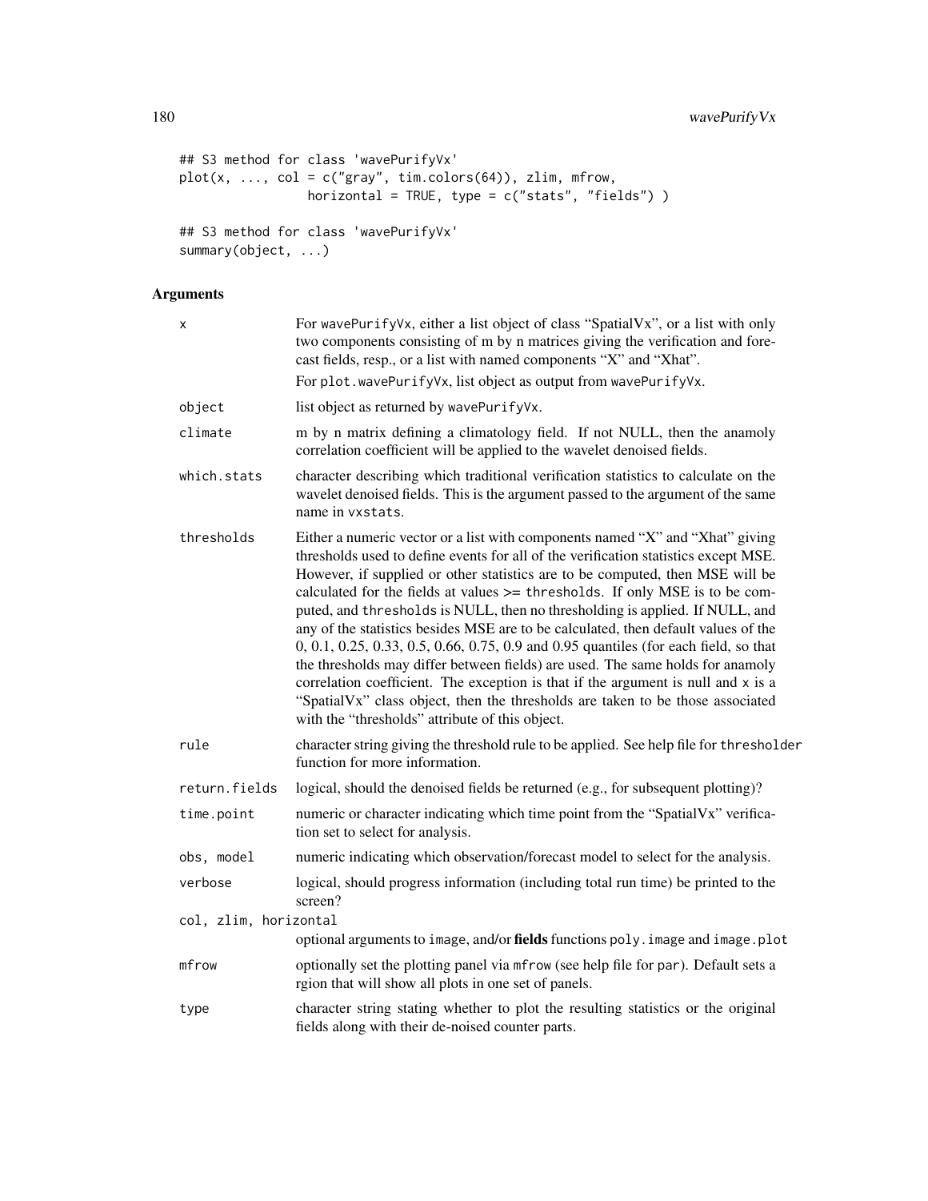```
## S3 method for class 'wavePurifyVx'
plot(x, ..., col = c("gray", tim.colors(64)), zlim, mfrow,
                horizontal = TRUE, type = c("stats", "fields") )

## S3 method for class 'wavePurifyVx'
summary(object, ...)
```

## Arguments

| | |
|---|---|
| x | For wavePurifyVx, either a list object of class "SpatialVx", or a list with only two components consisting of m by n matrices giving the verification and forecast fields, resp., or a list with named components "X" and "Xhat".<br>For plot.wavePurifyVx, list object as output from wavePurifyVx. |
| object | list object as returned by wavePurifyVx. |
| climate | m by n matrix defining a climatology field. If not NULL, then the anamoly correlation coefficient will be applied to the wavelet denoised fields. |
| which.stats | character describing which traditional verification statistics to calculate on the wavelet denoised fields. This is the argument passed to the argument of the same name in vxstats. |
| thresholds | Either a numeric vector or a list with components named "X" and "Xhat" giving thresholds used to define events for all of the verification statistics except MSE. However, if supplied or other statistics are to be computed, then MSE will be calculated for the fields at values >= thresholds. If only MSE is to be computed, and thresholds is NULL, then no thresholding is applied. If NULL, and any of the statistics besides MSE are to be calculated, then default values of the 0, 0.1, 0.25, 0.33, 0.5, 0.66, 0.75, 0.9 and 0.95 quantiles (for each field, so that the thresholds may differ between fields) are used. The same holds for anamoly correlation coefficient. The exception is that if the argument is null and x is a "SpatialVx" class object, then the thresholds are taken to be those associated with the "thresholds" attribute of this object. |
| rule | character string giving the threshold rule to be applied. See help file for thresholder function for more information. |
| return.fields | logical, should the denoised fields be returned (e.g., for subsequent plotting)? |
| time.point | numeric or character indicating which time point from the "SpatialVx" verification set to select for analysis. |
| obs, model | numeric indicating which observation/forecast model to select for the analysis. |
| verbose | logical, should progress information (including total run time) be printed to the screen? |
| col, zlim, horizontal | optional arguments to image, and/or **fields** functions poly.image and image.plot |
| mfrow | optionally set the plotting panel via mfrow (see help file for par). Default sets a rgion that will show all plots in one set of panels. |
| type | character string stating whether to plot the resulting statistics or the original fields along with their de-noised counter parts. |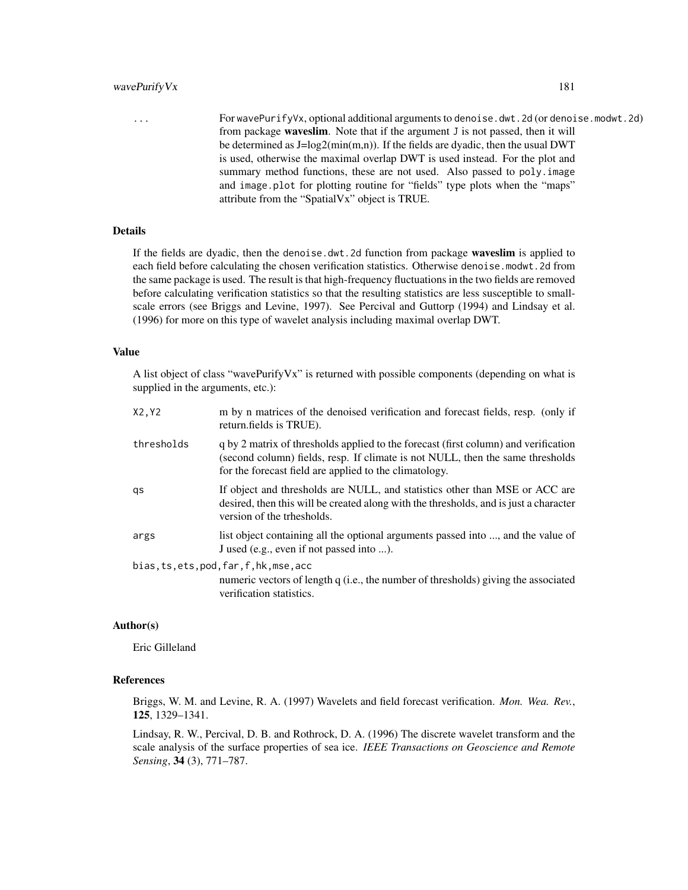`...` For `wavePurifyVx`, optional additional arguments to `denoise.dwt.2d` (or `denoise.modwt.2d`) from package **waveslim**. Note that if the argument `J` is not passed, then it will be determined as J=log2(min(m,n)). If the fields are dyadic, then the usual DWT is used, otherwise the maximal overlap DWT is used instead. For the plot and summary method functions, these are not used. Also passed to `poly.image` and `image.plot` for plotting routine for "fields" type plots when the "maps" attribute from the "SpatialVx" object is TRUE.

### Details

If the fields are dyadic, then the `denoise.dwt.2d` function from package **waveslim** is applied to each field before calculating the chosen verification statistics. Otherwise `denoise.modwt.2d` from the same package is used. The result is that high-frequency fluctuations in the two fields are removed before calculating verification statistics so that the resulting statistics are less susceptible to small-scale errors (see Briggs and Levine, 1997). See Percival and Guttorp (1994) and Lindsay et al. (1996) for more on this type of wavelet analysis including maximal overlap DWT.

### Value

A list object of class "wavePurifyVx" is returned with possible components (depending on what is supplied in the arguments, etc.):

`X2,Y2` m by n matrices of the denoised verification and forecast fields, resp. (only if return.fields is TRUE).

`thresholds` q by 2 matrix of thresholds applied to the forecast (first column) and verification (second column) fields, resp. If climate is not NULL, then the same thresholds for the forecast field are applied to the climatology.

`qs` If object and thresholds are NULL, and statistics other than MSE or ACC are desired, then this will be created along with the thresholds, and is just a character version of the trhesholds.

`args` list object containing all the optional arguments passed into ..., and the value of J used (e.g., even if not passed into ...).

`bias,ts,ets,pod,far,f,hk,mse,acc`
numeric vectors of length q (i.e., the number of thresholds) giving the associated verification statistics.

### Author(s)

Eric Gilleland

### References

Briggs, W. M. and Levine, R. A. (1997) Wavelets and field forecast verification. *Mon. Wea. Rev.*, **125**, 1329–1341.

Lindsay, R. W., Percival, D. B. and Rothrock, D. A. (1996) The discrete wavelet transform and the scale analysis of the surface properties of sea ice. *IEEE Transactions on Geoscience and Remote Sensing*, **34** (3), 771–787.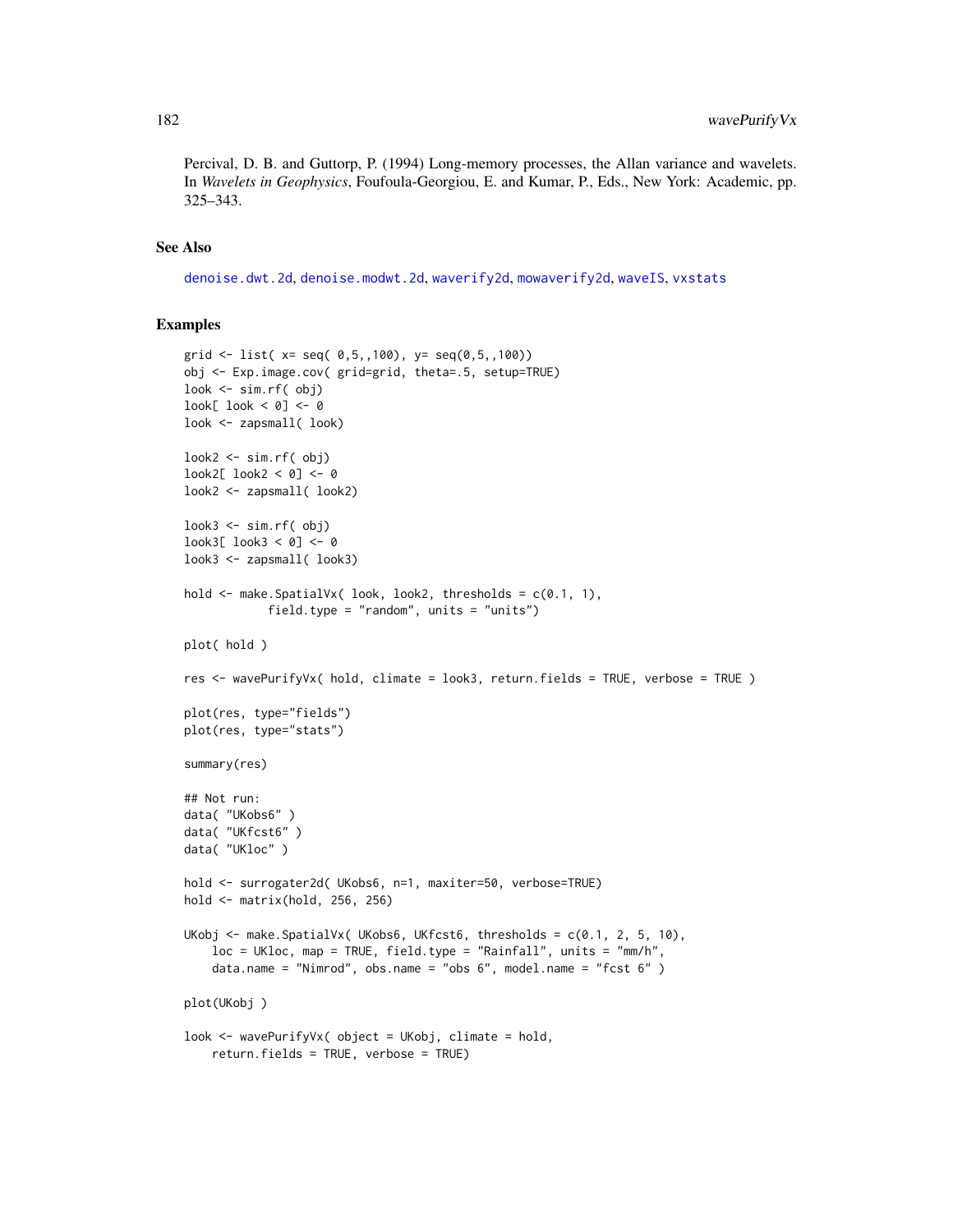Percival, D. B. and Guttorp, P. (1994) Long-memory processes, the Allan variance and wavelets. In *Wavelets in Geophysics*, Foufoula-Georgiou, E. and Kumar, P., Eds., New York: Academic, pp. 325–343.

### See Also

denoise.dwt.2d, denoise.modwt.2d, waverify2d, mowaverify2d, waveIS, vxstats

### Examples

```
grid <- list( x= seq( 0,5,,100), y= seq(0,5,,100))
obj <- Exp.image.cov( grid=grid, theta=.5, setup=TRUE)
look <- sim.rf( obj)
look[ look < 0] <- 0
look <- zapsmall( look)

look2 <- sim.rf( obj)
look2[ look2 < 0] <- 0
look2 <- zapsmall( look2)

look3 <- sim.rf( obj)
look3[ look3 < 0] <- 0
look3 <- zapsmall( look3)

hold <- make.SpatialVx( look, look2, thresholds = c(0.1, 1),
            field.type = "random", units = "units")

plot( hold )

res <- wavePurifyVx( hold, climate = look3, return.fields = TRUE, verbose = TRUE )

plot(res, type="fields")
plot(res, type="stats")

summary(res)

## Not run:
data( "UKobs6" )
data( "UKfcst6" )
data( "UKloc" )

hold <- surrogater2d( UKobs6, n=1, maxiter=50, verbose=TRUE)
hold <- matrix(hold, 256, 256)

UKobj <- make.SpatialVx( UKobs6, UKfcst6, thresholds = c(0.1, 2, 5, 10),
    loc = UKloc, map = TRUE, field.type = "Rainfall", units = "mm/h",
    data.name = "Nimrod", obs.name = "obs 6", model.name = "fcst 6" )

plot(UKobj )

look <- wavePurifyVx( object = UKobj, climate = hold,
    return.fields = TRUE, verbose = TRUE)
```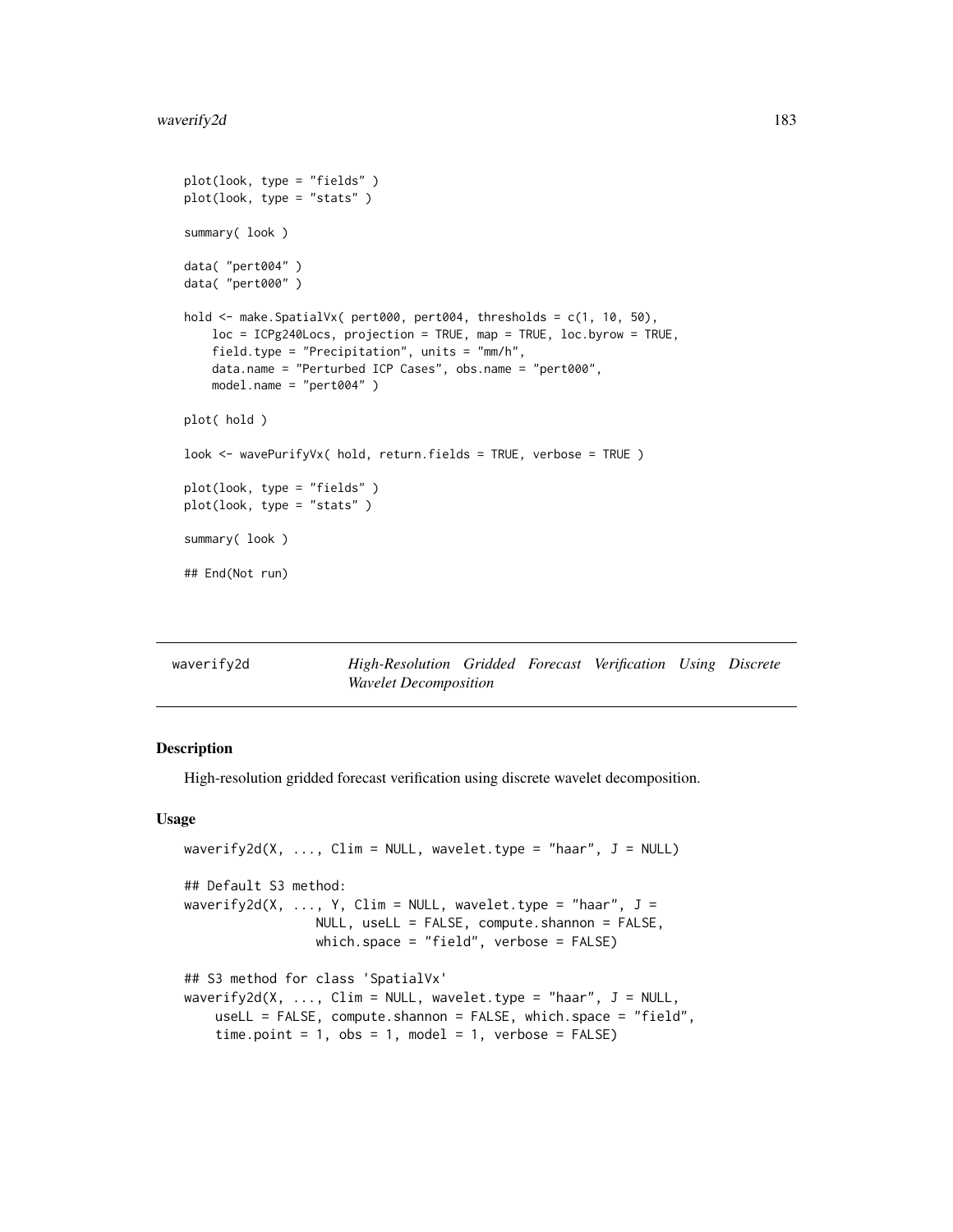```
plot(look, type = "fields" )
plot(look, type = "stats" )

summary( look )

data( "pert004" )
data( "pert000" )

hold <- make.SpatialVx( pert000, pert004, thresholds = c(1, 10, 50),
    loc = ICPg240Locs, projection = TRUE, map = TRUE, loc.byrow = TRUE,
    field.type = "Precipitation", units = "mm/h",
    data.name = "Perturbed ICP Cases", obs.name = "pert000",
    model.name = "pert004" )

plot( hold )

look <- wavePurifyVx( hold, return.fields = TRUE, verbose = TRUE )

plot(look, type = "fields" )
plot(look, type = "stats" )

summary( look )

## End(Not run)
```

---

waverify2d — *High-Resolution Gridded Forecast Verification Using Discrete Wavelet Decomposition*

---

## Description

High-resolution gridded forecast verification using discrete wavelet decomposition.

## Usage

```
waverify2d(X, ..., Clim = NULL, wavelet.type = "haar", J = NULL)

## Default S3 method:
waverify2d(X, ..., Y, Clim = NULL, wavelet.type = "haar", J =
                NULL, useLL = FALSE, compute.shannon = FALSE,
                which.space = "field", verbose = FALSE)

## S3 method for class 'SpatialVx'
waverify2d(X, ..., Clim = NULL, wavelet.type = "haar", J = NULL,
    useLL = FALSE, compute.shannon = FALSE, which.space = "field",
    time.point = 1, obs = 1, model = 1, verbose = FALSE)
```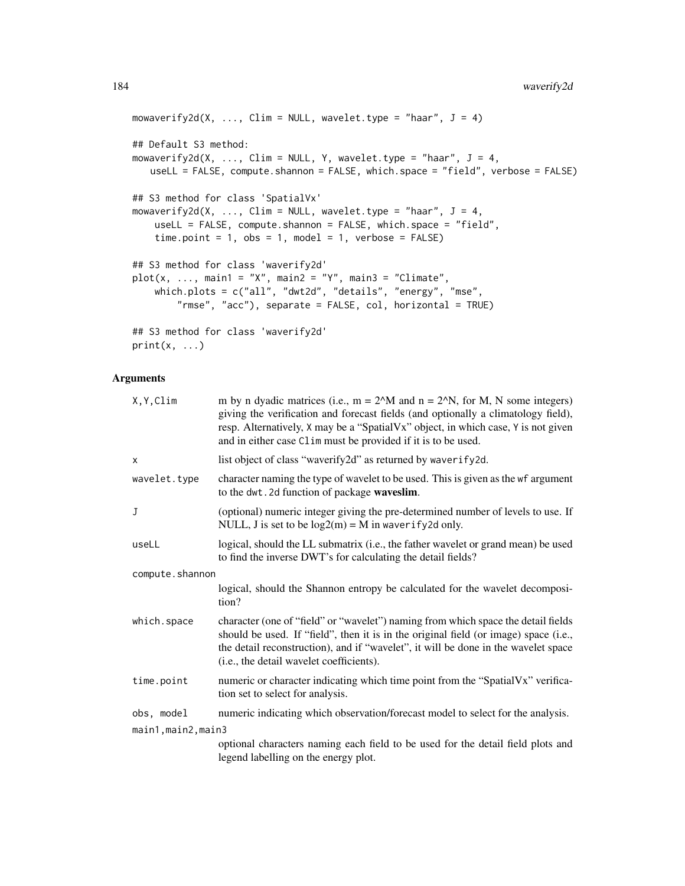```
mowaverify2d(X, ..., Clim = NULL, wavelet.type = "haar", J = 4)

## Default S3 method:
mowaverify2d(X, ..., Clim = NULL, Y, wavelet.type = "haar", J = 4,
   useLL = FALSE, compute.shannon = FALSE, which.space = "field", verbose = FALSE)

## S3 method for class 'SpatialVx'
mowaverify2d(X, ..., Clim = NULL, wavelet.type = "haar", J = 4,
    useLL = FALSE, compute.shannon = FALSE, which.space = "field",
    time.point = 1, obs = 1, model = 1, verbose = FALSE)

## S3 method for class 'waverify2d'
plot(x, ..., main1 = "X", main2 = "Y", main3 = "Climate",
    which.plots = c("all", "dwt2d", "details", "energy", "mse",
        "rmse", "acc"), separate = FALSE, col, horizontal = TRUE)

## S3 method for class 'waverify2d'
print(x, ...)
```

## Arguments

| | |
|---|---|
| X,Y,Clim | m by n dyadic matrices (i.e., m = 2^M and n = 2^N, for M, N some integers) giving the verification and forecast fields (and optionally a climatology field), resp. Alternatively, X may be a "SpatialVx" object, in which case, Y is not given and in either case Clim must be provided if it is to be used. |
| x | list object of class "waverify2d" as returned by waverify2d. |
| wavelet.type | character naming the type of wavelet to be used. This is given as the wf argument to the dwt.2d function of package **waveslim**. |
| J | (optional) numeric integer giving the pre-determined number of levels to use. If NULL, J is set to be log2(m) = M in waverify2d only. |
| useLL | logical, should the LL submatrix (i.e., the father wavelet or grand mean) be used to find the inverse DWT's for calculating the detail fields? |
| compute.shannon | logical, should the Shannon entropy be calculated for the wavelet decomposition? |
| which.space | character (one of "field" or "wavelet") naming from which space the detail fields should be used. If "field", then it is in the original field (or image) space (i.e., the detail reconstruction), and if "wavelet", it will be done in the wavelet space (i.e., the detail wavelet coefficients). |
| time.point | numeric or character indicating which time point from the "SpatialVx" verification set to select for analysis. |
| obs, model | numeric indicating which observation/forecast model to select for the analysis. |
| main1,main2,main3 | optional characters naming each field to be used for the detail field plots and legend labelling on the energy plot. |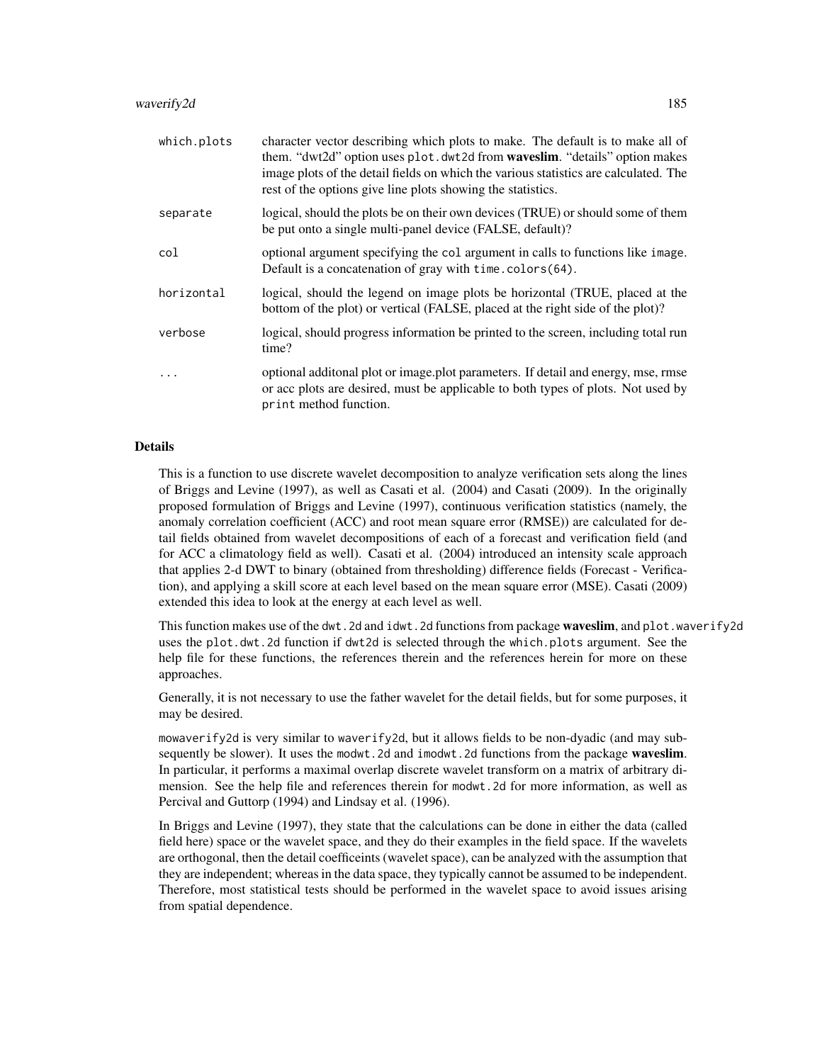| | |
|---|---|
| which.plots | character vector describing which plots to make. The default is to make all of them. "dwt2d" option uses `plot.dwt2d` from **waveslim**. "details" option makes image plots of the detail fields on which the various statistics are calculated. The rest of the options give line plots showing the statistics. |
| separate | logical, should the plots be on their own devices (TRUE) or should some of them be put onto a single multi-panel device (FALSE, default)? |
| col | optional argument specifying the `col` argument in calls to functions like `image`. Default is a concatenation of gray with `time.colors(64)`. |
| horizontal | logical, should the legend on image plots be horizontal (TRUE, placed at the bottom of the plot) or vertical (FALSE, placed at the right side of the plot)? |
| verbose | logical, should progress information be printed to the screen, including total run time? |
| ... | optional additonal plot or image.plot parameters. If detail and energy, mse, rmse or acc plots are desired, must be applicable to both types of plots. Not used by `print` method function. |

## Details

This is a function to use discrete wavelet decomposition to analyze verification sets along the lines of Briggs and Levine (1997), as well as Casati et al. (2004) and Casati (2009). In the originally proposed formulation of Briggs and Levine (1997), continuous verification statistics (namely, the anomaly correlation coefficient (ACC) and root mean square error (RMSE)) are calculated for detail fields obtained from wavelet decompositions of each of a forecast and verification field (and for ACC a climatology field as well). Casati et al. (2004) introduced an intensity scale approach that applies 2-d DWT to binary (obtained from thresholding) difference fields (Forecast - Verification), and applying a skill score at each level based on the mean square error (MSE). Casati (2009) extended this idea to look at the energy at each level as well.

This function makes use of the `dwt.2d` and `idwt.2d` functions from package **waveslim**, and `plot.waverify2d` uses the `plot.dwt.2d` function if `dwt2d` is selected through the `which.plots` argument. See the help file for these functions, the references therein and the references herein for more on these approaches.

Generally, it is not necessary to use the father wavelet for the detail fields, but for some purposes, it may be desired.

`mowaverify2d` is very similar to `waverify2d`, but it allows fields to be non-dyadic (and may subsequently be slower). It uses the `modwt.2d` and `imodwt.2d` functions from the package **waveslim**. In particular, it performs a maximal overlap discrete wavelet transform on a matrix of arbitrary dimension. See the help file and references therein for `modwt.2d` for more information, as well as Percival and Guttorp (1994) and Lindsay et al. (1996).

In Briggs and Levine (1997), they state that the calculations can be done in either the data (called field here) space or the wavelet space, and they do their examples in the field space. If the wavelets are orthogonal, then the detail coefficeints (wavelet space), can be analyzed with the assumption that they are independent; whereas in the data space, they typically cannot be assumed to be independent. Therefore, most statistical tests should be performed in the wavelet space to avoid issues arising from spatial dependence.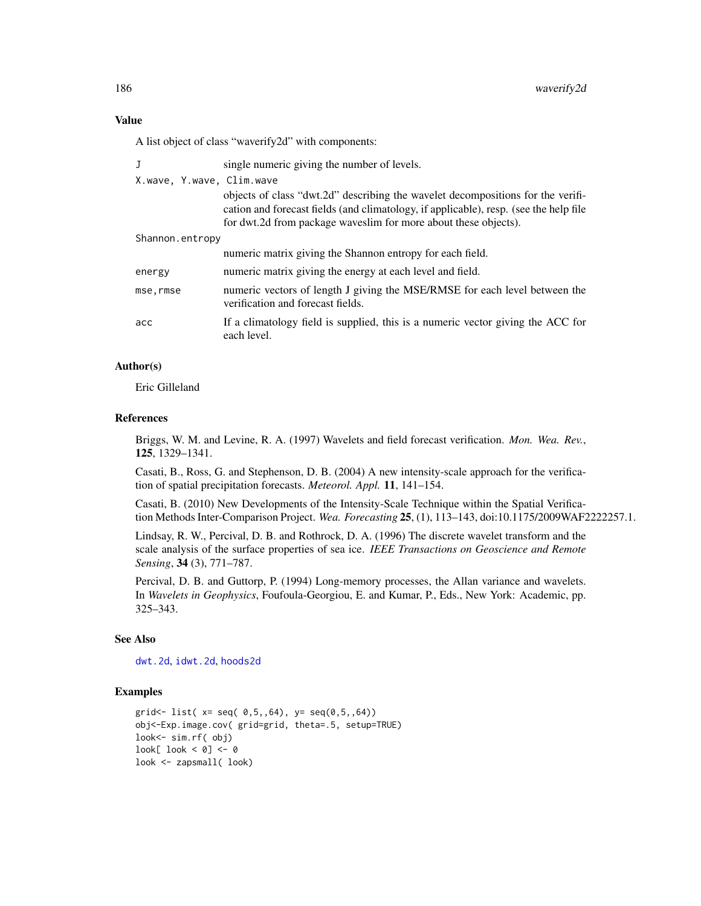## Value

A list object of class "waverify2d" with components:

- `J` — single numeric giving the number of levels.
- `X.wave, Y.wave, Clim.wave` — objects of class "dwt.2d" describing the wavelet decompositions for the verification and forecast fields (and climatology, if applicable), resp. (see the help file for dwt.2d from package waveslim for more about these objects).
- `Shannon.entropy` — numeric matrix giving the Shannon entropy for each field.
- `energy` — numeric matrix giving the energy at each level and field.
- `mse,rmse` — numeric vectors of length J giving the MSE/RMSE for each level between the verification and forecast fields.
- `acc` — If a climatology field is supplied, this is a numeric vector giving the ACC for each level.

## Author(s)

Eric Gilleland

## References

Briggs, W. M. and Levine, R. A. (1997) Wavelets and field forecast verification. *Mon. Wea. Rev.*, **125**, 1329–1341.

Casati, B., Ross, G. and Stephenson, D. B. (2004) A new intensity-scale approach for the verification of spatial precipitation forecasts. *Meteorol. Appl.* **11**, 141–154.

Casati, B. (2010) New Developments of the Intensity-Scale Technique within the Spatial Verification Methods Inter-Comparison Project. *Wea. Forecasting* **25**, (1), 113–143, doi:10.1175/2009WAF2222257.1.

Lindsay, R. W., Percival, D. B. and Rothrock, D. A. (1996) The discrete wavelet transform and the scale analysis of the surface properties of sea ice. *IEEE Transactions on Geoscience and Remote Sensing*, **34** (3), 771–787.

Percival, D. B. and Guttorp, P. (1994) Long-memory processes, the Allan variance and wavelets. In *Wavelets in Geophysics*, Foufoula-Georgiou, E. and Kumar, P., Eds., New York: Academic, pp. 325–343.

## See Also

`dwt.2d`, `idwt.2d`, `hoods2d`

## Examples

```
grid<- list( x= seq( 0,5,,64), y= seq(0,5,,64))
obj<-Exp.image.cov( grid=grid, theta=.5, setup=TRUE)
look<- sim.rf( obj)
look[ look < 0] <- 0
look <- zapsmall( look)
```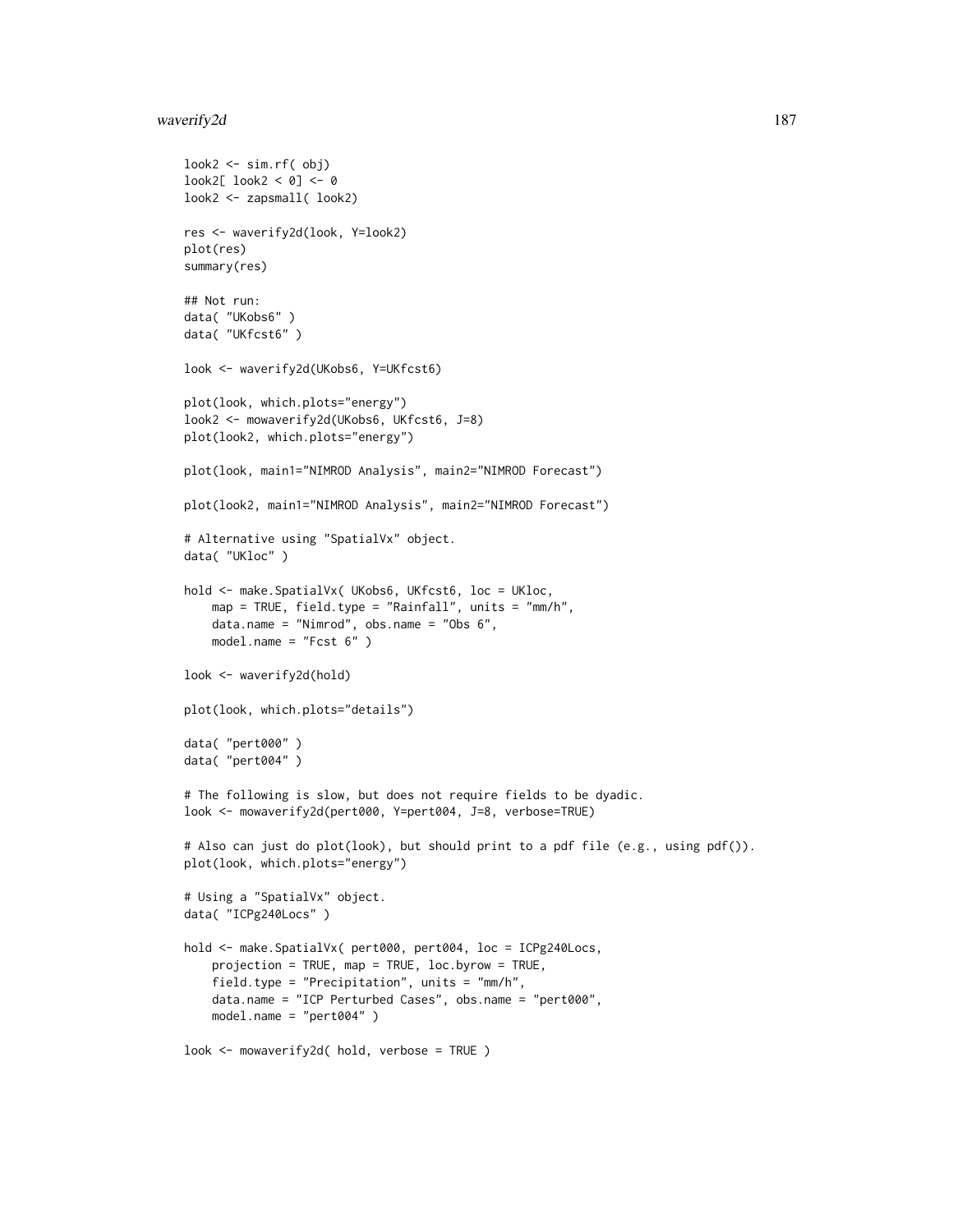```
look2 <- sim.rf( obj)
look2[ look2 < 0] <- 0
look2 <- zapsmall( look2)

res <- waverify2d(look, Y=look2)
plot(res)
summary(res)

## Not run:
data( "UKobs6" )
data( "UKfcst6" )

look <- waverify2d(UKobs6, Y=UKfcst6)

plot(look, which.plots="energy")
look2 <- mowaverify2d(UKobs6, UKfcst6, J=8)
plot(look2, which.plots="energy")

plot(look, main1="NIMROD Analysis", main2="NIMROD Forecast")

plot(look2, main1="NIMROD Analysis", main2="NIMROD Forecast")

# Alternative using "SpatialVx" object.
data( "UKloc" )

hold <- make.SpatialVx( UKobs6, UKfcst6, loc = UKloc,
    map = TRUE, field.type = "Rainfall", units = "mm/h",
    data.name = "Nimrod", obs.name = "Obs 6",
    model.name = "Fcst 6" )

look <- waverify2d(hold)

plot(look, which.plots="details")

data( "pert000" )
data( "pert004" )

# The following is slow, but does not require fields to be dyadic.
look <- mowaverify2d(pert000, Y=pert004, J=8, verbose=TRUE)

# Also can just do plot(look), but should print to a pdf file (e.g., using pdf()).
plot(look, which.plots="energy")

# Using a "SpatialVx" object.
data( "ICPg240Locs" )

hold <- make.SpatialVx( pert000, pert004, loc = ICPg240Locs,
    projection = TRUE, map = TRUE, loc.byrow = TRUE,
    field.type = "Precipitation", units = "mm/h",
    data.name = "ICP Perturbed Cases", obs.name = "pert000",
    model.name = "pert004" )

look <- mowaverify2d( hold, verbose = TRUE )
```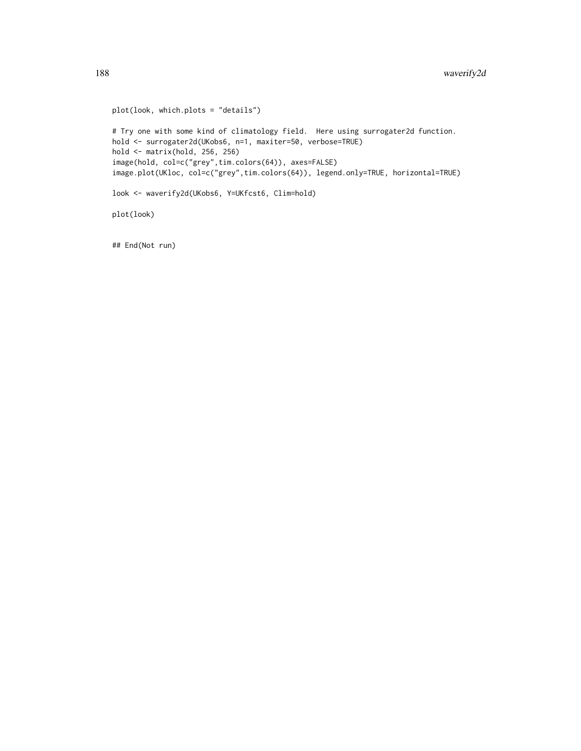```
plot(look, which.plots = "details")

# Try one with some kind of climatology field.  Here using surrogater2d function.
hold <- surrogater2d(UKobs6, n=1, maxiter=50, verbose=TRUE)
hold <- matrix(hold, 256, 256)
image(hold, col=c("grey",tim.colors(64)), axes=FALSE)
image.plot(UKloc, col=c("grey",tim.colors(64)), legend.only=TRUE, horizontal=TRUE)

look <- waverify2d(UKobs6, Y=UKfcst6, Clim=hold)

plot(look)


## End(Not run)
```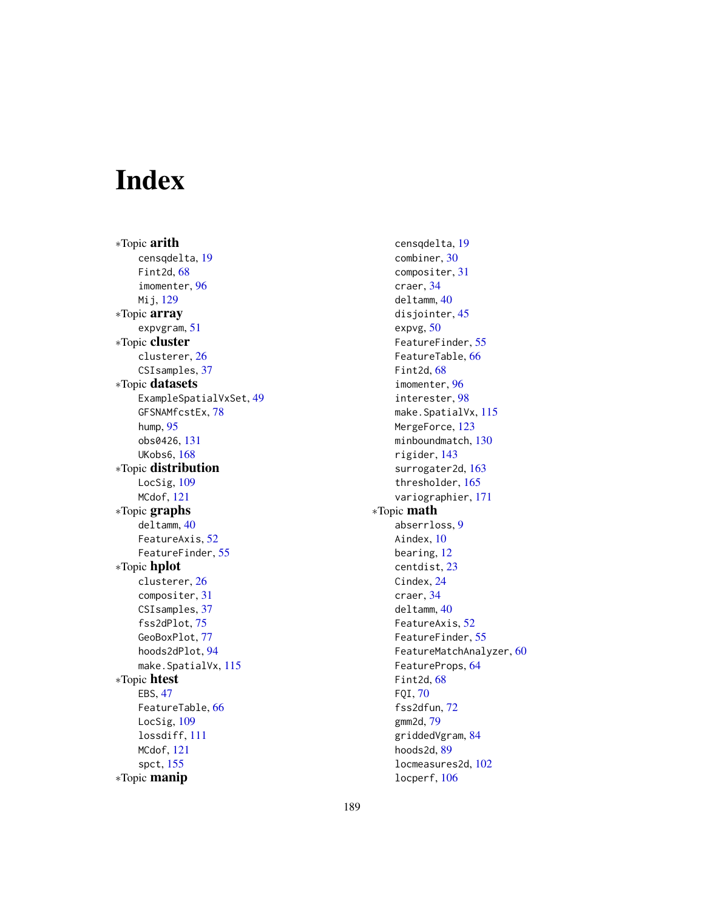# Index

*Topic **arith**
- censqdelta, 19
- Fint2d, 68
- imomenter, 96
- Mij, 129

*Topic **array**
- expvgram, 51

*Topic **cluster**
- clusterer, 26
- CSIsamples, 37

*Topic **datasets**
- ExampleSpatialVxSet, 49
- GFSNAMfcstEx, 78
- hump, 95
- obs0426, 131
- UKobs6, 168

*Topic **distribution**
- LocSig, 109
- MCdof, 121

*Topic **graphs**
- deltamm, 40
- FeatureAxis, 52
- FeatureFinder, 55

*Topic **hplot**
- clusterer, 26
- compositer, 31
- CSIsamples, 37
- fss2dPlot, 75
- GeoBoxPlot, 77
- hoods2dPlot, 94
- make.SpatialVx, 115

*Topic **htest**
- EBS, 47
- FeatureTable, 66
- LocSig, 109
- lossdiff, 111
- MCdof, 121
- spct, 155

*Topic **manip**
- censqdelta, 19
- combiner, 30
- compositer, 31
- craer, 34
- deltamm, 40
- disjointer, 45
- expvg, 50
- FeatureFinder, 55
- FeatureTable, 66
- Fint2d, 68
- imomenter, 96
- interester, 98
- make.SpatialVx, 115
- MergeForce, 123
- minboundmatch, 130
- rigider, 143
- surrogater2d, 163
- thresholder, 165
- variographier, 171

*Topic **math**
- abserrloss, 9
- Aindex, 10
- bearing, 12
- centdist, 23
- Cindex, 24
- craer, 34
- deltamm, 40
- FeatureAxis, 52
- FeatureFinder, 55
- FeatureMatchAnalyzer, 60
- FeatureProps, 64
- Fint2d, 68
- FQI, 70
- fss2dfun, 72
- gmm2d, 79
- griddedVgram, 84
- hoods2d, 89
- locmeasures2d, 102
- locperf, 106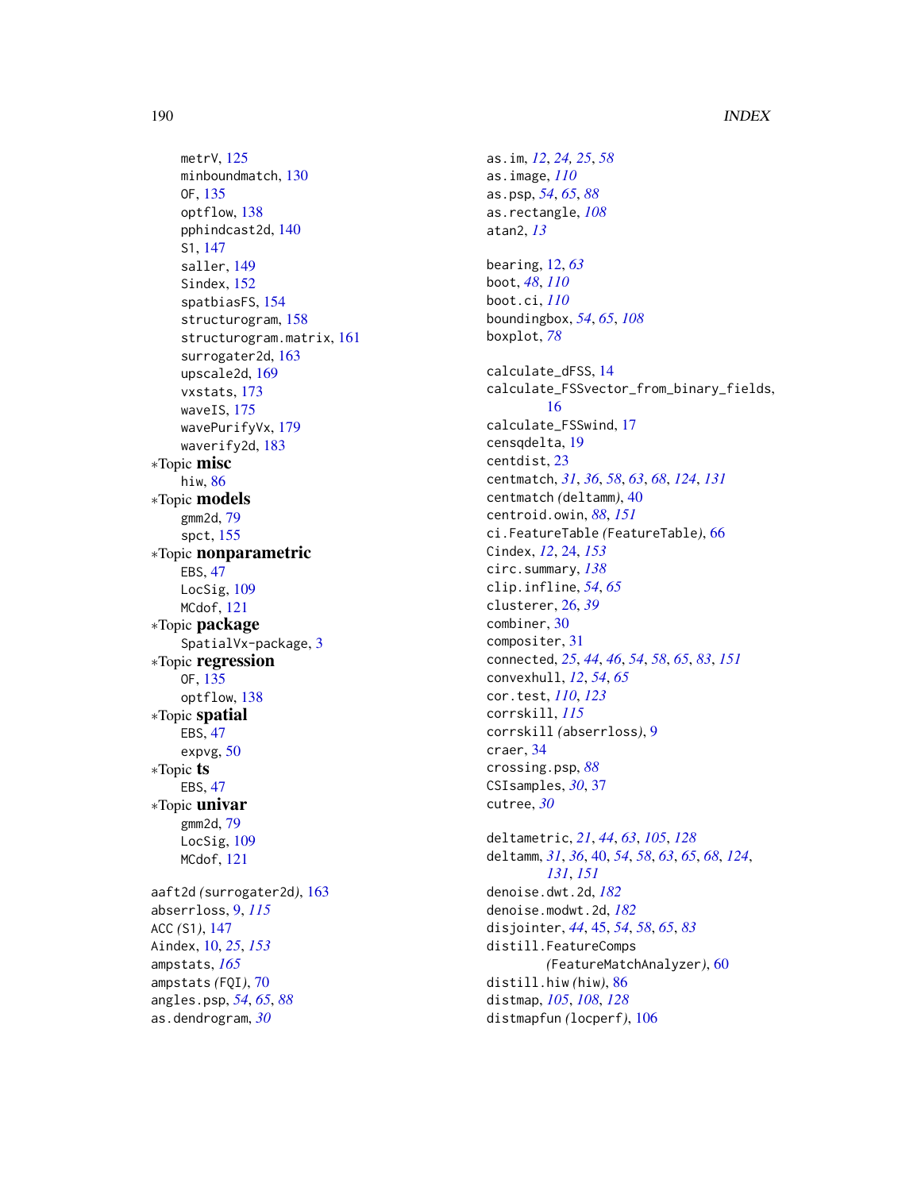metrV, 125
minboundmatch, 130
OF, 135
optflow, 138
pphindcast2d, 140
S1, 147
saller, 149
Sindex, 152
spatbiasFS, 154
structurogram, 158
structurogram.matrix, 161
surrogater2d, 163
upscale2d, 169
vxstats, 173
waveIS, 175
wavePurifyVx, 179
waverify2d, 183

∗Topic **misc**
hiw, 86

∗Topic **models**
gmm2d, 79
spct, 155

∗Topic **nonparametric**
EBS, 47
LocSig, 109
MCdof, 121

∗Topic **package**
SpatialVx-package, 3

∗Topic **regression**
OF, 135
optflow, 138

∗Topic **spatial**
EBS, 47
expvg, 50

∗Topic **ts**
EBS, 47

∗Topic **univar**
gmm2d, 79
LocSig, 109
MCdof, 121

aaft2d *(surrogater2d)*, 163
abserrloss, 9, *115*
ACC *(S1)*, 147
Aindex, 10, *25*, *153*
ampstats, *165*
ampstats *(FQI)*, 70
angles.psp, *54*, *65*, *88*
as.dendrogram, *30*
as.im, *12*, *24, 25*, *58*
as.image, *110*
as.psp, *54*, *65*, *88*
as.rectangle, *108*
atan2, *13*

bearing, 12, *63*
boot, *48*, *110*
boot.ci, *110*
boundingbox, *54*, *65*, *108*
boxplot, *78*

calculate_dFSS, 14
calculate_FSSvector_from_binary_fields, 16
calculate_FSSwind, 17
censqdelta, 19
centdist, 23
centmatch, *31*, *36*, *58*, *63*, *68*, *124*, *131*
centmatch *(deltamm)*, 40
centroid.owin, *88*, *151*
ci.FeatureTable *(FeatureTable)*, 66
Cindex, *12*, 24, *153*
circ.summary, *138*
clip.infline, *54*, *65*
clusterer, 26, *39*
combiner, 30
compositer, 31
connected, *25*, *44*, *46*, *54*, *58*, *65*, *83*, *151*
convexhull, *12*, *54*, *65*
cor.test, *110*, *123*
corrskill, *115*
corrskill *(abserrloss)*, 9
craer, 34
crossing.psp, *88*
CSIsamples, *30*, 37
cutree, *30*

deltametric, *21*, *44*, *63*, *105*, *128*
deltamm, *31*, *36*, 40, *54*, *58*, *63*, *65*, *68*, *124*, *131*, *151*
denoise.dwt.2d, *182*
denoise.modwt.2d, *182*
disjointer, *44*, 45, *54*, *58*, *65*, *83*
distill.FeatureComps *(FeatureMatchAnalyzer)*, 60
distill.hiw *(hiw)*, 86
distmap, *105*, *108*, *128*
distmapfun *(locperf)*, 106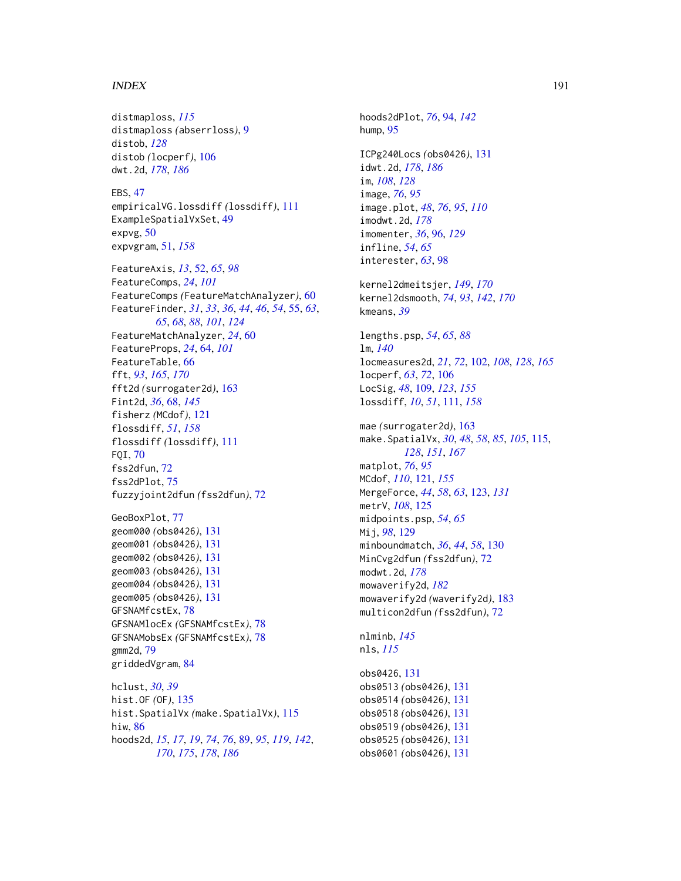distmaploss, *115*
distmaploss *(*abserrloss*)*, 9
distob, *128*
distob *(*locperf*)*, 106
dwt.2d, *178*, *186*

EBS, 47
empiricalVG.lossdiff *(*lossdiff*)*, 111
ExampleSpatialVxSet, 49
expvg, 50
expvgram, 51, *158*

FeatureAxis, *13*, 52, *65*, *98*
FeatureComps, *24*, *101*
FeatureComps *(*FeatureMatchAnalyzer*)*, 60
FeatureFinder, *31*, *33*, *36*, *44*, *46*, *54*, 55, *63*, *65*, *68*, *88*, *101*, *124*
FeatureMatchAnalyzer, *24*, 60
FeatureProps, *24*, 64, *101*
FeatureTable, 66
fft, *93*, *165*, *170*
fft2d *(*surrogater2d*)*, 163
Fint2d, *36*, 68, *145*
fisherz *(*MCdof*)*, 121
flossdiff, *51*, *158*
flossdiff *(*lossdiff*)*, 111
FQI, 70
fss2dfun, 72
fss2dPlot, 75
fuzzyjoint2dfun *(*fss2dfun*)*, 72

GeoBoxPlot, 77
geom000 *(*obs0426*)*, 131
geom001 *(*obs0426*)*, 131
geom002 *(*obs0426*)*, 131
geom003 *(*obs0426*)*, 131
geom004 *(*obs0426*)*, 131
geom005 *(*obs0426*)*, 131
GFSNAMfcstEx, 78
GFSNAMlocEx *(*GFSNAMfcstEx*)*, 78
GFSNAMobsEx *(*GFSNAMfcstEx*)*, 78
gmm2d, 79
griddedVgram, 84

hclust, *30*, *39*
hist.OF *(*OF*)*, 135
hist.SpatialVx *(*make.SpatialVx*)*, 115
hiw, 86
hoods2d, *15*, *17*, *19*, *74*, *76*, 89, *95*, *119*, *142*, *170*, *175*, *178*, *186*
hoods2dPlot, *76*, 94, *142*
hump, 95

ICPg240Locs *(*obs0426*)*, 131
idwt.2d, *178*, *186*
im, *108*, *128*
image, *76*, *95*
image.plot, *48*, *76*, *95*, *110*
imodwt.2d, *178*
imomenter, *36*, 96, *129*
infline, *54*, *65*
interester, *63*, 98

kernel2dmeitsjer, *149*, *170*
kernel2dsmooth, *74*, *93*, *142*, *170*
kmeans, *39*

lengths.psp, *54*, *65*, *88*
lm, *140*
locmeasures2d, *21*, *72*, 102, *108*, *128*, *165*
locperf, *63*, *72*, 106
LocSig, *48*, 109, *123*, *155*
lossdiff, *10*, *51*, 111, *158*

mae *(*surrogater2d*)*, 163
make.SpatialVx, *30*, *48*, *58*, *85*, *105*, 115, *128*, *151*, *167*
matplot, *76*, *95*
MCdof, *110*, 121, *155*
MergeForce, *44*, *58*, *63*, 123, *131*
metrV, *108*, 125
midpoints.psp, *54*, *65*
Mij, *98*, 129
minboundmatch, *36*, *44*, *58*, 130
MinCvg2dfun *(*fss2dfun*)*, 72
modwt.2d, *178*
mowaverify2d, *182*
mowaverify2d *(*waverify2d*)*, 183
multicon2dfun *(*fss2dfun*)*, 72

nlminb, *145*
nls, *115*

obs0426, 131
obs0513 *(*obs0426*)*, 131
obs0514 *(*obs0426*)*, 131
obs0518 *(*obs0426*)*, 131
obs0519 *(*obs0426*)*, 131
obs0525 *(*obs0426*)*, 131
obs0601 *(*obs0426*)*, 131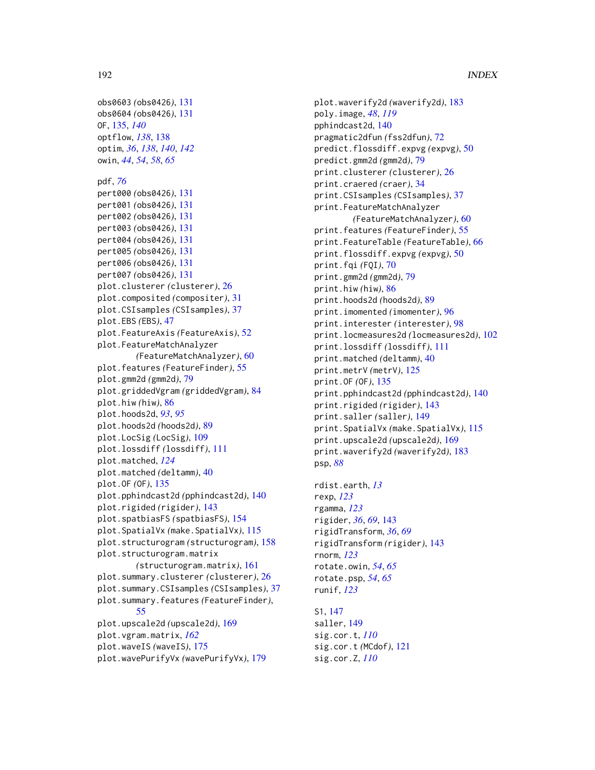obs0603 *(obs0426)*, 131
obs0604 *(obs0426)*, 131
OF, 135, *140*
optflow, *138*, 138
optim, *36*, *138*, *140*, *142*
owin, *44*, *54*, *58*, *65*

pdf, *76*
pert000 *(obs0426)*, 131
pert001 *(obs0426)*, 131
pert002 *(obs0426)*, 131
pert003 *(obs0426)*, 131
pert004 *(obs0426)*, 131
pert005 *(obs0426)*, 131
pert006 *(obs0426)*, 131
pert007 *(obs0426)*, 131
plot.clusterer *(clusterer)*, 26
plot.composited *(compositer)*, 31
plot.CSIsamples *(CSIsamples)*, 37
plot.EBS *(EBS)*, 47
plot.FeatureAxis *(FeatureAxis)*, 52
plot.FeatureMatchAnalyzer *(FeatureMatchAnalyzer)*, 60
plot.features *(FeatureFinder)*, 55
plot.gmm2d *(gmm2d)*, 79
plot.griddedVgram *(griddedVgram)*, 84
plot.hiw *(hiw)*, 86
plot.hoods2d, *93*, *95*
plot.hoods2d *(hoods2d)*, 89
plot.LocSig *(LocSig)*, 109
plot.lossdiff *(lossdiff)*, 111
plot.matched, *124*
plot.matched *(deltamm)*, 40
plot.OF *(OF)*, 135
plot.pphindcast2d *(pphindcast2d)*, 140
plot.rigided *(rigider)*, 143
plot.spatbiasFS *(spatbiasFS)*, 154
plot.SpatialVx *(make.SpatialVx)*, 115
plot.structurogram *(structurogram)*, 158
plot.structurogram.matrix *(structurogram.matrix)*, 161
plot.summary.clusterer *(clusterer)*, 26
plot.summary.CSIsamples *(CSIsamples)*, 37
plot.summary.features *(FeatureFinder)*, 55
plot.upscale2d *(upscale2d)*, 169
plot.vgram.matrix, *162*
plot.waveIS *(waveIS)*, 175
plot.wavePurifyVx *(wavePurifyVx)*, 179
plot.waverify2d *(waverify2d)*, 183
poly.image, *48*, *119*
pphindcast2d, 140
pragmatic2dfun *(fss2dfun)*, 72
predict.flossdiff.expvg *(expvg)*, 50
predict.gmm2d *(gmm2d)*, 79
print.clusterer *(clusterer)*, 26
print.craered *(craer)*, 34
print.CSIsamples *(CSIsamples)*, 37
print.FeatureMatchAnalyzer *(FeatureMatchAnalyzer)*, 60
print.features *(FeatureFinder)*, 55
print.FeatureTable *(FeatureTable)*, 66
print.flossdiff.expvg *(expvg)*, 50
print.fqi *(FQI)*, 70
print.gmm2d *(gmm2d)*, 79
print.hiw *(hiw)*, 86
print.hoods2d *(hoods2d)*, 89
print.imomented *(imomenter)*, 96
print.interester *(interester)*, 98
print.locmeasures2d *(locmeasures2d)*, 102
print.lossdiff *(lossdiff)*, 111
print.matched *(deltamm)*, 40
print.metrV *(metrV)*, 125
print.OF *(OF)*, 135
print.pphindcast2d *(pphindcast2d)*, 140
print.rigided *(rigider)*, 143
print.saller *(saller)*, 149
print.SpatialVx *(make.SpatialVx)*, 115
print.upscale2d *(upscale2d)*, 169
print.waverify2d *(waverify2d)*, 183
psp, *88*

rdist.earth, *13*
rexp, *123*
rgamma, *123*
rigider, *36*, *69*, 143
rigidTransform, *36*, *69*
rigidTransform *(rigider)*, 143
rnorm, *123*
rotate.owin, *54*, *65*
rotate.psp, *54*, *65*
runif, *123*

S1, 147
saller, 149
sig.cor.t, *110*
sig.cor.t *(MCdof)*, 121
sig.cor.Z, *110*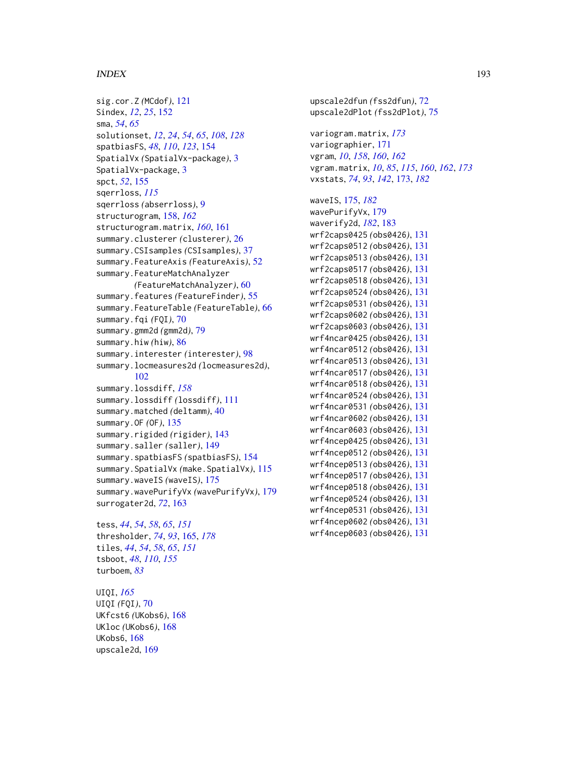sig.cor.Z *(MCdof)*, 121
Sindex, *12*, *25*, 152
sma, *54*, *65*
solutionset, *12*, *24*, *54*, *65*, *108*, *128*
spatbiasFS, *48*, *110*, *123*, 154
SpatialVx *(SpatialVx-package)*, 3
SpatialVx-package, 3
spct, *52*, 155
sqerrloss, *115*
sqerrloss *(abserrloss)*, 9
structurogram, 158, *162*
structurogram.matrix, *160*, 161
summary.clusterer *(clusterer)*, 26
summary.CSIsamples *(CSIsamples)*, 37
summary.FeatureAxis *(FeatureAxis)*, 52
summary.FeatureMatchAnalyzer *(FeatureMatchAnalyzer)*, 60
summary.features *(FeatureFinder)*, 55
summary.FeatureTable *(FeatureTable)*, 66
summary.fqi *(FQI)*, 70
summary.gmm2d *(gmm2d)*, 79
summary.hiw *(hiw)*, 86
summary.interester *(interester)*, 98
summary.locmeasures2d *(locmeasures2d)*, 102
summary.lossdiff, *158*
summary.lossdiff *(lossdiff)*, 111
summary.matched *(deltamm)*, 40
summary.OF *(OF)*, 135
summary.rigided *(rigider)*, 143
summary.saller *(saller)*, 149
summary.spatbiasFS *(spatbiasFS)*, 154
summary.SpatialVx *(make.SpatialVx)*, 115
summary.waveIS *(waveIS)*, 175
summary.wavePurifyVx *(wavePurifyVx)*, 179
surrogater2d, *72*, 163

tess, *44*, *54*, *58*, *65*, *151*
thresholder, *74*, *93*, 165, *178*
tiles, *44*, *54*, *58*, *65*, *151*
tsboot, *48*, *110*, *155*
turboem, *83*

UIQI, *165*
UIQI *(FQI)*, 70
UKfcst6 *(UKobs6)*, 168
UKloc *(UKobs6)*, 168
UKobs6, 168
upscale2d, 169
upscale2dfun *(fss2dfun)*, 72
upscale2dPlot *(fss2dPlot)*, 75

variogram.matrix, *173*
variographier, 171
vgram, *10*, *158*, *160*, *162*
vgram.matrix, *10*, *85*, *115*, *160*, *162*, *173*
vxstats, *74*, *93*, *142*, 173, *182*

waveIS, 175, *182*
wavePurifyVx, 179
waverify2d, *182*, 183
wrf2caps0425 *(obs0426)*, 131
wrf2caps0512 *(obs0426)*, 131
wrf2caps0513 *(obs0426)*, 131
wrf2caps0517 *(obs0426)*, 131
wrf2caps0518 *(obs0426)*, 131
wrf2caps0524 *(obs0426)*, 131
wrf2caps0531 *(obs0426)*, 131
wrf2caps0602 *(obs0426)*, 131
wrf2caps0603 *(obs0426)*, 131
wrf4ncar0425 *(obs0426)*, 131
wrf4ncar0512 *(obs0426)*, 131
wrf4ncar0513 *(obs0426)*, 131
wrf4ncar0517 *(obs0426)*, 131
wrf4ncar0518 *(obs0426)*, 131
wrf4ncar0524 *(obs0426)*, 131
wrf4ncar0531 *(obs0426)*, 131
wrf4ncar0602 *(obs0426)*, 131
wrf4ncar0603 *(obs0426)*, 131
wrf4ncep0425 *(obs0426)*, 131
wrf4ncep0512 *(obs0426)*, 131
wrf4ncep0513 *(obs0426)*, 131
wrf4ncep0517 *(obs0426)*, 131
wrf4ncep0518 *(obs0426)*, 131
wrf4ncep0524 *(obs0426)*, 131
wrf4ncep0531 *(obs0426)*, 131
wrf4ncep0602 *(obs0426)*, 131
wrf4ncep0603 *(obs0426)*, 131